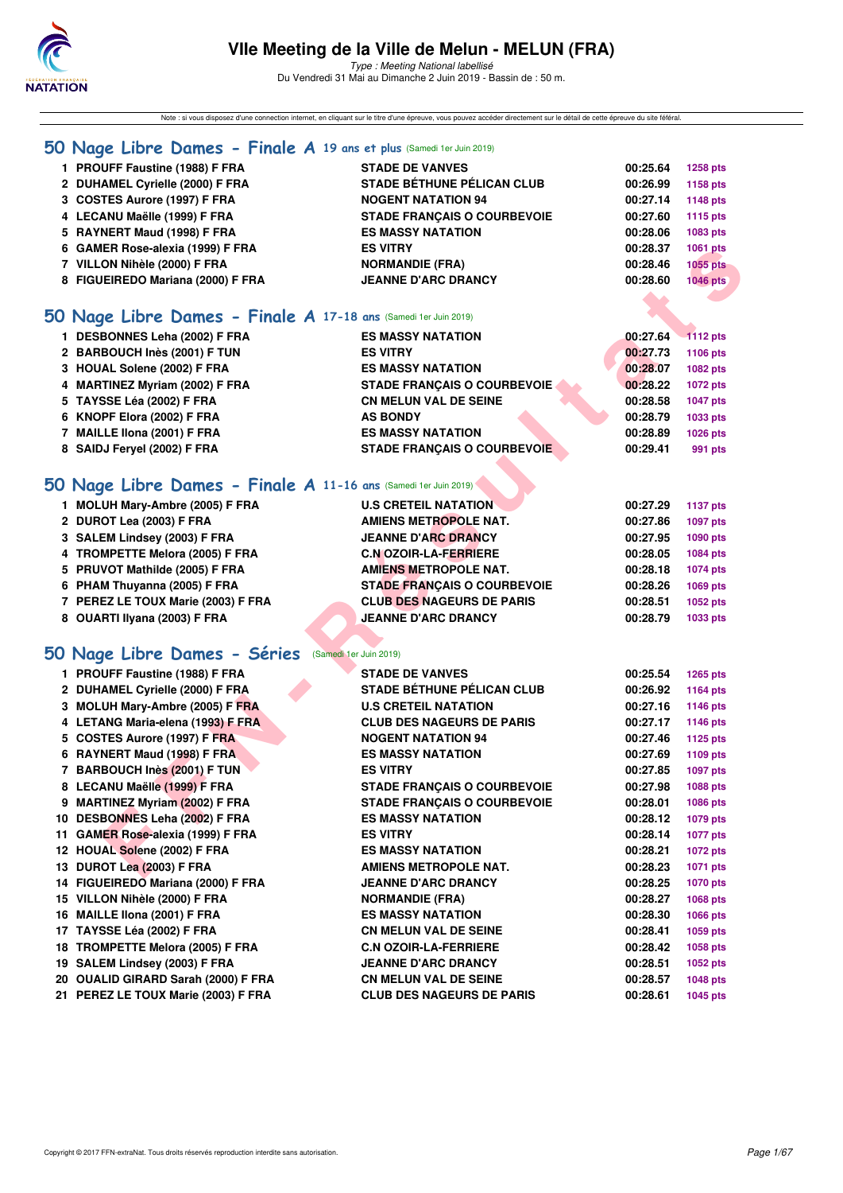# VIIe Meeting de la Ville de Melun - MELUN (FRA)

*Type : Meeting National labellisé*

Du Vendredi 31 Mai au Dimanche 2 Juin 2019 - Bassin de : 50 m.

Note : si vous disposez d'une connexion internet, en cliquant sur le titre d'une épreuve, vous pouvez accéder directement sur le détail de cette épreuve du site féféral.

## 50 Nage Libre Dames - Finale A 19 ans et plus (Samedi 1er Juin 2019)

| | | | | |
|---|---|---|---|---|
| 1 | PROUFF Faustine (1988) F FRA | STADE DE VANVES | 00:25.64 | 1258 pts |
| 2 | DUHAMEL Cyrielle (2000) F FRA | STADE BÉTHUNE PÉLICAN CLUB | 00:26.99 | 1158 pts |
| 3 | COSTES Aurore (1997) F FRA | NOGENT NATATION 94 | 00:27.14 | 1148 pts |
| 4 | LECANU Maëlle (1999) F FRA | STADE FRANÇAIS O COURBEVOIE | 00:27.60 | 1115 pts |
| 5 | RAYNERT Maud (1998) F FRA | ES MASSY NATATION | 00:28.06 | 1083 pts |
| 6 | GAMER Rose-alexia (1999) F FRA | ES VITRY | 00:28.37 | 1061 pts |
| 7 | VILLON Nihèle (2000) F FRA | NORMANDIE (FRA) | 00:28.46 | 1055 pts |
| 8 | FIGUEIREDO Mariana (2000) F FRA | JEANNE D'ARC DRANCY | 00:28.60 | 1046 pts |

## 50 Nage Libre Dames - Finale A 17-18 ans (Samedi 1er Juin 2019)

| | | | | |
|---|---|---|---|---|
| 1 | DESBONNES Leha (2002) F FRA | ES MASSY NATATION | 00:27.64 | 1112 pts |
| 2 | BARBOUCH Inès (2001) F TUN | ES VITRY | 00:27.73 | 1106 pts |
| 3 | HOUAL Solene (2002) F FRA | ES MASSY NATATION | 00:28.07 | 1082 pts |
| 4 | MARTINEZ Myriam (2002) F FRA | STADE FRANÇAIS O COURBEVOIE | 00:28.22 | 1072 pts |
| 5 | TAYSSE Léa (2002) F FRA | CN MELUN VAL DE SEINE | 00:28.58 | 1047 pts |
| 6 | KNOPF Elora (2002) F FRA | AS BONDY | 00:28.79 | 1033 pts |
| 7 | MAILLE Ilona (2001) F FRA | ES MASSY NATATION | 00:28.89 | 1026 pts |
| 8 | SAIDJ Feryel (2002) F FRA | STADE FRANÇAIS O COURBEVOIE | 00:29.41 | 991 pts |

## 50 Nage Libre Dames - Finale A 11-16 ans (Samedi 1er Juin 2019)

| | | | | |
|---|---|---|---|---|
| 1 | MOLUH Mary-Ambre (2005) F FRA | U.S CRETEIL NATATION | 00:27.29 | 1137 pts |
| 2 | DUROT Lea (2003) F FRA | AMIENS METROPOLE NAT. | 00:27.86 | 1097 pts |
| 3 | SALEM Lindsey (2003) F FRA | JEANNE D'ARC DRANCY | 00:27.95 | 1090 pts |
| 4 | TROMPETTE Melora (2005) F FRA | C.N OZOIR-LA-FERRIERE | 00:28.05 | 1084 pts |
| 5 | PRUVOT Mathilde (2005) F FRA | AMIENS METROPOLE NAT. | 00:28.18 | 1074 pts |
| 6 | PHAM Thuyanna (2005) F FRA | STADE FRANÇAIS O COURBEVOIE | 00:28.26 | 1069 pts |
| 7 | PEREZ LE TOUX Marie (2003) F FRA | CLUB DES NAGEURS DE PARIS | 00:28.51 | 1052 pts |
| 8 | OUARTI Ilyana (2003) F FRA | JEANNE D'ARC DRANCY | 00:28.79 | 1033 pts |

## 50 Nage Libre Dames - Séries (Samedi 1er Juin 2019)

| | | | | |
|---|---|---|---|---|
| 1 | PROUFF Faustine (1988) F FRA | STADE DE VANVES | 00:25.54 | 1265 pts |
| 2 | DUHAMEL Cyrielle (2000) F FRA | STADE BÉTHUNE PÉLICAN CLUB | 00:26.92 | 1164 pts |
| 3 | MOLUH Mary-Ambre (2005) F FRA | U.S CRETEIL NATATION | 00:27.16 | 1146 pts |
| 4 | LETANG Maria-elena (1993) F FRA | CLUB DES NAGEURS DE PARIS | 00:27.17 | 1146 pts |
| 5 | COSTES Aurore (1997) F FRA | NOGENT NATATION 94 | 00:27.46 | 1125 pts |
| 6 | RAYNERT Maud (1998) F FRA | ES MASSY NATATION | 00:27.69 | 1109 pts |
| 7 | BARBOUCH Inès (2001) F TUN | ES VITRY | 00:27.85 | 1097 pts |
| 8 | LECANU Maëlle (1999) F FRA | STADE FRANÇAIS O COURBEVOIE | 00:27.98 | 1088 pts |
| 9 | MARTINEZ Myriam (2002) F FRA | STADE FRANÇAIS O COURBEVOIE | 00:28.01 | 1086 pts |
| 10 | DESBONNES Leha (2002) F FRA | ES MASSY NATATION | 00:28.12 | 1079 pts |
| 11 | GAMER Rose-alexia (1999) F FRA | ES VITRY | 00:28.14 | 1077 pts |
| 12 | HOUAL Solene (2002) F FRA | ES MASSY NATATION | 00:28.21 | 1072 pts |
| 13 | DUROT Lea (2003) F FRA | AMIENS METROPOLE NAT. | 00:28.23 | 1071 pts |
| 14 | FIGUEIREDO Mariana (2000) F FRA | JEANNE D'ARC DRANCY | 00:28.25 | 1070 pts |
| 15 | VILLON Nihèle (2000) F FRA | NORMANDIE (FRA) | 00:28.27 | 1068 pts |
| 16 | MAILLE Ilona (2001) F FRA | ES MASSY NATATION | 00:28.30 | 1066 pts |
| 17 | TAYSSE Léa (2002) F FRA | CN MELUN VAL DE SEINE | 00:28.41 | 1059 pts |
| 18 | TROMPETTE Melora (2005) F FRA | C.N OZOIR-LA-FERRIERE | 00:28.42 | 1058 pts |
| 19 | SALEM Lindsey (2003) F FRA | JEANNE D'ARC DRANCY | 00:28.51 | 1052 pts |
| 20 | OUALID GIRARD Sarah (2000) F FRA | CN MELUN VAL DE SEINE | 00:28.57 | 1048 pts |
| 21 | PEREZ LE TOUX Marie (2003) F FRA | CLUB DES NAGEURS DE PARIS | 00:28.61 | 1045 pts |

Copyright © 2017 FFN-extraNat. Tous droits réservés reproduction interdite sans autorisation.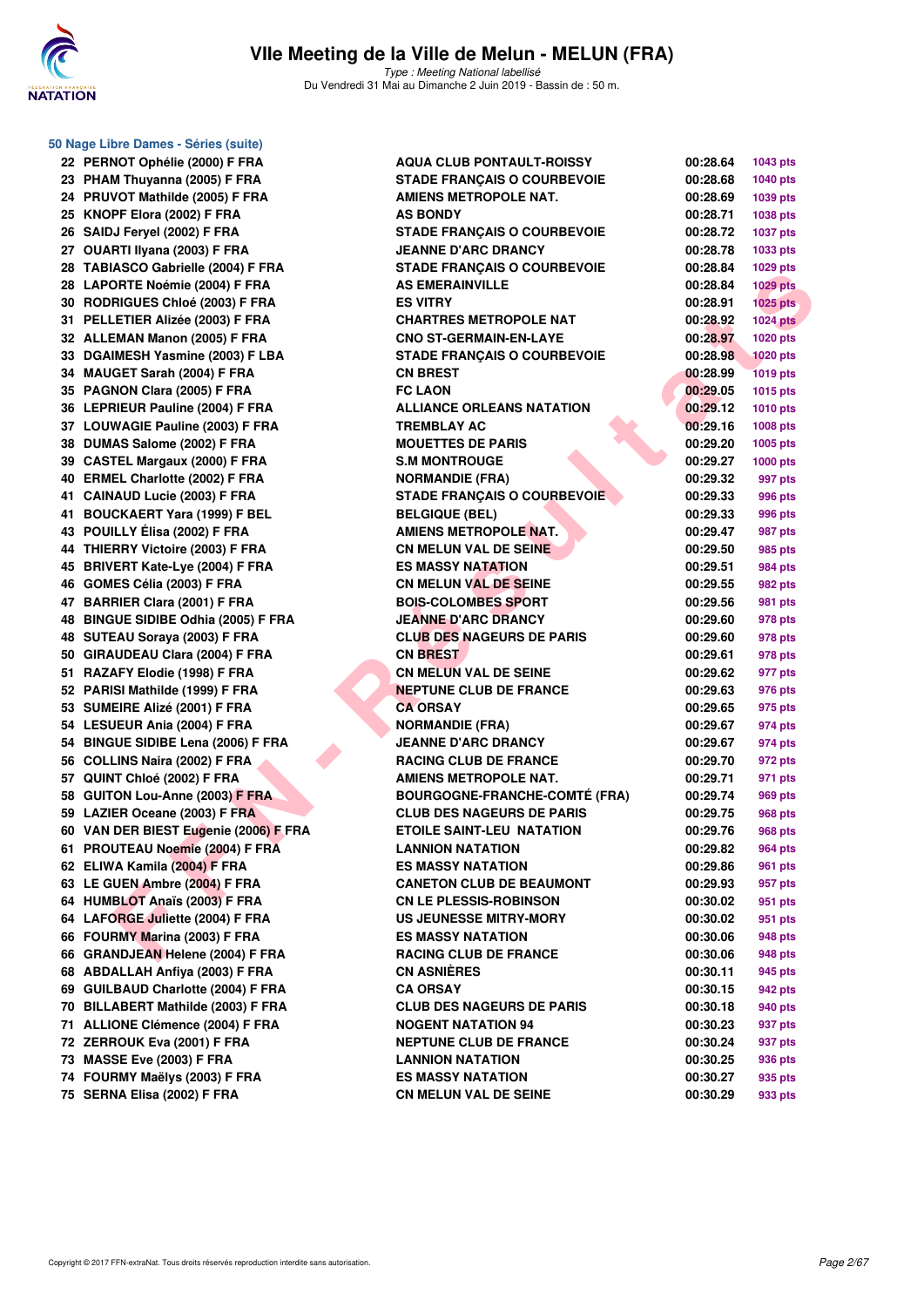# VIIe Meeting de la Ville de Melun - MELUN (FRA)

*Type : Meeting National labellisé*
Du Vendredi 31 Mai au Dimanche 2 Juin 2019 - Bassin de : 50 m.

## 50 Nage Libre Dames - Séries (suite)

| | Nom | Club | Temps | Points |
|---|---|---|---|---|
| 22 | PERNOT Ophélie (2000) F FRA | AQUA CLUB PONTAULT-ROISSY | 00:28.64 | 1043 pts |
| 23 | PHAM Thuyanna (2005) F FRA | STADE FRANÇAIS O COURBEVOIE | 00:28.68 | 1040 pts |
| 24 | PRUVOT Mathilde (2005) F FRA | AMIENS METROPOLE NAT. | 00:28.69 | 1039 pts |
| 25 | KNOPF Elora (2002) F FRA | AS BONDY | 00:28.71 | 1038 pts |
| 26 | SAIDJ Feryel (2002) F FRA | STADE FRANÇAIS O COURBEVOIE | 00:28.72 | 1037 pts |
| 27 | OUARTI Ilyana (2003) F FRA | JEANNE D'ARC DRANCY | 00:28.78 | 1033 pts |
| 28 | TABIASCO Gabrielle (2004) F FRA | STADE FRANÇAIS O COURBEVOIE | 00:28.84 | 1029 pts |
| 28 | LAPORTE Noémie (2004) F FRA | AS EMERAINVILLE | 00:28.84 | 1029 pts |
| 30 | RODRIGUES Chloé (2003) F FRA | ES VITRY | 00:28.91 | 1025 pts |
| 31 | PELLETIER Alizée (2003) F FRA | CHARTRES METROPOLE NAT | 00:28.92 | 1024 pts |
| 32 | ALLEMAN Manon (2005) F FRA | CNO ST-GERMAIN-EN-LAYE | 00:28.97 | 1020 pts |
| 33 | DGAIMESH Yasmine (2003) F LBA | STADE FRANÇAIS O COURBEVOIE | 00:28.98 | 1020 pts |
| 34 | MAUGET Sarah (2004) F FRA | CN BREST | 00:28.99 | 1019 pts |
| 35 | PAGNON Clara (2005) F FRA | FC LAON | 00:29.05 | 1015 pts |
| 36 | LEPRIEUR Pauline (2004) F FRA | ALLIANCE ORLEANS NATATION | 00:29.12 | 1010 pts |
| 37 | LOUWAGIE Pauline (2003) F FRA | TREMBLAY AC | 00:29.16 | 1008 pts |
| 38 | DUMAS Salome (2002) F FRA | MOUETTES DE PARIS | 00:29.20 | 1005 pts |
| 39 | CASTEL Margaux (2000) F FRA | S.M MONTROUGE | 00:29.27 | 1000 pts |
| 40 | ERMEL Charlotte (2002) F FRA | NORMANDIE (FRA) | 00:29.32 | 997 pts |
| 41 | CAINAUD Lucie (2003) F FRA | STADE FRANÇAIS O COURBEVOIE | 00:29.33 | 996 pts |
| 41 | BOUCKAERT Yara (1999) F BEL | BELGIQUE (BEL) | 00:29.33 | 996 pts |
| 43 | POUILLY Élisa (2002) F FRA | AMIENS METROPOLE NAT. | 00:29.47 | 987 pts |
| 44 | THIERRY Victoire (2003) F FRA | CN MELUN VAL DE SEINE | 00:29.50 | 985 pts |
| 45 | BRIVERT Kate-Lye (2004) F FRA | ES MASSY NATATION | 00:29.51 | 984 pts |
| 46 | GOMES Célia (2003) F FRA | CN MELUN VAL DE SEINE | 00:29.55 | 982 pts |
| 47 | BARRIER Clara (2001) F FRA | BOIS-COLOMBES SPORT | 00:29.56 | 981 pts |
| 48 | BINGUE SIDIBE Odhia (2005) F FRA | JEANNE D'ARC DRANCY | 00:29.60 | 978 pts |
| 48 | SUTEAU Soraya (2003) F FRA | CLUB DES NAGEURS DE PARIS | 00:29.60 | 978 pts |
| 50 | GIRAUDEAU Clara (2004) F FRA | CN BREST | 00:29.61 | 978 pts |
| 51 | RAZAFY Elodie (1998) F FRA | CN MELUN VAL DE SEINE | 00:29.62 | 977 pts |
| 52 | PARISI Mathilde (1999) F FRA | NEPTUNE CLUB DE FRANCE | 00:29.63 | 976 pts |
| 53 | SUMEIRE Alizé (2001) F FRA | CA ORSAY | 00:29.65 | 975 pts |
| 54 | LESUEUR Ania (2004) F FRA | NORMANDIE (FRA) | 00:29.67 | 974 pts |
| 54 | BINGUE SIDIBE Lena (2006) F FRA | JEANNE D'ARC DRANCY | 00:29.67 | 974 pts |
| 56 | COLLINS Naira (2002) F FRA | RACING CLUB DE FRANCE | 00:29.70 | 972 pts |
| 57 | QUINT Chloé (2002) F FRA | AMIENS METROPOLE NAT. | 00:29.71 | 971 pts |
| 58 | GUITON Lou-Anne (2003) F FRA | BOURGOGNE-FRANCHE-COMTÉ (FRA) | 00:29.74 | 969 pts |
| 59 | LAZIER Oceane (2003) F FRA | CLUB DES NAGEURS DE PARIS | 00:29.75 | 968 pts |
| 60 | VAN DER BIEST Eugenie (2006) F FRA | ETOILE SAINT-LEU NATATION | 00:29.76 | 968 pts |
| 61 | PROUTEAU Noemie (2004) F FRA | LANNION NATATION | 00:29.82 | 964 pts |
| 62 | ELIWA Kamila (2004) F FRA | ES MASSY NATATION | 00:29.86 | 961 pts |
| 63 | LE GUEN Ambre (2004) F FRA | CANETON CLUB DE BEAUMONT | 00:29.93 | 957 pts |
| 64 | HUMBLOT Anaïs (2003) F FRA | CN LE PLESSIS-ROBINSON | 00:30.02 | 951 pts |
| 64 | LAFORGE Juliette (2004) F FRA | US JEUNESSE MITRY-MORY | 00:30.02 | 951 pts |
| 66 | FOURMY Marina (2003) F FRA | ES MASSY NATATION | 00:30.06 | 948 pts |
| 66 | GRANDJEAN Helene (2004) F FRA | RACING CLUB DE FRANCE | 00:30.06 | 948 pts |
| 68 | ABDALLAH Anfiya (2003) F FRA | CN ASNIÈRES | 00:30.11 | 945 pts |
| 69 | GUILBAUD Charlotte (2004) F FRA | CA ORSAY | 00:30.15 | 942 pts |
| 70 | BILLABERT Mathilde (2003) F FRA | CLUB DES NAGEURS DE PARIS | 00:30.18 | 940 pts |
| 71 | ALLIONE Clémence (2004) F FRA | NOGENT NATATION 94 | 00:30.23 | 937 pts |
| 72 | ZERROUK Eva (2001) F FRA | NEPTUNE CLUB DE FRANCE | 00:30.24 | 937 pts |
| 73 | MASSE Eve (2003) F FRA | LANNION NATATION | 00:30.25 | 936 pts |
| 74 | FOURMY Maëlys (2003) F FRA | ES MASSY NATATION | 00:30.27 | 935 pts |
| 75 | SERNA Elisa (2002) F FRA | CN MELUN VAL DE SEINE | 00:30.29 | 933 pts |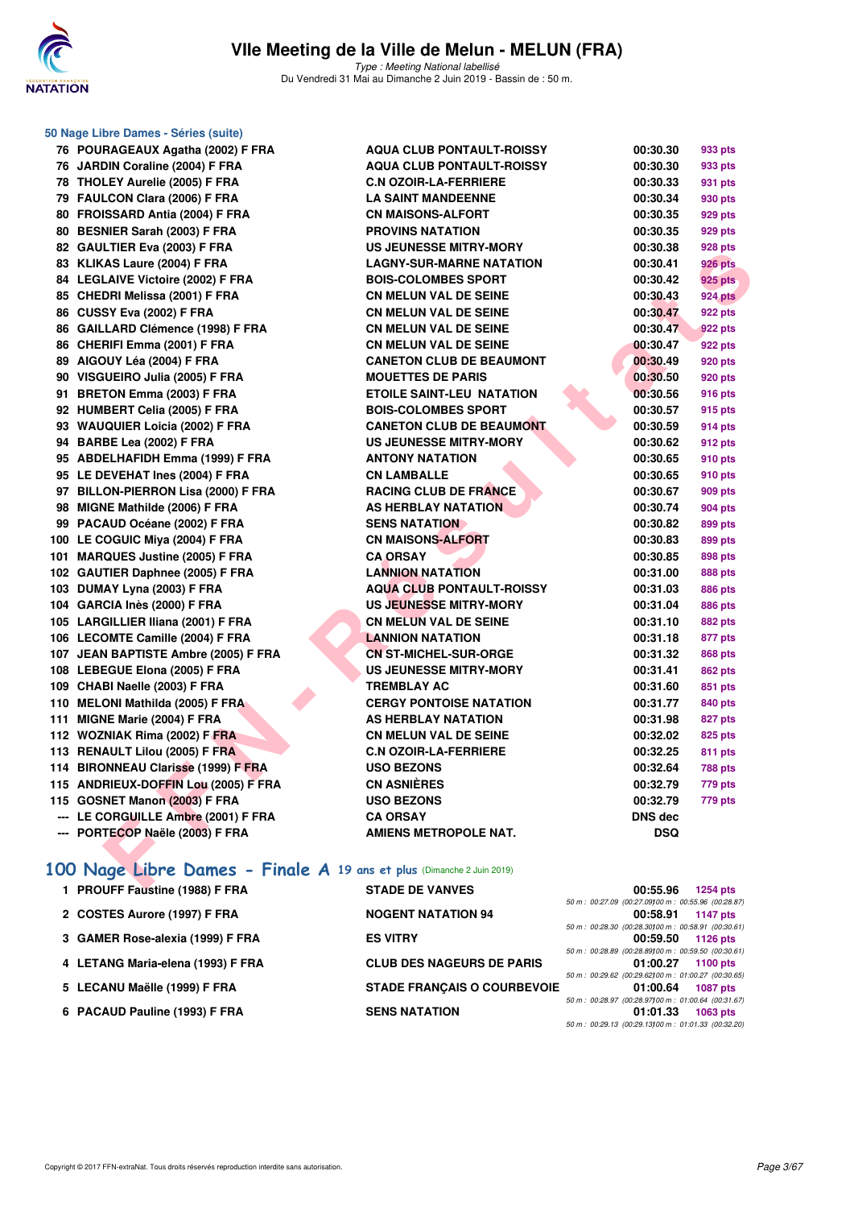### 50 Nage Libre Dames - Séries (suite)

| Rang | Nom | Club | Temps | Points |
|---|---|---|---|---|
| 76 | POURAGEAUX Agatha (2002) F FRA | AQUA CLUB PONTAULT-ROISSY | 00:30.30 | 933 pts |
| 76 | JARDIN Coraline (2004) F FRA | AQUA CLUB PONTAULT-ROISSY | 00:30.30 | 933 pts |
| 78 | THOLEY Aurelie (2005) F FRA | C.N OZOIR-LA-FERRIERE | 00:30.33 | 931 pts |
| 79 | FAULCON Clara (2006) F FRA | LA SAINT MANDEENNE | 00:30.34 | 930 pts |
| 80 | FROISSARD Antia (2004) F FRA | CN MAISONS-ALFORT | 00:30.35 | 929 pts |
| 80 | BESNIER Sarah (2003) F FRA | PROVINS NATATION | 00:30.35 | 929 pts |
| 82 | GAULTIER Eva (2003) F FRA | US JEUNESSE MITRY-MORY | 00:30.38 | 928 pts |
| 83 | KLIKAS Laure (2004) F FRA | LAGNY-SUR-MARNE NATATION | 00:30.41 | 926 pts |
| 84 | LEGLAIVE Victoire (2002) F FRA | BOIS-COLOMBES SPORT | 00:30.42 | 925 pts |
| 85 | CHEDRI Melissa (2001) F FRA | CN MELUN VAL DE SEINE | 00:30.43 | 924 pts |
| 86 | CUSSY Eva (2002) F FRA | CN MELUN VAL DE SEINE | 00:30.47 | 922 pts |
| 86 | GAILLARD Clémence (1998) F FRA | CN MELUN VAL DE SEINE | 00:30.47 | 922 pts |
| 86 | CHERIFI Emma (2001) F FRA | CN MELUN VAL DE SEINE | 00:30.47 | 922 pts |
| 89 | AIGOUY Léa (2004) F FRA | CANETON CLUB DE BEAUMONT | 00:30.49 | 920 pts |
| 90 | VISGUEIRO Julia (2005) F FRA | MOUETTES DE PARIS | 00:30.50 | 920 pts |
| 91 | BRETON Emma (2003) F FRA | ETOILE SAINT-LEU NATATION | 00:30.56 | 916 pts |
| 92 | HUMBERT Celia (2005) F FRA | BOIS-COLOMBES SPORT | 00:30.57 | 915 pts |
| 93 | WAUQUIER Loicia (2002) F FRA | CANETON CLUB DE BEAUMONT | 00:30.59 | 914 pts |
| 94 | BARBE Lea (2002) F FRA | US JEUNESSE MITRY-MORY | 00:30.62 | 912 pts |
| 95 | ABDELHAFIDH Emma (1999) F FRA | ANTONY NATATION | 00:30.65 | 910 pts |
| 95 | LE DEVEHAT Ines (2004) F FRA | CN LAMBALLE | 00:30.65 | 910 pts |
| 97 | BILLON-PIERRON Lisa (2000) F FRA | RACING CLUB DE FRANCE | 00:30.67 | 909 pts |
| 98 | MIGNE Mathilde (2006) F FRA | AS HERBLAY NATATION | 00:30.74 | 904 pts |
| 99 | PACAUD Océane (2002) F FRA | SENS NATATION | 00:30.82 | 899 pts |
| 100 | LE COGUIC Miya (2004) F FRA | CN MAISONS-ALFORT | 00:30.83 | 899 pts |
| 101 | MARQUES Justine (2005) F FRA | CA ORSAY | 00:30.85 | 898 pts |
| 102 | GAUTIER Daphnee (2005) F FRA | LANNION NATATION | 00:31.00 | 888 pts |
| 103 | DUMAY Lyna (2003) F FRA | AQUA CLUB PONTAULT-ROISSY | 00:31.03 | 886 pts |
| 104 | GARCIA Inès (2000) F FRA | US JEUNESSE MITRY-MORY | 00:31.04 | 886 pts |
| 105 | LARGILLIER Iliana (2001) F FRA | CN MELUN VAL DE SEINE | 00:31.10 | 882 pts |
| 106 | LECOMTE Camille (2004) F FRA | LANNION NATATION | 00:31.18 | 877 pts |
| 107 | JEAN BAPTISTE Ambre (2005) F FRA | CN ST-MICHEL-SUR-ORGE | 00:31.32 | 868 pts |
| 108 | LEBEGUE Elona (2005) F FRA | US JEUNESSE MITRY-MORY | 00:31.41 | 862 pts |
| 109 | CHABI Naelle (2003) F FRA | TREMBLAY AC | 00:31.60 | 851 pts |
| 110 | MELONI Mathilda (2005) F FRA | CERGY PONTOISE NATATION | 00:31.77 | 840 pts |
| 111 | MIGNE Marie (2004) F FRA | AS HERBLAY NATATION | 00:31.98 | 827 pts |
| 112 | WOZNIAK Rima (2002) F FRA | CN MELUN VAL DE SEINE | 00:32.02 | 825 pts |
| 113 | RENAULT Lilou (2005) F FRA | C.N OZOIR-LA-FERRIERE | 00:32.25 | 811 pts |
| 114 | BIRONNEAU Clarisse (1999) F FRA | USO BEZONS | 00:32.64 | 788 pts |
| 115 | ANDRIEUX-DOFFIN Lou (2005) F FRA | CN ASNIÈRES | 00:32.79 | 779 pts |
| 115 | GOSNET Manon (2003) F FRA | USO BEZONS | 00:32.79 | 779 pts |
| --- | LE CORGUILLE Ambre (2001) F FRA | CA ORSAY | DNS dec | |
| --- | PORTECOP Naële (2003) F FRA | AMIENS METROPOLE NAT. | DSQ | |

## 100 Nage Libre Dames - Finale A 19 ans et plus (Dimanche 2 Juin 2019)

| Rang | Nom | Club | Temps | Points |
|---|---|---|---|---|
| 1 | PROUFF Faustine (1988) F FRA | STADE DE VANVES | 00:55.96 | 1254 pts |
| | | 50 m : 00:27.09 (00:27.09) 100 m : 00:55.96 (00:28.87) | | |
| 2 | COSTES Aurore (1997) F FRA | NOGENT NATATION 94 | 00:58.91 | 1147 pts |
| | | 50 m : 00:28.30 (00:28.30) 100 m : 00:58.91 (00:30.61) | | |
| 3 | GAMER Rose-alexia (1999) F FRA | ES VITRY | 00:59.50 | 1126 pts |
| | | 50 m : 00:28.89 (00:28.89) 100 m : 00:59.50 (00:30.61) | | |
| 4 | LETANG Maria-elena (1993) F FRA | CLUB DES NAGEURS DE PARIS | 01:00.27 | 1100 pts |
| | | 50 m : 00:29.62 (00:29.62) 100 m : 01:00.27 (00:30.65) | | |
| 5 | LECANU Maëlle (1999) F FRA | STADE FRANÇAIS O COURBEVOIE | 01:00.64 | 1087 pts |
| | | 50 m : 00:28.97 (00:28.97) 100 m : 01:00.64 (00:31.67) | | |
| 6 | PACAUD Pauline (1993) F FRA | SENS NATATION | 01:01.33 | 1063 pts |
| | | 50 m : 00:29.13 (00:29.13) 100 m : 01:01.33 (00:32.20) | | |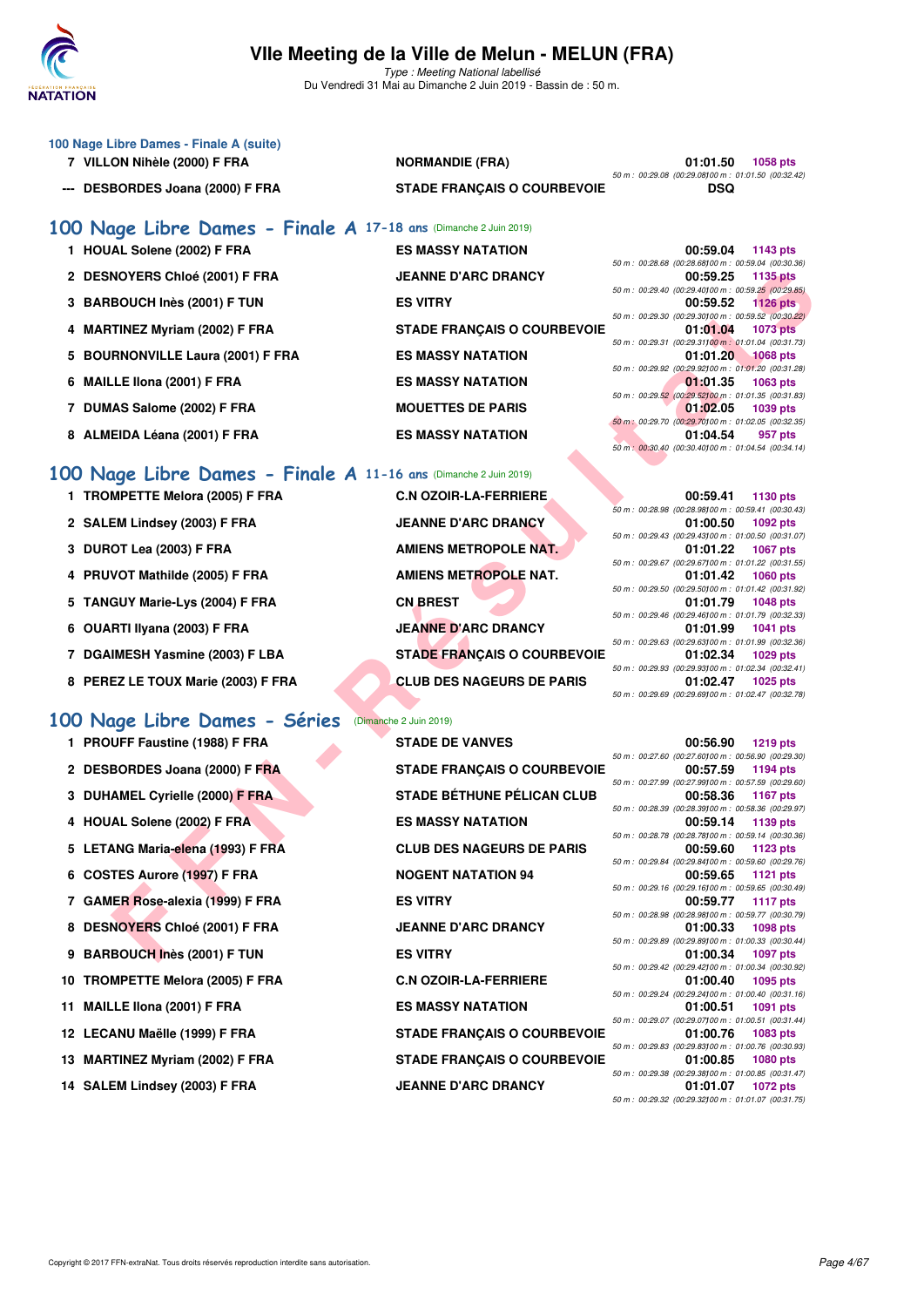# VIIe Meeting de la Ville de Melun - MELUN (FRA)

*Type : Meeting National labellisé*
Du Vendredi 31 Mai au Dimanche 2 Juin 2019 - Bassin de : 50 m.

### 100 Nage Libre Dames - Finale A (suite)

| Pl. | Nom | Club | Temps | Points | Splits |
|---|---|---|---|---|---|
| 7 | VILLON Nihèle (2000) F FRA | NORMANDIE (FRA) | 01:01.50 | 1058 pts | 50 m : 00:29.08 (00:29.08) 100 m : 01:01.50 (00:32.42) |
| --- | DESBORDES Joana (2000) F FRA | STADE FRANÇAIS O COURBEVOIE | DSQ | | |

## 100 Nage Libre Dames - Finale A 17-18 ans (Dimanche 2 Juin 2019)

| Pl. | Nom | Club | Temps | Points | Splits |
|---|---|---|---|---|---|
| 1 | HOUAL Solene (2002) F FRA | ES MASSY NATATION | 00:59.04 | 1143 pts | 50 m : 00:28.68 (00:28.68) 100 m : 00:59.04 (00:30.36) |
| 2 | DESNOYERS Chloé (2001) F FRA | JEANNE D'ARC DRANCY | 00:59.25 | 1135 pts | 50 m : 00:29.40 (00:29.40) 100 m : 00:59.25 (00:29.85) |
| 3 | BARBOUCH Inès (2001) F TUN | ES VITRY | 00:59.52 | 1126 pts | 50 m : 00:29.30 (00:29.30) 100 m : 00:59.52 (00:30.22) |
| 4 | MARTINEZ Myriam (2002) F FRA | STADE FRANÇAIS O COURBEVOIE | 01:01.04 | 1073 pts | 50 m : 00:29.31 (00:29.31) 100 m : 01:01.04 (00:31.73) |
| 5 | BOURNONVILLE Laura (2001) F FRA | ES MASSY NATATION | 01:01.20 | 1068 pts | 50 m : 00:29.92 (00:29.92) 100 m : 01:01.20 (00:31.28) |
| 6 | MAILLE Ilona (2001) F FRA | ES MASSY NATATION | 01:01.35 | 1063 pts | 50 m : 00:29.52 (00:29.52) 100 m : 01:01.35 (00:31.83) |
| 7 | DUMAS Salome (2002) F FRA | MOUETTES DE PARIS | 01:02.05 | 1039 pts | 50 m : 00:29.70 (00:29.70) 100 m : 01:02.05 (00:32.35) |
| 8 | ALMEIDA Léana (2001) F FRA | ES MASSY NATATION | 01:04.54 | 957 pts | 50 m : 00:30.40 (00:30.40) 100 m : 01:04.54 (00:34.14) |

## 100 Nage Libre Dames - Finale A 11-16 ans (Dimanche 2 Juin 2019)

| Pl. | Nom | Club | Temps | Points | Splits |
|---|---|---|---|---|---|
| 1 | TROMPETTE Melora (2005) F FRA | C.N OZOIR-LA-FERRIERE | 00:59.41 | 1130 pts | 50 m : 00:28.98 (00:28.98) 100 m : 00:59.41 (00:30.43) |
| 2 | SALEM Lindsey (2003) F FRA | JEANNE D'ARC DRANCY | 01:00.50 | 1092 pts | 50 m : 00:29.43 (00:29.43) 100 m : 01:00.50 (00:31.07) |
| 3 | DUROT Lea (2003) F FRA | AMIENS METROPOLE NAT. | 01:01.22 | 1067 pts | 50 m : 00:29.67 (00:29.67) 100 m : 01:01.22 (00:31.55) |
| 4 | PRUVOT Mathilde (2005) F FRA | AMIENS METROPOLE NAT. | 01:01.42 | 1060 pts | 50 m : 00:29.50 (00:29.50) 100 m : 01:01.42 (00:31.92) |
| 5 | TANGUY Marie-Lys (2004) F FRA | CN BREST | 01:01.79 | 1048 pts | 50 m : 00:29.46 (00:29.46) 100 m : 01:01.79 (00:32.33) |
| 6 | OUARTI Ilyana (2003) F FRA | JEANNE D'ARC DRANCY | 01:01.99 | 1041 pts | 50 m : 00:29.63 (00:29.63) 100 m : 01:01.99 (00:32.36) |
| 7 | DGAIMESH Yasmine (2003) F LBA | STADE FRANÇAIS O COURBEVOIE | 01:02.34 | 1029 pts | 50 m : 00:29.93 (00:29.93) 100 m : 01:02.34 (00:32.41) |
| 8 | PEREZ LE TOUX Marie (2003) F FRA | CLUB DES NAGEURS DE PARIS | 01:02.47 | 1025 pts | 50 m : 00:29.69 (00:29.69) 100 m : 01:02.47 (00:32.78) |

## 100 Nage Libre Dames - Séries (Dimanche 2 Juin 2019)

| Pl. | Nom | Club | Temps | Points | Splits |
|---|---|---|---|---|---|
| 1 | PROUFF Faustine (1988) F FRA | STADE DE VANVES | 00:56.90 | 1219 pts | 50 m : 00:27.60 (00:27.60) 100 m : 00:56.90 (00:29.30) |
| 2 | DESBORDES Joana (2000) F FRA | STADE FRANÇAIS O COURBEVOIE | 00:57.59 | 1194 pts | 50 m : 00:27.99 (00:27.99) 100 m : 00:57.59 (00:29.60) |
| 3 | DUHAMEL Cyrielle (2000) F FRA | STADE BÉTHUNE PÉLICAN CLUB | 00:58.36 | 1167 pts | 50 m : 00:28.39 (00:28.39) 100 m : 00:58.36 (00:29.97) |
| 4 | HOUAL Solene (2002) F FRA | ES MASSY NATATION | 00:59.14 | 1139 pts | 50 m : 00:28.78 (00:28.78) 100 m : 00:59.14 (00:30.36) |
| 5 | LETANG Maria-elena (1993) F FRA | CLUB DES NAGEURS DE PARIS | 00:59.60 | 1123 pts | 50 m : 00:29.84 (00:29.84) 100 m : 00:59.60 (00:29.76) |
| 6 | COSTES Aurore (1997) F FRA | NOGENT NATATION 94 | 00:59.65 | 1121 pts | 50 m : 00:29.16 (00:29.16) 100 m : 00:59.65 (00:30.49) |
| 7 | GAMER Rose-alexia (1999) F FRA | ES VITRY | 00:59.77 | 1117 pts | 50 m : 00:28.98 (00:28.98) 100 m : 00:59.77 (00:30.79) |
| 8 | DESNOYERS Chloé (2001) F FRA | JEANNE D'ARC DRANCY | 01:00.33 | 1098 pts | 50 m : 00:29.89 (00:29.89) 100 m : 01:00.33 (00:30.44) |
| 9 | BARBOUCH Inès (2001) F TUN | ES VITRY | 01:00.34 | 1097 pts | 50 m : 00:29.42 (00:29.42) 100 m : 01:00.34 (00:30.92) |
| 10 | TROMPETTE Melora (2005) F FRA | C.N OZOIR-LA-FERRIERE | 01:00.40 | 1095 pts | 50 m : 00:29.24 (00:29.24) 100 m : 01:00.40 (00:31.16) |
| 11 | MAILLE Ilona (2001) F FRA | ES MASSY NATATION | 01:00.51 | 1091 pts | 50 m : 00:29.07 (00:29.07) 100 m : 01:00.51 (00:31.44) |
| 12 | LECANU Maëlle (1999) F FRA | STADE FRANÇAIS O COURBEVOIE | 01:00.76 | 1083 pts | 50 m : 00:29.83 (00:29.83) 100 m : 01:00.76 (00:30.93) |
| 13 | MARTINEZ Myriam (2002) F FRA | STADE FRANÇAIS O COURBEVOIE | 01:00.85 | 1080 pts | 50 m : 00:29.38 (00:29.38) 100 m : 01:00.85 (00:31.47) |
| 14 | SALEM Lindsey (2003) F FRA | JEANNE D'ARC DRANCY | 01:01.07 | 1072 pts | 50 m : 00:29.32 (00:29.32) 100 m : 01:01.07 (00:31.75) |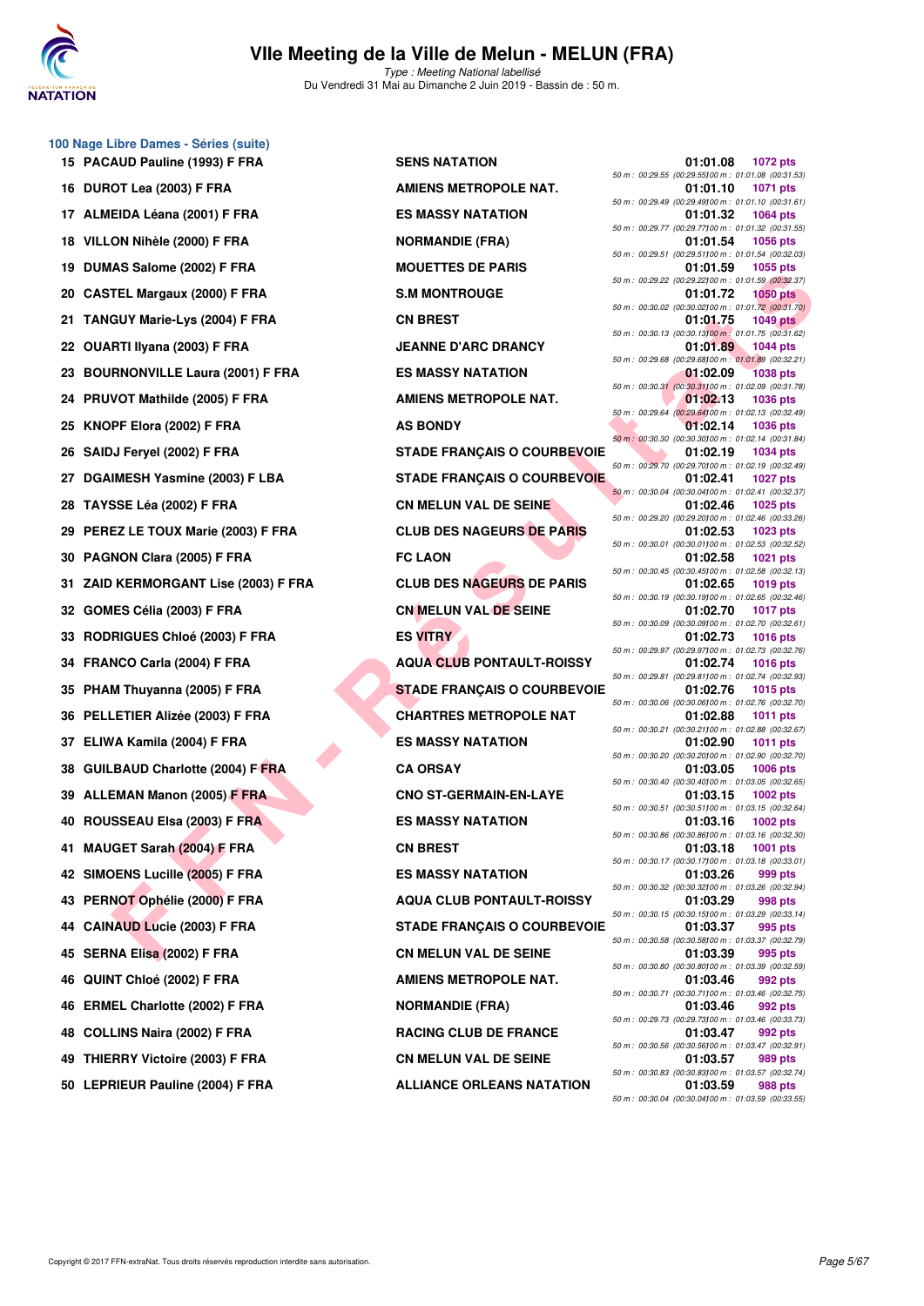# VIIe Meeting de la Ville de Melun - MELUN (FRA)

*Type : Meeting National labellisé*
Du Vendredi 31 Mai au Dimanche 2 Juin 2019 - Bassin de : 50 m.

## 100 Nage Libre Dames - Séries (suite)

| Rang | Nom | Club | Temps | Points | Splits |
|---|---|---|---|---|---|
| 15 | PACAUD Pauline (1993) F FRA | SENS NATATION | 01:01.08 | 1072 pts | 50 m : 00:29.55 (00:29.55) 100 m : 01:01.08 (00:31.53) |
| 16 | DUROT Lea (2003) F FRA | AMIENS METROPOLE NAT. | 01:01.10 | 1071 pts | 50 m : 00:29.49 (00:29.49) 100 m : 01:01.10 (00:31.61) |
| 17 | ALMEIDA Léana (2001) F FRA | ES MASSY NATATION | 01:01.32 | 1064 pts | 50 m : 00:29.77 (00:29.77) 100 m : 01:01.32 (00:31.55) |
| 18 | VILLON Nihèle (2000) F FRA | NORMANDIE (FRA) | 01:01.54 | 1056 pts | 50 m : 00:29.51 (00:29.51) 100 m : 01:01.54 (00:32.03) |
| 19 | DUMAS Salome (2002) F FRA | MOUETTES DE PARIS | 01:01.59 | 1055 pts | 50 m : 00:29.22 (00:29.22) 100 m : 01:01.59 (00:32.37) |
| 20 | CASTEL Margaux (2000) F FRA | S.M MONTROUGE | 01:01.72 | 1050 pts | 50 m : 00:30.02 (00:30.02) 100 m : 01:01.72 (00:31.70) |
| 21 | TANGUY Marie-Lys (2004) F FRA | CN BREST | 01:01.75 | 1049 pts | 50 m : 00:30.13 (00:30.13) 100 m : 01:01.75 (00:31.62) |
| 22 | OUARTI Ilyana (2003) F FRA | JEANNE D'ARC DRANCY | 01:01.89 | 1044 pts | 50 m : 00:29.68 (00:29.68) 100 m : 01:01.89 (00:32.21) |
| 23 | BOURNONVILLE Laura (2001) F FRA | ES MASSY NATATION | 01:02.09 | 1038 pts | 50 m : 00:30.31 (00:30.31) 100 m : 01:02.09 (00:31.78) |
| 24 | PRUVOT Mathilde (2005) F FRA | AMIENS METROPOLE NAT. | 01:02.13 | 1036 pts | 50 m : 00:29.64 (00:29.64) 100 m : 01:02.13 (00:32.49) |
| 25 | KNOPF Elora (2002) F FRA | AS BONDY | 01:02.14 | 1036 pts | 50 m : 00:30.30 (00:30.30) 100 m : 01:02.14 (00:31.84) |
| 26 | SAIDJ Feryel (2002) F FRA | STADE FRANÇAIS O COURBEVOIE | 01:02.19 | 1034 pts | 50 m : 00:29.70 (00:29.70) 100 m : 01:02.19 (00:32.49) |
| 27 | DGAIMESH Yasmine (2003) F LBA | STADE FRANÇAIS O COURBEVOIE | 01:02.41 | 1027 pts | 50 m : 00:30.04 (00:30.04) 100 m : 01:02.41 (00:32.37) |
| 28 | TAYSSE Léa (2002) F FRA | CN MELUN VAL DE SEINE | 01:02.46 | 1025 pts | 50 m : 00:29.20 (00:29.20) 100 m : 01:02.46 (00:33.26) |
| 29 | PEREZ LE TOUX Marie (2003) F FRA | CLUB DES NAGEURS DE PARIS | 01:02.53 | 1023 pts | 50 m : 00:30.01 (00:30.01) 100 m : 01:02.53 (00:32.52) |
| 30 | PAGNON Clara (2005) F FRA | FC LAON | 01:02.58 | 1021 pts | 50 m : 00:30.45 (00:30.45) 100 m : 01:02.58 (00:32.13) |
| 31 | ZAID KERMORGANT Lise (2003) F FRA | CLUB DES NAGEURS DE PARIS | 01:02.65 | 1019 pts | 50 m : 00:30.19 (00:30.19) 100 m : 01:02.65 (00:32.46) |
| 32 | GOMES Célia (2003) F FRA | CN MELUN VAL DE SEINE | 01:02.70 | 1017 pts | 50 m : 00:30.09 (00:30.09) 100 m : 01:02.70 (00:32.61) |
| 33 | RODRIGUES Chloé (2003) F FRA | ES VITRY | 01:02.73 | 1016 pts | 50 m : 00:29.97 (00:29.97) 100 m : 01:02.73 (00:32.76) |
| 34 | FRANCO Carla (2004) F FRA | AQUA CLUB PONTAULT-ROISSY | 01:02.74 | 1016 pts | 50 m : 00:29.81 (00:29.81) 100 m : 01:02.74 (00:32.93) |
| 35 | PHAM Thuyanna (2005) F FRA | STADE FRANÇAIS O COURBEVOIE | 01:02.76 | 1015 pts | 50 m : 00:30.06 (00:30.06) 100 m : 01:02.76 (00:32.70) |
| 36 | PELLETIER Alizée (2003) F FRA | CHARTRES METROPOLE NAT | 01:02.88 | 1011 pts | 50 m : 00:30.21 (00:30.21) 100 m : 01:02.88 (00:32.67) |
| 37 | ELIWA Kamila (2004) F FRA | ES MASSY NATATION | 01:02.90 | 1011 pts | 50 m : 00:30.20 (00:30.20) 100 m : 01:02.90 (00:32.70) |
| 38 | GUILBAUD Charlotte (2004) F FRA | CA ORSAY | 01:03.05 | 1006 pts | 50 m : 00:30.40 (00:30.40) 100 m : 01:03.05 (00:32.65) |
| 39 | ALLEMAN Manon (2005) F FRA | CNO ST-GERMAIN-EN-LAYE | 01:03.15 | 1002 pts | 50 m : 00:30.51 (00:30.51) 100 m : 01:03.15 (00:32.64) |
| 40 | ROUSSEAU Elsa (2003) F FRA | ES MASSY NATATION | 01:03.16 | 1002 pts | 50 m : 00:30.86 (00:30.86) 100 m : 01:03.16 (00:32.30) |
| 41 | MAUGET Sarah (2004) F FRA | CN BREST | 01:03.18 | 1001 pts | 50 m : 00:30.17 (00:30.17) 100 m : 01:03.18 (00:33.01) |
| 42 | SIMOENS Lucille (2005) F FRA | ES MASSY NATATION | 01:03.26 | 999 pts | 50 m : 00:30.32 (00:30.32) 100 m : 01:03.26 (00:32.94) |
| 43 | PERNOT Ophélie (2000) F FRA | AQUA CLUB PONTAULT-ROISSY | 01:03.29 | 998 pts | 50 m : 00:30.15 (00:30.15) 100 m : 01:03.29 (00:33.14) |
| 44 | CAINAUD Lucie (2003) F FRA | STADE FRANÇAIS O COURBEVOIE | 01:03.37 | 995 pts | 50 m : 00:30.58 (00:30.58) 100 m : 01:03.37 (00:32.79) |
| 45 | SERNA Elisa (2002) F FRA | CN MELUN VAL DE SEINE | 01:03.39 | 995 pts | 50 m : 00:30.80 (00:30.80) 100 m : 01:03.39 (00:32.59) |
| 46 | QUINT Chloé (2002) F FRA | AMIENS METROPOLE NAT. | 01:03.46 | 992 pts | 50 m : 00:30.71 (00:30.71) 100 m : 01:03.46 (00:32.75) |
| 46 | ERMEL Charlotte (2002) F FRA | NORMANDIE (FRA) | 01:03.46 | 992 pts | 50 m : 00:29.73 (00:29.73) 100 m : 01:03.46 (00:33.73) |
| 48 | COLLINS Naira (2002) F FRA | RACING CLUB DE FRANCE | 01:03.47 | 992 pts | 50 m : 00:30.56 (00:30.56) 100 m : 01:03.47 (00:32.91) |
| 49 | THIERRY Victoire (2003) F FRA | CN MELUN VAL DE SEINE | 01:03.57 | 989 pts | 50 m : 00:30.83 (00:30.83) 100 m : 01:03.57 (00:32.74) |
| 50 | LEPRIEUR Pauline (2004) F FRA | ALLIANCE ORLEANS NATATION | 01:03.59 | 988 pts | 50 m : 00:30.04 (00:30.04) 100 m : 01:03.59 (00:33.55) |

Copyright © 2017 FFN-extraNat. Tous droits réservés reproduction interdite sans autorisation.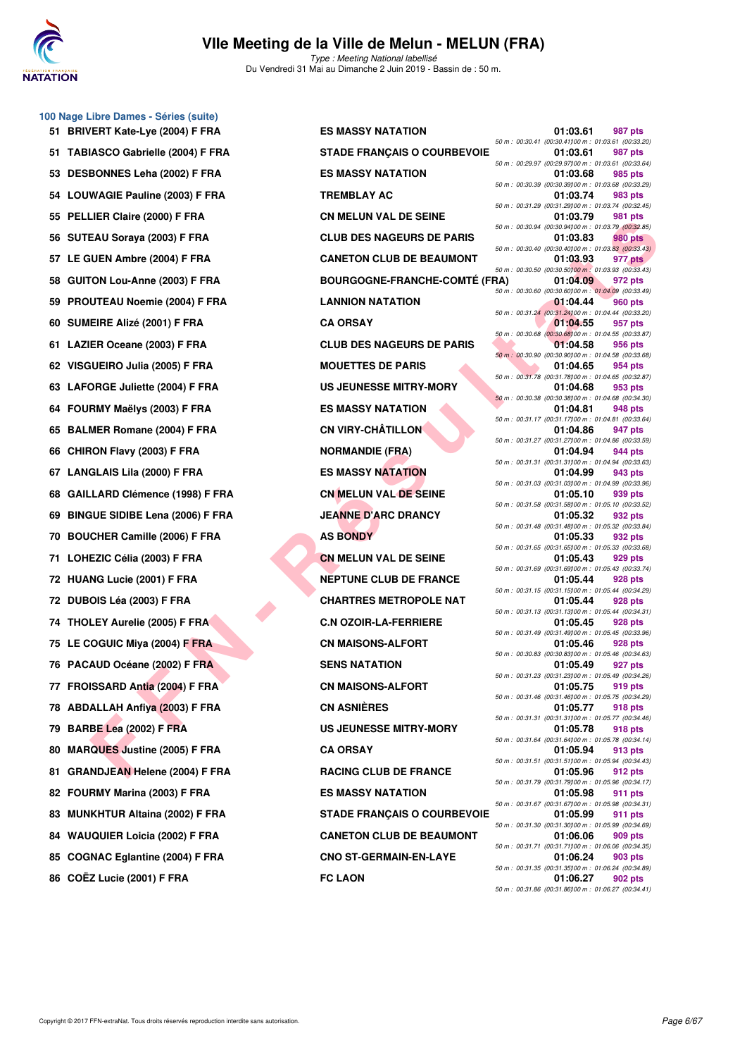# VIIe Meeting de la Ville de Melun - MELUN (FRA)

*Type : Meeting National labellisé*

Du Vendredi 31 Mai au Dimanche 2 Juin 2019 - Bassin de : 50 m.

## 100 Nage Libre Dames - Séries (suite)

| Rang | Nom | Club | Temps | Points |
|---|---|---|---|---|
| 51 | BRIVERT Kate-Lye (2004) F FRA | ES MASSY NATATION | 01:03.61 | 987 pts |
| | | | 50 m : 00:30.41 (00:30.41) 100 m : 01:03.61 (00:33.20) | |
| 51 | TABIASCO Gabrielle (2004) F FRA | STADE FRANÇAIS O COURBEVOIE | 01:03.61 | 987 pts |
| | | | 50 m : 00:29.97 (00:29.97) 100 m : 01:03.61 (00:33.64) | |
| 53 | DESBONNES Leha (2002) F FRA | ES MASSY NATATION | 01:03.68 | 985 pts |
| | | | 50 m : 00:30.39 (00:30.39) 100 m : 01:03.68 (00:33.29) | |
| 54 | LOUWAGIE Pauline (2003) F FRA | TREMBLAY AC | 01:03.74 | 983 pts |
| | | | 50 m : 00:31.29 (00:31.29) 100 m : 01:03.74 (00:32.45) | |
| 55 | PELLIER Claire (2000) F FRA | CN MELUN VAL DE SEINE | 01:03.79 | 981 pts |
| | | | 50 m : 00:30.94 (00:30.94) 100 m : 01:03.79 (00:32.85) | |
| 56 | SUTEAU Soraya (2003) F FRA | CLUB DES NAGEURS DE PARIS | 01:03.83 | 980 pts |
| | | | 50 m : 00:30.40 (00:30.40) 100 m : 01:03.83 (00:33.43) | |
| 57 | LE GUEN Ambre (2004) F FRA | CANETON CLUB DE BEAUMONT | 01:03.93 | 977 pts |
| | | | 50 m : 00:30.50 (00:30.50) 100 m : 01:03.93 (00:33.43) | |
| 58 | GUITON Lou-Anne (2003) F FRA | BOURGOGNE-FRANCHE-COMTÉ (FRA) | 01:04.09 | 972 pts |
| | | | 50 m : 00:30.60 (00:30.60) 100 m : 01:04.09 (00:33.49) | |
| 59 | PROUTEAU Noemie (2004) F FRA | LANNION NATATION | 01:04.44 | 960 pts |
| | | | 50 m : 00:31.24 (00:31.24) 100 m : 01:04.44 (00:33.20) | |
| 60 | SUMEIRE Alizé (2001) F FRA | CA ORSAY | 01:04.55 | 957 pts |
| | | | 50 m : 00:30.68 (00:30.68) 100 m : 01:04.55 (00:33.87) | |
| 61 | LAZIER Oceane (2003) F FRA | CLUB DES NAGEURS DE PARIS | 01:04.58 | 956 pts |
| | | | 50 m : 00:30.90 (00:30.90) 100 m : 01:04.58 (00:33.68) | |
| 62 | VISGUEIRO Julia (2005) F FRA | MOUETTES DE PARIS | 01:04.65 | 954 pts |
| | | | 50 m : 00:31.78 (00:31.78) 100 m : 01:04.65 (00:32.87) | |
| 63 | LAFORGE Juliette (2004) F FRA | US JEUNESSE MITRY-MORY | 01:04.68 | 953 pts |
| | | | 50 m : 00:30.38 (00:30.38) 100 m : 01:04.68 (00:34.30) | |
| 64 | FOURMY Maëlys (2003) F FRA | ES MASSY NATATION | 01:04.81 | 948 pts |
| | | | 50 m : 00:31.17 (00:31.17) 100 m : 01:04.81 (00:33.64) | |
| 65 | BALMER Romane (2004) F FRA | CN VIRY-CHÂTILLON | 01:04.86 | 947 pts |
| | | | 50 m : 00:31.27 (00:31.27) 100 m : 01:04.86 (00:33.59) | |
| 66 | CHIRON Flavy (2003) F FRA | NORMANDIE (FRA) | 01:04.94 | 944 pts |
| | | | 50 m : 00:31.31 (00:31.31) 100 m : 01:04.94 (00:33.63) | |
| 67 | LANGLAIS Lila (2000) F FRA | ES MASSY NATATION | 01:04.99 | 943 pts |
| | | | 50 m : 00:31.03 (00:31.03) 100 m : 01:04.99 (00:33.96) | |
| 68 | GAILLARD Clémence (1998) F FRA | CN MELUN VAL DE SEINE | 01:05.10 | 939 pts |
| | | | 50 m : 00:31.58 (00:31.58) 100 m : 01:05.10 (00:33.52) | |
| 69 | BINGUE SIDIBE Lena (2006) F FRA | JEANNE D'ARC DRANCY | 01:05.32 | 932 pts |
| | | | 50 m : 00:31.48 (00:31.48) 100 m : 01:05.32 (00:33.84) | |
| 70 | BOUCHER Camille (2006) F FRA | AS BONDY | 01:05.33 | 932 pts |
| | | | 50 m : 00:31.65 (00:31.65) 100 m : 01:05.33 (00:33.68) | |
| 71 | LOHEZIC Célia (2003) F FRA | CN MELUN VAL DE SEINE | 01:05.43 | 929 pts |
| | | | 50 m : 00:31.69 (00:31.69) 100 m : 01:05.43 (00:33.74) | |
| 72 | HUANG Lucie (2001) F FRA | NEPTUNE CLUB DE FRANCE | 01:05.44 | 928 pts |
| | | | 50 m : 00:31.15 (00:31.15) 100 m : 01:05.44 (00:34.29) | |
| 72 | DUBOIS Léa (2003) F FRA | CHARTRES METROPOLE NAT | 01:05.44 | 928 pts |
| | | | 50 m : 00:31.13 (00:31.13) 100 m : 01:05.44 (00:34.31) | |
| 74 | THOLEY Aurelie (2005) F FRA | C.N OZOIR-LA-FERRIERE | 01:05.45 | 928 pts |
| | | | 50 m : 00:31.49 (00:31.49) 100 m : 01:05.45 (00:33.96) | |
| 75 | LE COGUIC Miya (2004) F FRA | CN MAISONS-ALFORT | 01:05.46 | 928 pts |
| | | | 50 m : 00:30.83 (00:30.83) 100 m : 01:05.46 (00:34.63) | |
| 76 | PACAUD Océane (2002) F FRA | SENS NATATION | 01:05.49 | 927 pts |
| | | | 50 m : 00:31.23 (00:31.23) 100 m : 01:05.49 (00:34.26) | |
| 77 | FROISSARD Antia (2004) F FRA | CN MAISONS-ALFORT | 01:05.75 | 919 pts |
| | | | 50 m : 00:31.46 (00:31.46) 100 m : 01:05.75 (00:34.29) | |
| 78 | ABDALLAH Anfiya (2003) F FRA | CN ASNIÈRES | 01:05.77 | 918 pts |
| | | | 50 m : 00:31.31 (00:31.31) 100 m : 01:05.77 (00:34.46) | |
| 79 | BARBE Lea (2002) F FRA | US JEUNESSE MITRY-MORY | 01:05.78 | 918 pts |
| | | | 50 m : 00:31.64 (00:31.64) 100 m : 01:05.78 (00:34.14) | |
| 80 | MARQUES Justine (2005) F FRA | CA ORSAY | 01:05.94 | 913 pts |
| | | | 50 m : 00:31.51 (00:31.51) 100 m : 01:05.94 (00:34.43) | |
| 81 | GRANDJEAN Helene (2004) F FRA | RACING CLUB DE FRANCE | 01:05.96 | 912 pts |
| | | | 50 m : 00:31.79 (00:31.79) 100 m : 01:05.96 (00:34.17) | |
| 82 | FOURMY Marina (2003) F FRA | ES MASSY NATATION | 01:05.98 | 911 pts |
| | | | 50 m : 00:31.67 (00:31.67) 100 m : 01:05.98 (00:34.31) | |
| 83 | MUNKHTUR Altaina (2002) F FRA | STADE FRANÇAIS O COURBEVOIE | 01:05.99 | 911 pts |
| | | | 50 m : 00:31.30 (00:31.30) 100 m : 01:05.99 (00:34.69) | |
| 84 | WAUQUIER Loicia (2002) F FRA | CANETON CLUB DE BEAUMONT | 01:06.06 | 909 pts |
| | | | 50 m : 00:31.71 (00:31.71) 100 m : 01:06.06 (00:34.35) | |
| 85 | COGNAC Eglantine (2004) F FRA | CNO ST-GERMAIN-EN-LAYE | 01:06.24 | 903 pts |
| | | | 50 m : 00:31.35 (00:31.35) 100 m : 01:06.24 (00:34.89) | |
| 86 | COËZ Lucie (2001) F FRA | FC LAON | 01:06.27 | 902 pts |
| | | | 50 m : 00:31.86 (00:31.86) 100 m : 01:06.27 (00:34.41) | |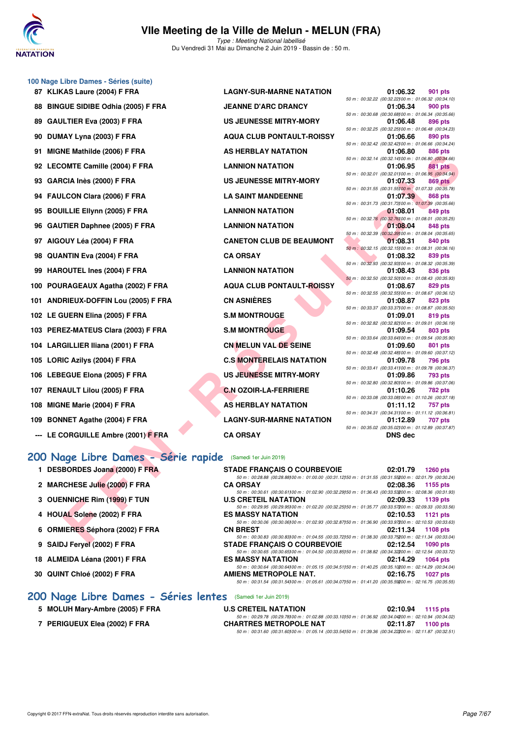### 100 Nage Libre Dames - Séries (suite)

| Rang | Nageur | Club | Temps | Points | Splits |
|---|---|---|---|---|---|
| 87 | KLIKAS Laure (2004) F FRA | LAGNY-SUR-MARNE NATATION | 01:06.32 | 901 pts | 50 m : 00:32.22 (00:32.22) 100 m : 01:06.32 (00:34.10) |
| 88 | BINGUE SIDIBE Odhia (2005) F FRA | JEANNE D'ARC DRANCY | 01:06.34 | 900 pts | 50 m : 00:30.68 (00:30.68) 100 m : 01:06.34 (00:35.66) |
| 89 | GAULTIER Eva (2003) F FRA | US JEUNESSE MITRY-MORY | 01:06.48 | 896 pts | 50 m : 00:32.25 (00:32.25) 100 m : 01:06.48 (00:34.23) |
| 90 | DUMAY Lyna (2003) F FRA | AQUA CLUB PONTAULT-ROISSY | 01:06.66 | 890 pts | 50 m : 00:32.42 (00:32.42) 100 m : 01:06.66 (00:34.24) |
| 91 | MIGNE Mathilde (2006) F FRA | AS HERBLAY NATATION | 01:06.80 | 886 pts | 50 m : 00:32.14 (00:32.14) 100 m : 01:06.80 (00:34.66) |
| 92 | LECOMTE Camille (2004) F FRA | LANNION NATATION | 01:06.95 | 881 pts | 50 m : 00:32.01 (00:32.01) 100 m : 01:06.95 (00:34.94) |
| 93 | GARCIA Inès (2000) F FRA | US JEUNESSE MITRY-MORY | 01:07.33 | 869 pts | 50 m : 00:31.55 (00:31.55) 100 m : 01:07.33 (00:35.78) |
| 94 | FAULCON Clara (2006) F FRA | LA SAINT MANDEENNE | 01:07.39 | 868 pts | 50 m : 00:31.73 (00:31.73) 100 m : 01:07.39 (00:35.66) |
| 95 | BOUILLIE Ellynn (2005) F FRA | LANNION NATATION | 01:08.01 | 849 pts | 50 m : 00:32.76 (00:32.76) 100 m : 01:08.01 (00:35.25) |
| 96 | GAUTIER Daphnee (2005) F FRA | LANNION NATATION | 01:08.04 | 848 pts | 50 m : 00:32.39 (00:32.39) 100 m : 01:08.04 (00:35.65) |
| 97 | AIGOUY Léa (2004) F FRA | CANETON CLUB DE BEAUMONT | 01:08.31 | 840 pts | 50 m : 00:32.15 (00:32.15) 100 m : 01:08.31 (00:36.16) |
| 98 | QUANTIN Eva (2004) F FRA | CA ORSAY | 01:08.32 | 839 pts | 50 m : 00:32.93 (00:32.93) 100 m : 01:08.32 (00:35.39) |
| 99 | HAROUTEL Ines (2004) F FRA | LANNION NATATION | 01:08.43 | 836 pts | 50 m : 00:32.50 (00:32.50) 100 m : 01:08.43 (00:35.93) |
| 100 | POURAGEAUX Agatha (2002) F FRA | AQUA CLUB PONTAULT-ROISSY | 01:08.67 | 829 pts | 50 m : 00:32.55 (00:32.55) 100 m : 01:08.67 (00:36.12) |
| 101 | ANDRIEUX-DOFFIN Lou (2005) F FRA | CN ASNIÈRES | 01:08.87 | 823 pts | 50 m : 00:33.37 (00:33.37) 100 m : 01:08.87 (00:35.50) |
| 102 | LE GUERN Elina (2005) F FRA | S.M MONTROUGE | 01:09.01 | 819 pts | 50 m : 00:32.82 (00:32.82) 100 m : 01:09.01 (00:36.19) |
| 103 | PEREZ-MATEUS Clara (2003) F FRA | S.M MONTROUGE | 01:09.54 | 803 pts | 50 m : 00:33.64 (00:33.64) 100 m : 01:09.54 (00:35.90) |
| 104 | LARGILLIER Iliana (2001) F FRA | CN MELUN VAL DE SEINE | 01:09.60 | 801 pts | 50 m : 00:32.48 (00:32.48) 100 m : 01:09.60 (00:37.12) |
| 105 | LORIC Azilys (2004) F FRA | C.S MONTERELAIS NATATION | 01:09.78 | 796 pts | 50 m : 00:33.41 (00:33.41) 100 m : 01:09.78 (00:36.37) |
| 106 | LEBEGUE Elona (2005) F FRA | US JEUNESSE MITRY-MORY | 01:09.86 | 793 pts | 50 m : 00:32.80 (00:32.80) 100 m : 01:09.86 (00:37.06) |
| 107 | RENAULT Lilou (2005) F FRA | C.N OZOIR-LA-FERRIERE | 01:10.26 | 782 pts | 50 m : 00:33.08 (00:33.08) 100 m : 01:10.26 (00:37.18) |
| 108 | MIGNE Marie (2004) F FRA | AS HERBLAY NATATION | 01:11.12 | 757 pts | 50 m : 00:34.31 (00:34.31) 100 m : 01:11.12 (00:36.81) |
| 109 | BONNET Agathe (2004) F FRA | LAGNY-SUR-MARNE NATATION | 01:12.89 | 707 pts | 50 m : 00:35.02 (00:35.02) 100 m : 01:12.89 (00:37.87) |
| --- | LE CORGUILLE Ambre (2001) F FRA | CA ORSAY | DNS dec | | |

## 200 Nage Libre Dames - Série rapide (Samedi 1er Juin 2019)

| Rang | Nageur | Club | Temps | Points | Splits |
|---|---|---|---|---|---|
| 1 | DESBORDES Joana (2000) F FRA | STADE FRANÇAIS O COURBEVOIE | 02:01.79 | 1260 pts | 50 m : 00:28.88 (00:28.88) 100 m : 01:00.00 (00:31.12) 150 m : 01:31.55 (00:31.55) 200 m : 02:01.79 (00:30.24) |
| 2 | MARCHESE Julie (2000) F FRA | CA ORSAY | 02:08.36 | 1155 pts | 50 m : 00:30.61 (00:30.61) 100 m : 01:02.90 (00:32.29) 150 m : 01:36.43 (00:33.53) 200 m : 02:08.36 (00:31.93) |
| 3 | OUENNICHE Rim (1999) F TUN | U.S CRETEIL NATATION | 02:09.33 | 1139 pts | 50 m : 00:29.95 (00:29.95) 100 m : 01:02.20 (00:32.25) 150 m : 01:35.77 (00:33.57) 200 m : 02:09.33 (00:33.56) |
| 4 | HOUAL Solene (2002) F FRA | ES MASSY NATATION | 02:10.53 | 1121 pts | 50 m : 00:30.06 (00:30.06) 100 m : 01:02.93 (00:32.87) 150 m : 01:36.90 (00:33.97) 200 m : 02:10.53 (00:33.63) |
| 6 | ORMIERES Séphora (2002) F FRA | CN BREST | 02:11.34 | 1108 pts | 50 m : 00:30.83 (00:30.83) 100 m : 01:04.55 (00:33.72) 150 m : 01:38.30 (00:33.75) 200 m : 02:11.34 (00:33.04) |
| 9 | SAIDJ Feryel (2002) F FRA | STADE FRANÇAIS O COURBEVOIE | 02:12.54 | 1090 pts | 50 m : 00:30.65 (00:30.65) 100 m : 01:04.50 (00:33.85) 150 m : 01:38.82 (00:34.32) 200 m : 02:12.54 (00:33.72) |
| 18 | ALMEIDA Léana (2001) F FRA | ES MASSY NATATION | 02:14.29 | 1064 pts | 50 m : 00:30.64 (00:30.64) 100 m : 01:05.15 (00:34.51) 150 m : 01:40.25 (00:35.10) 200 m : 02:14.29 (00:34.04) |
| 30 | QUINT Chloé (2002) F FRA | AMIENS METROPOLE NAT. | 02:16.75 | 1027 pts | 50 m : 00:31.54 (00:31.54) 100 m : 01:05.61 (00:34.07) 150 m : 01:41.20 (00:35.59) 200 m : 02:16.75 (00:35.55) |

## 200 Nage Libre Dames - Séries lentes (Samedi 1er Juin 2019)

| Rang | Nageur | Club | Temps | Points | Splits |
|---|---|---|---|---|---|
| 5 | MOLUH Mary-Ambre (2005) F FRA | U.S CRETEIL NATATION | 02:10.94 | 1115 pts | 50 m : 00:29.78 (00:29.78) 100 m : 01:02.88 (00:33.10) 150 m : 01:36.92 (00:34.04) 200 m : 02:10.94 (00:34.02) |
| 7 | PERIGUEUX Elea (2002) F FRA | CHARTRES METROPOLE NAT | 02:11.87 | 1100 pts | 50 m : 00:31.60 (00:31.60) 100 m : 01:05.14 (00:33.54) 150 m : 01:39.36 (00:34.22) 200 m : 02:11.87 (00:32.51) |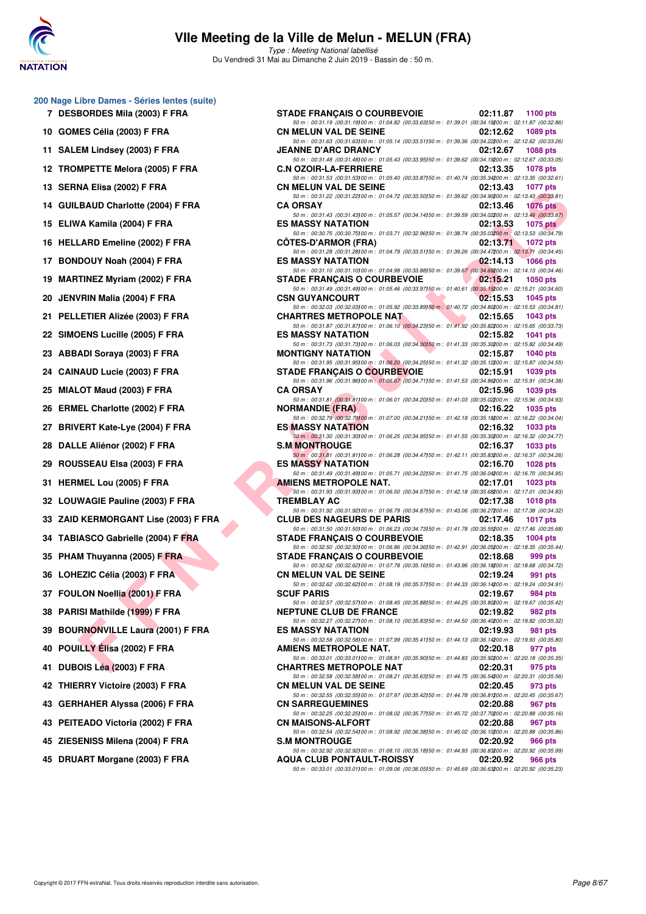# VIIe Meeting de la Ville de Melun - MELUN (FRA)

*Type : Meeting National labellisé*

Du Vendredi 31 Mai au Dimanche 2 Juin 2019 - Bassin de : 50 m.

## 200 Nage Libre Dames - Séries lentes (suite)

| Rang | Nom | Club | Temps | Points |
|---|---|---|---|---|
| 7 | DESBORDES Mila (2003) F FRA | STADE FRANÇAIS O COURBEVOIE | 02:11.87 | 1100 pts |
| | | 50 m : 00:31.19 (00:31.19) 100 m : 01:04.82 (00:33.63) 150 m : 01:39.01 (00:34.19) 200 m : 02:11.87 (00:32.86) | | |
| 10 | GOMES Célia (2003) F FRA | CN MELUN VAL DE SEINE | 02:12.62 | 1089 pts |
| | | 50 m : 00:31.63 (00:31.63) 100 m : 01:05.14 (00:33.51) 150 m : 01:39.36 (00:34.22) 200 m : 02:12.62 (00:33.26) | | |
| 11 | SALEM Lindsey (2003) F FRA | JEANNE D'ARC DRANCY | 02:12.67 | 1088 pts |
| | | 50 m : 00:31.48 (00:31.48) 100 m : 01:05.43 (00:33.95) 150 m : 01:39.62 (00:34.19) 200 m : 02:12.67 (00:33.05) | | |
| 12 | TROMPETTE Melora (2005) F FRA | C.N OZOIR-LA-FERRIERE | 02:13.35 | 1078 pts |
| | | 50 m : 00:31.53 (00:31.53) 100 m : 01:05.40 (00:33.87) 150 m : 01:40.74 (00:35.34) 200 m : 02:13.35 (00:32.61) | | |
| 13 | SERNA Elisa (2002) F FRA | CN MELUN VAL DE SEINE | 02:13.43 | 1077 pts |
| | | 50 m : 00:31.22 (00:31.22) 100 m : 01:04.72 (00:33.50) 150 m : 01:39.62 (00:34.90) 200 m : 02:13.43 (00:33.81) | | |
| 14 | GUILBAUD Charlotte (2004) F FRA | CA ORSAY | 02:13.46 | 1076 pts |
| | | 50 m : 00:31.43 (00:31.43) 100 m : 01:05.57 (00:34.14) 150 m : 01:39.59 (00:34.02) 200 m : 02:13.46 (00:33.87) | | |
| 15 | ELIWA Kamila (2004) F FRA | ES MASSY NATATION | 02:13.53 | 1075 pts |
| | | 50 m : 00:30.75 (00:30.75) 100 m : 01:03.71 (00:32.96) 150 m : 01:38.74 (00:35.03) 200 m : 02:13.53 (00:34.79) | | |
| 16 | HELLARD Emeline (2002) F FRA | CÔTES-D'ARMOR (FRA) | 02:13.71 | 1072 pts |
| | | 50 m : 00:31.28 (00:31.28) 100 m : 01:04.79 (00:33.51) 150 m : 01:39.26 (00:34.47) 200 m : 02:13.71 (00:34.45) | | |
| 17 | BONDOUY Noah (2004) F FRA | ES MASSY NATATION | 02:14.13 | 1066 pts |
| | | 50 m : 00:31.10 (00:31.10) 100 m : 01:04.98 (00:33.88) 150 m : 01:39.67 (00:34.69) 200 m : 02:14.13 (00:34.46) | | |
| 19 | MARTINEZ Myriam (2002) F FRA | STADE FRANÇAIS O COURBEVOIE | 02:15.21 | 1050 pts |
| | | 50 m : 00:31.49 (00:31.49) 100 m : 01:05.46 (00:33.97) 150 m : 01:40.61 (00:35.15) 200 m : 02:15.21 (00:34.60) | | |
| 20 | JENVRIN Malia (2004) F FRA | CSN GUYANCOURT | 02:15.53 | 1045 pts |
| | | 50 m : 00:32.03 (00:32.03) 100 m : 01:05.92 (00:33.89) 150 m : 01:40.72 (00:34.80) 200 m : 02:15.53 (00:34.81) | | |
| 21 | PELLETIER Alizée (2003) F FRA | CHARTRES METROPOLE NAT | 02:15.65 | 1043 pts |
| | | 50 m : 00:31.87 (00:31.87) 100 m : 01:06.10 (00:34.23) 150 m : 01:41.92 (00:35.82) 200 m : 02:15.65 (00:33.73) | | |
| 22 | SIMOENS Lucille (2005) F FRA | ES MASSY NATATION | 02:15.82 | 1041 pts |
| | | 50 m : 00:31.73 (00:31.73) 100 m : 01:06.03 (00:34.30) 150 m : 01:41.33 (00:35.30) 200 m : 02:15.82 (00:34.49) | | |
| 23 | ABBADI Soraya (2003) F FRA | MONTIGNY NATATION | 02:15.87 | 1040 pts |
| | | 50 m : 00:31.95 (00:31.95) 100 m : 01:06.20 (00:34.25) 150 m : 01:41.32 (00:35.12) 200 m : 02:15.87 (00:34.55) | | |
| 24 | CAINAUD Lucie (2003) F FRA | STADE FRANÇAIS O COURBEVOIE | 02:15.91 | 1039 pts |
| | | 50 m : 00:31.96 (00:31.96) 100 m : 01:06.67 (00:34.71) 150 m : 01:41.53 (00:34.86) 200 m : 02:15.91 (00:34.38) | | |
| 25 | MIALOT Maud (2003) F FRA | CA ORSAY | 02:15.96 | 1039 pts |
| | | 50 m : 00:31.81 (00:31.81) 100 m : 01:06.01 (00:34.20) 150 m : 01:41.03 (00:35.02) 200 m : 02:15.96 (00:34.93) | | |
| 26 | ERMEL Charlotte (2002) F FRA | NORMANDIE (FRA) | 02:16.22 | 1035 pts |
| | | 50 m : 00:32.79 (00:32.79) 100 m : 01:07.00 (00:34.21) 150 m : 01:42.18 (00:35.18) 200 m : 02:16.22 (00:34.04) | | |
| 27 | BRIVERT Kate-Lye (2004) F FRA | ES MASSY NATATION | 02:16.32 | 1033 pts |
| | | 50 m : 00:31.30 (00:31.30) 100 m : 01:06.25 (00:34.95) 150 m : 01:41.55 (00:35.30) 200 m : 02:16.32 (00:34.77) | | |
| 28 | DALLE Aliénor (2002) F FRA | S.M MONTROUGE | 02:16.37 | 1033 pts |
| | | 50 m : 00:31.81 (00:31.81) 100 m : 01:06.28 (00:34.47) 150 m : 01:42.11 (00:35.83) 200 m : 02:16.37 (00:34.26) | | |
| 29 | ROUSSEAU Elsa (2003) F FRA | ES MASSY NATATION | 02:16.70 | 1028 pts |
| | | 50 m : 00:31.49 (00:31.49) 100 m : 01:05.71 (00:34.22) 150 m : 01:41.75 (00:36.04) 200 m : 02:16.70 (00:34.95) | | |
| 31 | HERMEL Lou (2005) F FRA | AMIENS METROPOLE NAT. | 02:17.01 | 1023 pts |
| | | 50 m : 00:31.93 (00:31.93) 100 m : 01:06.50 (00:34.57) 150 m : 01:42.18 (00:35.68) 200 m : 02:17.01 (00:34.83) | | |
| 32 | LOUWAGIE Pauline (2003) F FRA | TREMBLAY AC | 02:17.38 | 1018 pts |
| | | 50 m : 00:31.92 (00:31.92) 100 m : 01:06.79 (00:34.87) 150 m : 01:43.06 (00:36.27) 200 m : 02:17.38 (00:34.32) | | |
| 33 | ZAID KERMORGANT Lise (2003) F FRA | CLUB DES NAGEURS DE PARIS | 02:17.46 | 1017 pts |
| | | 50 m : 00:31.50 (00:31.50) 100 m : 01:06.23 (00:34.73) 150 m : 01:41.78 (00:35.55) 200 m : 02:17.46 (00:35.68) | | |
| 34 | TABIASCO Gabrielle (2004) F FRA | STADE FRANÇAIS O COURBEVOIE | 02:18.35 | 1004 pts |
| | | 50 m : 00:32.50 (00:32.50) 100 m : 01:06.86 (00:34.36) 150 m : 01:42.91 (00:36.05) 200 m : 02:18.35 (00:35.44) | | |
| 35 | PHAM Thuyanna (2005) F FRA | STADE FRANÇAIS O COURBEVOIE | 02:18.68 | 999 pts |
| | | 50 m : 00:32.62 (00:32.62) 100 m : 01:07.78 (00:35.16) 150 m : 01:43.96 (00:36.18) 200 m : 02:18.68 (00:34.72) | | |
| 36 | LOHEZIC Célia (2003) F FRA | CN MELUN VAL DE SEINE | 02:19.24 | 991 pts |
| | | 50 m : 00:32.62 (00:32.62) 100 m : 01:08.19 (00:35.57) 150 m : 01:44.33 (00:36.14) 200 m : 02:19.24 (00:34.91) | | |
| 37 | FOULON Noellia (2001) F FRA | SCUF PARIS | 02:19.67 | 984 pts |
| | | 50 m : 00:32.57 (00:32.57) 100 m : 01:08.45 (00:35.88) 150 m : 01:44.25 (00:35.80) 200 m : 02:19.67 (00:35.42) | | |
| 38 | PARISI Mathilde (1999) F FRA | NEPTUNE CLUB DE FRANCE | 02:19.82 | 982 pts |
| | | 50 m : 00:32.27 (00:32.27) 100 m : 01:08.10 (00:35.83) 150 m : 01:44.50 (00:36.40) 200 m : 02:19.82 (00:35.32) | | |
| 39 | BOURNONVILLE Laura (2001) F FRA | ES MASSY NATATION | 02:19.93 | 981 pts |
| | | 50 m : 00:32.58 (00:32.58) 100 m : 01:07.99 (00:35.41) 150 m : 01:44.13 (00:36.14) 200 m : 02:19.93 (00:35.80) | | |
| 40 | POUILLY Élisa (2002) F FRA | AMIENS METROPOLE NAT. | 02:20.18 | 977 pts |
| | | 50 m : 00:33.01 (00:33.01) 100 m : 01:08.91 (00:35.90) 150 m : 01:44.83 (00:35.92) 200 m : 02:20.18 (00:35.35) | | |
| 41 | DUBOIS Léa (2003) F FRA | CHARTRES METROPOLE NAT | 02:20.31 | 975 pts |
| | | 50 m : 00:32.58 (00:32.58) 100 m : 01:08.21 (00:35.63) 150 m : 01:44.75 (00:36.54) 200 m : 02:20.31 (00:35.56) | | |
| 42 | THIERRY Victoire (2003) F FRA | CN MELUN VAL DE SEINE | 02:20.45 | 973 pts |
| | | 50 m : 00:32.55 (00:32.55) 100 m : 01:07.97 (00:35.42) 150 m : 01:44.78 (00:36.81) 200 m : 02:20.45 (00:35.67) | | |
| 43 | GERHAHER Alyssa (2006) F FRA | CN SARREGUEMINES | 02:20.88 | 967 pts |
| | | 50 m : 00:32.25 (00:32.25) 100 m : 01:08.02 (00:35.77) 150 m : 01:45.72 (00:37.70) 200 m : 02:20.88 (00:35.16) | | |
| 43 | PEITEADO Victoria (2002) F FRA | CN MAISONS-ALFORT | 02:20.88 | 967 pts |
| | | 50 m : 00:32.54 (00:32.54) 100 m : 01:08.92 (00:36.38) 150 m : 01:45.02 (00:36.10) 200 m : 02:20.88 (00:35.86) | | |
| 45 | ZIESENISS Milena (2004) F FRA | S.M MONTROUGE | 02:20.92 | 966 pts |
| | | 50 m : 00:32.92 (00:32.92) 100 m : 01:08.10 (00:35.18) 150 m : 01:44.93 (00:36.83) 200 m : 02:20.92 (00:35.99) | | |
| 45 | DRUART Morgane (2003) F FRA | AQUA CLUB PONTAULT-ROISSY | 02:20.92 | 966 pts |
| | | 50 m : 00:33.01 (00:33.01) 100 m : 01:09.06 (00:36.05) 150 m : 01:45.69 (00:36.63) 200 m : 02:20.92 (00:35.23) | | |

Copyright © 2017 FFN-extraNat. Tous droits réservés reproduction interdite sans autorisation.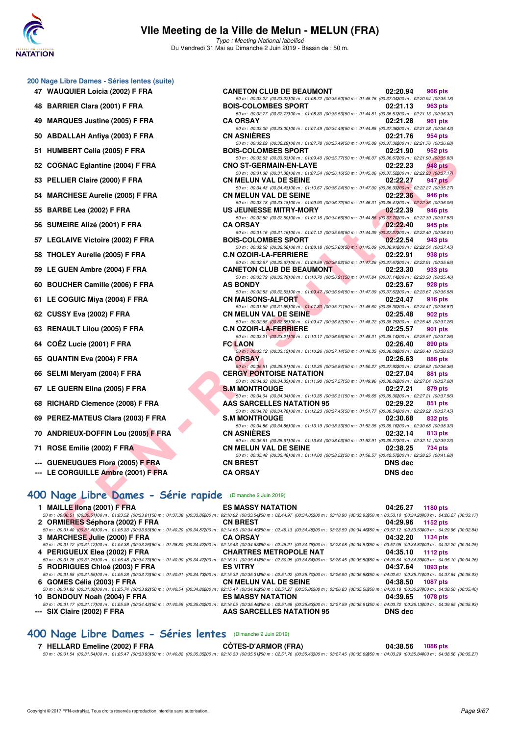# VIIe Meeting de la Ville de Melun - MELUN (FRA)

*Type : Meeting National labellisé*

Du Vendredi 31 Mai au Dimanche 2 Juin 2019 - Bassin de : 50 m.

## 200 Nage Libre Dames - Séries lentes (suite)

| Rang | Nom | Club | Temps | Points |
|---|---|---|---|---|
| 47 | WAUQUIER Loicia (2002) F FRA | CANETON CLUB DE BEAUMONT | 02:20.94 | 966 pts |
| | 50 m : 00:33.22 (00:33.22) 100 m : 01:08.72 (00:35.50) 150 m : 01:45.76 (00:37.04) 200 m : 02:20.94 (00:35.18) | | | |
| 48 | BARRIER Clara (2001) F FRA | BOIS-COLOMBES SPORT | 02:21.13 | 963 pts |
| | 50 m : 00:32.77 (00:32.77) 100 m : 01:08.30 (00:35.53) 150 m : 01:44.81 (00:36.51) 200 m : 02:21.13 (00:36.32) | | | |
| 49 | MARQUES Justine (2005) F FRA | CA ORSAY | 02:21.28 | 961 pts |
| | 50 m : 00:33.00 (00:33.00) 100 m : 01:07.49 (00:34.49) 150 m : 01:44.85 (00:37.36) 200 m : 02:21.28 (00:36.43) | | | |
| 50 | ABDALLAH Anfiya (2003) F FRA | CN ASNIÈRES | 02:21.76 | 954 pts |
| | 50 m : 00:32.29 (00:32.29) 100 m : 01:07.78 (00:35.49) 150 m : 01:45.08 (00:37.30) 200 m : 02:21.76 (00:36.68) | | | |
| 51 | HUMBERT Celia (2005) F FRA | BOIS-COLOMBES SPORT | 02:21.90 | 952 pts |
| | 50 m : 00:33.63 (00:33.63) 100 m : 01:09.40 (00:35.77) 150 m : 01:46.07 (00:36.67) 200 m : 02:21.90 (00:35.83) | | | |
| 52 | COGNAC Eglantine (2004) F FRA | CNO ST-GERMAIN-EN-LAYE | 02:22.23 | 948 pts |
| | 50 m : 00:31.38 (00:31.38) 100 m : 01:07.54 (00:36.16) 150 m : 01:45.06 (00:37.52) 200 m : 02:22.23 (00:37.17) | | | |
| 53 | PELLIER Claire (2000) F FRA | CN MELUN VAL DE SEINE | 02:22.27 | 947 pts |
| | 50 m : 00:34.43 (00:34.43) 100 m : 01:10.67 (00:36.24) 150 m : 01:47.00 (00:36.33) 200 m : 02:22.27 (00:35.27) | | | |
| 54 | MARCHESE Aurelie (2005) F FRA | CN MELUN VAL DE SEINE | 02:22.36 | 946 pts |
| | 50 m : 00:33.18 (00:33.18) 100 m : 01:09.90 (00:36.72) 150 m : 01:46.31 (00:36.41) 200 m : 02:22.36 (00:36.05) | | | |
| 55 | BARBE Lea (2002) F FRA | US JEUNESSE MITRY-MORY | 02:22.39 | 946 pts |
| | 50 m : 00:32.50 (00:32.50) 100 m : 01:07.16 (00:34.66) 150 m : 01:44.86 (00:37.70) 200 m : 02:22.39 (00:37.53) | | | |
| 56 | SUMEIRE Alizé (2001) F FRA | CA ORSAY | 02:22.40 | 945 pts |
| | 50 m : 00:31.16 (00:31.16) 100 m : 01:07.12 (00:35.96) 150 m : 01:44.39 (00:37.27) 200 m : 02:22.40 (00:38.01) | | | |
| 57 | LEGLAIVE Victoire (2002) F FRA | BOIS-COLOMBES SPORT | 02:22.54 | 943 pts |
| | 50 m : 00:32.58 (00:32.58) 100 m : 01:08.18 (00:35.60) 150 m : 01:45.09 (00:36.91) 200 m : 02:22.54 (00:37.45) | | | |
| 58 | THOLEY Aurelie (2005) F FRA | C.N OZOIR-LA-FERRIERE | 02:22.91 | 938 pts |
| | 50 m : 00:32.67 (00:32.67) 100 m : 01:09.59 (00:36.92) 150 m : 01:47.26 (00:37.67) 200 m : 02:22.91 (00:35.65) | | | |
| 59 | LE GUEN Ambre (2004) F FRA | CANETON CLUB DE BEAUMONT | 02:23.30 | 933 pts |
| | 50 m : 00:33.79 (00:33.79) 100 m : 01:10.70 (00:36.91) 150 m : 01:47.84 (00:37.14) 200 m : 02:23.30 (00:35.46) | | | |
| 60 | BOUCHER Camille (2006) F FRA | AS BONDY | 02:23.67 | 928 pts |
| | 50 m : 00:32.53 (00:32.53) 100 m : 01:09.47 (00:36.94) 150 m : 01:47.09 (00:37.62) 200 m : 02:23.67 (00:36.58) | | | |
| 61 | LE COGUIC Miya (2004) F FRA | CN MAISONS-ALFORT | 02:24.47 | 916 pts |
| | 50 m : 00:31.59 (00:31.59) 100 m : 01:07.30 (00:35.71) 150 m : 01:45.60 (00:38.30) 200 m : 02:24.47 (00:38.87) | | | |
| 62 | CUSSY Eva (2002) F FRA | CN MELUN VAL DE SEINE | 02:25.48 | 902 pts |
| | 50 m : 00:32.65 (00:32.65) 100 m : 01:09.47 (00:36.82) 150 m : 01:48.22 (00:38.75) 200 m : 02:25.48 (00:37.26) | | | |
| 63 | RENAULT Lilou (2005) F FRA | C.N OZOIR-LA-FERRIERE | 02:25.57 | 901 pts |
| | 50 m : 00:33.21 (00:33.21) 100 m : 01:10.17 (00:36.96) 150 m : 01:48.31 (00:38.14) 200 m : 02:25.57 (00:37.26) | | | |
| 64 | COËZ Lucie (2001) F FRA | FC LAON | 02:26.40 | 890 pts |
| | 50 m : 00:33.12 (00:33.12) 100 m : 01:10.26 (00:37.14) 150 m : 01:48.35 (00:38.09) 200 m : 02:26.40 (00:38.05) | | | |
| 65 | QUANTIN Eva (2004) F FRA | CA ORSAY | 02:26.63 | 886 pts |
| | 50 m : 00:35.51 (00:35.51) 100 m : 01:12.35 (00:36.84) 150 m : 01:50.27 (00:37.92) 200 m : 02:26.63 (00:36.36) | | | |
| 66 | SELMI Meryam (2004) F FRA | CERGY PONTOISE NATATION | 02:27.04 | 881 pts |
| | 50 m : 00:34.33 (00:34.33) 100 m : 01:11.90 (00:37.57) 150 m : 01:49.96 (00:38.06) 200 m : 02:27.04 (00:37.08) | | | |
| 67 | LE GUERN Elina (2005) F FRA | S.M MONTROUGE | 02:27.21 | 879 pts |
| | 50 m : 00:34.04 (00:34.04) 100 m : 01:10.35 (00:36.31) 150 m : 01:49.65 (00:39.30) 200 m : 02:27.21 (00:37.56) | | | |
| 68 | RICHARD Clemence (2008) F FRA | AAS SARCELLES NATATION 95 | 02:29.22 | 851 pts |
| | 50 m : 00:34.78 (00:34.78) 100 m : 01:12.23 (00:37.45) 150 m : 01:51.77 (00:39.54) 200 m : 02:29.22 (00:37.45) | | | |
| 69 | PEREZ-MATEUS Clara (2003) F FRA | S.M MONTROUGE | 02:30.68 | 832 pts |
| | 50 m : 00:34.86 (00:34.86) 100 m : 01:13.19 (00:38.33) 150 m : 01:52.35 (00:39.16) 200 m : 02:30.68 (00:38.33) | | | |
| 70 | ANDRIEUX-DOFFIN Lou (2005) F FRA | CN ASNIÈRES | 02:32.14 | 813 pts |
| | 50 m : 00:35.61 (00:35.61) 100 m : 01:13.64 (00:38.03) 150 m : 01:52.91 (00:39.27) 200 m : 02:32.14 (00:39.23) | | | |
| 71 | ROSE Emilie (2002) F FRA | CN MELUN VAL DE SEINE | 02:38.25 | 734 pts |
| | 50 m : 00:35.48 (00:35.48) 100 m : 01:14.00 (00:38.52) 150 m : 01:56.57 (00:42.57) 200 m : 02:38.25 (00:41.68) | | | |
| --- | GUENEUGUES Flora (2005) F FRA | CN BREST | DNS dec | |
| --- | LE CORGUILLE Ambre (2001) F FRA | CA ORSAY | DNS dec | |

## 400 Nage Libre Dames - Série rapide (Dimanche 2 Juin 2019)

| Rang | Nom | Club | Temps | Points |
|---|---|---|---|---|
| 1 | MAILLE Ilona (2001) F FRA | ES MASSY NATATION | 04:26.27 | 1180 pts |
| | 50 m : 00:30.51 (00:30.51) 100 m : 01:03.52 (00:33.01) 150 m : 01:37.38 (00:33.86) 200 m : 02:10.92 (00:33.54) 250 m : 02:44.97 (00:34.05) 300 m : 03:18.90 (00:33.93) 350 m : 03:53.10 (00:34.20) 400 m : 04:26.27 (00:33.17) | | | |
| 2 | ORMIERES Séphora (2002) F FRA | CN BREST | 04:29.96 | 1152 pts |
| | 50 m : 00:31.40 (00:31.40) 100 m : 01:05.33 (00:33.93) 150 m : 01:40.20 (00:34.87) 200 m : 02:14.65 (00:34.45) 250 m : 02:49.13 (00:34.48) 300 m : 03:23.59 (00:34.46) 350 m : 03:57.12 (00:33.53) 400 m : 04:29.96 (00:32.84) | | | |
| 3 | MARCHESE Julie (2002) F FRA | CA ORSAY | 04:32.20 | 1134 pts |
| | 50 m : 00:31.12 (00:31.12) 100 m : 01:04.38 (00:33.26) 150 m : 01:38.80 (00:34.42) 200 m : 02:13.43 (00:34.63) 250 m : 02:48.21 (00:34.78) 300 m : 03:23.08 (00:34.87) 350 m : 03:57.95 (00:34.87) 400 m : 04:32.20 (00:34.25) | | | |
| 4 | PERIGUEUX Elea (2002) F FRA | CHARTRES METROPOLE NAT | 04:35.10 | 1112 pts |
| | 50 m : 00:31.75 (00:31.75) 100 m : 01:06.48 (00:34.73) 150 m : 01:40.90 (00:34.42) 200 m : 02:16.31 (00:35.41) 250 m : 02:50.95 (00:34.64) 300 m : 03:26.45 (00:35.50) 350 m : 04:00.84 (00:34.39) 400 m : 04:35.10 (00:34.26) | | | |
| 5 | RODRIGUES Chloé (2003) F FRA | ES VITRY | 04:37.64 | 1093 pts |
| | 50 m : 00:31.55 (00:31.55) 100 m : 01:05.28 (00:33.73) 150 m : 01:40.01 (00:34.73) 200 m : 02:15.32 (00:35.31) 250 m : 02:51.02 (00:35.70) 300 m : 03:26.90 (00:35.88) 350 m : 04:02.61 (00:35.71) 400 m : 04:37.64 (00:35.03) | | | |
| 6 | GOMES Célia (2003) F FRA | CN MELUN VAL DE SEINE | 04:38.50 | 1087 pts |
| | 50 m : 00:31.82 (00:31.82) 100 m : 01:05.74 (00:33.92) 150 m : 01:40.54 (00:34.80) 200 m : 02:15.47 (00:34.93) 250 m : 02:51.27 (00:35.80) 300 m : 03:26.83 (00:35.56) 350 m : 04:03.10 (00:36.27) 400 m : 04:38.50 (00:35.40) | | | |
| 10 | BONDOUY Noah (2004) F FRA | ES MASSY NATATION | 04:39.65 | 1078 pts |
| | 50 m : 00:31.17 (00:31.17) 100 m : 01:05.59 (00:34.42) 150 m : 01:40.59 (00:35.00) 200 m : 02:16.05 (00:35.46) 250 m : 02:51.68 (00:35.63) 300 m : 03:27.59 (00:35.91) 350 m : 04:03.72 (00:36.13) 400 m : 04:39.65 (00:35.93) | | | |
| --- | SIX Claire (2002) F FRA | AAS SARCELLES NATATION 95 | DNS dec | |

## 400 Nage Libre Dames - Séries lentes (Dimanche 2 Juin 2019)

| Rang | Nom | Club | Temps | Points |
|---|---|---|---|---|
| 7 | HELLARD Emeline (2002) F FRA | CÔTES-D'ARMOR (FRA) | 04:38.56 | 1086 pts |
| | 50 m : 00:31.54 (00:31.54) 100 m : 01:05.47 (00:33.93) 150 m : 01:40.82 (00:35.35) 200 m : 02:16.33 (00:35.51) 250 m : 02:51.76 (00:35.43) 300 m : 03:27.45 (00:35.69) 350 m : 04:03.29 (00:35.84) 400 m : 04:38.56 (00:35.27) | | | |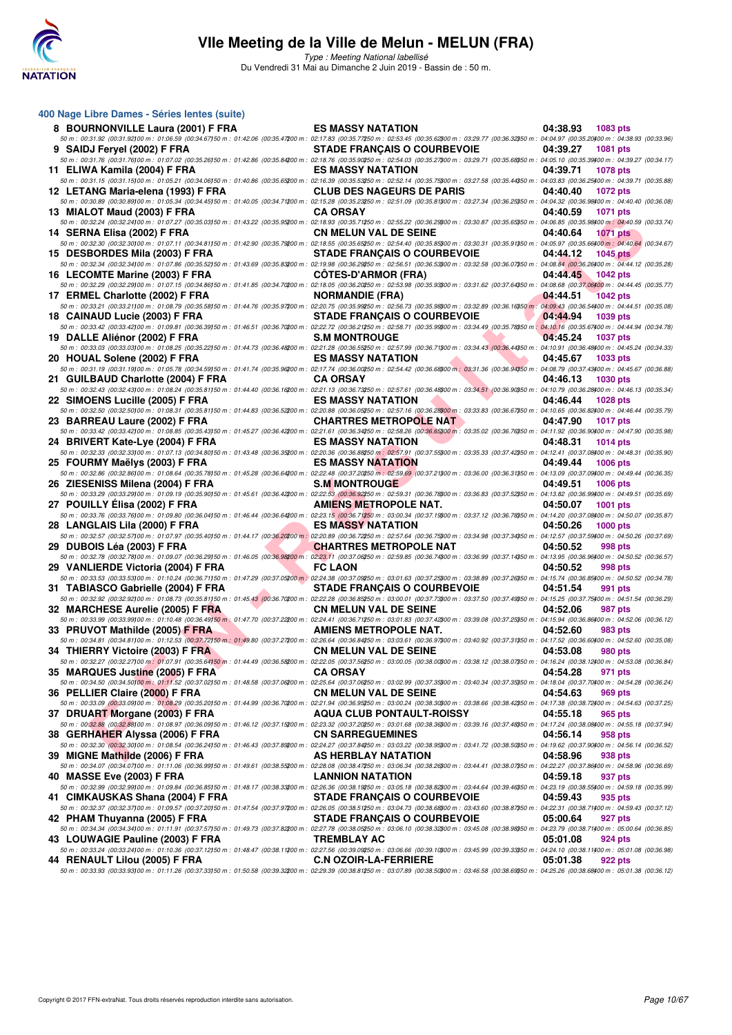# VIIe Meeting de la Ville de Melun - MELUN (FRA)

*Type : Meeting National labellisé*
Du Vendredi 31 Mai au Dimanche 2 Juin 2019 - Bassin de : 50 m.

## 400 Nage Libre Dames - Séries lentes (suite)

| Pl. | Nom | Club | Temps | Points |
|---|---|---|---|---|
| 8 | BOURNONVILLE Laura (2001) F FRA | ES MASSY NATATION | 04:38.93 | 1083 pts |
| | 50 m : 00:31.92 (00:31.92) 100 m : 01:06.59 (00:34.67) 150 m : 01:42.06 (00:35.47) 200 m : 02:17.83 (00:35.77) 250 m : 02:53.45 (00:35.62) 300 m : 03:29.77 (00:36.32) 350 m : 04:04.97 (00:35.20) 400 m : 04:38.93 (00:33.96) | | | |
| 9 | SAIDJ Feryel (2002) F FRA | STADE FRANÇAIS O COURBEVOIE | 04:39.27 | 1081 pts |
| | 50 m : 00:31.76 (00:31.76) 100 m : 01:07.02 (00:35.26) 150 m : 01:42.86 (00:35.84) 200 m : 02:18.76 (00:35.90) 250 m : 02:54.03 (00:35.27) 300 m : 03:29.71 (00:35.68) 350 m : 04:05.10 (00:35.39) 400 m : 04:39.27 (00:34.17) | | | |
| 11 | ELIWA Kamila (2004) F FRA | ES MASSY NATATION | 04:39.71 | 1078 pts |
| | 50 m : 00:31.15 (00:31.15) 100 m : 01:05.21 (00:34.06) 150 m : 01:40.86 (00:35.65) 200 m : 02:16.39 (00:35.53) 250 m : 02:52.14 (00:35.75) 300 m : 03:27.58 (00:35.44) 350 m : 04:03.83 (00:36.25) 400 m : 04:39.71 (00:35.88) | | | |
| 12 | LETANG Maria-elena (1993) F FRA | CLUB DES NAGEURS DE PARIS | 04:40.40 | 1072 pts |
| | 50 m : 00:30.89 (00:30.89) 100 m : 01:05.34 (00:34.45) 150 m : 01:40.05 (00:34.71) 200 m : 02:15.28 (00:35.23) 250 m : 02:51.09 (00:35.81) 300 m : 03:27.34 (00:36.25) 350 m : 04:04.32 (00:36.98) 400 m : 04:40.40 (00:36.08) | | | |
| 13 | MIALOT Maud (2003) F FRA | CA ORSAY | 04:40.59 | 1071 pts |
| | 50 m : 00:32.24 (00:32.24) 100 m : 01:07.27 (00:35.03) 150 m : 01:43.22 (00:35.95) 200 m : 02:18.93 (00:35.71) 250 m : 02:55.22 (00:36.29) 300 m : 03:30.87 (00:35.65) 350 m : 04:06.85 (00:35.98) 400 m : 04:40.59 (00:33.74) | | | |
| 14 | SERNA Elisa (2002) F FRA | CN MELUN VAL DE SEINE | 04:40.64 | 1071 pts |
| | 50 m : 00:32.30 (00:32.30) 100 m : 01:07.11 (00:34.81) 150 m : 01:42.90 (00:35.79) 200 m : 02:18.55 (00:35.65) 250 m : 02:54.40 (00:35.85) 300 m : 03:30.31 (00:35.91) 350 m : 04:05.97 (00:35.66) 400 m : 04:40.64 (00:34.67) | | | |
| 15 | DESBORDES Mila (2003) F FRA | STADE FRANÇAIS O COURBEVOIE | 04:44.12 | 1045 pts |
| | 50 m : 00:32.34 (00:32.34) 100 m : 01:07.86 (00:35.52) 150 m : 01:43.69 (00:35.83) 200 m : 02:19.98 (00:36.29) 250 m : 02:56.51 (00:36.53) 300 m : 03:32.58 (00:36.07) 350 m : 04:08.84 (00:36.26) 400 m : 04:44.12 (00:35.28) | | | |
| 16 | LECOMTE Marine (2002) F FRA | CÔTES-D'ARMOR (FRA) | 04:44.45 | 1042 pts |
| | 50 m : 00:32.29 (00:32.29) 100 m : 01:07.15 (00:34.86) 150 m : 01:41.85 (00:34.70) 200 m : 02:18.05 (00:36.20) 250 m : 02:53.98 (00:35.93) 300 m : 03:31.62 (00:37.64) 350 m : 04:08.68 (00:37.06) 400 m : 04:44.45 (00:35.77) | | | |
| 17 | ERMEL Charlotte (2002) F FRA | NORMANDIE (FRA) | 04:44.51 | 1042 pts |
| | 50 m : 00:33.21 (00:33.21) 100 m : 01:08.79 (00:35.58) 150 m : 01:44.76 (00:35.97) 200 m : 02:20.75 (00:35.99) 250 m : 02:56.73 (00:35.98) 300 m : 03:32.89 (00:36.16) 350 m : 04:09.43 (00:36.54) 400 m : 04:44.51 (00:35.08) | | | |
| 18 | CAINAUD Lucie (2003) F FRA | STADE FRANÇAIS O COURBEVOIE | 04:44.94 | 1039 pts |
| | 50 m : 00:33.42 (00:33.42) 100 m : 01:09.81 (00:36.39) 150 m : 01:46.51 (00:36.70) 200 m : 02:22.72 (00:36.21) 250 m : 02:58.71 (00:35.99) 300 m : 03:34.49 (00:35.78) 350 m : 04:10.16 (00:35.67) 400 m : 04:44.94 (00:34.78) | | | |
| 19 | DALLE Aliénor (2002) F FRA | S.M MONTROUGE | 04:45.24 | 1037 pts |
| | 50 m : 00:33.03 (00:33.03) 100 m : 01:08.25 (00:35.22) 150 m : 01:44.73 (00:36.48) 200 m : 02:21.28 (00:36.55) 250 m : 02:57.99 (00:36.71) 300 m : 03:34.43 (00:36.44) 350 m : 04:10.91 (00:36.48) 400 m : 04:45.24 (00:34.33) | | | |
| 20 | HOUAL Solene (2002) F FRA | ES MASSY NATATION | 04:45.67 | 1033 pts |
| | 50 m : 00:31.19 (00:31.19) 100 m : 01:05.78 (00:34.59) 150 m : 01:41.74 (00:35.96) 200 m : 02:17.74 (00:36.00) 250 m : 02:54.42 (00:36.68) 300 m : 03:31.36 (00:36.94) 350 m : 04:08.79 (00:37.43) 400 m : 04:45.67 (00:36.88) | | | |
| 21 | GUILBAUD Charlotte (2004) F FRA | CA ORSAY | 04:46.13 | 1030 pts |
| | 50 m : 00:32.43 (00:32.43) 100 m : 01:08.24 (00:35.81) 150 m : 01:44.40 (00:36.16) 200 m : 02:21.13 (00:36.73) 250 m : 02:57.61 (00:36.48) 300 m : 03:34.51 (00:36.90) 350 m : 04:10.79 (00:36.28) 400 m : 04:46.13 (00:35.34) | | | |
| 22 | SIMOENS Lucille (2005) F FRA | ES MASSY NATATION | 04:46.44 | 1028 pts |
| | 50 m : 00:32.50 (00:32.50) 100 m : 01:08.31 (00:35.81) 150 m : 01:44.83 (00:36.52) 200 m : 02:20.88 (00:36.05) 250 m : 02:57.16 (00:36.28) 300 m : 03:33.83 (00:36.67) 350 m : 04:10.65 (00:36.82) 400 m : 04:46.44 (00:35.79) | | | |
| 23 | BARREAU Laure (2002) F FRA | CHARTRES METROPOLE NAT | 04:47.90 | 1017 pts |
| | 50 m : 00:33.42 (00:33.42) 100 m : 01:08.85 (00:35.43) 150 m : 01:45.27 (00:36.42) 200 m : 02:21.61 (00:36.34) 250 m : 02:58.26 (00:36.65) 300 m : 03:35.02 (00:36.76) 350 m : 04:11.92 (00:36.90) 400 m : 04:47.90 (00:35.98) | | | |
| 24 | BRIVERT Kate-Lye (2004) F FRA | ES MASSY NATATION | 04:48.31 | 1014 pts |
| | 50 m : 00:32.33 (00:32.33) 100 m : 01:07.13 (00:34.80) 150 m : 01:43.48 (00:36.35) 200 m : 02:20.36 (00:36.88) 250 m : 02:57.91 (00:37.55) 300 m : 03:35.33 (00:37.42) 350 m : 04:12.41 (00:37.08) 400 m : 04:48.31 (00:35.90) | | | |
| 25 | FOURMY Maëlys (2003) F FRA | ES MASSY NATATION | 04:49.44 | 1006 pts |
| | 50 m : 00:32.86 (00:32.86) 100 m : 01:08.64 (00:35.78) 150 m : 01:45.28 (00:36.64) 200 m : 02:22.48 (00:37.20) 250 m : 02:59.69 (00:37.21) 300 m : 03:36.00 (00:36.31) 350 m : 04:13.09 (00:37.09) 400 m : 04:49.44 (00:36.35) | | | |
| 26 | ZIESENISS Milena (2004) F FRA | S.M MONTROUGE | 04:49.51 | 1006 pts |
| | 50 m : 00:33.29 (00:33.29) 100 m : 01:09.19 (00:35.90) 150 m : 01:45.61 (00:36.42) 200 m : 02:22.53 (00:36.92) 250 m : 02:59.31 (00:36.78) 300 m : 03:36.83 (00:37.52) 350 m : 04:13.82 (00:36.99) 400 m : 04:49.51 (00:35.69) | | | |
| 27 | POUILLY Élisa (2002) F FRA | AMIENS METROPOLE NAT. | 04:50.07 | 1001 pts |
| | 50 m : 00:33.76 (00:33.76) 100 m : 01:09.80 (00:36.04) 150 m : 01:46.44 (00:36.64) 200 m : 02:23.15 (00:36.71) 250 m : 03:00.34 (00:37.19) 300 m : 03:37.12 (00:36.78) 350 m : 04:14.20 (00:37.08) 400 m : 04:50.07 (00:35.87) | | | |
| 28 | LANGLAIS Lila (2000) F FRA | ES MASSY NATATION | 04:50.26 | 1000 pts |
| | 50 m : 00:32.57 (00:32.57) 100 m : 01:07.97 (00:35.40) 150 m : 01:44.17 (00:36.20) 200 m : 02:20.89 (00:36.72) 250 m : 02:57.64 (00:36.75) 300 m : 03:34.98 (00:37.34) 350 m : 04:12.57 (00:37.59) 400 m : 04:50.26 (00:37.69) | | | |
| 29 | DUBOIS Léa (2003) F FRA | CHARTRES METROPOLE NAT | 04:50.52 | 998 pts |
| | 50 m : 00:32.78 (00:32.78) 100 m : 01:09.07 (00:36.29) 150 m : 01:46.05 (00:36.98) 200 m : 02:23.11 (00:37.06) 250 m : 02:59.85 (00:36.74) 300 m : 03:36.99 (00:37.14) 350 m : 04:13.95 (00:36.96) 400 m : 04:50.52 (00:36.57) | | | |
| 29 | VANLIERDE Victoria (2004) F FRA | FC LAON | 04:50.52 | 998 pts |
| | 50 m : 00:33.53 (00:33.53) 100 m : 01:10.24 (00:36.71) 150 m : 01:47.29 (00:37.05) 200 m : 02:24.38 (00:37.09) 250 m : 03:01.63 (00:37.25) 300 m : 03:38.89 (00:37.26) 350 m : 04:15.74 (00:36.85) 400 m : 04:50.52 (00:34.78) | | | |
| 31 | TABIASCO Gabrielle (2004) F FRA | STADE FRANÇAIS O COURBEVOIE | 04:51.54 | 991 pts |
| | 50 m : 00:32.92 (00:32.92) 100 m : 01:08.73 (00:35.81) 150 m : 01:45.43 (00:36.70) 200 m : 02:22.28 (00:36.85) 250 m : 03:00.01 (00:37.73) 300 m : 03:37.50 (00:37.49) 350 m : 04:15.25 (00:37.75) 400 m : 04:51.54 (00:36.29) | | | |
| 32 | MARCHESE Aurelie (2005) F FRA | CN MELUN VAL DE SEINE | 04:52.06 | 987 pts |
| | 50 m : 00:33.99 (00:33.99) 100 m : 01:10.48 (00:36.49) 150 m : 01:47.70 (00:37.22) 200 m : 02:24.41 (00:36.71) 250 m : 03:01.83 (00:37.42) 300 m : 03:39.08 (00:37.25) 350 m : 04:15.94 (00:36.86) 400 m : 04:52.06 (00:36.12) | | | |
| 33 | PRUVOT Mathilde (2005) F FRA | AMIENS METROPOLE NAT. | 04:52.60 | 983 pts |
| | 50 m : 00:34.81 (00:34.81) 100 m : 01:12.53 (00:37.72) 150 m : 01:49.80 (00:37.27) 200 m : 02:26.64 (00:36.84) 250 m : 03:03.61 (00:36.97) 300 m : 03:40.92 (00:37.31) 350 m : 04:17.52 (00:36.60) 400 m : 04:52.60 (00:35.08) | | | |
| 34 | THIERRY Victoire (2003) F FRA | CN MELUN VAL DE SEINE | 04:53.08 | 980 pts |
| | 50 m : 00:32.27 (00:32.27) 100 m : 01:07.91 (00:35.64) 150 m : 01:44.49 (00:36.58) 200 m : 02:22.05 (00:37.56) 250 m : 03:00.05 (00:38.00) 300 m : 03:38.12 (00:38.07) 350 m : 04:16.24 (00:38.12) 400 m : 04:53.08 (00:36.84) | | | |
| 35 | MARQUES Justine (2005) F FRA | CA ORSAY | 04:54.28 | 971 pts |
| | 50 m : 00:34.50 (00:34.50) 100 m : 01:11.52 (00:37.02) 150 m : 01:48.58 (00:37.06) 200 m : 02:25.64 (00:37.06) 250 m : 03:02.99 (00:37.35) 300 m : 03:40.34 (00:37.35) 350 m : 04:18.04 (00:37.70) 400 m : 04:54.28 (00:36.24) | | | |
| 36 | PELLIER Claire (2000) F FRA | CN MELUN VAL DE SEINE | 04:54.63 | 969 pts |
| | 50 m : 00:33.09 (00:33.09) 100 m : 01:08.29 (00:35.20) 150 m : 01:44.99 (00:36.70) 200 m : 02:21.94 (00:36.95) 250 m : 03:00.24 (00:38.30) 300 m : 03:38.66 (00:38.42) 350 m : 04:17.38 (00:38.72) 400 m : 04:54.63 (00:37.25) | | | |
| 37 | DRUART Morgane (2003) F FRA | AQUA CLUB PONTAULT-ROISSY | 04:55.18 | 965 pts |
| | 50 m : 00:32.88 (00:32.88) 100 m : 01:08.97 (00:36.09) 150 m : 01:46.12 (00:37.15) 200 m : 02:23.32 (00:37.20) 250 m : 03:01.68 (00:38.36) 300 m : 03:39.16 (00:37.48) 350 m : 04:17.24 (00:38.08) 400 m : 04:55.18 (00:37.94) | | | |
| 38 | GERHAHER Alyssa (2006) F FRA | CN SARREGUEMINES | 04:56.14 | 958 pts |
| | 50 m : 00:32.30 (00:32.30) 100 m : 01:08.54 (00:36.24) 150 m : 01:46.43 (00:37.89) 200 m : 02:24.27 (00:37.84) 250 m : 03:03.22 (00:38.95) 300 m : 03:41.72 (00:38.50) 350 m : 04:19.62 (00:37.90) 400 m : 04:56.14 (00:36.52) | | | |
| 39 | MIGNE Mathilde (2006) F FRA | AS HERBLAY NATATION | 04:58.96 | 938 pts |
| | 50 m : 00:34.07 (00:34.07) 100 m : 01:11.06 (00:36.99) 150 m : 01:49.61 (00:38.55) 200 m : 02:28.08 (00:38.47) 250 m : 03:06.34 (00:38.26) 300 m : 03:44.41 (00:38.07) 350 m : 04:22.27 (00:37.86) 400 m : 04:58.96 (00:36.69) | | | |
| 40 | MASSE Eve (2003) F FRA | LANNION NATATION | 04:59.18 | 937 pts |
| | 50 m : 00:32.99 (00:32.99) 100 m : 01:09.84 (00:36.85) 150 m : 01:48.17 (00:38.33) 200 m : 02:26.36 (00:38.19) 250 m : 03:05.18 (00:38.82) 300 m : 03:44.64 (00:39.46) 350 m : 04:23.19 (00:38.55) 400 m : 04:59.18 (00:35.99) | | | |
| 41 | CIMKAUSKAS Shana (2004) F FRA | STADE FRANÇAIS O COURBEVOIE | 04:59.43 | 935 pts |
| | 50 m : 00:32.37 (00:32.37) 100 m : 01:09.57 (00:37.20) 150 m : 01:47.54 (00:37.97) 200 m : 02:26.05 (00:38.51) 250 m : 03:04.73 (00:38.68) 300 m : 03:43.60 (00:38.87) 350 m : 04:22.31 (00:38.71) 400 m : 04:59.43 (00:37.12) | | | |
| 42 | PHAM Thuyanna (2005) F FRA | STADE FRANÇAIS O COURBEVOIE | 05:00.64 | 927 pts |
| | 50 m : 00:34.34 (00:34.34) 100 m : 01:11.91 (00:37.57) 150 m : 01:49.73 (00:37.82) 200 m : 02:27.78 (00:38.05) 250 m : 03:06.10 (00:38.32) 300 m : 03:45.08 (00:38.98) 350 m : 04:23.79 (00:38.71) 400 m : 05:00.64 (00:36.85) | | | |
| 43 | LOUWAGIE Pauline (2003) F FRA | TREMBLAY AC | 05:01.08 | 924 pts |
| | 50 m : 00:33.24 (00:33.24) 100 m : 01:10.36 (00:37.12) 150 m : 01:48.47 (00:38.11) 200 m : 02:27.56 (00:39.09) 250 m : 03:06.66 (00:39.10) 300 m : 03:45.99 (00:39.33) 350 m : 04:24.10 (00:38.11) 400 m : 05:01.08 (00:36.98) | | | |
| 44 | RENAULT Lilou (2005) F FRA | C.N OZOIR-LA-FERRIERE | 05:01.38 | 922 pts |
| | 50 m : 00:33.93 (00:33.93) 100 m : 01:11.26 (00:37.33) 150 m : 01:50.58 (00:39.32) 200 m : 02:29.39 (00:38.81) 250 m : 03:07.89 (00:38.50) 300 m : 03:46.58 (00:38.69) 350 m : 04:25.26 (00:38.68) 400 m : 05:01.38 (00:36.12) | | | |

Copyright © 2017 FFN-extraNat. Tous droits réservés reproduction interdite sans autorisation.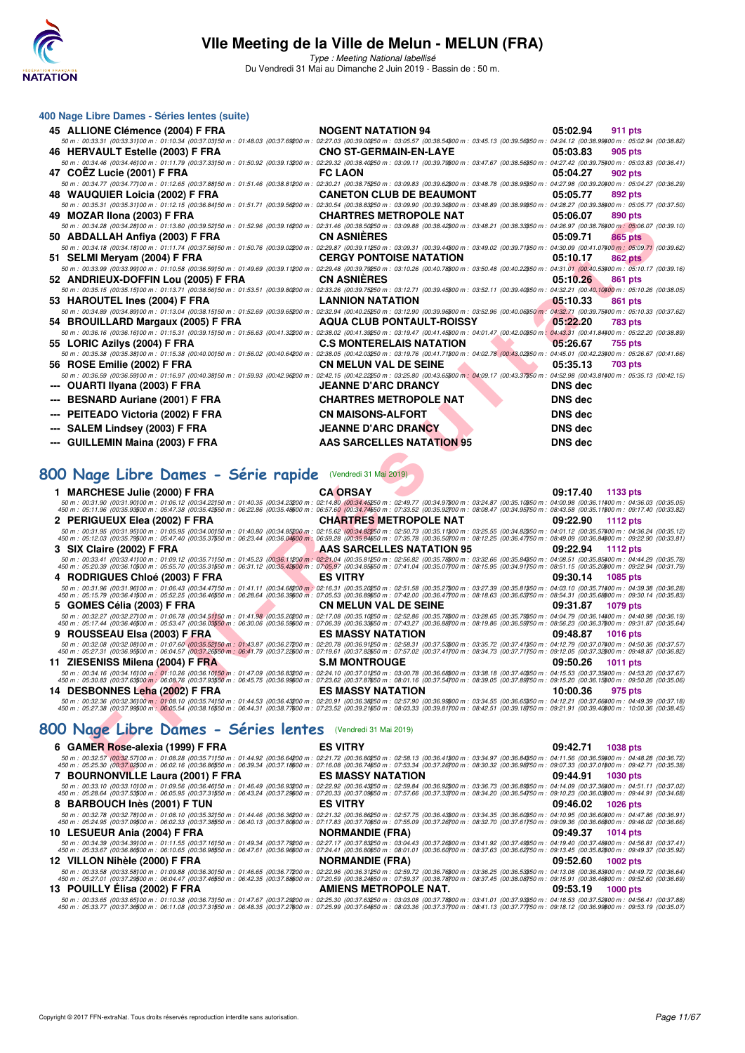# VIIe Meeting de la Ville de Melun - MELUN (FRA)

*Type : Meeting National labellisé*

Du Vendredi 31 Mai au Dimanche 2 Juin 2019 - Bassin de : 50 m.

## 400 Nage Libre Dames - Séries lentes (suite)

**45 ALLIONE Clémence (2004) F FRA** — NOGENT NATATION 94 — 05:02.94 — 911 pts
50 m : 00:33.31 (00:33.31) 100 m : 01:10.34 (00:37.03) 150 m : 01:48.03 (00:37.69) 200 m : 02:27.03 (00:39.00) 250 m : 03:05.57 (00:38.54) 300 m : 03:45.13 (00:39.56) 350 m : 04:24.12 (00:38.99) 400 m : 05:02.94 (00:38.82)

**46 HERVAULT Estelle (2003) F FRA** — CNO ST-GERMAIN-EN-LAYE — 05:03.83 — 905 pts
50 m : 00:34.46 (00:34.46) 100 m : 01:11.79 (00:37.33) 150 m : 01:50.92 (00:39.13) 200 m : 02:29.32 (00:38.40) 250 m : 03:09.11 (00:39.79) 300 m : 03:47.67 (00:38.56) 350 m : 04:27.42 (00:39.75) 400 m : 05:03.83 (00:36.41)

**47 COËZ Lucie (2001) F FRA** — FC LAON — 05:04.27 — 902 pts
50 m : 00:34.77 (00:34.77) 100 m : 01:12.65 (00:37.88) 150 m : 01:51.46 (00:38.81) 200 m : 02:30.21 (00:38.75) 250 m : 03:09.83 (00:39.62) 300 m : 03:48.78 (00:38.95) 350 m : 04:27.98 (00:39.20) 400 m : 05:04.27 (00:36.29)

**48 WAUQUIER Loicia (2002) F FRA** — CANETON CLUB DE BEAUMONT — 05:05.77 — 892 pts
50 m : 00:35.31 (00:35.31) 100 m : 01:12.15 (00:36.84) 150 m : 01:51.71 (00:39.56) 200 m : 02:30.54 (00:38.83) 250 m : 03:09.90 (00:39.36) 300 m : 03:48.89 (00:38.99) 350 m : 04:28.27 (00:39.38) 400 m : 05:05.77 (00:37.50)

**49 MOZAR Ilona (2003) F FRA** — CHARTRES METROPOLE NAT — 05:06.07 — 890 pts
50 m : 00:34.28 (00:34.28) 100 m : 01:13.80 (00:39.52) 150 m : 01:52.96 (00:39.16) 200 m : 02:31.46 (00:38.50) 250 m : 03:09.88 (00:38.42) 300 m : 03:48.21 (00:38.33) 350 m : 04:26.97 (00:38.76) 400 m : 05:06.07 (00:39.10)

**50 ABDALLAH Anfiya (2003) F FRA** — CN ASNIÈRES — 05:09.71 — 865 pts
50 m : 00:34.18 (00:34.18) 100 m : 01:11.74 (00:37.56) 150 m : 01:50.76 (00:39.02) 200 m : 02:29.87 (00:39.11) 250 m : 03:09.31 (00:39.44) 300 m : 03:49.02 (00:39.71) 350 m : 04:30.09 (00:41.07) 400 m : 05:09.71 (00:39.62)

**51 SELMI Meryam (2004) F FRA** — CERGY PONTOISE NATATION — 05:10.17 — 862 pts
50 m : 00:33.99 (00:33.99) 100 m : 01:10.58 (00:36.59) 150 m : 01:49.69 (00:39.11) 200 m : 02:29.48 (00:39.79) 250 m : 03:10.26 (00:40.78) 300 m : 03:50.48 (00:40.22) 350 m : 04:31.01 (00:40.53) 400 m : 05:10.17 (00:39.16)

**52 ANDRIEUX-DOFFIN Lou (2005) F FRA** — CN ASNIÈRES — 05:10.26 — 861 pts
50 m : 00:35.15 (00:35.15) 100 m : 01:13.71 (00:38.56) 150 m : 01:53.51 (00:39.80) 200 m : 02:33.26 (00:39.75) 250 m : 03:12.71 (00:39.45) 300 m : 03:52.11 (00:39.40) 350 m : 04:32.21 (00:40.10) 400 m : 05:10.26 (00:38.05)

**53 HAROUTEL Ines (2004) F FRA** — LANNION NATATION — 05:10.33 — 861 pts
50 m : 00:34.89 (00:34.89) 100 m : 01:13.04 (00:38.15) 150 m : 01:52.69 (00:39.65) 200 m : 02:32.94 (00:40.25) 250 m : 03:12.90 (00:39.96) 300 m : 03:52.96 (00:40.06) 350 m : 04:32.71 (00:39.75) 400 m : 05:10.33 (00:37.62)

**54 BROUILLARD Margaux (2005) F FRA** — AQUA CLUB PONTAULT-ROISSY — 05:22.20 — 783 pts
50 m : 00:36.16 (00:36.16) 100 m : 01:15.31 (00:39.15) 150 m : 01:56.63 (00:41.32) 200 m : 02:38.02 (00:41.39) 250 m : 03:19.47 (00:41.45) 300 m : 04:01.47 (00:42.00) 350 m : 04:43.31 (00:41.84) 400 m : 05:22.20 (00:38.89)

**55 LORIC Azilys (2004) F FRA** — C.S MONTERELAIS NATATION — 05:26.67 — 755 pts
50 m : 00:35.38 (00:35.38) 100 m : 01:15.38 (00:40.00) 150 m : 01:56.02 (00:40.64) 200 m : 02:38.05 (00:42.03) 250 m : 03:19.76 (00:41.71) 300 m : 04:02.78 (00:43.02) 350 m : 04:45.01 (00:42.23) 400 m : 05:26.67 (00:41.66)

**56 ROSE Emilie (2002) F FRA** — CN MELUN VAL DE SEINE — 05:35.13 — 703 pts
50 m : 00:36.59 (00:36.59) 100 m : 01:16.97 (00:40.38) 150 m : 01:59.93 (00:42.96) 200 m : 02:42.15 (00:42.22) 250 m : 03:25.80 (00:43.65) 300 m : 04:09.17 (00:43.37) 350 m : 04:52.98 (00:43.81) 400 m : 05:35.13 (00:42.15)

--- OUARTI Ilyana (2003) F FRA — JEANNE D'ARC DRANCY — DNS dec

--- BESNARD Auriane (2001) F FRA — CHARTRES METROPOLE NAT — DNS dec

--- PEITEADO Victoria (2002) F FRA — CN MAISONS-ALFORT — DNS dec

--- SALEM Lindsey (2003) F FRA — JEANNE D'ARC DRANCY — DNS dec

--- GUILLEMIN Maina (2003) F FRA — AAS SARCELLES NATATION 95 — DNS dec

## 800 Nage Libre Dames - Série rapide (Vendredi 31 Mai 2019)

**1 MARCHESE Julie (2000) F FRA** — CA ORSAY — 09:17.40 — 1133 pts
50 m : 00:31.90 (00:31.90) 100 m : 01:06.12 (00:34.22) 150 m : 01:40.35 (00:34.23) 200 m : 02:14.80 (00:34.45) 250 m : 02:49.77 (00:34.97) 300 m : 03:24.87 (00:35.10) 350 m : 04:00.98 (00:36.11) 400 m : 04:36.03 (00:35.05)
450 m : 05:11.96 (00:35.93) 500 m : 05:47.38 (00:35.42) 550 m : 06:22.86 (00:35.48) 600 m : 06:57.60 (00:34.74) 650 m : 07:33.52 (00:35.92) 700 m : 08:08.47 (00:34.95) 750 m : 08:43.58 (00:35.11) 800 m : 09:17.40 (00:33.82)

**2 PERIGUEUX Elea (2002) F FRA** — CHARTRES METROPOLE NAT — 09:22.90 — 1112 pts
50 m : 00:31.95 (00:31.95) 100 m : 01:05.95 (00:34.00) 150 m : 01:40.80 (00:34.85) 200 m : 02:15.62 (00:34.82) 250 m : 02:50.73 (00:35.11) 300 m : 03:25.55 (00:34.82) 350 m : 04:01.12 (00:35.57) 400 m : 04:36.24 (00:35.12)
450 m : 05:12.03 (00:35.79) 500 m : 05:47.40 (00:35.37) 550 m : 06:23.44 (00:36.04) 600 m : 06:59.28 (00:35.84) 650 m : 07:35.78 (00:36.50) 700 m : 08:12.25 (00:36.47) 750 m : 08:49.09 (00:36.84) 800 m : 09:22.90 (00:33.81)

**3 SIX Claire (2002) F FRA** — AAS SARCELLES NATATION 95 — 09:22.94 — 1112 pts
50 m : 00:33.41 (00:33.41) 100 m : 01:09.12 (00:35.71) 150 m : 01:45.23 (00:36.11) 200 m : 02:21.04 (00:35.81) 250 m : 02:56.82 (00:35.78) 300 m : 03:32.66 (00:35.84) 350 m : 04:08.51 (00:35.85) 400 m : 04:44.29 (00:35.78)
450 m : 05:20.39 (00:36.10) 500 m : 05:55.70 (00:35.31) 550 m : 06:31.12 (00:35.42) 600 m : 07:05.97 (00:34.85) 650 m : 07:41.04 (00:35.07) 700 m : 08:15.95 (00:34.91) 750 m : 08:51.15 (00:35.20) 800 m : 09:22.94 (00:31.79)

**4 RODRIGUES Chloé (2003) F FRA** — ES VITRY — 09:30.14 — 1085 pts
50 m : 00:31.96 (00:31.96) 100 m : 01:06.43 (00:34.47) 150 m : 01:41.11 (00:34.68) 200 m : 02:16.31 (00:35.20) 250 m : 02:51.58 (00:35.27) 300 m : 03:27.39 (00:35.81) 350 m : 04:03.10 (00:35.71) 400 m : 04:39.38 (00:36.28)
450 m : 05:15.79 (00:36.41) 500 m : 05:52.25 (00:36.46) 550 m : 06:28.64 (00:36.39) 600 m : 07:05.53 (00:36.89) 650 m : 07:42.00 (00:36.47) 700 m : 08:18.63 (00:36.63) 750 m : 08:54.31 (00:35.68) 800 m : 09:30.14 (00:35.83)

**5 GOMES Célia (2003) F FRA** — CN MELUN VAL DE SEINE — 09:31.87 — 1079 pts
50 m : 00:32.27 (00:32.27) 100 m : 01:06.78 (00:34.51) 150 m : 01:41.98 (00:35.20) 200 m : 02:17.08 (00:35.10) 250 m : 02:52.86 (00:35.78) 300 m : 03:28.65 (00:35.79) 350 m : 04:04.79 (00:36.14) 400 m : 04:40.98 (00:36.19)
450 m : 05:17.44 (00:36.46) 500 m : 05:53.47 (00:36.03) 550 m : 06:30.06 (00:36.59) 600 m : 07:06.39 (00:36.33) 650 m : 07:43.27 (00:36.88) 700 m : 08:19.86 (00:36.59) 750 m : 08:56.23 (00:36.37) 800 m : 09:31.87 (00:35.64)

**9 ROUSSEAU Elsa (2003) F FRA** — ES MASSY NATATION — 09:48.87 — 1016 pts
50 m : 00:32.08 (00:32.08) 100 m : 01:07.60 (00:35.52) 150 m : 01:43.87 (00:36.27) 200 m : 02:20.78 (00:36.91) 250 m : 02:58.31 (00:37.53) 300 m : 03:35.72 (00:37.41) 350 m : 04:12.79 (00:37.07) 400 m : 04:50.36 (00:37.57)
450 m : 05:27.31 (00:36.95) 500 m : 06:04.57 (00:37.26) 550 m : 06:41.79 (00:37.22) 600 m : 07:19.61 (00:37.82) 650 m : 07:57.02 (00:37.41) 700 m : 08:34.73 (00:37.71) 750 m : 09:12.05 (00:37.32) 800 m : 09:48.87 (00:36.82)

**11 ZIESENISS Milena (2004) F FRA** — S.M MONTROUGE — 09:50.26 — 1011 pts
50 m : 00:34.16 (00:34.16) 100 m : 01:10.26 (00:36.10) 150 m : 01:47.09 (00:36.83) 200 m : 02:24.10 (00:37.01) 250 m : 03:00.78 (00:36.68) 300 m : 03:38.18 (00:37.40) 350 m : 04:15.53 (00:37.35) 400 m : 04:53.20 (00:37.67)
450 m : 05:30.83 (00:37.63) 500 m : 06:08.76 (00:37.93) 550 m : 06:45.75 (00:36.99) 600 m : 07:23.62 (00:37.87) 650 m : 08:01.16 (00:37.54) 700 m : 08:39.05 (00:37.89) 750 m : 09:15.20 (00:36.15) 800 m : 09:50.26 (00:35.06)

**14 DESBONNES Leha (2002) F FRA** — ES MASSY NATATION — 10:00.36 — 975 pts
50 m : 00:32.36 (00:32.36) 100 m : 01:08.10 (00:35.74) 150 m : 01:44.53 (00:36.43) 200 m : 02:20.91 (00:36.38) 250 m : 02:57.90 (00:36.99) 300 m : 03:34.55 (00:36.65) 350 m : 04:12.21 (00:37.66) 400 m : 04:49.39 (00:37.18)
450 m : 05:27.38 (00:37.99) 500 m : 06:05.54 (00:38.16) 550 m : 06:44.31 (00:38.77) 600 m : 07:23.52 (00:39.21) 650 m : 08:03.33 (00:39.81) 700 m : 08:42.51 (00:39.18) 750 m : 09:21.91 (00:39.40) 800 m : 10:00.36 (00:38.45)

## 800 Nage Libre Dames - Séries lentes (Vendredi 31 Mai 2019)

**6 GAMER Rose-alexia (1999) F FRA** — ES VITRY — 09:42.71 — 1038 pts
50 m : 00:32.57 (00:32.57) 100 m : 01:08.28 (00:35.71) 150 m : 01:44.92 (00:36.64) 200 m : 02:21.72 (00:36.80) 250 m : 02:58.13 (00:36.41) 300 m : 03:34.97 (00:36.84) 350 m : 04:11.56 (00:36.59) 400 m : 04:48.28 (00:36.72)
450 m : 05:25.30 (00:37.02) 500 m : 06:02.16 (00:36.86) 550 m : 06:39.34 (00:37.18) 600 m : 07:16.08 (00:36.74) 650 m : 07:53.34 (00:37.26) 700 m : 08:30.32 (00:36.98) 750 m : 09:07.33 (00:37.01) 800 m : 09:42.71 (00:35.38)

**7 BOURNONVILLE Laura (2001) F FRA** — ES MASSY NATATION — 09:44.91 — 1030 pts
50 m : 00:33.10 (00:33.10) 100 m : 01:09.56 (00:36.46) 150 m : 01:46.49 (00:36.93) 200 m : 02:22.92 (00:36.43) 250 m : 02:59.84 (00:36.92) 300 m : 03:36.73 (00:36.89) 350 m : 04:14.09 (00:37.36) 400 m : 04:51.11 (00:37.02)
450 m : 05:28.64 (00:37.53) 500 m : 06:05.95 (00:37.31) 550 m : 06:43.24 (00:37.29) 600 m : 07:20.33 (00:37.09) 650 m : 07:57.66 (00:37.33) 700 m : 08:34.20 (00:36.54) 750 m : 09:10.23 (00:36.03) 800 m : 09:44.91 (00:34.68)

**8 BARBOUCH Inès (2001) F TUN** — ES VITRY — 09:46.02 — 1026 pts
50 m : 00:32.78 (00:32.78) 100 m : 01:08.10 (00:35.32) 150 m : 01:44.46 (00:36.36) 200 m : 02:21.32 (00:36.86) 250 m : 02:57.75 (00:36.43) 300 m : 03:34.35 (00:36.60) 350 m : 04:10.95 (00:36.60) 400 m : 04:47.86 (00:36.91)
450 m : 05:24.95 (00:37.09) 500 m : 06:02.33 (00:37.38) 550 m : 06:40.13 (00:37.80) 600 m : 07:17.83 (00:37.70) 650 m : 07:55.09 (00:37.26) 700 m : 08:32.70 (00:37.61) 750 m : 09:09.36 (00:36.66) 800 m : 09:46.02 (00:36.66)

**10 LESUEUR Ania (2004) F FRA** — NORMANDIE (FRA) — 09:49.37 — 1014 pts
50 m : 00:34.39 (00:34.39) 100 m : 01:11.55 (00:37.16) 150 m : 01:49.34 (00:37.79) 200 m : 02:27.17 (00:37.83) 250 m : 03:04.43 (00:37.26) 300 m : 03:41.92 (00:37.49) 350 m : 04:19.40 (00:37.48) 400 m : 04:56.81 (00:37.41)
450 m : 05:33.67 (00:36.86) 500 m : 06:10.65 (00:36.98) 550 m : 06:47.61 (00:36.96) 600 m : 07:24.41 (00:36.80) 650 m : 08:01.01 (00:36.60) 700 m : 08:37.63 (00:36.62) 750 m : 09:13.45 (00:35.82) 800 m : 09:49.37 (00:35.92)

**12 VILLON Nihèle (2000) F FRA** — NORMANDIE (FRA) — 09:52.60 — 1002 pts
50 m : 00:33.58 (00:33.58) 100 m : 01:09.88 (00:36.30) 150 m : 01:46.65 (00:36.77) 200 m : 02:22.96 (00:36.31) 250 m : 02:59.72 (00:36.76) 300 m : 03:36.25 (00:36.53) 350 m : 04:13.08 (00:36.83) 400 m : 04:49.72 (00:36.64)
450 m : 05:27.01 (00:37.29) 500 m : 06:04.47 (00:37.46) 550 m : 06:42.35 (00:37.88) 600 m : 07:20.59 (00:38.24) 650 m : 07:59.37 (00:38.78) 700 m : 08:37.45 (00:38.08) 750 m : 09:15.91 (00:38.46) 800 m : 09:52.60 (00:36.69)

**13 POUILLY Elisa (2002) F FRA** — AMIENS METROPOLE NAT. — 09:53.19 — 1000 pts
50 m : 00:33.65 (00:33.65) 100 m : 01:10.38 (00:36.73) 150 m : 01:47.67 (00:37.29) 200 m : 02:25.30 (00:37.63) 250 m : 03:03.08 (00:37.78) 300 m : 03:41.01 (00:37.93) 350 m : 04:18.53 (00:37.52) 400 m : 04:56.41 (00:37.88)
450 m : 05:33.77 (00:37.36) 500 m : 06:11.08 (00:37.31) 550 m : 06:48.35 (00:37.27) 600 m : 07:25.99 (00:37.64) 650 m : 08:03.36 (00:37.37) 700 m : 08:41.13 (00:37.77) 750 m : 09:18.12 (00:36.99) 800 m : 09:53.19 (00:35.07)

Copyright © 2017 FFN-extraNat. Tous droits réservés reproduction interdite sans autorisation.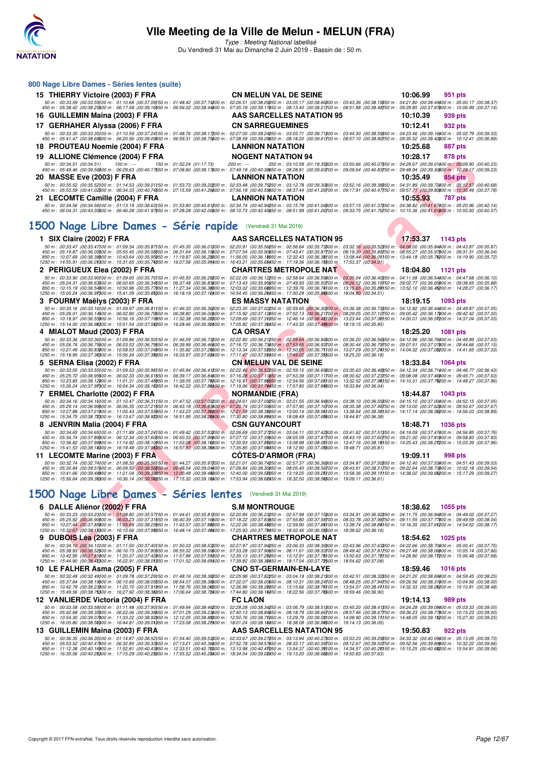# VIIe Meeting de la Ville de Melun - MELUN (FRA)

*Type : Meeting National labellisé*

Du Vendredi 31 Mai au Dimanche 2 Juin 2019 - Bassin de : 50 m.

## 800 Nage Libre Dames - Séries lentes (suite)

**15 THIERRY Victoire (2003) F FRA** — CN MELUN VAL DE SEINE — 10:06.99 — 951 pts

50 m : 00:33.59 (00:33.59) 100 m : 01:10.68 (00:37.09) 150 m : 01:48.42 (00:37.74) 200 m : 02:26.51 (00:38.09) 250 m : 03:05.17 (00:38.66) 300 m : 03:43.36 (00:38.19) 350 m : 04:21.80 (00:38.44) 400 m : 05:00.17 (00:38.37)
450 m : 05:38.42 (00:38.25) 500 m : 06:17.58 (00:39.16) 550 m : 06:56.02 (00:38.44) 600 m : 07:35.19 (00:39.17) 650 m : 08:13.40 (00:38.21) 700 m : 08:51.88 (00:38.48) 750 m : 09:29.85 (00:37.97) 800 m : 10:06.99 (00:37.14)

**16 GUILLEMIN Maina (2003) F FRA** — AAS SARCELLES NATATION 95 — 10:10.39 — 939 pts

**17 GERHAHER Alyssa (2006) F FRA** — CN SARREGUEMINES — 10:12.41 — 932 pts

50 m : 00:33.35 (00:33.35) 100 m : 01:10.59 (00:37.24) 150 m : 01:48.76 (00:38.17) 200 m : 02:27.00 (00:38.24) 250 m : 03:05.71 (00:38.71) 300 m : 03:44.30 (00:38.59) 350 m : 04:23.46 (00:39.16) 400 m : 05:02.79 (00:39.33)
450 m : 05:41.47 (00:38.68) 500 m : 06:20.56 (00:39.09) 550 m : 06:59.31 (00:38.75) 600 m : 07:38.59 (00:39.28) 650 m : 08:18.20 (00:39.61) 700 m : 08:57.10 (00:38.90) 750 m : 09:35.52 (00:38.42) 800 m : 10:12.41 (00:36.89)

**18 PROUTEAU Noemie (2004) F FRA** — LANNION NATATION — 10:25.68 — 887 pts

**19 ALLIONE Clémence (2004) F FRA** — NOGENT NATATION 94 — 10:28.17 — 878 pts

50 m : 00:34.51 (00:34.51) 100 m : --- 150 m : 01:52.24 (01:17.73) 200 m : --- 250 m : 03:10.59 (01:18.35) 300 m : 03:50.66 (00:40.07) 350 m : 04:29.67 (00:39.01) 400 m : 05:09.90 (00:40.23)
450 m : 05:49.46 (00:39.56) 500 m : 06:29.63 (00:40.17) 550 m : 07:08.80 (00:39.17) 600 m : 07:49.18 (00:40.38) 650 m : 08:28.81 (00:39.63) 700 m : 09:09.64 (00:40.83) 750 m : 09:48.94 (00:39.30) 800 m : 10:28.17 (00:39.23)

**20 MASSE Eve (2003) F FRA** — LANNION NATATION — 10:35.49 — 854 pts

50 m : 00:35.52 (00:35.52) 100 m : 01:14.53 (00:39.01) 150 m : 01:53.79 (00:39.26) 200 m : 02:33.48 (00:39.69) 250 m : 03:12.78 (00:39.30) 300 m : 03:52.16 (00:39.38) 350 m : 04:31.89 (00:39.73) 400 m : 05:12.57 (00:40.68)
450 m : 05:53.59 (00:41.02) 500 m : 06:34.33 (00:40.74) 550 m : 07:15.59 (00:41.26) 600 m : 07:56.18 (00:40.59) 650 m : 08:37.44 (00:41.26) 700 m : 09:17.91 (00:40.47) 750 m : 09:57.71 (00:39.80) 800 m : 10:35.49 (00:37.78)

**21 LECOMTE Camille (2004) F FRA** — LANNION NATATION — 10:55.93 — 787 pts

50 m : 00:34.56 (00:34.56) 100 m : 01:13.19 (00:38.63) 150 m : 01:53.80 (00:40.61) 200 m : 02:34.74 (00:40.94) 250 m : 03:15.78 (00:41.04) 300 m : 03:57.15 (00:41.37) 350 m : 04:38.82 (00:41.67) 400 m : 05:20.96 (00:42.14)
450 m : 06:04.31 (00:43.35) 500 m : 06:46.28 (00:41.97) 550 m : 07:28.28 (00:42.00) 600 m : 08:10.73 (00:42.45) 650 m : 08:51.99 (00:41.26) 700 m : 09:33.75 (00:41.76) 750 m : 10:15.36 (00:41.61) 800 m : 10:55.93 (00:40.57)

## 1500 Nage Libre Dames - Série rapide (Vendredi 31 Mai 2019)

**1 SIX Claire (2002) F FRA** — AAS SARCELLES NATATION 95 — 17:53.37 — 1143 pts

50 m : 00:33.47 (00:33.47) 100 m : 01:09.34 (00:35.87) 150 m : 01:45.35 (00:36.01) 200 m : 02:20.91 (00:35.56) 250 m : 02:56.64 (00:35.73) 300 m : 03:32.16 (00:35.52) 350 m : 04:08.00 (00:35.84) 400 m : 04:43.87 (00:35.87)
450 m : 05:19.87 (00:36.00) 500 m : 05:55.45 (00:35.58) 550 m : 06:31.64 (00:36.19) 600 m : 07:07.54 (00:35.90) 650 m : 07:43.41 (00:35.87) 700 m : 08:19.30 (00:35.89) 750 m : 08:55.27 (00:35.97) 800 m : 09:31.31 (00:36.04)
850 m : 10:07.69 (00:36.38) 900 m : 10:43.64 (00:35.95) 950 m : 11:19.87 (00:36.23) 1000 m : 11:56.05 (00:36.18) 1050 m : 12:32.43 (00:36.38) 1100 m : 13:08.44 (00:36.01) 1150 m : 13:44.18 (00:35.74) 1200 m : 14:19.90 (00:35.72)
1250 m : 14:55.91 (00:36.01) 1300 m : 15:31.65 (00:35.74) 1350 m : 16:07.56 (00:35.91) 1400 m : 16:43.21 (00:35.65) 1450 m : 17:19.36 (00:36.15) 1500 m : 17:53.37 (00:34.01)

**2 PERIGUEUX Elea (2002) F FRA** — CHARTRES METROPOLE NAT — 18:04.80 — 1121 pts

50 m : 00:33.90 (00:33.90) 100 m : 01:09.65 (00:35.75) 150 m : 01:45.93 (00:36.28) 200 m : 02:22.05 (00:36.12) 250 m : 02:58.64 (00:36.59) 300 m : 03:35.04 (00:36.40) 350 m : 04:11.58 (00:36.54) 400 m : 04:47.68 (00:36.10)
450 m : 05:24.31 (00:36.63) 500 m : 06:00.65 (00:36.34) 550 m : 06:37.48 (00:36.83) 600 m : 07:13.43 (00:35.95) 650 m : 07:49.93 (00:36.50) 700 m : 08:26.12 (00:36.19) 750 m : 09:02.77 (00:36.65) 800 m : 09:38.65 (00:35.88)
850 m : 10:15.19 (00:36.54) 900 m : 10:50.96 (00:35.77) 950 m : 11:27.34 (00:36.38) 1000 m : 12:03.02 (00:35.68) 1050 m : 12:39.76 (00:36.74) 1100 m : 13:15.65 (00:35.89) 1150 m : 13:52.10 (00:36.45) 1200 m : 14:28.27 (00:36.17)
1250 m : 15:05.24 (00:36.97) 1300 m : 15:41.09 (00:35.85) 1350 m : 16:18.19 (00:37.10) 1400 m : 16:54.45 (00:36.26) 1450 m : 17:30.29 (00:35.84) 1500 m : 18:04.80 (00:34.51)

**3 FOURMY Maëlys (2003) F FRA** — ES MASSY NATATION — 18:19.15 — 1093 pts

50 m : 00:33.16 (00:33.16) 100 m : 01:09.97 (00:36.81) 150 m : 01:46.33 (00:36.36) 200 m : 02:23.35 (00:37.02) 250 m : 02:59.65 (00:36.30) 300 m : 03:36.38 (00:36.73) 350 m : 04:12.82 (00:36.44) 400 m : 04:49.87 (00:37.05)
450 m : 05:26.01 (00:36.14) 500 m : 06:02.80 (00:36.79) 550 m : 06:38.80 (00:36.00) 600 m : 07:15.92 (00:37.12) 650 m : 07:52.13 (00:36.21) 700 m : 08:29.25 (00:37.12) 750 m : 09:05.42 (00:36.17) 800 m : 09:42.42 (00:37.00)
850 m : 10:18.97 (00:36.55) 900 m : 10:56.16 (00:37.19) 950 m : 11:32.38 (00:36.22) 1000 m : 12:09.69 (00:37.31) 1050 m : 12:46.14 (00:36.45) 1100 m : 13:23.44 (00:37.30) 1150 m : 14:00.01 (00:36.57) 1200 m : 14:37.04 (00:37.03)
1250 m : 15:14.00 (00:36.96) 1300 m : 15:51.54 (00:37.54) 1350 m : 16:28.46 (00:36.92) 1400 m : 17:05.82 (00:37.36) 1450 m : 17:43.30 (00:37.48) 1500 m : 18:19.15 (00:35.85)

**4 MIALOT Maud (2003) F FRA** — CA ORSAY — 18:25.20 — 1081 pts

50 m : 00:33.36 (00:33.36) 100 m : 01:09.86 (00:36.50) 150 m : 01:46.59 (00:36.73) 200 m : 02:22.80 (00:36.21) 250 m : 02:59.64 (00:36.84) 300 m : 03:36.20 (00:36.56) 350 m : 04:12.96 (00:36.76) 400 m : 04:49.99 (00:37.03)
450 m : 05:26.74 (00:36.75) 500 m : 06:03.53 (00:36.79) 550 m : 06:39.99 (00:36.46) 600 m : 07:16.72 (00:36.73) 650 m : 07:53.65 (00:36.93) 700 m : 08:30.44 (00:36.79) 750 m : 09:07.51 (00:37.07) 800 m : 09:44.66 (00:37.15)
850 m : 10:21.49 (00:36.83) 900 m : 10:58.53 (00:37.04) 950 m : 11:35.82 (00:37.29) 1000 m : 12:13.34 (00:37.52) 1050 m : 12:50.05 (00:36.71) 1100 m : 13:27.29 (00:37.24) 1150 m : 14:04.32 (00:37.03) 1200 m : 14:41.65 (00:37.33)
1250 m : 15:18.95 (00:37.30) 1300 m : 15:56.34 (00:37.39) 1350 m : 16:33.97 (00:37.63) 1400 m : 17:11.47 (00:37.50) 1450 m : 17:49.02 (00:37.55) 1500 m : 18:25.20 (00:36.18)

**5 SERNA Elisa (2002) F FRA** — CN MELUN VAL DE SEINE — 18:33.84 — 1064 pts

50 m : 00:33.55 (00:33.55) 100 m : 01:09.53 (00:35.98) 150 m : 01:45.94 (00:36.41) 200 m : 02:22.46 (00:36.52) 250 m : 02:59.15 (00:36.69) 300 m : 03:35.63 (00:36.48) 350 m : 04:12.34 (00:36.71) 400 m : 04:48.77 (00:36.43)
450 m : 05:25.72 (00:36.95) 500 m : 06:02.33 (00:36.61) 550 m : 06:39.17 (00:36.84) 600 m : 07:16.28 (00:37.11) 650 m : 07:53.39 (00:37.11) 700 m : 08:30.62 (00:37.23) 750 m : 09:08.08 (00:37.46) 800 m : 09:45.71 (00:37.63)
850 m : 10:23.83 (00:38.12) 900 m : 11:01.31 (00:37.48) 950 m : 11:39.05 (00:37.74) 1000 m : 12:16.91 (00:37.86) 1050 m : 12:54.56 (00:37.65) 1100 m : 13:32.52 (00:37.96) 1150 m : 14:10.31 (00:37.79) 1200 m : 14:48.27 (00:37.96)
1250 m : 15:26.24 (00:37.97) 1300 m : 16:04.34 (00:38.10) 1350 m : 16:42.22 (00:37.88) 1400 m : 17:19.96 (00:37.74) 1450 m : 17:57.80 (00:37.84) 1500 m : 18:33.84 (00:36.04)

**7 ERMEL Charlotte (2002) F FRA** — NORMANDIE (FRA) — 18:44.87 — 1043 pts

50 m : 00:34.16 (00:34.16) 100 m : 01:10.47 (00:36.31) 150 m : 01:47.52 (00:37.05) 200 m : 02:24.61 (00:37.09) 250 m : 03:01.55 (00:36.94) 300 m : 03:38.10 (00:36.55) 350 m : 04:15.10 (00:37.00) 400 m : 04:52.15 (00:37.05)
450 m : 05:29.14 (00:36.99) 500 m : 06:06.35 (00:37.21) 550 m : 06:43.18 (00:36.83) 600 m : 07:20.74 (00:37.56) 650 m : 07:57.90 (00:37.16) 700 m : 08:35.38 (00:37.48) 750 m : 09:13.00 (00:37.62) 800 m : 09:50.67 (00:37.67)
850 m : 10:27.88 (00:37.21) 900 m : 11:05.43 (00:37.55) 950 m : 11:43.23 (00:37.80) 1000 m : 12:21.58 (00:38.35) 1050 m : 13:00.14 (00:38.56) 1100 m : 13:38.64 (00:38.50) 1150 m : 14:17.14 (00:38.50) 1200 m : 14:56.03 (00:38.89)
1250 m : 15:34.75 (00:38.72) 1300 m : 16:13.67 (00:38.92) 1350 m : 16:51.95 (00:38.28) 1400 m : 17:30.80 (00:38.85) 1450 m : 18:08.49 (00:37.69) 1500 m : 18:44.87 (00:36.38)

**8 JENVRIN Malia (2004) F FRA** — CSN GUYANCOURT — 18:48.71 — 1036 pts

50 m : 00:34.65 (00:34.65) 100 m : 01:11.89 (00:37.24) 150 m : 01:49.42 (00:37.53) 200 m : 02:26.69 (00:37.27) 250 m : 03:04.11 (00:37.42) 300 m : 03:41.62 (00:37.51) 350 m : 04:19.09 (00:37.47) 400 m : 04:56.85 (00:37.76)
450 m : 05:34.74 (00:37.89) 500 m : 06:12.34 (00:37.60) 550 m : 06:50.33 (00:37.99) 600 m : 07:27.72 (00:37.39) 650 m : 08:05.59 (00:37.87) 700 m : 08:43.19 (00:37.60) 750 m : 09:21.00 (00:37.81) 800 m : 09:58.83 (00:37.83)
850 m : 10:36.82 (00:37.99) 900 m : 11:14.92 (00:38.10) 950 m : 11:53.08 (00:38.16) 1000 m : 12:30.93 (00:37.85) 1050 m : 13:08.98 (00:38.05) 1100 m : 13:47.16 (00:38.18) 1150 m : 14:25.43 (00:38.27) 1200 m : 15:03.39 (00:37.96)
1250 m : 15:41.53 (00:38.14) 1300 m : 16:19.48 (00:37.95) 1350 m : 16:57.87 (00:38.39) 1400 m : 17:35.85 (00:37.98) 1450 m : 18:12.90 (00:37.05) 1500 m : 18:48.71 (00:35.81)

**11 LECOMTE Marine (2003) F FRA** — CÔTES-D'ARMOR (FRA) — 19:09.11 — 998 pts

50 m : 00:32.74 (00:32.74) 100 m : 01:08.30 (00:35.56) 150 m : 01:44.27 (00:35.97) 200 m : 02:21.01 (00:36.74) 250 m : 02:57.37 (00:36.36) 300 m : 03:34.87 (00:37.50) 350 m : 04:12.40 (00:37.53) 400 m : 04:51.43 (00:39.03)
450 m : 05:30.94 (00:39.51) 500 m : 06:09.50 (00:38.56) 550 m : 06:48.54 (00:39.04) 600 m : 07:26.84 (00:38.30) 650 m : 08:05.40 (00:38.56) 700 m : 08:43.91 (00:38.51) 750 m : 09:22.64 (00:38.73) 800 m : 10:02.18 (00:39.54)
850 m : 10:41.66 (00:39.48) 900 m : 11:21.04 (00:39.38) 950 m : 12:00.48 (00:39.44) 1000 m : 12:40.00 (00:39.52) 1050 m : 13:19.25 (00:39.25) 1100 m : 13:58.36 (00:39.11) 1150 m : 14:38.02 (00:39.66) 1200 m : 15:17.29 (00:39.27)
1250 m : 15:56.64 (00:39.35) 1300 m : 16:36.14 (00:39.50) 1350 m : 17:15.32 (00:39.18) 1400 m : 17:53.94 (00:38.62) 1450 m : 18:32.50 (00:38.56) 1500 m : 19:09.11 (00:36.61)

## 1500 Nage Libre Dames - Séries lentes (Vendredi 31 Mai 2019)

**6 DALLE Aliénor (2002) F FRA** — S.M MONTROUGE — 18:38.62 — 1055 pts

50 m : 00:33.23 (00:33.23) 100 m : 01:08.80 (00:35.57) 150 m : 01:44.61 (00:35.81) 200 m : 02:20.84 (00:36.23) 250 m : 02:57.99 (00:37.15) 300 m : 03:34.91 (00:36.92) 350 m : 04:11.75 (00:36.84) 400 m : 04:49.02 (00:37.27)
450 m : 05:25.92 (00:36.90) 500 m : 06:03.23 (00:37.31) 550 m : 06:40.39 (00:37.16) 600 m : 07:18.22 (00:37.83) 650 m : 07:55.80 (00:37.58) 700 m : 08:33.78 (00:37.98) 750 m : 09:11.55 (00:37.77) 800 m : 09:49.59 (00:38.04)
850 m : 10:27.44 (00:37.85) 900 m : 11:05.69 (00:38.25) 950 m : 11:43.57 (00:37.88) 1000 m : 12:22.06 (00:38.49) 1050 m : 12:59.90 (00:37.84) 1100 m : 13:38.74 (00:38.84) 1150 m : 14:16.35 (00:37.61) 1200 m : 14:54.52 (00:38.17)
1250 m : 15:32.67 (00:38.15) 1300 m : 16:10.66 (00:37.99) 1350 m : 16:48.14 (00:37.48) 1400 m : 17:25.93 (00:37.79) 1450 m : 18:02.46 (00:36.53) 1500 m : 18:38.62 (00:36.16)

**9 DUBOIS Léa (2003) F FRA** — CHARTRES METROPOLE NAT — 18:54.62 — 1025 pts

50 m : 00:34.10 (00:34.10) 100 m : 01:11.50 (00:37.40) 150 m : 01:50.03 (00:38.53) 200 m : 02:27.97 (00:37.94) 250 m : 03:06.33 (00:38.36) 300 m : 03:43.96 (00:37.63) 350 m : 04:22.66 (00:38.70) 400 m : 05:00.41 (00:37.75)
450 m : 05:38.93 (00:38.52) 500 m : 06:16.73 (00:37.80) 550 m : 06:55.32 (00:38.59) 600 m : 07:33.28 (00:37.96) 650 m : 08:11.61 (00:38.33) 700 m : 08:49.42 (00:37.81) 750 m : 09:27.48 (00:38.06) 800 m : 10:05.14 (00:37.66)
850 m : 10:42.95 (00:37.81) 900 m : 11:20.37 (00:37.42) 950 m : 11:57.88 (00:37.51) 1000 m : 12:35.13 (00:37.25) 1050 m : 13:12.91 (00:37.78) 1100 m : 13:50.63 (00:37.72) 1150 m : 14:28.80 (00:38.17) 1200 m : 15:06.48 (00:37.68)
1250 m : 15:44.90 (00:38.42) 1300 m : 16:22.91 (00:38.01) 1350 m : 17:01.52 (00:38.61) 1400 m : 17:39.82 (00:38.30) 1450 m : 18:17.54 (00:37.72) 1500 m : 18:54.62 (00:37.08)

**10 LE FALHER Asma (2005) F FRA** — CNO ST-GERMAIN-EN-LAYE — 18:59.46 — 1016 pts

50 m : 00:32.49 (00:32.49) 100 m : 01:09.78 (00:37.29) 150 m : 01:48.16 (00:38.38) 200 m : 02:25.98 (00:37.82) 250 m : 03:04.19 (00:38.21) 300 m : 03:42.51 (00:38.32) 350 m : 04:21.20 (00:38.69) 400 m : 04:59.45 (00:38.25)
450 m : 05:37.64 (00:38.19) 500 m : 06:15.69 (00:38.05) 550 m : 06:54.07 (00:38.38) 600 m : 07:32.07 (00:38.00) 650 m : 08:10.31 (00:38.24) 700 m : 08:48.25 (00:37.94) 750 m : 09:26.56 (00:38.31) 800 m : 10:04.56 (00:38.00)
850 m : 10:42.79 (00:38.23) 900 m : 11:20.70 (00:37.91) 950 m : 11:58.76 (00:38.06) 1000 m : 12:36.96 (00:38.20) 1050 m : 13:15.66 (00:38.70) 1100 m : 13:54.07 (00:38.41) 1150 m : 14:32.33 (00:38.26) 1200 m : 15:10.81 (00:38.48)
1250 m : 15:49.56 (00:38.75) 1300 m : 16:27.92 (00:38.36) 1350 m : 17:06.64 (00:38.72) 1400 m : 17:44.80 (00:38.16) 1450 m : 18:22.56 (00:37.76) 1500 m : 18:59.46 (00:36.90)

**12 VANLIERDE Victoria (2004) F FRA** — FC LAON — 19:14.13 — 989 pts

50 m : 00:33.58 (00:33.58) 100 m : 01:11.48 (00:37.90) 150 m : 01:49.94 (00:38.46) 200 m : 02:28.28 (00:38.34) 250 m : 03:06.79 (00:38.51) 300 m : 03:45.20 (00:38.41) 350 m : 04:24.28 (00:39.08) 400 m : 05:03.33 (00:39.05)
450 m : 05:42.68 (00:39.35) 500 m : 06:22.06 (00:39.38) 550 m : 07:01.29 (00:39.23) 600 m : 07:40.13 (00:38.84) 650 m : 08:18.79 (00:38.66) 700 m : 08:57.46 (00:38.67) 750 m : 09:36.23 (00:38.77) 800 m : 10:15.23 (00:39.00)
850 m : 10:54.30 (00:39.07) 900 m : 11:33.22 (00:38.92) 950 m : 12:12.05 (00:38.83) 1000 m : 12:50.76 (00:38.71) 1050 m : 13:29.79 (00:39.03) 1100 m : 14:08.90 (00:39.11) 1150 m : 14:48.05 (00:39.15) 1200 m : 15:27.30 (00:39.25)
1250 m : 16:05.80 (00:38.50) 1300 m : 16:44.81 (00:39.01) 1350 m : 17:23.08 (00:38.27) 1400 m : 18:01.24 (00:38.16) 1450 m : 18:38.08 (00:36.84) 1500 m : 19:14.13 (00:36.05)

**13 GUILLEMIN Maina (2003) F FRA** — AAS SARCELLES NATATION 95 — 19:50.83 — 922 pts

50 m : 00:36.35 (00:36.35) 100 m : 01:14.87 (00:38.52) 150 m : 01:54.40 (00:39.53) 200 m : 02:33.67 (00:39.27) 250 m : 03:13.94 (00:40.27) 300 m : 03:53.23 (00:39.29) 350 m : 04:33.32 (00:40.09) 400 m : 05:13.05 (00:39.73)
450 m : 05:53.52 (00:40.47) 500 m : 06:32.85 (00:39.33) 550 m : 07:13.21 (00:40.36) 600 m : 07:52.78 (00:39.57) 650 m : 08:33.11 (00:40.33) 700 m : 09:12.67 (00:39.56) 750 m : 09:52.56 (00:39.89) 800 m : 10:32.22 (00:39.66)
850 m : 11:12.38 (00:40.16) 900 m : 11:52.81 (00:40.43) 950 m : 12:33.51 (00:40.70) 1000 m : 13:13.98 (00:40.47) 1050 m : 13:54.37 (00:40.39) 1100 m : 14:34.57 (00:40.20) 1150 m : 15:15.25 (00:40.68) 1200 m : 15:54.81 (00:39.56)
1250 m : 16:35.06 (00:40.25) 1300 m : 17:15.29 (00:40.23) 1350 m : 17:55.52 (00:40.23) 1400 m : 18:34.54 (00:39.02) 1450 m : 19:13.20 (00:38.66) 1500 m : 19:50.83 (00:37.63)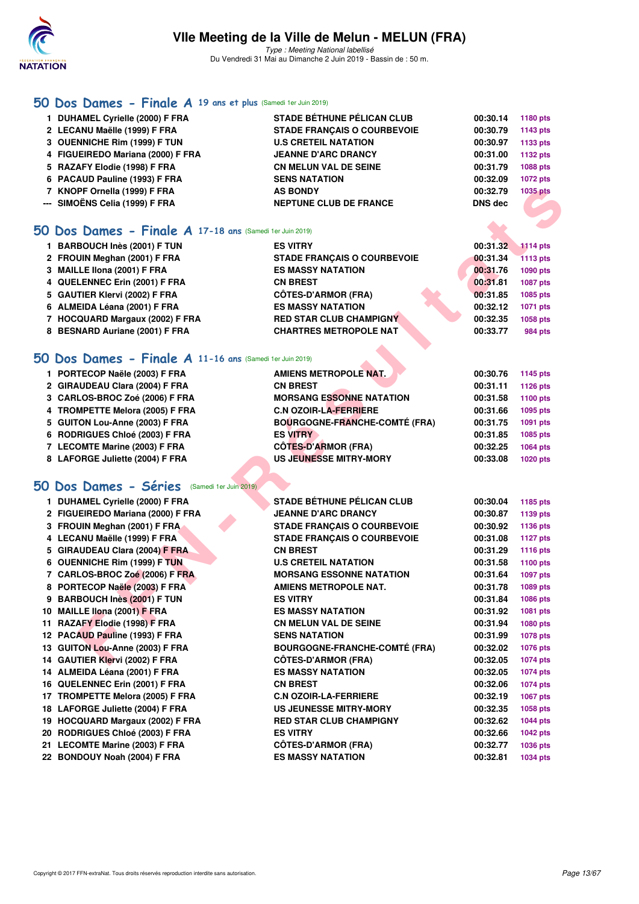## 50 Dos Dames - Finale A 19 ans et plus (Samedi 1er Juin 2019)

| | | | | |
|---|---|---|---|---|
| 1 | DUHAMEL Cyrielle (2000) F FRA | STADE BÉTHUNE PÉLICAN CLUB | 00:30.14 | 1180 pts |
| 2 | LECANU Maëlle (1999) F FRA | STADE FRANÇAIS O COURBEVOIE | 00:30.79 | 1143 pts |
| 3 | OUENNICHE Rim (1999) F TUN | U.S CRETEIL NATATION | 00:30.97 | 1133 pts |
| 4 | FIGUEIREDO Mariana (2000) F FRA | JEANNE D'ARC DRANCY | 00:31.00 | 1132 pts |
| 5 | RAZAFY Elodie (1998) F FRA | CN MELUN VAL DE SEINE | 00:31.79 | 1088 pts |
| 6 | PACAUD Pauline (1993) F FRA | SENS NATATION | 00:32.09 | 1072 pts |
| 7 | KNOPF Ornella (1999) F FRA | AS BONDY | 00:32.79 | 1035 pts |
| --- | SIMOËNS Celia (1999) F FRA | NEPTUNE CLUB DE FRANCE | DNS dec | |

## 50 Dos Dames - Finale A 17-18 ans (Samedi 1er Juin 2019)

| | | | | |
|---|---|---|---|---|
| 1 | BARBOUCH Inès (2001) F TUN | ES VITRY | 00:31.32 | 1114 pts |
| 2 | FROUIN Meghan (2001) F FRA | STADE FRANÇAIS O COURBEVOIE | 00:31.34 | 1113 pts |
| 3 | MAILLE Ilona (2001) F FRA | ES MASSY NATATION | 00:31.76 | 1090 pts |
| 4 | QUELENNEC Erin (2001) F FRA | CN BREST | 00:31.81 | 1087 pts |
| 5 | GAUTIER Klervi (2002) F FRA | CÔTES-D'ARMOR (FRA) | 00:31.85 | 1085 pts |
| 6 | ALMEIDA Léana (2001) F FRA | ES MASSY NATATION | 00:32.12 | 1071 pts |
| 7 | HOCQUARD Margaux (2002) F FRA | RED STAR CLUB CHAMPIGNY | 00:32.35 | 1058 pts |
| 8 | BESNARD Auriane (2001) F FRA | CHARTRES METROPOLE NAT | 00:33.77 | 984 pts |

## 50 Dos Dames - Finale A 11-16 ans (Samedi 1er Juin 2019)

| | | | | |
|---|---|---|---|---|
| 1 | PORTECOP Naële (2003) F FRA | AMIENS METROPOLE NAT. | 00:30.76 | 1145 pts |
| 2 | GIRAUDEAU Clara (2004) F FRA | CN BREST | 00:31.11 | 1126 pts |
| 3 | CARLOS-BROC Zoé (2006) F FRA | MORSANG ESSONNE NATATION | 00:31.58 | 1100 pts |
| 4 | TROMPETTE Melora (2005) F FRA | C.N OZOIR-LA-FERRIERE | 00:31.66 | 1095 pts |
| 5 | GUITON Lou-Anne (2003) F FRA | BOURGOGNE-FRANCHE-COMTÉ (FRA) | 00:31.75 | 1091 pts |
| 6 | RODRIGUES Chloé (2003) F FRA | ES VITRY | 00:31.85 | 1085 pts |
| 7 | LECOMTE Marine (2003) F FRA | CÔTES-D'ARMOR (FRA) | 00:32.25 | 1064 pts |
| 8 | LAFORGE Juliette (2004) F FRA | US JEUNESSE MITRY-MORY | 00:33.08 | 1020 pts |

## 50 Dos Dames - Séries (Samedi 1er Juin 2019)

| | | | | |
|---|---|---|---|---|
| 1 | DUHAMEL Cyrielle (2000) F FRA | STADE BÉTHUNE PÉLICAN CLUB | 00:30.04 | 1185 pts |
| 2 | FIGUEIREDO Mariana (2000) F FRA | JEANNE D'ARC DRANCY | 00:30.87 | 1139 pts |
| 3 | FROUIN Meghan (2001) F FRA | STADE FRANÇAIS O COURBEVOIE | 00:30.92 | 1136 pts |
| 4 | LECANU Maëlle (1999) F FRA | STADE FRANÇAIS O COURBEVOIE | 00:31.08 | 1127 pts |
| 5 | GIRAUDEAU Clara (2004) F FRA | CN BREST | 00:31.29 | 1116 pts |
| 6 | OUENNICHE Rim (1999) F TUN | U.S CRETEIL NATATION | 00:31.58 | 1100 pts |
| 7 | CARLOS-BROC Zoé (2006) F FRA | MORSANG ESSONNE NATATION | 00:31.64 | 1097 pts |
| 8 | PORTECOP Naële (2003) F FRA | AMIENS METROPOLE NAT. | 00:31.78 | 1089 pts |
| 9 | BARBOUCH Inès (2001) F TUN | ES VITRY | 00:31.84 | 1086 pts |
| 10 | MAILLE Ilona (2001) F FRA | ES MASSY NATATION | 00:31.92 | 1081 pts |
| 11 | RAZAFY Elodie (1998) F FRA | CN MELUN VAL DE SEINE | 00:31.94 | 1080 pts |
| 12 | PACAUD Pauline (1993) F FRA | SENS NATATION | 00:31.99 | 1078 pts |
| 13 | GUITON Lou-Anne (2003) F FRA | BOURGOGNE-FRANCHE-COMTÉ (FRA) | 00:32.02 | 1076 pts |
| 14 | GAUTIER Klervi (2002) F FRA | CÔTES-D'ARMOR (FRA) | 00:32.05 | 1074 pts |
| 14 | ALMEIDA Léana (2001) F FRA | ES MASSY NATATION | 00:32.05 | 1074 pts |
| 16 | QUELENNEC Erin (2001) F FRA | CN BREST | 00:32.06 | 1074 pts |
| 17 | TROMPETTE Melora (2005) F FRA | C.N OZOIR-LA-FERRIERE | 00:32.19 | 1067 pts |
| 18 | LAFORGE Juliette (2004) F FRA | US JEUNESSE MITRY-MORY | 00:32.35 | 1058 pts |
| 19 | HOCQUARD Margaux (2002) F FRA | RED STAR CLUB CHAMPIGNY | 00:32.62 | 1044 pts |
| 20 | RODRIGUES Chloé (2003) F FRA | ES VITRY | 00:32.66 | 1042 pts |
| 21 | LECOMTE Marine (2003) F FRA | CÔTES-D'ARMOR (FRA) | 00:32.77 | 1036 pts |
| 22 | BONDOUY Noah (2004) F FRA | ES MASSY NATATION | 00:32.81 | 1034 pts |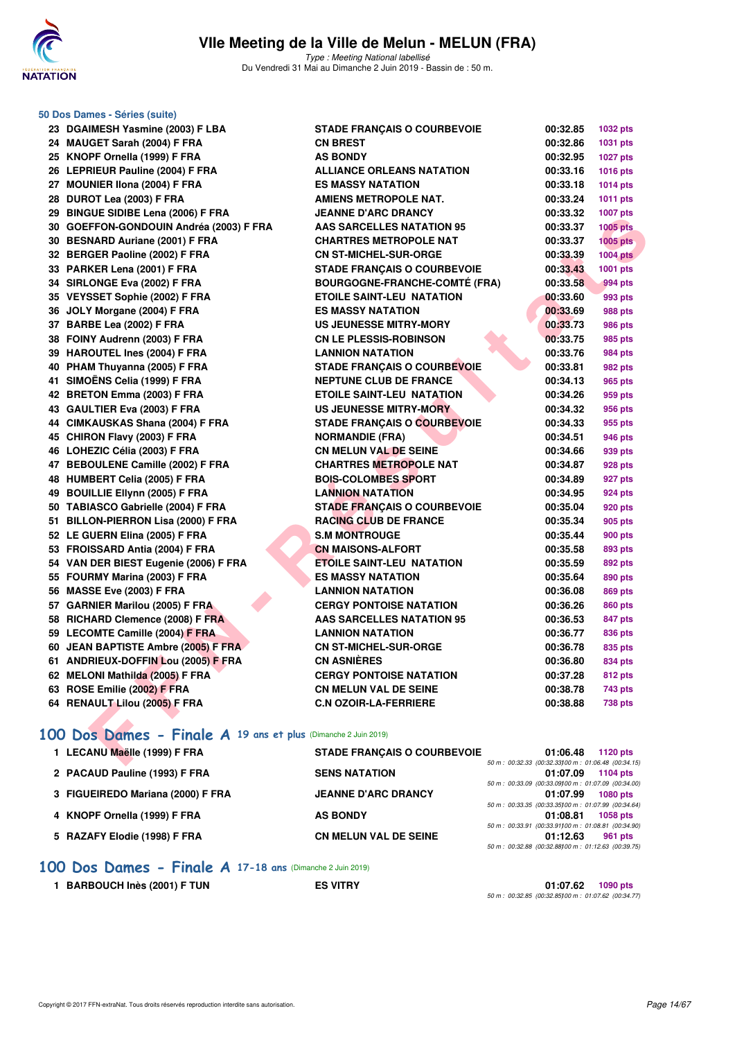# VIIe Meeting de la Ville de Melun - MELUN (FRA)

*Type : Meeting National labellisé*
Du Vendredi 31 Mai au Dimanche 2 Juin 2019 - Bassin de : 50 m.

## 50 Dos Dames - Séries (suite)

| Rang | Nom | Club | Temps | Points |
|---|---|---|---|---|
| 23 | DGAIMESH Yasmine (2003) F LBA | STADE FRANÇAIS O COURBEVOIE | 00:32.85 | 1032 pts |
| 24 | MAUGET Sarah (2004) F FRA | CN BREST | 00:32.86 | 1031 pts |
| 25 | KNOPF Ornella (1999) F FRA | AS BONDY | 00:32.95 | 1027 pts |
| 26 | LEPRIEUR Pauline (2004) F FRA | ALLIANCE ORLEANS NATATION | 00:33.16 | 1016 pts |
| 27 | MOUNIER Ilona (2004) F FRA | ES MASSY NATATION | 00:33.18 | 1014 pts |
| 28 | DUROT Lea (2003) F FRA | AMIENS METROPOLE NAT. | 00:33.24 | 1011 pts |
| 29 | BINGUE SIDIBE Lena (2006) F FRA | JEANNE D'ARC DRANCY | 00:33.32 | 1007 pts |
| 30 | GOEFFON-GONDOUIN Andréa (2003) F FRA | AAS SARCELLES NATATION 95 | 00:33.37 | 1005 pts |
| 30 | BESNARD Auriane (2001) F FRA | CHARTRES METROPOLE NAT | 00:33.37 | 1005 pts |
| 32 | BERGER Paoline (2002) F FRA | CN ST-MICHEL-SUR-ORGE | 00:33.39 | 1004 pts |
| 33 | PARKER Lena (2001) F FRA | STADE FRANÇAIS O COURBEVOIE | 00:33.43 | 1001 pts |
| 34 | SIRLONGE Eva (2002) F FRA | BOURGOGNE-FRANCHE-COMTÉ (FRA) | 00:33.58 | 994 pts |
| 35 | VEYSSET Sophie (2002) F FRA | ETOILE SAINT-LEU NATATION | 00:33.60 | 993 pts |
| 36 | JOLY Morgane (2004) F FRA | ES MASSY NATATION | 00:33.69 | 988 pts |
| 37 | BARBE Lea (2002) F FRA | US JEUNESSE MITRY-MORY | 00:33.73 | 986 pts |
| 38 | FOINY Audrenn (2003) F FRA | CN LE PLESSIS-ROBINSON | 00:33.75 | 985 pts |
| 39 | HAROUTEL Ines (2004) F FRA | LANNION NATATION | 00:33.76 | 984 pts |
| 40 | PHAM Thuyanna (2005) F FRA | STADE FRANÇAIS O COURBEVOIE | 00:33.81 | 982 pts |
| 41 | SIMOËNS Celia (1999) F FRA | NEPTUNE CLUB DE FRANCE | 00:34.13 | 965 pts |
| 42 | BRETON Emma (2003) F FRA | ETOILE SAINT-LEU NATATION | 00:34.26 | 959 pts |
| 43 | GAULTIER Eva (2003) F FRA | US JEUNESSE MITRY-MORY | 00:34.32 | 956 pts |
| 44 | CIMKAUSKAS Shana (2004) F FRA | STADE FRANÇAIS O COURBEVOIE | 00:34.33 | 955 pts |
| 45 | CHIRON Flavy (2003) F FRA | NORMANDIE (FRA) | 00:34.51 | 946 pts |
| 46 | LOHEZIC Célia (2003) F FRA | CN MELUN VAL DE SEINE | 00:34.66 | 939 pts |
| 47 | BEBOULENE Camille (2002) F FRA | CHARTRES METROPOLE NAT | 00:34.87 | 928 pts |
| 48 | HUMBERT Celia (2005) F FRA | BOIS-COLOMBES SPORT | 00:34.89 | 927 pts |
| 49 | BOUILLIE Ellynn (2005) F FRA | LANNION NATATION | 00:34.95 | 924 pts |
| 50 | TABIASCO Gabrielle (2004) F FRA | STADE FRANÇAIS O COURBEVOIE | 00:35.04 | 920 pts |
| 51 | BILLON-PIERRON Lisa (2000) F FRA | RACING CLUB DE FRANCE | 00:35.34 | 905 pts |
| 52 | LE GUERN Elina (2005) F FRA | S.M MONTROUGE | 00:35.44 | 900 pts |
| 53 | FROISSARD Antia (2004) F FRA | CN MAISONS-ALFORT | 00:35.58 | 893 pts |
| 54 | VAN DER BIEST Eugenie (2006) F FRA | ETOILE SAINT-LEU NATATION | 00:35.59 | 892 pts |
| 55 | FOURMY Marina (2003) F FRA | ES MASSY NATATION | 00:35.64 | 890 pts |
| 56 | MASSE Eve (2003) F FRA | LANNION NATATION | 00:36.08 | 869 pts |
| 57 | GARNIER Marilou (2005) F FRA | CERGY PONTOISE NATATION | 00:36.26 | 860 pts |
| 58 | RICHARD Clemence (2008) F FRA | AAS SARCELLES NATATION 95 | 00:36.53 | 847 pts |
| 59 | LECOMTE Camille (2004) F FRA | LANNION NATATION | 00:36.77 | 836 pts |
| 60 | JEAN BAPTISTE Ambre (2005) F FRA | CN ST-MICHEL-SUR-ORGE | 00:36.78 | 835 pts |
| 61 | ANDRIEUX-DOFFIN Lou (2005) F FRA | CN ASNIÈRES | 00:36.80 | 834 pts |
| 62 | MELONI Mathilda (2005) F FRA | CERGY PONTOISE NATATION | 00:37.28 | 812 pts |
| 63 | ROSE Emilie (2002) F FRA | CN MELUN VAL DE SEINE | 00:38.78 | 743 pts |
| 64 | RENAULT Lilou (2005) F FRA | C.N OZOIR-LA-FERRIERE | 00:38.88 | 738 pts |

## 100 Dos Dames - Finale A 19 ans et plus (Dimanche 2 Juin 2019)

| Rang | Nom | Club | Temps | Points |
|---|---|---|---|---|
| 1 | LECANU Maëlle (1999) F FRA | STADE FRANÇAIS O COURBEVOIE | 01:06.48 | 1120 pts |
| | | *50 m : 00:32.33 (00:32.33) 100 m : 01:06.48 (00:34.15)* | | |
| 2 | PACAUD Pauline (1993) F FRA | SENS NATATION | 01:07.09 | 1104 pts |
| | | *50 m : 00:33.09 (00:33.09) 100 m : 01:07.09 (00:34.00)* | | |
| 3 | FIGUEIREDO Mariana (2000) F FRA | JEANNE D'ARC DRANCY | 01:07.99 | 1080 pts |
| | | *50 m : 00:33.35 (00:33.35) 100 m : 01:07.99 (00:34.64)* | | |
| 4 | KNOPF Ornella (1999) F FRA | AS BONDY | 01:08.81 | 1058 pts |
| | | *50 m : 00:33.91 (00:33.91) 100 m : 01:08.81 (00:34.90)* | | |
| 5 | RAZAFY Elodie (1998) F FRA | CN MELUN VAL DE SEINE | 01:12.63 | 961 pts |
| | | *50 m : 00:32.88 (00:32.88) 100 m : 01:12.63 (00:39.75)* | | |

## 100 Dos Dames - Finale A 17-18 ans (Dimanche 2 Juin 2019)

| Rang | Nom | Club | Temps | Points |
|---|---|---|---|---|
| 1 | BARBOUCH Inès (2001) F TUN | ES VITRY | 01:07.62 | 1090 pts |
| | | *50 m : 00:32.85 (00:32.85) 100 m : 01:07.62 (00:34.77)* | | |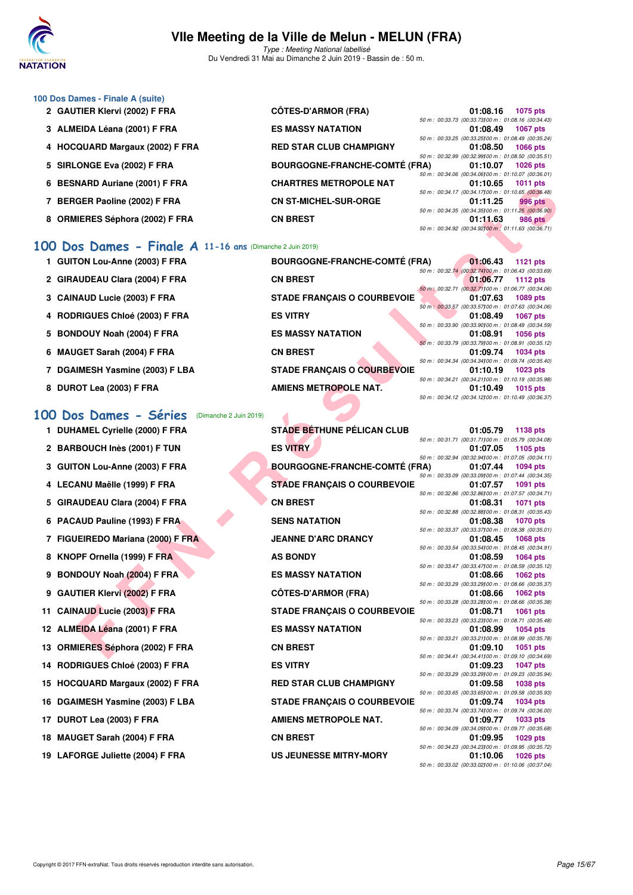### 100 Dos Dames - Finale A (suite)

| Rang | Nom | Club | Temps | Points | Splits |
|---|---|---|---|---|---|
| 2 | GAUTIER Klervi (2002) F FRA | CÔTES-D'ARMOR (FRA) | 01:08.16 | 1075 pts | 50 m : 00:33.73 (00:33.73) 100 m : 01:08.16 (00:34.43) |
| 3 | ALMEIDA Léana (2001) F FRA | ES MASSY NATATION | 01:08.49 | 1067 pts | 50 m : 00:33.25 (00:33.25) 100 m : 01:08.49 (00:35.24) |
| 4 | HOCQUARD Margaux (2002) F FRA | RED STAR CLUB CHAMPIGNY | 01:08.50 | 1066 pts | 50 m : 00:32.99 (00:32.99) 100 m : 01:08.50 (00:35.51) |
| 5 | SIRLONGE Eva (2002) F FRA | BOURGOGNE-FRANCHE-COMTÉ (FRA) | 01:10.07 | 1026 pts | 50 m : 00:34.06 (00:34.06) 100 m : 01:10.07 (00:36.01) |
| 6 | BESNARD Auriane (2001) F FRA | CHARTRES METROPOLE NAT | 01:10.65 | 1011 pts | 50 m : 00:34.17 (00:34.17) 100 m : 01:10.65 (00:36.48) |
| 7 | BERGER Paoline (2002) F FRA | CN ST-MICHEL-SUR-ORGE | 01:11.25 | 996 pts | 50 m : 00:34.35 (00:34.35) 100 m : 01:11.25 (00:36.90) |
| 8 | ORMIERES Séphora (2002) F FRA | CN BREST | 01:11.63 | 986 pts | 50 m : 00:34.92 (00:34.92) 100 m : 01:11.63 (00:36.71) |

## 100 Dos Dames - Finale A 11-16 ans (Dimanche 2 Juin 2019)

| Rang | Nom | Club | Temps | Points | Splits |
|---|---|---|---|---|---|
| 1 | GUITON Lou-Anne (2003) F FRA | BOURGOGNE-FRANCHE-COMTÉ (FRA) | 01:06.43 | 1121 pts | 50 m : 00:32.74 (00:32.74) 100 m : 01:06.43 (00:33.69) |
| 2 | GIRAUDEAU Clara (2004) F FRA | CN BREST | 01:06.77 | 1112 pts | 50 m : 00:32.71 (00:32.71) 100 m : 01:06.77 (00:34.06) |
| 3 | CAINAUD Lucie (2003) F FRA | STADE FRANÇAIS O COURBEVOIE | 01:07.63 | 1089 pts | 50 m : 00:33.57 (00:33.57) 100 m : 01:07.63 (00:34.06) |
| 4 | RODRIGUES Chloé (2003) F FRA | ES VITRY | 01:08.49 | 1067 pts | 50 m : 00:33.90 (00:33.90) 100 m : 01:08.49 (00:34.59) |
| 5 | BONDOUY Noah (2004) F FRA | ES MASSY NATATION | 01:08.91 | 1056 pts | 50 m : 00:33.79 (00:33.79) 100 m : 01:08.91 (00:35.12) |
| 6 | MAUGET Sarah (2004) F FRA | CN BREST | 01:09.74 | 1034 pts | 50 m : 00:34.34 (00:34.34) 100 m : 01:09.74 (00:35.40) |
| 7 | DGAIMESH Yasmine (2003) F LBA | STADE FRANÇAIS O COURBEVOIE | 01:10.19 | 1023 pts | 50 m : 00:34.21 (00:34.21) 100 m : 01:10.19 (00:35.98) |
| 8 | DUROT Lea (2003) F FRA | AMIENS METROPOLE NAT. | 01:10.49 | 1015 pts | 50 m : 00:34.12 (00:34.12) 100 m : 01:10.49 (00:36.37) |

## 100 Dos Dames - Séries (Dimanche 2 Juin 2019)

| Rang | Nom | Club | Temps | Points | Splits |
|---|---|---|---|---|---|
| 1 | DUHAMEL Cyrielle (2000) F FRA | STADE BÉTHUNE PÉLICAN CLUB | 01:05.79 | 1138 pts | 50 m : 00:31.71 (00:31.71) 100 m : 01:05.79 (00:34.08) |
| 2 | BARBOUCH Inès (2001) F TUN | ES VITRY | 01:07.05 | 1105 pts | 50 m : 00:32.94 (00:32.94) 100 m : 01:07.05 (00:34.11) |
| 3 | GUITON Lou-Anne (2003) F FRA | BOURGOGNE-FRANCHE-COMTÉ (FRA) | 01:07.44 | 1094 pts | 50 m : 00:33.09 (00:33.09) 100 m : 01:07.44 (00:34.35) |
| 4 | LECANU Maëlle (1999) F FRA | STADE FRANÇAIS O COURBEVOIE | 01:07.57 | 1091 pts | 50 m : 00:32.86 (00:32.86) 100 m : 01:07.57 (00:34.71) |
| 5 | GIRAUDEAU Clara (2004) F FRA | CN BREST | 01:08.31 | 1071 pts | 50 m : 00:32.88 (00:32.88) 100 m : 01:08.31 (00:35.43) |
| 6 | PACAUD Pauline (1993) F FRA | SENS NATATION | 01:08.38 | 1070 pts | 50 m : 00:33.37 (00:33.37) 100 m : 01:08.38 (00:35.01) |
| 7 | FIGUEIREDO Mariana (2000) F FRA | JEANNE D'ARC DRANCY | 01:08.45 | 1068 pts | 50 m : 00:33.54 (00:33.54) 100 m : 01:08.45 (00:34.91) |
| 8 | KNOPF Ornella (1999) F FRA | AS BONDY | 01:08.59 | 1064 pts | 50 m : 00:33.47 (00:33.47) 100 m : 01:08.59 (00:35.12) |
| 9 | BONDOUY Noah (2004) F FRA | ES MASSY NATATION | 01:08.66 | 1062 pts | 50 m : 00:33.29 (00:33.29) 100 m : 01:08.66 (00:35.37) |
| 9 | GAUTIER Klervi (2002) F FRA | CÔTES-D'ARMOR (FRA) | 01:08.66 | 1062 pts | 50 m : 00:33.28 (00:33.28) 100 m : 01:08.66 (00:35.38) |
| 11 | CAINAUD Lucie (2003) F FRA | STADE FRANÇAIS O COURBEVOIE | 01:08.71 | 1061 pts | 50 m : 00:33.23 (00:33.23) 100 m : 01:08.71 (00:35.48) |
| 12 | ALMEIDA Léana (2001) F FRA | ES MASSY NATATION | 01:08.99 | 1054 pts | 50 m : 00:33.21 (00:33.21) 100 m : 01:08.99 (00:35.78) |
| 13 | ORMIERES Séphora (2002) F FRA | CN BREST | 01:09.10 | 1051 pts | 50 m : 00:34.41 (00:34.41) 100 m : 01:09.10 (00:34.69) |
| 14 | RODRIGUES Chloé (2003) F FRA | ES VITRY | 01:09.23 | 1047 pts | 50 m : 00:33.29 (00:33.29) 100 m : 01:09.23 (00:35.94) |
| 15 | HOCQUARD Margaux (2002) F FRA | RED STAR CLUB CHAMPIGNY | 01:09.58 | 1038 pts | 50 m : 00:33.65 (00:33.65) 100 m : 01:09.58 (00:35.93) |
| 16 | DGAIMESH Yasmine (2003) F LBA | STADE FRANÇAIS O COURBEVOIE | 01:09.74 | 1034 pts | 50 m : 00:33.74 (00:33.74) 100 m : 01:09.74 (00:36.00) |
| 17 | DUROT Lea (2003) F FRA | AMIENS METROPOLE NAT. | 01:09.77 | 1033 pts | 50 m : 00:34.09 (00:34.09) 100 m : 01:09.77 (00:35.68) |
| 18 | MAUGET Sarah (2004) F FRA | CN BREST | 01:09.95 | 1029 pts | 50 m : 00:34.23 (00:34.23) 100 m : 01:09.95 (00:35.72) |
| 19 | LAFORGE Juliette (2004) F FRA | US JEUNESSE MITRY-MORY | 01:10.06 | 1026 pts | 50 m : 00:33.02 (00:33.02) 100 m : 01:10.06 (00:37.04) |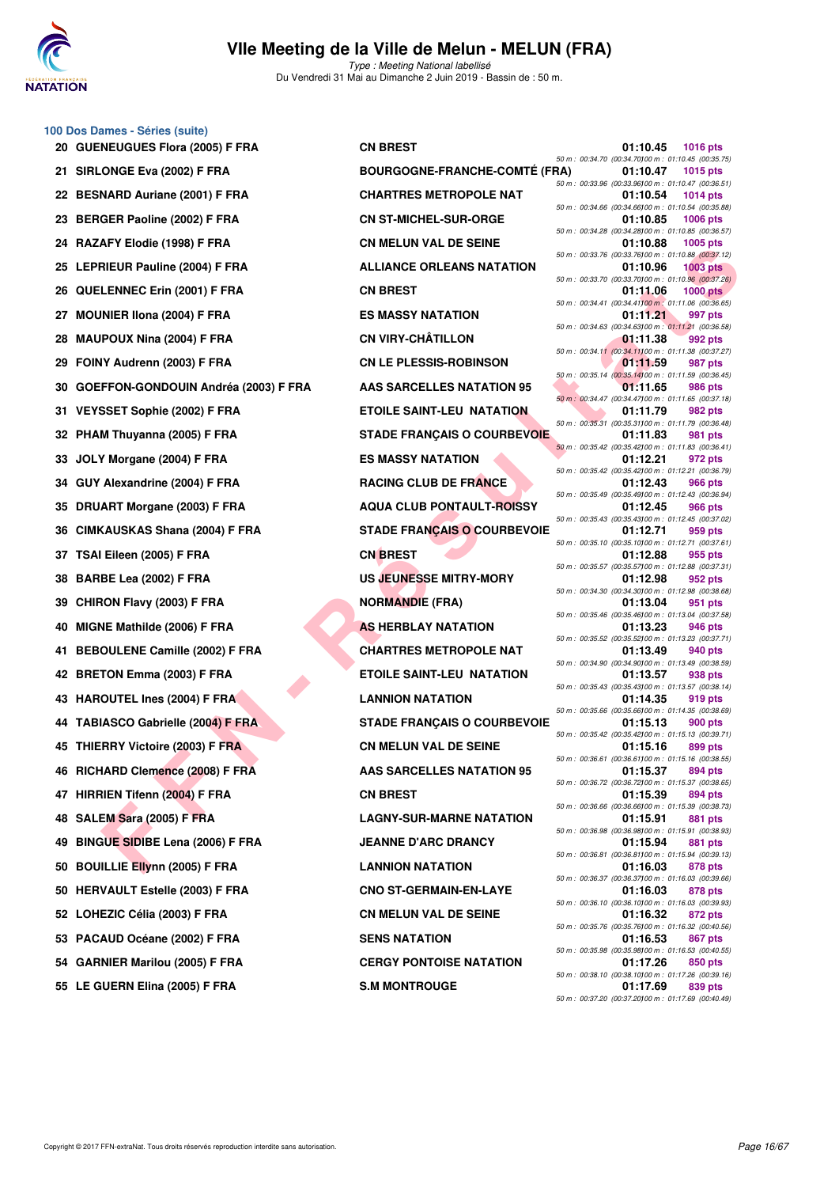# VIIe Meeting de la Ville de Melun - MELUN (FRA)

*Type : Meeting National labellisé*
Du Vendredi 31 Mai au Dimanche 2 Juin 2019 - Bassin de : 50 m.

## 100 Dos Dames - Séries (suite)

| Pl. | Nom | Club | Temps | Points | Splits |
|---|---|---|---|---|---|
| 20 | GUENEUGUES Flora (2005) F FRA | CN BREST | 01:10.45 | 1016 pts | 50 m : 00:34.70 (00:34.70) 100 m : 01:10.45 (00:35.75) |
| 21 | SIRLONGE Eva (2002) F FRA | BOURGOGNE-FRANCHE-COMTÉ (FRA) | 01:10.47 | 1015 pts | 50 m : 00:33.96 (00:33.96) 100 m : 01:10.47 (00:36.51) |
| 22 | BESNARD Auriane (2001) F FRA | CHARTRES METROPOLE NAT | 01:10.54 | 1014 pts | 50 m : 00:34.66 (00:34.66) 100 m : 01:10.54 (00:35.88) |
| 23 | BERGER Paoline (2002) F FRA | CN ST-MICHEL-SUR-ORGE | 01:10.85 | 1006 pts | 50 m : 00:34.28 (00:34.28) 100 m : 01:10.85 (00:36.57) |
| 24 | RAZAFY Elodie (1998) F FRA | CN MELUN VAL DE SEINE | 01:10.88 | 1005 pts | 50 m : 00:33.76 (00:33.76) 100 m : 01:10.88 (00:37.12) |
| 25 | LEPRIEUR Pauline (2004) F FRA | ALLIANCE ORLEANS NATATION | 01:10.96 | 1003 pts | 50 m : 00:33.70 (00:33.70) 100 m : 01:10.96 (00:37.26) |
| 26 | QUELENNEC Erin (2001) F FRA | CN BREST | 01:11.06 | 1000 pts | 50 m : 00:34.41 (00:34.41) 100 m : 01:11.06 (00:36.65) |
| 27 | MOUNIER Ilona (2004) F FRA | ES MASSY NATATION | 01:11.21 | 997 pts | 50 m : 00:34.63 (00:34.63) 100 m : 01:11.21 (00:36.58) |
| 28 | MAUPOUX Nina (2004) F FRA | CN VIRY-CHÂTILLON | 01:11.38 | 992 pts | 50 m : 00:34.11 (00:34.11) 100 m : 01:11.38 (00:37.27) |
| 29 | FOINY Audrenn (2003) F FRA | CN LE PLESSIS-ROBINSON | 01:11.59 | 987 pts | 50 m : 00:35.14 (00:35.14) 100 m : 01:11.59 (00:36.45) |
| 30 | GOEFFON-GONDOUIN Andréa (2003) F FRA | AAS SARCELLES NATATION 95 | 01:11.65 | 986 pts | 50 m : 00:34.47 (00:34.47) 100 m : 01:11.65 (00:37.18) |
| 31 | VEYSSET Sophie (2002) F FRA | ETOILE SAINT-LEU NATATION | 01:11.79 | 982 pts | 50 m : 00:35.31 (00:35.31) 100 m : 01:11.79 (00:36.48) |
| 32 | PHAM Thuyanna (2005) F FRA | STADE FRANÇAIS O COURBEVOIE | 01:11.83 | 981 pts | 50 m : 00:35.42 (00:35.42) 100 m : 01:11.83 (00:36.41) |
| 33 | JOLY Morgane (2004) F FRA | ES MASSY NATATION | 01:12.21 | 972 pts | 50 m : 00:35.42 (00:35.42) 100 m : 01:12.21 (00:36.79) |
| 34 | GUY Alexandrine (2004) F FRA | RACING CLUB DE FRANCE | 01:12.43 | 966 pts | 50 m : 00:35.49 (00:35.49) 100 m : 01:12.43 (00:36.94) |
| 35 | DRUART Morgane (2003) F FRA | AQUA CLUB PONTAULT-ROISSY | 01:12.45 | 966 pts | 50 m : 00:35.43 (00:35.43) 100 m : 01:12.45 (00:37.02) |
| 36 | CIMKAUSKAS Shana (2004) F FRA | STADE FRANÇAIS O COURBEVOIE | 01:12.71 | 959 pts | 50 m : 00:35.10 (00:35.10) 100 m : 01:12.71 (00:37.61) |
| 37 | TSAI Eileen (2005) F FRA | CN BREST | 01:12.88 | 955 pts | 50 m : 00:35.57 (00:35.57) 100 m : 01:12.88 (00:37.31) |
| 38 | BARBE Lea (2002) F FRA | US JEUNESSE MITRY-MORY | 01:12.98 | 952 pts | 50 m : 00:34.30 (00:34.30) 100 m : 01:12.98 (00:38.68) |
| 39 | CHIRON Flavy (2003) F FRA | NORMANDIE (FRA) | 01:13.04 | 951 pts | 50 m : 00:35.46 (00:35.46) 100 m : 01:13.04 (00:37.58) |
| 40 | MIGNE Mathilde (2006) F FRA | AS HERBLAY NATATION | 01:13.23 | 946 pts | 50 m : 00:35.52 (00:35.52) 100 m : 01:13.23 (00:37.71) |
| 41 | BEBOULENE Camille (2002) F FRA | CHARTRES METROPOLE NAT | 01:13.49 | 940 pts | 50 m : 00:34.90 (00:34.90) 100 m : 01:13.49 (00:38.59) |
| 42 | BRETON Emma (2003) F FRA | ETOILE SAINT-LEU NATATION | 01:13.57 | 938 pts | 50 m : 00:35.43 (00:35.43) 100 m : 01:13.57 (00:38.14) |
| 43 | HAROUTEL Ines (2004) F FRA | LANNION NATATION | 01:14.35 | 919 pts | 50 m : 00:35.66 (00:35.66) 100 m : 01:14.35 (00:38.69) |
| 44 | TABIASCO Gabrielle (2004) F FRA | STADE FRANÇAIS O COURBEVOIE | 01:15.13 | 900 pts | 50 m : 00:35.42 (00:35.42) 100 m : 01:15.13 (00:39.71) |
| 45 | THIERRY Victoire (2003) F FRA | CN MELUN VAL DE SEINE | 01:15.16 | 899 pts | 50 m : 00:36.61 (00:36.61) 100 m : 01:15.16 (00:38.55) |
| 46 | RICHARD Clemence (2008) F FRA | AAS SARCELLES NATATION 95 | 01:15.37 | 894 pts | 50 m : 00:36.72 (00:36.72) 100 m : 01:15.37 (00:38.65) |
| 47 | HIRRIEN Tifenn (2004) F FRA | CN BREST | 01:15.39 | 894 pts | 50 m : 00:36.66 (00:36.66) 100 m : 01:15.39 (00:38.73) |
| 48 | SALEM Sara (2005) F FRA | LAGNY-SUR-MARNE NATATION | 01:15.91 | 881 pts | 50 m : 00:36.98 (00:36.98) 100 m : 01:15.91 (00:38.93) |
| 49 | BINGUE SIBIBE Lena (2006) F FRA | JEANNE D'ARC DRANCY | 01:15.94 | 881 pts | 50 m : 00:36.81 (00:36.81) 100 m : 01:15.94 (00:39.13) |
| 50 | BOUILLIE Ellynn (2005) F FRA | LANNION NATATION | 01:16.03 | 878 pts | 50 m : 00:36.37 (00:36.37) 100 m : 01:16.03 (00:39.66) |
| 50 | HERVAULT Estelle (2003) F FRA | CNO ST-GERMAIN-EN-LAYE | 01:16.03 | 878 pts | 50 m : 00:36.10 (00:36.10) 100 m : 01:16.03 (00:39.93) |
| 52 | LOHEZIC Célia (2003) F FRA | CN MELUN VAL DE SEINE | 01:16.32 | 872 pts | 50 m : 00:35.76 (00:35.76) 100 m : 01:16.32 (00:40.56) |
| 53 | PACAUD Océane (2002) F FRA | SENS NATATION | 01:16.53 | 867 pts | 50 m : 00:35.98 (00:35.98) 100 m : 01:16.53 (00:40.55) |
| 54 | GARNIER Marilou (2005) F FRA | CERGY PONTOISE NATATION | 01:17.26 | 850 pts | 50 m : 00:38.10 (00:38.10) 100 m : 01:17.26 (00:39.16) |
| 55 | LE GUERN Elina (2005) F FRA | S.M MONTROUGE | 01:17.69 | 839 pts | 50 m : 00:37.20 (00:37.20) 100 m : 01:17.69 (00:40.49) |

Copyright © 2017 FFN-extraNat. Tous droits réservés reproduction interdite sans autorisation.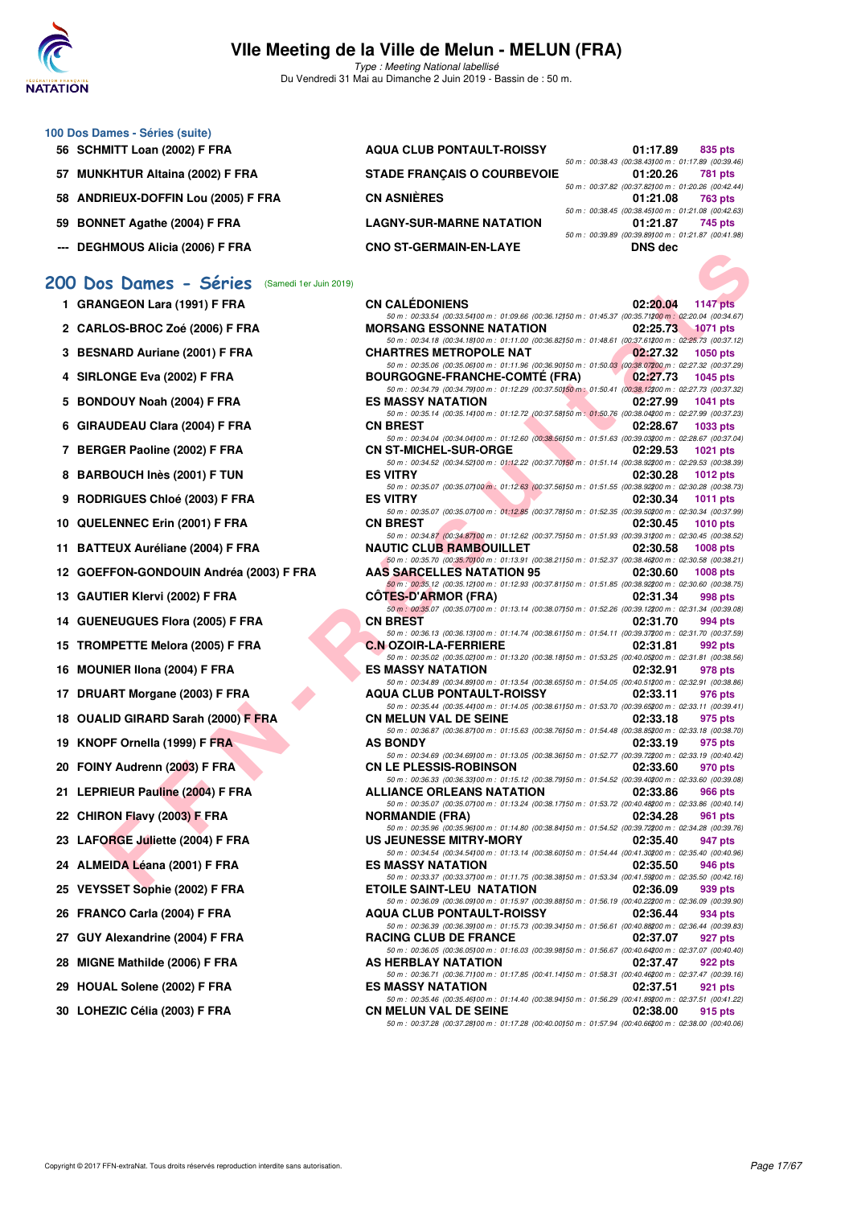# VIIe Meeting de la Ville de Melun - MELUN (FRA)

*Type : Meeting National labellisé*

Du Vendredi 31 Mai au Dimanche 2 Juin 2019 - Bassin de : 50 m.

### 100 Dos Dames - Séries (suite)

| Rang | Nom | Club | Temps | Points |
|---|---|---|---|---|
| 56 | SCHMITT Loan (2002) F FRA | AQUA CLUB PONTAULT-ROISSY | 01:17.89 | 835 pts |
| | | 50 m : 00:38.43 (00:38.43) 100 m : 01:17.89 (00:39.46) | | |
| 57 | MUNKHTUR Altaina (2002) F FRA | STADE FRANÇAIS O COURBEVOIE | 01:20.26 | 781 pts |
| | | 50 m : 00:37.82 (00:37.82) 100 m : 01:20.26 (00:42.44) | | |
| 58 | ANDRIEUX-DOFFIN Lou (2005) F FRA | CN ASNIÈRES | 01:21.08 | 763 pts |
| | | 50 m : 00:38.45 (00:38.45) 100 m : 01:21.08 (00:42.63) | | |
| 59 | BONNET Agathe (2004) F FRA | LAGNY-SUR-MARNE NATATION | 01:21.87 | 745 pts |
| | | 50 m : 00:39.89 (00:39.89) 100 m : 01:21.87 (00:41.98) | | |
| --- | DEGHMOUS Alicia (2006) F FRA | CNO ST-GERMAIN-EN-LAYE | DNS dec | |

## 200 Dos Dames - Séries (Samedi 1er Juin 2019)

| Rang | Nom | Club | Temps | Points |
|---|---|---|---|---|
| 1 | GRANGEON Lara (1991) F FRA | CN CALÉDONIENS | 02:20.04 | 1147 pts |
| | | 50 m : 00:33.54 (00:33.54) 100 m : 01:09.66 (00:36.12) 150 m : 01:45.37 (00:35.71) 200 m : 02:20.04 (00:34.67) | | |
| 2 | CARLOS-BROC Zoé (2006) F FRA | MORSANG ESSONNE NATATION | 02:25.73 | 1071 pts |
| | | 50 m : 00:34.18 (00:34.18) 100 m : 01:11.00 (00:36.82) 150 m : 01:48.61 (00:37.61) 200 m : 02:25.73 (00:37.12) | | |
| 3 | BESNARD Auriane (2001) F FRA | CHARTRES METROPOLE NAT | 02:27.32 | 1050 pts |
| | | 50 m : 00:35.06 (00:35.06) 100 m : 01:11.96 (00:36.90) 150 m : 01:50.03 (00:38.07) 200 m : 02:27.32 (00:37.29) | | |
| 4 | SIRLONGE Eva (2002) F FRA | BOURGOGNE-FRANCHE-COMTÉ (FRA) | 02:27.73 | 1045 pts |
| | | 50 m : 00:34.79 (00:34.79) 100 m : 01:12.29 (00:37.50) 150 m : 01:50.41 (00:38.12) 200 m : 02:27.73 (00:37.32) | | |
| 5 | BONDOUY Noah (2004) F FRA | ES MASSY NATATION | 02:27.99 | 1041 pts |
| | | 50 m : 00:35.14 (00:35.14) 100 m : 01:12.72 (00:37.58) 150 m : 01:50.76 (00:38.04) 200 m : 02:27.99 (00:37.23) | | |
| 6 | GIRAUDEAU Clara (2004) F FRA | CN BREST | 02:28.67 | 1033 pts |
| | | 50 m : 00:34.04 (00:34.04) 100 m : 01:12.60 (00:38.56) 150 m : 01:51.63 (00:39.03) 200 m : 02:28.67 (00:37.04) | | |
| 7 | BERGER Paoline (2002) F FRA | CN ST-MICHEL-SUR-ORGE | 02:29.53 | 1021 pts |
| | | 50 m : 00:34.52 (00:34.52) 100 m : 01:12.22 (00:37.70) 150 m : 01:51.14 (00:38.92) 200 m : 02:29.53 (00:38.39) | | |
| 8 | BARBOUCH Inès (2001) F TUN | ES VITRY | 02:30.28 | 1012 pts |
| | | 50 m : 00:35.07 (00:35.07) 100 m : 01:12.63 (00:37.56) 150 m : 01:51.55 (00:38.92) 200 m : 02:30.28 (00:38.73) | | |
| 9 | RODRIGUES Chloé (2003) F FRA | ES VITRY | 02:30.34 | 1011 pts |
| | | 50 m : 00:35.07 (00:35.07) 100 m : 01:12.85 (00:37.78) 150 m : 01:52.35 (00:39.50) 200 m : 02:30.34 (00:37.99) | | |
| 10 | QUELENNEC Erin (2001) F FRA | CN BREST | 02:30.45 | 1010 pts |
| | | 50 m : 00:34.87 (00:34.87) 100 m : 01:12.62 (00:37.75) 150 m : 01:51.93 (00:39.31) 200 m : 02:30.45 (00:38.52) | | |
| 11 | BATTEUX Auréliane (2004) F FRA | NAUTIC CLUB RAMBOUILLET | 02:30.58 | 1008 pts |
| | | 50 m : 00:35.70 (00:35.70) 100 m : 01:13.91 (00:38.21) 150 m : 01:52.37 (00:38.46) 200 m : 02:30.58 (00:38.21) | | |
| 12 | GOEFFON-GONDOUIN Andréa (2003) F FRA | AAS SARCELLES NATATION 95 | 02:30.60 | 1008 pts |
| | | 50 m : 00:35.12 (00:35.12) 100 m : 01:12.93 (00:37.81) 150 m : 01:51.85 (00:38.92) 200 m : 02:30.60 (00:38.75) | | |
| 13 | GAUTIER Klervi (2002) F FRA | CÔTES-D'ARMOR (FRA) | 02:31.34 | 998 pts |
| | | 50 m : 00:35.07 (00:35.07) 100 m : 01:13.14 (00:38.07) 150 m : 01:52.26 (00:39.12) 200 m : 02:31.34 (00:39.08) | | |
| 14 | GUENEUGUES Flora (2005) F FRA | CN BREST | 02:31.70 | 994 pts |
| | | 50 m : 00:36.13 (00:36.13) 100 m : 01:14.74 (00:38.61) 150 m : 01:54.11 (00:39.37) 200 m : 02:31.70 (00:37.59) | | |
| 15 | TROMPETTE Melora (2005) F FRA | C.N OZOIR-LA-FERRIERE | 02:31.81 | 992 pts |
| | | 50 m : 00:35.02 (00:35.02) 100 m : 01:13.20 (00:38.18) 150 m : 01:53.25 (00:40.05) 200 m : 02:31.81 (00:38.56) | | |
| 16 | MOUNIER Ilona (2004) F FRA | ES MASSY NATATION | 02:32.91 | 978 pts |
| | | 50 m : 00:34.89 (00:34.89) 100 m : 01:13.54 (00:38.65) 150 m : 01:54.05 (00:40.51) 200 m : 02:32.91 (00:38.86) | | |
| 17 | DRUART Morgane (2003) F FRA | AQUA CLUB PONTAULT-ROISSY | 02:33.11 | 976 pts |
| | | 50 m : 00:35.44 (00:35.44) 100 m : 01:14.05 (00:38.61) 150 m : 01:53.70 (00:39.65) 200 m : 02:33.11 (00:39.41) | | |
| 18 | OUALID GIRARD Sarah (2000) F FRA | CN MELUN VAL DE SEINE | 02:33.18 | 975 pts |
| | | 50 m : 00:36.87 (00:36.87) 100 m : 01:15.63 (00:38.76) 150 m : 01:54.48 (00:38.85) 200 m : 02:33.18 (00:38.70) | | |
| 19 | KNOPF Ornella (1999) F FRA | AS BONDY | 02:33.19 | 975 pts |
| | | 50 m : 00:34.69 (00:34.69) 100 m : 01:13.05 (00:38.36) 150 m : 01:52.77 (00:39.72) 200 m : 02:33.19 (00:40.42) | | |
| 20 | FOINY Audrenn (2003) F FRA | CN LE PLESSIS-ROBINSON | 02:33.60 | 970 pts |
| | | 50 m : 00:36.33 (00:36.33) 100 m : 01:15.12 (00:38.79) 150 m : 01:54.52 (00:39.40) 200 m : 02:33.60 (00:39.08) | | |
| 21 | LEPRIEUR Pauline (2004) F FRA | ALLIANCE ORLEANS NATATION | 02:33.86 | 966 pts |
| | | 50 m : 00:35.07 (00:35.07) 100 m : 01:13.24 (00:38.17) 150 m : 01:53.72 (00:40.48) 200 m : 02:33.86 (00:40.14) | | |
| 22 | CHIRON Flavy (2003) F FRA | NORMANDIE (FRA) | 02:34.28 | 961 pts |
| | | 50 m : 00:35.96 (00:35.96) 100 m : 01:14.80 (00:38.84) 150 m : 01:54.52 (00:39.72) 200 m : 02:34.28 (00:39.76) | | |
| 23 | LAFORGE Juliette (2004) F FRA | US JEUNESSE MITRY-MORY | 02:35.40 | 947 pts |
| | | 50 m : 00:34.54 (00:34.54) 100 m : 01:13.14 (00:38.60) 150 m : 01:54.44 (00:41.30) 200 m : 02:35.40 (00:40.96) | | |
| 24 | ALMEIDA Léana (2001) F FRA | ES MASSY NATATION | 02:35.50 | 946 pts |
| | | 50 m : 00:33.37 (00:33.37) 100 m : 01:11.75 (00:38.38) 150 m : 01:53.34 (00:41.59) 200 m : 02:35.50 (00:42.16) | | |
| 25 | VEYSSET Sophie (2002) F FRA | ETOILE SAINT-LEU NATATION | 02:36.09 | 939 pts |
| | | 50 m : 00:36.09 (00:36.09) 100 m : 01:15.97 (00:39.88) 150 m : 01:56.19 (00:40.22) 200 m : 02:36.09 (00:39.90) | | |
| 26 | FRANCO Carla (2004) F FRA | AQUA CLUB PONTAULT-ROISSY | 02:36.44 | 934 pts |
| | | 50 m : 00:36.39 (00:36.39) 100 m : 01:15.73 (00:39.34) 150 m : 01:56.61 (00:40.88) 200 m : 02:36.44 (00:39.83) | | |
| 27 | GUY Alexandrine (2004) F FRA | RACING CLUB DE FRANCE | 02:37.07 | 927 pts |
| | | 50 m : 00:36.05 (00:36.05) 100 m : 01:16.03 (00:39.98) 150 m : 01:56.67 (00:40.64) 200 m : 02:37.07 (00:40.40) | | |
| 28 | MIGNE Mathilde (2006) F FRA | AS HERBLAY NATATION | 02:37.47 | 922 pts |
| | | 50 m : 00:36.71 (00:36.71) 100 m : 01:17.85 (00:41.14) 150 m : 01:58.31 (00:40.46) 200 m : 02:37.47 (00:39.16) | | |
| 29 | HOUAL Solene (2002) F FRA | ES MASSY NATATION | 02:37.51 | 921 pts |
| | | 50 m : 00:35.46 (00:35.46) 100 m : 01:14.40 (00:38.94) 150 m : 01:56.29 (00:41.89) 200 m : 02:37.51 (00:41.22) | | |
| 30 | LOHEZIC Célia (2003) F FRA | CN MELUN VAL DE SEINE | 02:38.00 | 915 pts |
| | | 50 m : 00:37.28 (00:37.28) 100 m : 01:17.28 (00:40.00) 150 m : 01:57.94 (00:40.66) 200 m : 02:38.00 (00:40.06) | | |

Copyright © 2017 FFN-extraNat. Tous droits réservés reproduction interdite sans autorisation.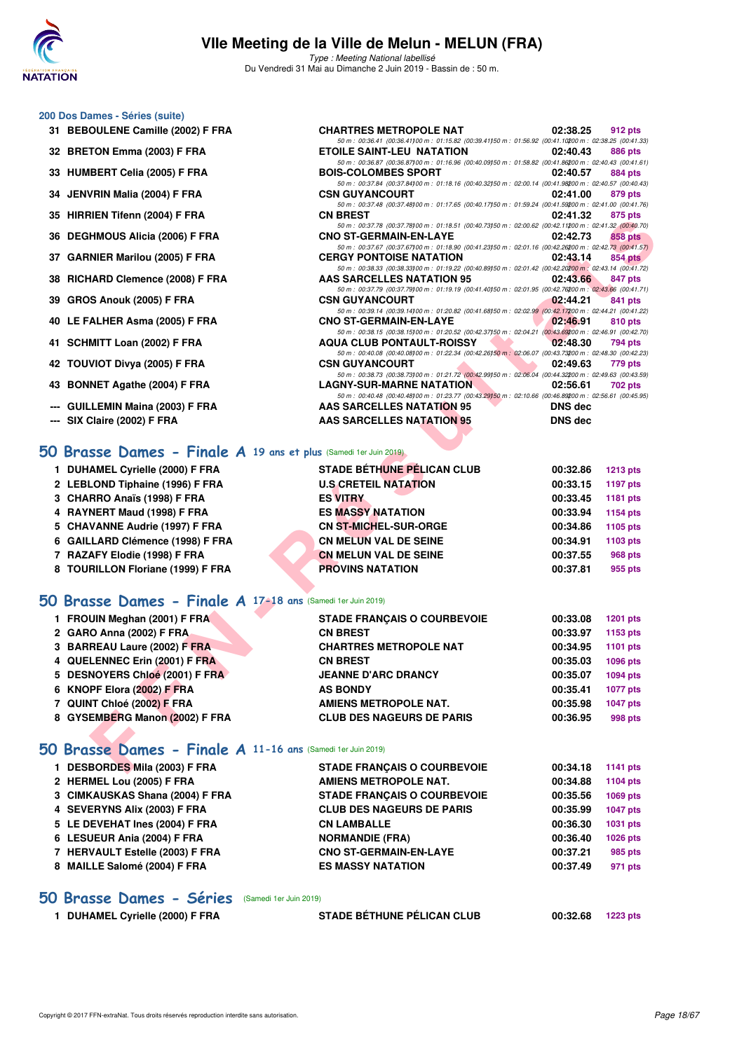## 200 Dos Dames - Séries (suite)

| | | | | |
|---|---|---|---|---|
| 31 | BEBOULENE Camille (2002) F FRA | CHARTRES METROPOLE NAT | 02:38.25 | 912 pts |
| | | 50 m : 00:36.41 (00:36.41) 100 m : 01:15.82 (00:39.41) 150 m : 01:56.92 (00:41.10) 200 m : 02:38.25 (00:41.33) | | |
| 32 | BRETON Emma (2003) F FRA | ETOILE SAINT-LEU NATATION | 02:40.43 | 886 pts |
| | | 50 m : 00:36.87 (00:36.87) 100 m : 01:16.96 (00:40.09) 150 m : 01:58.82 (00:41.86) 200 m : 02:40.43 (00:41.61) | | |
| 33 | HUMBERT Celia (2005) F FRA | BOIS-COLOMBES SPORT | 02:40.57 | 884 pts |
| | | 50 m : 00:37.84 (00:37.84) 100 m : 01:18.16 (00:40.32) 150 m : 02:00.14 (00:41.98) 200 m : 02:40.57 (00:40.43) | | |
| 34 | JENVRIN Malia (2004) F FRA | CSN GUYANCOURT | 02:41.00 | 879 pts |
| | | 50 m : 00:37.48 (00:37.48) 100 m : 01:17.65 (00:40.17) 150 m : 01:59.24 (00:41.59) 200 m : 02:41.00 (00:41.76) | | |
| 35 | HIRRIEN Tifenn (2004) F FRA | CN BREST | 02:41.32 | 875 pts |
| | | 50 m : 00:37.78 (00:37.78) 100 m : 01:18.51 (00:40.73) 150 m : 02:00.62 (00:42.11) 200 m : 02:41.32 (00:40.70) | | |
| 36 | DEGHMOUS Alicia (2006) F FRA | CNO ST-GERMAIN-EN-LAYE | 02:42.73 | 858 pts |
| | | 50 m : 00:37.67 (00:37.67) 100 m : 01:18.90 (00:41.23) 150 m : 02:01.16 (00:42.26) 200 m : 02:42.73 (00:41.57) | | |
| 37 | GARNIER Marilou (2005) F FRA | CERGY PONTOISE NATATION | 02:43.14 | 854 pts |
| | | 50 m : 00:38.33 (00:38.33) 100 m : 01:19.22 (00:40.89) 150 m : 02:01.42 (00:42.20) 200 m : 02:43.14 (00:41.72) | | |
| 38 | RICHARD Clemence (2008) F FRA | AAS SARCELLES NATATION 95 | 02:43.66 | 847 pts |
| | | 50 m : 00:37.79 (00:37.79) 100 m : 01:19.19 (00:41.40) 150 m : 02:01.95 (00:42.76) 200 m : 02:43.66 (00:41.71) | | |
| 39 | GROS Anouk (2005) F FRA | CSN GUYANCOURT | 02:44.21 | 841 pts |
| | | 50 m : 00:39.14 (00:39.14) 100 m : 01:20.82 (00:41.68) 150 m : 02:02.99 (00:42.17) 200 m : 02:44.21 (00:41.22) | | |
| 40 | LE FALHER Asma (2005) F FRA | CNO ST-GERMAIN-EN-LAYE | 02:46.91 | 810 pts |
| | | 50 m : 00:38.15 (00:38.15) 100 m : 01:20.52 (00:42.37) 150 m : 02:04.21 (00:43.69) 200 m : 02:46.91 (00:42.70) | | |
| 41 | SCHMITT Loan (2002) F FRA | AQUA CLUB PONTAULT-ROISSY | 02:48.30 | 794 pts |
| | | 50 m : 00:40.08 (00:40.08) 100 m : 01:22.34 (00:42.26) 150 m : 02:06.07 (00:43.73) 200 m : 02:48.30 (00:42.23) | | |
| 42 | TOUVIOT Divya (2005) F FRA | CSN GUYANCOURT | 02:49.63 | 779 pts |
| | | 50 m : 00:38.73 (00:38.73) 100 m : 01:21.72 (00:42.99) 150 m : 02:06.04 (00:44.32) 200 m : 02:49.63 (00:43.59) | | |
| 43 | BONNET Agathe (2004) F FRA | LAGNY-SUR-MARNE NATATION | 02:56.61 | 702 pts |
| | | 50 m : 00:40.48 (00:40.48) 100 m : 01:23.77 (00:43.29) 150 m : 02:10.66 (00:46.89) 200 m : 02:56.61 (00:45.95) | | |
| --- | GUILLEMIN Maina (2003) F FRA | AAS SARCELLES NATATION 95 | DNS dec | |
| --- | SIX Claire (2002) F FRA | AAS SARCELLES NATATION 95 | DNS dec | |

## 50 Brasse Dames - Finale A 19 ans et plus (Samedi 1er Juin 2019)

| | | | | |
|---|---|---|---|---|
| 1 | DUHAMEL Cyrielle (2000) F FRA | STADE BÉTHUNE PÉLICAN CLUB | 00:32.86 | 1213 pts |
| 2 | LEBLOND Tiphaine (1996) F FRA | U.S CRETEIL NATATION | 00:33.15 | 1197 pts |
| 3 | CHARRO Anaïs (1998) F FRA | ES VITRY | 00:33.45 | 1181 pts |
| 4 | RAYNERT Maud (1998) F FRA | ES MASSY NATATION | 00:33.94 | 1154 pts |
| 5 | CHAVANNE Audrie (1997) F FRA | CN ST-MICHEL-SUR-ORGE | 00:34.86 | 1105 pts |
| 6 | GAILLARD Clémence (1998) F FRA | CN MELUN VAL DE SEINE | 00:34.91 | 1103 pts |
| 7 | RAZAFY Elodie (1998) F FRA | CN MELUN VAL DE SEINE | 00:37.55 | 968 pts |
| 8 | TOURILLON Floriane (1999) F FRA | PROVINS NATATION | 00:37.81 | 955 pts |

## 50 Brasse Dames - Finale A 17-18 ans (Samedi 1er Juin 2019)

| | | | | |
|---|---|---|---|---|
| 1 | FROUIN Meghan (2001) F FRA | STADE FRANÇAIS O COURBEVOIE | 00:33.08 | 1201 pts |
| 2 | GARO Anna (2002) F FRA | CN BREST | 00:33.97 | 1153 pts |
| 3 | BARREAU Laure (2002) F FRA | CHARTRES METROPOLE NAT | 00:34.95 | 1101 pts |
| 4 | QUELENNEC Erin (2001) F FRA | CN BREST | 00:35.03 | 1096 pts |
| 5 | DESNOYERS Chloé (2001) F FRA | JEANNE D'ARC DRANCY | 00:35.07 | 1094 pts |
| 6 | KNOPF Elora (2002) F FRA | AS BONDY | 00:35.41 | 1077 pts |
| 7 | QUINT Chloé (2002) F FRA | AMIENS METROPOLE NAT. | 00:35.98 | 1047 pts |
| 8 | GYSEMBERG Manon (2002) F FRA | CLUB DES NAGEURS DE PARIS | 00:36.95 | 998 pts |

## 50 Brasse Dames - Finale A 11-16 ans (Samedi 1er Juin 2019)

| | | | | |
|---|---|---|---|---|
| 1 | DESBORDES Mila (2003) F FRA | STADE FRANÇAIS O COURBEVOIE | 00:34.18 | 1141 pts |
| 2 | HERMEL Lou (2005) F FRA | AMIENS METROPOLE NAT. | 00:34.88 | 1104 pts |
| 3 | CIMKAUSKAS Shana (2004) F FRA | STADE FRANÇAIS O COURBEVOIE | 00:35.56 | 1069 pts |
| 4 | SEVERYNS Alix (2003) F FRA | CLUB DES NAGEURS DE PARIS | 00:35.99 | 1047 pts |
| 5 | LE DEVEHAT Ines (2004) F FRA | CN LAMBALLE | 00:36.30 | 1031 pts |
| 6 | LESUEUR Ania (2004) F FRA | NORMANDIE (FRA) | 00:36.40 | 1026 pts |
| 7 | HERVAULT Estelle (2003) F FRA | CNO ST-GERMAIN-EN-LAYE | 00:37.21 | 985 pts |
| 8 | MAILLE Salomé (2004) F FRA | ES MASSY NATATION | 00:37.49 | 971 pts |

## 50 Brasse Dames - Séries (Samedi 1er Juin 2019)

| | | | | |
|---|---|---|---|---|
| 1 | DUHAMEL Cyrielle (2000) F FRA | STADE BÉTHUNE PÉLICAN CLUB | 00:32.68 | 1223 pts |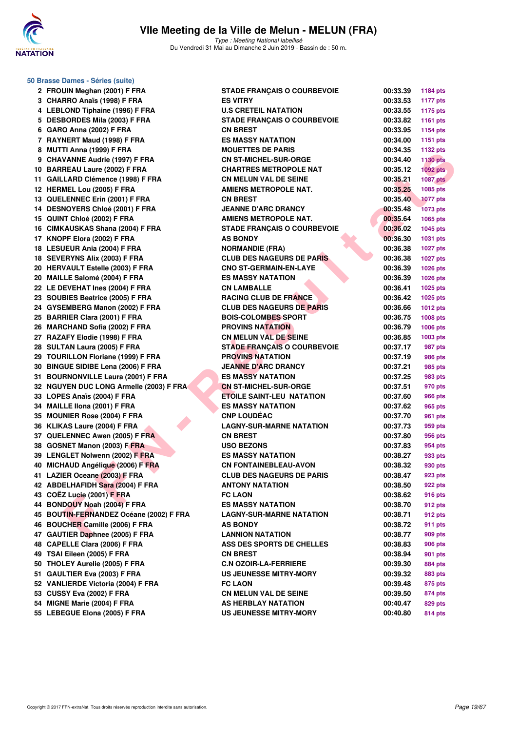# VIIe Meeting de la Ville de Melun - MELUN (FRA)

*Type : Meeting National labellisé*

Du Vendredi 31 Mai au Dimanche 2 Juin 2019 - Bassin de : 50 m.

### 50 Brasse Dames - Séries (suite)

| Rang | Nom | Club | Temps | Points |
|---|---|---|---|---|
| 2 | FROUIN Meghan (2001) F FRA | STADE FRANÇAIS O COURBEVOIE | 00:33.39 | 1184 pts |
| 3 | CHARRO Anaïs (1998) F FRA | ES VITRY | 00:33.53 | 1177 pts |
| 4 | LEBLOND Tiphaine (1996) F FRA | U.S CRETEIL NATATION | 00:33.55 | 1175 pts |
| 5 | DESBORDES Mila (2003) F FRA | STADE FRANÇAIS O COURBEVOIE | 00:33.82 | 1161 pts |
| 6 | GARO Anna (2002) F FRA | CN BREST | 00:33.95 | 1154 pts |
| 7 | RAYNERT Maud (1998) F FRA | ES MASSY NATATION | 00:34.00 | 1151 pts |
| 8 | MUTTI Anna (1999) F FRA | MOUETTES DE PARIS | 00:34.35 | 1132 pts |
| 9 | CHAVANNE Audrie (1997) F FRA | CN ST-MICHEL-SUR-ORGE | 00:34.40 | 1130 pts |
| 10 | BARREAU Laure (2002) F FRA | CHARTRES METROPOLE NAT | 00:35.12 | 1092 pts |
| 11 | GAILLARD Clémence (1998) F FRA | CN MELUN VAL DE SEINE | 00:35.21 | 1087 pts |
| 12 | HERMEL Lou (2005) F FRA | AMIENS METROPOLE NAT. | 00:35.25 | 1085 pts |
| 13 | QUELENNEC Erin (2001) F FRA | CN BREST | 00:35.40 | 1077 pts |
| 14 | DESNOYERS Chloé (2001) F FRA | JEANNE D'ARC DRANCY | 00:35.48 | 1073 pts |
| 15 | QUINT Chloé (2002) F FRA | AMIENS METROPOLE NAT. | 00:35.64 | 1065 pts |
| 16 | CIMKAUSKAS Shana (2004) F FRA | STADE FRANÇAIS O COURBEVOIE | 00:36.02 | 1045 pts |
| 17 | KNOPF Elora (2002) F FRA | AS BONDY | 00:36.30 | 1031 pts |
| 18 | LESUEUR Ania (2004) F FRA | NORMANDIE (FRA) | 00:36.38 | 1027 pts |
| 18 | SEVERYNS Alix (2003) F FRA | CLUB DES NAGEURS DE PARIS | 00:36.38 | 1027 pts |
| 20 | HERVAULT Estelle (2003) F FRA | CNO ST-GERMAIN-EN-LAYE | 00:36.39 | 1026 pts |
| 20 | MAILLE Salomé (2004) F FRA | ES MASSY NATATION | 00:36.39 | 1026 pts |
| 22 | LE DEVEHAT Ines (2004) F FRA | CN LAMBALLE | 00:36.41 | 1025 pts |
| 23 | SOUBIES Beatrice (2005) F FRA | RACING CLUB DE FRANCE | 00:36.42 | 1025 pts |
| 24 | GYSEMBERG Manon (2002) F FRA | CLUB DES NAGEURS DE PARIS | 00:36.66 | 1012 pts |
| 25 | BARRIER Clara (2001) F FRA | BOIS-COLOMBES SPORT | 00:36.75 | 1008 pts |
| 26 | MARCHAND Sofia (2002) F FRA | PROVINS NATATION | 00:36.79 | 1006 pts |
| 27 | RAZAFY Elodie (1998) F FRA | CN MELUN VAL DE SEINE | 00:36.85 | 1003 pts |
| 28 | SULTAN Laura (2005) F FRA | STADE FRANÇAIS O COURBEVOIE | 00:37.17 | 987 pts |
| 29 | TOURILLON Floriane (1999) F FRA | PROVINS NATATION | 00:37.19 | 986 pts |
| 30 | BINGUE SIDIBE Lena (2006) F FRA | JEANNE D'ARC DRANCY | 00:37.21 | 985 pts |
| 31 | BOURNONVILLE Laura (2001) F FRA | ES MASSY NATATION | 00:37.25 | 983 pts |
| 32 | NGUYEN DUC LONG Armelle (2003) F FRA | CN ST-MICHEL-SUR-ORGE | 00:37.51 | 970 pts |
| 33 | LOPES Anaïs (2004) F FRA | ETOILE SAINT-LEU NATATION | 00:37.60 | 966 pts |
| 34 | MAILLE Ilona (2001) F FRA | ES MASSY NATATION | 00:37.62 | 965 pts |
| 35 | MOUNIER Rose (2004) F FRA | CNP LOUDÉAC | 00:37.70 | 961 pts |
| 36 | KLIKAS Laure (2004) F FRA | LAGNY-SUR-MARNE NATATION | 00:37.73 | 959 pts |
| 37 | QUELENNEC Awen (2005) F FRA | CN BREST | 00:37.80 | 956 pts |
| 38 | GOSNET Manon (2003) F FRA | USO BEZONS | 00:37.83 | 954 pts |
| 39 | LENGLET Nolwenn (2002) F FRA | ES MASSY NATATION | 00:38.27 | 933 pts |
| 40 | MICHAUD Angélique (2006) F FRA | CN FONTAINEBLEAU-AVON | 00:38.32 | 930 pts |
| 41 | LAZIER Oceane (2003) F FRA | CLUB DES NAGEURS DE PARIS | 00:38.47 | 923 pts |
| 42 | ABDELHAFIDH Sara (2004) F FRA | ANTONY NATATION | 00:38.50 | 922 pts |
| 43 | COËZ Lucie (2001) F FRA | FC LAON | 00:38.62 | 916 pts |
| 44 | BONDOUY Noah (2004) F FRA | ES MASSY NATATION | 00:38.70 | 912 pts |
| 45 | BOUTIN-FERNANDEZ Océane (2002) F FRA | LAGNY-SUR-MARNE NATATION | 00:38.71 | 912 pts |
| 46 | BOUCHER Camille (2006) F FRA | AS BONDY | 00:38.72 | 911 pts |
| 47 | GAUTIER Daphnee (2005) F FRA | LANNION NATATION | 00:38.77 | 909 pts |
| 48 | CAPELLE Clara (2006) F FRA | ASS DES SPORTS DE CHELLES | 00:38.83 | 906 pts |
| 49 | TSAI Eileen (2005) F FRA | CN BREST | 00:38.94 | 901 pts |
| 50 | THOLEY Aurelie (2005) F FRA | C.N OZOIR-LA-FERRIERE | 00:39.30 | 884 pts |
| 51 | GAULTIER Eva (2003) F FRA | US JEUNESSE MITRY-MORY | 00:39.32 | 883 pts |
| 52 | VANLIERDE Victoria (2004) F FRA | FC LAON | 00:39.48 | 875 pts |
| 53 | CUSSY Eva (2002) F FRA | CN MELUN VAL DE SEINE | 00:39.50 | 874 pts |
| 54 | MIGNE Marie (2004) F FRA | AS HERBLAY NATATION | 00:40.47 | 829 pts |
| 55 | LEBEGUE Elona (2005) F FRA | US JEUNESSE MITRY-MORY | 00:40.80 | 814 pts |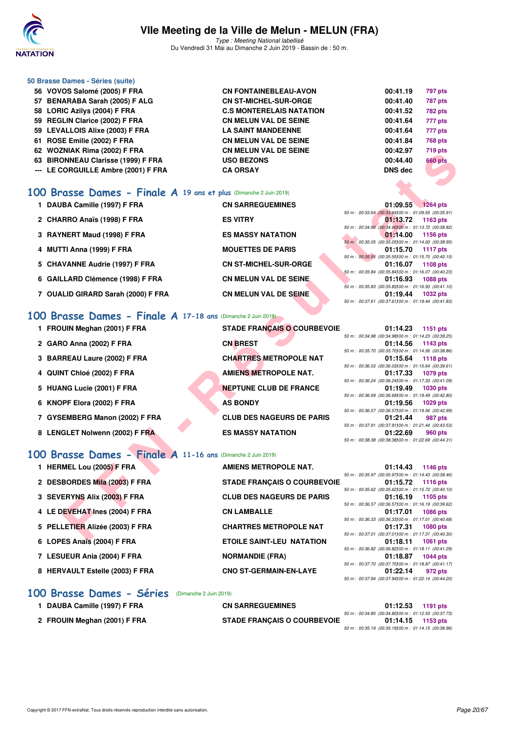### 50 Brasse Dames - Séries (suite)

| Rang | Nom | Club | Temps | Points |
|---|---|---|---|---|
| 56 | VOVOS Salomé (2005) F FRA | CN FONTAINEBLEAU-AVON | 00:41.19 | 797 pts |
| 57 | BENARABA Sarah (2005) F ALG | CN ST-MICHEL-SUR-ORGE | 00:41.40 | 787 pts |
| 58 | LORIC Azilys (2004) F FRA | C.S MONTERELAIS NATATION | 00:41.52 | 782 pts |
| 59 | REGLIN Clarice (2002) F FRA | CN MELUN VAL DE SEINE | 00:41.64 | 777 pts |
| 59 | LEVALLOIS Alixe (2003) F FRA | LA SAINT MANDEENNE | 00:41.64 | 777 pts |
| 61 | ROSE Emilie (2002) F FRA | CN MELUN VAL DE SEINE | 00:41.84 | 768 pts |
| 62 | WOZNIAK Rima (2002) F FRA | CN MELUN VAL DE SEINE | 00:42.97 | 719 pts |
| 63 | BIRONNEAU Clarisse (1999) F FRA | USO BEZONS | 00:44.40 | 660 pts |
| --- | LE CORGUILLE Ambre (2001) F FRA | CA ORSAY | DNS dec | |

## 100 Brasse Dames - Finale A 19 ans et plus (Dimanche 2 Juin 2019)

| Rang | Nom | Club | Temps | Points | Splits |
|---|---|---|---|---|---|
| 1 | DAUBA Camille (1997) F FRA | CN SARREGUEMINES | 01:09.55 | 1264 pts | 50 m : 00:33.64 (00:33.64) 100 m : 01:09.55 (00:35.91) |
| 2 | CHARRO Anaïs (1998) F FRA | ES VITRY | 01:13.72 | 1163 pts | 50 m : 00:34.90 (00:34.90) 100 m : 01:13.72 (00:38.82) |
| 3 | RAYNERT Maud (1998) F FRA | ES MASSY NATATION | 01:14.00 | 1156 pts | 50 m : 00:35.05 (00:35.05) 100 m : 01:14.00 (00:38.95) |
| 4 | MUTTI Anna (1999) F FRA | MOUETTES DE PARIS | 01:15.70 | 1117 pts | 50 m : 00:35.55 (00:35.55) 100 m : 01:15.70 (00:40.15) |
| 5 | CHAVANNE Audrie (1997) F FRA | CN ST-MICHEL-SUR-ORGE | 01:16.07 | 1108 pts | 50 m : 00:35.84 (00:35.84) 100 m : 01:16.07 (00:40.23) |
| 6 | GAILLARD Clémence (1998) F FRA | CN MELUN VAL DE SEINE | 01:16.93 | 1088 pts | 50 m : 00:35.83 (00:35.83) 100 m : 01:16.93 (00:41.10) |
| 7 | OUALID GIRARD Sarah (2000) F FRA | CN MELUN VAL DE SEINE | 01:19.44 | 1032 pts | 50 m : 00:37.61 (00:37.61) 100 m : 01:19.44 (00:41.83) |

## 100 Brasse Dames - Finale A 17-18 ans (Dimanche 2 Juin 2019)

| Rang | Nom | Club | Temps | Points | Splits |
|---|---|---|---|---|---|
| 1 | FROUIN Meghan (2001) F FRA | STADE FRANÇAIS O COURBEVOIE | 01:14.23 | 1151 pts | 50 m : 00:34.98 (00:34.98) 100 m : 01:14.23 (00:39.25) |
| 2 | GARO Anna (2002) F FRA | CN BREST | 01:14.56 | 1143 pts | 50 m : 00:35.70 (00:35.70) 100 m : 01:14.56 (00:38.86) |
| 3 | BARREAU Laure (2002) F FRA | CHARTRES METROPOLE NAT | 01:15.64 | 1118 pts | 50 m : 00:36.03 (00:36.03) 100 m : 01:15.64 (00:39.61) |
| 4 | QUINT Chloé (2002) F FRA | AMIENS METROPOLE NAT. | 01:17.33 | 1079 pts | 50 m : 00:36.24 (00:36.24) 100 m : 01:17.33 (00:41.09) |
| 5 | HUANG Lucie (2001) F FRA | NEPTUNE CLUB DE FRANCE | 01:19.49 | 1030 pts | 50 m : 00:36.69 (00:36.69) 100 m : 01:19.49 (00:42.80) |
| 6 | KNOPF Elora (2002) F FRA | AS BONDY | 01:19.56 | 1029 pts | 50 m : 00:36.57 (00:36.57) 100 m : 01:19.56 (00:42.99) |
| 7 | GYSEMBERG Manon (2002) F FRA | CLUB DES NAGEURS DE PARIS | 01:21.44 | 987 pts | 50 m : 00:37.91 (00:37.91) 100 m : 01:21.44 (00:43.53) |
| 8 | LENGLET Nolwenn (2002) F FRA | ES MASSY NATATION | 01:22.69 | 960 pts | 50 m : 00:38.38 (00:38.38) 100 m : 01:22.69 (00:44.31) |

## 100 Brasse Dames - Finale A 11-16 ans (Dimanche 2 Juin 2019)

| Rang | Nom | Club | Temps | Points | Splits |
|---|---|---|---|---|---|
| 1 | HERMEL Lou (2005) F FRA | AMIENS METROPOLE NAT. | 01:14.43 | 1146 pts | 50 m : 00:35.97 (00:35.97) 100 m : 01:14.43 (00:38.46) |
| 2 | DESBORDES Mila (2003) F FRA | STADE FRANÇAIS O COURBEVOIE | 01:15.72 | 1116 pts | 50 m : 00:35.62 (00:35.62) 100 m : 01:15.72 (00:40.10) |
| 3 | SEVERYNS Alix (2003) F FRA | CLUB DES NAGEURS DE PARIS | 01:16.19 | 1105 pts | 50 m : 00:36.57 (00:36.57) 100 m : 01:16.19 (00:39.62) |
| 4 | LE DEVEHAT Ines (2004) F FRA | CN LAMBALLE | 01:17.01 | 1086 pts | 50 m : 00:36.33 (00:36.33) 100 m : 01:17.01 (00:40.68) |
| 5 | PELLETIER Alizée (2003) F FRA | CHARTRES METROPOLE NAT | 01:17.31 | 1080 pts | 50 m : 00:37.01 (00:37.01) 100 m : 01:17.31 (00:40.30) |
| 6 | LOPES Anaïs (2004) F FRA | ETOILE SAINT-LEU NATATION | 01:18.11 | 1061 pts | 50 m : 00:36.82 (00:36.82) 100 m : 01:18.11 (00:41.29) |
| 7 | LESUEUR Ania (2004) F FRA | NORMANDIE (FRA) | 01:18.87 | 1044 pts | 50 m : 00:37.70 (00:37.70) 100 m : 01:18.87 (00:41.17) |
| 8 | HERVAULT Estelle (2003) F FRA | CNO ST-GERMAIN-EN-LAYE | 01:22.14 | 972 pts | 50 m : 00:37.94 (00:37.94) 100 m : 01:22.14 (00:44.20) |

## 100 Brasse Dames - Séries (Dimanche 2 Juin 2019)

| Rang | Nom | Club | Temps | Points | Splits |
|---|---|---|---|---|---|
| 1 | DAUBA Camille (1997) F FRA | CN SARREGUEMINES | 01:12.53 | 1191 pts | 50 m : 00:34.80 (00:34.80) 100 m : 01:12.53 (00:37.73) |
| 2 | FROUIN Meghan (2001) F FRA | STADE FRANÇAIS O COURBEVOIE | 01:14.15 | 1153 pts | 50 m : 00:35.19 (00:35.19) 100 m : 01:14.15 (00:38.96) |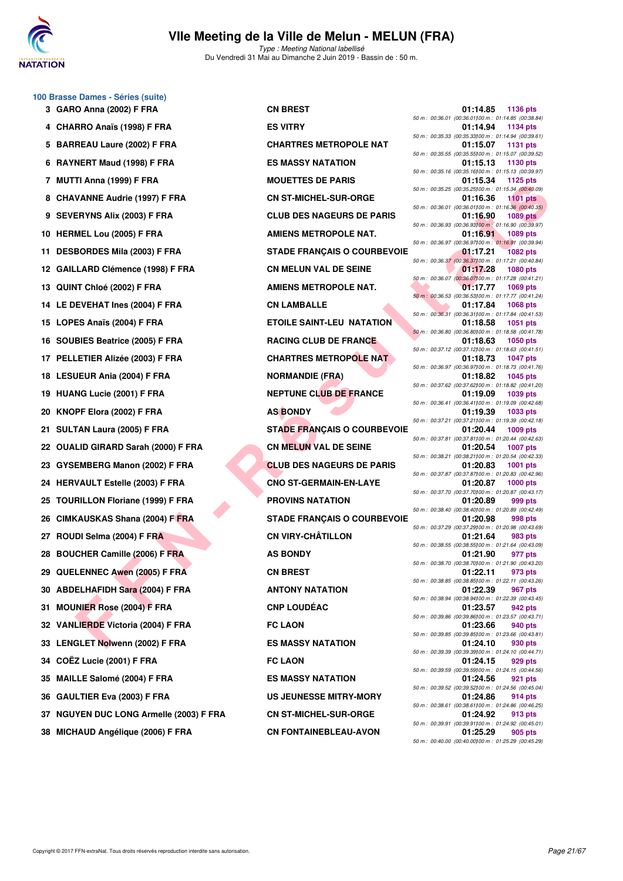# VIIe Meeting de la Ville de Melun - MELUN (FRA)

*Type : Meeting National labellisé*
Du Vendredi 31 Mai au Dimanche 2 Juin 2019 - Bassin de : 50 m.

## 100 Brasse Dames - Séries (suite)

| Pl. | Nom | Club | Temps | Points | Splits |
|---|---|---|---|---|---|
| 3 | GARO Anna (2002) F FRA | CN BREST | 01:14.85 | 1136 pts | 50 m : 00:36.01 (00:36.01) 100 m : 01:14.85 (00:38.84) |
| 4 | CHARRO Anaïs (1998) F FRA | ES VITRY | 01:14.94 | 1134 pts | 50 m : 00:35.33 (00:35.33) 100 m : 01:14.94 (00:39.61) |
| 5 | BARREAU Laure (2002) F FRA | CHARTRES METROPOLE NAT | 01:15.07 | 1131 pts | 50 m : 00:35.55 (00:35.55) 100 m : 01:15.07 (00:39.52) |
| 6 | RAYNERT Maud (1998) F FRA | ES MASSY NATATION | 01:15.13 | 1130 pts | 50 m : 00:35.16 (00:35.16) 100 m : 01:15.13 (00:39.97) |
| 7 | MUTTI Anna (1999) F FRA | MOUETTES DE PARIS | 01:15.34 | 1125 pts | 50 m : 00:35.25 (00:35.25) 100 m : 01:15.34 (00:40.09) |
| 8 | CHAVANNE Audrie (1997) F FRA | CN ST-MICHEL-SUR-ORGE | 01:16.36 | 1101 pts | 50 m : 00:36.01 (00:36.01) 100 m : 01:16.36 (00:40.35) |
| 9 | SEVERYNS Alix (2003) F FRA | CLUB DES NAGEURS DE PARIS | 01:16.90 | 1089 pts | 50 m : 00:36.93 (00:36.93) 100 m : 01:16.90 (00:39.97) |
| 10 | HERMEL Lou (2005) F FRA | AMIENS METROPOLE NAT. | 01:16.91 | 1089 pts | 50 m : 00:36.97 (00:36.97) 100 m : 01:16.91 (00:39.94) |
| 11 | DESBORDES Mila (2003) F FRA | STADE FRANÇAIS O COURBEVOIE | 01:17.21 | 1082 pts | 50 m : 00:36.37 (00:36.37) 100 m : 01:17.21 (00:40.84) |
| 12 | GAILLARD Clémence (1998) F FRA | CN MELUN VAL DE SEINE | 01:17.28 | 1080 pts | 50 m : 00:36.07 (00:36.07) 100 m : 01:17.28 (00:41.21) |
| 13 | QUINT Chloé (2002) F FRA | AMIENS METROPOLE NAT. | 01:17.77 | 1069 pts | 50 m : 00:36.53 (00:36.53) 100 m : 01:17.77 (00:41.24) |
| 14 | LE DEVEHAT Ines (2004) F FRA | CN LAMBALLE | 01:17.84 | 1068 pts | 50 m : 00:36.31 (00:36.31) 100 m : 01:17.84 (00:41.53) |
| 15 | LOPES Anaïs (2004) F FRA | ETOILE SAINT-LEU NATATION | 01:18.58 | 1051 pts | 50 m : 00:36.80 (00:36.80) 100 m : 01:18.58 (00:41.78) |
| 16 | SOUBIES Beatrice (2005) F FRA | RACING CLUB DE FRANCE | 01:18.63 | 1050 pts | 50 m : 00:37.12 (00:37.12) 100 m : 01:18.63 (00:41.51) |
| 17 | PELLETIER Alizée (2003) F FRA | CHARTRES METROPOLE NAT | 01:18.73 | 1047 pts | 50 m : 00:36.97 (00:36.97) 100 m : 01:18.73 (00:41.76) |
| 18 | LESUEUR Ania (2004) F FRA | NORMANDIE (FRA) | 01:18.82 | 1045 pts | 50 m : 00:37.62 (00:37.62) 100 m : 01:18.82 (00:41.20) |
| 19 | HUANG Lucie (2001) F FRA | NEPTUNE CLUB DE FRANCE | 01:19.09 | 1039 pts | 50 m : 00:36.41 (00:36.41) 100 m : 01:19.09 (00:42.68) |
| 20 | KNOPF Elora (2002) F FRA | AS BONDY | 01:19.39 | 1033 pts | 50 m : 00:37.21 (00:37.21) 100 m : 01:19.39 (00:42.18) |
| 21 | SULTAN Laura (2005) F FRA | STADE FRANÇAIS O COURBEVOIE | 01:20.44 | 1009 pts | 50 m : 00:37.81 (00:37.81) 100 m : 01:20.44 (00:42.63) |
| 22 | OUALID GIRARD Sarah (2000) F FRA | CN MELUN VAL DE SEINE | 01:20.54 | 1007 pts | 50 m : 00:38.21 (00:38.21) 100 m : 01:20.54 (00:42.33) |
| 23 | GYSEMBERG Manon (2002) F FRA | CLUB DES NAGEURS DE PARIS | 01:20.83 | 1001 pts | 50 m : 00:37.87 (00:37.87) 100 m : 01:20.83 (00:42.96) |
| 24 | HERVAULT Estelle (2003) F FRA | CNO ST-GERMAIN-EN-LAYE | 01:20.87 | 1000 pts | 50 m : 00:37.70 (00:37.70) 100 m : 01:20.87 (00:43.17) |
| 25 | TOURILLON Floriane (1999) F FRA | PROVINS NATATION | 01:20.89 | 999 pts | 50 m : 00:38.40 (00:38.40) 100 m : 01:20.89 (00:42.49) |
| 26 | CIMKAUSKAS Shana (2004) F FRA | STADE FRANÇAIS O COURBEVOIE | 01:20.98 | 998 pts | 50 m : 00:37.29 (00:37.29) 100 m : 01:20.98 (00:43.69) |
| 27 | ROUDI Selma (2004) F FRA | CN VIRY-CHÂTILLON | 01:21.64 | 983 pts | 50 m : 00:38.55 (00:38.55) 100 m : 01:21.64 (00:43.09) |
| 28 | BOUCHER Camille (2006) F FRA | AS BONDY | 01:21.90 | 977 pts | 50 m : 00:38.70 (00:38.70) 100 m : 01:21.90 (00:43.20) |
| 29 | QUELENNEC Awen (2005) F FRA | CN BREST | 01:22.11 | 973 pts | 50 m : 00:38.85 (00:38.85) 100 m : 01:22.11 (00:43.26) |
| 30 | ABDELHAFIDH Sara (2004) F FRA | ANTONY NATATION | 01:22.39 | 967 pts | 50 m : 00:38.94 (00:38.94) 100 m : 01:22.39 (00:43.45) |
| 31 | MOUNIER Rose (2004) F FRA | CNP LOUDÉAC | 01:23.57 | 942 pts | 50 m : 00:39.86 (00:39.86) 100 m : 01:23.57 (00:43.71) |
| 32 | VANLIERDE Victoria (2004) F FRA | FC LAON | 01:23.66 | 940 pts | 50 m : 00:39.85 (00:39.85) 100 m : 01:23.66 (00:43.81) |
| 33 | LENGLET Nolwenn (2002) F FRA | ES MASSY NATATION | 01:24.10 | 930 pts | 50 m : 00:39.39 (00:39.39) 100 m : 01:24.10 (00:44.71) |
| 34 | COËZ Lucie (2001) F FRA | FC LAON | 01:24.15 | 929 pts | 50 m : 00:39.59 (00:39.59) 100 m : 01:24.15 (00:44.56) |
| 35 | MAILLE Salomé (2004) F FRA | ES MASSY NATATION | 01:24.56 | 921 pts | 50 m : 00:39.52 (00:39.52) 100 m : 01:24.56 (00:45.04) |
| 36 | GAULTIER Eva (2003) F FRA | US JEUNESSE MITRY-MORY | 01:24.86 | 914 pts | 50 m : 00:38.61 (00:38.61) 100 m : 01:24.86 (00:46.25) |
| 37 | NGUYEN DUC LONG Armelle (2003) F FRA | CN ST-MICHEL-SUR-ORGE | 01:24.92 | 913 pts | 50 m : 00:39.91 (00:39.91) 100 m : 01:24.92 (00:45.01) |
| 38 | MICHAUD Angélique (2006) F FRA | CN FONTAINEBLEAU-AVON | 01:25.29 | 905 pts | 50 m : 00:40.00 (00:40.00) 100 m : 01:25.29 (00:45.29) |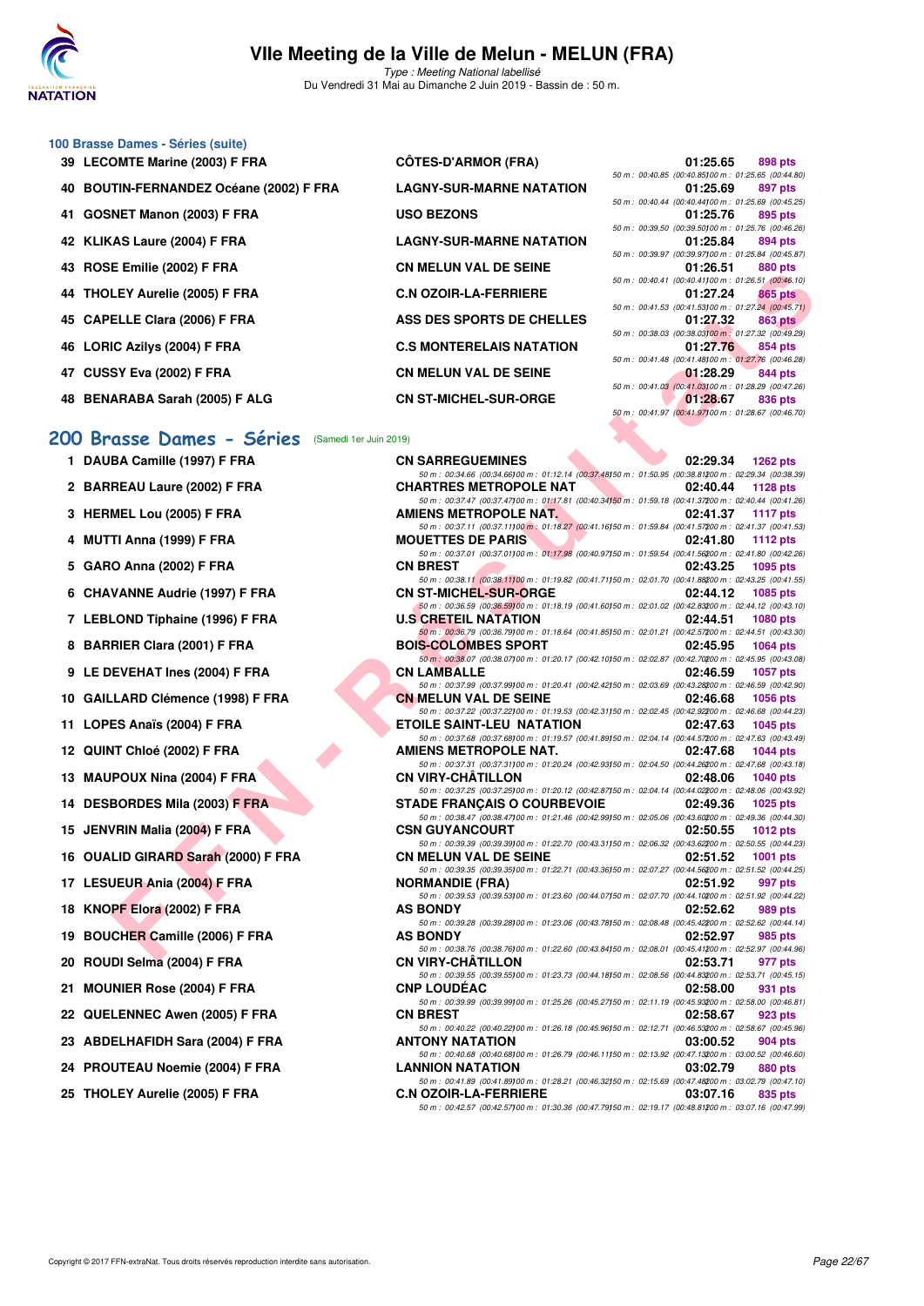# VIIe Meeting de la Ville de Melun - MELUN (FRA)

*Type : Meeting National labellisé*
Du Vendredi 31 Mai au Dimanche 2 Juin 2019 - Bassin de : 50 m.

### 100 Brasse Dames - Séries (suite)

| | Nom | Club | Temps | Points |
|---|---|---|---|---|
| 39 | LECOMTE Marine (2003) F FRA | CÔTES-D'ARMOR (FRA) | 01:25.65 | 898 pts |
| | | | 50 m : 00:40.85 (00:40.85) 100 m : 01:25.65 (00:44.80) | |
| 40 | BOUTIN-FERNANDEZ Océane (2002) F FRA | LAGNY-SUR-MARNE NATATION | 01:25.69 | 897 pts |
| | | | 50 m : 00:40.44 (00:40.44) 100 m : 01:25.69 (00:45.25) | |
| 41 | GOSNET Manon (2003) F FRA | USO BEZONS | 01:25.76 | 895 pts |
| | | | 50 m : 00:39.50 (00:39.50) 100 m : 01:25.76 (00:46.26) | |
| 42 | KLIKAS Laure (2004) F FRA | LAGNY-SUR-MARNE NATATION | 01:25.84 | 894 pts |
| | | | 50 m : 00:39.97 (00:39.97) 100 m : 01:25.84 (00:45.87) | |
| 43 | ROSE Emilie (2002) F FRA | CN MELUN VAL DE SEINE | 01:26.51 | 880 pts |
| | | | 50 m : 00:40.41 (00:40.41) 100 m : 01:26.51 (00:46.10) | |
| 44 | THOLEY Aurelie (2005) F FRA | C.N OZOIR-LA-FERRIERE | 01:27.24 | 865 pts |
| | | | 50 m : 00:41.53 (00:41.53) 100 m : 01:27.24 (00:45.71) | |
| 45 | CAPELLE Clara (2006) F FRA | ASS DES SPORTS DE CHELLES | 01:27.32 | 863 pts |
| | | | 50 m : 00:38.03 (00:38.03) 100 m : 01:27.32 (00:49.29) | |
| 46 | LORIC Azilys (2004) F FRA | C.S MONTERELAIS NATATION | 01:27.76 | 854 pts |
| | | | 50 m : 00:41.48 (00:41.48) 100 m : 01:27.76 (00:46.28) | |
| 47 | CUSSY Eva (2002) F FRA | CN MELUN VAL DE SEINE | 01:28.29 | 844 pts |
| | | | 50 m : 00:41.03 (00:41.03) 100 m : 01:28.29 (00:47.26) | |
| 48 | BENARABA Sarah (2005) F ALG | CN ST-MICHEL-SUR-ORGE | 01:28.67 | 836 pts |
| | | | 50 m : 00:41.97 (00:41.97) 100 m : 01:28.67 (00:46.70) | |

## 200 Brasse Dames - Séries (Samedi 1er Juin 2019)

| | Nom | Club | Temps | Points |
|---|---|---|---|---|
| 1 | DAUBA Camille (1997) F FRA | CN SARREGUEMINES | 02:29.34 | 1262 pts |
| | | 50 m : 00:34.66 (00:34.66) 100 m : 01:12.14 (00:37.48) 150 m : 01:50.95 (00:38.81) 200 m : 02:29.34 (00:38.39) | | |
| 2 | BARREAU Laure (2002) F FRA | CHARTRES METROPOLE NAT | 02:40.44 | 1128 pts |
| | | 50 m : 00:37.47 (00:37.47) 100 m : 01:17.81 (00:40.34) 150 m : 01:59.18 (00:41.37) 200 m : 02:40.44 (00:41.26) | | |
| 3 | HERMEL Lou (2005) F FRA | AMIENS METROPOLE NAT. | 02:41.37 | 1117 pts |
| | | 50 m : 00:37.11 (00:37.11) 100 m : 01:18.27 (00:41.16) 150 m : 01:59.84 (00:41.57) 200 m : 02:41.37 (00:41.53) | | |
| 4 | MUTTI Anna (1999) F FRA | MOUETTES DE PARIS | 02:41.80 | 1112 pts |
| | | 50 m : 00:37.01 (00:37.01) 100 m : 01:17.98 (00:40.97) 150 m : 01:59.54 (00:41.56) 200 m : 02:41.80 (00:42.26) | | |
| 5 | GARO Anna (2002) F FRA | CN BREST | 02:43.25 | 1095 pts |
| | | 50 m : 00:38.11 (00:38.11) 100 m : 01:19.82 (00:41.71) 150 m : 02:01.70 (00:41.88) 200 m : 02:43.25 (00:41.55) | | |
| 6 | CHAVANNE Audrie (1997) F FRA | CN ST-MICHEL-SUR-ORGE | 02:44.12 | 1085 pts |
| | | 50 m : 00:36.59 (00:36.59) 100 m : 01:18.19 (00:41.60) 150 m : 02:01.02 (00:42.83) 200 m : 02:44.12 (00:43.10) | | |
| 7 | LEBLOND Tiphaine (1996) F FRA | U.S CRETEIL NATATION | 02:44.51 | 1080 pts |
| | | 50 m : 00:36.79 (00:36.79) 100 m : 01:18.64 (00:41.85) 150 m : 02:01.21 (00:42.57) 200 m : 02:44.51 (00:43.30) | | |
| 8 | BARRIER Clara (2001) F FRA | BOIS-COLOMBES SPORT | 02:45.95 | 1064 pts |
| | | 50 m : 00:38.07 (00:38.07) 100 m : 01:20.17 (00:42.10) 150 m : 02:02.87 (00:42.70) 200 m : 02:45.95 (00:43.08) | | |
| 9 | LE DEVEHAT Ines (2004) F FRA | CN LAMBALLE | 02:46.59 | 1057 pts |
| | | 50 m : 00:37.99 (00:37.99) 100 m : 01:20.41 (00:42.42) 150 m : 02:03.69 (00:43.28) 200 m : 02:46.59 (00:42.90) | | |
| 10 | GAILLARD Clémence (1998) F FRA | CN MELUN VAL DE SEINE | 02:46.68 | 1056 pts |
| | | 50 m : 00:37.22 (00:37.22) 100 m : 01:19.53 (00:42.31) 150 m : 02:02.45 (00:42.92) 200 m : 02:46.68 (00:44.23) | | |
| 11 | LOPES Anaïs (2004) F FRA | ETOILE SAINT-LEU NATATION | 02:47.63 | 1045 pts |
| | | 50 m : 00:37.68 (00:37.68) 100 m : 01:19.57 (00:41.89) 150 m : 02:04.14 (00:44.57) 200 m : 02:47.63 (00:43.49) | | |
| 12 | QUINT Chloé (2002) F FRA | AMIENS METROPOLE NAT. | 02:47.68 | 1044 pts |
| | | 50 m : 00:37.31 (00:37.31) 100 m : 01:20.24 (00:42.93) 150 m : 02:04.50 (00:44.26) 200 m : 02:47.68 (00:43.18) | | |
| 13 | MAUPOUX Nina (2004) F FRA | CN VIRY-CHÂTILLON | 02:48.06 | 1040 pts |
| | | 50 m : 00:37.25 (00:37.25) 100 m : 01:20.12 (00:42.87) 150 m : 02:04.14 (00:44.02) 200 m : 02:48.06 (00:43.92) | | |
| 14 | DESBORDES Mila (2003) F FRA | STADE FRANÇAIS O COURBEVOIE | 02:49.36 | 1025 pts |
| | | 50 m : 00:38.47 (00:38.47) 100 m : 01:21.46 (00:42.99) 150 m : 02:05.06 (00:43.60) 200 m : 02:49.36 (00:44.30) | | |
| 15 | JENVRIN Malia (2004) F FRA | CSN GUYANCOURT | 02:50.55 | 1012 pts |
| | | 50 m : 00:39.39 (00:39.39) 100 m : 01:22.70 (00:43.31) 150 m : 02:06.32 (00:43.62) 200 m : 02:50.55 (00:44.23) | | |
| 16 | OUALID GIRARD Sarah (2000) F FRA | CN MELUN VAL DE SEINE | 02:51.52 | 1001 pts |
| | | 50 m : 00:39.35 (00:39.35) 100 m : 01:22.71 (00:43.36) 150 m : 02:07.27 (00:44.56) 200 m : 02:51.52 (00:44.25) | | |
| 17 | LESUEUR Ania (2004) F FRA | NORMANDIE (FRA) | 02:51.92 | 997 pts |
| | | 50 m : 00:39.53 (00:39.53) 100 m : 01:23.60 (00:44.07) 150 m : 02:07.70 (00:44.10) 200 m : 02:51.92 (00:44.22) | | |
| 18 | KNOPF Elora (2002) F FRA | AS BONDY | 02:52.62 | 989 pts |
| | | 50 m : 00:39.28 (00:39.28) 100 m : 01:23.06 (00:43.78) 150 m : 02:08.48 (00:45.42) 200 m : 02:52.62 (00:44.14) | | |
| 19 | BOUCHER Camille (2006) F FRA | AS BONDY | 02:52.97 | 985 pts |
| | | 50 m : 00:38.76 (00:38.76) 100 m : 01:22.60 (00:43.84) 150 m : 02:08.01 (00:45.41) 200 m : 02:52.97 (00:44.96) | | |
| 20 | ROUDI Selma (2004) F FRA | CN VIRY-CHÂTILLON | 02:53.71 | 977 pts |
| | | 50 m : 00:39.55 (00:39.55) 100 m : 01:23.73 (00:44.18) 150 m : 02:08.56 (00:44.83) 200 m : 02:53.71 (00:45.15) | | |
| 21 | MOUNIER Rose (2004) F FRA | CNP LOUDÉAC | 02:58.00 | 931 pts |
| | | 50 m : 00:39.99 (00:39.99) 100 m : 01:25.26 (00:45.27) 150 m : 02:11.19 (00:45.93) 200 m : 02:58.00 (00:46.81) | | |
| 22 | QUELENNEC Awen (2005) F FRA | CN BREST | 02:58.67 | 923 pts |
| | | 50 m : 00:40.22 (00:40.22) 100 m : 01:26.18 (00:45.96) 150 m : 02:12.71 (00:46.53) 200 m : 02:58.67 (00:45.96) | | |
| 23 | ABDELHAFIDH Sara (2004) F FRA | ANTONY NATATION | 03:00.52 | 904 pts |
| | | 50 m : 00:40.68 (00:40.68) 100 m : 01:26.79 (00:46.11) 150 m : 02:13.92 (00:47.13) 200 m : 03:00.52 (00:46.60) | | |
| 24 | PROUTEAU Noemie (2004) F FRA | LANNION NATATION | 03:02.79 | 880 pts |
| | | 50 m : 00:41.89 (00:41.89) 100 m : 01:28.21 (00:46.32) 150 m : 02:15.69 (00:47.48) 200 m : 03:02.79 (00:47.10) | | |
| 25 | THOLEY Aurelie (2005) F FRA | C.N OZOIR-LA-FERRIERE | 03:07.16 | 835 pts |
| | | 50 m : 00:42.57 (00:42.57) 100 m : 01:30.36 (00:47.79) 150 m : 02:19.17 (00:48.81) 200 m : 03:07.16 (00:47.99) | | |

Copyright © 2017 FFN-extraNat. Tous droits réservés reproduction interdite sans autorisation.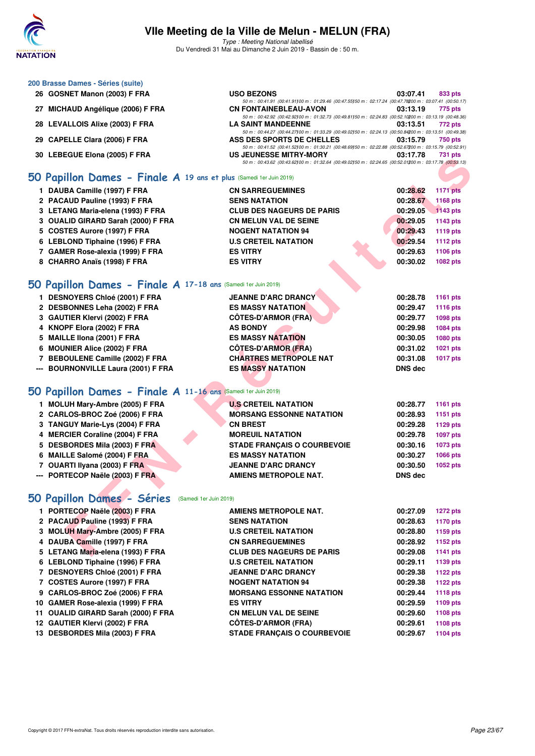## 200 Brasse Dames - Séries (suite)

| | | | | |
|---|---|---|---|---|
| 26 | GOSNET Manon (2003) F FRA | USO BEZONS | 03:07.41 | 833 pts |
| | | 50 m : 00:41.91 (00:41.91) 100 m : 01:29.46 (00:47.55) 150 m : 02:17.24 (00:47.78) 200 m : 03:07.41 (00:50.17) | | |
| 27 | MICHAUD Angélique (2006) F FRA | CN FONTAINEBLEAU-AVON | 03:13.19 | 775 pts |
| | | 50 m : 00:42.92 (00:42.92) 100 m : 01:32.73 (00:49.81) 150 m : 02:24.83 (00:52.10) 200 m : 03:13.19 (00:48.36) | | |
| 28 | LEVALLOIS Alixe (2003) F FRA | LA SAINT MANDEENNE | 03:13.51 | 772 pts |
| | | 50 m : 00:44.27 (00:44.27) 100 m : 01:33.29 (00:49.02) 150 m : 02:24.13 (00:50.84) 200 m : 03:13.51 (00:49.38) | | |
| 29 | CAPELLE Clara (2006) F FRA | ASS DES SPORTS DE CHELLES | 03:15.79 | 750 pts |
| | | 50 m : 00:41.52 (00:41.52) 100 m : 01:30.21 (00:48.69) 150 m : 02:22.88 (00:52.67) 200 m : 03:15.79 (00:52.91) | | |
| 30 | LEBEGUE Elona (2005) F FRA | US JEUNESSE MITRY-MORY | 03:17.78 | 731 pts |
| | | 50 m : 00:43.62 (00:43.62) 100 m : 01:32.64 (00:49.02) 150 m : 02:24.65 (00:52.01) 200 m : 03:17.78 (00:53.13) | | |

## 50 Papillon Dames - Finale A 19 ans et plus (Samedi 1er Juin 2019)

| | | | | |
|---|---|---|---|---|
| 1 | DAUBA Camille (1997) F FRA | CN SARREGUEMINES | 00:28.62 | 1171 pts |
| 2 | PACAUD Pauline (1993) F FRA | SENS NATATION | 00:28.67 | 1168 pts |
| 3 | LETANG Maria-elena (1993) F FRA | CLUB DES NAGEURS DE PARIS | 00:29.05 | 1143 pts |
| 3 | OUALID GIRARD Sarah (2000) F FRA | CN MELUN VAL DE SEINE | 00:29.05 | 1143 pts |
| 5 | COSTES Aurore (1997) F FRA | NOGENT NATATION 94 | 00:29.43 | 1119 pts |
| 6 | LEBLOND Tiphaine (1996) F FRA | U.S CRETEIL NATATION | 00:29.54 | 1112 pts |
| 7 | GAMER Rose-alexia (1999) F FRA | ES VITRY | 00:29.63 | 1106 pts |
| 8 | CHARRO Anaïs (1998) F FRA | ES VITRY | 00:30.02 | 1082 pts |

## 50 Papillon Dames - Finale A 17-18 ans (Samedi 1er Juin 2019)

| | | | | |
|---|---|---|---|---|
| 1 | DESNOYERS Chloé (2001) F FRA | JEANNE D'ARC DRANCY | 00:28.78 | 1161 pts |
| 2 | DESBONNES Leha (2002) F FRA | ES MASSY NATATION | 00:29.47 | 1116 pts |
| 3 | GAUTIER Klervi (2002) F FRA | CÔTES-D'ARMOR (FRA) | 00:29.77 | 1098 pts |
| 4 | KNOPF Elora (2002) F FRA | AS BONDY | 00:29.98 | 1084 pts |
| 5 | MAILLE Ilona (2001) F FRA | ES MASSY NATATION | 00:30.05 | 1080 pts |
| 6 | MOUNIER Alice (2002) F FRA | CÔTES-D'ARMOR (FRA) | 00:31.02 | 1021 pts |
| 7 | BEBOULENE Camille (2002) F FRA | CHARTRES METROPOLE NAT | 00:31.08 | 1017 pts |
| --- | BOURNONVILLE Laura (2001) F FRA | ES MASSY NATATION | DNS dec | |

## 50 Papillon Dames - Finale A 11-16 ans (Samedi 1er Juin 2019)

| | | | | |
|---|---|---|---|---|
| 1 | MOLUH Mary-Ambre (2005) F FRA | U.S CRETEIL NATATION | 00:28.77 | 1161 pts |
| 2 | CARLOS-BROC Zoé (2006) F FRA | MORSANG ESSONNE NATATION | 00:28.93 | 1151 pts |
| 3 | TANGUY Marie-Lys (2004) F FRA | CN BREST | 00:29.28 | 1129 pts |
| 4 | MERCIER Coraline (2004) F FRA | MOREUIL NATATION | 00:29.78 | 1097 pts |
| 5 | DESBORDES Mila (2003) F FRA | STADE FRANÇAIS O COURBEVOIE | 00:30.16 | 1073 pts |
| 6 | MAILLE Salomé (2004) F FRA | ES MASSY NATATION | 00:30.27 | 1066 pts |
| 7 | OUARTI Ilyana (2003) F FRA | JEANNE D'ARC DRANCY | 00:30.50 | 1052 pts |
| --- | PORTECOP Naële (2003) F FRA | AMIENS METROPOLE NAT. | DNS dec | |

## 50 Papillon Dames - Séries (Samedi 1er Juin 2019)

| | | | | |
|---|---|---|---|---|
| 1 | PORTECOP Naële (2003) F FRA | AMIENS METROPOLE NAT. | 00:27.09 | 1272 pts |
| 2 | PACAUD Pauline (1993) F FRA | SENS NATATION | 00:28.63 | 1170 pts |
| 3 | MOLUH Mary-Ambre (2005) F FRA | U.S CRETEIL NATATION | 00:28.80 | 1159 pts |
| 4 | DAUBA Camille (1997) F FRA | CN SARREGUEMINES | 00:28.92 | 1152 pts |
| 5 | LETANG Maria-elena (1993) F FRA | CLUB DES NAGEURS DE PARIS | 00:29.08 | 1141 pts |
| 6 | LEBLOND Tiphaine (1996) F FRA | U.S CRETEIL NATATION | 00:29.11 | 1139 pts |
| 7 | DESNOYERS Chloé (2001) F FRA | JEANNE D'ARC DRANCY | 00:29.38 | 1122 pts |
| 7 | COSTES Aurore (1997) F FRA | NOGENT NATATION 94 | 00:29.38 | 1122 pts |
| 9 | CARLOS-BROC Zoé (2006) F FRA | MORSANG ESSONNE NATATION | 00:29.44 | 1118 pts |
| 10 | GAMER Rose-alexia (1999) F FRA | ES VITRY | 00:29.59 | 1109 pts |
| 11 | OUALID GIRARD Sarah (2000) F FRA | CN MELUN VAL DE SEINE | 00:29.60 | 1108 pts |
| 12 | GAUTIER Klervi (2002) F FRA | CÔTES-D'ARMOR (FRA) | 00:29.61 | 1108 pts |
| 13 | DESBORDES Mila (2003) F FRA | STADE FRANÇAIS O COURBEVOIE | 00:29.67 | 1104 pts |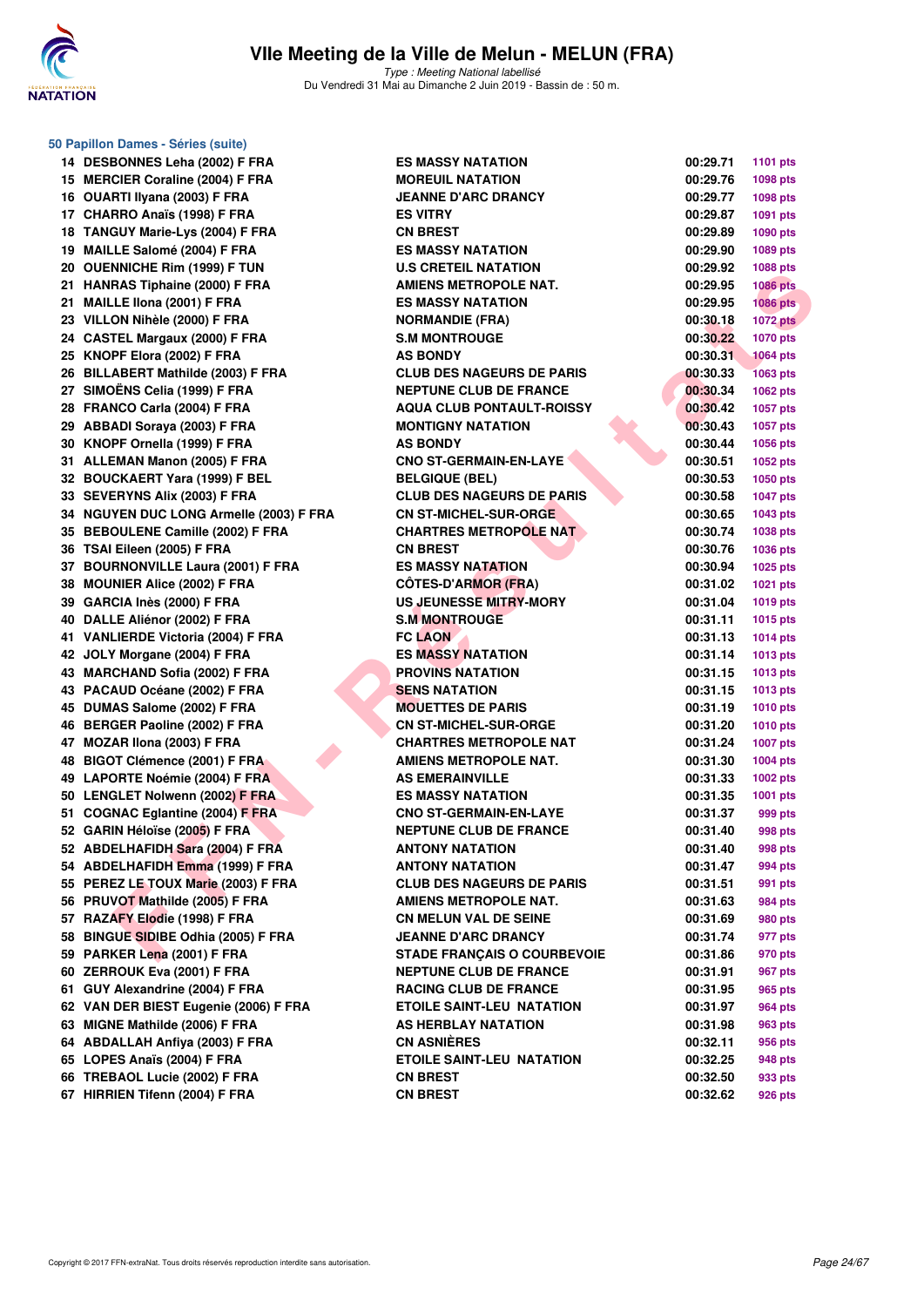# VIIe Meeting de la Ville de Melun - MELUN (FRA)

*Type : Meeting National labellisé*
Du Vendredi 31 Mai au Dimanche 2 Juin 2019 - Bassin de : 50 m.

## 50 Papillon Dames - Séries (suite)

| | Nom | Club | Temps | Points |
|---|---|---|---|---|
| 14 | DESBONNES Leha (2002) F FRA | ES MASSY NATATION | 00:29.71 | 1101 pts |
| 15 | MERCIER Coraline (2004) F FRA | MOREUIL NATATION | 00:29.76 | 1098 pts |
| 16 | OUARTI Ilyana (2003) F FRA | JEANNE D'ARC DRANCY | 00:29.77 | 1098 pts |
| 17 | CHARRO Anaïs (1998) F FRA | ES VITRY | 00:29.87 | 1091 pts |
| 18 | TANGUY Marie-Lys (2004) F FRA | CN BREST | 00:29.89 | 1090 pts |
| 19 | MAILLE Salomé (2004) F FRA | ES MASSY NATATION | 00:29.90 | 1089 pts |
| 20 | OUENNICHE Rim (1999) F TUN | U.S CRETEIL NATATION | 00:29.92 | 1088 pts |
| 21 | HANRAS Tiphaine (2000) F FRA | AMIENS METROPOLE NAT. | 00:29.95 | 1086 pts |
| 21 | MAILLE Ilona (2001) F FRA | ES MASSY NATATION | 00:29.95 | 1086 pts |
| 23 | VILLON Nihèle (2000) F FRA | NORMANDIE (FRA) | 00:30.18 | 1072 pts |
| 24 | CASTEL Margaux (2000) F FRA | S.M MONTROUGE | 00:30.22 | 1070 pts |
| 25 | KNOPF Elora (2002) F FRA | AS BONDY | 00:30.31 | 1064 pts |
| 26 | BILLABERT Mathilde (2003) F FRA | CLUB DES NAGEURS DE PARIS | 00:30.33 | 1063 pts |
| 27 | SIMOËNS Celia (1999) F FRA | NEPTUNE CLUB DE FRANCE | 00:30.34 | 1062 pts |
| 28 | FRANCO Carla (2004) F FRA | AQUA CLUB PONTAULT-ROISSY | 00:30.42 | 1057 pts |
| 29 | ABBADI Soraya (2003) F FRA | MONTIGNY NATATION | 00:30.43 | 1057 pts |
| 30 | KNOPF Ornella (1999) F FRA | AS BONDY | 00:30.44 | 1056 pts |
| 31 | ALLEMAN Manon (2005) F FRA | CNO ST-GERMAIN-EN-LAYE | 00:30.51 | 1052 pts |
| 32 | BOUCKAERT Yara (1999) F BEL | BELGIQUE (BEL) | 00:30.53 | 1050 pts |
| 33 | SEVERYNS Alix (2003) F FRA | CLUB DES NAGEURS DE PARIS | 00:30.58 | 1047 pts |
| 34 | NGUYEN DUC LONG Armelle (2003) F FRA | CN ST-MICHEL-SUR-ORGE | 00:30.65 | 1043 pts |
| 35 | BEBOULENE Camille (2002) F FRA | CHARTRES METROPOLE NAT | 00:30.74 | 1038 pts |
| 36 | TSAI Eileen (2005) F FRA | CN BREST | 00:30.76 | 1036 pts |
| 37 | BOURNONVILLE Laura (2001) F FRA | ES MASSY NATATION | 00:30.94 | 1025 pts |
| 38 | MOUNIER Alice (2002) F FRA | CÔTES-D'ARMOR (FRA) | 00:31.02 | 1021 pts |
| 39 | GARCIA Inès (2000) F FRA | US JEUNESSE MITRY-MORY | 00:31.04 | 1019 pts |
| 40 | DALLE Aliénor (2002) F FRA | S.M MONTROUGE | 00:31.11 | 1015 pts |
| 41 | VANLIERDE Victoria (2004) F FRA | FC LAON | 00:31.13 | 1014 pts |
| 42 | JOLY Morgane (2004) F FRA | ES MASSY NATATION | 00:31.14 | 1013 pts |
| 43 | MARCHAND Sofia (2002) F FRA | PROVINS NATATION | 00:31.15 | 1013 pts |
| 43 | PACAUD Océane (2002) F FRA | SENS NATATION | 00:31.15 | 1013 pts |
| 45 | DUMAS Salome (2002) F FRA | MOUETTES DE PARIS | 00:31.19 | 1010 pts |
| 46 | BERGER Paoline (2002) F FRA | CN ST-MICHEL-SUR-ORGE | 00:31.20 | 1010 pts |
| 47 | MOZAR Ilona (2003) F FRA | CHARTRES METROPOLE NAT | 00:31.24 | 1007 pts |
| 48 | BIGOT Clémence (2001) F FRA | AMIENS METROPOLE NAT. | 00:31.30 | 1004 pts |
| 49 | LAPORTE Noémie (2004) F FRA | AS EMERAINVILLE | 00:31.33 | 1002 pts |
| 50 | LENGLET Nolwenn (2002) F FRA | ES MASSY NATATION | 00:31.35 | 1001 pts |
| 51 | COGNAC Eglantine (2004) F FRA | CNO ST-GERMAIN-EN-LAYE | 00:31.37 | 999 pts |
| 52 | GARIN Héloïse (2005) F FRA | NEPTUNE CLUB DE FRANCE | 00:31.40 | 998 pts |
| 52 | ABDELHAFIDH Sara (2004) F FRA | ANTONY NATATION | 00:31.40 | 998 pts |
| 54 | ABDELHAFIDH Emma (1999) F FRA | ANTONY NATATION | 00:31.47 | 994 pts |
| 55 | PEREZ LE TOUX Marie (2003) F FRA | CLUB DES NAGEURS DE PARIS | 00:31.51 | 991 pts |
| 56 | PRUVOT Mathilde (2005) F FRA | AMIENS METROPOLE NAT. | 00:31.63 | 984 pts |
| 57 | RAZAFY Elodie (1998) F FRA | CN MELUN VAL DE SEINE | 00:31.69 | 980 pts |
| 58 | BINGUE SIDIBE Odhia (2005) F FRA | JEANNE D'ARC DRANCY | 00:31.74 | 977 pts |
| 59 | PARKER Lena (2001) F FRA | STADE FRANÇAIS O COURBEVOIE | 00:31.86 | 970 pts |
| 60 | ZERROUK Eva (2001) F FRA | NEPTUNE CLUB DE FRANCE | 00:31.91 | 967 pts |
| 61 | GUY Alexandrine (2004) F FRA | RACING CLUB DE FRANCE | 00:31.95 | 965 pts |
| 62 | VAN DER BIEST Eugenie (2006) F FRA | ETOILE SAINT-LEU NATATION | 00:31.97 | 964 pts |
| 63 | MIGNE Mathilde (2006) F FRA | AS HERBLAY NATATION | 00:31.98 | 963 pts |
| 64 | ABDALLAH Anfiya (2003) F FRA | CN ASNIÈRES | 00:32.11 | 956 pts |
| 65 | LOPES Anaïs (2004) F FRA | ETOILE SAINT-LEU NATATION | 00:32.25 | 948 pts |
| 66 | TREBAOL Lucie (2002) F FRA | CN BREST | 00:32.50 | 933 pts |
| 67 | HIRRIEN Tifenn (2004) F FRA | CN BREST | 00:32.62 | 926 pts |

Copyright © 2017 FFN-extraNat. Tous droits réservés reproduction interdite sans autorisation.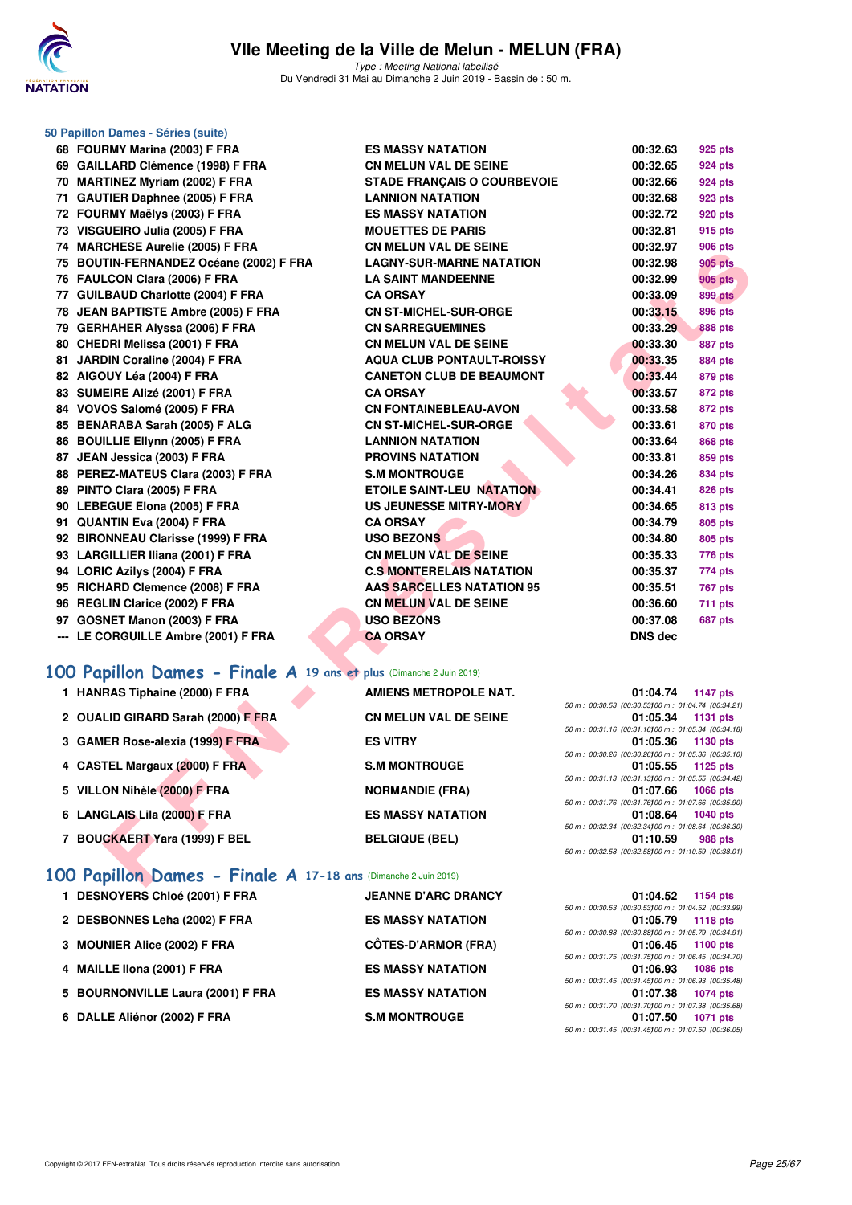# VIIe Meeting de la Ville de Melun - MELUN (FRA)

*Type : Meeting National labellisé*

Du Vendredi 31 Mai au Dimanche 2 Juin 2019 - Bassin de : 50 m.

## 50 Papillon Dames - Séries (suite)

| Rang | Nom | Club | Temps | Points |
|---|---|---|---|---|
| 68 | FOURMY Marina (2003) F FRA | ES MASSY NATATION | 00:32.63 | 925 pts |
| 69 | GAILLARD Clémence (1998) F FRA | CN MELUN VAL DE SEINE | 00:32.65 | 924 pts |
| 70 | MARTINEZ Myriam (2002) F FRA | STADE FRANÇAIS O COURBEVOIE | 00:32.66 | 924 pts |
| 71 | GAUTIER Daphnee (2005) F FRA | LANNION NATATION | 00:32.68 | 923 pts |
| 72 | FOURMY Maëlys (2003) F FRA | ES MASSY NATATION | 00:32.72 | 920 pts |
| 73 | VISGUEIRO Julia (2005) F FRA | MOUETTES DE PARIS | 00:32.81 | 915 pts |
| 74 | MARCHESE Aurelie (2005) F FRA | CN MELUN VAL DE SEINE | 00:32.97 | 906 pts |
| 75 | BOUTIN-FERNANDEZ Océane (2002) F FRA | LAGNY-SUR-MARNE NATATION | 00:32.98 | 905 pts |
| 76 | FAULCON Clara (2006) F FRA | LA SAINT MANDEENNE | 00:32.99 | 905 pts |
| 77 | GUILBAUD Charlotte (2004) F FRA | CA ORSAY | 00:33.09 | 899 pts |
| 78 | JEAN BAPTISTE Ambre (2005) F FRA | CN ST-MICHEL-SUR-ORGE | 00:33.15 | 896 pts |
| 79 | GERHAHER Alyssa (2006) F FRA | CN SARREGUEMINES | 00:33.29 | 888 pts |
| 80 | CHEDRI Melissa (2001) F FRA | CN MELUN VAL DE SEINE | 00:33.30 | 887 pts |
| 81 | JARDIN Coraline (2004) F FRA | AQUA CLUB PONTAULT-ROISSY | 00:33.35 | 884 pts |
| 82 | AIGOUY Léa (2004) F FRA | CANETON CLUB DE BEAUMONT | 00:33.44 | 879 pts |
| 83 | SUMEIRE Alizé (2001) F FRA | CA ORSAY | 00:33.57 | 872 pts |
| 84 | VOVOS Salomé (2005) F FRA | CN FONTAINEBLEAU-AVON | 00:33.58 | 872 pts |
| 85 | BENARABA Sarah (2005) F ALG | CN ST-MICHEL-SUR-ORGE | 00:33.61 | 870 pts |
| 86 | BOUILLIE Ellynn (2005) F FRA | LANNION NATATION | 00:33.64 | 868 pts |
| 87 | JEAN Jessica (2003) F FRA | PROVINS NATATION | 00:33.81 | 859 pts |
| 88 | PEREZ-MATEUS Clara (2003) F FRA | S.M MONTROUGE | 00:34.26 | 834 pts |
| 89 | PINTO Clara (2005) F FRA | ETOILE SAINT-LEU NATATION | 00:34.41 | 826 pts |
| 90 | LEBEGUE Elona (2005) F FRA | US JEUNESSE MITRY-MORY | 00:34.65 | 813 pts |
| 91 | QUANTIN Eva (2004) F FRA | CA ORSAY | 00:34.79 | 805 pts |
| 92 | BIRONNEAU Clarisse (1999) F FRA | USO BEZONS | 00:34.80 | 805 pts |
| 93 | LARGILLIER Iliana (2001) F FRA | CN MELUN VAL DE SEINE | 00:35.33 | 776 pts |
| 94 | LORIC Azilys (2004) F FRA | C.S MONTERELAIS NATATION | 00:35.37 | 774 pts |
| 95 | RICHARD Clemence (2008) F FRA | AAS SARCELLES NATATION 95 | 00:35.51 | 767 pts |
| 96 | REGLIN Clarice (2002) F FRA | CN MELUN VAL DE SEINE | 00:36.60 | 711 pts |
| 97 | GOSNET Manon (2003) F FRA | USO BEZONS | 00:37.08 | 687 pts |
| --- | LE CORGUILLE Ambre (2001) F FRA | CA ORSAY | DNS dec | |

## 100 Papillon Dames - Finale A 19 ans et plus (Dimanche 2 Juin 2019)

| Rang | Nom | Club | Temps | Points |
|---|---|---|---|---|
| 1 | HANRAS Tiphaine (2000) F FRA | AMIENS METROPOLE NAT. | 01:04.74 | 1147 pts |
| | | | 50 m : 00:30.53 (00:30.53) 100 m : 01:04.74 (00:34.21) | |
| 2 | OUALID GIRARD Sarah (2000) F FRA | CN MELUN VAL DE SEINE | 01:05.34 | 1131 pts |
| | | | 50 m : 00:31.16 (00:31.16) 100 m : 01:05.34 (00:34.18) | |
| 3 | GAMER Rose-alexia (1999) F FRA | ES VITRY | 01:05.36 | 1130 pts |
| | | | 50 m : 00:30.26 (00:30.26) 100 m : 01:05.36 (00:35.10) | |
| 4 | CASTEL Margaux (2000) F FRA | S.M MONTROUGE | 01:05.55 | 1125 pts |
| | | | 50 m : 00:31.13 (00:31.13) 100 m : 01:05.55 (00:34.42) | |
| 5 | VILLON Nihèle (2000) F FRA | NORMANDIE (FRA) | 01:07.66 | 1066 pts |
| | | | 50 m : 00:31.76 (00:31.76) 100 m : 01:07.66 (00:35.90) | |
| 6 | LANGLAIS Lila (2000) F FRA | ES MASSY NATATION | 01:08.64 | 1040 pts |
| | | | 50 m : 00:32.34 (00:32.34) 100 m : 01:08.64 (00:36.30) | |
| 7 | BOUCKAERT Yara (1999) F BEL | BELGIQUE (BEL) | 01:10.59 | 988 pts |
| | | | 50 m : 00:32.58 (00:32.58) 100 m : 01:10.59 (00:38.01) | |

## 100 Papillon Dames - Finale A 17-18 ans (Dimanche 2 Juin 2019)

| Rang | Nom | Club | Temps | Points |
|---|---|---|---|---|
| 1 | DESNOYERS Chloé (2001) F FRA | JEANNE D'ARC DRANCY | 01:04.52 | 1154 pts |
| | | | 50 m : 00:30.53 (00:30.53) 100 m : 01:04.52 (00:33.99) | |
| 2 | DESBONNES Leha (2002) F FRA | ES MASSY NATATION | 01:05.79 | 1118 pts |
| | | | 50 m : 00:30.88 (00:30.88) 100 m : 01:05.79 (00:34.91) | |
| 3 | MOUNIER Alice (2002) F FRA | CÔTES-D'ARMOR (FRA) | 01:06.45 | 1100 pts |
| | | | 50 m : 00:31.75 (00:31.75) 100 m : 01:06.45 (00:34.70) | |
| 4 | MAILLE Ilona (2001) F FRA | ES MASSY NATATION | 01:06.93 | 1086 pts |
| | | | 50 m : 00:31.45 (00:31.45) 100 m : 01:06.93 (00:35.48) | |
| 5 | BOURNONVILLE Laura (2001) F FRA | ES MASSY NATATION | 01:07.38 | 1074 pts |
| | | | 50 m : 00:31.70 (00:31.70) 100 m : 01:07.38 (00:35.68) | |
| 6 | DALLE Aliénor (2002) F FRA | S.M MONTROUGE | 01:07.50 | 1071 pts |
| | | | 50 m : 00:31.45 (00:31.45) 100 m : 01:07.50 (00:36.05) | |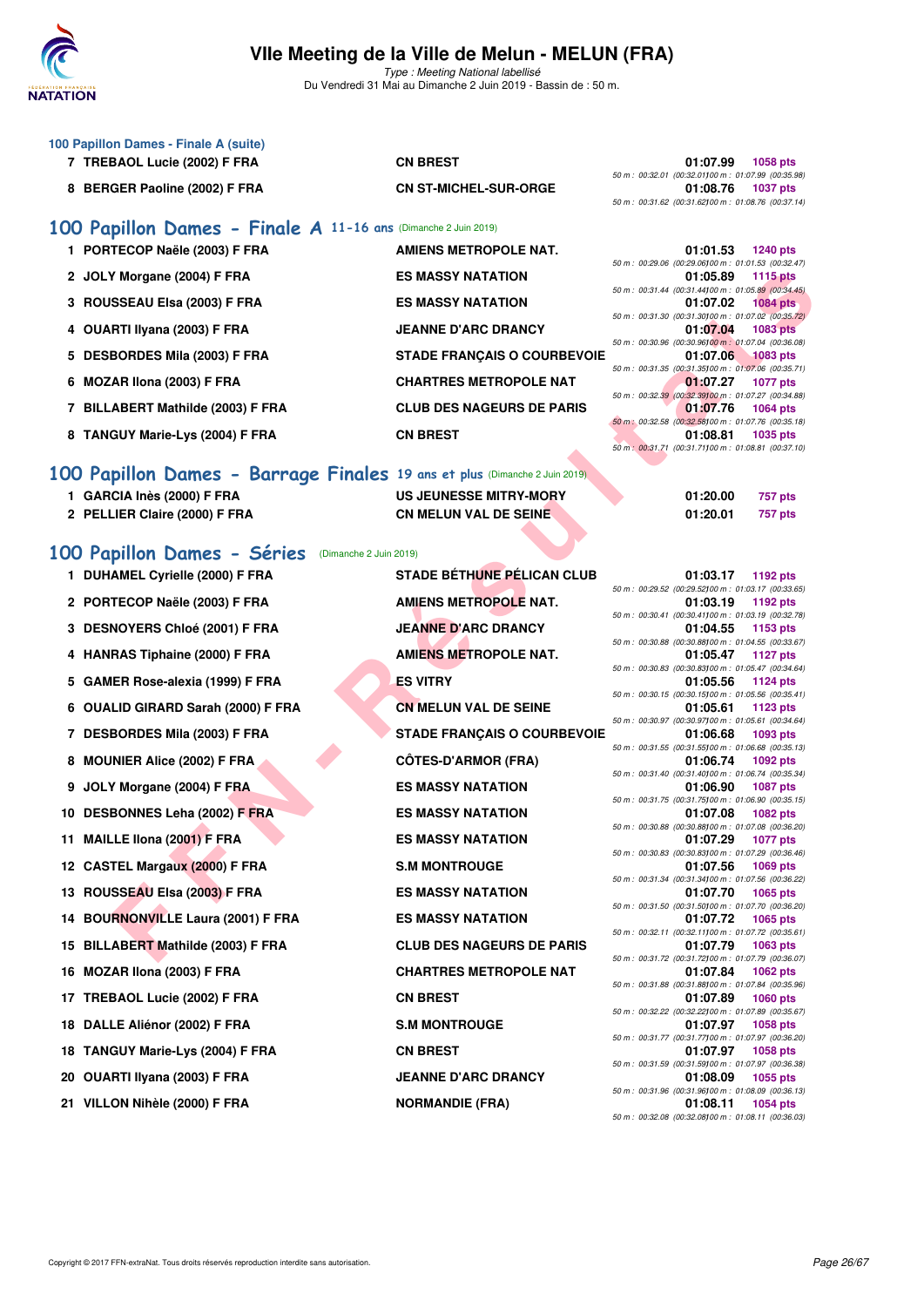### 100 Papillon Dames - Finale A (suite)

| Rang | Nom | Club | Temps | Points | Splits |
|---|---|---|---|---|---|
| 7 | TREBAOL Lucie (2002) F FRA | CN BREST | 01:07.99 | 1058 pts | 50 m : 00:32.01 (00:32.01) 100 m : 01:07.99 (00:35.98) |
| 8 | BERGER Paoline (2002) F FRA | CN ST-MICHEL-SUR-ORGE | 01:08.76 | 1037 pts | 50 m : 00:31.62 (00:31.62) 100 m : 01:08.76 (00:37.14) |

## 100 Papillon Dames - Finale A 11-16 ans (Dimanche 2 Juin 2019)

| Rang | Nom | Club | Temps | Points | Splits |
|---|---|---|---|---|---|
| 1 | PORTECOP Naële (2003) F FRA | AMIENS METROPOLE NAT. | 01:01.53 | 1240 pts | 50 m : 00:29.06 (00:29.06) 100 m : 01:01.53 (00:32.47) |
| 2 | JOLY Morgane (2004) F FRA | ES MASSY NATATION | 01:05.89 | 1115 pts | 50 m : 00:31.44 (00:31.44) 100 m : 01:05.89 (00:34.45) |
| 3 | ROUSSEAU Elsa (2003) F FRA | ES MASSY NATATION | 01:07.02 | 1084 pts | 50 m : 00:31.30 (00:31.30) 100 m : 01:07.02 (00:35.72) |
| 4 | OUARTI Ilyana (2003) F FRA | JEANNE D'ARC DRANCY | 01:07.04 | 1083 pts | 50 m : 00:30.96 (00:30.96) 100 m : 01:07.04 (00:36.08) |
| 5 | DESBORDES Mila (2003) F FRA | STADE FRANÇAIS O COURBEVOIE | 01:07.06 | 1083 pts | 50 m : 00:31.35 (00:31.35) 100 m : 01:07.06 (00:35.71) |
| 6 | MOZAR Ilona (2003) F FRA | CHARTRES METROPOLE NAT | 01:07.27 | 1077 pts | 50 m : 00:32.39 (00:32.39) 100 m : 01:07.27 (00:34.88) |
| 7 | BILLABERT Mathilde (2003) F FRA | CLUB DES NAGEURS DE PARIS | 01:07.76 | 1064 pts | 50 m : 00:32.58 (00:32.58) 100 m : 01:07.76 (00:35.18) |
| 8 | TANGUY Marie-Lys (2004) F FRA | CN BREST | 01:08.81 | 1035 pts | 50 m : 00:31.71 (00:31.71) 100 m : 01:08.81 (00:37.10) |

## 100 Papillon Dames - Barrage Finales 19 ans et plus (Dimanche 2 Juin 2019)

| Rang | Nom | Club | Temps | Points |
|---|---|---|---|---|
| 1 | GARCIA Inès (2000) F FRA | US JEUNESSE MITRY-MORY | 01:20.00 | 757 pts |
| 2 | PELLIER Claire (2000) F FRA | CN MELUN VAL DE SEINE | 01:20.01 | 757 pts |

## 100 Papillon Dames - Séries (Dimanche 2 Juin 2019)

| Rang | Nom | Club | Temps | Points | Splits |
|---|---|---|---|---|---|
| 1 | DUHAMEL Cyrielle (2000) F FRA | STADE BÉTHUNE PÉLICAN CLUB | 01:03.17 | 1192 pts | 50 m : 00:29.52 (00:29.52) 100 m : 01:03.17 (00:33.65) |
| 2 | PORTECOP Naële (2003) F FRA | AMIENS METROPOLE NAT. | 01:03.19 | 1192 pts | 50 m : 00:30.41 (00:30.41) 100 m : 01:03.19 (00:32.78) |
| 3 | DESNOYERS Chloé (2001) F FRA | JEANNE D'ARC DRANCY | 01:04.55 | 1153 pts | 50 m : 00:30.88 (00:30.88) 100 m : 01:04.55 (00:33.67) |
| 4 | HANRAS Tiphaine (2000) F FRA | AMIENS METROPOLE NAT. | 01:05.47 | 1127 pts | 50 m : 00:30.83 (00:30.83) 100 m : 01:05.47 (00:34.64) |
| 5 | GAMER Rose-alexia (1999) F FRA | ES VITRY | 01:05.56 | 1124 pts | 50 m : 00:30.15 (00:30.15) 100 m : 01:05.56 (00:35.41) |
| 6 | OUALID GIRARD Sarah (2000) F FRA | CN MELUN VAL DE SEINE | 01:05.61 | 1123 pts | 50 m : 00:30.97 (00:30.97) 100 m : 01:05.61 (00:34.64) |
| 7 | DESBORDES Mila (2003) F FRA | STADE FRANÇAIS O COURBEVOIE | 01:06.68 | 1093 pts | 50 m : 00:31.55 (00:31.55) 100 m : 01:06.68 (00:35.13) |
| 8 | MOUNIER Alice (2002) F FRA | CÔTES-D'ARMOR (FRA) | 01:06.74 | 1092 pts | 50 m : 00:31.40 (00:31.40) 100 m : 01:06.74 (00:35.34) |
| 9 | JOLY Morgane (2004) F FRA | ES MASSY NATATION | 01:06.90 | 1087 pts | 50 m : 00:31.75 (00:31.75) 100 m : 01:06.90 (00:35.15) |
| 10 | DESBONNES Leha (2002) F FRA | ES MASSY NATATION | 01:07.08 | 1082 pts | 50 m : 00:30.88 (00:30.88) 100 m : 01:07.08 (00:36.20) |
| 11 | MAILLE Ilona (2001) F FRA | ES MASSY NATATION | 01:07.29 | 1077 pts | 50 m : 00:30.83 (00:30.83) 100 m : 01:07.29 (00:36.46) |
| 12 | CASTEL Margaux (2000) F FRA | S.M MONTROUGE | 01:07.56 | 1069 pts | 50 m : 00:31.34 (00:31.34) 100 m : 01:07.56 (00:36.22) |
| 13 | ROUSSEAU Elsa (2003) F FRA | ES MASSY NATATION | 01:07.70 | 1065 pts | 50 m : 00:31.50 (00:31.50) 100 m : 01:07.70 (00:36.20) |
| 14 | BOURNONVILLE Laura (2001) F FRA | ES MASSY NATATION | 01:07.72 | 1065 pts | 50 m : 00:32.11 (00:32.11) 100 m : 01:07.72 (00:35.61) |
| 15 | BILLABERT Mathilde (2003) F FRA | CLUB DES NAGEURS DE PARIS | 01:07.79 | 1063 pts | 50 m : 00:31.72 (00:31.72) 100 m : 01:07.79 (00:36.07) |
| 16 | MOZAR Ilona (2003) F FRA | CHARTRES METROPOLE NAT | 01:07.84 | 1062 pts | 50 m : 00:31.88 (00:31.88) 100 m : 01:07.84 (00:35.96) |
| 17 | TREBAOL Lucie (2002) F FRA | CN BREST | 01:07.89 | 1060 pts | 50 m : 00:32.22 (00:32.22) 100 m : 01:07.89 (00:35.67) |
| 18 | DALLE Aliénor (2002) F FRA | S.M MONTROUGE | 01:07.97 | 1058 pts | 50 m : 00:31.77 (00:31.77) 100 m : 01:07.97 (00:36.20) |
| 18 | TANGUY Marie-Lys (2004) F FRA | CN BREST | 01:07.97 | 1058 pts | 50 m : 00:31.59 (00:31.59) 100 m : 01:07.97 (00:36.38) |
| 20 | OUARTI Ilyana (2003) F FRA | JEANNE D'ARC DRANCY | 01:08.09 | 1055 pts | 50 m : 00:31.96 (00:31.96) 100 m : 01:08.09 (00:36.13) |
| 21 | VILLON Nihèle (2000) F FRA | NORMANDIE (FRA) | 01:08.11 | 1054 pts | 50 m : 00:32.08 (00:32.08) 100 m : 01:08.11 (00:36.03) |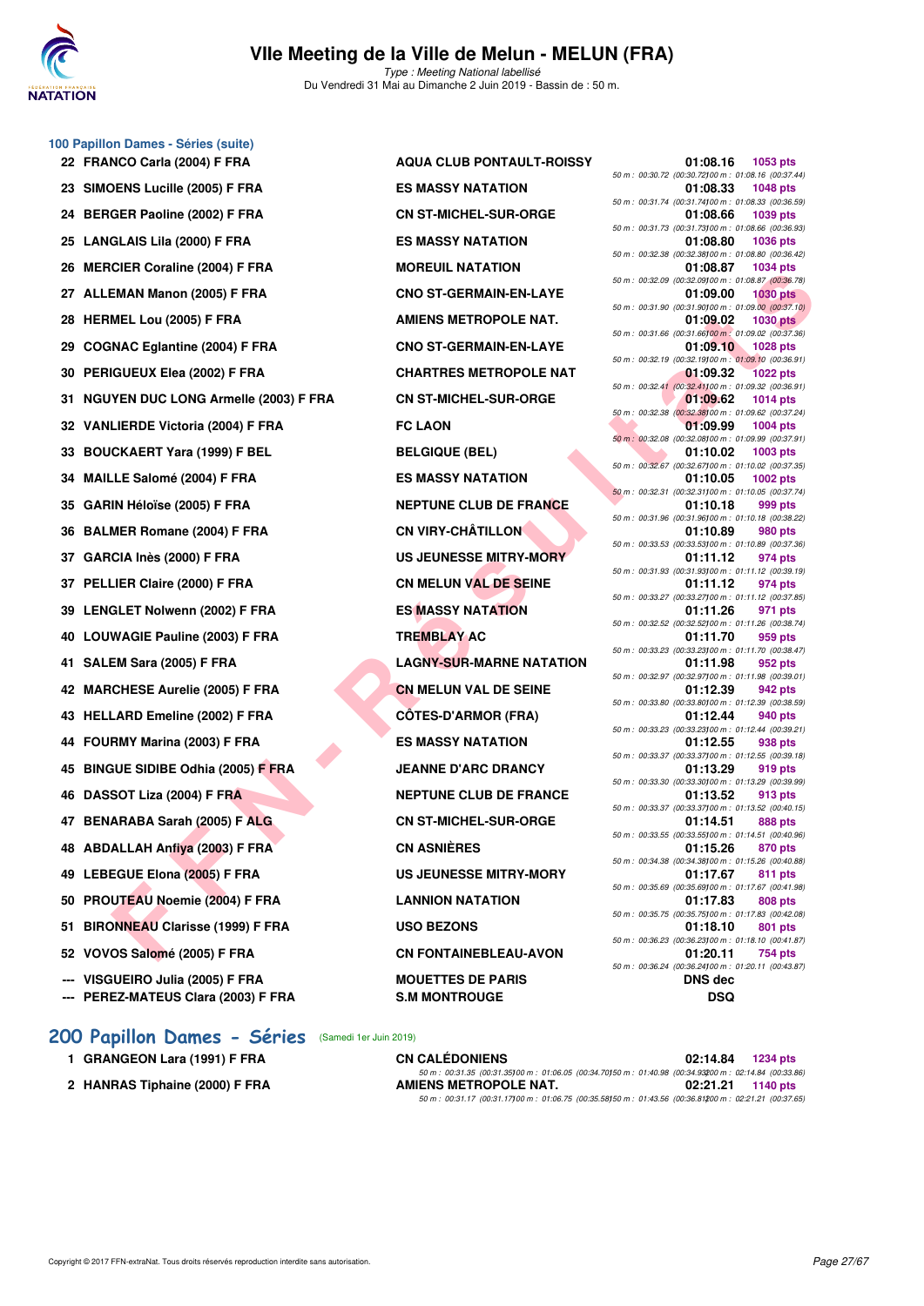## 100 Papillon Dames - Séries (suite)

| Rang | Nom | Club | Temps | Points |
|---|---|---|---|---|
| 22 | FRANCO Carla (2004) F FRA | AQUA CLUB PONTAULT-ROISSY | 01:08.16 | 1053 pts |
| | 50 m : 00:30.72 (00:30.72) 100 m : 01:08.16 (00:37.44) | | | |
| 23 | SIMOENS Lucille (2005) F FRA | ES MASSY NATATION | 01:08.33 | 1048 pts |
| | 50 m : 00:31.74 (00:31.74) 100 m : 01:08.33 (00:36.59) | | | |
| 24 | BERGER Paoline (2002) F FRA | CN ST-MICHEL-SUR-ORGE | 01:08.66 | 1039 pts |
| | 50 m : 00:31.73 (00:31.73) 100 m : 01:08.66 (00:36.93) | | | |
| 25 | LANGLAIS Lila (2000) F FRA | ES MASSY NATATION | 01:08.80 | 1036 pts |
| | 50 m : 00:32.38 (00:32.38) 100 m : 01:08.80 (00:36.42) | | | |
| 26 | MERCIER Coraline (2004) F FRA | MOREUIL NATATION | 01:08.87 | 1034 pts |
| | 50 m : 00:32.09 (00:32.09) 100 m : 01:08.87 (00:36.78) | | | |
| 27 | ALLEMAN Manon (2005) F FRA | CNO ST-GERMAIN-EN-LAYE | 01:09.00 | 1030 pts |
| | 50 m : 00:31.90 (00:31.90) 100 m : 01:09.00 (00:37.10) | | | |
| 28 | HERMEL Lou (2005) F FRA | AMIENS METROPOLE NAT. | 01:09.02 | 1030 pts |
| | 50 m : 00:31.66 (00:31.66) 100 m : 01:09.02 (00:37.36) | | | |
| 29 | COGNAC Eglantine (2004) F FRA | CNO ST-GERMAIN-EN-LAYE | 01:09.10 | 1028 pts |
| | 50 m : 00:32.19 (00:32.19) 100 m : 01:09.10 (00:36.91) | | | |
| 30 | PERIGUEUX Elea (2002) F FRA | CHARTRES METROPOLE NAT | 01:09.32 | 1022 pts |
| | 50 m : 00:32.41 (00:32.41) 100 m : 01:09.32 (00:36.91) | | | |
| 31 | NGUYEN DUC LONG Armelle (2003) F FRA | CN ST-MICHEL-SUR-ORGE | 01:09.62 | 1014 pts |
| | 50 m : 00:32.38 (00:32.38) 100 m : 01:09.62 (00:37.24) | | | |
| 32 | VANLIERDE Victoria (2004) F FRA | FC LAON | 01:09.99 | 1004 pts |
| | 50 m : 00:32.08 (00:32.08) 100 m : 01:09.99 (00:37.91) | | | |
| 33 | BOUCKAERT Yara (1999) F BEL | BELGIQUE (BEL) | 01:10.02 | 1003 pts |
| | 50 m : 00:32.67 (00:32.67) 100 m : 01:10.02 (00:37.35) | | | |
| 34 | MAILLE Salomé (2004) F FRA | ES MASSY NATATION | 01:10.05 | 1002 pts |
| | 50 m : 00:32.31 (00:32.31) 100 m : 01:10.05 (00:37.74) | | | |
| 35 | GARIN Héloïse (2005) F FRA | NEPTUNE CLUB DE FRANCE | 01:10.18 | 999 pts |
| | 50 m : 00:31.96 (00:31.96) 100 m : 01:10.18 (00:38.22) | | | |
| 36 | BALMER Romane (2004) F FRA | CN VIRY-CHÂTILLON | 01:10.89 | 980 pts |
| | 50 m : 00:33.53 (00:33.53) 100 m : 01:10.89 (00:37.36) | | | |
| 37 | GARCIA Inès (2000) F FRA | US JEUNESSE MITRY-MORY | 01:11.12 | 974 pts |
| | 50 m : 00:31.93 (00:31.93) 100 m : 01:11.12 (00:39.19) | | | |
| 37 | PELLIER Claire (2000) F FRA | CN MELUN VAL DE SEINE | 01:11.12 | 974 pts |
| | 50 m : 00:33.27 (00:33.27) 100 m : 01:11.12 (00:37.85) | | | |
| 39 | LENGLET Nolwenn (2002) F FRA | ES MASSY NATATION | 01:11.26 | 971 pts |
| | 50 m : 00:32.52 (00:32.52) 100 m : 01:11.26 (00:38.74) | | | |
| 40 | LOUWAGIE Pauline (2003) F FRA | TREMBLAY AC | 01:11.70 | 959 pts |
| | 50 m : 00:33.23 (00:33.23) 100 m : 01:11.70 (00:38.47) | | | |
| 41 | SALEM Sara (2005) F FRA | LAGNY-SUR-MARNE NATATION | 01:11.98 | 952 pts |
| | 50 m : 00:32.97 (00:32.97) 100 m : 01:11.98 (00:39.01) | | | |
| 42 | MARCHESE Aurelie (2005) F FRA | CN MELUN VAL DE SEINE | 01:12.39 | 942 pts |
| | 50 m : 00:33.80 (00:33.80) 100 m : 01:12.39 (00:38.59) | | | |
| 43 | HELLARD Emeline (2002) F FRA | CÔTES-D'ARMOR (FRA) | 01:12.44 | 940 pts |
| | 50 m : 00:33.23 (00:33.23) 100 m : 01:12.44 (00:39.21) | | | |
| 44 | FOURMY Marina (2003) F FRA | ES MASSY NATATION | 01:12.55 | 938 pts |
| | 50 m : 00:33.37 (00:33.37) 100 m : 01:12.55 (00:39.18) | | | |
| 45 | BINGUE SIDIBE Odhia (2005) F FRA | JEANNE D'ARC DRANCY | 01:13.29 | 919 pts |
| | 50 m : 00:33.30 (00:33.30) 100 m : 01:13.29 (00:39.99) | | | |
| 46 | DASSOT Liza (2004) F FRA | NEPTUNE CLUB DE FRANCE | 01:13.52 | 913 pts |
| | 50 m : 00:33.37 (00:33.37) 100 m : 01:13.52 (00:40.15) | | | |
| 47 | BENARABA Sarah (2005) F ALG | CN ST-MICHEL-SUR-ORGE | 01:14.51 | 888 pts |
| | 50 m : 00:33.55 (00:33.55) 100 m : 01:14.51 (00:40.96) | | | |
| 48 | ABDALLAH Anfiya (2003) F FRA | CN ASNIÈRES | 01:15.26 | 870 pts |
| | 50 m : 00:34.38 (00:34.38) 100 m : 01:15.26 (00:40.88) | | | |
| 49 | LEBEGUE Elona (2005) F FRA | US JEUNESSE MITRY-MORY | 01:17.67 | 811 pts |
| | 50 m : 00:35.69 (00:35.69) 100 m : 01:17.67 (00:41.98) | | | |
| 50 | PROUTEAU Noemie (2004) F FRA | LANNION NATATION | 01:17.83 | 808 pts |
| | 50 m : 00:35.75 (00:35.75) 100 m : 01:17.83 (00:42.08) | | | |
| 51 | BIRONNEAU Clarisse (1999) F FRA | USO BEZONS | 01:18.10 | 801 pts |
| | 50 m : 00:36.23 (00:36.23) 100 m : 01:18.10 (00:41.87) | | | |
| 52 | VOVOS Salomé (2005) F FRA | CN FONTAINEBLEAU-AVON | 01:20.11 | 754 pts |
| | 50 m : 00:36.24 (00:36.24) 100 m : 01:20.11 (00:43.87) | | | |
| --- | VISGUEIRO Julia (2005) F FRA | MOUETTES DE PARIS | DNS dec | |
| --- | PEREZ-MATEUS Clara (2003) F FRA | S.M MONTROUGE | DSQ | |

## 200 Papillon Dames - Séries (Samedi 1er Juin 2019)

| Rang | Nom | Club | Temps | Points |
|---|---|---|---|---|
| 1 | GRANGEON Lara (1991) F FRA | CN CALÉDONIENS | 02:14.84 | 1234 pts |
| | 50 m : 00:31.35 (00:31.35) 100 m : 01:06.05 (00:34.70) 150 m : 01:40.98 (00:34.93) 200 m : 02:14.84 (00:33.86) | | | |
| 2 | HANRAS Tiphaine (2000) F FRA | AMIENS METROPOLE NAT. | 02:21.21 | 1140 pts |
| | 50 m : 00:31.17 (00:31.17) 100 m : 01:06.75 (00:35.58) 150 m : 01:43.56 (00:36.81) 200 m : 02:21.21 (00:37.65) | | | |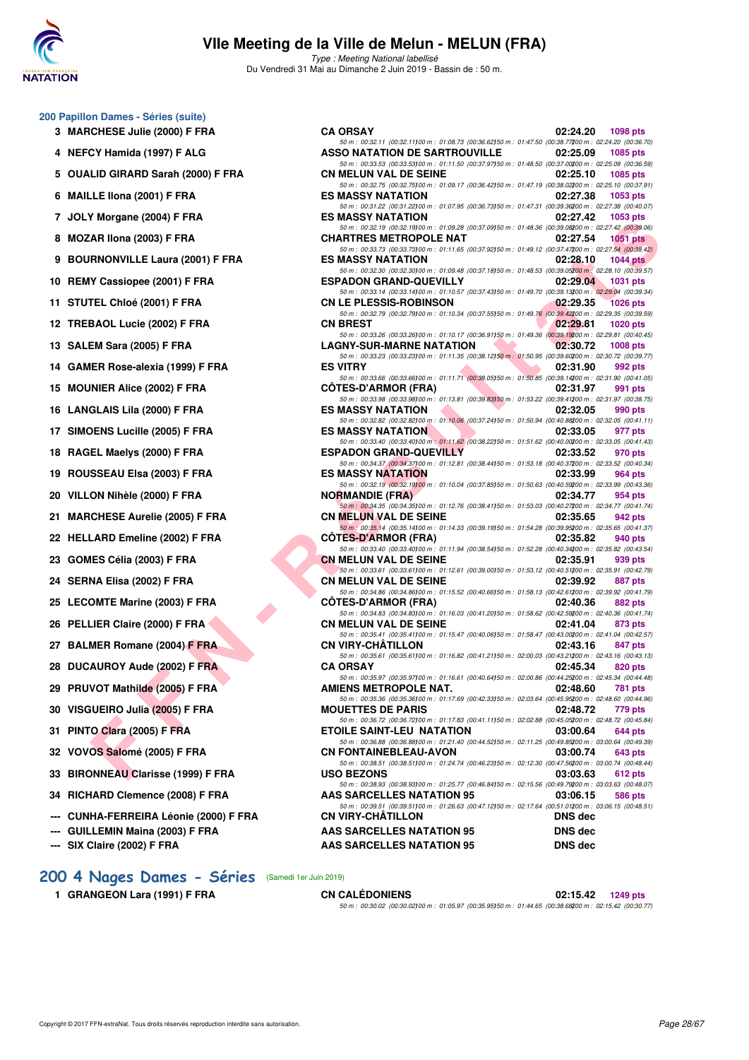# VIIe Meeting de la Ville de Melun - MELUN (FRA)

*Type : Meeting National labellisé*

Du Vendredi 31 Mai au Dimanche 2 Juin 2019 - Bassin de : 50 m.

## 200 Papillon Dames - Séries (suite)

| Pl. | Nom | Club | Temps | Points |
|---|---|---|---|---|
| 3 | MARCHESE Julie (2000) F FRA | CA ORSAY | 02:24.20 | 1098 pts |
| | | 50 m : 00:32.11 (00:32.11) 100 m : 01:08.73 (00:36.62) 150 m : 01:47.50 (00:38.77) 200 m : 02:24.20 (00:36.70) | | |
| 4 | NEFCY Hamida (1997) F ALG | ASSO NATATION DE SARTROUVILLE | 02:25.09 | 1085 pts |
| | | 50 m : 00:33.53 (00:33.53) 100 m : 01:11.50 (00:37.97) 150 m : 01:48.50 (00:37.00) 200 m : 02:25.09 (00:36.59) | | |
| 5 | OUALID GIRARD Sarah (2000) F FRA | CN MELUN VAL DE SEINE | 02:25.10 | 1085 pts |
| | | 50 m : 00:32.75 (00:32.75) 100 m : 01:09.17 (00:36.42) 150 m : 01:47.19 (00:38.02) 200 m : 02:25.10 (00:37.91) | | |
| 6 | MAILLE Ilona (2001) F FRA | ES MASSY NATATION | 02:27.38 | 1053 pts |
| | | 50 m : 00:31.22 (00:31.22) 100 m : 01:07.95 (00:36.73) 150 m : 01:47.31 (00:39.36) 200 m : 02:27.38 (00:40.07) | | |
| 7 | JOLY Morgane (2004) F FRA | ES MASSY NATATION | 02:27.42 | 1053 pts |
| | | 50 m : 00:32.19 (00:32.19) 100 m : 01:09.28 (00:37.09) 150 m : 01:48.36 (00:39.08) 200 m : 02:27.42 (00:39.06) | | |
| 8 | MOZAR Ilona (2003) F FRA | CHARTRES METROPOLE NAT | 02:27.54 | 1051 pts |
| | | 50 m : 00:33.73 (00:33.73) 100 m : 01:11.65 (00:37.92) 150 m : 01:49.12 (00:37.47) 200 m : 02:27.54 (00:38.42) | | |
| 9 | BOURNONVILLE Laura (2001) F FRA | ES MASSY NATATION | 02:28.10 | 1044 pts |
| | | 50 m : 00:32.30 (00:32.30) 100 m : 01:09.48 (00:37.18) 150 m : 01:48.53 (00:39.05) 200 m : 02:28.10 (00:39.57) | | |
| 10 | REMY Cassiopee (2001) F FRA | ESPADON GRAND-QUEVILLY | 02:29.04 | 1031 pts |
| | | 50 m : 00:33.14 (00:33.14) 100 m : 01:10.57 (00:37.43) 150 m : 01:49.70 (00:39.13) 200 m : 02:29.04 (00:39.34) | | |
| 11 | STUTEL Chloé (2001) F FRA | CN LE PLESSIS-ROBINSON | 02:29.35 | 1026 pts |
| | | 50 m : 00:32.79 (00:32.79) 100 m : 01:10.34 (00:37.55) 150 m : 01:49.76 (00:39.42) 200 m : 02:29.35 (00:39.59) | | |
| 12 | TREBAOL Lucie (2002) F FRA | CN BREST | 02:29.81 | 1020 pts |
| | | 50 m : 00:33.26 (00:33.26) 100 m : 01:10.17 (00:36.91) 150 m : 01:49.36 (00:39.19) 200 m : 02:29.81 (00:40.45) | | |
| 13 | SALEM Sara (2005) F FRA | LAGNY-SUR-MARNE NATATION | 02:30.72 | 1008 pts |
| | | 50 m : 00:33.23 (00:33.23) 100 m : 01:11.35 (00:38.12) 150 m : 01:50.95 (00:39.60) 200 m : 02:30.72 (00:39.77) | | |
| 14 | GAMER Rose-alexia (1999) F FRA | ES VITRY | 02:31.90 | 992 pts |
| | | 50 m : 00:33.66 (00:33.66) 100 m : 01:11.71 (00:38.05) 150 m : 01:50.85 (00:39.14) 200 m : 02:31.90 (00:41.05) | | |
| 15 | MOUNIER Alice (2002) F FRA | CÔTES-D'ARMOR (FRA) | 02:31.97 | 991 pts |
| | | 50 m : 00:33.98 (00:33.98) 100 m : 01:13.81 (00:39.83) 150 m : 01:53.22 (00:39.41) 200 m : 02:31.97 (00:38.75) | | |
| 16 | LANGLAIS Lila (2000) F FRA | ES MASSY NATATION | 02:32.05 | 990 pts |
| | | 50 m : 00:32.82 (00:32.82) 100 m : 01:10.06 (00:37.24) 150 m : 01:50.94 (00:40.88) 200 m : 02:32.05 (00:41.11) | | |
| 17 | SIMOENS Lucille (2005) F FRA | ES MASSY NATATION | 02:33.05 | 977 pts |
| | | 50 m : 00:33.40 (00:33.40) 100 m : 01:11.62 (00:38.22) 150 m : 01:51.62 (00:40.00) 200 m : 02:33.05 (00:41.43) | | |
| 18 | RAGEL Maelys (2000) F FRA | ESPADON GRAND-QUEVILLY | 02:33.52 | 970 pts |
| | | 50 m : 00:34.37 (00:34.37) 100 m : 01:12.81 (00:38.44) 150 m : 01:53.18 (00:40.37) 200 m : 02:33.52 (00:40.34) | | |
| 19 | ROUSSEAU Elsa (2003) F FRA | ES MASSY NATATION | 02:33.99 | 964 pts |
| | | 50 m : 00:32.19 (00:32.19) 100 m : 01:10.04 (00:37.85) 150 m : 01:50.63 (00:40.59) 200 m : 02:33.99 (00:43.36) | | |
| 20 | VILLON Nihèle (2000) F FRA | NORMANDIE (FRA) | 02:34.77 | 954 pts |
| | | 50 m : 00:34.35 (00:34.35) 100 m : 01:12.76 (00:38.41) 150 m : 01:53.03 (00:40.27) 200 m : 02:34.77 (00:41.74) | | |
| 21 | MARCHESE Aurelie (2005) F FRA | CN MELUN VAL DE SEINE | 02:35.65 | 942 pts |
| | | 50 m : 00:35.14 (00:35.14) 100 m : 01:14.33 (00:39.19) 150 m : 01:54.28 (00:39.95) 200 m : 02:35.65 (00:41.37) | | |
| 22 | HELLARD Emeline (2002) F FRA | CÔTES-D'ARMOR (FRA) | 02:35.82 | 940 pts |
| | | 50 m : 00:33.40 (00:33.40) 100 m : 01:11.94 (00:38.54) 150 m : 01:52.28 (00:40.34) 200 m : 02:35.82 (00:43.54) | | |
| 23 | GOMES Célia (2003) F FRA | CN MELUN VAL DE SEINE | 02:35.91 | 939 pts |
| | | 50 m : 00:33.61 (00:33.61) 100 m : 01:12.61 (00:39.00) 150 m : 01:53.12 (00:40.51) 200 m : 02:35.91 (00:42.79) | | |
| 24 | SERNA Elisa (2002) F FRA | CN MELUN VAL DE SEINE | 02:39.92 | 887 pts |
| | | 50 m : 00:34.86 (00:34.86) 100 m : 01:15.52 (00:40.66) 150 m : 01:58.13 (00:42.61) 200 m : 02:39.92 (00:41.79) | | |
| 25 | LECOMTE Marine (2003) F FRA | CÔTES-D'ARMOR (FRA) | 02:40.36 | 882 pts |
| | | 50 m : 00:34.83 (00:34.83) 100 m : 01:16.03 (00:41.20) 150 m : 01:58.62 (00:42.59) 200 m : 02:40.36 (00:41.74) | | |
| 26 | PELLIER Claire (2000) F FRA | CN MELUN VAL DE SEINE | 02:41.04 | 873 pts |
| | | 50 m : 00:35.41 (00:35.41) 100 m : 01:15.47 (00:40.06) 150 m : 01:58.47 (00:43.00) 200 m : 02:41.04 (00:42.57) | | |
| 27 | BALMER Romane (2004) F FRA | CN VIRY-CHÂTILLON | 02:43.16 | 847 pts |
| | | 50 m : 00:35.61 (00:35.61) 100 m : 01:16.82 (00:41.21) 150 m : 02:00.03 (00:43.21) 200 m : 02:43.16 (00:43.13) | | |
| 28 | DUCAUROY Aude (2002) F FRA | CA ORSAY | 02:45.34 | 820 pts |
| | | 50 m : 00:35.97 (00:35.97) 100 m : 01:16.61 (00:40.64) 150 m : 02:00.86 (00:44.25) 200 m : 02:45.34 (00:44.48) | | |
| 29 | PRUVOT Mathilde (2005) F FRA | AMIENS METROPOLE NAT. | 02:48.60 | 781 pts |
| | | 50 m : 00:35.36 (00:35.36) 100 m : 01:17.69 (00:42.33) 150 m : 02:03.64 (00:45.95) 200 m : 02:48.60 (00:44.96) | | |
| 30 | VISGUEIRO Julia (2005) F FRA | MOUETTES DE PARIS | 02:48.72 | 779 pts |
| | | 50 m : 00:36.72 (00:36.72) 100 m : 01:17.83 (00:41.11) 150 m : 02:02.88 (00:45.05) 200 m : 02:48.72 (00:45.84) | | |
| 31 | PINTO Clara (2005) F FRA | ETOILE SAINT-LEU NATATION | 03:00.64 | 644 pts |
| | | 50 m : 00:36.88 (00:36.88) 100 m : 01:21.40 (00:44.52) 150 m : 02:11.25 (00:49.85) 200 m : 03:00.64 (00:49.39) | | |
| 32 | VOVOS Salomé (2005) F FRA | CN FONTAINEBLEAU-AVON | 03:00.74 | 643 pts |
| | | 50 m : 00:38.51 (00:38.51) 100 m : 01:24.74 (00:46.23) 150 m : 02:12.30 (00:47.56) 200 m : 03:00.74 (00:48.44) | | |
| 33 | BIRONNEAU Clarisse (1999) F FRA | USO BEZONS | 03:03.63 | 612 pts |
| | | 50 m : 00:38.93 (00:38.93) 100 m : 01:25.77 (00:46.84) 150 m : 02:15.56 (00:49.79) 200 m : 03:03.63 (00:48.07) | | |
| 34 | RICHARD Clemence (2008) F FRA | AAS SARCELLES NATATION 95 | 03:06.15 | 586 pts |
| | | 50 m : 00:39.51 (00:39.51) 100 m : 01:26.63 (00:47.12) 150 m : 02:17.64 (00:51.01) 200 m : 03:06.15 (00:48.51) | | |
| --- | CUNHA-FERREIRA Léonie (2000) F FRA | CN VIRY-CHÂTILLON | DNS dec | |
| --- | GUILLEMIN Maina (2003) F FRA | AAS SARCELLES NATATION 95 | DNS dec | |
| --- | SIX Claire (2002) F FRA | AAS SARCELLES NATATION 95 | DNS dec | |

## 200 4 Nages Dames - Séries (Samedi 1er Juin 2019)

| Pl. | Nom | Club | Temps | Points |
|---|---|---|---|---|
| 1 | GRANGEON Lara (1991) F FRA | CN CALÉDONIENS | 02:15.42 | 1249 pts |
| | | 50 m : 00:30.02 (00:30.02) 100 m : 01:05.97 (00:35.95) 150 m : 01:44.65 (00:38.68) 200 m : 02:15.42 (00:30.77) | | |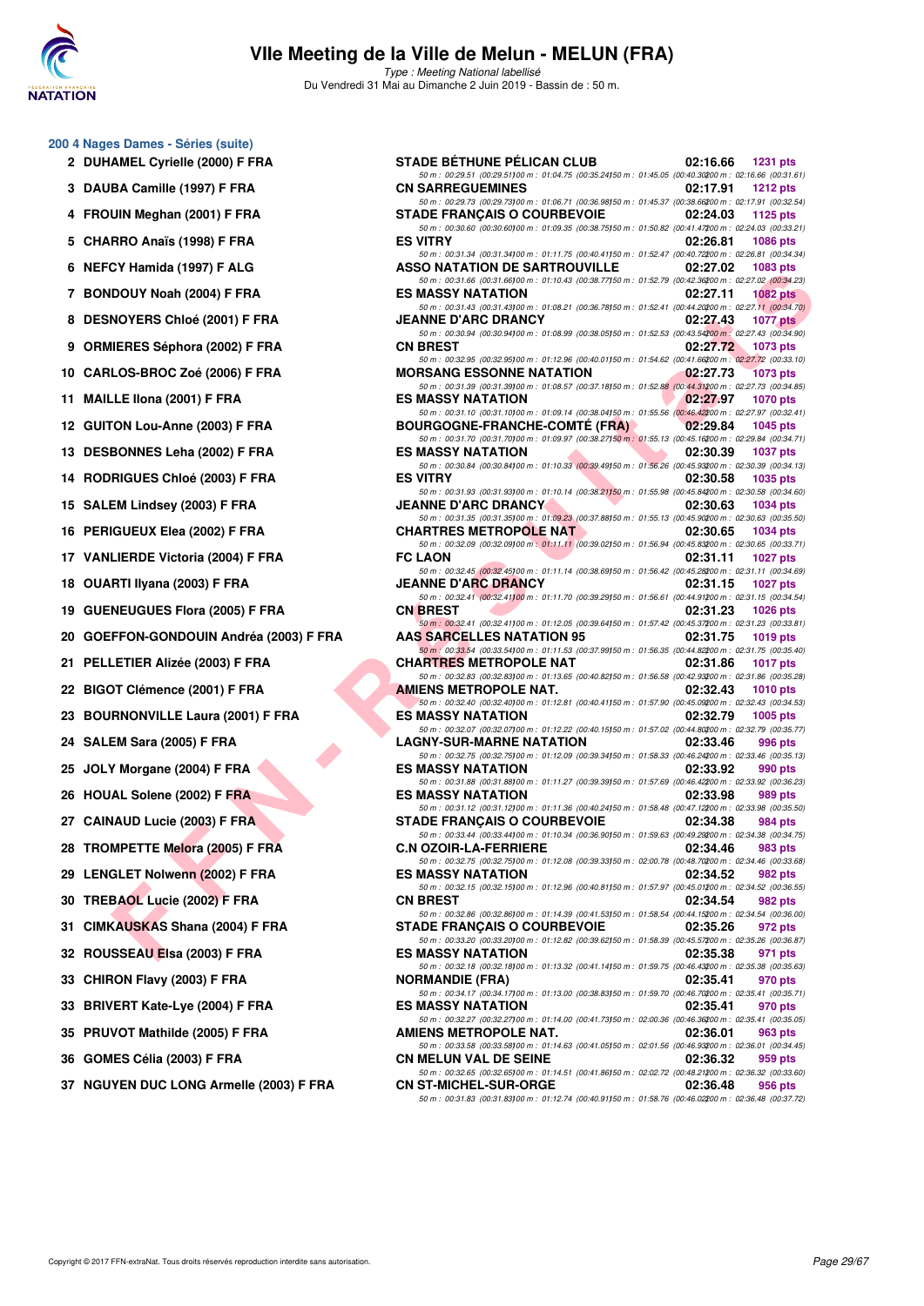## 200 4 Nages Dames - Séries (suite)

| Rang | Nom | Club | Temps | Points |
|---|---|---|---|---|
| 2 | DUHAMEL Cyrielle (2000) F FRA | STADE BÉTHUNE PÉLICAN CLUB | 02:16.66 | 1231 pts |
| | | 50 m : 00:29.51 (00:29.51) 100 m : 01:04.75 (00:35.24) 150 m : 01:45.05 (00:40.30) 200 m : 02:16.66 (00:31.61) | | |
| 3 | DAUBA Camille (1997) F FRA | CN SARREGUEMINES | 02:17.91 | 1212 pts |
| | | 50 m : 00:29.73 (00:29.73) 100 m : 01:06.71 (00:36.98) 150 m : 01:45.37 (00:38.66) 200 m : 02:17.91 (00:32.54) | | |
| 4 | FROUIN Meghan (2001) F FRA | STADE FRANÇAIS O COURBEVOIE | 02:24.03 | 1125 pts |
| | | 50 m : 00:30.60 (00:30.60) 100 m : 01:09.35 (00:38.75) 150 m : 01:50.82 (00:41.47) 200 m : 02:24.03 (00:33.21) | | |
| 5 | CHARRO Anaïs (1998) F FRA | ES VITRY | 02:26.81 | 1086 pts |
| | | 50 m : 00:31.34 (00:31.34) 100 m : 01:11.75 (00:40.41) 150 m : 01:52.47 (00:40.72) 200 m : 02:26.81 (00:34.34) | | |
| 6 | NEFCY Hamida (1997) F ALG | ASSO NATATION DE SARTROUVILLE | 02:27.02 | 1083 pts |
| | | 50 m : 00:31.66 (00:31.66) 100 m : 01:10.43 (00:38.77) 150 m : 01:52.79 (00:42.36) 200 m : 02:27.02 (00:34.23) | | |
| 7 | BONDOUY Noah (2004) F FRA | ES MASSY NATATION | 02:27.11 | 1082 pts |
| | | 50 m : 00:31.43 (00:31.43) 100 m : 01:08.21 (00:36.78) 150 m : 01:52.41 (00:44.20) 200 m : 02:27.11 (00:34.70) | | |
| 8 | DESNOYERS Chloé (2001) F FRA | JEANNE D'ARC DRANCY | 02:27.43 | 1077 pts |
| | | 50 m : 00:30.94 (00:30.94) 100 m : 01:08.99 (00:38.05) 150 m : 01:52.53 (00:43.54) 200 m : 02:27.43 (00:34.90) | | |
| 9 | ORMIERES Séphora (2002) F FRA | CN BREST | 02:27.72 | 1073 pts |
| | | 50 m : 00:32.95 (00:32.95) 100 m : 01:12.96 (00:40.01) 150 m : 01:54.62 (00:41.66) 200 m : 02:27.72 (00:33.10) | | |
| 10 | CARLOS-BROC Zoé (2006) F FRA | MORSANG ESSONNE NATATION | 02:27.73 | 1073 pts |
| | | 50 m : 00:31.39 (00:31.39) 100 m : 01:08.57 (00:37.18) 150 m : 01:52.88 (00:44.31) 200 m : 02:27.73 (00:34.85) | | |
| 11 | MAILLE Ilona (2001) F FRA | ES MASSY NATATION | 02:27.97 | 1070 pts |
| | | 50 m : 00:31.10 (00:31.10) 100 m : 01:09.14 (00:38.04) 150 m : 01:55.56 (00:46.42) 200 m : 02:27.97 (00:32.41) | | |
| 12 | GUITON Lou-Anne (2003) F FRA | BOURGOGNE-FRANCHE-COMTÉ (FRA) | 02:29.84 | 1045 pts |
| | | 50 m : 00:31.70 (00:31.70) 100 m : 01:09.97 (00:38.27) 150 m : 01:55.13 (00:45.16) 200 m : 02:29.84 (00:34.71) | | |
| 13 | DESBONNES Leha (2002) F FRA | ES MASSY NATATION | 02:30.39 | 1037 pts |
| | | 50 m : 00:30.84 (00:30.84) 100 m : 01:10.33 (00:39.49) 150 m : 01:56.26 (00:45.93) 200 m : 02:30.39 (00:34.13) | | |
| 14 | RODRIGUES Chloé (2003) F FRA | ES VITRY | 02:30.58 | 1035 pts |
| | | 50 m : 00:31.93 (00:31.93) 100 m : 01:10.14 (00:38.21) 150 m : 01:55.98 (00:45.84) 200 m : 02:30.58 (00:34.60) | | |
| 15 | SALEM Lindsey (2003) F FRA | JEANNE D'ARC DRANCY | 02:30.63 | 1034 pts |
| | | 50 m : 00:31.35 (00:31.35) 100 m : 01:09.23 (00:37.88) 150 m : 01:55.13 (00:45.90) 200 m : 02:30.63 (00:35.50) | | |
| 16 | PERIGUEUX Elea (2002) F FRA | CHARTRES METROPOLE NAT | 02:30.65 | 1034 pts |
| | | 50 m : 00:32.09 (00:32.09) 100 m : 01:11.11 (00:39.02) 150 m : 01:56.94 (00:45.83) 200 m : 02:30.65 (00:33.71) | | |
| 17 | VANLIERDE Victoria (2004) F FRA | FC LAON | 02:31.11 | 1027 pts |
| | | 50 m : 00:32.45 (00:32.45) 100 m : 01:11.14 (00:38.69) 150 m : 01:56.42 (00:45.28) 200 m : 02:31.11 (00:34.69) | | |
| 18 | OUARTI Ilyana (2003) F FRA | JEANNE D'ARC DRANCY | 02:31.15 | 1027 pts |
| | | 50 m : 00:32.41 (00:32.41) 100 m : 01:11.70 (00:39.29) 150 m : 01:56.61 (00:44.91) 200 m : 02:31.15 (00:34.54) | | |
| 19 | GUENEUGUES Flora (2005) F FRA | CN BREST | 02:31.23 | 1026 pts |
| | | 50 m : 00:32.41 (00:32.41) 100 m : 01:12.05 (00:39.64) 150 m : 01:57.42 (00:45.37) 200 m : 02:31.23 (00:33.81) | | |
| 20 | GOEFFON-GONDOUIN Andréa (2003) F FRA | AAS SARCELLES NATATION 95 | 02:31.75 | 1019 pts |
| | | 50 m : 00:33.54 (00:33.54) 100 m : 01:11.53 (00:37.99) 150 m : 01:56.35 (00:44.82) 200 m : 02:31.75 (00:35.40) | | |
| 21 | PELLETIER Alizée (2003) F FRA | CHARTRES METROPOLE NAT | 02:31.86 | 1017 pts |
| | | 50 m : 00:32.83 (00:32.83) 100 m : 01:13.65 (00:40.82) 150 m : 01:56.58 (00:42.93) 200 m : 02:31.86 (00:35.28) | | |
| 22 | BIGOT Clémence (2001) F FRA | AMIENS METROPOLE NAT. | 02:32.43 | 1010 pts |
| | | 50 m : 00:32.40 (00:32.40) 100 m : 01:12.81 (00:40.41) 150 m : 01:57.90 (00:45.09) 200 m : 02:32.43 (00:34.53) | | |
| 23 | BOURNONVILLE Laura (2001) F FRA | ES MASSY NATATION | 02:32.79 | 1005 pts |
| | | 50 m : 00:32.07 (00:32.07) 100 m : 01:12.22 (00:40.15) 150 m : 01:57.02 (00:44.80) 200 m : 02:32.79 (00:35.77) | | |
| 24 | SALEM Sara (2005) F FRA | LAGNY-SUR-MARNE NATATION | 02:33.46 | 996 pts |
| | | 50 m : 00:32.75 (00:32.75) 100 m : 01:12.09 (00:39.34) 150 m : 01:58.33 (00:46.24) 200 m : 02:33.46 (00:35.13) | | |
| 25 | JOLY Morgane (2004) F FRA | ES MASSY NATATION | 02:33.92 | 990 pts |
| | | 50 m : 00:31.88 (00:31.88) 100 m : 01:11.27 (00:39.39) 150 m : 01:57.69 (00:46.42) 200 m : 02:33.92 (00:36.23) | | |
| 26 | HOUAL Solene (2002) F FRA | ES MASSY NATATION | 02:33.98 | 989 pts |
| | | 50 m : 00:31.12 (00:31.12) 100 m : 01:11.36 (00:40.24) 150 m : 01:58.48 (00:47.12) 200 m : 02:33.98 (00:35.50) | | |
| 27 | CAINAUD Lucie (2003) F FRA | STADE FRANÇAIS O COURBEVOIE | 02:34.38 | 984 pts |
| | | 50 m : 00:33.44 (00:33.44) 100 m : 01:10.34 (00:36.90) 150 m : 01:59.63 (00:49.29) 200 m : 02:34.38 (00:34.75) | | |
| 28 | TROMPETTE Melora (2005) F FRA | C.N OZOIR-LA-FERRIERE | 02:34.46 | 983 pts |
| | | 50 m : 00:32.75 (00:32.75) 100 m : 01:12.08 (00:39.33) 150 m : 02:00.78 (00:48.70) 200 m : 02:34.46 (00:33.68) | | |
| 29 | LENGLET Nolwenn (2002) F FRA | ES MASSY NATATION | 02:34.52 | 982 pts |
| | | 50 m : 00:32.15 (00:32.15) 100 m : 01:12.96 (00:40.81) 150 m : 01:57.97 (00:45.01) 200 m : 02:34.52 (00:36.55) | | |
| 30 | TREBAOL Lucie (2002) F FRA | CN BREST | 02:34.54 | 982 pts |
| | | 50 m : 00:32.86 (00:32.86) 100 m : 01:14.39 (00:41.53) 150 m : 01:58.54 (00:44.15) 200 m : 02:34.54 (00:36.00) | | |
| 31 | CIMKAUSKAS Shana (2004) F FRA | STADE FRANÇAIS O COURBEVOIE | 02:35.26 | 972 pts |
| | | 50 m : 00:33.20 (00:33.20) 100 m : 01:12.82 (00:39.62) 150 m : 01:58.39 (00:45.57) 200 m : 02:35.26 (00:36.87) | | |
| 32 | ROUSSEAU Elsa (2003) F FRA | ES MASSY NATATION | 02:35.38 | 971 pts |
| | | 50 m : 00:32.18 (00:32.18) 100 m : 01:13.32 (00:41.14) 150 m : 01:59.75 (00:46.43) 200 m : 02:35.38 (00:35.63) | | |
| 33 | CHIRON Flavy (2003) F FRA | NORMANDIE (FRA) | 02:35.41 | 970 pts |
| | | 50 m : 00:34.17 (00:34.17) 100 m : 01:13.00 (00:38.83) 150 m : 01:59.70 (00:46.70) 200 m : 02:35.41 (00:35.71) | | |
| 33 | BRIVERT Kate-Lye (2004) F FRA | ES MASSY NATATION | 02:35.41 | 970 pts |
| | | 50 m : 00:32.27 (00:32.27) 100 m : 01:14.00 (00:41.73) 150 m : 02:00.36 (00:46.36) 200 m : 02:35.41 (00:35.05) | | |
| 35 | PRUVOT Mathilde (2005) F FRA | AMIENS METROPOLE NAT. | 02:36.01 | 963 pts |
| | | 50 m : 00:33.58 (00:33.58) 100 m : 01:14.63 (00:41.05) 150 m : 02:01.56 (00:46.93) 200 m : 02:36.01 (00:34.45) | | |
| 36 | GOMES Célia (2003) F FRA | CN MELUN VAL DE SEINE | 02:36.32 | 959 pts |
| | | 50 m : 00:32.65 (00:32.65) 100 m : 01:14.51 (00:41.86) 150 m : 02:02.72 (00:48.21) 200 m : 02:36.32 (00:33.60) | | |
| 37 | NGUYEN DUC LONG Armelle (2003) F FRA | CN ST-MICHEL-SUR-ORGE | 02:36.48 | 956 pts |
| | | 50 m : 00:31.83 (00:31.83) 100 m : 01:12.74 (00:40.91) 150 m : 01:58.76 (00:46.02) 200 m : 02:36.48 (00:37.72) | | |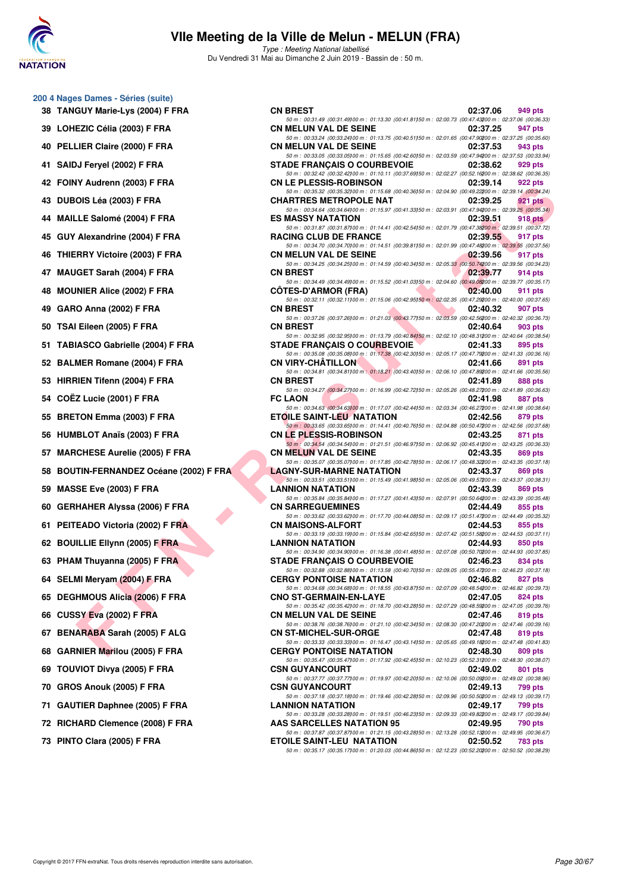# VIIe Meeting de la Ville de Melun - MELUN (FRA)

*Type : Meeting National labellisé*

Du Vendredi 31 Mai au Dimanche 2 Juin 2019 - Bassin de : 50 m.

## 200 4 Nages Dames - Séries (suite)

| Place | Nom | Club | Temps | Points |
|---|---|---|---|---|
| 38 | TANGUY Marie-Lys (2004) F FRA | CN BREST | 02:37.06 | 949 pts |
| | | 50 m : 00:31.49 (00:31.49) 100 m : 01:13.30 (00:41.81) 150 m : 02:00.73 (00:47.43) 200 m : 02:37.06 (00:36.33) | | |
| 39 | LOHEZIC Célia (2003) F FRA | CN MELUN VAL DE SEINE | 02:37.25 | 947 pts |
| | | 50 m : 00:33.24 (00:33.24) 100 m : 01:13.75 (00:40.51) 150 m : 02:01.65 (00:47.90) 200 m : 02:37.25 (00:35.60) | | |
| 40 | PELLIER Claire (2000) F FRA | CN MELUN VAL DE SEINE | 02:37.53 | 943 pts |
| | | 50 m : 00:33.05 (00:33.05) 100 m : 01:15.65 (00:42.60) 150 m : 02:03.59 (00:47.94) 200 m : 02:37.53 (00:33.94) | | |
| 41 | SAIDJ Feryel (2002) F FRA | STADE FRANÇAIS O COURBEVOIE | 02:38.62 | 929 pts |
| | | 50 m : 00:32.42 (00:32.42) 100 m : 01:10.11 (00:37.69) 150 m : 02:02.27 (00:52.16) 200 m : 02:38.62 (00:36.35) | | |
| 42 | FOINY Audrenn (2003) F FRA | CN LE PLESSIS-ROBINSON | 02:39.14 | 922 pts |
| | | 50 m : 00:35.32 (00:35.32) 100 m : 01:15.68 (00:40.36) 150 m : 02:04.90 (00:49.22) 200 m : 02:39.14 (00:34.24) | | |
| 43 | DUBOIS Léa (2003) F FRA | CHARTRES METROPOLE NAT | 02:39.25 | 921 pts |
| | | 50 m : 00:34.64 (00:34.64) 100 m : 01:15.97 (00:41.33) 150 m : 02:03.91 (00:47.94) 200 m : 02:39.25 (00:35.34) | | |
| 44 | MAILLE Salomé (2004) F FRA | ES MASSY NATATION | 02:39.51 | 918 pts |
| | | 50 m : 00:31.87 (00:31.87) 100 m : 01:14.41 (00:42.54) 150 m : 02:01.79 (00:47.38) 200 m : 02:39.51 (00:37.72) | | |
| 45 | GUY Alexandrine (2004) F FRA | RACING CLUB DE FRANCE | 02:39.55 | 917 pts |
| | | 50 m : 00:34.70 (00:34.70) 100 m : 01:14.51 (00:39.81) 150 m : 02:01.99 (00:47.48) 200 m : 02:39.55 (00:37.56) | | |
| 46 | THIERRY Victoire (2003) F FRA | CN MELUN VAL DE SEINE | 02:39.56 | 917 pts |
| | | 50 m : 00:34.25 (00:34.25) 100 m : 01:14.59 (00:40.34) 150 m : 02:05.33 (00:50.74) 200 m : 02:39.56 (00:34.23) | | |
| 47 | MAUGET Sarah (2004) F FRA | CN BREST | 02:39.77 | 914 pts |
| | | 50 m : 00:34.49 (00:34.49) 100 m : 01:15.52 (00:41.03) 150 m : 02:04.60 (00:49.08) 200 m : 02:39.77 (00:35.17) | | |
| 48 | MOUNIER Alice (2002) F FRA | CÔTES-D'ARMOR (FRA) | 02:40.00 | 911 pts |
| | | 50 m : 00:32.11 (00:32.11) 100 m : 01:15.06 (00:42.95) 150 m : 02:02.35 (00:47.29) 200 m : 02:40.00 (00:37.65) | | |
| 49 | GARO Anna (2002) F FRA | CN BREST | 02:40.32 | 907 pts |
| | | 50 m : 00:37.26 (00:37.26) 100 m : 01:21.03 (00:43.77) 150 m : 02:03.59 (00:42.56) 200 m : 02:40.32 (00:36.73) | | |
| 50 | TSAI Eileen (2005) F FRA | CN BREST | 02:40.64 | 903 pts |
| | | 50 m : 00:32.95 (00:32.95) 100 m : 01:13.79 (00:40.84) 150 m : 02:02.10 (00:48.31) 200 m : 02:40.64 (00:38.54) | | |
| 51 | TABIASCO Gabrielle (2004) F FRA | STADE FRANÇAIS O COURBEVOIE | 02:41.33 | 895 pts |
| | | 50 m : 00:35.08 (00:35.08) 100 m : 01:17.38 (00:42.30) 150 m : 02:05.17 (00:47.79) 200 m : 02:41.33 (00:36.16) | | |
| 52 | BALMER Romane (2004) F FRA | CN VIRY-CHÂTILLON | 02:41.66 | 891 pts |
| | | 50 m : 00:34.81 (00:34.81) 100 m : 01:18.21 (00:43.40) 150 m : 02:06.10 (00:47.89) 200 m : 02:41.66 (00:35.56) | | |
| 53 | HIRRIEN Tifenn (2004) F FRA | CN BREST | 02:41.89 | 888 pts |
| | | 50 m : 00:34.27 (00:34.27) 100 m : 01:16.99 (00:42.72) 150 m : 02:05.26 (00:48.27) 200 m : 02:41.89 (00:36.63) | | |
| 54 | COËZ Lucie (2001) F FRA | FC LAON | 02:41.98 | 887 pts |
| | | 50 m : 00:34.63 (00:34.63) 100 m : 01:17.07 (00:42.44) 150 m : 02:03.34 (00:46.27) 200 m : 02:41.98 (00:38.64) | | |
| 55 | BRETON Emma (2003) F FRA | ETOILE SAINT-LEU NATATION | 02:42.56 | 879 pts |
| | | 50 m : 00:33.65 (00:33.65) 100 m : 01:14.41 (00:40.76) 150 m : 02:04.88 (00:50.47) 200 m : 02:42.56 (00:37.68) | | |
| 56 | HUMBLOT Anaïs (2003) F FRA | CN LE PLESSIS-ROBINSON | 02:43.25 | 871 pts |
| | | 50 m : 00:34.54 (00:34.54) 100 m : 01:21.51 (00:46.97) 150 m : 02:06.92 (00:45.41) 200 m : 02:43.25 (00:36.33) | | |
| 57 | MARCHESE Aurelie (2005) F FRA | CN MELUN VAL DE SEINE | 02:43.35 | 869 pts |
| | | 50 m : 00:35.07 (00:35.07) 100 m : 01:17.85 (00:42.78) 150 m : 02:06.17 (00:48.32) 200 m : 02:43.35 (00:37.18) | | |
| 58 | BOUTIN-FERNANDEZ Océane (2002) F FRA | LAGNY-SUR-MARNE NATATION | 02:43.37 | 869 pts |
| | | 50 m : 00:33.51 (00:33.51) 100 m : 01:15.49 (00:41.98) 150 m : 02:05.06 (00:49.57) 200 m : 02:43.37 (00:38.31) | | |
| 59 | MASSE Eve (2003) F FRA | LANNION NATATION | 02:43.39 | 869 pts |
| | | 50 m : 00:35.84 (00:35.84) 100 m : 01:17.27 (00:41.43) 150 m : 02:07.91 (00:50.64) 200 m : 02:43.39 (00:35.48) | | |
| 60 | GERHAHER Alyssa (2006) F FRA | CN SARREGUEMINES | 02:44.49 | 855 pts |
| | | 50 m : 00:33.62 (00:33.62) 100 m : 01:17.70 (00:44.08) 150 m : 02:09.17 (00:51.47) 200 m : 02:44.49 (00:35.32) | | |
| 61 | PEITEADO Victoria (2002) F FRA | CN MAISONS-ALFORT | 02:44.53 | 855 pts |
| | | 50 m : 00:33.19 (00:33.19) 100 m : 01:15.84 (00:42.65) 150 m : 02:07.42 (00:51.58) 200 m : 02:44.53 (00:37.11) | | |
| 62 | BOUILLIE Ellynn (2005) F FRA | LANNION NATATION | 02:44.93 | 850 pts |
| | | 50 m : 00:34.90 (00:34.90) 100 m : 01:16.38 (00:41.48) 150 m : 02:07.08 (00:50.70) 200 m : 02:44.93 (00:37.85) | | |
| 63 | PHAM Thuyanna (2005) F FRA | STADE FRANÇAIS O COURBEVOIE | 02:46.23 | 834 pts |
| | | 50 m : 00:32.88 (00:32.88) 100 m : 01:13.58 (00:40.70) 150 m : 02:09.05 (00:55.47) 200 m : 02:46.23 (00:37.18) | | |
| 64 | SELMI Meryam (2004) F FRA | CERGY PONTOISE NATATION | 02:46.82 | 827 pts |
| | | 50 m : 00:34.68 (00:34.68) 100 m : 01:18.55 (00:43.87) 150 m : 02:07.09 (00:48.54) 200 m : 02:46.82 (00:39.73) | | |
| 65 | DEGHMOUS Alicia (2006) F FRA | CNO ST-GERMAIN-EN-LAYE | 02:47.05 | 824 pts |
| | | 50 m : 00:35.42 (00:35.42) 100 m : 01:18.70 (00:43.28) 150 m : 02:07.29 (00:48.59) 200 m : 02:47.05 (00:39.76) | | |
| 66 | CUSSY Eva (2002) F FRA | CN MELUN VAL DE SEINE | 02:47.46 | 819 pts |
| | | 50 m : 00:38.76 (00:38.76) 100 m : 01:21.10 (00:42.34) 150 m : 02:08.30 (00:47.20) 200 m : 02:47.46 (00:39.16) | | |
| 67 | BENARABA Sarah (2005) F ALG | CN ST-MICHEL-SUR-ORGE | 02:47.48 | 819 pts |
| | | 50 m : 00:33.33 (00:33.33) 100 m : 01:16.47 (00:43.14) 150 m : 02:05.65 (00:49.18) 200 m : 02:47.48 (00:41.83) | | |
| 68 | GARNIER Marilou (2005) F FRA | CERGY PONTOISE NATATION | 02:48.30 | 809 pts |
| | | 50 m : 00:35.47 (00:35.47) 100 m : 01:17.92 (00:42.45) 150 m : 02:10.23 (00:52.31) 200 m : 02:48.30 (00:38.07) | | |
| 69 | TOUVIOT Divya (2005) F FRA | CSN GUYANCOURT | 02:49.02 | 801 pts |
| | | 50 m : 00:37.77 (00:37.77) 100 m : 01:19.97 (00:42.20) 150 m : 02:10.06 (00:50.09) 200 m : 02:49.02 (00:38.96) | | |
| 70 | GROS Anouk (2005) F FRA | CSN GUYANCOURT | 02:49.13 | 799 pts |
| | | 50 m : 00:37.18 (00:37.18) 100 m : 01:19.46 (00:42.28) 150 m : 02:09.96 (00:50.50) 200 m : 02:49.13 (00:39.17) | | |
| 71 | GAUTIER Daphnee (2005) F FRA | LANNION NATATION | 02:49.17 | 799 pts |
| | | 50 m : 00:33.28 (00:33.28) 100 m : 01:19.51 (00:46.23) 150 m : 02:09.33 (00:49.82) 200 m : 02:49.17 (00:39.84) | | |
| 72 | RICHARD Clemence (2008) F FRA | AAS SARCELLES NATATION 95 | 02:49.95 | 790 pts |
| | | 50 m : 00:37.87 (00:37.87) 100 m : 01:21.15 (00:43.28) 150 m : 02:13.28 (00:52.13) 200 m : 02:49.95 (00:36.67) | | |
| 73 | PINTO Clara (2005) F FRA | ETOILE SAINT-LEU NATATION | 02:50.52 | 783 pts |
| | | 50 m : 00:35.17 (00:35.17) 100 m : 01:20.03 (00:44.86) 150 m : 02:12.23 (00:52.20) 200 m : 02:50.52 (00:38.29) | | |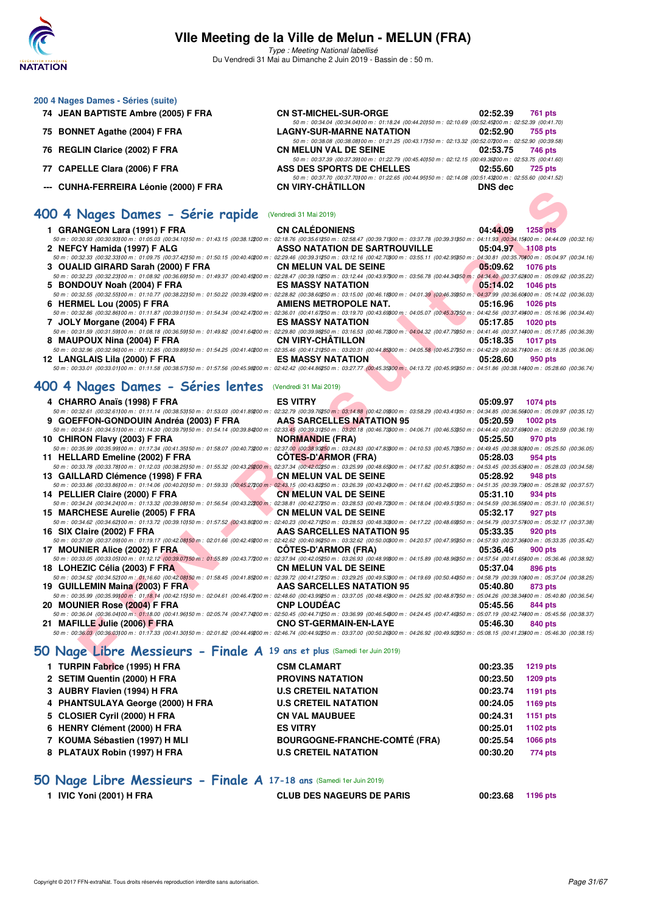### 200 4 Nages Dames - Séries (suite)

| | | | | |
|---|---|---|---|---|
| 74 | JEAN BAPTISTE Ambre (2005) F FRA | CN ST-MICHEL-SUR-ORGE | 02:52.39 | 761 pts |
| | 50 m : 00:34.04 (00:34.04) 100 m : 01:18.24 (00:44.20) 150 m : 02:10.69 (00:52.45) 200 m : 02:52.39 (00:41.70) | | | |
| 75 | BONNET Agathe (2004) F FRA | LAGNY-SUR-MARNE NATATION | 02:52.90 | 755 pts |
| | 50 m : 00:38.08 (00:38.08) 100 m : 01:21.25 (00:43.17) 150 m : 02:13.32 (00:52.07) 200 m : 02:52.90 (00:39.58) | | | |
| 76 | REGLIN Clarice (2002) F FRA | CN MELUN VAL DE SEINE | 02:53.75 | 746 pts |
| | 50 m : 00:37.39 (00:37.39) 100 m : 01:22.79 (00:45.40) 150 m : 02:12.15 (00:49.36) 200 m : 02:53.75 (00:41.60) | | | |
| 77 | CAPELLE Clara (2006) F FRA | ASS DES SPORTS DE CHELLES | 02:55.60 | 725 pts |
| | 50 m : 00:37.70 (00:37.70) 100 m : 01:22.65 (00:44.95) 150 m : 02:14.08 (00:51.43) 200 m : 02:55.60 (00:41.52) | | | |
| --- | CUNHA-FERREIRA Léonie (2000) F FRA | CN VIRY-CHÂTILLON | DNS dec | |

## 400 4 Nages Dames - Série rapide (Vendredi 31 Mai 2019)

| | | | | |
|---|---|---|---|---|
| 1 | GRANGEON Lara (1991) F FRA | CN CALÉDONIENS | 04:44.09 | 1258 pts |
| | 50 m : 00:30.93 (00:30.93) 100 m : 01:05.03 (00:34.10) 150 m : 01:43.15 (00:38.12) 200 m : 02:18.76 (00:35.61) 250 m : 02:58.47 (00:39.71) 300 m : 03:37.78 (00:39.31) 350 m : 04:11.93 (00:34.15) 400 m : 04:44.09 (00:32.16) | | | |
| 2 | NEFCY Hamida (1997) F ALG | ASSO NATATION DE SARTROUVILLE | 05:04.97 | 1108 pts |
| | 50 m : 00:32.33 (00:32.33) 100 m : 01:09.75 (00:37.42) 150 m : 01:50.15 (00:40.40) 200 m : 02:29.46 (00:39.31) 250 m : 03:12.16 (00:42.70) 300 m : 03:55.11 (00:42.95) 350 m : 04:30.81 (00:35.70) 400 m : 05:04.97 (00:34.16) | | | |
| 3 | OUALID GIRARD Sarah (2000) F FRA | CN MELUN VAL DE SEINE | 05:09.62 | 1076 pts |
| | 50 m : 00:32.23 (00:32.23) 100 m : 01:08.92 (00:36.69) 150 m : 01:49.37 (00:40.45) 200 m : 02:28.47 (00:39.10) 250 m : 03:12.44 (00:43.97) 300 m : 03:56.78 (00:44.34) 350 m : 04:34.40 (00:37.62) 400 m : 05:09.62 (00:35.22) | | | |
| 5 | BONDOUY Noah (2004) F FRA | ES MASSY NATATION | 05:14.02 | 1046 pts |
| | 50 m : 00:32.55 (00:32.55) 100 m : 01:10.77 (00:38.22) 150 m : 01:50.22 (00:39.45) 200 m : 02:28.82 (00:38.60) 250 m : 03:15.00 (00:46.18) 300 m : 04:01.39 (00:46.39) 350 m : 04:37.99 (00:36.60) 400 m : 05:14.02 (00:36.03) | | | |
| 6 | HERMEL Lou (2005) F FRA | AMIENS METROPOLE NAT. | 05:16.96 | 1026 pts |
| | 50 m : 00:32.86 (00:32.86) 100 m : 01:11.87 (00:39.01) 150 m : 01:54.34 (00:42.47) 200 m : 02:36.01 (00:41.67) 250 m : 03:19.70 (00:43.69) 300 m : 04:05.07 (00:45.37) 350 m : 04:42.56 (00:37.49) 400 m : 05:16.96 (00:34.40) | | | |
| 7 | JOLY Morgane (2004) F FRA | ES MASSY NATATION | 05:17.85 | 1020 pts |
| | 50 m : 00:31.59 (00:31.59) 100 m : 01:08.18 (00:36.59) 150 m : 01:49.82 (00:41.64) 200 m : 02:29.80 (00:39.98) 250 m : 03:16.53 (00:46.73) 300 m : 04:04.32 (00:47.79) 350 m : 04:41.46 (00:37.14) 400 m : 05:17.85 (00:36.39) | | | |
| 8 | MAUPOUX Nina (2004) F FRA | CN VIRY-CHÂTILLON | 05:18.35 | 1017 pts |
| | 50 m : 00:32.96 (00:32.96) 100 m : 01:12.85 (00:39.89) 150 m : 01:54.25 (00:41.40) 200 m : 02:35.46 (00:41.21) 250 m : 03:20.31 (00:44.85) 300 m : 04:05.58 (00:45.27) 350 m : 04:42.29 (00:36.71) 400 m : 05:18.35 (00:36.06) | | | |
| 12 | LANGLAIS Lila (2000) F FRA | ES MASSY NATATION | 05:28.60 | 950 pts |
| | 50 m : 00:33.01 (00:33.01) 100 m : 01:11.58 (00:38.57) 150 m : 01:57.56 (00:45.98) 200 m : 02:42.42 (00:44.86) 250 m : 03:27.77 (00:45.35) 300 m : 04:13.72 (00:45.95) 350 m : 04:51.86 (00:38.14) 400 m : 05:28.60 (00:36.74) | | | |

## 400 4 Nages Dames - Séries lentes (Vendredi 31 Mai 2019)

| | | | | |
|---|---|---|---|---|
| 4 | CHARRO Anaïs (1998) F FRA | ES VITRY | 05:09.97 | 1074 pts |
| | 50 m : 00:32.61 (00:32.61) 100 m : 01:11.14 (00:38.53) 150 m : 01:53.03 (00:41.89) 200 m : 02:32.79 (00:39.76) 250 m : 03:14.88 (00:42.09) 300 m : 03:58.29 (00:43.41) 350 m : 04:34.85 (00:36.56) 400 m : 05:09.97 (00:35.12) | | | |
| 9 | GOEFFON-GONDOUIN Andréa (2003) F FRA | AAS SARCELLES NATATION 95 | 05:20.59 | 1002 pts |
| | 50 m : 00:34.51 (00:34.51) 100 m : 01:14.30 (00:39.79) 150 m : 01:54.14 (00:39.84) 200 m : 02:33.45 (00:39.31) 250 m : 03:20.18 (00:46.73) 300 m : 04:06.71 (00:46.53) 350 m : 04:44.40 (00:37.69) 400 m : 05:20.59 (00:36.19) | | | |
| 10 | CHIRON Flavy (2003) F FRA | NORMANDIE (FRA) | 05:25.50 | 970 pts |
| | 50 m : 00:35.99 (00:35.99) 100 m : 01:17.34 (00:41.35) 150 m : 01:58.07 (00:40.73) 200 m : 02:37.00 (00:38.93) 250 m : 03:24.83 (00:47.83) 300 m : 04:10.53 (00:45.70) 350 m : 04:49.45 (00:38.92) 400 m : 05:25.50 (00:36.05) | | | |
| 11 | HELLARD Emeline (2002) F FRA | CÔTES-D'ARMOR (FRA) | 05:28.03 | 954 pts |
| | 50 m : 00:33.78 (00:33.78) 100 m : 01:12.03 (00:38.25) 150 m : 01:55.32 (00:43.29) 200 m : 02:37.34 (00:42.02) 250 m : 03:25.99 (00:48.65) 300 m : 04:17.82 (00:51.83) 350 m : 04:53.45 (00:35.63) 400 m : 05:28.03 (00:34.58) | | | |
| 13 | GAILLARD Clémence (1998) F FRA | CN MELUN VAL DE SEINE | 05:28.92 | 948 pts |
| | 50 m : 00:33.86 (00:33.86) 100 m : 01:14.06 (00:40.20) 150 m : 01:59.33 (00:45.27) 200 m : 02:43.15 (00:43.82) 250 m : 03:26.39 (00:43.24) 300 m : 04:11.62 (00:45.23) 350 m : 04:51.35 (00:39.73) 400 m : 05:28.92 (00:37.57) | | | |
| 14 | PELLIER Claire (2000) F FRA | CN MELUN VAL DE SEINE | 05:31.10 | 934 pts |
| | 50 m : 00:34.24 (00:34.24) 100 m : 01:13.32 (00:39.08) 150 m : 01:56.54 (00:43.22) 200 m : 02:38.81 (00:42.27) 250 m : 03:28.53 (00:49.72) 300 m : 04:18.04 (00:49.51) 350 m : 04:54.59 (00:36.55) 400 m : 05:31.10 (00:36.51) | | | |
| 15 | MARCHESE Aurelie (2005) F FRA | CN MELUN VAL DE SEINE | 05:32.17 | 927 pts |
| | 50 m : 00:34.62 (00:34.62) 100 m : 01:13.72 (00:39.10) 150 m : 01:57.52 (00:43.80) 200 m : 02:40.23 (00:42.71) 250 m : 03:28.53 (00:48.30) 300 m : 04:17.22 (00:48.69) 350 m : 04:54.79 (00:37.57) 400 m : 05:32.17 (00:37.38) | | | |
| 16 | SIX Claire (2002) F FRA | AAS SARCELLES NATATION 95 | 05:33.35 | 920 pts |
| | 50 m : 00:37.09 (00:37.09) 100 m : 01:19.17 (00:42.08) 150 m : 02:01.66 (00:42.49) 200 m : 02:42.62 (00:40.96) 250 m : 03:32.62 (00:50.00) 300 m : 04:20.57 (00:47.95) 350 m : 04:57.93 (00:37.36) 400 m : 05:33.35 (00:35.42) | | | |
| 17 | MOUNIER Alice (2002) F FRA | CÔTES-D'ARMOR (FRA) | 05:36.46 | 900 pts |
| | 50 m : 00:33.05 (00:33.05) 100 m : 01:12.12 (00:39.07) 150 m : 01:55.89 (00:43.77) 200 m : 02:37.94 (00:42.05) 250 m : 03:26.93 (00:48.99) 300 m : 04:15.89 (00:48.96) 350 m : 04:57.54 (00:41.65) 400 m : 05:36.46 (00:38.92) | | | |
| 18 | LOHEZIC Célia (2003) F FRA | CN MELUN VAL DE SEINE | 05:37.04 | 896 pts |
| | 50 m : 00:34.52 (00:34.52) 100 m : 01:16.60 (00:42.08) 150 m : 01:58.45 (00:41.85) 200 m : 02:39.72 (00:41.27) 250 m : 03:29.25 (00:49.53) 300 m : 04:19.69 (00:50.44) 350 m : 04:58.79 (00:39.10) 400 m : 05:37.04 (00:38.25) | | | |
| 19 | GUILLEMIN Maina (2003) F FRA | AAS SARCELLES NATATION 95 | 05:40.80 | 873 pts |
| | 50 m : 00:35.99 (00:35.99) 100 m : 01:18.14 (00:42.15) 150 m : 02:04.61 (00:46.47) 200 m : 02:48.60 (00:43.99) 250 m : 03:37.05 (00:48.45) 300 m : 04:25.92 (00:48.87) 350 m : 05:04.26 (00:38.34) 400 m : 05:40.80 (00:36.54) | | | |
| 20 | MOUNIER Rose (2004) F FRA | CNP LOUDÉAC | 05:45.56 | 844 pts |
| | 50 m : 00:36.04 (00:36.04) 100 m : 01:18.00 (00:41.96) 150 m : 02:05.74 (00:47.74) 200 m : 02:50.45 (00:44.71) 250 m : 03:36.99 (00:46.54) 300 m : 04:24.45 (00:47.46) 350 m : 05:07.19 (00:42.74) 400 m : 05:45.56 (00:38.37) | | | |
| 21 | MAFILLE Julie (2006) F FRA | CNO ST-GERMAIN-EN-LAYE | 05:46.30 | 840 pts |
| | 50 m : 00:36.03 (00:36.03) 100 m : 01:17.33 (00:41.30) 150 m : 02:01.82 (00:44.49) 200 m : 02:46.74 (00:44.92) 250 m : 03:37.00 (00:50.26) 300 m : 04:26.92 (00:49.92) 350 m : 05:08.15 (00:41.23) 400 m : 05:46.30 (00:38.15) | | | |

## 50 Nage Libre Messieurs - Finale A 19 ans et plus (Samedi 1er Juin 2019)

| | | | | |
|---|---|---|---|---|
| 1 | TURPIN Fabrice (1995) H FRA | CSM CLAMART | 00:23.35 | 1219 pts |
| 2 | SETIM Quentin (2000) H FRA | PROVINS NATATION | 00:23.50 | 1209 pts |
| 3 | AUBRY Flavien (1994) H FRA | U.S CRETEIL NATATION | 00:23.74 | 1191 pts |
| 4 | PHANTSULAYA George (2000) H FRA | U.S CRETEIL NATATION | 00:24.05 | 1169 pts |
| 5 | CLOSIER Cyril (2000) H FRA | CN VAL MAUBUEE | 00:24.31 | 1151 pts |
| 6 | HENRY Clément (2000) H FRA | ES VITRY | 00:25.01 | 1102 pts |
| 7 | KOUMA Sébastien (1997) H MLI | BOURGOGNE-FRANCHE-COMTÉ (FRA) | 00:25.54 | 1066 pts |
| 8 | PLATAUX Robin (1997) H FRA | U.S CRETEIL NATATION | 00:30.20 | 774 pts |

## 50 Nage Libre Messieurs - Finale A 17-18 ans (Samedi 1er Juin 2019)

| | | | | |
|---|---|---|---|---|
| 1 | IVIC Yoni (2001) H FRA | CLUB DES NAGEURS DE PARIS | 00:23.68 | 1196 pts |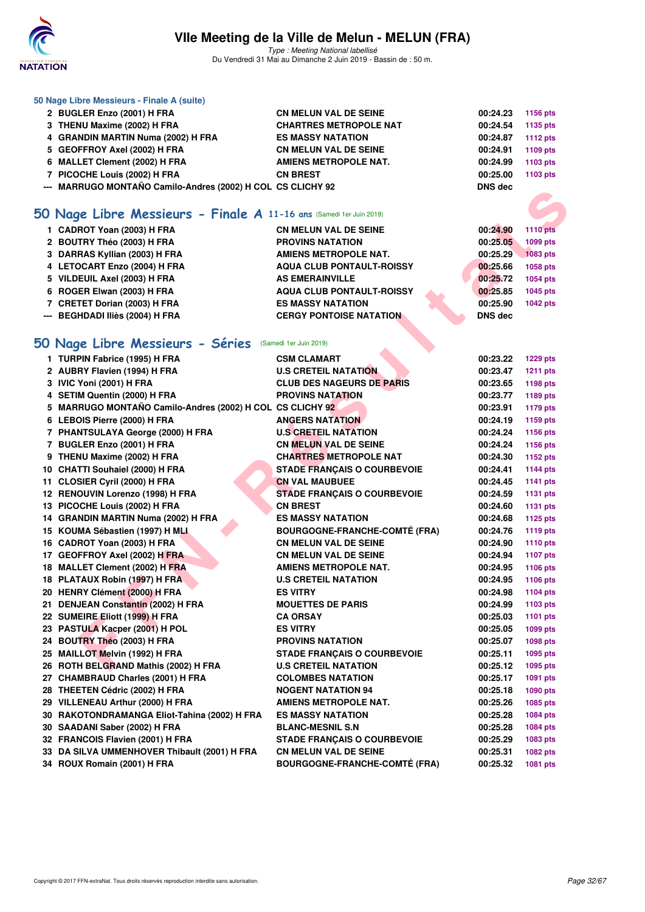# VIIe Meeting de la Ville de Melun - MELUN (FRA)

*Type : Meeting National labellisé*
Du Vendredi 31 Mai au Dimanche 2 Juin 2019 - Bassin de : 50 m.

### 50 Nage Libre Messieurs - Finale A (suite)

| | | | | |
|---|---|---|---|---|
| 2 | BUGLER Enzo (2001) H FRA | CN MELUN VAL DE SEINE | 00:24.23 | 1156 pts |
| 3 | THENU Maxime (2002) H FRA | CHARTRES METROPOLE NAT | 00:24.54 | 1135 pts |
| 4 | GRANDIN MARTIN Numa (2002) H FRA | ES MASSY NATATION | 00:24.87 | 1112 pts |
| 5 | GEOFFROY Axel (2002) H FRA | CN MELUN VAL DE SEINE | 00:24.91 | 1109 pts |
| 6 | MALLET Clement (2002) H FRA | AMIENS METROPOLE NAT. | 00:24.99 | 1103 pts |
| 7 | PICOCHE Louis (2002) H FRA | CN BREST | 00:25.00 | 1103 pts |
| --- | MARRUGO MONTAÑO Camilo-Andres (2002) H COL | CS CLICHY 92 | DNS dec | |

## 50 Nage Libre Messieurs - Finale A 11-16 ans (Samedi 1er Juin 2019)

| | | | | |
|---|---|---|---|---|
| 1 | CADROT Yoan (2003) H FRA | CN MELUN VAL DE SEINE | 00:24.90 | 1110 pts |
| 2 | BOUTRY Théo (2003) H FRA | PROVINS NATATION | 00:25.05 | 1099 pts |
| 3 | DARRAS Kyllian (2003) H FRA | AMIENS METROPOLE NAT. | 00:25.29 | 1083 pts |
| 4 | LETOCART Enzo (2004) H FRA | AQUA CLUB PONTAULT-ROISSY | 00:25.66 | 1058 pts |
| 5 | VILDEUIL Axel (2003) H FRA | AS EMERAINVILLE | 00:25.72 | 1054 pts |
| 6 | ROGER Elwan (2003) H FRA | AQUA CLUB PONTAULT-ROISSY | 00:25.85 | 1045 pts |
| 7 | CRETET Dorian (2003) H FRA | ES MASSY NATATION | 00:25.90 | 1042 pts |
| --- | BEGHDADI Iliès (2004) H FRA | CERGY PONTOISE NATATION | DNS dec | |

## 50 Nage Libre Messieurs - Séries (Samedi 1er Juin 2019)

| | | | | |
|---|---|---|---|---|
| 1 | TURPIN Fabrice (1995) H FRA | CSM CLAMART | 00:23.22 | 1229 pts |
| 2 | AUBRY Flavien (1994) H FRA | U.S CRETEIL NATATION | 00:23.47 | 1211 pts |
| 3 | IVIC Yoni (2001) H FRA | CLUB DES NAGEURS DE PARIS | 00:23.65 | 1198 pts |
| 4 | SETIM Quentin (2000) H FRA | PROVINS NATATION | 00:23.77 | 1189 pts |
| 5 | MARRUGO MONTAÑO Camilo-Andres (2002) H COL | CS CLICHY 92 | 00:23.91 | 1179 pts |
| 6 | LEBOIS Pierre (2000) H FRA | ANGERS NATATION | 00:24.19 | 1159 pts |
| 7 | PHANTSULAYA George (2000) H FRA | U.S CRETEIL NATATION | 00:24.24 | 1156 pts |
| 7 | BUGLER Enzo (2001) H FRA | CN MELUN VAL DE SEINE | 00:24.24 | 1156 pts |
| 9 | THENU Maxime (2002) H FRA | CHARTRES METROPOLE NAT | 00:24.30 | 1152 pts |
| 10 | CHATTI Souhaiel (2000) H FRA | STADE FRANÇAIS O COURBEVOIE | 00:24.41 | 1144 pts |
| 11 | CLOSIER Cyril (2000) H FRA | CN VAL MAUBUEE | 00:24.45 | 1141 pts |
| 12 | RENOUVIN Lorenzo (1998) H FRA | STADE FRANÇAIS O COURBEVOIE | 00:24.59 | 1131 pts |
| 13 | PICOCHE Louis (2002) H FRA | CN BREST | 00:24.60 | 1131 pts |
| 14 | GRANDIN MARTIN Numa (2002) H FRA | ES MASSY NATATION | 00:24.68 | 1125 pts |
| 15 | KOUMA Sébastien (1997) H MLI | BOURGOGNE-FRANCHE-COMTÉ (FRA) | 00:24.76 | 1119 pts |
| 16 | CADROT Yoan (2003) H FRA | CN MELUN VAL DE SEINE | 00:24.90 | 1110 pts |
| 17 | GEOFFROY Axel (2002) H FRA | CN MELUN VAL DE SEINE | 00:24.94 | 1107 pts |
| 18 | MALLET Clement (2002) H FRA | AMIENS METROPOLE NAT. | 00:24.95 | 1106 pts |
| 18 | PLATAUX Robin (1997) H FRA | U.S CRETEIL NATATION | 00:24.95 | 1106 pts |
| 20 | HENRY Clément (2000) H FRA | ES VITRY | 00:24.98 | 1104 pts |
| 21 | DENJEAN Constantin (2002) H FRA | MOUETTES DE PARIS | 00:24.99 | 1103 pts |
| 22 | SUMEIRE Eliott (1999) H FRA | CA ORSAY | 00:25.03 | 1101 pts |
| 23 | PASTULA Kacper (2001) H POL | ES VITRY | 00:25.05 | 1099 pts |
| 24 | BOUTRY Théo (2003) H FRA | PROVINS NATATION | 00:25.07 | 1098 pts |
| 25 | MAILLOT Melvin (1992) H FRA | STADE FRANÇAIS O COURBEVOIE | 00:25.11 | 1095 pts |
| 26 | ROTH BELGRAND Mathis (2002) H FRA | U.S CRETEIL NATATION | 00:25.12 | 1095 pts |
| 27 | CHAMBRAUD Charles (2001) H FRA | COLOMBES NATATION | 00:25.17 | 1091 pts |
| 28 | THEETEN Cédric (2002) H FRA | NOGENT NATATION 94 | 00:25.18 | 1090 pts |
| 29 | VILLENEAU Arthur (2000) H FRA | AMIENS METROPOLE NAT. | 00:25.26 | 1085 pts |
| 30 | RAKOTONDRAMANGA Eliot-Tahina (2002) H FRA | ES MASSY NATATION | 00:25.28 | 1084 pts |
| 30 | SAADANI Saber (2002) H FRA | BLANC-MESNIL S.N | 00:25.28 | 1084 pts |
| 32 | FRANCOIS Flavien (2001) H FRA | STADE FRANÇAIS O COURBEVOIE | 00:25.29 | 1083 pts |
| 33 | DA SILVA UMMENHOVER Thibault (2001) H FRA | CN MELUN VAL DE SEINE | 00:25.31 | 1082 pts |
| 34 | ROUX Romain (2001) H FRA | BOURGOGNE-FRANCHE-COMTÉ (FRA) | 00:25.32 | 1081 pts |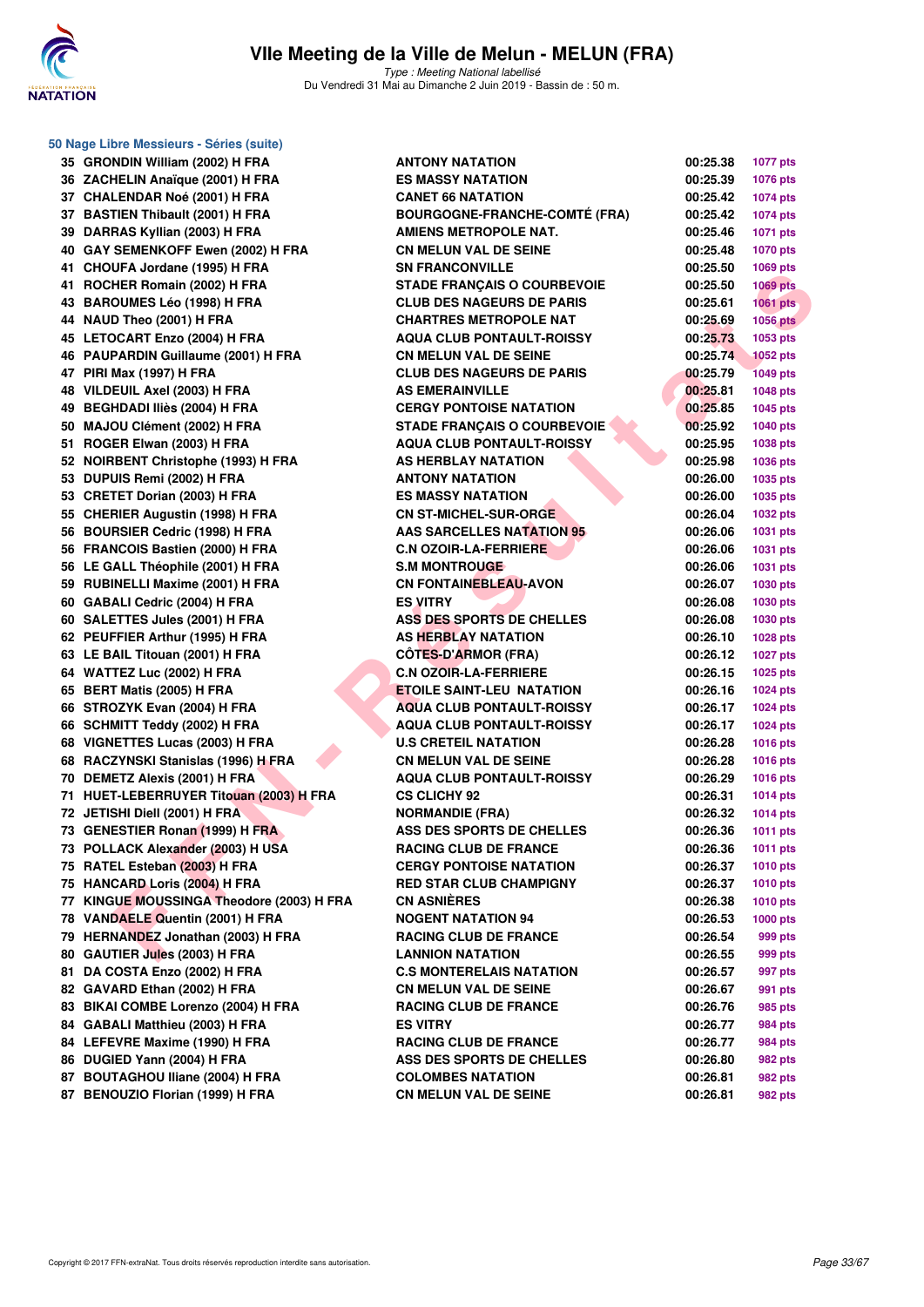# VIIe Meeting de la Ville de Melun - MELUN (FRA)

*Type : Meeting National labellisé*
Du Vendredi 31 Mai au Dimanche 2 Juin 2019 - Bassin de : 50 m.

### 50 Nage Libre Messieurs - Séries (suite)

| Rang | Nom | Club | Temps | Points |
|---|---|---|---|---|
| 35 | GRONDIN William (2002) H FRA | ANTONY NATATION | 00:25.38 | 1077 pts |
| 36 | ZACHELIN Anaïque (2001) H FRA | ES MASSY NATATION | 00:25.39 | 1076 pts |
| 37 | CHALENDAR Noé (2001) H FRA | CANET 66 NATATION | 00:25.42 | 1074 pts |
| 37 | BASTIEN Thibault (2001) H FRA | BOURGOGNE-FRANCHE-COMTÉ (FRA) | 00:25.42 | 1074 pts |
| 39 | DARRAS Kyllian (2003) H FRA | AMIENS METROPOLE NAT. | 00:25.46 | 1071 pts |
| 40 | GAY SEMENKOFF Ewen (2002) H FRA | CN MELUN VAL DE SEINE | 00:25.48 | 1070 pts |
| 41 | CHOUFA Jordane (1995) H FRA | SN FRANCONVILLE | 00:25.50 | 1069 pts |
| 41 | ROCHER Romain (2002) H FRA | STADE FRANÇAIS O COURBEVOIE | 00:25.50 | 1069 pts |
| 43 | BAROUMES Léo (1998) H FRA | CLUB DES NAGEURS DE PARIS | 00:25.61 | 1061 pts |
| 44 | NAUD Theo (2001) H FRA | CHARTRES METROPOLE NAT | 00:25.69 | 1056 pts |
| 45 | LETOCART Enzo (2004) H FRA | AQUA CLUB PONTAULT-ROISSY | 00:25.73 | 1053 pts |
| 46 | PAUPARDIN Guillaume (2001) H FRA | CN MELUN VAL DE SEINE | 00:25.74 | 1052 pts |
| 47 | PIRI Max (1997) H FRA | CLUB DES NAGEURS DE PARIS | 00:25.79 | 1049 pts |
| 48 | VILDEUIL Axel (2003) H FRA | AS EMERAINVILLE | 00:25.81 | 1048 pts |
| 49 | BEGHDADI Iliès (2004) H FRA | CERGY PONTOISE NATATION | 00:25.85 | 1045 pts |
| 50 | MAJOU Clément (2002) H FRA | STADE FRANÇAIS O COURBEVOIE | 00:25.92 | 1040 pts |
| 51 | ROGER Elwan (2003) H FRA | AQUA CLUB PONTAULT-ROISSY | 00:25.95 | 1038 pts |
| 52 | NOIRBENT Christophe (1993) H FRA | AS HERBLAY NATATION | 00:25.98 | 1036 pts |
| 53 | DUPUIS Remi (2002) H FRA | ANTONY NATATION | 00:26.00 | 1035 pts |
| 53 | CRETET Dorian (2003) H FRA | ES MASSY NATATION | 00:26.00 | 1035 pts |
| 55 | CHERIER Augustin (1998) H FRA | CN ST-MICHEL-SUR-ORGE | 00:26.04 | 1032 pts |
| 56 | BOURSIER Cedric (1998) H FRA | AAS SARCELLES NATATION 95 | 00:26.06 | 1031 pts |
| 56 | FRANCOIS Bastien (2000) H FRA | C.N OZOIR-LA-FERRIERE | 00:26.06 | 1031 pts |
| 56 | LE GALL Théophile (2001) H FRA | S.M MONTROUGE | 00:26.06 | 1031 pts |
| 59 | RUBINELLI Maxime (2001) H FRA | CN FONTAINEBLEAU-AVON | 00:26.07 | 1030 pts |
| 60 | GABALI Cedric (2004) H FRA | ES VITRY | 00:26.08 | 1030 pts |
| 60 | SALETTES Jules (2001) H FRA | ASS DES SPORTS DE CHELLES | 00:26.08 | 1030 pts |
| 62 | PEUFFIER Arthur (1995) H FRA | AS HERBLAY NATATION | 00:26.10 | 1028 pts |
| 63 | LE BAIL Titouan (2001) H FRA | CÔTES-D'ARMOR (FRA) | 00:26.12 | 1027 pts |
| 64 | WATTEZ Luc (2002) H FRA | C.N OZOIR-LA-FERRIERE | 00:26.15 | 1025 pts |
| 65 | BERT Matis (2005) H FRA | ETOILE SAINT-LEU NATATION | 00:26.16 | 1024 pts |
| 66 | STROZYK Evan (2004) H FRA | AQUA CLUB PONTAULT-ROISSY | 00:26.17 | 1024 pts |
| 66 | SCHMITT Teddy (2002) H FRA | AQUA CLUB PONTAULT-ROISSY | 00:26.17 | 1024 pts |
| 68 | VIGNETTES Lucas (2003) H FRA | U.S CRETEIL NATATION | 00:26.28 | 1016 pts |
| 68 | RACZYNSKI Stanislas (1996) H FRA | CN MELUN VAL DE SEINE | 00:26.28 | 1016 pts |
| 70 | DEMETZ Alexis (2001) H FRA | AQUA CLUB PONTAULT-ROISSY | 00:26.29 | 1016 pts |
| 71 | HUET-LEBERRUYER Titouan (2003) H FRA | CS CLICHY 92 | 00:26.31 | 1014 pts |
| 72 | JETISHI Diell (2001) H FRA | NORMANDIE (FRA) | 00:26.32 | 1014 pts |
| 73 | GENESTIER Ronan (1999) H FRA | ASS DES SPORTS DE CHELLES | 00:26.36 | 1011 pts |
| 73 | POLLACK Alexander (2003) H USA | RACING CLUB DE FRANCE | 00:26.36 | 1011 pts |
| 75 | RATEL Esteban (2003) H FRA | CERGY PONTOISE NATATION | 00:26.37 | 1010 pts |
| 75 | HANCARD Loris (2004) H FRA | RED STAR CLUB CHAMPIGNY | 00:26.37 | 1010 pts |
| 77 | KINGUE MOUSSINGA Theodore (2003) H FRA | CN ASNIÈRES | 00:26.38 | 1010 pts |
| 78 | VANDAELE Quentin (2001) H FRA | NOGENT NATATION 94 | 00:26.53 | 1000 pts |
| 79 | HERNANDEZ Jonathan (2003) H FRA | RACING CLUB DE FRANCE | 00:26.54 | 999 pts |
| 80 | GAUTIER Jules (2003) H FRA | LANNION NATATION | 00:26.55 | 999 pts |
| 81 | DA COSTA Enzo (2002) H FRA | C.S MONTERELAIS NATATION | 00:26.57 | 997 pts |
| 82 | GAVARD Ethan (2002) H FRA | CN MELUN VAL DE SEINE | 00:26.67 | 991 pts |
| 83 | BIKAI COMBE Lorenzo (2004) H FRA | RACING CLUB DE FRANCE | 00:26.76 | 985 pts |
| 84 | GABALI Matthieu (2003) H FRA | ES VITRY | 00:26.77 | 984 pts |
| 84 | LEFEVRE Maxime (1990) H FRA | RACING CLUB DE FRANCE | 00:26.77 | 984 pts |
| 86 | DUGIED Yann (2004) H FRA | ASS DES SPORTS DE CHELLES | 00:26.80 | 982 pts |
| 87 | BOUTAGHOU Iliane (2004) H FRA | COLOMBES NATATION | 00:26.81 | 982 pts |
| 87 | BENOUZIO Florian (1999) H FRA | CN MELUN VAL DE SEINE | 00:26.81 | 982 pts |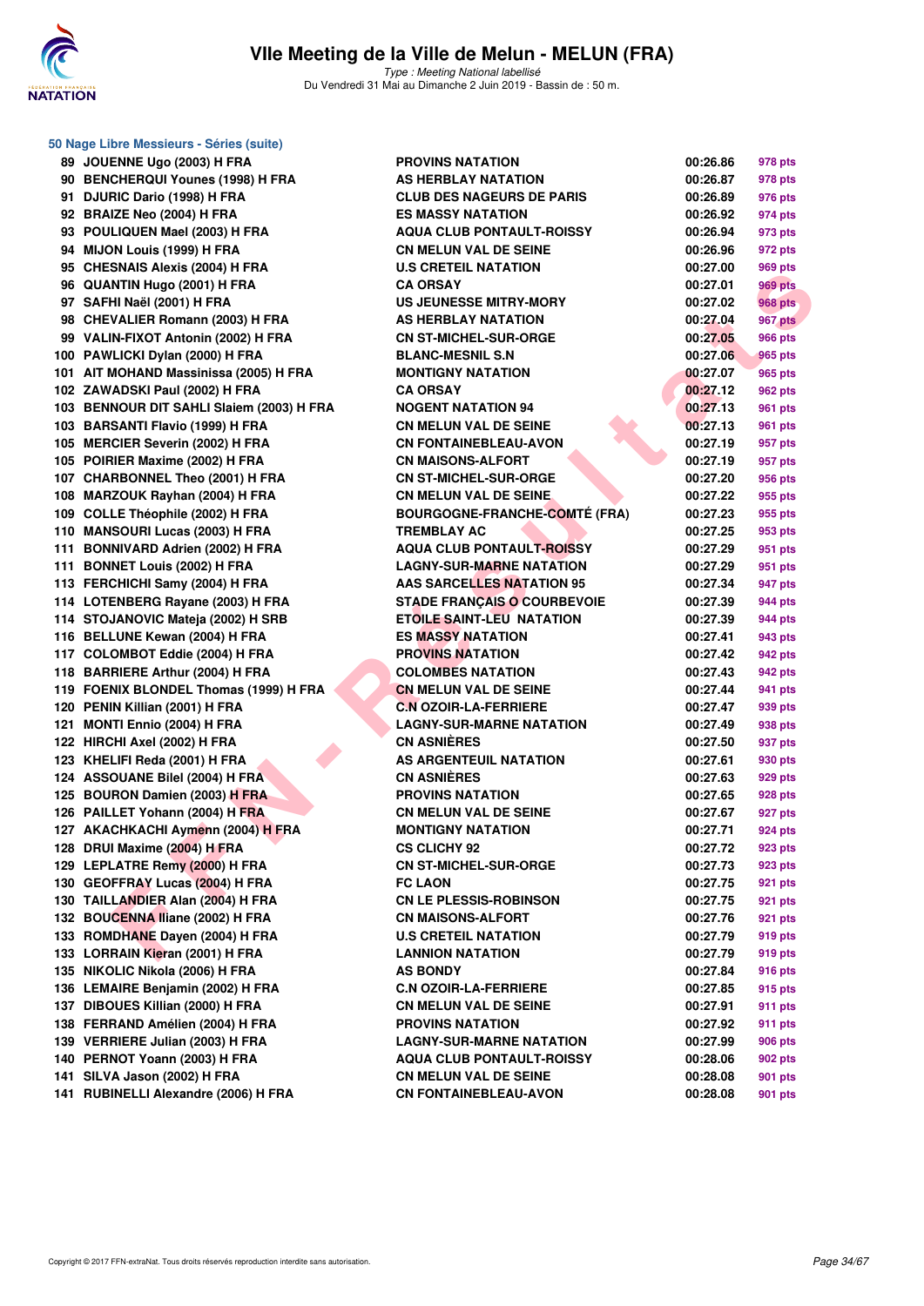# VIIe Meeting de la Ville de Melun - MELUN (FRA)

*Type : Meeting National labellisé*
Du Vendredi 31 Mai au Dimanche 2 Juin 2019 - Bassin de : 50 m.

## 50 Nage Libre Messieurs - Séries (suite)

| Rang | Nom | Club | Temps | Points |
|---|---|---|---|---|
| 89 | JOUENNE Ugo (2003) H FRA | PROVINS NATATION | 00:26.86 | 978 pts |
| 90 | BENCHERQUI Younes (1998) H FRA | AS HERBLAY NATATION | 00:26.87 | 978 pts |
| 91 | DJURIC Dario (1998) H FRA | CLUB DES NAGEURS DE PARIS | 00:26.89 | 976 pts |
| 92 | BRAIZE Neo (2004) H FRA | ES MASSY NATATION | 00:26.92 | 974 pts |
| 93 | POULIQUEN Mael (2003) H FRA | AQUA CLUB PONTAULT-ROISSY | 00:26.94 | 973 pts |
| 94 | MIJON Louis (1999) H FRA | CN MELUN VAL DE SEINE | 00:26.96 | 972 pts |
| 95 | CHESNAIS Alexis (2004) H FRA | U.S CRETEIL NATATION | 00:27.00 | 969 pts |
| 96 | QUANTIN Hugo (2001) H FRA | CA ORSAY | 00:27.01 | 969 pts |
| 97 | SAFHI Naël (2001) H FRA | US JEUNESSE MITRY-MORY | 00:27.02 | 968 pts |
| 98 | CHEVALIER Romann (2003) H FRA | AS HERBLAY NATATION | 00:27.04 | 967 pts |
| 99 | VALIN-FIXOT Antonin (2002) H FRA | CN ST-MICHEL-SUR-ORGE | 00:27.05 | 966 pts |
| 100 | PAWLICKI Dylan (2000) H FRA | BLANC-MESNIL S.N | 00:27.06 | 965 pts |
| 101 | AIT MOHAND Massinissa (2005) H FRA | MONTIGNY NATATION | 00:27.07 | 965 pts |
| 102 | ZAWADSKI Paul (2002) H FRA | CA ORSAY | 00:27.12 | 962 pts |
| 103 | BENNOUR DIT SAHLI Slaiem (2003) H FRA | NOGENT NATATION 94 | 00:27.13 | 961 pts |
| 103 | BARSANTI Flavio (1999) H FRA | CN MELUN VAL DE SEINE | 00:27.13 | 961 pts |
| 105 | MERCIER Severin (2002) H FRA | CN FONTAINEBLEAU-AVON | 00:27.19 | 957 pts |
| 105 | POIRIER Maxime (2002) H FRA | CN MAISONS-ALFORT | 00:27.19 | 957 pts |
| 107 | CHARBONNEL Theo (2001) H FRA | CN ST-MICHEL-SUR-ORGE | 00:27.20 | 956 pts |
| 108 | MARZOUK Rayhan (2004) H FRA | CN MELUN VAL DE SEINE | 00:27.22 | 955 pts |
| 109 | COLLE Théophile (2002) H FRA | BOURGOGNE-FRANCHE-COMTÉ (FRA) | 00:27.23 | 955 pts |
| 110 | MANSOURI Lucas (2003) H FRA | TREMBLAY AC | 00:27.25 | 953 pts |
| 111 | BONNIVARD Adrien (2002) H FRA | AQUA CLUB PONTAULT-ROISSY | 00:27.29 | 951 pts |
| 111 | BONNET Louis (2002) H FRA | LAGNY-SUR-MARNE NATATION | 00:27.29 | 951 pts |
| 113 | FERCHICHI Samy (2004) H FRA | AAS SARCELLES NATATION 95 | 00:27.34 | 947 pts |
| 114 | LOTENBERG Rayane (2003) H FRA | STADE FRANÇAIS O COURBEVOIE | 00:27.39 | 944 pts |
| 114 | STOJANOVIC Mateja (2002) H SRB | ETOILE SAINT-LEU NATATION | 00:27.39 | 944 pts |
| 116 | BELLUNE Kewan (2004) H FRA | ES MASSY NATATION | 00:27.41 | 943 pts |
| 117 | COLOMBOT Eddie (2004) H FRA | PROVINS NATATION | 00:27.42 | 942 pts |
| 118 | BARRIERE Arthur (2004) H FRA | COLOMBES NATATION | 00:27.43 | 942 pts |
| 119 | FOENIX BLONDEL Thomas (1999) H FRA | CN MELUN VAL DE SEINE | 00:27.44 | 941 pts |
| 120 | PENIN Killian (2001) H FRA | C.N OZOIR-LA-FERRIERE | 00:27.47 | 939 pts |
| 121 | MONTI Ennio (2004) H FRA | LAGNY-SUR-MARNE NATATION | 00:27.49 | 938 pts |
| 122 | HIRCHI Axel (2002) H FRA | CN ASNIÈRES | 00:27.50 | 937 pts |
| 123 | KHELIFI Reda (2001) H FRA | AS ARGENTEUIL NATATION | 00:27.61 | 930 pts |
| 124 | ASSOUANE Bilel (2004) H FRA | CN ASNIÈRES | 00:27.63 | 929 pts |
| 125 | BOURON Damien (2003) H FRA | PROVINS NATATION | 00:27.65 | 928 pts |
| 126 | PAILLET Yohann (2004) H FRA | CN MELUN VAL DE SEINE | 00:27.67 | 927 pts |
| 127 | AKACHKACHI Aymenn (2004) H FRA | MONTIGNY NATATION | 00:27.71 | 924 pts |
| 128 | DRUI Maxime (2004) H FRA | CS CLICHY 92 | 00:27.72 | 923 pts |
| 129 | LEPLATRE Remy (2000) H FRA | CN ST-MICHEL-SUR-ORGE | 00:27.73 | 923 pts |
| 130 | GEOFFRAY Lucas (2004) H FRA | FC LAON | 00:27.75 | 921 pts |
| 130 | TAILLANDIER Alan (2004) H FRA | CN LE PLESSIS-ROBINSON | 00:27.75 | 921 pts |
| 132 | BOUCENNA Iliane (2002) H FRA | CN MAISONS-ALFORT | 00:27.76 | 921 pts |
| 133 | ROMDHANE Dayen (2004) H FRA | U.S CRETEIL NATATION | 00:27.79 | 919 pts |
| 133 | LORRAIN Kieran (2001) H FRA | LANNION NATATION | 00:27.79 | 919 pts |
| 135 | NIKOLIC Nikola (2006) H FRA | AS BONDY | 00:27.84 | 916 pts |
| 136 | LEMAIRE Benjamin (2002) H FRA | C.N OZOIR-LA-FERRIERE | 00:27.85 | 915 pts |
| 137 | DIBOUES Killian (2000) H FRA | CN MELUN VAL DE SEINE | 00:27.91 | 911 pts |
| 138 | FERRAND Amélien (2004) H FRA | PROVINS NATATION | 00:27.92 | 911 pts |
| 139 | VERRIERE Julian (2003) H FRA | LAGNY-SUR-MARNE NATATION | 00:27.99 | 906 pts |
| 140 | PERNOT Yoann (2003) H FRA | AQUA CLUB PONTAULT-ROISSY | 00:28.06 | 902 pts |
| 141 | SILVA Jason (2002) H FRA | CN MELUN VAL DE SEINE | 00:28.08 | 901 pts |
| 141 | RUBINELLI Alexandre (2006) H FRA | CN FONTAINEBLEAU-AVON | 00:28.08 | 901 pts |

Copyright © 2017 FFN-extraNat. Tous droits réservés reproduction interdite sans autorisation.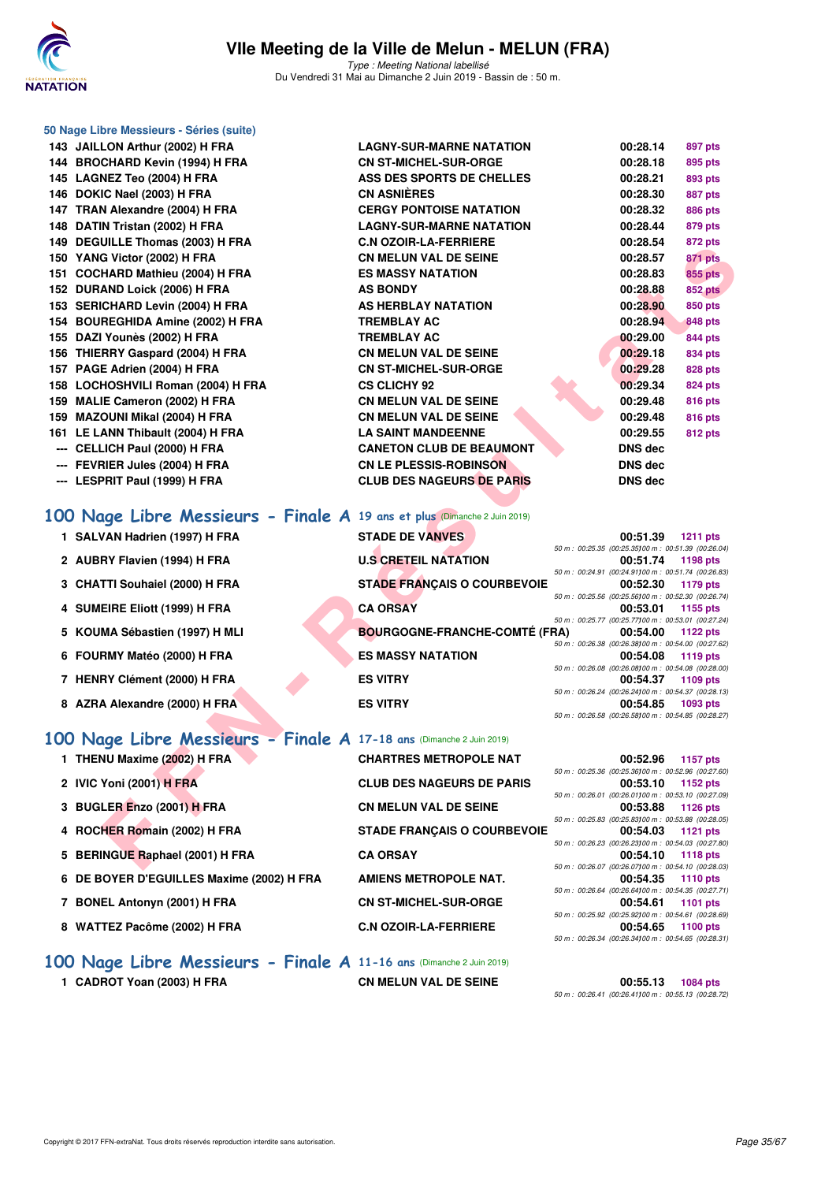## 50 Nage Libre Messieurs - Séries (suite)

| | | | | |
|---|---|---|---|---|
| 143 | JAILLON Arthur (2002) H FRA | LAGNY-SUR-MARNE NATATION | 00:28.14 | 897 pts |
| 144 | BROCHARD Kevin (1994) H FRA | CN ST-MICHEL-SUR-ORGE | 00:28.18 | 895 pts |
| 145 | LAGNEZ Teo (2004) H FRA | ASS DES SPORTS DE CHELLES | 00:28.21 | 893 pts |
| 146 | DOKIC Nael (2003) H FRA | CN ASNIÈRES | 00:28.30 | 887 pts |
| 147 | TRAN Alexandre (2004) H FRA | CERGY PONTOISE NATATION | 00:28.32 | 886 pts |
| 148 | DATIN Tristan (2002) H FRA | LAGNY-SUR-MARNE NATATION | 00:28.44 | 879 pts |
| 149 | DEGUILLE Thomas (2003) H FRA | C.N OZOIR-LA-FERRIERE | 00:28.54 | 872 pts |
| 150 | YANG Victor (2002) H FRA | CN MELUN VAL DE SEINE | 00:28.57 | 871 pts |
| 151 | COCHARD Mathieu (2004) H FRA | ES MASSY NATATION | 00:28.83 | 855 pts |
| 152 | DURAND Loick (2006) H FRA | AS BONDY | 00:28.88 | 852 pts |
| 153 | SERICHARD Levin (2004) H FRA | AS HERBLAY NATATION | 00:28.90 | 850 pts |
| 154 | BOUREGHIDA Amine (2002) H FRA | TREMBLAY AC | 00:28.94 | 848 pts |
| 155 | DAZI Younès (2002) H FRA | TREMBLAY AC | 00:29.00 | 844 pts |
| 156 | THIERRY Gaspard (2004) H FRA | CN MELUN VAL DE SEINE | 00:29.18 | 834 pts |
| 157 | PAGE Adrien (2004) H FRA | CN ST-MICHEL-SUR-ORGE | 00:29.28 | 828 pts |
| 158 | LOCHOSHVILI Roman (2004) H FRA | CS CLICHY 92 | 00:29.34 | 824 pts |
| 159 | MALIE Cameron (2002) H FRA | CN MELUN VAL DE SEINE | 00:29.48 | 816 pts |
| 159 | MAZOUNI Mikal (2004) H FRA | CN MELUN VAL DE SEINE | 00:29.48 | 816 pts |
| 161 | LE LANN Thibault (2004) H FRA | LA SAINT MANDEENNE | 00:29.55 | 812 pts |
| --- | CELLICH Paul (2000) H FRA | CANETON CLUB DE BEAUMONT | DNS dec | |
| --- | FEVRIER Jules (2004) H FRA | CN LE PLESSIS-ROBINSON | DNS dec | |
| --- | LESPRIT Paul (1999) H FRA | CLUB DES NAGEURS DE PARIS | DNS dec | |

## 100 Nage Libre Messieurs - Finale A 19 ans et plus (Dimanche 2 Juin 2019)

| | | | | |
|---|---|---|---|---|
| 1 | SALVAN Hadrien (1997) H FRA | STADE DE VANVES | 00:51.39 | 1211 pts |
| | 50 m : 00:25.35 (00:25.35) 100 m : 00:51.39 (00:26.04) | | | |
| 2 | AUBRY Flavien (1994) H FRA | U.S CRETEIL NATATION | 00:51.74 | 1198 pts |
| | 50 m : 00:24.91 (00:24.91) 100 m : 00:51.74 (00:26.83) | | | |
| 3 | CHATTI Souhaiel (2000) H FRA | STADE FRANÇAIS O COURBEVOIE | 00:52.30 | 1179 pts |
| | 50 m : 00:25.56 (00:25.56) 100 m : 00:52.30 (00:26.74) | | | |
| 4 | SUMEIRE Eliott (1999) H FRA | CA ORSAY | 00:53.01 | 1155 pts |
| | 50 m : 00:25.77 (00:25.77) 100 m : 00:53.01 (00:27.24) | | | |
| 5 | KOUMA Sébastien (1997) H MLI | BOURGOGNE-FRANCHE-COMTÉ (FRA) | 00:54.00 | 1122 pts |
| | 50 m : 00:26.38 (00:26.38) 100 m : 00:54.00 (00:27.62) | | | |
| 6 | FOURMY Matéo (2000) H FRA | ES MASSY NATATION | 00:54.08 | 1119 pts |
| | 50 m : 00:26.08 (00:26.08) 100 m : 00:54.08 (00:28.00) | | | |
| 7 | HENRY Clément (2000) H FRA | ES VITRY | 00:54.37 | 1109 pts |
| | 50 m : 00:26.24 (00:26.24) 100 m : 00:54.37 (00:28.13) | | | |
| 8 | AZRA Alexandre (2000) H FRA | ES VITRY | 00:54.85 | 1093 pts |
| | 50 m : 00:26.58 (00:26.58) 100 m : 00:54.85 (00:28.27) | | | |

## 100 Nage Libre Messieurs - Finale A 17-18 ans (Dimanche 2 Juin 2019)

| | | | | |
|---|---|---|---|---|
| 1 | THENU Maxime (2002) H FRA | CHARTRES METROPOLE NAT | 00:52.96 | 1157 pts |
| | 50 m : 00:25.36 (00:25.36) 100 m : 00:52.96 (00:27.60) | | | |
| 2 | IVIC Yoni (2001) H FRA | CLUB DES NAGEURS DE PARIS | 00:53.10 | 1152 pts |
| | 50 m : 00:26.01 (00:26.01) 100 m : 00:53.10 (00:27.09) | | | |
| 3 | BUGLER Enzo (2001) H FRA | CN MELUN VAL DE SEINE | 00:53.88 | 1126 pts |
| | 50 m : 00:25.83 (00:25.83) 100 m : 00:53.88 (00:28.05) | | | |
| 4 | ROCHER Romain (2002) H FRA | STADE FRANÇAIS O COURBEVOIE | 00:54.03 | 1121 pts |
| | 50 m : 00:26.23 (00:26.23) 100 m : 00:54.03 (00:27.80) | | | |
| 5 | BERINGUE Raphael (2001) H FRA | CA ORSAY | 00:54.10 | 1118 pts |
| | 50 m : 00:26.07 (00:26.07) 100 m : 00:54.10 (00:28.03) | | | |
| 6 | DE BOYER D'EGUILLES Maxime (2002) H FRA | AMIENS METROPOLE NAT. | 00:54.35 | 1110 pts |
| | 50 m : 00:26.64 (00:26.64) 100 m : 00:54.35 (00:27.71) | | | |
| 7 | BONEL Antonyn (2001) H FRA | CN ST-MICHEL-SUR-ORGE | 00:54.61 | 1101 pts |
| | 50 m : 00:25.92 (00:25.92) 100 m : 00:54.61 (00:28.69) | | | |
| 8 | WATTEZ Pacôme (2002) H FRA | C.N OZOIR-LA-FERRIERE | 00:54.65 | 1100 pts |
| | 50 m : 00:26.34 (00:26.34) 100 m : 00:54.65 (00:28.31) | | | |

## 100 Nage Libre Messieurs - Finale A 11-16 ans (Dimanche 2 Juin 2019)

| | | | | |
|---|---|---|---|---|
| 1 | CADROT Yoan (2003) H FRA | CN MELUN VAL DE SEINE | 00:55.13 | 1084 pts |
| | 50 m : 00:26.41 (00:26.41) 100 m : 00:55.13 (00:28.72) | | | |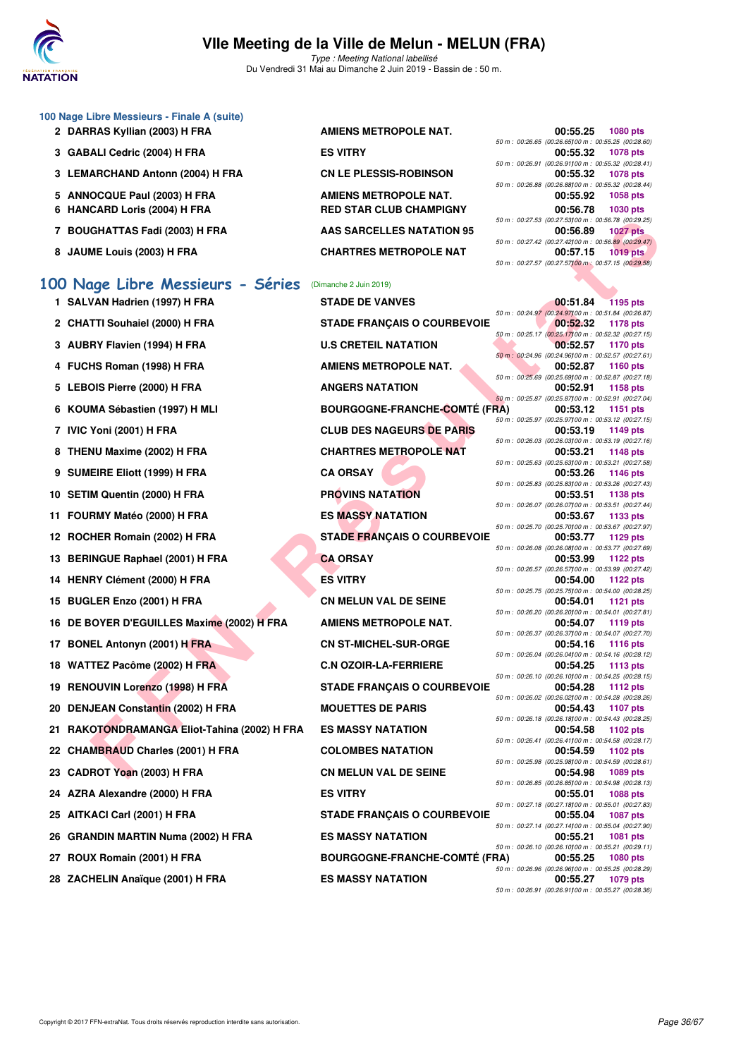### 100 Nage Libre Messieurs - Finale A (suite)

| Rang | Nom | Club | Temps | Points |
|---|---|---|---|---|
| 2 | DARRAS Kyllian (2003) H FRA | AMIENS METROPOLE NAT. | 00:55.25 | 1080 pts |
| | | | 50 m : 00:26.65 (00:26.65) 100 m : 00:55.25 (00:28.60) | |
| 3 | GABALI Cedric (2004) H FRA | ES VITRY | 00:55.32 | 1078 pts |
| | | | 50 m : 00:26.91 (00:26.91) 100 m : 00:55.32 (00:28.41) | |
| 3 | LEMARCHAND Antonn (2004) H FRA | CN LE PLESSIS-ROBINSON | 00:55.32 | 1078 pts |
| | | | 50 m : 00:26.88 (00:26.88) 100 m : 00:55.32 (00:28.44) | |
| 5 | ANNOCQUE Paul (2003) H FRA | AMIENS METROPOLE NAT. | 00:55.92 | 1058 pts |
| 6 | HANCARD Loris (2004) H FRA | RED STAR CLUB CHAMPIGNY | 00:56.78 | 1030 pts |
| | | | 50 m : 00:27.53 (00:27.53) 100 m : 00:56.78 (00:29.25) | |
| 7 | BOUGHATTAS Fadi (2003) H FRA | AAS SARCELLES NATATION 95 | 00:56.89 | 1027 pts |
| | | | 50 m : 00:27.42 (00:27.42) 100 m : 00:56.89 (00:29.47) | |
| 8 | JAUME Louis (2003) H FRA | CHARTRES METROPOLE NAT | 00:57.15 | 1019 pts |
| | | | 50 m : 00:27.57 (00:27.57) 100 m : 00:57.15 (00:29.58) | |

## 100 Nage Libre Messieurs - Séries (Dimanche 2 Juin 2019)

| Rang | Nom | Club | Temps | Points |
|---|---|---|---|---|
| 1 | SALVAN Hadrien (1997) H FRA | STADE DE VANVES | 00:51.84 | 1195 pts |
| | | | 50 m : 00:24.97 (00:24.97) 100 m : 00:51.84 (00:26.87) | |
| 2 | CHATTI Souhaiel (2000) H FRA | STADE FRANÇAIS O COURBEVOIE | 00:52.32 | 1178 pts |
| | | | 50 m : 00:25.17 (00:25.17) 100 m : 00:52.32 (00:27.15) | |
| 3 | AUBRY Flavien (1994) H FRA | U.S CRETEIL NATATION | 00:52.57 | 1170 pts |
| | | | 50 m : 00:24.96 (00:24.96) 100 m : 00:52.57 (00:27.61) | |
| 4 | FUCHS Roman (1998) H FRA | AMIENS METROPOLE NAT. | 00:52.87 | 1160 pts |
| | | | 50 m : 00:25.69 (00:25.69) 100 m : 00:52.87 (00:27.18) | |
| 5 | LEBOIS Pierre (2000) H FRA | ANGERS NATATION | 00:52.91 | 1158 pts |
| | | | 50 m : 00:25.87 (00:25.87) 100 m : 00:52.91 (00:27.04) | |
| 6 | KOUMA Sébastien (1997) H MLI | BOURGOGNE-FRANCHE-COMTÉ (FRA) | 00:53.12 | 1151 pts |
| | | | 50 m : 00:25.97 (00:25.97) 100 m : 00:53.12 (00:27.15) | |
| 7 | IVIC Yoni (2001) H FRA | CLUB DES NAGEURS DE PARIS | 00:53.19 | 1149 pts |
| | | | 50 m : 00:26.03 (00:26.03) 100 m : 00:53.19 (00:27.16) | |
| 8 | THENU Maxime (2002) H FRA | CHARTRES METROPOLE NAT | 00:53.21 | 1148 pts |
| | | | 50 m : 00:25.63 (00:25.63) 100 m : 00:53.21 (00:27.58) | |
| 9 | SUMEIRE Eliott (1999) H FRA | CA ORSAY | 00:53.26 | 1146 pts |
| | | | 50 m : 00:25.83 (00:25.83) 100 m : 00:53.26 (00:27.43) | |
| 10 | SETIM Quentin (2000) H FRA | PROVINS NATATION | 00:53.51 | 1138 pts |
| | | | 50 m : 00:26.07 (00:26.07) 100 m : 00:53.51 (00:27.44) | |
| 11 | FOURMY Matéo (2000) H FRA | ES MASSY NATATION | 00:53.67 | 1133 pts |
| | | | 50 m : 00:25.70 (00:25.70) 100 m : 00:53.67 (00:27.97) | |
| 12 | ROCHER Romain (2002) H FRA | STADE FRANÇAIS O COURBEVOIE | 00:53.77 | 1129 pts |
| | | | 50 m : 00:26.08 (00:26.08) 100 m : 00:53.77 (00:27.69) | |
| 13 | BERINGUE Raphael (2001) H FRA | CA ORSAY | 00:53.99 | 1122 pts |
| | | | 50 m : 00:26.57 (00:26.57) 100 m : 00:53.99 (00:27.42) | |
| 14 | HENRY Clément (2000) H FRA | ES VITRY | 00:54.00 | 1122 pts |
| | | | 50 m : 00:25.75 (00:25.75) 100 m : 00:54.00 (00:28.25) | |
| 15 | BUGLER Enzo (2001) H FRA | CN MELUN VAL DE SEINE | 00:54.01 | 1121 pts |
| | | | 50 m : 00:26.20 (00:26.20) 100 m : 00:54.01 (00:27.81) | |
| 16 | DE BOYER D'EGUILLES Maxime (2002) H FRA | AMIENS METROPOLE NAT. | 00:54.07 | 1119 pts |
| | | | 50 m : 00:26.37 (00:26.37) 100 m : 00:54.07 (00:27.70) | |
| 17 | BONEL Antonyn (2001) H FRA | CN ST-MICHEL-SUR-ORGE | 00:54.16 | 1116 pts |
| | | | 50 m : 00:26.04 (00:26.04) 100 m : 00:54.16 (00:28.12) | |
| 18 | WATTEZ Pacôme (2002) H FRA | C.N OZOIR-LA-FERRIERE | 00:54.25 | 1113 pts |
| | | | 50 m : 00:26.10 (00:26.10) 100 m : 00:54.25 (00:28.15) | |
| 19 | RENOUVIN Lorenzo (1998) H FRA | STADE FRANÇAIS O COURBEVOIE | 00:54.28 | 1112 pts |
| | | | 50 m : 00:26.02 (00:26.02) 100 m : 00:54.28 (00:28.26) | |
| 20 | DENJEAN Constantin (2002) H FRA | MOUETTES DE PARIS | 00:54.43 | 1107 pts |
| | | | 50 m : 00:26.18 (00:26.18) 100 m : 00:54.43 (00:28.25) | |
| 21 | RAKOTONDRAMANGA Eliot-Tahina (2002) H FRA | ES MASSY NATATION | 00:54.58 | 1102 pts |
| | | | 50 m : 00:26.41 (00:26.41) 100 m : 00:54.58 (00:28.17) | |
| 22 | CHAMBRAUD Charles (2001) H FRA | COLOMBES NATATION | 00:54.59 | 1102 pts |
| | | | 50 m : 00:25.98 (00:25.98) 100 m : 00:54.59 (00:28.61) | |
| 23 | CADROT Yoan (2003) H FRA | CN MELUN VAL DE SEINE | 00:54.98 | 1089 pts |
| | | | 50 m : 00:26.85 (00:26.85) 100 m : 00:54.98 (00:28.13) | |
| 24 | AZRA Alexandre (2000) H FRA | ES VITRY | 00:55.01 | 1088 pts |
| | | | 50 m : 00:27.18 (00:27.18) 100 m : 00:55.01 (00:27.83) | |
| 25 | AITKACI Carl (2001) H FRA | STADE FRANÇAIS O COURBEVOIE | 00:55.04 | 1087 pts |
| | | | 50 m : 00:27.14 (00:27.14) 100 m : 00:55.04 (00:27.90) | |
| 26 | GRANDIN MARTIN Numa (2002) H FRA | ES MASSY NATATION | 00:55.21 | 1081 pts |
| | | | 50 m : 00:26.10 (00:26.10) 100 m : 00:55.21 (00:29.11) | |
| 27 | ROUX Romain (2001) H FRA | BOURGOGNE-FRANCHE-COMTÉ (FRA) | 00:55.25 | 1080 pts |
| | | | 50 m : 00:26.96 (00:26.96) 100 m : 00:55.25 (00:28.29) | |
| 28 | ZACHELIN Anaïque (2001) H FRA | ES MASSY NATATION | 00:55.27 | 1079 pts |
| | | | 50 m : 00:26.91 (00:26.91) 100 m : 00:55.27 (00:28.36) | |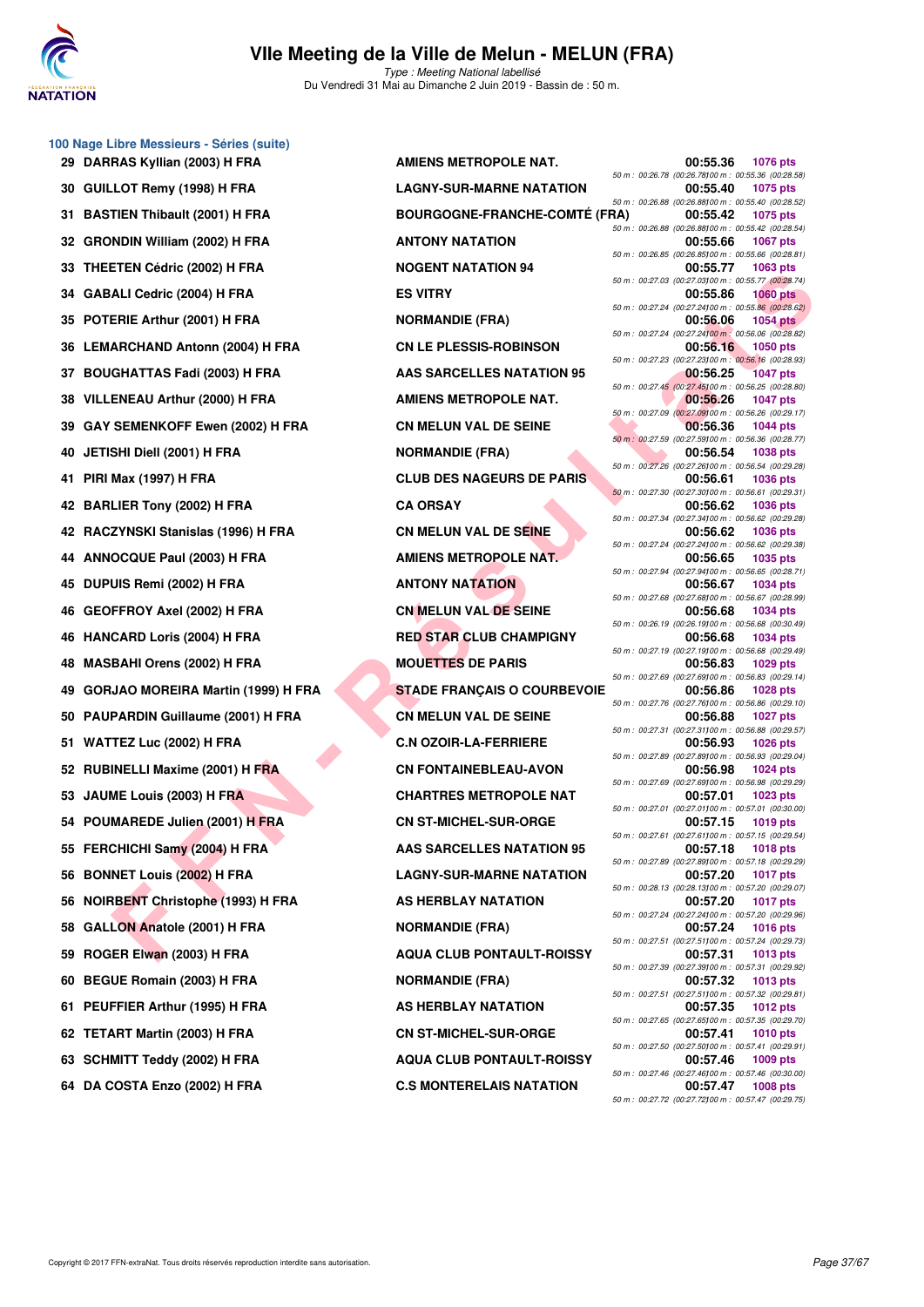## 100 Nage Libre Messieurs - Séries (suite)

| Rang | Nom | Club | Temps | Points |
|---|---|---|---|---|
| 29 | DARRAS Kyllian (2003) H FRA | AMIENS METROPOLE NAT. | 00:55.36 | 1076 pts |
| | | | 50 m : 00:26.78 (00:26.78) 100 m : 00:55.36 (00:28.58) | |
| 30 | GUILLOT Remy (1998) H FRA | LAGNY-SUR-MARNE NATATION | 00:55.40 | 1075 pts |
| | | | 50 m : 00:26.88 (00:26.88) 100 m : 00:55.40 (00:28.52) | |
| 31 | BASTIEN Thibault (2001) H FRA | BOURGOGNE-FRANCHE-COMTÉ (FRA) | 00:55.42 | 1075 pts |
| | | | 50 m : 00:26.88 (00:26.88) 100 m : 00:55.42 (00:28.54) | |
| 32 | GRONDIN William (2002) H FRA | ANTONY NATATION | 00:55.66 | 1067 pts |
| | | | 50 m : 00:26.85 (00:26.85) 100 m : 00:55.66 (00:28.81) | |
| 33 | THEETEN Cédric (2002) H FRA | NOGENT NATATION 94 | 00:55.77 | 1063 pts |
| | | | 50 m : 00:27.03 (00:27.03) 100 m : 00:55.77 (00:28.74) | |
| 34 | GABALI Cedric (2004) H FRA | ES VITRY | 00:55.86 | 1060 pts |
| | | | 50 m : 00:27.24 (00:27.24) 100 m : 00:55.86 (00:28.62) | |
| 35 | POTERIE Arthur (2001) H FRA | NORMANDIE (FRA) | 00:56.06 | 1054 pts |
| | | | 50 m : 00:27.24 (00:27.24) 100 m : 00:56.06 (00:28.82) | |
| 36 | LEMARCHAND Antonn (2004) H FRA | CN LE PLESSIS-ROBINSON | 00:56.16 | 1050 pts |
| | | | 50 m : 00:27.23 (00:27.23) 100 m : 00:56.16 (00:28.93) | |
| 37 | BOUGHATTAS Fadi (2003) H FRA | AAS SARCELLES NATATION 95 | 00:56.25 | 1047 pts |
| | | | 50 m : 00:27.45 (00:27.45) 100 m : 00:56.25 (00:28.80) | |
| 38 | VILLENEAU Arthur (2000) H FRA | AMIENS METROPOLE NAT. | 00:56.26 | 1047 pts |
| | | | 50 m : 00:27.09 (00:27.09) 100 m : 00:56.26 (00:29.17) | |
| 39 | GAY SEMENKOFF Ewen (2002) H FRA | CN MELUN VAL DE SEINE | 00:56.36 | 1044 pts |
| | | | 50 m : 00:27.59 (00:27.59) 100 m : 00:56.36 (00:28.77) | |
| 40 | JETISHI Diell (2001) H FRA | NORMANDIE (FRA) | 00:56.54 | 1038 pts |
| | | | 50 m : 00:27.26 (00:27.26) 100 m : 00:56.54 (00:29.28) | |
| 41 | PIRI Max (1997) H FRA | CLUB DES NAGEURS DE PARIS | 00:56.61 | 1036 pts |
| | | | 50 m : 00:27.30 (00:27.30) 100 m : 00:56.61 (00:29.31) | |
| 42 | BARLIER Tony (2002) H FRA | CA ORSAY | 00:56.62 | 1036 pts |
| | | | 50 m : 00:27.34 (00:27.34) 100 m : 00:56.62 (00:29.28) | |
| 42 | RACZYNSKI Stanislas (1996) H FRA | CN MELUN VAL DE SEINE | 00:56.62 | 1036 pts |
| | | | 50 m : 00:27.24 (00:27.24) 100 m : 00:56.62 (00:29.38) | |
| 44 | ANNOCQUE Paul (2003) H FRA | AMIENS METROPOLE NAT. | 00:56.65 | 1035 pts |
| | | | 50 m : 00:27.94 (00:27.94) 100 m : 00:56.65 (00:28.71) | |
| 45 | DUPUIS Remi (2002) H FRA | ANTONY NATATION | 00:56.67 | 1034 pts |
| | | | 50 m : 00:27.68 (00:27.68) 100 m : 00:56.67 (00:28.99) | |
| 46 | GEOFFROY Axel (2002) H FRA | CN MELUN VAL DE SEINE | 00:56.68 | 1034 pts |
| | | | 50 m : 00:26.19 (00:26.19) 100 m : 00:56.68 (00:30.49) | |
| 46 | HANCARD Loris (2004) H FRA | RED STAR CLUB CHAMPIGNY | 00:56.68 | 1034 pts |
| | | | 50 m : 00:27.19 (00:27.19) 100 m : 00:56.68 (00:29.49) | |
| 48 | MASBAHI Orens (2002) H FRA | MOUETTES DE PARIS | 00:56.83 | 1029 pts |
| | | | 50 m : 00:27.69 (00:27.69) 100 m : 00:56.83 (00:29.14) | |
| 49 | GORJAO MOREIRA Martin (1999) H FRA | STADE FRANÇAIS O COURBEVOIE | 00:56.86 | 1028 pts |
| | | | 50 m : 00:27.76 (00:27.76) 100 m : 00:56.86 (00:29.10) | |
| 50 | PAUPARDIN Guillaume (2001) H FRA | CN MELUN VAL DE SEINE | 00:56.88 | 1027 pts |
| | | | 50 m : 00:27.31 (00:27.31) 100 m : 00:56.88 (00:29.57) | |
| 51 | WATTEZ Luc (2002) H FRA | C.N OZOIR-LA-FERRIERE | 00:56.93 | 1026 pts |
| | | | 50 m : 00:27.89 (00:27.89) 100 m : 00:56.93 (00:29.04) | |
| 52 | RUBINELLI Maxime (2001) H FRA | CN FONTAINEBLEAU-AVON | 00:56.98 | 1024 pts |
| | | | 50 m : 00:27.69 (00:27.69) 100 m : 00:56.98 (00:29.29) | |
| 53 | JAUME Louis (2003) H FRA | CHARTRES METROPOLE NAT | 00:57.01 | 1023 pts |
| | | | 50 m : 00:27.01 (00:27.01) 100 m : 00:57.01 (00:30.00) | |
| 54 | POUMAREDE Julien (2001) H FRA | CN ST-MICHEL-SUR-ORGE | 00:57.15 | 1019 pts |
| | | | 50 m : 00:27.61 (00:27.61) 100 m : 00:57.15 (00:29.54) | |
| 55 | FERCHICHI Samy (2004) H FRA | AAS SARCELLES NATATION 95 | 00:57.18 | 1018 pts |
| | | | 50 m : 00:27.89 (00:27.89) 100 m : 00:57.18 (00:29.29) | |
| 56 | BONNET Louis (2002) H FRA | LAGNY-SUR-MARNE NATATION | 00:57.20 | 1017 pts |
| | | | 50 m : 00:28.13 (00:28.13) 100 m : 00:57.20 (00:29.07) | |
| 56 | NOIRBENT Christophe (1993) H FRA | AS HERBLAY NATATION | 00:57.20 | 1017 pts |
| | | | 50 m : 00:27.24 (00:27.24) 100 m : 00:57.20 (00:29.96) | |
| 58 | GALLON Anatole (2001) H FRA | NORMANDIE (FRA) | 00:57.24 | 1016 pts |
| | | | 50 m : 00:27.51 (00:27.51) 100 m : 00:57.24 (00:29.73) | |
| 59 | ROGER Elwan (2003) H FRA | AQUA CLUB PONTAULT-ROISSY | 00:57.31 | 1013 pts |
| | | | 50 m : 00:27.39 (00:27.39) 100 m : 00:57.31 (00:29.92) | |
| 60 | BEGUE Romain (2003) H FRA | NORMANDIE (FRA) | 00:57.32 | 1013 pts |
| | | | 50 m : 00:27.51 (00:27.51) 100 m : 00:57.32 (00:29.81) | |
| 61 | PEUFFIER Arthur (1995) H FRA | AS HERBLAY NATATION | 00:57.35 | 1012 pts |
| | | | 50 m : 00:27.65 (00:27.65) 100 m : 00:57.35 (00:29.70) | |
| 62 | TETART Martin (2003) H FRA | CN ST-MICHEL-SUR-ORGE | 00:57.41 | 1010 pts |
| | | | 50 m : 00:27.50 (00:27.50) 100 m : 00:57.41 (00:29.91) | |
| 63 | SCHMITT Teddy (2002) H FRA | AQUA CLUB PONTAULT-ROISSY | 00:57.46 | 1009 pts |
| | | | 50 m : 00:27.46 (00:27.46) 100 m : 00:57.46 (00:30.00) | |
| 64 | DA COSTA Enzo (2002) H FRA | C.S MONTERELAIS NATATION | 00:57.47 | 1008 pts |
| | | | 50 m : 00:27.72 (00:27.72) 100 m : 00:57.47 (00:29.75) | |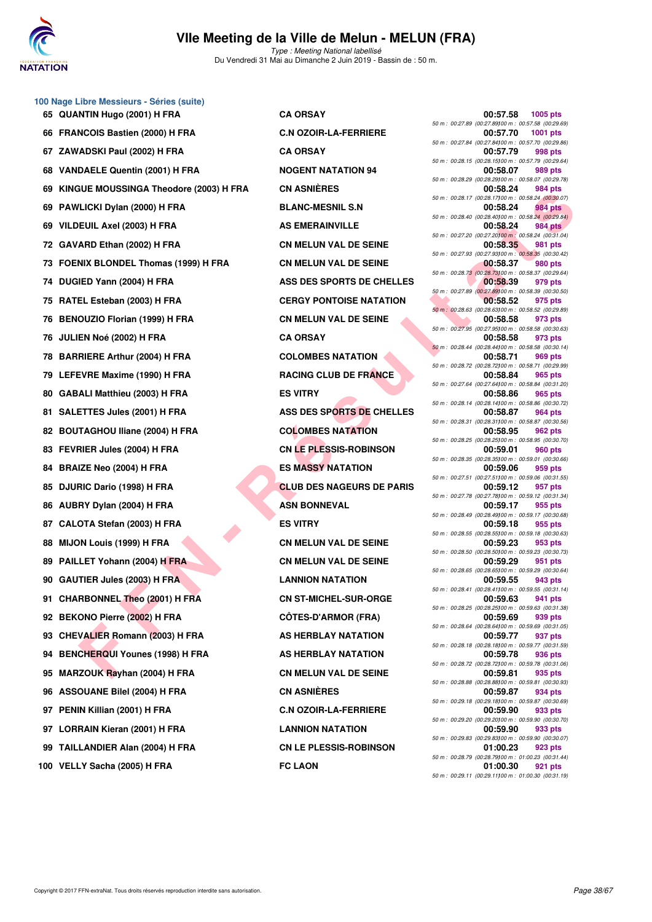# VIIe Meeting de la Ville de Melun - MELUN (FRA)

*Type : Meeting National labellisé*
Du Vendredi 31 Mai au Dimanche 2 Juin 2019 - Bassin de : 50 m.

## 100 Nage Libre Messieurs - Séries (suite)

| Rang | Nom | Club | Temps | Points | Splits |
|---|---|---|---|---|---|
| 65 | QUANTIN Hugo (2001) H FRA | CA ORSAY | 00:57.58 | 1005 pts | 50 m : 00:27.89 (00:27.89) 100 m : 00:57.58 (00:29.69) |
| 66 | FRANCOIS Bastien (2000) H FRA | C.N OZOIR-LA-FERRIERE | 00:57.70 | 1001 pts | 50 m : 00:27.84 (00:27.84) 100 m : 00:57.70 (00:29.86) |
| 67 | ZAWADSKI Paul (2002) H FRA | CA ORSAY | 00:57.79 | 998 pts | 50 m : 00:28.15 (00:28.15) 100 m : 00:57.79 (00:29.64) |
| 68 | VANDAELE Quentin (2001) H FRA | NOGENT NATATION 94 | 00:58.07 | 989 pts | 50 m : 00:28.29 (00:28.29) 100 m : 00:58.07 (00:29.78) |
| 69 | KINGUE MOUSSINGA Theodore (2003) H FRA | CN ASNIÈRES | 00:58.24 | 984 pts | 50 m : 00:28.17 (00:28.17) 100 m : 00:58.24 (00:30.07) |
| 69 | PAWLICKI Dylan (2000) H FRA | BLANC-MESNIL S.N | 00:58.24 | 984 pts | 50 m : 00:28.40 (00:28.40) 100 m : 00:58.24 (00:29.84) |
| 69 | VILDEUIL Axel (2003) H FRA | AS EMERAINVILLE | 00:58.24 | 984 pts | 50 m : 00:27.20 (00:27.20) 100 m : 00:58.24 (00:31.04) |
| 72 | GAVARD Ethan (2002) H FRA | CN MELUN VAL DE SEINE | 00:58.35 | 981 pts | 50 m : 00:27.93 (00:27.93) 100 m : 00:58.35 (00:30.42) |
| 73 | FOENIX BLONDEL Thomas (1999) H FRA | CN MELUN VAL DE SEINE | 00:58.37 | 980 pts | 50 m : 00:28.73 (00:28.73) 100 m : 00:58.37 (00:29.64) |
| 74 | DUGIED Yann (2004) H FRA | ASS DES SPORTS DE CHELLES | 00:58.39 | 979 pts | 50 m : 00:27.89 (00:27.89) 100 m : 00:58.39 (00:30.50) |
| 75 | RATEL Esteban (2003) H FRA | CERGY PONTOISE NATATION | 00:58.52 | 975 pts | 50 m : 00:28.63 (00:28.63) 100 m : 00:58.52 (00:29.89) |
| 76 | BENOUZIO Florian (1999) H FRA | CN MELUN VAL DE SEINE | 00:58.58 | 973 pts | 50 m : 00:27.95 (00:27.95) 100 m : 00:58.58 (00:30.63) |
| 76 | JULIEN Noé (2002) H FRA | CA ORSAY | 00:58.58 | 973 pts | 50 m : 00:28.44 (00:28.44) 100 m : 00:58.58 (00:30.14) |
| 78 | BARRIERE Arthur (2004) H FRA | COLOMBES NATATION | 00:58.71 | 969 pts | 50 m : 00:28.72 (00:28.72) 100 m : 00:58.71 (00:29.99) |
| 79 | LEFEVRE Maxime (1990) H FRA | RACING CLUB DE FRANCE | 00:58.84 | 965 pts | 50 m : 00:27.64 (00:27.64) 100 m : 00:58.84 (00:31.20) |
| 80 | GABALI Matthieu (2003) H FRA | ES VITRY | 00:58.86 | 965 pts | 50 m : 00:28.14 (00:28.14) 100 m : 00:58.86 (00:30.72) |
| 81 | SALETTES Jules (2001) H FRA | ASS DES SPORTS DE CHELLES | 00:58.87 | 964 pts | 50 m : 00:28.31 (00:28.31) 100 m : 00:58.87 (00:30.56) |
| 82 | BOUTAGHOU Iliane (2004) H FRA | COLOMBES NATATION | 00:58.95 | 962 pts | 50 m : 00:28.25 (00:28.25) 100 m : 00:58.95 (00:30.70) |
| 83 | FEVRIER Jules (2004) H FRA | CN LE PLESSIS-ROBINSON | 00:59.01 | 960 pts | 50 m : 00:28.35 (00:28.35) 100 m : 00:59.01 (00:30.66) |
| 84 | BRAIZE Neo (2004) H FRA | ES MASSY NATATION | 00:59.06 | 959 pts | 50 m : 00:27.51 (00:27.51) 100 m : 00:59.06 (00:31.55) |
| 85 | DJURIC Dario (1998) H FRA | CLUB DES NAGEURS DE PARIS | 00:59.12 | 957 pts | 50 m : 00:27.78 (00:27.78) 100 m : 00:59.12 (00:31.34) |
| 86 | AUBRY Dylan (2004) H FRA | ASN BONNEVAL | 00:59.17 | 955 pts | 50 m : 00:28.49 (00:28.49) 100 m : 00:59.17 (00:30.68) |
| 87 | CALOTA Stefan (2003) H FRA | ES VITRY | 00:59.18 | 955 pts | 50 m : 00:28.55 (00:28.55) 100 m : 00:59.18 (00:30.63) |
| 88 | MIJON Louis (1999) H FRA | CN MELUN VAL DE SEINE | 00:59.23 | 953 pts | 50 m : 00:28.50 (00:28.50) 100 m : 00:59.23 (00:30.73) |
| 89 | PAILLET Yohann (2004) H FRA | CN MELUN VAL DE SEINE | 00:59.29 | 951 pts | 50 m : 00:28.65 (00:28.65) 100 m : 00:59.29 (00:30.64) |
| 90 | GAUTIER Jules (2003) H FRA | LANNION NATATION | 00:59.55 | 943 pts | 50 m : 00:28.41 (00:28.41) 100 m : 00:59.55 (00:31.14) |
| 91 | CHARBONNEL Theo (2001) H FRA | CN ST-MICHEL-SUR-ORGE | 00:59.63 | 941 pts | 50 m : 00:28.25 (00:28.25) 100 m : 00:59.63 (00:31.38) |
| 92 | BEKONO Pierre (2002) H FRA | CÔTES-D'ARMOR (FRA) | 00:59.69 | 939 pts | 50 m : 00:28.64 (00:28.64) 100 m : 00:59.69 (00:31.05) |
| 93 | CHEVALIER Romann (2003) H FRA | AS HERBLAY NATATION | 00:59.77 | 937 pts | 50 m : 00:28.18 (00:28.18) 100 m : 00:59.77 (00:31.59) |
| 94 | BENCHEROUI Younes (1998) H FRA | AS HERBLAY NATATION | 00:59.78 | 936 pts | 50 m : 00:28.72 (00:28.72) 100 m : 00:59.78 (00:31.06) |
| 95 | MARZOUK Rayhan (2004) H FRA | CN MELUN VAL DE SEINE | 00:59.81 | 935 pts | 50 m : 00:28.88 (00:28.88) 100 m : 00:59.81 (00:30.93) |
| 96 | ASSOUANE Bilel (2004) H FRA | CN ASNIÈRES | 00:59.87 | 934 pts | 50 m : 00:29.18 (00:29.18) 100 m : 00:59.87 (00:30.69) |
| 97 | PENIN Killian (2001) H FRA | C.N OZOIR-LA-FERRIERE | 00:59.90 | 933 pts | 50 m : 00:29.20 (00:29.20) 100 m : 00:59.90 (00:30.70) |
| 97 | LORRAIN Kieran (2001) H FRA | LANNION NATATION | 00:59.90 | 933 pts | 50 m : 00:29.83 (00:29.83) 100 m : 00:59.90 (00:30.07) |
| 99 | TAILLANDIER Alan (2004) H FRA | CN LE PLESSIS-ROBINSON | 01:00.23 | 923 pts | 50 m : 00:28.79 (00:28.79) 100 m : 01:00.23 (00:31.44) |
| 100 | VELLY Sacha (2005) H FRA | FC LAON | 01:00.30 | 921 pts | 50 m : 00:29.11 (00:29.11) 100 m : 01:00.30 (00:31.19) |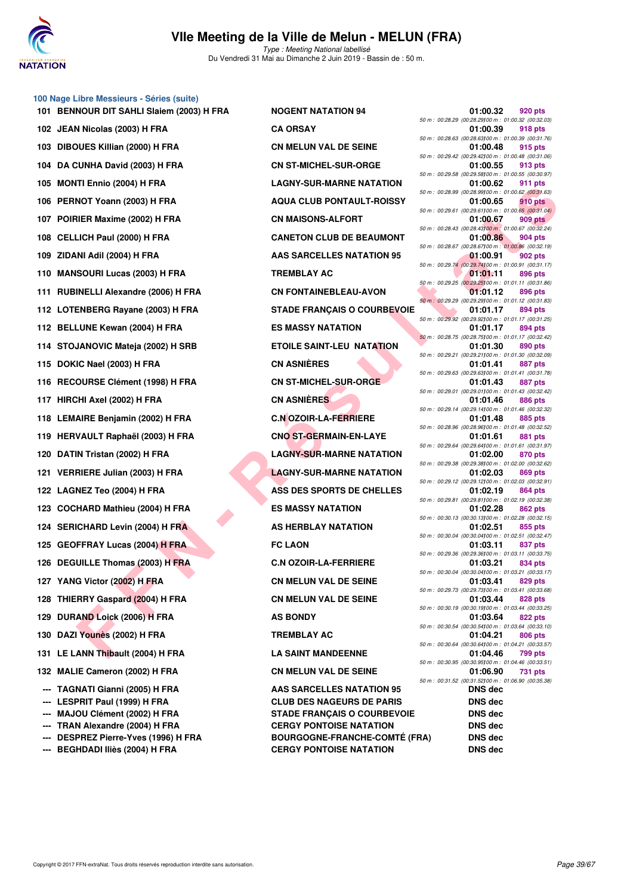# VIIe Meeting de la Ville de Melun - MELUN (FRA)

*Type : Meeting National labellisé*
Du Vendredi 31 Mai au Dimanche 2 Juin 2019 - Bassin de : 50 m.

## 100 Nage Libre Messieurs - Séries (suite)

| Rang | Nom | Club | Temps | Points | Splits |
|---|---|---|---|---|---|
| 101 | BENNOUR DIT SAHLI Slaiem (2003) H FRA | NOGENT NATATION 94 | 01:00.32 | 920 pts | 50 m : 00:28.29 (00:28.29) 100 m : 01:00.32 (00:32.03) |
| 102 | JEAN Nicolas (2003) H FRA | CA ORSAY | 01:00.39 | 918 pts | 50 m : 00:28.63 (00:28.63) 100 m : 01:00.39 (00:31.76) |
| 103 | DIBOUES Killian (2000) H FRA | CN MELUN VAL DE SEINE | 01:00.48 | 915 pts | 50 m : 00:29.42 (00:29.42) 100 m : 01:00.48 (00:31.06) |
| 104 | DA CUNHA David (2003) H FRA | CN ST-MICHEL-SUR-ORGE | 01:00.55 | 913 pts | 50 m : 00:29.58 (00:29.58) 100 m : 01:00.55 (00:30.97) |
| 105 | MONTI Ennio (2004) H FRA | LAGNY-SUR-MARNE NATATION | 01:00.62 | 911 pts | 50 m : 00:28.99 (00:28.99) 100 m : 01:00.62 (00:31.63) |
| 106 | PERNOT Yoann (2003) H FRA | AQUA CLUB PONTAULT-ROISSY | 01:00.65 | 910 pts | 50 m : 00:29.61 (00:29.61) 100 m : 01:00.65 (00:31.04) |
| 107 | POIRIER Maxime (2002) H FRA | CN MAISONS-ALFORT | 01:00.67 | 909 pts | 50 m : 00:28.43 (00:28.43) 100 m : 01:00.67 (00:32.24) |
| 108 | CELLICH Paul (2000) H FRA | CANETON CLUB DE BEAUMONT | 01:00.86 | 904 pts | 50 m : 00:28.67 (00:28.67) 100 m : 01:00.86 (00:32.19) |
| 109 | ZIDANI Adil (2004) H FRA | AAS SARCELLES NATATION 95 | 01:00.91 | 902 pts | 50 m : 00:29.74 (00:29.74) 100 m : 01:00.91 (00:31.17) |
| 110 | MANSOURI Lucas (2003) H FRA | TREMBLAY AC | 01:01.11 | 896 pts | 50 m : 00:29.25 (00:29.25) 100 m : 01:01.11 (00:31.86) |
| 111 | RUBINELLI Alexandre (2006) H FRA | CN FONTAINEBLEAU-AVON | 01:01.12 | 896 pts | 50 m : 00:29.29 (00:29.29) 100 m : 01:01.12 (00:31.83) |
| 112 | LOTENBERG Rayane (2003) H FRA | STADE FRANÇAIS O COURBEVOIE | 01:01.17 | 894 pts | 50 m : 00:29.92 (00:29.92) 100 m : 01:01.17 (00:31.25) |
| 112 | BELLUNE Kewan (2004) H FRA | ES MASSY NATATION | 01:01.17 | 894 pts | 50 m : 00:28.75 (00:28.75) 100 m : 01:01.17 (00:32.42) |
| 114 | STOJANOVIC Mateja (2002) H SRB | ETOILE SAINT-LEU NATATION | 01:01.30 | 890 pts | 50 m : 00:29.21 (00:29.21) 100 m : 01:01.30 (00:32.09) |
| 115 | DOKIC Nael (2003) H FRA | CN ASNIÈRES | 01:01.41 | 887 pts | 50 m : 00:29.63 (00:29.63) 100 m : 01:01.41 (00:31.78) |
| 116 | RECOURSE Clément (1998) H FRA | CN ST-MICHEL-SUR-ORGE | 01:01.43 | 887 pts | 50 m : 00:29.01 (00:29.01) 100 m : 01:01.43 (00:32.42) |
| 117 | HIRCHI Axel (2002) H FRA | CN ASNIÈRES | 01:01.46 | 886 pts | 50 m : 00:29.14 (00:29.14) 100 m : 01:01.46 (00:32.32) |
| 118 | LEMAIRE Benjamin (2002) H FRA | C.N OZOIR-LA-FERRIERE | 01:01.48 | 885 pts | 50 m : 00:28.96 (00:28.96) 100 m : 01:01.48 (00:32.52) |
| 119 | HERVAULT Raphaël (2003) H FRA | CNO ST-GERMAIN-EN-LAYE | 01:01.61 | 881 pts | 50 m : 00:29.64 (00:29.64) 100 m : 01:01.61 (00:31.97) |
| 120 | DATIN Tristan (2002) H FRA | LAGNY-SUR-MARNE NATATION | 01:02.00 | 870 pts | 50 m : 00:29.38 (00:29.38) 100 m : 01:02.00 (00:32.62) |
| 121 | VERRIERE Julian (2003) H FRA | LAGNY-SUR-MARNE NATATION | 01:02.03 | 869 pts | 50 m : 00:29.12 (00:29.12) 100 m : 01:02.03 (00:32.91) |
| 122 | LAGNEZ Teo (2004) H FRA | ASS DES SPORTS DE CHELLES | 01:02.19 | 864 pts | 50 m : 00:29.81 (00:29.81) 100 m : 01:02.19 (00:32.38) |
| 123 | COCHARD Mathieu (2004) H FRA | ES MASSY NATATION | 01:02.28 | 862 pts | 50 m : 00:30.13 (00:30.13) 100 m : 01:02.28 (00:32.15) |
| 124 | SERICHARD Levin (2004) H FRA | AS HERBLAY NATATION | 01:02.51 | 855 pts | 50 m : 00:30.04 (00:30.04) 100 m : 01:02.51 (00:32.47) |
| 125 | GEOFFRAY Lucas (2004) H FRA | FC LAON | 01:03.11 | 837 pts | 50 m : 00:29.36 (00:29.36) 100 m : 01:03.11 (00:33.75) |
| 126 | DEGUILLE Thomas (2003) H FRA | C.N OZOIR-LA-FERRIERE | 01:03.21 | 834 pts | 50 m : 00:30.04 (00:30.04) 100 m : 01:03.21 (00:33.17) |
| 127 | YANG Victor (2002) H FRA | CN MELUN VAL DE SEINE | 01:03.41 | 829 pts | 50 m : 00:29.73 (00:29.73) 100 m : 01:03.41 (00:33.68) |
| 128 | THIERRY Gaspard (2004) H FRA | CN MELUN VAL DE SEINE | 01:03.44 | 828 pts | 50 m : 00:30.19 (00:30.19) 100 m : 01:03.44 (00:33.25) |
| 129 | DURAND Loick (2006) H FRA | AS BONDY | 01:03.64 | 822 pts | 50 m : 00:30.54 (00:30.54) 100 m : 01:03.64 (00:33.10) |
| 130 | DAZI Younès (2002) H FRA | TREMBLAY AC | 01:04.21 | 806 pts | 50 m : 00:30.64 (00:30.64) 100 m : 01:04.21 (00:33.57) |
| 131 | LE LANN Thibault (2004) H FRA | LA SAINT MANDEENNE | 01:04.46 | 799 pts | 50 m : 00:30.95 (00:30.95) 100 m : 01:04.46 (00:33.51) |
| 132 | MALIE Cameron (2002) H FRA | CN MELUN VAL DE SEINE | 01:06.90 | 731 pts | 50 m : 00:31.52 (00:31.52) 100 m : 01:06.90 (00:35.38) |
| --- | TAGNATI Gianni (2005) H FRA | AAS SARCELLES NATATION 95 | DNS dec | | |
| --- | LESPRIT Paul (1999) H FRA | CLUB DES NAGEURS DE PARIS | DNS dec | | |
| --- | MAJOU Clément (2002) H FRA | STADE FRANÇAIS O COURBEVOIE | DNS dec | | |
| --- | TRAN Alexandre (2004) H FRA | CERGY PONTOISE NATATION | DNS dec | | |
| --- | DESPREZ Pierre-Yves (1996) H FRA | BOURGOGNE-FRANCHE-COMTÉ (FRA) | DNS dec | | |
| --- | BEGHDADI Iliès (2004) H FRA | CERGY PONTOISE NATATION | DNS dec | | |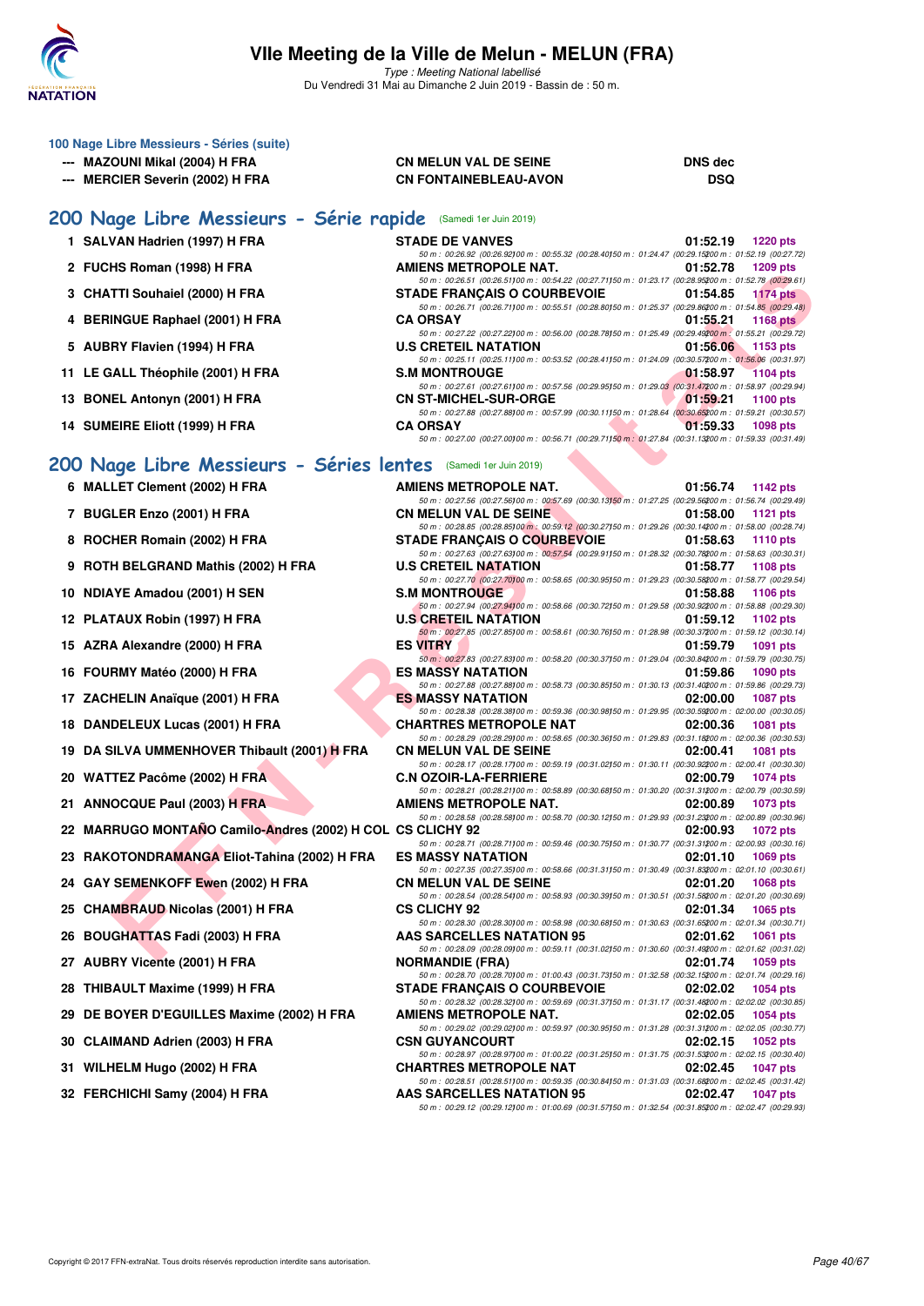# VIIe Meeting de la Ville de Melun - MELUN (FRA)

*Type : Meeting National labellisé*

Du Vendredi 31 Mai au Dimanche 2 Juin 2019 - Bassin de : 50 m.

### 100 Nage Libre Messieurs - Séries (suite)

| Place | Nom | Club | Temps | Points |
|---|---|---|---|---|
| --- | MAZOUNI Mikal (2004) H FRA | CN MELUN VAL DE SEINE | DNS dec | |
| --- | MERCIER Severin (2002) H FRA | CN FONTAINEBLEAU-AVON | DSQ | |

## 200 Nage Libre Messieurs - Série rapide (Samedi 1er Juin 2019)

| Place | Nom | Club | Temps | Points |
|---|---|---|---|---|
| 1 | SALVAN Hadrien (1997) H FRA | STADE DE VANVES | 01:52.19 | 1220 pts |
| | | 50 m : 00:26.92 (00:26.92) 100 m : 00:55.32 (00:28.40) 150 m : 01:24.47 (00:29.15) 200 m : 01:52.19 (00:27.72) | | |
| 2 | FUCHS Roman (1998) H FRA | AMIENS METROPOLE NAT. | 01:52.78 | 1209 pts |
| | | 50 m : 00:26.51 (00:26.51) 100 m : 00:54.22 (00:27.71) 150 m : 01:23.17 (00:28.95) 200 m : 01:52.78 (00:29.61) | | |
| 3 | CHATTI Souhaiel (2000) H FRA | STADE FRANÇAIS O COURBEVOIE | 01:54.85 | 1174 pts |
| | | 50 m : 00:26.71 (00:26.71) 100 m : 00:55.51 (00:28.80) 150 m : 01:25.37 (00:29.86) 200 m : 01:54.85 (00:29.48) | | |
| 4 | BERINGUE Raphael (2001) H FRA | CA ORSAY | 01:55.21 | 1168 pts |
| | | 50 m : 00:27.22 (00:27.22) 100 m : 00:56.00 (00:28.78) 150 m : 01:25.49 (00:29.49) 200 m : 01:55.21 (00:29.72) | | |
| 5 | AUBRY Flavien (1994) H FRA | U.S CRETEIL NATATION | 01:56.06 | 1153 pts |
| | | 50 m : 00:25.11 (00:25.11) 100 m : 00:53.52 (00:28.41) 150 m : 01:24.09 (00:30.57) 200 m : 01:56.06 (00:31.97) | | |
| 11 | LE GALL Théophile (2001) H FRA | S.M MONTROUGE | 01:58.97 | 1104 pts |
| | | 50 m : 00:27.61 (00:27.61) 100 m : 00:57.56 (00:29.95) 150 m : 01:29.03 (00:31.47) 200 m : 01:58.97 (00:29.94) | | |
| 13 | BONEL Antonyn (2001) H FRA | CN ST-MICHEL-SUR-ORGE | 01:59.21 | 1100 pts |
| | | 50 m : 00:27.88 (00:27.88) 100 m : 00:57.99 (00:30.11) 150 m : 01:28.64 (00:30.65) 200 m : 01:59.21 (00:30.57) | | |
| 14 | SUMEIRE Eliott (1999) H FRA | CA ORSAY | 01:59.33 | 1098 pts |
| | | 50 m : 00:27.00 (00:27.00) 100 m : 00:56.71 (00:29.71) 150 m : 01:27.84 (00:31.13) 200 m : 01:59.33 (00:31.49) | | |

## 200 Nage Libre Messieurs - Séries lentes (Samedi 1er Juin 2019)

| Place | Nom | Club | Temps | Points |
|---|---|---|---|---|
| 6 | MALLET Clement (2002) H FRA | AMIENS METROPOLE NAT. | 01:56.74 | 1142 pts |
| | | 50 m : 00:27.56 (00:27.56) 100 m : 00:57.69 (00:30.13) 150 m : 01:27.25 (00:29.56) 200 m : 01:56.74 (00:29.49) | | |
| 7 | BUGLER Enzo (2001) H FRA | CN MELUN VAL DE SEINE | 01:58.00 | 1121 pts |
| | | 50 m : 00:28.85 (00:28.85) 100 m : 00:59.12 (00:30.27) 150 m : 01:29.26 (00:30.14) 200 m : 01:58.00 (00:28.74) | | |
| 8 | ROCHER Romain (2002) H FRA | STADE FRANÇAIS O COURBEVOIE | 01:58.63 | 1110 pts |
| | | 50 m : 00:27.63 (00:27.63) 100 m : 00:57.54 (00:29.91) 150 m : 01:28.32 (00:30.78) 200 m : 01:58.63 (00:30.31) | | |
| 9 | ROTH BELGRAND Mathis (2002) H FRA | U.S CRETEIL NATATION | 01:58.77 | 1108 pts |
| | | 50 m : 00:27.70 (00:27.70) 100 m : 00:58.65 (00:30.95) 150 m : 01:29.23 (00:30.58) 200 m : 01:58.77 (00:29.54) | | |
| 10 | NDIAYE Amadou (2001) H SEN | S.M MONTROUGE | 01:58.88 | 1106 pts |
| | | 50 m : 00:27.94 (00:27.94) 100 m : 00:58.66 (00:30.72) 150 m : 01:29.58 (00:30.92) 200 m : 01:58.88 (00:29.30) | | |
| 12 | PLATAUX Robin (1997) H FRA | U.S CRETEIL NATATION | 01:59.12 | 1102 pts |
| | | 50 m : 00:27.85 (00:27.85) 100 m : 00:58.61 (00:30.76) 150 m : 01:28.98 (00:30.37) 200 m : 01:59.12 (00:30.14) | | |
| 15 | AZRA Alexandre (2000) H FRA | ES VITRY | 01:59.79 | 1091 pts |
| | | 50 m : 00:27.83 (00:27.83) 100 m : 00:58.20 (00:30.37) 150 m : 01:29.04 (00:30.84) 200 m : 01:59.79 (00:30.75) | | |
| 16 | FOURMY Matéo (2000) H FRA | ES MASSY NATATION | 01:59.86 | 1090 pts |
| | | 50 m : 00:27.88 (00:27.88) 100 m : 00:58.73 (00:30.85) 150 m : 01:30.13 (00:31.40) 200 m : 01:59.86 (00:29.73) | | |
| 17 | ZACHELIN Anaïque (2001) H FRA | ES MASSY NATATION | 02:00.00 | 1087 pts |
| | | 50 m : 00:28.38 (00:28.38) 100 m : 00:59.36 (00:30.98) 150 m : 01:29.95 (00:30.59) 200 m : 02:00.00 (00:30.05) | | |
| 18 | DANDELEUX Lucas (2001) H FRA | CHARTRES METROPOLE NAT | 02:00.36 | 1081 pts |
| | | 50 m : 00:28.29 (00:28.29) 100 m : 00:58.65 (00:30.36) 150 m : 01:29.83 (00:31.18) 200 m : 02:00.36 (00:30.53) | | |
| 19 | DA SILVA UMMENHOVER Thibault (2001) H FRA | CN MELUN VAL DE SEINE | 02:00.41 | 1081 pts |
| | | 50 m : 00:28.17 (00:28.17) 100 m : 00:59.19 (00:31.02) 150 m : 01:30.11 (00:30.92) 200 m : 02:00.41 (00:30.30) | | |
| 20 | WATTEZ Pacôme (2002) H FRA | C.N OZOIR-LA-FERRIERE | 02:00.79 | 1074 pts |
| | | 50 m : 00:28.21 (00:28.21) 100 m : 00:58.89 (00:30.68) 150 m : 01:30.20 (00:31.31) 200 m : 02:00.79 (00:30.59) | | |
| 21 | ANNOCQUE Paul (2003) H FRA | AMIENS METROPOLE NAT. | 02:00.89 | 1073 pts |
| | | 50 m : 00:28.58 (00:28.58) 100 m : 00:58.70 (00:30.12) 150 m : 01:29.93 (00:31.23) 200 m : 02:00.89 (00:30.96) | | |
| 22 | MARRUGO MONTAÑO Camilo-Andres (2002) H COL | CS CLICHY 92 | 02:00.93 | 1072 pts |
| | | 50 m : 00:28.71 (00:28.71) 100 m : 00:59.46 (00:30.75) 150 m : 01:30.77 (00:31.31) 200 m : 02:00.93 (00:30.16) | | |
| 23 | RAKOTONDRAMANGA Eliot-Tahina (2002) H FRA | ES MASSY NATATION | 02:01.10 | 1069 pts |
| | | 50 m : 00:27.35 (00:27.35) 100 m : 00:58.66 (00:31.31) 150 m : 01:30.49 (00:31.83) 200 m : 02:01.10 (00:30.61) | | |
| 24 | GAY SEMENKOFF Ewen (2002) H FRA | CN MELUN VAL DE SEINE | 02:01.20 | 1068 pts |
| | | 50 m : 00:28.54 (00:28.54) 100 m : 00:58.93 (00:30.39) 150 m : 01:30.51 (00:31.58) 200 m : 02:01.20 (00:30.69) | | |
| 25 | CHAMBRAUD Nicolas (2001) H FRA | CS CLICHY 92 | 02:01.34 | 1065 pts |
| | | 50 m : 00:28.30 (00:28.30) 100 m : 00:58.98 (00:30.68) 150 m : 01:30.63 (00:31.65) 200 m : 02:01.34 (00:30.71) | | |
| 26 | BOUGHATTAS Fadi (2003) H FRA | AAS SARCELLES NATATION 95 | 02:01.62 | 1061 pts |
| | | 50 m : 00:28.09 (00:28.09) 100 m : 00:59.11 (00:31.02) 150 m : 01:30.60 (00:31.49) 200 m : 02:01.62 (00:31.02) | | |
| 27 | AUBRY Vicente (2001) H FRA | NORMANDIE (FRA) | 02:01.74 | 1059 pts |
| | | 50 m : 00:28.70 (00:28.70) 100 m : 01:00.43 (00:31.73) 150 m : 01:32.58 (00:32.15) 200 m : 02:01.74 (00:29.16) | | |
| 28 | THIBAULT Maxime (1999) H FRA | STADE FRANÇAIS O COURBEVOIE | 02:02.02 | 1054 pts |
| | | 50 m : 00:28.32 (00:28.32) 100 m : 00:59.69 (00:31.37) 150 m : 01:31.17 (00:31.48) 200 m : 02:02.02 (00:30.85) | | |
| 29 | DE BOYER D'EGUILLES Maxime (2002) H FRA | AMIENS METROPOLE NAT. | 02:02.05 | 1054 pts |
| | | 50 m : 00:29.02 (00:29.02) 100 m : 00:59.97 (00:30.95) 150 m : 01:31.28 (00:31.31) 200 m : 02:02.05 (00:30.77) | | |
| 30 | CLAIMAND Adrien (2003) H FRA | CSN GUYANCOURT | 02:02.15 | 1052 pts |
| | | 50 m : 00:28.97 (00:28.97) 100 m : 01:00.22 (00:31.25) 150 m : 01:31.75 (00:31.53) 200 m : 02:02.15 (00:30.40) | | |
| 31 | WILHELM Hugo (2002) H FRA | CHARTRES METROPOLE NAT | 02:02.45 | 1047 pts |
| | | 50 m : 00:28.51 (00:28.51) 100 m : 00:59.35 (00:30.84) 150 m : 01:31.03 (00:31.68) 200 m : 02:02.45 (00:31.42) | | |
| 32 | FERCHICHI Samy (2004) H FRA | AAS SARCELLES NATATION 95 | 02:02.47 | 1047 pts |
| | | 50 m : 00:29.12 (00:29.12) 100 m : 01:00.69 (00:31.57) 150 m : 01:32.54 (00:31.85) 200 m : 02:02.47 (00:29.93) | | |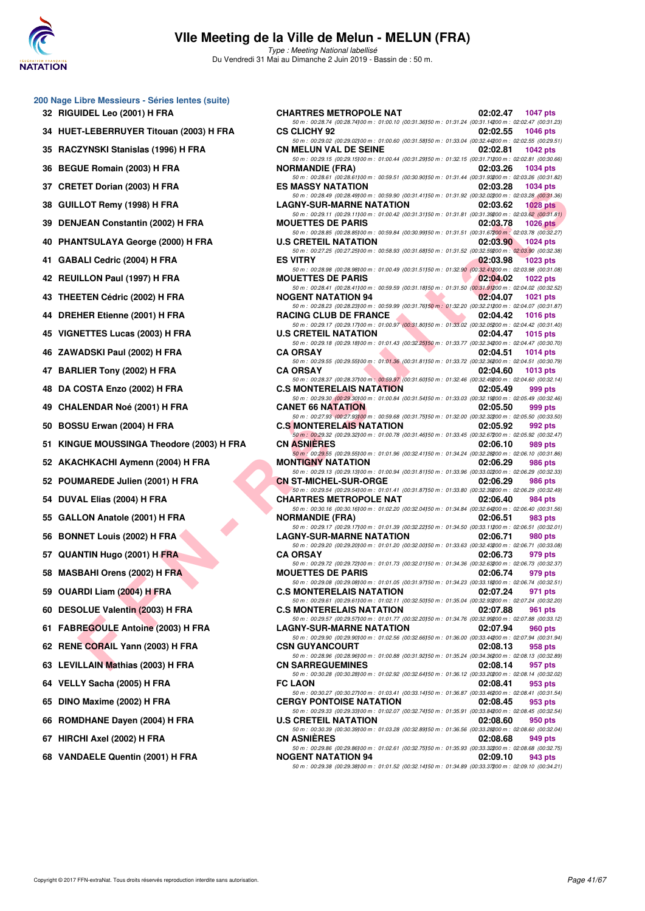# VIIe Meeting de la Ville de Melun - MELUN (FRA)

*Type : Meeting National labellisé*

Du Vendredi 31 Mai au Dimanche 2 Juin 2019 - Bassin de : 50 m.

## 200 Nage Libre Messieurs - Séries lentes (suite)

| Rang | Nom | Club | Temps | Points |
|---|---|---|---|---|
| 32 | RIGUIDEL Leo (2001) H FRA | CHARTRES METROPOLE NAT | 02:02.47 | 1047 pts |
| | 50 m : 00:28.74 (00:28.74) 100 m : 01:00.10 (00:31.36) 150 m : 01:31.24 (00:31.14) 200 m : 02:02.47 (00:31.23) | | | |
| 34 | HUET-LEBERRUYER Titouan (2003) H FRA | CS CLICHY 92 | 02:02.55 | 1046 pts |
| | 50 m : 00:29.02 (00:29.02) 100 m : 01:00.60 (00:31.58) 150 m : 01:33.04 (00:32.44) 200 m : 02:02.55 (00:29.51) | | | |
| 35 | RACZYNSKI Stanislas (1996) H FRA | CN MELUN VAL DE SEINE | 02:02.81 | 1042 pts |
| | 50 m : 00:29.15 (00:29.15) 100 m : 01:00.44 (00:31.29) 150 m : 01:32.15 (00:31.71) 200 m : 02:02.81 (00:30.66) | | | |
| 36 | BEGUE Romain (2003) H FRA | NORMANDIE (FRA) | 02:03.26 | 1034 pts |
| | 50 m : 00:28.61 (00:28.61) 100 m : 00:59.51 (00:30.90) 150 m : 01:31.44 (00:31.93) 200 m : 02:03.26 (00:31.82) | | | |
| 37 | CRETET Dorian (2003) H FRA | ES MASSY NATATION | 02:03.28 | 1034 pts |
| | 50 m : 00:28.49 (00:28.49) 100 m : 00:59.90 (00:31.41) 150 m : 01:31.92 (00:32.02) 200 m : 02:03.28 (00:31.36) | | | |
| 38 | GUILLOT Remy (1998) H FRA | LAGNY-SUR-MARNE NATATION | 02:03.62 | 1028 pts |
| | 50 m : 00:29.11 (00:29.11) 100 m : 01:00.42 (00:31.31) 150 m : 01:31.81 (00:31.39) 200 m : 02:03.62 (00:31.81) | | | |
| 39 | DENJEAN Constantin (2002) H FRA | MOUETTES DE PARIS | 02:03.78 | 1026 pts |
| | 50 m : 00:28.85 (00:28.85) 100 m : 00:59.84 (00:30.99) 150 m : 01:31.51 (00:31.67) 200 m : 02:03.78 (00:32.27) | | | |
| 40 | PHANTSULAYA George (2000) H FRA | U.S CRETEIL NATATION | 02:03.90 | 1024 pts |
| | 50 m : 00:27.25 (00:27.25) 100 m : 00:58.93 (00:31.68) 150 m : 01:31.52 (00:32.59) 200 m : 02:03.90 (00:32.38) | | | |
| 41 | GABALI Cedric (2004) H FRA | ES VITRY | 02:03.98 | 1023 pts |
| | 50 m : 00:28.98 (00:28.98) 100 m : 01:00.49 (00:31.51) 150 m : 01:32.90 (00:32.41) 200 m : 02:03.98 (00:31.08) | | | |
| 42 | REUILLON Paul (1997) H FRA | MOUETTES DE PARIS | 02:04.02 | 1022 pts |
| | 50 m : 00:28.41 (00:28.41) 100 m : 00:59.59 (00:31.18) 150 m : 01:31.50 (00:31.91) 200 m : 02:04.02 (00:32.52) | | | |
| 43 | THEETEN Cédric (2002) H FRA | NOGENT NATATION 94 | 02:04.07 | 1021 pts |
| | 50 m : 00:28.23 (00:28.23) 100 m : 00:59.99 (00:31.76) 150 m : 01:32.20 (00:32.21) 200 m : 02:04.07 (00:31.87) | | | |
| 44 | DREHER Etienne (2001) H FRA | RACING CLUB DE FRANCE | 02:04.42 | 1016 pts |
| | 50 m : 00:29.17 (00:29.17) 100 m : 01:00.97 (00:31.80) 150 m : 01:33.02 (00:32.05) 200 m : 02:04.42 (00:31.40) | | | |
| 45 | VIGNETTES Lucas (2003) H FRA | U.S CRETEIL NATATION | 02:04.47 | 1015 pts |
| | 50 m : 00:29.18 (00:29.18) 100 m : 01:01.43 (00:32.25) 150 m : 01:33.77 (00:32.34) 200 m : 02:04.47 (00:30.70) | | | |
| 46 | ZAWADSKI Paul (2002) H FRA | CA ORSAY | 02:04.51 | 1014 pts |
| | 50 m : 00:29.55 (00:29.55) 100 m : 01:01.36 (00:31.81) 150 m : 01:33.72 (00:32.36) 200 m : 02:04.51 (00:30.79) | | | |
| 47 | BARLIER Tony (2002) H FRA | CA ORSAY | 02:04.60 | 1013 pts |
| | 50 m : 00:28.37 (00:28.37) 100 m : 00:59.97 (00:31.60) 150 m : 01:32.46 (00:32.49) 200 m : 02:04.60 (00:32.14) | | | |
| 48 | DA COSTA Enzo (2002) H FRA | C.S MONTERELAIS NATATION | 02:05.49 | 999 pts |
| | 50 m : 00:29.30 (00:29.30) 100 m : 01:00.84 (00:31.54) 150 m : 01:33.03 (00:32.19) 200 m : 02:05.49 (00:32.46) | | | |
| 49 | CHALENDAR Noé (2001) H FRA | CANET 66 NATATION | 02:05.50 | 999 pts |
| | 50 m : 00:27.93 (00:27.93) 100 m : 00:59.68 (00:31.75) 150 m : 01:32.00 (00:32.32) 200 m : 02:05.50 (00:33.50) | | | |
| 50 | BOSSU Erwan (2004) H FRA | C.S MONTERELAIS NATATION | 02:05.92 | 992 pts |
| | 50 m : 00:29.32 (00:29.32) 100 m : 01:00.78 (00:31.46) 150 m : 01:33.45 (00:32.67) 200 m : 02:05.92 (00:32.47) | | | |
| 51 | KINGUE MOUSSINGA Theodore (2003) H FRA | CN ASNIÈRES | 02:06.10 | 989 pts |
| | 50 m : 00:29.55 (00:29.55) 100 m : 01:01.96 (00:32.41) 150 m : 01:34.24 (00:32.28) 200 m : 02:06.10 (00:31.86) | | | |
| 52 | AKACHKACHI Aymenn (2004) H FRA | MONTIGNY NATATION | 02:06.29 | 986 pts |
| | 50 m : 00:29.13 (00:29.13) 100 m : 01:00.94 (00:31.81) 150 m : 01:33.96 (00:33.02) 200 m : 02:06.29 (00:32.33) | | | |
| 52 | POUMAREDE Julien (2001) H FRA | CN ST-MICHEL-SUR-ORGE | 02:06.29 | 986 pts |
| | 50 m : 00:29.54 (00:29.54) 100 m : 01:01.41 (00:31.87) 150 m : 01:33.80 (00:32.39) 200 m : 02:06.29 (00:32.49) | | | |
| 54 | DUVAL Elias (2004) H FRA | CHARTRES METROPOLE NAT | 02:06.40 | 984 pts |
| | 50 m : 00:30.16 (00:30.16) 100 m : 01:02.20 (00:32.04) 150 m : 01:34.84 (00:32.64) 200 m : 02:06.40 (00:31.56) | | | |
| 55 | GALLON Anatole (2001) H FRA | NORMANDIE (FRA) | 02:06.51 | 983 pts |
| | 50 m : 00:29.17 (00:29.17) 100 m : 01:01.39 (00:32.22) 150 m : 01:34.50 (00:33.11) 200 m : 02:06.51 (00:32.01) | | | |
| 56 | BONNET Louis (2002) H FRA | LAGNY-SUR-MARNE NATATION | 02:06.71 | 980 pts |
| | 50 m : 00:29.20 (00:29.20) 100 m : 01:01.20 (00:32.00) 150 m : 01:33.63 (00:32.43) 200 m : 02:06.71 (00:33.08) | | | |
| 57 | QUANTIN Hugo (2001) H FRA | CA ORSAY | 02:06.73 | 979 pts |
| | 50 m : 00:29.72 (00:29.72) 100 m : 01:01.73 (00:32.01) 150 m : 01:34.36 (00:32.63) 200 m : 02:06.73 (00:32.37) | | | |
| 58 | MASBAHI Orens (2002) H FRA | MOUETTES DE PARIS | 02:06.74 | 979 pts |
| | 50 m : 00:29.08 (00:29.08) 100 m : 01:01.05 (00:31.97) 150 m : 01:34.23 (00:33.18) 200 m : 02:06.74 (00:32.51) | | | |
| 59 | OUARDI Liam (2004) H FRA | C.S MONTERELAIS NATATION | 02:07.24 | 971 pts |
| | 50 m : 00:29.61 (00:29.61) 100 m : 01:02.11 (00:32.50) 150 m : 01:35.04 (00:32.93) 200 m : 02:07.24 (00:32.20) | | | |
| 60 | DESOLUE Valentin (2003) H FRA | C.S MONTERELAIS NATATION | 02:07.88 | 961 pts |
| | 50 m : 00:29.57 (00:29.57) 100 m : 01:01.77 (00:32.20) 150 m : 01:34.76 (00:32.99) 200 m : 02:07.88 (00:33.12) | | | |
| 61 | FABREGOULE Antoine (2003) H FRA | LAGNY-SUR-MARNE NATATION | 02:07.94 | 960 pts |
| | 50 m : 00:29.90 (00:29.90) 100 m : 01:02.56 (00:32.66) 150 m : 01:36.00 (00:33.44) 200 m : 02:07.94 (00:31.94) | | | |
| 62 | RENE CORAIL Yann (2003) H FRA | CSN GUYANCOURT | 02:08.13 | 958 pts |
| | 50 m : 00:28.96 (00:28.96) 100 m : 01:00.88 (00:31.92) 150 m : 01:35.24 (00:34.36) 200 m : 02:08.13 (00:32.89) | | | |
| 63 | LEVILLAIN Mathias (2003) H FRA | CN SARREGUEMINES | 02:08.14 | 957 pts |
| | 50 m : 00:30.28 (00:30.28) 100 m : 01:02.92 (00:32.64) 150 m : 01:36.12 (00:33.20) 200 m : 02:08.14 (00:32.02) | | | |
| 64 | VELLY Sacha (2005) H FRA | FC LAON | 02:08.41 | 953 pts |
| | 50 m : 00:30.27 (00:30.27) 100 m : 01:03.41 (00:33.14) 150 m : 01:36.87 (00:33.46) 200 m : 02:08.41 (00:31.54) | | | |
| 65 | DINO Maxime (2002) H FRA | CERGY PONTOISE NATATION | 02:08.45 | 953 pts |
| | 50 m : 00:29.33 (00:29.33) 100 m : 01:02.07 (00:32.74) 150 m : 01:35.91 (00:33.84) 200 m : 02:08.45 (00:32.54) | | | |
| 66 | ROMDHANE Dayen (2004) H FRA | U.S CRETEIL NATATION | 02:08.60 | 950 pts |
| | 50 m : 00:30.39 (00:30.39) 100 m : 01:03.28 (00:32.89) 150 m : 01:36.56 (00:33.28) 200 m : 02:08.60 (00:32.04) | | | |
| 67 | HIRCHI Axel (2002) H FRA | CN ASNIÈRES | 02:08.68 | 949 pts |
| | 50 m : 00:29.86 (00:29.86) 100 m : 01:02.61 (00:32.75) 150 m : 01:35.93 (00:33.32) 200 m : 02:08.68 (00:32.75) | | | |
| 68 | VANDAELE Quentin (2001) H FRA | NOGENT NATATION 94 | 02:09.10 | 943 pts |
| | 50 m : 00:29.38 (00:29.38) 100 m : 01:01.52 (00:32.14) 150 m : 01:34.89 (00:33.37) 200 m : 02:09.10 (00:34.21) | | | |

Copyright © 2017 FFN-extraNat. Tous droits réservés reproduction interdite sans autorisation.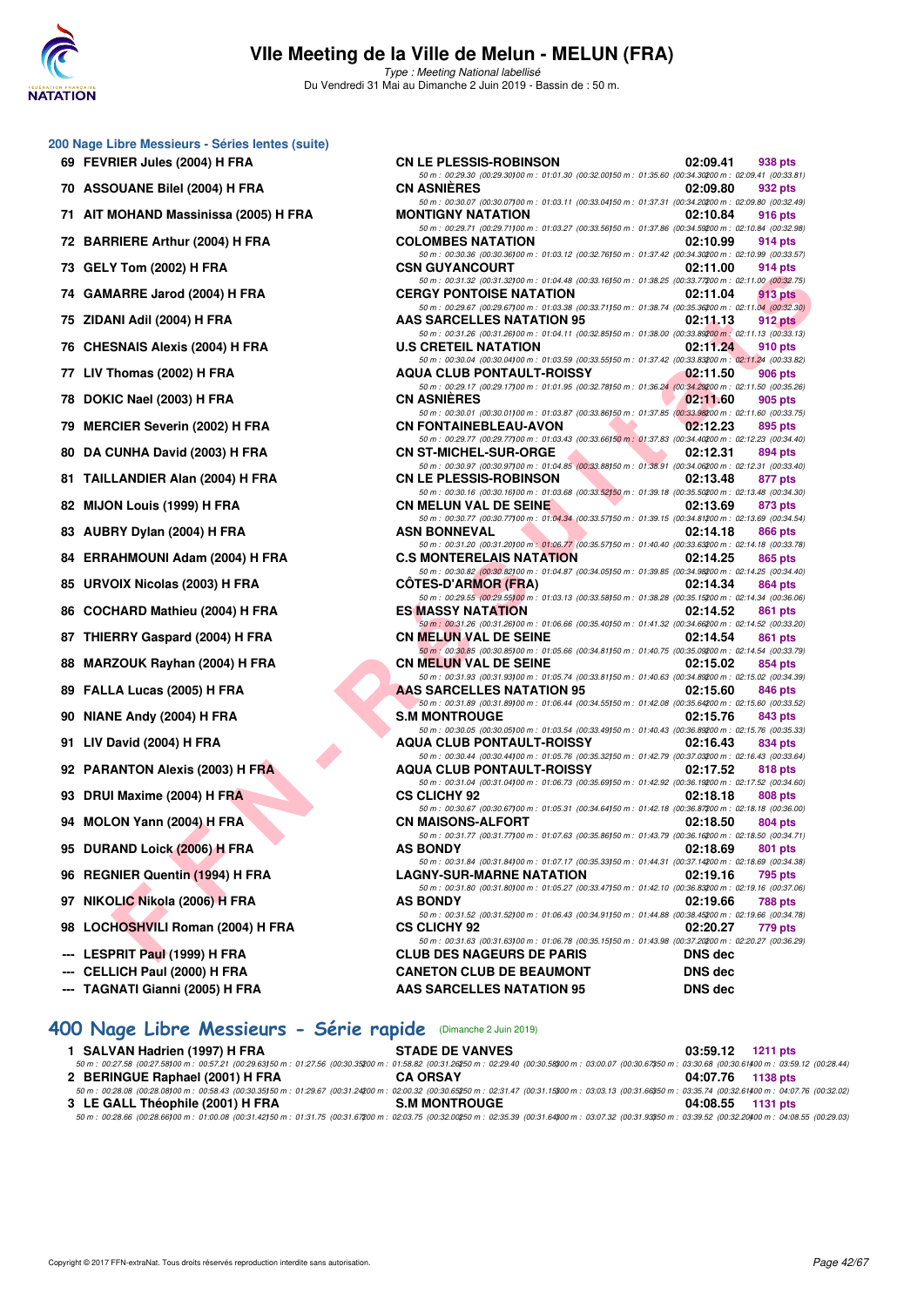## 200 Nage Libre Messieurs - Séries lentes (suite)

| Rang | Nom | Club | Temps | Points |
|---|---|---|---|---|
| 69 | FEVRIER Jules (2004) H FRA | CN LE PLESSIS-ROBINSON | 02:09.41 | 938 pts |
| | 50 m : 00:29.30 (00:29.30) 100 m : 01:01.30 (00:32.00) 150 m : 01:35.60 (00:34.30) 200 m : 02:09.41 (00:33.81) | | | |
| 70 | ASSOUANE Bilel (2004) H FRA | CN ASNIÈRES | 02:09.80 | 932 pts |
| | 50 m : 00:30.07 (00:30.07) 100 m : 01:03.11 (00:33.04) 150 m : 01:37.31 (00:34.20) 200 m : 02:09.80 (00:32.49) | | | |
| 71 | AIT MOHAND Massinissa (2005) H FRA | MONTIGNY NATATION | 02:10.84 | 916 pts |
| | 50 m : 00:29.71 (00:29.71) 100 m : 01:03.27 (00:33.56) 150 m : 01:37.86 (00:34.59) 200 m : 02:10.84 (00:32.98) | | | |
| 72 | BARRIERE Arthur (2004) H FRA | COLOMBES NATATION | 02:10.99 | 914 pts |
| | 50 m : 00:30.36 (00:30.36) 100 m : 01:03.12 (00:32.76) 150 m : 01:37.42 (00:34.30) 200 m : 02:10.99 (00:33.57) | | | |
| 73 | GELY Tom (2002) H FRA | CSN GUYANCOURT | 02:11.00 | 914 pts |
| | 50 m : 00:31.32 (00:31.32) 100 m : 01:04.48 (00:33.16) 150 m : 01:38.25 (00:33.77) 200 m : 02:11.00 (00:32.75) | | | |
| 74 | GAMARRE Jarod (2004) H FRA | CERGY PONTOISE NATATION | 02:11.04 | 913 pts |
| | 50 m : 00:29.67 (00:29.67) 100 m : 01:03.38 (00:33.71) 150 m : 01:38.74 (00:35.36) 200 m : 02:11.04 (00:32.30) | | | |
| 75 | ZIDANI Adil (2004) H FRA | AAS SARCELLES NATATION 95 | 02:11.13 | 912 pts |
| | 50 m : 00:31.26 (00:31.26) 100 m : 01:04.11 (00:32.85) 150 m : 01:38.00 (00:33.89) 200 m : 02:11.13 (00:33.13) | | | |
| 76 | CHESNAIS Alexis (2004) H FRA | U.S CRETEIL NATATION | 02:11.24 | 910 pts |
| | 50 m : 00:30.04 (00:30.04) 100 m : 01:03.59 (00:33.55) 150 m : 01:37.42 (00:33.83) 200 m : 02:11.24 (00:33.82) | | | |
| 77 | LIV Thomas (2002) H FRA | AQUA CLUB PONTAULT-ROISSY | 02:11.50 | 906 pts |
| | 50 m : 00:29.17 (00:29.17) 100 m : 01:01.95 (00:32.78) 150 m : 01:36.24 (00:34.29) 200 m : 02:11.50 (00:35.26) | | | |
| 78 | DOKIC Nael (2003) H FRA | CN ASNIÈRES | 02:11.60 | 905 pts |
| | 50 m : 00:30.01 (00:30.01) 100 m : 01:03.87 (00:33.86) 150 m : 01:37.85 (00:33.98) 200 m : 02:11.60 (00:33.75) | | | |
| 79 | MERCIER Severin (2002) H FRA | CN FONTAINEBLEAU-AVON | 02:12.23 | 895 pts |
| | 50 m : 00:29.77 (00:29.77) 100 m : 01:03.43 (00:33.66) 150 m : 01:37.83 (00:34.40) 200 m : 02:12.23 (00:34.40) | | | |
| 80 | DA CUNHA David (2003) H FRA | CN ST-MICHEL-SUR-ORGE | 02:12.31 | 894 pts |
| | 50 m : 00:30.97 (00:30.97) 100 m : 01:04.85 (00:33.88) 150 m : 01:38.91 (00:34.06) 200 m : 02:12.31 (00:33.40) | | | |
| 81 | TAILLANDIER Alan (2004) H FRA | CN LE PLESSIS-ROBINSON | 02:13.48 | 877 pts |
| | 50 m : 00:30.16 (00:30.16) 100 m : 01:03.68 (00:33.52) 150 m : 01:39.18 (00:35.50) 200 m : 02:13.48 (00:34.30) | | | |
| 82 | MIJON Louis (1999) H FRA | CN MELUN VAL DE SEINE | 02:13.69 | 873 pts |
| | 50 m : 00:30.77 (00:30.77) 100 m : 01:04.34 (00:33.57) 150 m : 01:39.15 (00:34.81) 200 m : 02:13.69 (00:34.54) | | | |
| 83 | AUBRY Dylan (2004) H FRA | ASN BONNEVAL | 02:14.18 | 866 pts |
| | 50 m : 00:31.20 (00:31.20) 100 m : 01:06.77 (00:35.57) 150 m : 01:40.40 (00:33.63) 200 m : 02:14.18 (00:33.78) | | | |
| 84 | ERRAHMOUNI Adam (2004) H FRA | C.S MONTERELAIS NATATION | 02:14.25 | 865 pts |
| | 50 m : 00:30.82 (00:30.82) 100 m : 01:04.87 (00:34.05) 150 m : 01:39.85 (00:34.98) 200 m : 02:14.25 (00:34.40) | | | |
| 85 | URVOIX Nicolas (2003) H FRA | CÔTES-D'ARMOR (FRA) | 02:14.34 | 864 pts |
| | 50 m : 00:29.55 (00:29.55) 100 m : 01:03.13 (00:33.58) 150 m : 01:38.28 (00:35.15) 200 m : 02:14.34 (00:36.06) | | | |
| 86 | COCHARD Mathieu (2004) H FRA | ES MASSY NATATION | 02:14.52 | 861 pts |
| | 50 m : 00:31.26 (00:31.26) 100 m : 01:06.66 (00:35.40) 150 m : 01:41.32 (00:34.66) 200 m : 02:14.52 (00:33.20) | | | |
| 87 | THIERRY Gaspard (2004) H FRA | CN MELUN VAL DE SEINE | 02:14.54 | 861 pts |
| | 50 m : 00:30.85 (00:30.85) 100 m : 01:05.66 (00:34.81) 150 m : 01:40.75 (00:35.09) 200 m : 02:14.54 (00:33.79) | | | |
| 88 | MARZOUK Rayhan (2004) H FRA | CN MELUN VAL DE SEINE | 02:15.02 | 854 pts |
| | 50 m : 00:31.93 (00:31.93) 100 m : 01:05.74 (00:33.81) 150 m : 01:40.63 (00:34.89) 200 m : 02:15.02 (00:34.39) | | | |
| 89 | FALLA Lucas (2005) H FRA | AAS SARCELLES NATATION 95 | 02:15.60 | 846 pts |
| | 50 m : 00:31.89 (00:31.89) 100 m : 01:06.44 (00:34.55) 150 m : 01:42.08 (00:35.64) 200 m : 02:15.60 (00:33.52) | | | |
| 90 | NIANE Andy (2004) H FRA | S.M MONTROUGE | 02:15.76 | 843 pts |
| | 50 m : 00:30.05 (00:30.05) 100 m : 01:03.54 (00:33.49) 150 m : 01:40.43 (00:36.89) 200 m : 02:15.76 (00:35.33) | | | |
| 91 | LIV David (2004) H FRA | AQUA CLUB PONTAULT-ROISSY | 02:16.43 | 834 pts |
| | 50 m : 00:30.44 (00:30.44) 100 m : 01:05.76 (00:35.32) 150 m : 01:42.79 (00:37.03) 200 m : 02:16.43 (00:33.64) | | | |
| 92 | PARANTON Alexis (2003) H FRA | AQUA CLUB PONTAULT-ROISSY | 02:17.52 | 818 pts |
| | 50 m : 00:31.04 (00:31.04) 100 m : 01:06.73 (00:35.69) 150 m : 01:42.92 (00:36.19) 200 m : 02:17.52 (00:34.60) | | | |
| 93 | DRUI Maxime (2004) H FRA | CS CLICHY 92 | 02:18.18 | 808 pts |
| | 50 m : 00:30.67 (00:30.67) 100 m : 01:05.31 (00:34.64) 150 m : 01:42.18 (00:36.87) 200 m : 02:18.18 (00:36.00) | | | |
| 94 | MOLON Yann (2004) H FRA | CN MAISONS-ALFORT | 02:18.50 | 804 pts |
| | 50 m : 00:31.77 (00:31.77) 100 m : 01:07.63 (00:35.86) 150 m : 01:43.79 (00:36.16) 200 m : 02:18.50 (00:34.71) | | | |
| 95 | DURAND Loick (2006) H FRA | AS BONDY | 02:18.69 | 801 pts |
| | 50 m : 00:31.84 (00:31.84) 100 m : 01:07.17 (00:35.33) 150 m : 01:44.31 (00:37.14) 200 m : 02:18.69 (00:34.38) | | | |
| 96 | REGNIER Quentin (1994) H FRA | LAGNY-SUR-MARNE NATATION | 02:19.16 | 795 pts |
| | 50 m : 00:31.80 (00:31.80) 100 m : 01:05.27 (00:33.47) 150 m : 01:42.10 (00:36.83) 200 m : 02:19.16 (00:37.06) | | | |
| 97 | NIKOLIC Nikola (2006) H FRA | AS BONDY | 02:19.66 | 788 pts |
| | 50 m : 00:31.52 (00:31.52) 100 m : 01:06.43 (00:34.91) 150 m : 01:44.88 (00:38.45) 200 m : 02:19.66 (00:34.78) | | | |
| 98 | LOCHOSHVILI Roman (2004) H FRA | CS CLICHY 92 | 02:20.27 | 779 pts |
| | 50 m : 00:31.63 (00:31.63) 100 m : 01:06.78 (00:35.15) 150 m : 01:43.98 (00:37.20) 200 m : 02:20.27 (00:36.29) | | | |
| --- | LESPRIT Paul (1999) H FRA | CLUB DES NAGEURS DE PARIS | DNS dec | |
| --- | CELLICH Paul (2000) H FRA | CANETON CLUB DE BEAUMONT | DNS dec | |
| --- | TAGNATI Gianni (2005) H FRA | AAS SARCELLES NATATION 95 | DNS dec | |

## 400 Nage Libre Messieurs - Série rapide (Dimanche 2 Juin 2019)

| Rang | Nom | Club | Temps | Points |
|---|---|---|---|---|
| 1 | SALVAN Hadrien (1997) H FRA | STADE DE VANVES | 03:59.12 | 1211 pts |
| | 50 m : 00:27.58 (00:27.58) 100 m : 00:57.21 (00:29.63) 150 m : 01:27.56 (00:30.35) 200 m : 01:58.82 (00:31.26) 250 m : 02:29.40 (00:30.58) 300 m : 03:00.07 (00:30.67) 350 m : 03:30.68 (00:30.61) 400 m : 03:59.12 (00:28.44) | | | |
| 2 | BERINGUE Raphael (2001) H FRA | CA ORSAY | 04:07.76 | 1138 pts |
| | 50 m : 00:28.08 (00:28.08) 100 m : 00:58.43 (00:30.35) 150 m : 01:29.67 (00:31.24) 200 m : 02:00.32 (00:30.65) 250 m : 02:31.47 (00:31.15) 300 m : 03:03.13 (00:31.66) 350 m : 03:35.74 (00:32.61) 400 m : 04:07.76 (00:32.02) | | | |
| 3 | LE GALL Théophile (2001) H FRA | S.M MONTROUGE | 04:08.55 | 1131 pts |
| | 50 m : 00:28.66 (00:28.66) 100 m : 01:00.08 (00:31.42) 150 m : 01:31.75 (00:31.67) 200 m : 02:03.75 (00:32.00) 250 m : 02:35.39 (00:31.64) 300 m : 03:07.32 (00:31.93) 350 m : 03:39.52 (00:32.20) 400 m : 04:08.55 (00:29.03) | | | |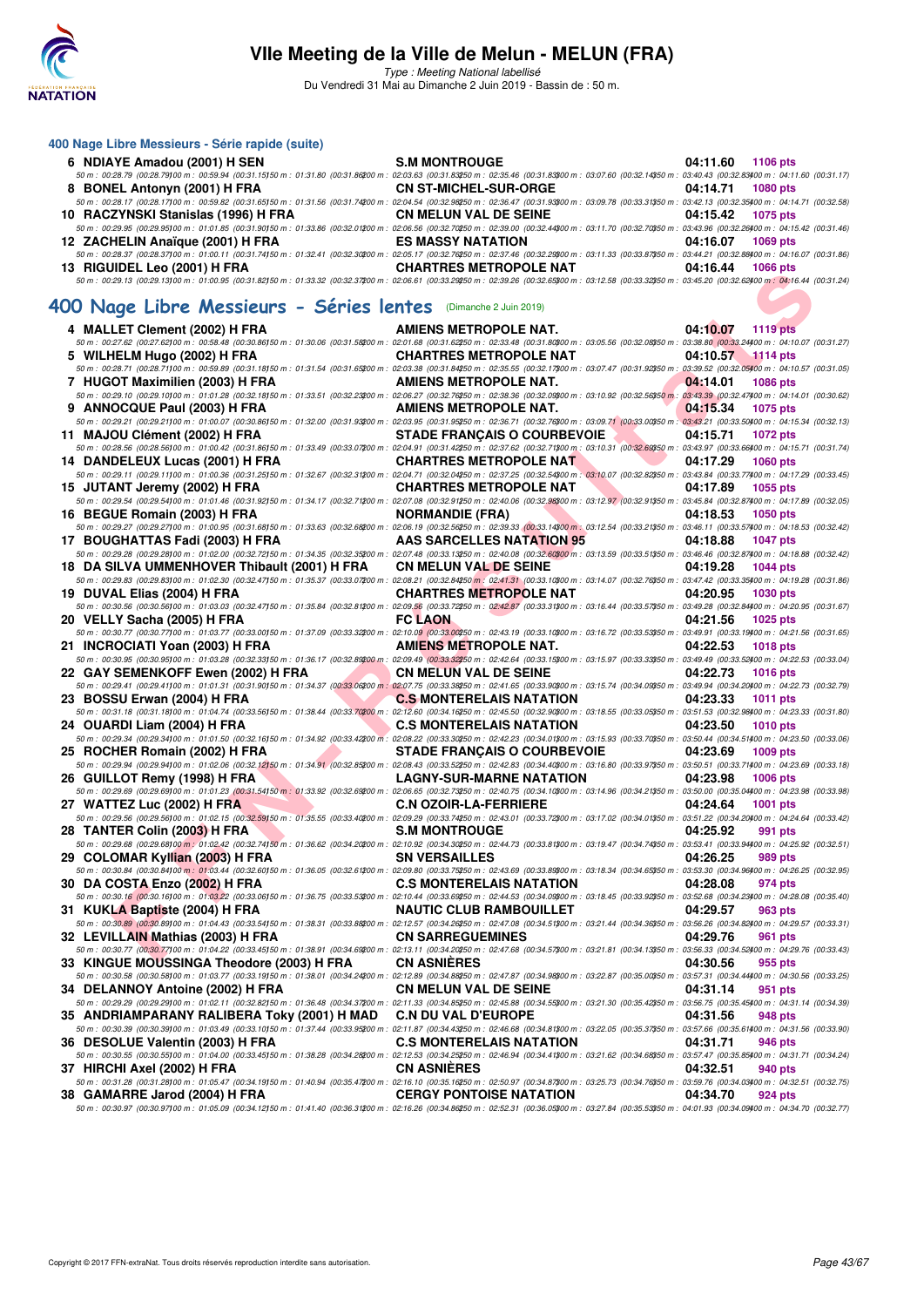# VIIe Meeting de la Ville de Melun - MELUN (FRA)

*Type : Meeting National labellisé*

Du Vendredi 31 Mai au Dimanche 2 Juin 2019 - Bassin de : 50 m.

## 400 Nage Libre Messieurs - Série rapide (suite)

6 NDIAYE Amadou (2001) H SEN — S.M MONTROUGE — 04:11.60 — 1106 pts

50 m : 00:28.79 (00:28.79) 100 m : 00:59.94 (00:31.15) 150 m : 01:31.80 (00:31.86) 200 m : 02:03.63 (00:31.83) 250 m : 02:35.46 (00:31.83) 300 m : 03:07.60 (00:32.14) 350 m : 03:40.43 (00:32.83) 400 m : 04:11.60 (00:31.17)

8 BONEL Antonyn (2001) H FRA — CN ST-MICHEL-SUR-ORGE — 04:14.71 — 1080 pts

50 m : 00:28.17 (00:28.17) 100 m : 00:59.82 (00:31.65) 150 m : 01:31.56 (00:31.74) 200 m : 02:04.54 (00:32.98) 250 m : 02:36.47 (00:31.93) 300 m : 03:09.78 (00:33.31) 350 m : 03:42.13 (00:32.35) 400 m : 04:14.71 (00:32.58)

10 RACZYNSKI Stanislas (1996) H FRA — CN MELUN VAL DE SEINE — 04:15.42 — 1075 pts

50 m : 00:29.95 (00:29.95) 100 m : 01:01.85 (00:31.90) 150 m : 01:33.86 (00:32.01) 200 m : 02:06.56 (00:32.70) 250 m : 02:39.00 (00:32.44) 300 m : 03:11.70 (00:32.70) 350 m : 03:43.96 (00:32.26) 400 m : 04:15.42 (00:31.46)

12 ZACHELIN Anaïque (2001) H FRA — ES MASSY NATATION — 04:16.07 — 1069 pts

50 m : 00:28.37 (00:28.37) 100 m : 01:00.11 (00:31.74) 150 m : 01:32.41 (00:32.30) 200 m : 02:05.17 (00:32.76) 250 m : 02:37.46 (00:32.29) 300 m : 03:11.33 (00:33.87) 350 m : 03:44.21 (00:32.88) 400 m : 04:16.07 (00:31.86)

13 RIGUIDEL Leo (2001) H FRA — CHARTRES METROPOLE NAT — 04:16.44 — 1066 pts

50 m : 00:29.13 (00:29.13) 100 m : 01:00.95 (00:31.82) 150 m : 01:33.32 (00:32.37) 200 m : 02:06.61 (00:33.29) 250 m : 02:39.26 (00:32.65) 300 m : 03:12.58 (00:33.32) 350 m : 03:45.20 (00:32.62) 400 m : 04:16.44 (00:31.24)

## 400 Nage Libre Messieurs - Séries lentes (Dimanche 2 Juin 2019)

4 MALLET Clement (2002) H FRA — AMIENS METROPOLE NAT. — 04:10.07 — 1119 pts

50 m : 00:27.62 (00:27.62) 100 m : 00:58.48 (00:30.86) 150 m : 01:30.06 (00:31.58) 200 m : 02:01.68 (00:31.62) 250 m : 02:33.48 (00:31.80) 300 m : 03:05.56 (00:32.08) 350 m : 03:38.80 (00:33.24) 400 m : 04:10.07 (00:31.27)

5 WILHELM Hugo (2002) H FRA — CHARTRES METROPOLE NAT — 04:10.57 — 1114 pts

50 m : 00:28.71 (00:28.71) 100 m : 00:59.89 (00:31.18) 150 m : 01:31.54 (00:31.65) 200 m : 02:03.38 (00:31.84) 250 m : 02:35.55 (00:32.17) 300 m : 03:07.47 (00:31.92) 350 m : 03:39.52 (00:32.05) 400 m : 04:10.57 (00:31.05)

7 HUGOT Maximilien (2003) H FRA — AMIENS METROPOLE NAT. — 04:14.01 — 1086 pts

50 m : 00:29.10 (00:29.10) 100 m : 01:01.28 (00:32.18) 150 m : 01:33.51 (00:32.23) 200 m : 02:06.27 (00:32.76) 250 m : 02:38.36 (00:32.09) 300 m : 03:10.92 (00:32.56) 350 m : 03:43.39 (00:32.47) 400 m : 04:14.01 (00:30.62)

9 ANNOCQUE Paul (2003) H FRA — AMIENS METROPOLE NAT. — 04:15.34 — 1075 pts

50 m : 00:29.21 (00:29.21) 100 m : 01:00.07 (00:30.86) 150 m : 01:32.00 (00:31.93) 200 m : 02:03.95 (00:31.95) 250 m : 02:36.71 (00:32.76) 300 m : 03:09.71 (00:33.00) 350 m : 03:43.21 (00:33.50) 400 m : 04:15.34 (00:32.13)

11 MAJOU Clément (2002) H FRA — STADE FRANÇAIS O COURBEVOIE — 04:15.71 — 1072 pts

50 m : 00:28.56 (00:28.56) 100 m : 01:00.42 (00:31.86) 150 m : 01:33.49 (00:33.07) 200 m : 02:04.91 (00:31.42) 250 m : 02:37.62 (00:32.71) 300 m : 03:10.31 (00:32.69) 350 m : 03:43.97 (00:33.66) 400 m : 04:15.71 (00:31.74)

14 DANDELEUX Lucas (2001) H FRA — CHARTRES METROPOLE NAT — 04:17.29 — 1060 pts

50 m : 00:29.11 (00:29.11) 100 m : 01:00.36 (00:31.25) 150 m : 01:32.67 (00:32.31) 200 m : 02:04.71 (00:32.04) 250 m : 02:37.25 (00:32.54) 300 m : 03:10.07 (00:32.82) 350 m : 03:43.84 (00:33.77) 400 m : 04:17.29 (00:33.45)

15 JUTANT Jeremy (2002) H FRA — CHARTRES METROPOLE NAT — 04:17.89 — 1055 pts

50 m : 00:29.54 (00:29.54) 100 m : 01:01.46 (00:31.92) 150 m : 01:34.17 (00:32.71) 200 m : 02:07.08 (00:32.91) 250 m : 02:40.06 (00:32.98) 300 m : 03:12.97 (00:32.91) 350 m : 03:45.84 (00:32.87) 400 m : 04:17.89 (00:32.05)

16 BEGUE Romain (2003) H FRA — NORMANDIE (FRA) — 04:18.53 — 1050 pts

50 m : 00:29.27 (00:29.27) 100 m : 01:00.95 (00:31.68) 150 m : 01:33.63 (00:32.68) 200 m : 02:06.19 (00:32.56) 250 m : 02:39.33 (00:33.14) 300 m : 03:12.54 (00:33.21) 350 m : 03:46.11 (00:33.57) 400 m : 04:18.53 (00:32.42)

17 BOUGHATTAS Fadi (2003) H FRA — AAS SARCELLES NATATION 95 — 04:18.88 — 1047 pts

50 m : 00:29.28 (00:29.28) 100 m : 01:02.00 (00:32.72) 150 m : 01:34.35 (00:32.35) 200 m : 02:07.48 (00:33.13) 250 m : 02:40.08 (00:32.60) 300 m : 03:13.59 (00:33.51) 350 m : 03:46.46 (00:32.87) 400 m : 04:18.88 (00:32.42)

18 DA SILVA UMMENHOVER Thibault (2001) H FRA — CN MELUN VAL DE SEINE — 04:19.28 — 1044 pts

50 m : 00:29.83 (00:29.83) 100 m : 01:02.30 (00:32.47) 150 m : 01:35.37 (00:33.07) 200 m : 02:08.21 (00:32.84) 250 m : 02:41.31 (00:33.10) 300 m : 03:14.07 (00:32.76) 350 m : 03:47.42 (00:33.35) 400 m : 04:19.28 (00:31.86)

19 DUVAL Elias (2004) H FRA — CHARTRES METROPOLE NAT — 04:20.95 — 1030 pts

50 m : 00:30.56 (00:30.56) 100 m : 01:03.03 (00:32.47) 150 m : 01:35.84 (00:32.81) 200 m : 02:09.56 (00:33.72) 250 m : 02:42.87 (00:33.31) 300 m : 03:16.44 (00:33.57) 350 m : 03:49.28 (00:32.84) 400 m : 04:20.95 (00:31.67)

20 VELLY Sacha (2005) H FRA — FC LAON — 04:21.56 — 1025 pts

50 m : 00:30.77 (00:30.77) 100 m : 01:03.77 (00:33.00) 150 m : 01:37.09 (00:33.32) 200 m : 02:10.09 (00:33.00) 250 m : 02:43.19 (00:33.10) 300 m : 03:16.72 (00:33.53) 350 m : 03:49.91 (00:33.19) 400 m : 04:21.56 (00:31.65)

21 INCROCIATI Yoan (2003) H FRA — AMIENS METROPOLE NAT. — 04:22.53 — 1018 pts

50 m : 00:30.95 (00:30.95) 100 m : 01:03.28 (00:32.33) 150 m : 01:36.17 (00:32.89) 200 m : 02:09.49 (00:33.32) 250 m : 02:42.64 (00:33.15) 300 m : 03:15.97 (00:33.33) 350 m : 03:49.49 (00:33.52) 400 m : 04:22.53 (00:33.04)

22 GAY SEMENKOFF Ewen (2002) H FRA — CN MELUN VAL DE SEINE — 04:22.73 — 1016 pts

50 m : 00:29.41 (00:29.41) 100 m : 01:01.31 (00:31.90) 150 m : 01:34.37 (00:33.06) 200 m : 02:07.75 (00:33.38) 250 m : 02:41.65 (00:33.90) 300 m : 03:15.74 (00:34.09) 350 m : 03:49.94 (00:34.20) 400 m : 04:22.73 (00:32.79)

23 BOSSU Erwan (2004) H FRA — C.S MONTERELAIS NATATION — 04:23.33 — 1011 pts

50 m : 00:31.18 (00:31.18) 100 m : 01:04.74 (00:33.56) 150 m : 01:38.44 (00:33.70) 200 m : 02:12.60 (00:34.16) 250 m : 02:45.50 (00:32.90) 300 m : 03:18.55 (00:33.05) 350 m : 03:51.53 (00:32.98) 400 m : 04:23.33 (00:31.80)

24 OUARDI Liam (2004) H FRA — C.S MONTERELAIS NATATION — 04:23.50 — 1010 pts

50 m : 00:29.34 (00:29.34) 100 m : 01:01.50 (00:32.16) 150 m : 01:34.92 (00:33.42) 200 m : 02:08.22 (00:33.30) 250 m : 02:42.23 (00:34.01) 300 m : 03:15.93 (00:33.70) 350 m : 03:50.44 (00:34.51) 400 m : 04:23.50 (00:33.06)

25 ROCHER Romain (2002) H FRA — STADE FRANÇAIS O COURBEVOIE — 04:23.69 — 1009 pts

50 m : 00:29.94 (00:29.94) 100 m : 01:02.06 (00:32.12) 150 m : 01:34.91 (00:32.85) 200 m : 02:08.43 (00:33.52) 250 m : 02:42.83 (00:34.40) 300 m : 03:16.80 (00:33.97) 350 m : 03:50.51 (00:33.71) 400 m : 04:23.69 (00:33.18)

26 GUILLOT Remy (1998) H FRA — LAGNY-SUR-MARNE NATATION — 04:23.98 — 1006 pts

50 m : 00:29.69 (00:29.69) 100 m : 01:01.23 (00:31.54) 150 m : 01:33.92 (00:32.69) 200 m : 02:06.65 (00:32.73) 250 m : 02:40.75 (00:34.10) 300 m : 03:14.96 (00:34.21) 350 m : 03:50.00 (00:35.04) 400 m : 04:23.98 (00:33.98)

27 WATTEZ Luc (2002) H FRA — C.N OZOIR-LA-FERRIERE — 04:24.64 — 1001 pts

50 m : 00:29.56 (00:29.56) 100 m : 01:02.15 (00:32.59) 150 m : 01:35.55 (00:33.40) 200 m : 02:09.29 (00:33.74) 250 m : 02:43.01 (00:33.72) 300 m : 03:17.02 (00:34.01) 350 m : 03:51.22 (00:34.20) 400 m : 04:24.64 (00:33.42)

28 TANTER Colin (2003) H FRA — S.M MONTROUGE — 04:25.92 — 991 pts

50 m : 00:29.68 (00:29.68) 100 m : 01:02.42 (00:32.74) 150 m : 01:36.62 (00:34.20) 200 m : 02:10.92 (00:34.30) 250 m : 02:44.73 (00:33.81) 300 m : 03:19.47 (00:34.74) 350 m : 03:53.41 (00:33.94) 400 m : 04:25.92 (00:32.51)

29 COLOMAR Kyllian (2003) H FRA — SN VERSAILLES — 04:26.25 — 989 pts

50 m : 00:30.84 (00:30.84) 100 m : 01:03.44 (00:32.60) 150 m : 01:36.05 (00:32.61) 200 m : 02:09.80 (00:33.75) 250 m : 02:43.69 (00:33.89) 300 m : 03:18.34 (00:34.65) 350 m : 03:53.30 (00:34.96) 400 m : 04:26.25 (00:32.95)

30 DA COSTA Enzo (2002) H FRA — C.S MONTERELAIS NATATION — 04:28.08 — 974 pts

50 m : 00:30.16 (00:30.16) 100 m : 01:03.22 (00:33.06) 150 m : 01:36.75 (00:33.53) 200 m : 02:10.44 (00:33.69) 250 m : 02:44.53 (00:34.09) 300 m : 03:18.45 (00:33.92) 350 m : 03:52.68 (00:34.23) 400 m : 04:28.08 (00:35.40)

31 KUKLA Baptiste (2004) H FRA — NAUTIC CLUB RAMBOUILLET — 04:29.57 — 963 pts

50 m : 00:30.89 (00:30.89) 100 m : 01:04.43 (00:33.54) 150 m : 01:38.31 (00:33.88) 200 m : 02:12.57 (00:34.26) 250 m : 02:47.08 (00:34.51) 300 m : 03:21.44 (00:34.36) 350 m : 03:56.26 (00:34.82) 400 m : 04:29.57 (00:33.31)

32 LEVILLAIN Mathias (2003) H FRA — CN SARREGUEMINES — 04:29.76 — 961 pts

50 m : 00:30.77 (00:30.77) 100 m : 01:04.22 (00:33.45) 150 m : 01:38.91 (00:34.69) 200 m : 02:13.11 (00:34.20) 250 m : 02:47.68 (00:34.57) 300 m : 03:21.81 (00:34.13) 350 m : 03:56.33 (00:34.52) 400 m : 04:29.76 (00:33.43)

33 KINGUE MOUSSINGA Theodore (2003) H FRA — CN ASNIÈRES — 04:30.56 — 955 pts

50 m : 00:30.58 (00:30.58) 100 m : 01:03.77 (00:33.19) 150 m : 01:38.01 (00:34.24) 200 m : 02:12.89 (00:34.88) 250 m : 02:47.87 (00:34.98) 300 m : 03:22.87 (00:35.00) 350 m : 03:57.31 (00:34.44) 400 m : 04:30.56 (00:33.25)

34 DELANNOY Antoine (2002) H FRA — CN MELUN VAL DE SEINE — 04:31.14 — 951 pts

50 m : 00:29.29 (00:29.29) 100 m : 01:02.11 (00:32.82) 150 m : 01:36.48 (00:34.37) 200 m : 02:11.33 (00:34.85) 250 m : 02:45.88 (00:34.55) 300 m : 03:21.30 (00:35.42) 350 m : 03:56.75 (00:35.45) 400 m : 04:31.14 (00:34.39)

35 ANDRIAMPARANY RALIBERA Toky (2001) H MAD — C.N DU VAL D'EUROPE — 04:31.56 — 948 pts

50 m : 00:30.39 (00:30.39) 100 m : 01:03.49 (00:33.10) 150 m : 01:37.44 (00:33.95) 200 m : 02:11.87 (00:34.43) 250 m : 02:46.68 (00:34.81) 300 m : 03:22.05 (00:35.37) 350 m : 03:57.66 (00:35.61) 400 m : 04:31.56 (00:33.90)

36 DESOLUE Valentin (2003) H FRA — C.S MONTERELAIS NATATION — 04:31.71 — 946 pts

50 m : 00:30.55 (00:30.55) 100 m : 01:04.00 (00:33.45) 150 m : 01:38.28 (00:34.28) 200 m : 02:12.53 (00:34.25) 250 m : 02:46.94 (00:34.41) 300 m : 03:21.62 (00:34.68) 350 m : 03:57.47 (00:35.85) 400 m : 04:31.71 (00:34.24)

37 HIRCHI Axel (2002) H FRA — CN ASNIÈRES — 04:32.51 — 940 pts

50 m : 00:31.28 (00:31.28) 100 m : 01:05.47 (00:34.19) 150 m : 01:40.94 (00:35.47) 200 m : 02:16.10 (00:35.16) 250 m : 02:50.97 (00:34.87) 300 m : 03:25.73 (00:34.76) 350 m : 03:59.76 (00:34.03) 400 m : 04:32.51 (00:32.75)

38 GAMARRE Jarod (2004) H FRA — CERGY PONTOISE NATATION — 04:34.70 — 924 pts

50 m : 00:30.97 (00:30.97) 100 m : 01:05.09 (00:34.12) 150 m : 01:41.40 (00:36.31) 200 m : 02:16.26 (00:34.86) 250 m : 02:52.31 (00:36.05) 300 m : 03:27.84 (00:35.53) 350 m : 04:01.93 (00:34.09) 400 m : 04:34.70 (00:32.77)

Copyright © 2017 FFN-extraNat. Tous droits réservés reproduction interdite sans autorisation.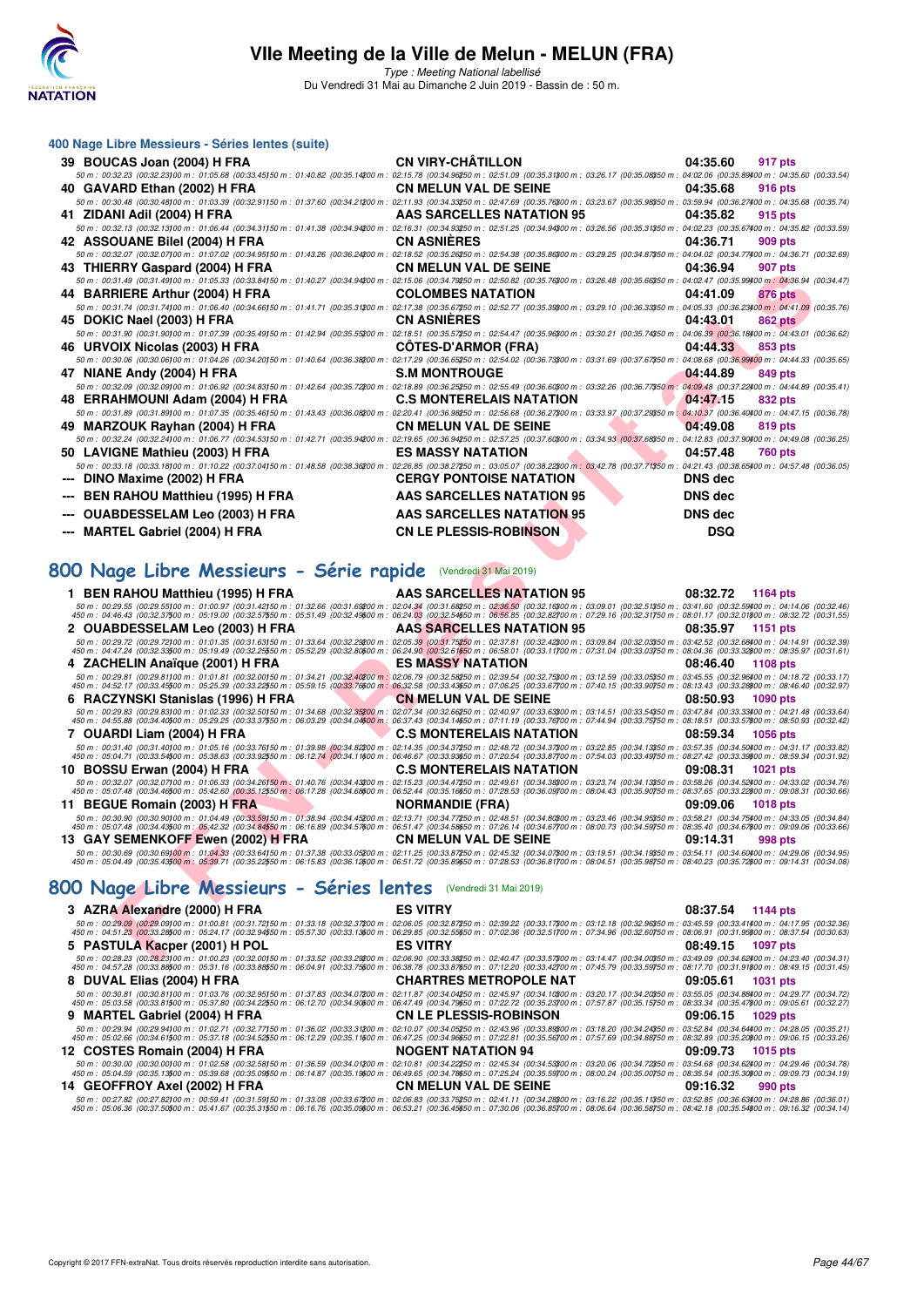# VIIe Meeting de la Ville de Melun - MELUN (FRA)

*Type : Meeting National labellisé*

Du Vendredi 31 Mai au Dimanche 2 Juin 2019 - Bassin de : 50 m.

## 400 Nage Libre Messieurs - Séries lentes (suite)

39 BOUCAS Joan (2004) H FRA — CN VIRY-CHÂTILLON — 04:35.60 — 917 pts
50 m : 00:32.23 (00:32.23) 100 m : 01:05.68 (00:33.45) 150 m : 01:40.82 (00:35.14) 200 m : 02:15.78 (00:34.96) 250 m : 02:51.09 (00:35.31) 300 m : 03:26.17 (00:35.08) 350 m : 04:02.06 (00:35.89) 400 m : 04:35.60 (00:33.54)

40 GAVARD Ethan (2002) H FRA — CN MELUN VAL DE SEINE — 04:35.68 — 916 pts
50 m : 00:30.48 (00:30.48) 100 m : 01:03.39 (00:32.91) 150 m : 01:37.60 (00:34.21) 200 m : 02:11.93 (00:34.33) 250 m : 02:47.69 (00:35.76) 300 m : 03:23.67 (00:35.98) 350 m : 03:59.94 (00:36.27) 400 m : 04:35.68 (00:35.74)

41 ZIDANI Adil (2004) H FRA — AAS SARCELLES NATATION 95 — 04:35.82 — 915 pts
50 m : 00:32.13 (00:32.13) 100 m : 01:06.44 (00:34.31) 150 m : 01:41.38 (00:34.94) 200 m : 02:16.31 (00:34.93) 250 m : 02:51.25 (00:34.94) 300 m : 03:26.56 (00:35.31) 350 m : 04:02.23 (00:35.67) 400 m : 04:35.82 (00:33.59)

42 ASSOUANE Bilel (2004) H FRA — CN ASNIÈRES — 04:36.71 — 909 pts
50 m : 00:32.07 (00:32.07) 100 m : 01:07.02 (00:34.95) 150 m : 01:43.26 (00:36.24) 200 m : 02:18.52 (00:35.26) 250 m : 02:54.38 (00:35.86) 300 m : 03:29.25 (00:34.87) 350 m : 04:04.02 (00:34.77) 400 m : 04:36.71 (00:32.69)

43 THIERRY Gaspard (2004) H FRA — CN MELUN VAL DE SEINE — 04:36.94 — 907 pts
50 m : 00:31.49 (00:31.49) 100 m : 01:05.33 (00:33.84) 150 m : 01:40.27 (00:34.94) 200 m : 02:15.06 (00:34.79) 250 m : 02:50.82 (00:35.76) 300 m : 03:26.48 (00:35.66) 350 m : 04:02.47 (00:35.99) 400 m : 04:36.94 (00:34.47)

44 BARRIERE Arthur (2004) H FRA — COLOMBES NATATION — 04:41.09 — 876 pts
50 m : 00:31.74 (00:31.74) 100 m : 01:06.40 (00:34.66) 150 m : 01:41.71 (00:35.31) 200 m : 02:17.38 (00:35.67) 250 m : 02:52.77 (00:35.39) 300 m : 03:29.10 (00:36.33) 350 m : 04:05.33 (00:36.23) 400 m : 04:41.09 (00:35.76)

45 DOKIC Nael (2003) H FRA — CN ASNIÈRES — 04:43.01 — 862 pts
50 m : 00:31.90 (00:31.90) 100 m : 01:07.39 (00:35.49) 150 m : 01:42.94 (00:35.55) 200 m : 02:18.51 (00:35.57) 250 m : 02:54.47 (00:35.96) 300 m : 03:30.21 (00:35.74) 350 m : 04:06.39 (00:36.18) 400 m : 04:43.01 (00:36.62)

46 URVOIX Nicolas (2003) H FRA — CÔTES-D'ARMOR (FRA) — 04:44.33 — 853 pts
50 m : 00:30.06 (00:30.06) 100 m : 01:04.26 (00:34.20) 150 m : 01:40.64 (00:36.38) 200 m : 02:17.29 (00:36.65) 250 m : 02:54.02 (00:36.73) 300 m : 03:31.69 (00:37.67) 350 m : 04:08.68 (00:36.99) 400 m : 04:44.33 (00:35.65)

47 NIANE Andy (2004) H FRA — S.M MONTROUGE — 04:44.89 — 849 pts
50 m : 00:32.09 (00:32.09) 100 m : 01:06.92 (00:34.83) 150 m : 01:42.64 (00:35.72) 200 m : 02:18.89 (00:36.25) 250 m : 02:55.49 (00:36.60) 300 m : 03:32.26 (00:36.77) 350 m : 04:09.48 (00:37.22) 400 m : 04:44.89 (00:35.41)

48 ERRAHMOUNI Adam (2004) H FRA — C.S MONTERELAIS NATATION — 04:47.15 — 832 pts
50 m : 00:31.89 (00:31.89) 100 m : 01:07.35 (00:35.46) 150 m : 01:43.43 (00:36.08) 200 m : 02:20.41 (00:36.98) 250 m : 02:56.68 (00:36.27) 300 m : 03:33.97 (00:37.29) 350 m : 04:10.37 (00:36.40) 400 m : 04:47.15 (00:36.78)

49 MARZOUK Rayhan (2004) H FRA — CN MELUN VAL DE SEINE — 04:49.08 — 819 pts
50 m : 00:32.24 (00:32.24) 100 m : 01:06.77 (00:34.53) 150 m : 01:42.71 (00:35.94) 200 m : 02:19.65 (00:36.94) 250 m : 02:57.25 (00:37.60) 300 m : 03:34.93 (00:37.68) 350 m : 04:12.83 (00:37.90) 400 m : 04:49.08 (00:36.25)

50 LAVIGNE Mathieu (2003) H FRA — ES MASSY NATATION — 04:57.48 — 760 pts
50 m : 00:33.18 (00:33.18) 100 m : 01:10.22 (00:37.04) 150 m : 01:48.58 (00:38.36) 200 m : 02:26.85 (00:38.27) 250 m : 03:05.07 (00:38.22) 300 m : 03:42.78 (00:37.71) 350 m : 04:21.43 (00:38.65) 400 m : 04:57.48 (00:36.05)

--- DINO Maxime (2002) H FRA — CERGY PONTOISE NATATION — DNS dec

--- BEN RAHOU Matthieu (1995) H FRA — AAS SARCELLES NATATION 95 — DNS dec

--- OUABDESSELAM Leo (2003) H FRA — AAS SARCELLES NATATION 95 — DNS dec

--- MARTEL Gabriel (2004) H FRA — CN LE PLESSIS-ROBINSON — DSQ

## 800 Nage Libre Messieurs - Série rapide (Vendredi 31 Mai 2019)

1 BEN RAHOU Matthieu (1995) H FRA — AAS SARCELLES NATATION 95 — 08:32.72 — 1164 pts
50 m : 00:29.55 (00:29.55) 100 m : 01:00.97 (00:31.42) 150 m : 01:32.66 (00:31.69) 200 m : 02:04.34 (00:31.68) 250 m : 02:36.50 (00:32.16) 300 m : 03:09.01 (00:32.51) 350 m : 03:41.60 (00:32.59) 400 m : 04:14.06 (00:32.46)
450 m : 04:46.43 (00:32.37) 500 m : 05:19.00 (00:32.57) 550 m : 05:51.49 (00:32.49) 600 m : 06:24.03 (00:32.54) 650 m : 06:56.85 (00:32.82) 700 m : 07:29.16 (00:32.31) 750 m : 08:01.17 (00:32.01) 800 m : 08:32.72 (00:31.55)

2 OUABDESSELAM Leo (2003) H FRA — AAS SARCELLES NATATION 95 — 08:35.97 — 1151 pts
50 m : 00:29.72 (00:29.72) 100 m : 01:01.35 (00:31.63) 150 m : 01:33.64 (00:32.29) 200 m : 02:05.39 (00:31.75) 250 m : 02:37.81 (00:32.42) 300 m : 03:09.84 (00:32.03) 350 m : 03:42.52 (00:32.68) 400 m : 04:14.91 (00:32.39)
450 m : 04:47.24 (00:32.33) 500 m : 05:19.49 (00:32.25) 550 m : 05:52.29 (00:32.80) 600 m : 06:24.90 (00:32.61) 650 m : 06:58.01 (00:33.11) 700 m : 07:31.04 (00:33.03) 750 m : 08:04.36 (00:33.32) 800 m : 08:35.97 (00:31.61)

4 ZACHELIN Anaïque (2001) H FRA — ES MASSY NATATION — 08:46.40 — 1108 pts
50 m : 00:29.81 (00:29.81) 100 m : 01:01.81 (00:32.00) 150 m : 01:34.21 (00:32.40) 200 m : 02:06.79 (00:32.58) 250 m : 02:39.54 (00:32.75) 300 m : 03:12.59 (00:33.05) 350 m : 03:45.55 (00:32.96) 400 m : 04:18.72 (00:33.17)
450 m : 04:52.17 (00:33.45) 500 m : 05:25.39 (00:33.22) 550 m : 05:59.15 (00:33.76) 600 m : 06:32.58 (00:33.43) 650 m : 07:06.25 (00:33.67) 700 m : 07:40.15 (00:33.90) 750 m : 08:13.43 (00:33.28) 800 m : 08:46.40 (00:32.97)

6 RACZYNSKI Stanislas (1996) H FRA — CN MELUN VAL DE SEINE — 08:50.93 — 1090 pts
50 m : 00:29.83 (00:29.83) 100 m : 01:02.33 (00:32.50) 150 m : 01:34.68 (00:32.35) 200 m : 02:07.34 (00:32.66) 250 m : 02:40.97 (00:33.63) 300 m : 03:14.51 (00:33.54) 350 m : 03:47.84 (00:33.33) 400 m : 04:21.48 (00:33.64)
450 m : 04:55.88 (00:34.40) 500 m : 05:29.25 (00:33.37) 550 m : 06:03.29 (00:34.04) 600 m : 06:37.43 (00:34.14) 650 m : 07:11.19 (00:33.76) 700 m : 07:44.94 (00:33.75) 750 m : 08:18.51 (00:33.57) 800 m : 08:50.93 (00:32.42)

7 OUARDI Liam (2004) H FRA — C.S MONTERELAIS NATATION — 08:59.34 — 1056 pts
50 m : 00:31.40 (00:31.40) 100 m : 01:05.16 (00:33.76) 150 m : 01:39.98 (00:34.82) 200 m : 02:14.35 (00:34.37) 250 m : 02:48.72 (00:34.37) 300 m : 03:22.85 (00:34.13) 350 m : 03:57.35 (00:34.50) 400 m : 04:31.17 (00:33.82)
450 m : 05:04.71 (00:33.54) 500 m : 05:38.63 (00:33.92) 550 m : 06:12.74 (00:34.11) 600 m : 06:46.67 (00:33.93) 650 m : 07:20.54 (00:33.87) 700 m : 07:54.03 (00:33.49) 750 m : 08:27.42 (00:33.39) 800 m : 08:59.34 (00:31.92)

10 BOSSU Erwan (2004) H FRA — C.S MONTERELAIS NATATION — 09:08.31 — 1021 pts
50 m : 00:32.07 (00:32.07) 100 m : 01:06.33 (00:34.26) 150 m : 01:40.76 (00:34.43) 200 m : 02:15.23 (00:34.47) 250 m : 02:49.61 (00:34.38) 300 m : 03:23.74 (00:34.13) 350 m : 03:58.26 (00:34.52) 400 m : 04:33.02 (00:34.76)
450 m : 05:07.48 (00:34.46) 500 m : 05:42.60 (00:35.12) 550 m : 06:17.28 (00:34.68) 600 m : 06:52.44 (00:35.16) 650 m : 07:28.53 (00:36.09) 700 m : 08:04.43 (00:35.90) 750 m : 08:37.65 (00:33.22) 800 m : 09:08.31 (00:30.66)

11 BEGUE Romain (2003) H FRA — NORMANDIE (FRA) — 09:09.06 — 1018 pts
50 m : 00:30.90 (00:30.90) 100 m : 01:04.49 (00:33.59) 150 m : 01:38.94 (00:34.45) 200 m : 02:13.71 (00:34.77) 250 m : 02:48.51 (00:34.80) 300 m : 03:23.46 (00:34.95) 350 m : 03:58.21 (00:34.75) 400 m : 04:33.05 (00:34.84)
450 m : 05:07.48 (00:34.43) 500 m : 05:42.32 (00:34.84) 550 m : 06:16.89 (00:34.57) 600 m : 06:51.47 (00:34.58) 650 m : 07:26.14 (00:34.67) 700 m : 08:00.73 (00:34.59) 750 m : 08:35.40 (00:34.67) 800 m : 09:09.06 (00:33.66)

13 GAY SEMENKOFF Ewen (2002) H FRA — CN MELUN VAL DE SEINE — 09:14.31 — 998 pts
50 m : 00:30.69 (00:30.69) 100 m : 01:04.33 (00:33.64) 150 m : 01:37.38 (00:33.05) 200 m : 02:11.25 (00:33.87) 250 m : 02:45.32 (00:34.07) 300 m : 03:19.51 (00:34.19) 350 m : 03:54.11 (00:34.60) 400 m : 04:29.06 (00:34.95)
450 m : 05:04.49 (00:35.43) 500 m : 05:39.71 (00:35.22) 550 m : 06:15.83 (00:36.12) 600 m : 06:51.72 (00:35.89) 650 m : 07:28.53 (00:36.81) 700 m : 08:04.51 (00:35.98) 750 m : 08:40.23 (00:35.72) 800 m : 09:14.31 (00:34.08)

## 800 Nage Libre Messieurs - Séries lentes (Vendredi 31 Mai 2019)

3 AZRA Alexandre (2000) H FRA — ES VITRY — 08:37.54 — 1144 pts
50 m : 00:29.09 (00:29.09) 100 m : 01:00.81 (00:31.72) 150 m : 01:33.18 (00:32.37) 200 m : 02:06.05 (00:32.87) 250 m : 02:39.22 (00:33.17) 300 m : 03:12.18 (00:32.96) 350 m : 03:45.59 (00:33.41) 400 m : 04:17.95 (00:32.36)
450 m : 04:51.23 (00:33.28) 500 m : 05:24.17 (00:32.94) 550 m : 05:57.30 (00:33.13) 600 m : 06:29.85 (00:32.55) 650 m : 07:02.36 (00:32.51) 700 m : 07:34.96 (00:32.60) 750 m : 08:06.91 (00:31.95) 800 m : 08:37.54 (00:30.63)

5 PASTULA Kacper (2001) H POL — ES VITRY — 08:49.15 — 1097 pts
50 m : 00:28.23 (00:28.23) 100 m : 01:00.23 (00:32.00) 150 m : 01:33.52 (00:33.29) 200 m : 02:06.90 (00:33.38) 250 m : 02:40.47 (00:33.57) 300 m : 03:14.47 (00:34.00) 350 m : 03:49.09 (00:34.62) 400 m : 04:23.40 (00:34.31)
450 m : 04:57.28 (00:33.88) 500 m : 05:31.16 (00:33.88) 550 m : 06:04.91 (00:33.75) 600 m : 06:38.78 (00:33.87) 650 m : 07:12.20 (00:33.42) 700 m : 07:45.79 (00:33.59) 750 m : 08:17.70 (00:31.91) 800 m : 08:49.15 (00:31.45)

8 DUVAL Elias (2004) H FRA — CHARTRES METROPOLE NAT — 09:05.61 — 1031 pts
50 m : 00:30.81 (00:30.81) 100 m : 01:03.76 (00:32.95) 150 m : 01:37.83 (00:34.07) 200 m : 02:11.87 (00:34.04) 250 m : 02:45.97 (00:34.10) 300 m : 03:20.17 (00:34.20) 350 m : 03:55.05 (00:34.88) 400 m : 04:29.77 (00:34.72)
450 m : 05:03.58 (00:33.81) 500 m : 05:37.80 (00:34.22) 550 m : 06:12.70 (00:34.90) 600 m : 06:47.49 (00:34.79) 650 m : 07:22.72 (00:35.23) 700 m : 07:57.87 (00:35.15) 750 m : 08:33.34 (00:35.47) 800 m : 09:05.61 (00:32.27)

9 MARTEL Gabriel (2004) H FRA — CN LE PLESSIS-ROBINSON — 09:06.15 — 1029 pts
50 m : 00:29.94 (00:29.94) 100 m : 01:02.71 (00:32.77) 150 m : 01:36.02 (00:33.31) 200 m : 02:10.07 (00:34.05) 250 m : 02:43.96 (00:33.89) 300 m : 03:18.20 (00:34.24) 350 m : 03:52.84 (00:34.64) 400 m : 04:28.05 (00:35.21)
450 m : 05:02.66 (00:34.61) 500 m : 05:37.18 (00:34.52) 550 m : 06:12.29 (00:35.11) 600 m : 06:47.25 (00:34.96) 650 m : 07:22.81 (00:35.56) 700 m : 07:57.69 (00:34.88) 750 m : 08:32.89 (00:35.20) 800 m : 09:06.15 (00:33.26)

12 COSTES Romain (2004) H FRA — NOGENT NATATION 94 — 09:09.73 — 1015 pts
50 m : 00:30.00 (00:30.00) 100 m : 01:02.58 (00:32.58) 150 m : 01:36.59 (00:34.01) 200 m : 02:10.81 (00:34.22) 250 m : 02:45.34 (00:34.53) 300 m : 03:20.06 (00:34.72) 350 m : 03:54.68 (00:34.62) 400 m : 04:29.46 (00:34.78)
450 m : 05:04.59 (00:35.13) 500 m : 05:39.68 (00:35.09) 550 m : 06:14.87 (00:35.19) 600 m : 06:49.65 (00:34.78) 650 m : 07:25.24 (00:35.59) 700 m : 08:00.24 (00:35.00) 750 m : 08:35.54 (00:35.30) 800 m : 09:09.73 (00:34.19)

14 GEOFFROY Axel (2002) H FRA — CN MELUN VAL DE SEINE — 09:16.32 — 990 pts
50 m : 00:27.82 (00:27.82) 100 m : 00:59.41 (00:31.59) 150 m : 01:33.08 (00:33.67) 200 m : 02:06.83 (00:33.75) 250 m : 02:41.11 (00:34.28) 300 m : 03:16.22 (00:35.11) 350 m : 03:52.85 (00:36.63) 400 m : 04:28.86 (00:36.01)
450 m : 05:06.36 (00:37.50) 500 m : 05:41.67 (00:35.31) 550 m : 06:16.76 (00:35.09) 600 m : 06:53.21 (00:36.45) 650 m : 07:30.06 (00:36.85) 700 m : 08:06.64 (00:36.58) 750 m : 08:42.18 (00:35.54) 800 m : 09:16.32 (00:34.14)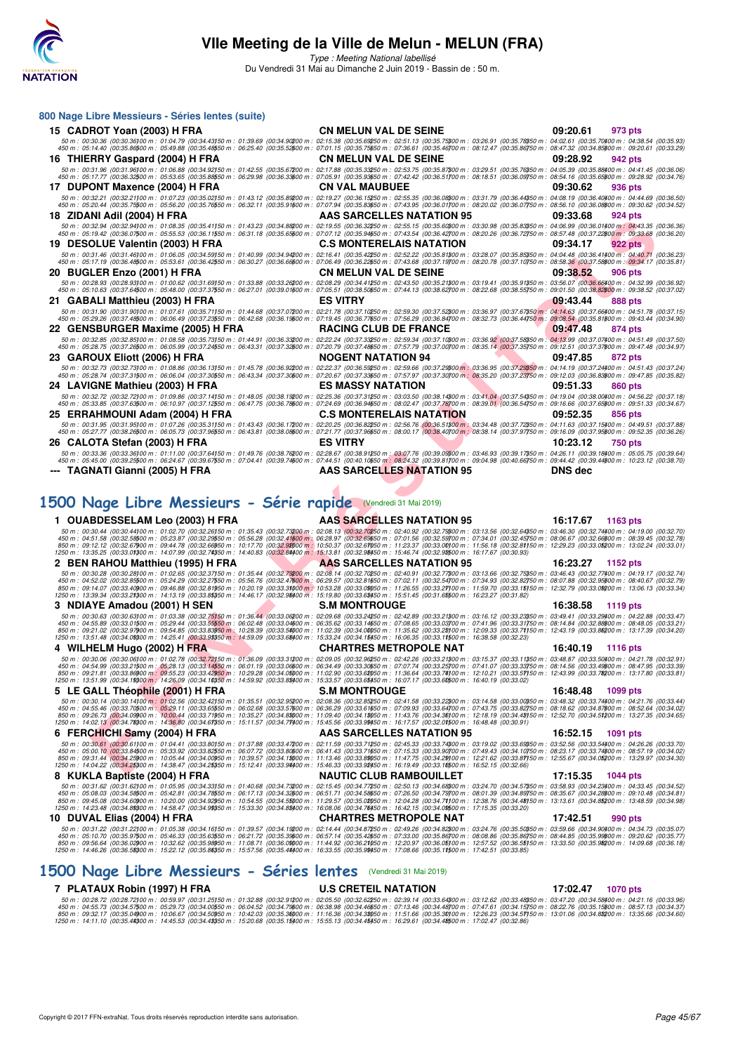# VIIe Meeting de la Ville de Melun - MELUN (FRA)

*Type : Meeting National labellisé*

Du Vendredi 31 Mai au Dimanche 2 Juin 2019 - Bassin de : 50 m.

## 800 Nage Libre Messieurs - Séries lentes (suite)

**15 CADROT Yoan (2003) H FRA** — CN MELUN VAL DE SEINE — 09:20.61 — 973 pts

50 m : 00:30.36 (00:30.36) 100 m : 01:04.79 (00:34.43) 150 m : 01:39.69 (00:34.90) 200 m : 02:15.38 (00:35.69) 250 m : 02:51.13 (00:35.75) 300 m : 03:26.91 (00:35.78) 350 m : 04:02.61 (00:35.70) 400 m : 04:38.54 (00:35.93)
450 m : 05:14.40 (00:35.86) 500 m : 05:49.88 (00:35.48) 550 m : 06:25.40 (00:35.52) 600 m : 07:01.15 (00:35.75) 650 m : 07:36.61 (00:35.46) 700 m : 08:12.47 (00:35.86) 750 m : 08:47.32 (00:34.85) 800 m : 09:20.61 (00:33.29)

**16 THIERRY Gaspard (2004) H FRA** — CN MELUN VAL DE SEINE — 09:28.92 — 942 pts

50 m : 00:31.96 (00:31.96) 100 m : 01:06.88 (00:34.92) 150 m : 01:42.55 (00:35.67) 200 m : 02:17.88 (00:35.33) 250 m : 02:53.75 (00:35.87) 300 m : 03:29.51 (00:35.76) 350 m : 04:05.39 (00:35.88) 400 m : 04:41.45 (00:36.06)
450 m : 05:17.77 (00:36.32) 500 m : 05:53.65 (00:35.88) 550 m : 06:29.98 (00:36.33) 600 m : 07:05.91 (00:35.93) 650 m : 07:42.42 (00:36.51) 700 m : 08:18.51 (00:36.09) 750 m : 08:54.16 (00:35.65) 800 m : 09:28.92 (00:34.76)

**17 DUPONT Maxence (2004) H FRA** — CN VAL MAUBUEE — 09:30.62 — 936 pts

50 m : 00:32.21 (00:32.21) 100 m : 01:07.23 (00:35.02) 150 m : 01:43.12 (00:35.89) 200 m : 02:19.27 (00:36.15) 250 m : 02:55.35 (00:36.08) 300 m : 03:31.79 (00:36.44) 350 m : 04:08.19 (00:36.40) 400 m : 04:44.69 (00:36.50)
450 m : 05:20.44 (00:35.75) 500 m : 05:56.20 (00:35.76) 550 m : 06:32.11 (00:35.91) 600 m : 07:07.94 (00:35.83) 650 m : 07:43.95 (00:36.01) 700 m : 08:20.02 (00:36.07) 750 m : 08:56.10 (00:36.08) 800 m : 09:30.62 (00:34.52)

**18 ZIDANI Adil (2004) H FRA** — AAS SARCELLES NATATION 95 — 09:33.68 — 924 pts

50 m : 00:32.94 (00:32.94) 100 m : 01:08.35 (00:35.41) 150 m : 01:43.23 (00:34.88) 200 m : 02:19.55 (00:36.32) 250 m : 02:55.15 (00:35.60) 300 m : 03:30.98 (00:35.83) 350 m : 04:06.99 (00:36.01) 400 m : 04:43.35 (00:36.36)
450 m : 05:19.42 (00:36.07) 500 m : 05:55.53 (00:36.11) 550 m : 06:31.18 (00:35.65) 600 m : 07:07.12 (00:35.94) 650 m : 07:43.54 (00:36.42) 700 m : 08:20.26 (00:36.72) 750 m : 08:57.48 (00:37.22) 800 m : 09:33.68 (00:36.20)

**19 DESOLUE Valentin (2003) H FRA** — C.S MONTERELAIS NATATION — 09:34.17 — 922 pts

50 m : 00:31.46 (00:31.46) 100 m : 01:06.05 (00:34.59) 150 m : 01:40.99 (00:34.94) 200 m : 02:16.41 (00:35.42) 250 m : 02:52.22 (00:35.81) 300 m : 03:28.07 (00:35.85) 350 m : 04:04.48 (00:36.41) 400 m : 04:40.71 (00:36.23)
450 m : 05:17.19 (00:36.48) 500 m : 05:53.61 (00:36.42) 550 m : 06:30.27 (00:36.66) 600 m : 07:06.49 (00:36.22) 650 m : 07:43.68 (00:37.19) 700 m : 08:20.78 (00:37.10) 750 m : 08:58.36 (00:37.58) 800 m : 09:34.17 (00:35.81)

**20 BUGLER Enzo (2001) H FRA** — CN MELUN VAL DE SEINE — 09:38.52 — 906 pts

50 m : 00:28.93 (00:28.93) 100 m : 01:00.62 (00:31.69) 150 m : 01:33.88 (00:33.26) 200 m : 02:08.29 (00:34.41) 250 m : 02:43.50 (00:35.21) 300 m : 03:19.41 (00:35.91) 350 m : 03:56.07 (00:36.66) 400 m : 04:32.99 (00:36.92)
450 m : 05:10.63 (00:37.64) 500 m : 05:48.00 (00:37.37) 550 m : 06:27.01 (00:39.01) 600 m : 07:05.51 (00:38.50) 650 m : 07:44.13 (00:38.62) 700 m : 08:22.68 (00:38.55) 750 m : 09:01.50 (00:38.82) 800 m : 09:38.52 (00:37.02)

**21 GABALI Matthieu (2003) H FRA** — ES VITRY — 09:43.44 — 888 pts

50 m : 00:31.90 (00:31.90) 100 m : 01:07.61 (00:35.71) 150 m : 01:44.68 (00:37.07) 200 m : 02:21.78 (00:37.10) 250 m : 02:59.30 (00:37.52) 300 m : 03:36.97 (00:37.67) 350 m : 04:14.63 (00:37.66) 400 m : 04:51.78 (00:37.15)
450 m : 05:29.26 (00:37.48) 500 m : 06:06.49 (00:37.23) 550 m : 06:42.68 (00:36.19) 600 m : 07:19.45 (00:36.77) 650 m : 07:56.29 (00:36.84) 700 m : 08:32.73 (00:36.44) 750 m : 09:08.54 (00:35.81) 800 m : 09:43.44 (00:34.90)

**22 GENSBURGER Maxime (2005) H FRA** — RACING CLUB DE FRANCE — 09:47.48 — 874 pts

50 m : 00:32.85 (00:32.85) 100 m : 01:08.58 (00:35.73) 150 m : 01:44.91 (00:36.33) 200 m : 02:22.24 (00:37.33) 250 m : 02:59.34 (00:37.10) 300 m : 03:36.92 (00:37.58) 350 m : 04:13.99 (00:37.07) 400 m : 04:51.49 (00:37.50)
450 m : 05:28.75 (00:37.26) 500 m : 06:05.99 (00:37.24) 550 m : 06:43.31 (00:37.32) 600 m : 07:20.79 (00:37.48) 650 m : 07:57.79 (00:37.00) 700 m : 08:35.14 (00:37.35) 750 m : 09:12.51 (00:37.37) 800 m : 09:47.48 (00:34.97)

**23 GAROUX Eliott (2006) H FRA** — NOGENT NATATION 94 — 09:47.85 — 872 pts

50 m : 00:32.73 (00:32.73) 100 m : 01:08.86 (00:36.13) 150 m : 01:45.78 (00:36.92) 200 m : 02:22.37 (00:36.59) 250 m : 02:59.66 (00:37.29) 300 m : 03:36.95 (00:37.29) 350 m : 04:14.19 (00:37.24) 400 m : 04:51.43 (00:37.24)
450 m : 05:28.74 (00:37.31) 500 m : 06:06.04 (00:37.30) 550 m : 06:43.34 (00:37.30) 600 m : 07:20.67 (00:37.33) 650 m : 07:57.97 (00:37.30) 700 m : 08:35.20 (00:37.23) 750 m : 09:12.03 (00:36.83) 800 m : 09:47.85 (00:35.82)

**24 LAVIGNE Mathieu (2003) H FRA** — ES MASSY NATATION — 09:51.33 — 860 pts

50 m : 00:32.72 (00:32.72) 100 m : 01:09.86 (00:37.14) 150 m : 01:48.05 (00:38.19) 200 m : 02:25.36 (00:37.31) 250 m : 03:03.50 (00:38.14) 300 m : 03:41.04 (00:37.54) 350 m : 04:19.04 (00:38.00) 400 m : 04:56.22 (00:37.18)
450 m : 05:33.85 (00:37.63) 500 m : 06:10.97 (00:37.12) 550 m : 06:47.75 (00:36.78) 600 m : 07:24.69 (00:36.94) 650 m : 08:02.47 (00:37.78) 700 m : 08:39.01 (00:36.54) 750 m : 09:16.66 (00:37.65) 800 m : 09:51.33 (00:34.67)

**25 ERRAHMOUNI Adam (2004) H FRA** — C.S MONTERELAIS NATATION — 09:52.35 — 856 pts

50 m : 00:31.95 (00:31.95) 100 m : 01:07.26 (00:35.31) 150 m : 01:43.43 (00:36.17) 200 m : 02:20.25 (00:36.82) 250 m : 02:56.76 (00:36.51) 300 m : 03:34.48 (00:37.72) 350 m : 04:11.63 (00:37.15) 400 m : 04:49.51 (00:37.88)
450 m : 05:27.77 (00:38.26) 500 m : 06:05.73 (00:37.96) 550 m : 06:43.81 (00:38.08) 600 m : 07:21.77 (00:37.96) 650 m : 08:00.17 (00:38.40) 700 m : 08:38.14 (00:37.97) 750 m : 09:16.09 (00:37.95) 800 m : 09:52.35 (00:36.26)

**26 CALOTA Stefan (2003) H FRA** — ES VITRY — 10:23.12 — 750 pts

50 m : 00:33.36 (00:33.36) 100 m : 01:11.00 (00:37.64) 150 m : 01:49.76 (00:38.76) 200 m : 02:28.67 (00:38.91) 250 m : 03:07.76 (00:39.09) 300 m : 03:46.93 (00:39.17) 350 m : 04:26.11 (00:39.18) 400 m : 05:05.75 (00:39.64)
450 m : 05:45.00 (00:39.25) 500 m : 06:24.67 (00:39.67) 550 m : 07:04.41 (00:39.74) 600 m : 07:44.51 (00:40.10) 650 m : 08:24.32 (00:39.81) 700 m : 09:04.98 (00:40.66) 750 m : 09:44.42 (00:39.44) 800 m : 10:23.12 (00:38.70)

**--- TAGNATI Gianni (2005) H FRA** — AAS SARCELLES NATATION 95 — DNS dec

## 1500 Nage Libre Messieurs - Série rapide (Vendredi 31 Mai 2019)

**1 OUABDESSELAM Leo (2003) H FRA** — AAS SARCELLES NATATION 95 — 16:17.67 — 1163 pts

50 m : 00:30.44 (00:30.44) 100 m : 01:02.70 (00:32.26) 150 m : 01:35.43 (00:32.73) 200 m : 02:08.13 (00:32.70) 250 m : 02:40.92 (00:32.79) 300 m : 03:13.56 (00:32.64) 350 m : 03:46.30 (00:32.74) 400 m : 04:19.00 (00:32.70)
450 m : 04:51.58 (00:32.58) 500 m : 05:23.87 (00:32.29) 550 m : 05:56.28 (00:32.41) 600 m : 06:28.97 (00:32.69) 650 m : 07:01.56 (00:32.59) 700 m : 07:34.01 (00:32.45) 750 m : 08:06.67 (00:32.66) 800 m : 08:39.45 (00:32.78)
850 m : 09:12.12 (00:32.67) 900 m : 09:44.78 (00:32.66) 950 m : 10:17.70 (00:32.92) 1000 m : 10:50.37 (00:32.67) 1050 m : 11:23.37 (00:33.00) 1100 m : 11:56.18 (00:32.81) 1150 m : 12:29.23 (00:33.05) 1200 m : 13:02.24 (00:33.01)
1250 m : 13:35.25 (00:33.01) 1300 m : 14:07.99 (00:32.74) 1350 m : 14:40.83 (00:32.84) 1400 m : 15:13.81 (00:32.98) 1450 m : 15:46.74 (00:32.93) 1500 m : 16:17.67 (00:30.93)

**2 BEN RAHOU Matthieu (1995) H FRA** — AAS SARCELLES NATATION 95 — 16:23.27 — 1152 pts

50 m : 00:30.28 (00:30.28) 100 m : 01:02.65 (00:32.37) 150 m : 01:35.44 (00:32.79) 200 m : 02:08.14 (00:32.70) 250 m : 02:40.91 (00:32.77) 300 m : 03:13.66 (00:32.75) 350 m : 03:46.43 (00:32.77) 400 m : 04:19.17 (00:32.74)
450 m : 04:52.02 (00:32.85) 500 m : 05:24.29 (00:32.27) 550 m : 05:56.76 (00:32.47) 600 m : 06:29.57 (00:32.81) 650 m : 07:02.11 (00:32.54) 700 m : 07:34.93 (00:32.82) 750 m : 08:07.88 (00:32.95) 800 m : 08:40.67 (00:32.79)
850 m : 09:14.07 (00:33.40) 900 m : 09:46.88 (00:32.81) 950 m : 10:20.19 (00:33.31) 1000 m : 10:53.28 (00:33.09) 1050 m : 11:26.55 (00:33.27) 1100 m : 11:59.70 (00:33.15) 1150 m : 12:33.06 (00:33.36) 1200 m : 13:06.13 (00:33.07)
1250 m : 13:39.34 (00:33.21) 1300 m : 14:13.19 (00:33.85) 1350 m : 14:46.17 (00:32.98) 1400 m : 15:19.80 (00:33.63) 1450 m : 15:51.45 (00:31.65) 1500 m : 16:23.27 (00:31.82)

**3 NDIAYE Amadou (2001) H SEN** — S.M MONTROUGE — 16:38.58 — 1119 pts

50 m : 00:30.63 (00:30.63) 100 m : 01:03.38 (00:32.75) 150 m : 01:36.44 (00:33.06) 200 m : 02:09.68 (00:33.24) 250 m : 02:42.89 (00:33.21) 300 m : 03:16.12 (00:33.23) 350 m : 03:49.41 (00:33.29) 400 m : 04:22.88 (00:33.47)
450 m : 04:55.89 (00:33.01) 500 m : 05:29.44 (00:33.55) 550 m : 06:02.48 (00:33.04) 600 m : 06:35.62 (00:33.14) 650 m : 07:08.65 (00:33.03) 700 m : 07:41.96 (00:33.31) 750 m : 08:14.84 (00:32.88) 800 m : 08:48.05 (00:33.21)
850 m : 09:21.02 (00:32.97) 900 m : 09:54.85 (00:33.83) 950 m : 10:28.39 (00:33.54) 1000 m : 11:02.39 (00:34.00) 1050 m : 11:35.62 (00:33.23) 1100 m : 12:09.33 (00:33.71) 1150 m : 12:43.19 (00:33.86) 1200 m : 13:17.39 (00:34.20)
1250 m : 13:51.48 (00:34.09) 1300 m : 14:25.41 (00:33.93) 1350 m : 14:59.09 (00:33.68) 1400 m : 15:33.24 (00:34.15) 1450 m : 16:06.35 (00:33.11) 1500 m : 16:38.58 (00:32.23)

**4 WILHELM Hugo (2002) H FRA** — CHARTRES METROPOLE NAT — 16:40.19 — 1116 pts

50 m : 00:30.06 (00:30.06) 100 m : 01:02.78 (00:32.72) 150 m : 01:36.09 (00:33.31) 200 m : 02:09.05 (00:32.96) 250 m : 02:42.26 (00:33.21) 300 m : 03:15.37 (00:33.11) 350 m : 03:48.87 (00:33.50) 400 m : 04:21.78 (00:32.91)
450 m : 04:54.99 (00:33.21) 500 m : 05:28.13 (00:33.14) 550 m : 06:01.19 (00:33.06) 600 m : 06:34.49 (00:33.30) 650 m : 07:07.74 (00:33.25) 700 m : 07:41.07 (00:33.33) 750 m : 08:14.56 (00:33.49) 800 m : 08:47.95 (00:33.39)
850 m : 09:21.81 (00:33.86) 900 m : 09:55.23 (00:33.42) 950 m : 10:29.28 (00:34.05) 1000 m : 11:02.90 (00:33.62) 1050 m : 11:36.64 (00:33.74) 1100 m : 12:10.21 (00:33.57) 1150 m : 12:43.99 (00:33.78) 1200 m : 13:17.80 (00:33.81)
1250 m : 13:51.99 (00:34.19) 1300 m : 14:26.09 (00:34.10) 1350 m : 14:59.92 (00:33.83) 1400 m : 15:33.57 (00:33.65) 1450 m : 16:07.17 (00:33.60) 1500 m : 16:40.19 (00:33.02)

**5 LE GALL Théophile (2001) H FRA** — S.M MONTROUGE — 16:48.48 — 1099 pts

50 m : 00:30.14 (00:30.14) 100 m : 01:02.56 (00:32.42) 150 m : 01:35.51 (00:32.95) 200 m : 02:08.36 (00:32.85) 250 m : 02:41.58 (00:33.22) 300 m : 03:14.58 (00:33.00) 350 m : 03:48.32 (00:33.74) 400 m : 04:21.76 (00:33.44)
450 m : 04:55.46 (00:33.70) 500 m : 05:29.11 (00:33.65) 550 m : 06:02.68 (00:33.57) 600 m : 06:36.29 (00:33.61) 650 m : 07:09.93 (00:33.64) 700 m : 07:43.75 (00:33.82) 750 m : 08:18.62 (00:34.87) 800 m : 08:52.64 (00:34.02)
850 m : 09:26.73 (00:34.09) 900 m : 10:00.44 (00:33.71) 950 m : 10:35.27 (00:34.83) 1000 m : 11:09.40 (00:34.13) 1050 m : 11:43.76 (00:34.36) 1100 m : 12:18.19 (00:34.43) 1150 m : 12:52.70 (00:34.51) 1200 m : 13:27.35 (00:34.65)
1250 m : 14:02.13 (00:34.78) 1300 m : 14:36.80 (00:34.67) 1350 m : 15:11.57 (00:34.77) 1400 m : 15:45.56 (00:33.99) 1450 m : 16:17.57 (00:32.01) 1500 m : 16:48.48 (00:30.91)

**6 FERCHICHI Samy (2004) H FRA** — AAS SARCELLES NATATION 95 — 16:52.15 — 1091 pts

50 m : 00:30.61 (00:30.61) 100 m : 01:04.41 (00:33.80) 150 m : 01:37.88 (00:33.47) 200 m : 02:11.59 (00:33.71) 250 m : 02:45.33 (00:33.74) 300 m : 03:19.02 (00:33.69) 350 m : 03:52.56 (00:33.54) 400 m : 04:26.26 (00:33.70)
450 m : 05:00.10 (00:33.84) 500 m : 05:33.92 (00:33.82) 550 m : 06:07.72 (00:33.80) 600 m : 06:41.43 (00:33.71) 650 m : 07:15.33 (00:33.90) 700 m : 07:49.43 (00:34.10) 750 m : 08:23.17 (00:33.74) 800 m : 08:57.19 (00:34.02)
850 m : 09:31.44 (00:34.25) 900 m : 10:05.44 (00:34.00) 950 m : 10:39.57 (00:34.13) 1000 m : 11:13.46 (00:33.89) 1050 m : 11:47.75 (00:34.29) 1100 m : 12:21.62 (00:33.87) 1150 m : 12:55.67 (00:34.05) 1200 m : 13:29.97 (00:34.30)
1250 m : 14:04.22 (00:34.25) 1300 m : 14:38.47 (00:34.25) 1350 m : 15:12.41 (00:33.94) 1400 m : 15:46.33 (00:33.92) 1450 m : 16:19.49 (00:33.16) 1500 m : 16:52.15 (00:32.66)

**8 KUKLA Baptiste (2004) H FRA** — NAUTIC CLUB RAMBOUILLET — 17:15.35 — 1044 pts

50 m : 00:31.62 (00:31.62) 100 m : 01:05.95 (00:34.33) 150 m : 01:40.68 (00:34.73) 200 m : 02:15.45 (00:34.77) 250 m : 02:50.13 (00:34.68) 300 m : 03:24.70 (00:34.57) 350 m : 03:58.93 (00:34.23) 400 m : 04:33.45 (00:34.52)
450 m : 05:08.03 (00:34.58) 500 m : 05:42.81 (00:34.78) 550 m : 06:17.13 (00:34.32) 600 m : 06:51.71 (00:34.58) 650 m : 07:26.50 (00:34.79) 700 m : 08:01.39 (00:34.89) 750 m : 08:35.67 (00:34.28) 800 m : 09:10.48 (00:34.81)
850 m : 09:45.08 (00:34.60) 900 m : 10:20.00 (00:34.92) 950 m : 10:54.55 (00:34.55) 1000 m : 11:29.57 (00:35.02) 1050 m : 12:04.28 (00:34.71) 1100 m : 12:38.76 (00:34.48) 1150 m : 13:13.61 (00:34.85) 1200 m : 13:48.59 (00:34.98)
1250 m : 14:23.48 (00:34.89) 1300 m : 14:58.47 (00:34.99) 1350 m : 15:33.30 (00:34.83) 1400 m : 16:08.06 (00:34.76) 1450 m : 16:42.15 (00:34.09) 1500 m : 17:15.35 (00:33.20)

**10 DUVAL Elias (2004) H FRA** — CHARTRES METROPOLE NAT — 17:42.51 — 990 pts

50 m : 00:31.22 (00:31.22) 100 m : 01:05.38 (00:34.16) 150 m : 01:39.57 (00:34.19) 200 m : 02:14.44 (00:34.87) 250 m : 02:49.26 (00:34.82) 300 m : 03:24.76 (00:35.50) 350 m : 03:59.66 (00:34.90) 400 m : 04:34.73 (00:35.07)
450 m : 05:10.70 (00:35.97) 500 m : 05:46.33 (00:35.63) 550 m : 06:21.72 (00:35.39) 600 m : 06:57.14 (00:35.42) 650 m : 07:33.00 (00:35.86) 700 m : 08:08.86 (00:35.86) 750 m : 08:44.85 (00:35.99) 800 m : 09:20.62 (00:35.77)
850 m : 09:56.64 (00:36.02) 900 m : 10:32.62 (00:35.98) 950 m : 11:08.71 (00:36.09) 1000 m : 11:44.92 (00:36.21) 1050 m : 12:20.97 (00:36.05) 1100 m : 12:57.52 (00:36.55) 1150 m : 13:33.50 (00:35.98) 1200 m : 14:09.68 (00:36.18)
1250 m : 14:46.26 (00:36.58) 1300 m : 15:22.12 (00:35.86) 1350 m : 15:57.56 (00:35.44) 1400 m : 16:33.55 (00:35.99) 1450 m : 17:08.66 (00:35.11) 1500 m : 17:42.51 (00:33.85)

## 1500 Nage Libre Messieurs - Séries lentes (Vendredi 31 Mai 2019)

**7 PLATAUX Robin (1997) H FRA** — U.S CRETEIL NATATION — 17:02.47 — 1070 pts

50 m : 00:28.72 (00:28.72) 100 m : 00:59.97 (00:31.25) 150 m : 01:32.88 (00:32.91) 200 m : 02:05.50 (00:32.62) 250 m : 02:39.14 (00:33.64) 300 m : 03:12.62 (00:33.48) 350 m : 03:47.20 (00:34.58) 400 m : 04:21.16 (00:33.96)
450 m : 04:55.73 (00:34.57) 500 m : 05:29.73 (00:34.00) 550 m : 06:04.52 (00:34.79) 600 m : 06:38.98 (00:34.46) 650 m : 07:13.46 (00:34.48) 700 m : 07:47.61 (00:34.15) 750 m : 08:22.76 (00:35.15) 800 m : 08:57.13 (00:34.37)
850 m : 09:32.17 (00:35.04) 900 m : 10:06.67 (00:34.50) 950 m : 10:42.03 (00:35.36) 1000 m : 11:16.36 (00:34.33) 1050 m : 11:51.66 (00:35.30) 1100 m : 12:26.23 (00:34.57) 1150 m : 13:01.06 (00:34.83) 1200 m : 13:35.66 (00:34.60)
1250 m : 14:11.10 (00:35.44) 1300 m : 14:45.53 (00:34.43) 1350 m : 15:20.68 (00:35.15) 1400 m : 15:55.13 (00:34.45) 1450 m : 16:29.61 (00:34.48) 1500 m : 17:02.47 (00:32.86)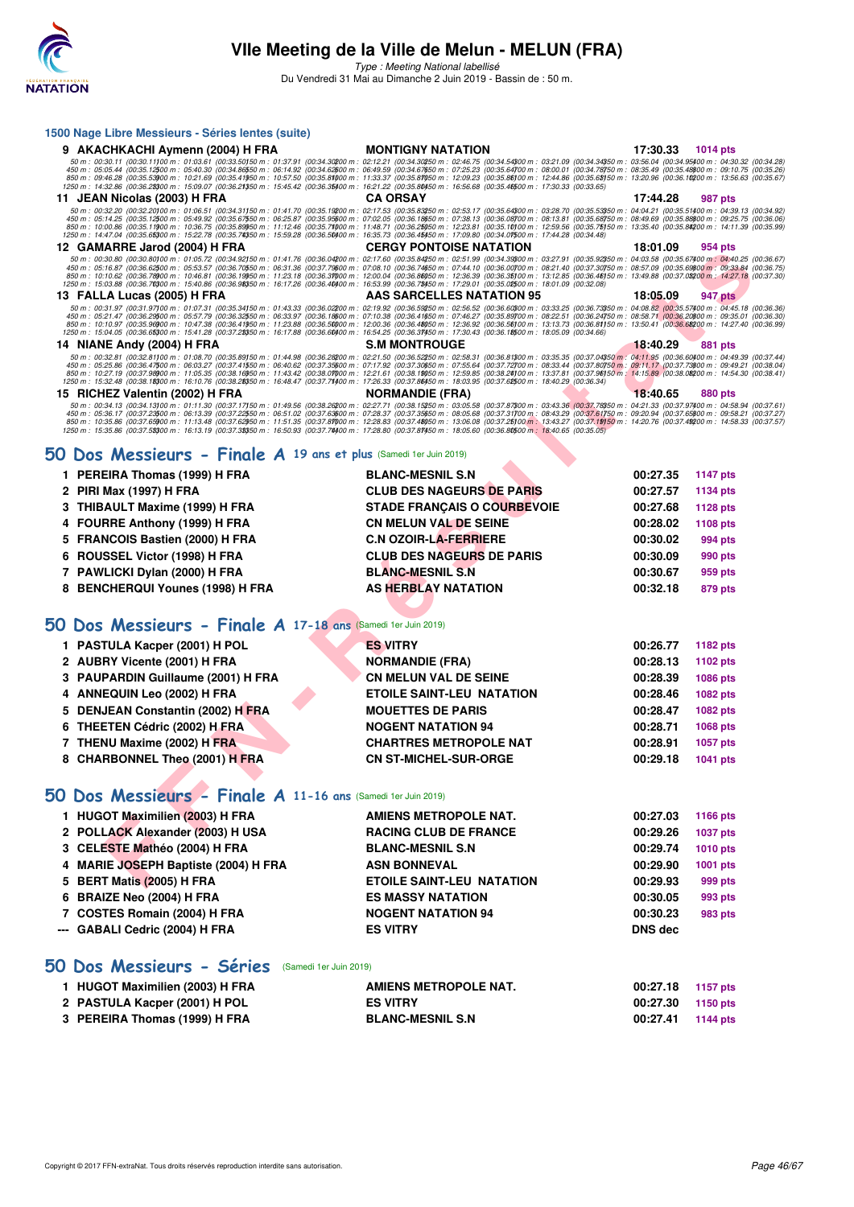## 1500 Nage Libre Messieurs - Séries lentes (suite)

**9 AKACHKACHI Aymenn (2004) H FRA** — MONTIGNY NATATION — 17:30.33 — 1014 pts

50 m : 00:30.11 (00:30.11) 100 m : 01:03.61 (00:33.50) 150 m : 01:37.91 (00:34.30) 200 m : 02:12.21 (00:34.30) 250 m : 02:46.75 (00:34.54) 300 m : 03:21.09 (00:34.34) 350 m : 03:56.04 (00:34.95) 400 m : 04:30.32 (00:34.28)
450 m : 05:05.44 (00:35.12) 500 m : 05:40.30 (00:34.86) 550 m : 06:14.92 (00:34.62) 600 m : 06:49.59 (00:34.67) 650 m : 07:25.23 (00:35.64) 700 m : 08:00.01 (00:34.78) 750 m : 08:35.49 (00:35.48) 800 m : 09:10.75 (00:35.26)
850 m : 09:46.28 (00:35.53) 900 m : 10:21.69 (00:35.41) 950 m : 10:57.50 (00:35.81) 1000 m : 11:33.37 (00:35.87) 1050 m : 12:09.23 (00:35.86) 1100 m : 12:44.86 (00:35.63) 1150 m : 13:20.96 (00:36.10) 1200 m : 13:56.63 (00:35.67)
1250 m : 14:32.86 (00:36.23) 1300 m : 15:09.07 (00:36.21) 1350 m : 15:45.42 (00:36.35) 1400 m : 16:21.22 (00:35.80) 1450 m : 16:56.68 (00:35.46) 1500 m : 17:30.33 (00:33.65)

**11 JEAN Nicolas (2003) H FRA** — CA ORSAY — 17:44.28 — 987 pts

50 m : 00:32.20 (00:32.20) 100 m : 01:06.51 (00:34.31) 150 m : 01:41.70 (00:35.19) 200 m : 02:17.53 (00:35.83) 250 m : 02:53.17 (00:35.64) 300 m : 03:28.70 (00:35.53) 350 m : 04:04.21 (00:35.51) 400 m : 04:39.13 (00:34.92)
450 m : 05:14.25 (00:35.12) 500 m : 05:49.92 (00:35.67) 550 m : 06:25.87 (00:35.95) 600 m : 07:02.05 (00:36.18) 650 m : 07:38.13 (00:36.08) 700 m : 08:13.81 (00:35.68) 750 m : 08:49.69 (00:35.88) 800 m : 09:25.75 (00:36.06)
850 m : 10:00.86 (00:35.11) 900 m : 10:36.75 (00:35.89) 950 m : 11:12.46 (00:35.71) 1000 m : 11:48.71 (00:36.25) 1050 m : 12:23.81 (00:35.10) 1100 m : 12:59.56 (00:35.75) 1150 m : 13:35.40 (00:35.84) 1200 m : 14:11.39 (00:35.99)
1250 m : 14:47.04 (00:35.65) 1300 m : 15:22.78 (00:35.74) 1350 m : 15:59.28 (00:36.50) 1400 m : 16:35.73 (00:36.45) 1450 m : 17:09.80 (00:34.07) 1500 m : 17:44.28 (00:34.48)

**12 GAMARRE Jarod (2004) H FRA** — CERGY PONTOISE NATATION — 18:01.09 — 954 pts

50 m : 00:30.80 (00:30.80) 100 m : 01:05.72 (00:34.92) 150 m : 01:41.76 (00:36.04) 200 m : 02:17.60 (00:35.84) 250 m : 02:51.99 (00:34.39) 300 m : 03:27.91 (00:35.92) 350 m : 04:03.58 (00:35.67) 400 m : 04:40.25 (00:36.67)
450 m : 05:16.87 (00:36.62) 500 m : 05:53.57 (00:36.70) 550 m : 06:31.36 (00:37.79) 600 m : 07:08.10 (00:36.74) 650 m : 07:44.10 (00:36.00) 700 m : 08:21.40 (00:37.30) 750 m : 08:57.09 (00:35.69) 800 m : 09:33.84 (00:36.75)
850 m : 10:10.62 (00:36.78) 900 m : 10:46.81 (00:36.19) 950 m : 11:23.18 (00:36.37) 1000 m : 12:00.04 (00:36.86) 1050 m : 12:36.39 (00:36.35) 1100 m : 13:12.85 (00:36.46) 1150 m : 13:49.88 (00:37.03) 1200 m : 14:27.18 (00:37.30)
1250 m : 15:03.88 (00:36.70) 1300 m : 15:40.86 (00:36.98) 1350 m : 16:17.26 (00:36.40) 1400 m : 16:53.99 (00:36.73) 1450 m : 17:29.01 (00:35.02) 1500 m : 18:01.09 (00:32.08)

**13 FALLA Lucas (2005) H FRA** — AAS SARCELLES NATATION 95 — 18:05.09 — 947 pts

50 m : 00:31.97 (00:31.97) 100 m : 01:07.31 (00:35.34) 150 m : 01:43.33 (00:36.02) 200 m : 02:19.92 (00:36.59) 250 m : 02:56.52 (00:36.60) 300 m : 03:33.25 (00:36.73) 350 m : 04:08.82 (00:35.57) 400 m : 04:45.18 (00:36.36)
450 m : 05:21.47 (00:36.29) 500 m : 05:57.79 (00:36.32) 550 m : 06:33.97 (00:36.18) 600 m : 07:10.38 (00:36.41) 650 m : 07:46.27 (00:35.89) 700 m : 08:22.51 (00:36.24) 750 m : 08:58.71 (00:36.20) 800 m : 09:35.01 (00:36.30)
850 m : 10:10.97 (00:35.96) 900 m : 10:47.38 (00:36.41) 950 m : 11:23.88 (00:36.50) 1000 m : 12:00.36 (00:36.48) 1050 m : 12:36.92 (00:36.56) 1100 m : 13:13.73 (00:36.81) 1150 m : 13:50.41 (00:36.68) 1200 m : 14:27.40 (00:36.99)
1250 m : 15:04.05 (00:36.65) 1300 m : 15:41.28 (00:37.23) 1350 m : 16:17.88 (00:36.60) 1400 m : 16:54.25 (00:36.37) 1450 m : 17:30.43 (00:36.18) 1500 m : 18:05.09 (00:34.66)

**14 NIANE Andy (2004) H FRA** — S.M MONTROUGE — 18:40.29 — 881 pts

50 m : 00:32.81 (00:32.81) 100 m : 01:08.70 (00:35.89) 150 m : 01:44.98 (00:36.28) 200 m : 02:21.50 (00:36.52) 250 m : 02:58.31 (00:36.81) 300 m : 03:35.35 (00:37.04) 350 m : 04:11.95 (00:36.60) 400 m : 04:49.39 (00:37.44)
450 m : 05:25.86 (00:36.47) 500 m : 06:03.27 (00:37.41) 550 m : 06:40.62 (00:37.35) 600 m : 07:17.92 (00:37.30) 650 m : 07:55.64 (00:37.72) 700 m : 08:33.44 (00:37.80) 750 m : 09:11.17 (00:37.73) 800 m : 09:49.21 (00:38.04)
850 m : 10:27.19 (00:37.98) 900 m : 11:05.35 (00:38.16) 950 m : 11:43.42 (00:38.07) 1000 m : 12:21.61 (00:38.19) 1050 m : 12:59.85 (00:38.24) 1100 m : 13:37.81 (00:37.96) 1150 m : 14:15.89 (00:38.08) 1200 m : 14:54.30 (00:38.41)
1250 m : 15:32.48 (00:38.18) 1300 m : 16:10.76 (00:38.28) 1350 m : 16:48.47 (00:37.71) 1400 m : 17:26.33 (00:37.86) 1450 m : 18:03.95 (00:37.62) 1500 m : 18:40.29 (00:36.34)

**15 RICHEZ Valentin (2004) H FRA** — NORMANDIE (FRA) — 18:40.65 — 880 pts

50 m : 00:34.13 (00:34.13) 100 m : 01:11.30 (00:37.17) 150 m : 01:49.56 (00:38.26) 200 m : 02:27.71 (00:38.15) 250 m : 03:05.58 (00:37.87) 300 m : 03:43.36 (00:37.78) 350 m : 04:21.33 (00:37.97) 400 m : 04:58.94 (00:37.61)
450 m : 05:36.17 (00:37.23) 500 m : 06:13.39 (00:37.22) 550 m : 06:51.02 (00:37.63) 600 m : 07:28.37 (00:37.35) 650 m : 08:05.68 (00:37.31) 700 m : 08:43.29 (00:37.61) 750 m : 09:20.94 (00:37.65) 800 m : 09:58.21 (00:37.27)
850 m : 10:35.86 (00:37.65) 900 m : 11:13.48 (00:37.62) 950 m : 11:51.35 (00:37.87) 1000 m : 12:28.83 (00:37.48) 1050 m : 13:06.08 (00:37.25) 1100 m : 13:43.27 (00:37.19) 1150 m : 14:20.76 (00:37.49) 1200 m : 14:58.33 (00:37.57)
1250 m : 15:35.86 (00:37.53) 1300 m : 16:13.19 (00:37.33) 1350 m : 16:50.93 (00:37.74) 1400 m : 17:28.80 (00:37.87) 1450 m : 18:05.60 (00:36.80) 1500 m : 18:40.65 (00:35.05)

## 50 Dos Messieurs - Finale A 19 ans et plus (Samedi 1er Juin 2019)

| | Nom | Club | Temps | Points |
|---|---|---|---|---|
| 1 | PEREIRA Thomas (1999) H FRA | BLANC-MESNIL S.N | 00:27.35 | 1147 pts |
| 2 | PIRI Max (1997) H FRA | CLUB DES NAGEURS DE PARIS | 00:27.57 | 1134 pts |
| 3 | THIBAULT Maxime (1999) H FRA | STADE FRANÇAIS O COURBEVOIE | 00:27.68 | 1128 pts |
| 4 | FOURRE Anthony (1999) H FRA | CN MELUN VAL DE SEINE | 00:28.02 | 1108 pts |
| 5 | FRANCOIS Bastien (2000) H FRA | C.N OZOIR-LA-FERRIERE | 00:30.02 | 994 pts |
| 6 | ROUSSEL Victor (1998) H FRA | CLUB DES NAGEURS DE PARIS | 00:30.09 | 990 pts |
| 7 | PAWLICKI Dylan (2000) H FRA | BLANC-MESNIL S.N | 00:30.67 | 959 pts |
| 8 | BENCHERQUI Younes (1998) H FRA | AS HERBLAY NATATION | 00:32.18 | 879 pts |

## 50 Dos Messieurs - Finale A 17-18 ans (Samedi 1er Juin 2019)

| | Nom | Club | Temps | Points |
|---|---|---|---|---|
| 1 | PASTULA Kacper (2001) H POL | ES VITRY | 00:26.77 | 1182 pts |
| 2 | AUBRY Vicente (2001) H FRA | NORMANDIE (FRA) | 00:28.13 | 1102 pts |
| 3 | PAUPARDIN Guillaume (2001) H FRA | CN MELUN VAL DE SEINE | 00:28.39 | 1086 pts |
| 4 | ANNEQUIN Leo (2002) H FRA | ETOILE SAINT-LEU NATATION | 00:28.46 | 1082 pts |
| 5 | DENJEAN Constantin (2002) H FRA | MOUETTES DE PARIS | 00:28.47 | 1082 pts |
| 6 | THEETEN Cédric (2002) H FRA | NOGENT NATATION 94 | 00:28.71 | 1068 pts |
| 7 | THENU Maxime (2002) H FRA | CHARTRES METROPOLE NAT | 00:28.91 | 1057 pts |
| 8 | CHARBONNEL Theo (2001) H FRA | CN ST-MICHEL-SUR-ORGE | 00:29.18 | 1041 pts |

## 50 Dos Messieurs - Finale A 11-16 ans (Samedi 1er Juin 2019)

| | Nom | Club | Temps | Points |
|---|---|---|---|---|
| 1 | HUGOT Maximilien (2003) H FRA | AMIENS METROPOLE NAT. | 00:27.03 | 1166 pts |
| 2 | POLLACK Alexander (2003) H USA | RACING CLUB DE FRANCE | 00:29.26 | 1037 pts |
| 3 | CELESTE Mathéo (2004) H FRA | BLANC-MESNIL S.N | 00:29.74 | 1010 pts |
| 4 | MARIE JOSEPH Baptiste (2004) H FRA | ASN BONNEVAL | 00:29.90 | 1001 pts |
| 5 | BERT Matis (2005) H FRA | ETOILE SAINT-LEU NATATION | 00:29.93 | 999 pts |
| 6 | BRAIZE Neo (2004) H FRA | ES MASSY NATATION | 00:30.05 | 993 pts |
| 7 | COSTES Romain (2004) H FRA | NOGENT NATATION 94 | 00:30.23 | 983 pts |
| --- | GABALI Cedric (2004) H FRA | ES VITRY | DNS dec | |

## 50 Dos Messieurs - Séries (Samedi 1er Juin 2019)

| | Nom | Club | Temps | Points |
|---|---|---|---|---|
| 1 | HUGOT Maximilien (2003) H FRA | AMIENS METROPOLE NAT. | 00:27.18 | 1157 pts |
| 2 | PASTULA Kacper (2001) H POL | ES VITRY | 00:27.30 | 1150 pts |
| 3 | PEREIRA Thomas (1999) H FRA | BLANC-MESNIL S.N | 00:27.41 | 1144 pts |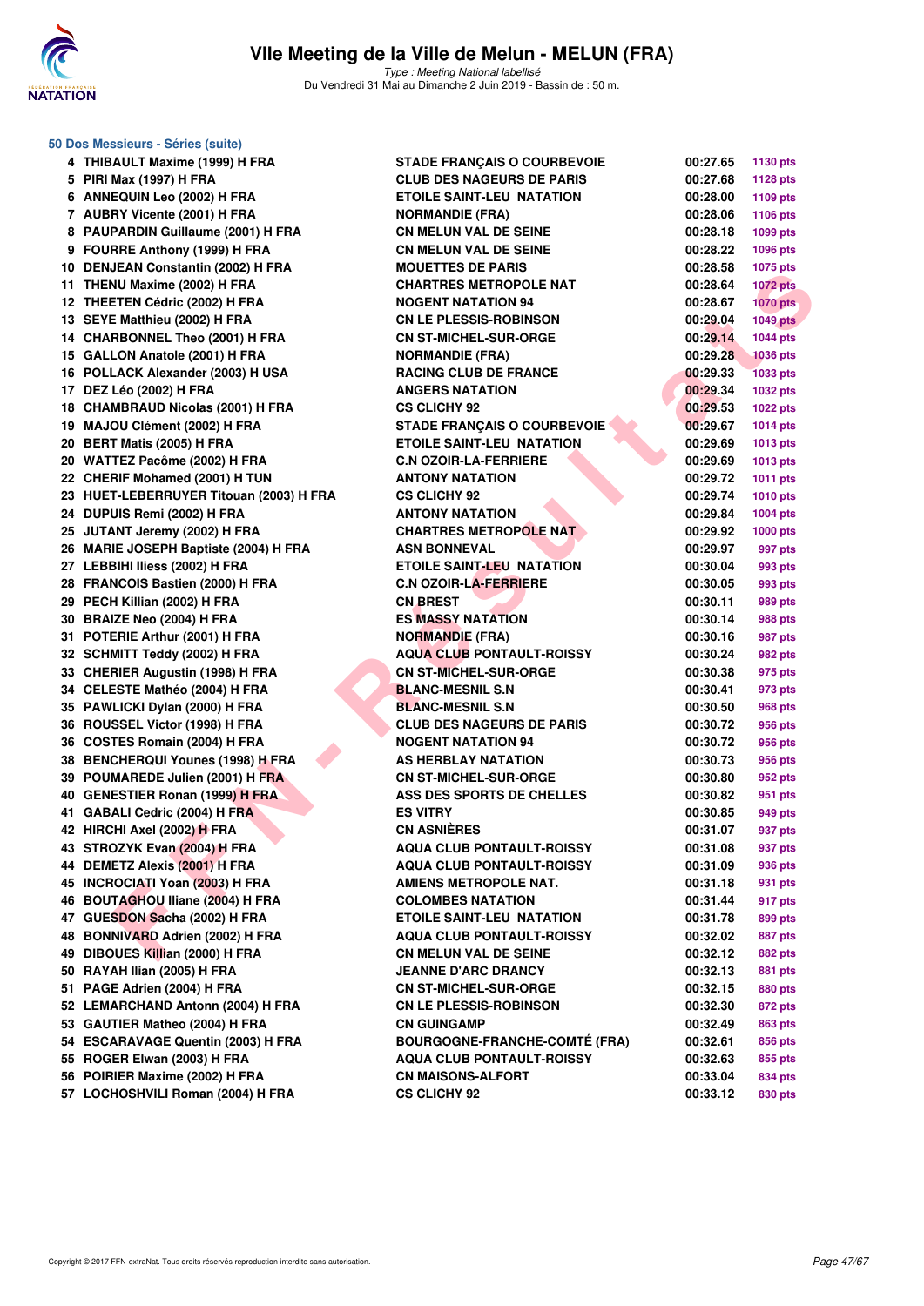# VIIe Meeting de la Ville de Melun - MELUN (FRA)

*Type : Meeting National labellisé*
Du Vendredi 31 Mai au Dimanche 2 Juin 2019 - Bassin de : 50 m.

## 50 Dos Messieurs - Séries (suite)

| | | | | |
|---|---|---|---|---|
| 4 | THIBAULT Maxime (1999) H FRA | STADE FRANÇAIS O COURBEVOIE | 00:27.65 | 1130 pts |
| 5 | PIRI Max (1997) H FRA | CLUB DES NAGEURS DE PARIS | 00:27.68 | 1128 pts |
| 6 | ANNEQUIN Leo (2002) H FRA | ETOILE SAINT-LEU NATATION | 00:28.00 | 1109 pts |
| 7 | AUBRY Vicente (2001) H FRA | NORMANDIE (FRA) | 00:28.06 | 1106 pts |
| 8 | PAUPARDIN Guillaume (2001) H FRA | CN MELUN VAL DE SEINE | 00:28.18 | 1099 pts |
| 9 | FOURRE Anthony (1999) H FRA | CN MELUN VAL DE SEINE | 00:28.22 | 1096 pts |
| 10 | DENJEAN Constantin (2002) H FRA | MOUETTES DE PARIS | 00:28.58 | 1075 pts |
| 11 | THENU Maxime (2002) H FRA | CHARTRES METROPOLE NAT | 00:28.64 | 1072 pts |
| 12 | THEETEN Cédric (2002) H FRA | NOGENT NATATION 94 | 00:28.67 | 1070 pts |
| 13 | SEYE Matthieu (2002) H FRA | CN LE PLESSIS-ROBINSON | 00:29.04 | 1049 pts |
| 14 | CHARBONNEL Theo (2001) H FRA | CN ST-MICHEL-SUR-ORGE | 00:29.14 | 1044 pts |
| 15 | GALLON Anatole (2001) H FRA | NORMANDIE (FRA) | 00:29.28 | 1036 pts |
| 16 | POLLACK Alexander (2003) H USA | RACING CLUB DE FRANCE | 00:29.33 | 1033 pts |
| 17 | DEZ Léo (2002) H FRA | ANGERS NATATION | 00:29.34 | 1032 pts |
| 18 | CHAMBRAUD Nicolas (2001) H FRA | CS CLICHY 92 | 00:29.53 | 1022 pts |
| 19 | MAJOU Clément (2002) H FRA | STADE FRANÇAIS O COURBEVOIE | 00:29.67 | 1014 pts |
| 20 | BERT Matis (2005) H FRA | ETOILE SAINT-LEU NATATION | 00:29.69 | 1013 pts |
| 20 | WATTEZ Pacôme (2002) H FRA | C.N OZOIR-LA-FERRIERE | 00:29.69 | 1013 pts |
| 22 | CHERIF Mohamed (2001) H TUN | ANTONY NATATION | 00:29.72 | 1011 pts |
| 23 | HUET-LEBERRUYER Titouan (2003) H FRA | CS CLICHY 92 | 00:29.74 | 1010 pts |
| 24 | DUPUIS Remi (2002) H FRA | ANTONY NATATION | 00:29.84 | 1004 pts |
| 25 | JUTANT Jeremy (2002) H FRA | CHARTRES METROPOLE NAT | 00:29.92 | 1000 pts |
| 26 | MARIE JOSEPH Baptiste (2004) H FRA | ASN BONNEVAL | 00:29.97 | 997 pts |
| 27 | LEBBIHI Iliess (2002) H FRA | ETOILE SAINT-LEU NATATION | 00:30.04 | 993 pts |
| 28 | FRANCOIS Bastien (2000) H FRA | C.N OZOIR-LA-FERRIERE | 00:30.05 | 993 pts |
| 29 | PECH Killian (2002) H FRA | CN BREST | 00:30.11 | 989 pts |
| 30 | BRAIZE Neo (2004) H FRA | ES MASSY NATATION | 00:30.14 | 988 pts |
| 31 | POTERIE Arthur (2001) H FRA | NORMANDIE (FRA) | 00:30.16 | 987 pts |
| 32 | SCHMITT Teddy (2002) H FRA | AQUA CLUB PONTAULT-ROISSY | 00:30.24 | 982 pts |
| 33 | CHERIER Augustin (1998) H FRA | CN ST-MICHEL-SUR-ORGE | 00:30.38 | 975 pts |
| 34 | CELESTE Mathéo (2004) H FRA | BLANC-MESNIL S.N | 00:30.41 | 973 pts |
| 35 | PAWLICKI Dylan (2000) H FRA | BLANC-MESNIL S.N | 00:30.50 | 968 pts |
| 36 | ROUSSEL Victor (1998) H FRA | CLUB DES NAGEURS DE PARIS | 00:30.72 | 956 pts |
| 36 | COSTES Romain (2004) H FRA | NOGENT NATATION 94 | 00:30.72 | 956 pts |
| 38 | BENCHERQUI Younes (1998) H FRA | AS HERBLAY NATATION | 00:30.73 | 956 pts |
| 39 | POUMAREDE Julien (2001) H FRA | CN ST-MICHEL-SUR-ORGE | 00:30.80 | 952 pts |
| 40 | GENESTIER Ronan (1999) H FRA | ASS DES SPORTS DE CHELLES | 00:30.82 | 951 pts |
| 41 | GABALI Cedric (2004) H FRA | ES VITRY | 00:30.85 | 949 pts |
| 42 | HIRCHI Axel (2002) H FRA | CN ASNIÈRES | 00:31.07 | 937 pts |
| 43 | STROZYK Evan (2004) H FRA | AQUA CLUB PONTAULT-ROISSY | 00:31.08 | 937 pts |
| 44 | DEMETZ Alexis (2001) H FRA | AQUA CLUB PONTAULT-ROISSY | 00:31.09 | 936 pts |
| 45 | INCROCIATI Yoan (2003) H FRA | AMIENS METROPOLE NAT. | 00:31.18 | 931 pts |
| 46 | BOUTAGHOU Iliane (2004) H FRA | COLOMBES NATATION | 00:31.44 | 917 pts |
| 47 | GUESDON Sacha (2002) H FRA | ETOILE SAINT-LEU NATATION | 00:31.78 | 899 pts |
| 48 | BONNIVARD Adrien (2002) H FRA | AQUA CLUB PONTAULT-ROISSY | 00:32.02 | 887 pts |
| 49 | DIBOUES Killian (2000) H FRA | CN MELUN VAL DE SEINE | 00:32.12 | 882 pts |
| 50 | RAYAH Ilian (2005) H FRA | JEANNE D'ARC DRANCY | 00:32.13 | 881 pts |
| 51 | PAGE Adrien (2004) H FRA | CN ST-MICHEL-SUR-ORGE | 00:32.15 | 880 pts |
| 52 | LEMARCHAND Antonn (2004) H FRA | CN LE PLESSIS-ROBINSON | 00:32.30 | 872 pts |
| 53 | GAUTIER Matheo (2004) H FRA | CN GUINGAMP | 00:32.49 | 863 pts |
| 54 | ESCARAVAGE Quentin (2003) H FRA | BOURGOGNE-FRANCHE-COMTÉ (FRA) | 00:32.61 | 856 pts |
| 55 | ROGER Elwan (2003) H FRA | AQUA CLUB PONTAULT-ROISSY | 00:32.63 | 855 pts |
| 56 | POIRIER Maxime (2002) H FRA | CN MAISONS-ALFORT | 00:33.04 | 834 pts |
| 57 | LOCHOSHVILI Roman (2004) H FRA | CS CLICHY 92 | 00:33.12 | 830 pts |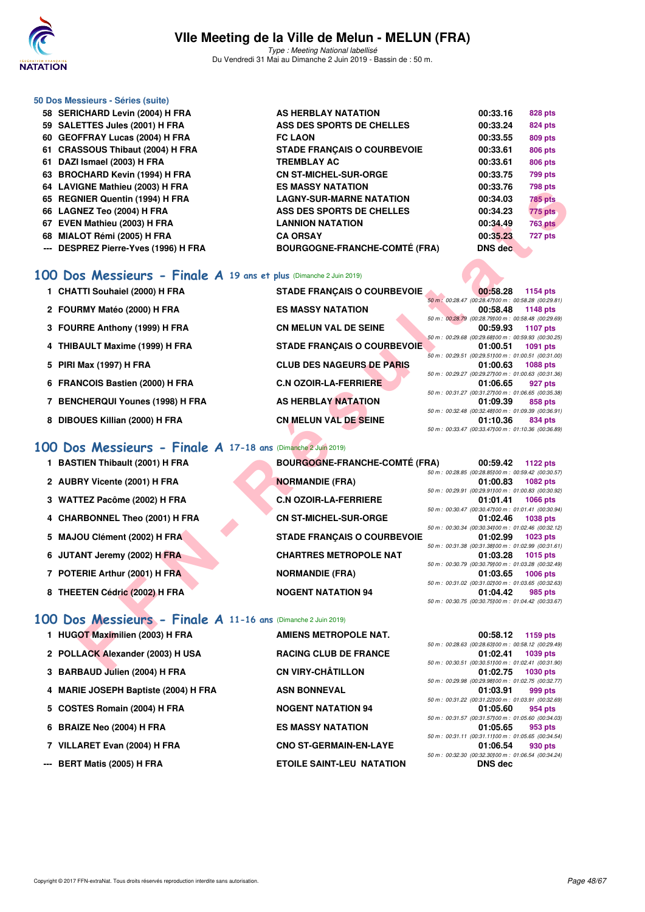# VIIe Meeting de la Ville de Melun - MELUN (FRA)

*Type : Meeting National labellisé*
Du Vendredi 31 Mai au Dimanche 2 Juin 2019 - Bassin de : 50 m.

## 50 Dos Messieurs - Séries (suite)

| Rang | Nom | Club | Temps | Points |
|---|---|---|---|---|
| 58 | SERICHARD Levin (2004) H FRA | AS HERBLAY NATATION | 00:33.16 | 828 pts |
| 59 | SALETTES Jules (2001) H FRA | ASS DES SPORTS DE CHELLES | 00:33.24 | 824 pts |
| 60 | GEOFFRAY Lucas (2004) H FRA | FC LAON | 00:33.55 | 809 pts |
| 61 | CRASSOUS Thibaut (2004) H FRA | STADE FRANÇAIS O COURBEVOIE | 00:33.61 | 806 pts |
| 61 | DAZI Ismael (2003) H FRA | TREMBLAY AC | 00:33.61 | 806 pts |
| 63 | BROCHARD Kevin (1994) H FRA | CN ST-MICHEL-SUR-ORGE | 00:33.75 | 799 pts |
| 64 | LAVIGNE Mathieu (2003) H FRA | ES MASSY NATATION | 00:33.76 | 798 pts |
| 65 | REGNIER Quentin (1994) H FRA | LAGNY-SUR-MARNE NATATION | 00:34.03 | 785 pts |
| 66 | LAGNEZ Teo (2004) H FRA | ASS DES SPORTS DE CHELLES | 00:34.23 | 775 pts |
| 67 | EVEN Mathieu (2003) H FRA | LANNION NATATION | 00:34.49 | 763 pts |
| 68 | MIALOT Rémi (2005) H FRA | CA ORSAY | 00:35.23 | 727 pts |
| --- | DESPREZ Pierre-Yves (1996) H FRA | BOURGOGNE-FRANCHE-COMTÉ (FRA) | DNS dec | |

## 100 Dos Messieurs - Finale A 19 ans et plus (Dimanche 2 Juin 2019)

| Rang | Nom | Club | Temps | Points | Splits |
|---|---|---|---|---|---|
| 1 | CHATTI Souhaiel (2000) H FRA | STADE FRANÇAIS O COURBEVOIE | 00:58.28 | 1154 pts | 50 m : 00:28.47 (00:28.47) 100 m : 00:58.28 (00:29.81) |
| 2 | FOURMY Matéo (2000) H FRA | ES MASSY NATATION | 00:58.48 | 1148 pts | 50 m : 00:28.79 (00:28.79) 100 m : 00:58.48 (00:29.69) |
| 3 | FOURRE Anthony (1999) H FRA | CN MELUN VAL DE SEINE | 00:59.93 | 1107 pts | 50 m : 00:29.68 (00:29.68) 100 m : 00:59.93 (00:30.25) |
| 4 | THIBAULT Maxime (1999) H FRA | STADE FRANÇAIS O COURBEVOIE | 01:00.51 | 1091 pts | 50 m : 00:29.51 (00:29.51) 100 m : 01:00.51 (00:31.00) |
| 5 | PIRI Max (1997) H FRA | CLUB DES NAGEURS DE PARIS | 01:00.63 | 1088 pts | 50 m : 00:29.27 (00:29.27) 100 m : 01:00.63 (00:31.36) |
| 6 | FRANCOIS Bastien (2000) H FRA | C.N OZOIR-LA-FERRIERE | 01:06.65 | 927 pts | 50 m : 00:31.27 (00:31.27) 100 m : 01:06.65 (00:35.38) |
| 7 | BENCHERQUI Younes (1998) H FRA | AS HERBLAY NATATION | 01:09.39 | 858 pts | 50 m : 00:32.48 (00:32.48) 100 m : 01:09.39 (00:36.91) |
| 8 | DIBOUES Killian (2000) H FRA | CN MELUN VAL DE SEINE | 01:10.36 | 834 pts | 50 m : 00:33.47 (00:33.47) 100 m : 01:10.36 (00:36.89) |

## 100 Dos Messieurs - Finale A 17-18 ans (Dimanche 2 Juin 2019)

| Rang | Nom | Club | Temps | Points | Splits |
|---|---|---|---|---|---|
| 1 | BASTIEN Thibault (2001) H FRA | BOURGOGNE-FRANCHE-COMTÉ (FRA) | 00:59.42 | 1122 pts | 50 m : 00:28.85 (00:28.85) 100 m : 00:59.42 (00:30.57) |
| 2 | AUBRY Vicente (2001) H FRA | NORMANDIE (FRA) | 01:00.83 | 1082 pts | 50 m : 00:29.91 (00:29.91) 100 m : 01:00.83 (00:30.92) |
| 3 | WATTEZ Pacôme (2002) H FRA | C.N OZOIR-LA-FERRIERE | 01:01.41 | 1066 pts | 50 m : 00:30.47 (00:30.47) 100 m : 01:01.41 (00:30.94) |
| 4 | CHARBONNEL Theo (2001) H FRA | CN ST-MICHEL-SUR-ORGE | 01:02.46 | 1038 pts | 50 m : 00:30.34 (00:30.34) 100 m : 01:02.46 (00:32.12) |
| 5 | MAJOU Clément (2002) H FRA | STADE FRANÇAIS O COURBEVOIE | 01:02.99 | 1023 pts | 50 m : 00:31.38 (00:31.38) 100 m : 01:02.99 (00:31.61) |
| 6 | JUTANT Jeremy (2002) H FRA | CHARTRES METROPOLE NAT | 01:03.28 | 1015 pts | 50 m : 00:30.79 (00:30.79) 100 m : 01:03.28 (00:32.49) |
| 7 | POTERIE Arthur (2001) H FRA | NORMANDIE (FRA) | 01:03.65 | 1006 pts | 50 m : 00:31.02 (00:31.02) 100 m : 01:03.65 (00:32.63) |
| 8 | THEETEN Cédric (2002) H FRA | NOGENT NATATION 94 | 01:04.42 | 985 pts | 50 m : 00:30.75 (00:30.75) 100 m : 01:04.42 (00:33.67) |

## 100 Dos Messieurs - Finale A 11-16 ans (Dimanche 2 Juin 2019)

| Rang | Nom | Club | Temps | Points | Splits |
|---|---|---|---|---|---|
| 1 | HUGOT Maximilien (2003) H FRA | AMIENS METROPOLE NAT. | 00:58.12 | 1159 pts | 50 m : 00:28.63 (00:28.63) 100 m : 00:58.12 (00:29.49) |
| 2 | POLLACK Alexander (2003) H USA | RACING CLUB DE FRANCE | 01:02.41 | 1039 pts | 50 m : 00:30.51 (00:30.51) 100 m : 01:02.41 (00:31.90) |
| 3 | BARBAUD Julien (2004) H FRA | CN VIRY-CHÂTILLON | 01:02.75 | 1030 pts | 50 m : 00:29.98 (00:29.98) 100 m : 01:02.75 (00:32.77) |
| 4 | MARIE JOSEPH Baptiste (2004) H FRA | ASN BONNEVAL | 01:03.91 | 999 pts | 50 m : 00:31.22 (00:31.22) 100 m : 01:03.91 (00:32.69) |
| 5 | COSTES Romain (2004) H FRA | NOGENT NATATION 94 | 01:05.60 | 954 pts | 50 m : 00:31.57 (00:31.57) 100 m : 01:05.60 (00:34.03) |
| 6 | BRAIZE Neo (2004) H FRA | ES MASSY NATATION | 01:05.65 | 953 pts | 50 m : 00:31.11 (00:31.11) 100 m : 01:05.65 (00:34.54) |
| 7 | VILLARET Evan (2004) H FRA | CNO ST-GERMAIN-EN-LAYE | 01:06.54 | 930 pts | 50 m : 00:32.30 (00:32.30) 100 m : 01:06.54 (00:34.24) |
| --- | BERT Matis (2005) H FRA | ETOILE SAINT-LEU NATATION | DNS dec | | |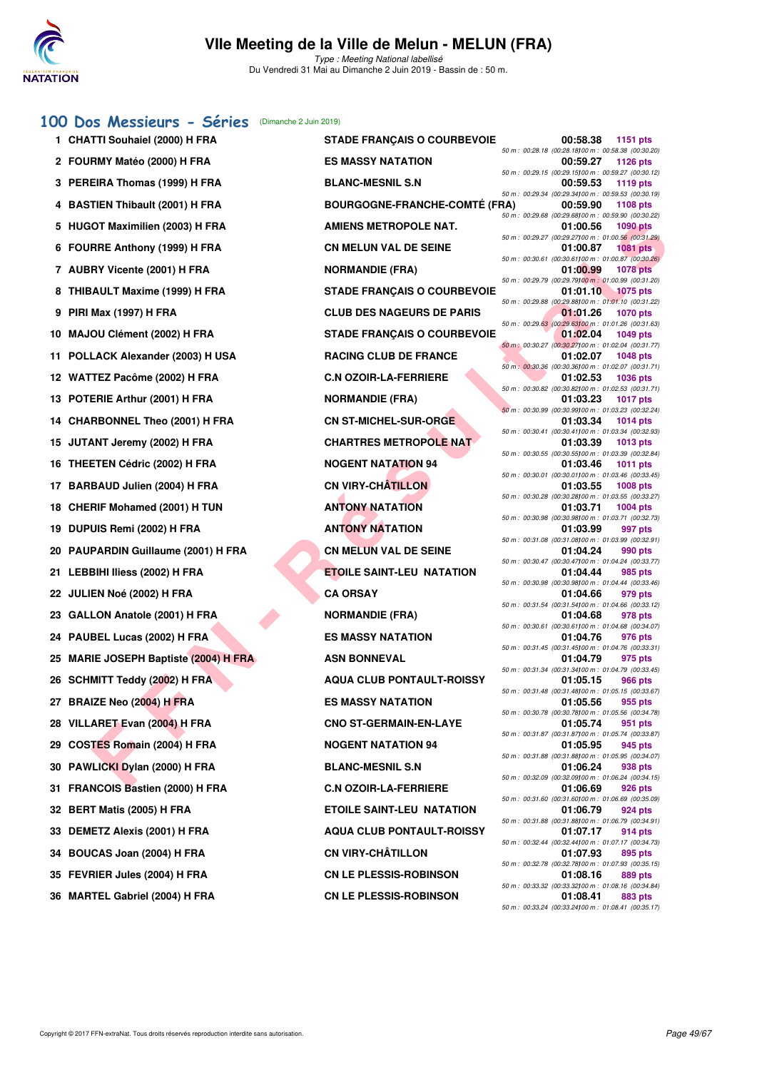# VIIe Meeting de la Ville de Melun - MELUN (FRA)

*Type : Meeting National labellisé*
Du Vendredi 31 Mai au Dimanche 2 Juin 2019 - Bassin de : 50 m.

## 100 Dos Messieurs - Séries (Dimanche 2 Juin 2019)

| Rg | Nom | Club | Temps | Points | Splits |
|---|---|---|---|---|---|
| 1 | CHATTI Souhaiel (2000) H FRA | STADE FRANÇAIS O COURBEVOIE | 00:58.38 | 1151 pts | 50 m : 00:28.18 (00:28.18) 100 m : 00:58.38 (00:30.20) |
| 2 | FOURMY Matéo (2000) H FRA | ES MASSY NATATION | 00:59.27 | 1126 pts | 50 m : 00:29.15 (00:29.15) 100 m : 00:59.27 (00:30.12) |
| 3 | PEREIRA Thomas (1999) H FRA | BLANC-MESNIL S.N | 00:59.53 | 1119 pts | 50 m : 00:29.34 (00:29.34) 100 m : 00:59.53 (00:30.19) |
| 4 | BASTIEN Thibault (2001) H FRA | BOURGOGNE-FRANCHE-COMTÉ (FRA) | 00:59.90 | 1108 pts | 50 m : 00:29.68 (00:29.68) 100 m : 00:59.90 (00:30.22) |
| 5 | HUGOT Maximilien (2003) H FRA | AMIENS METROPOLE NAT. | 01:00.56 | 1090 pts | 50 m : 00:29.27 (00:29.27) 100 m : 01:00.56 (00:31.29) |
| 6 | FOURRE Anthony (1999) H FRA | CN MELUN VAL DE SEINE | 01:00.87 | 1081 pts | 50 m : 00:30.61 (00:30.61) 100 m : 01:00.87 (00:30.26) |
| 7 | AUBRY Vicente (2001) H FRA | NORMANDIE (FRA) | 01:00.99 | 1078 pts | 50 m : 00:29.79 (00:29.79) 100 m : 01:00.99 (00:31.20) |
| 8 | THIBAULT Maxime (1999) H FRA | STADE FRANÇAIS O COURBEVOIE | 01:01.10 | 1075 pts | 50 m : 00:29.88 (00:29.88) 100 m : 01:01.10 (00:31.22) |
| 9 | PIRI Max (1997) H FRA | CLUB DES NAGEURS DE PARIS | 01:01.26 | 1070 pts | 50 m : 00:29.63 (00:29.63) 100 m : 01:01.26 (00:31.63) |
| 10 | MAJOU Clément (2002) H FRA | STADE FRANÇAIS O COURBEVOIE | 01:02.04 | 1049 pts | 50 m : 00:30.27 (00:30.27) 100 m : 01:02.04 (00:31.77) |
| 11 | POLLACK Alexander (2003) H USA | RACING CLUB DE FRANCE | 01:02.07 | 1048 pts | 50 m : 00:30.36 (00:30.36) 100 m : 01:02.07 (00:31.71) |
| 12 | WATTEZ Pacôme (2002) H FRA | C.N OZOIR-LA-FERRIERE | 01:02.53 | 1036 pts | 50 m : 00:30.82 (00:30.82) 100 m : 01:02.53 (00:31.71) |
| 13 | POTERIE Arthur (2001) H FRA | NORMANDIE (FRA) | 01:03.23 | 1017 pts | 50 m : 00:30.99 (00:30.99) 100 m : 01:03.23 (00:32.24) |
| 14 | CHARBONNEL Theo (2001) H FRA | CN ST-MICHEL-SUR-ORGE | 01:03.34 | 1014 pts | 50 m : 00:30.41 (00:30.41) 100 m : 01:03.34 (00:32.93) |
| 15 | JUTANT Jeremy (2002) H FRA | CHARTRES METROPOLE NAT | 01:03.39 | 1013 pts | 50 m : 00:30.55 (00:30.55) 100 m : 01:03.39 (00:32.84) |
| 16 | THEETEN Cédric (2002) H FRA | NOGENT NATATION 94 | 01:03.46 | 1011 pts | 50 m : 00:30.01 (00:30.01) 100 m : 01:03.46 (00:33.45) |
| 17 | BARBAUD Julien (2004) H FRA | CN VIRY-CHÂTILLON | 01:03.55 | 1008 pts | 50 m : 00:30.28 (00:30.28) 100 m : 01:03.55 (00:33.27) |
| 18 | CHERIF Mohamed (2001) H TUN | ANTONY NATATION | 01:03.71 | 1004 pts | 50 m : 00:30.98 (00:30.98) 100 m : 01:03.71 (00:32.73) |
| 19 | DUPUIS Remi (2002) H FRA | ANTONY NATATION | 01:03.99 | 997 pts | 50 m : 00:31.08 (00:31.08) 100 m : 01:03.99 (00:32.91) |
| 20 | PAUPARDIN Guillaume (2001) H FRA | CN MELUN VAL DE SEINE | 01:04.24 | 990 pts | 50 m : 00:30.47 (00:30.47) 100 m : 01:04.24 (00:33.77) |
| 21 | LEBBIHI Iliess (2002) H FRA | ETOILE SAINT-LEU NATATION | 01:04.44 | 985 pts | 50 m : 00:30.98 (00:30.98) 100 m : 01:04.44 (00:33.46) |
| 22 | JULIEN Noé (2002) H FRA | CA ORSAY | 01:04.66 | 979 pts | 50 m : 00:31.54 (00:31.54) 100 m : 01:04.66 (00:33.12) |
| 23 | GALLON Anatole (2001) H FRA | NORMANDIE (FRA) | 01:04.68 | 978 pts | 50 m : 00:30.61 (00:30.61) 100 m : 01:04.68 (00:34.07) |
| 24 | PAUBEL Lucas (2002) H FRA | ES MASSY NATATION | 01:04.76 | 976 pts | 50 m : 00:31.45 (00:31.45) 100 m : 01:04.76 (00:33.31) |
| 25 | MARIE JOSEPH Baptiste (2004) H FRA | ASN BONNEVAL | 01:04.79 | 975 pts | 50 m : 00:31.34 (00:31.34) 100 m : 01:04.79 (00:33.45) |
| 26 | SCHMITT Teddy (2002) H FRA | AQUA CLUB PONTAULT-ROISSY | 01:05.15 | 966 pts | 50 m : 00:31.48 (00:31.48) 100 m : 01:05.15 (00:33.67) |
| 27 | BRAIZE Neo (2004) H FRA | ES MASSY NATATION | 01:05.56 | 955 pts | 50 m : 00:30.78 (00:30.78) 100 m : 01:05.56 (00:34.78) |
| 28 | VILLARET Evan (2004) H FRA | CNO ST-GERMAIN-EN-LAYE | 01:05.74 | 951 pts | 50 m : 00:31.87 (00:31.87) 100 m : 01:05.74 (00:33.87) |
| 29 | COSTES Romain (2004) H FRA | NOGENT NATATION 94 | 01:05.95 | 945 pts | 50 m : 00:31.88 (00:31.88) 100 m : 01:05.95 (00:34.07) |
| 30 | PAWLICKI Dylan (2000) H FRA | BLANC-MESNIL S.N | 01:06.24 | 938 pts | 50 m : 00:32.09 (00:32.09) 100 m : 01:06.24 (00:34.15) |
| 31 | FRANCOIS Bastien (2000) H FRA | C.N OZOIR-LA-FERRIERE | 01:06.69 | 926 pts | 50 m : 00:31.60 (00:31.60) 100 m : 01:06.69 (00:35.09) |
| 32 | BERT Matis (2005) H FRA | ETOILE SAINT-LEU NATATION | 01:06.79 | 924 pts | 50 m : 00:31.88 (00:31.88) 100 m : 01:06.79 (00:34.91) |
| 33 | DEMETZ Alexis (2001) H FRA | AQUA CLUB PONTAULT-ROISSY | 01:07.17 | 914 pts | 50 m : 00:32.44 (00:32.44) 100 m : 01:07.17 (00:34.73) |
| 34 | BOUCAS Joan (2004) H FRA | CN VIRY-CHÂTILLON | 01:07.93 | 895 pts | 50 m : 00:32.78 (00:32.78) 100 m : 01:07.93 (00:35.15) |
| 35 | FEVRIER Jules (2004) H FRA | CN LE PLESSIS-ROBINSON | 01:08.16 | 889 pts | 50 m : 00:33.32 (00:33.32) 100 m : 01:08.16 (00:34.84) |
| 36 | MARTEL Gabriel (2004) H FRA | CN LE PLESSIS-ROBINSON | 01:08.41 | 883 pts | 50 m : 00:33.24 (00:33.24) 100 m : 01:08.41 (00:35.17) |

Copyright © 2017 FFN-extraNat. Tous droits réservés reproduction interdite sans autorisation.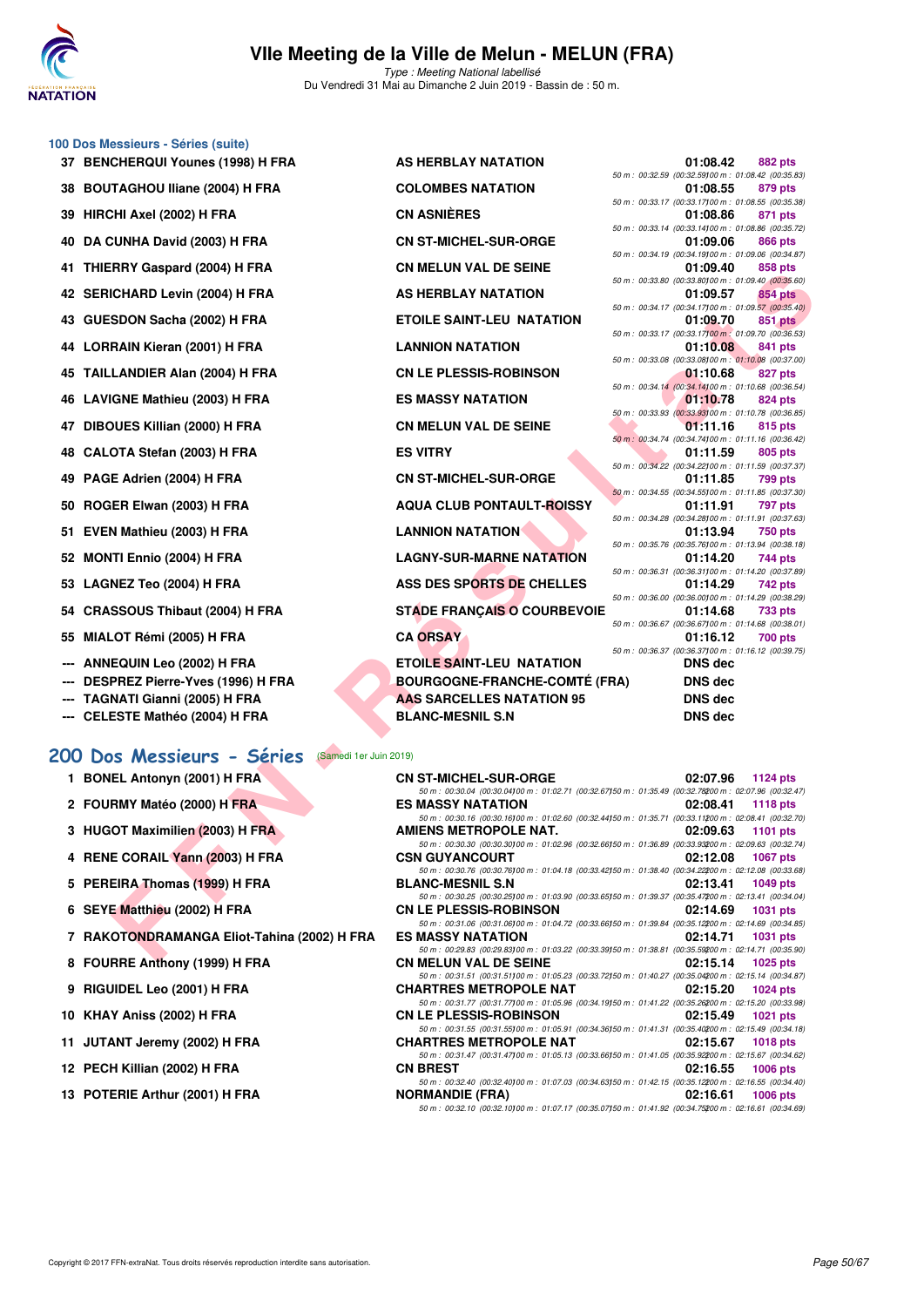# VIIe Meeting de la Ville de Melun - MELUN (FRA)

*Type : Meeting National labellisé*

Du Vendredi 31 Mai au Dimanche 2 Juin 2019 - Bassin de : 50 m.

## 100 Dos Messieurs - Séries (suite)

| Pl. | Nom | Club | Temps | Points |
|---|---|---|---|---|
| 37 | BENCHERQUI Younes (1998) H FRA | AS HERBLAY NATATION | 01:08.42 | 882 pts |
| | | 50 m : 00:32.59 (00:32.59) 100 m : 01:08.42 (00:35.83) | | |
| 38 | BOUTAGHOU Iliane (2004) H FRA | COLOMBES NATATION | 01:08.55 | 879 pts |
| | | 50 m : 00:33.17 (00:33.17) 100 m : 01:08.55 (00:35.38) | | |
| 39 | HIRCHI Axel (2002) H FRA | CN ASNIÈRES | 01:08.86 | 871 pts |
| | | 50 m : 00:33.14 (00:33.14) 100 m : 01:08.86 (00:35.72) | | |
| 40 | DA CUNHA David (2003) H FRA | CN ST-MICHEL-SUR-ORGE | 01:09.06 | 866 pts |
| | | 50 m : 00:34.19 (00:34.19) 100 m : 01:09.06 (00:34.87) | | |
| 41 | THIERRY Gaspard (2004) H FRA | CN MELUN VAL DE SEINE | 01:09.40 | 858 pts |
| | | 50 m : 00:33.80 (00:33.80) 100 m : 01:09.40 (00:35.60) | | |
| 42 | SERICHARD Levin (2004) H FRA | AS HERBLAY NATATION | 01:09.57 | 854 pts |
| | | 50 m : 00:34.17 (00:34.17) 100 m : 01:09.57 (00:35.40) | | |
| 43 | GUESDON Sacha (2002) H FRA | ETOILE SAINT-LEU NATATION | 01:09.70 | 851 pts |
| | | 50 m : 00:33.17 (00:33.17) 100 m : 01:09.70 (00:36.53) | | |
| 44 | LORRAIN Kieran (2001) H FRA | LANNION NATATION | 01:10.08 | 841 pts |
| | | 50 m : 00:33.08 (00:33.08) 100 m : 01:10.08 (00:37.00) | | |
| 45 | TAILLANDIER Alan (2004) H FRA | CN LE PLESSIS-ROBINSON | 01:10.68 | 827 pts |
| | | 50 m : 00:34.14 (00:34.14) 100 m : 01:10.68 (00:36.54) | | |
| 46 | LAVIGNE Mathieu (2003) H FRA | ES MASSY NATATION | 01:10.78 | 824 pts |
| | | 50 m : 00:33.93 (00:33.93) 100 m : 01:10.78 (00:36.85) | | |
| 47 | DIBOUES Killian (2000) H FRA | CN MELUN VAL DE SEINE | 01:11.16 | 815 pts |
| | | 50 m : 00:34.74 (00:34.74) 100 m : 01:11.16 (00:36.42) | | |
| 48 | CALOTA Stefan (2003) H FRA | ES VITRY | 01:11.59 | 805 pts |
| | | 50 m : 00:34.22 (00:34.22) 100 m : 01:11.59 (00:37.37) | | |
| 49 | PAGE Adrien (2004) H FRA | CN ST-MICHEL-SUR-ORGE | 01:11.85 | 799 pts |
| | | 50 m : 00:34.55 (00:34.55) 100 m : 01:11.85 (00:37.30) | | |
| 50 | ROGER Elwan (2003) H FRA | AQUA CLUB PONTAULT-ROISSY | 01:11.91 | 797 pts |
| | | 50 m : 00:34.28 (00:34.28) 100 m : 01:11.91 (00:37.63) | | |
| 51 | EVEN Mathieu (2003) H FRA | LANNION NATATION | 01:13.94 | 750 pts |
| | | 50 m : 00:35.76 (00:35.76) 100 m : 01:13.94 (00:38.18) | | |
| 52 | MONTI Ennio (2004) H FRA | LAGNY-SUR-MARNE NATATION | 01:14.20 | 744 pts |
| | | 50 m : 00:36.31 (00:36.31) 100 m : 01:14.20 (00:37.89) | | |
| 53 | LAGNEZ Teo (2004) H FRA | ASS DES SPORTS DE CHELLES | 01:14.29 | 742 pts |
| | | 50 m : 00:36.00 (00:36.00) 100 m : 01:14.29 (00:38.29) | | |
| 54 | CRASSOUS Thibaut (2004) H FRA | STADE FRANÇAIS O COURBEVOIE | 01:14.68 | 733 pts |
| | | 50 m : 00:36.67 (00:36.67) 100 m : 01:14.68 (00:38.01) | | |
| 55 | MIALOT Rémi (2005) H FRA | CA ORSAY | 01:16.12 | 700 pts |
| | | 50 m : 00:36.37 (00:36.37) 100 m : 01:16.12 (00:39.75) | | |
| --- | ANNEQUIN Leo (2002) H FRA | ETOILE SAINT-LEU NATATION | DNS dec | |
| --- | DESPREZ Pierre-Yves (1996) H FRA | BOURGOGNE-FRANCHE-COMTÉ (FRA) | DNS dec | |
| --- | TAGNATI Gianni (2005) H FRA | AAS SARCELLES NATATION 95 | DNS dec | |
| --- | CELESTE Mathéo (2004) H FRA | BLANC-MESNIL S.N | DNS dec | |

## 200 Dos Messieurs - Séries (Samedi 1er Juin 2019)

| Pl. | Nom | Club | Temps | Points |
|---|---|---|---|---|
| 1 | BONEL Antonyn (2001) H FRA | CN ST-MICHEL-SUR-ORGE | 02:07.96 | 1124 pts |
| | | 50 m : 00:30.04 (00:30.04) 100 m : 01:02.71 (00:32.67) 150 m : 01:35.49 (00:32.78) 200 m : 02:07.96 (00:32.47) | | |
| 2 | FOURMY Matéo (2000) H FRA | ES MASSY NATATION | 02:08.41 | 1118 pts |
| | | 50 m : 00:30.16 (00:30.16) 100 m : 01:02.60 (00:32.44) 150 m : 01:35.71 (00:33.11) 200 m : 02:08.41 (00:32.70) | | |
| 3 | HUGOT Maximilien (2003) H FRA | AMIENS METROPOLE NAT. | 02:09.63 | 1101 pts |
| | | 50 m : 00:30.30 (00:30.30) 100 m : 01:02.96 (00:32.66) 150 m : 01:36.89 (00:33.93) 200 m : 02:09.63 (00:32.74) | | |
| 4 | RENE CORAIL Yann (2003) H FRA | CSN GUYANCOURT | 02:12.08 | 1067 pts |
| | | 50 m : 00:30.76 (00:30.76) 100 m : 01:04.18 (00:33.42) 150 m : 01:38.40 (00:34.22) 200 m : 02:12.08 (00:33.68) | | |
| 5 | PEREIRA Thomas (1999) H FRA | BLANC-MESNIL S.N | 02:13.41 | 1049 pts |
| | | 50 m : 00:30.25 (00:30.25) 100 m : 01:03.90 (00:33.65) 150 m : 01:39.37 (00:35.47) 200 m : 02:13.41 (00:34.04) | | |
| 6 | SEYE Matthieu (2002) H FRA | CN LE PLESSIS-ROBINSON | 02:14.69 | 1031 pts |
| | | 50 m : 00:31.06 (00:31.06) 100 m : 01:04.72 (00:33.66) 150 m : 01:39.84 (00:35.12) 200 m : 02:14.69 (00:34.85) | | |
| 7 | RAKOTONDRAMANGA Eliot-Tahina (2002) H FRA | ES MASSY NATATION | 02:14.71 | 1031 pts |
| | | 50 m : 00:29.83 (00:29.83) 100 m : 01:03.22 (00:33.39) 150 m : 01:38.81 (00:35.59) 200 m : 02:14.71 (00:35.90) | | |
| 8 | FOURRE Anthony (1999) H FRA | CN MELUN VAL DE SEINE | 02:15.14 | 1025 pts |
| | | 50 m : 00:31.51 (00:31.51) 100 m : 01:05.23 (00:33.72) 150 m : 01:40.27 (00:35.04) 200 m : 02:15.14 (00:34.87) | | |
| 9 | RIGUIDEL Leo (2001) H FRA | CHARTRES METROPOLE NAT | 02:15.20 | 1024 pts |
| | | 50 m : 00:31.77 (00:31.77) 100 m : 01:05.96 (00:34.19) 150 m : 01:41.22 (00:35.26) 200 m : 02:15.20 (00:33.98) | | |
| 10 | KHAY Aniss (2002) H FRA | CN LE PLESSIS-ROBINSON | 02:15.49 | 1021 pts |
| | | 50 m : 00:31.55 (00:31.55) 100 m : 01:05.91 (00:34.36) 150 m : 01:41.31 (00:35.40) 200 m : 02:15.49 (00:34.18) | | |
| 11 | JUTANT Jeremy (2002) H FRA | CHARTRES METROPOLE NAT | 02:15.67 | 1018 pts |
| | | 50 m : 00:31.47 (00:31.47) 100 m : 01:05.13 (00:33.66) 150 m : 01:41.05 (00:35.92) 200 m : 02:15.67 (00:34.62) | | |
| 12 | PECH Killian (2002) H FRA | CN BREST | 02:16.55 | 1006 pts |
| | | 50 m : 00:32.40 (00:32.40) 100 m : 01:07.03 (00:34.63) 150 m : 01:42.15 (00:35.12) 200 m : 02:16.55 (00:34.40) | | |
| 13 | POTERIE Arthur (2001) H FRA | NORMANDIE (FRA) | 02:16.61 | 1006 pts |
| | | 50 m : 00:32.10 (00:32.10) 100 m : 01:07.17 (00:35.07) 150 m : 01:41.92 (00:34.75) 200 m : 02:16.61 (00:34.69) | | |

Copyright © 2017 FFN-extraNat. Tous droits réservés reproduction interdite sans autorisation.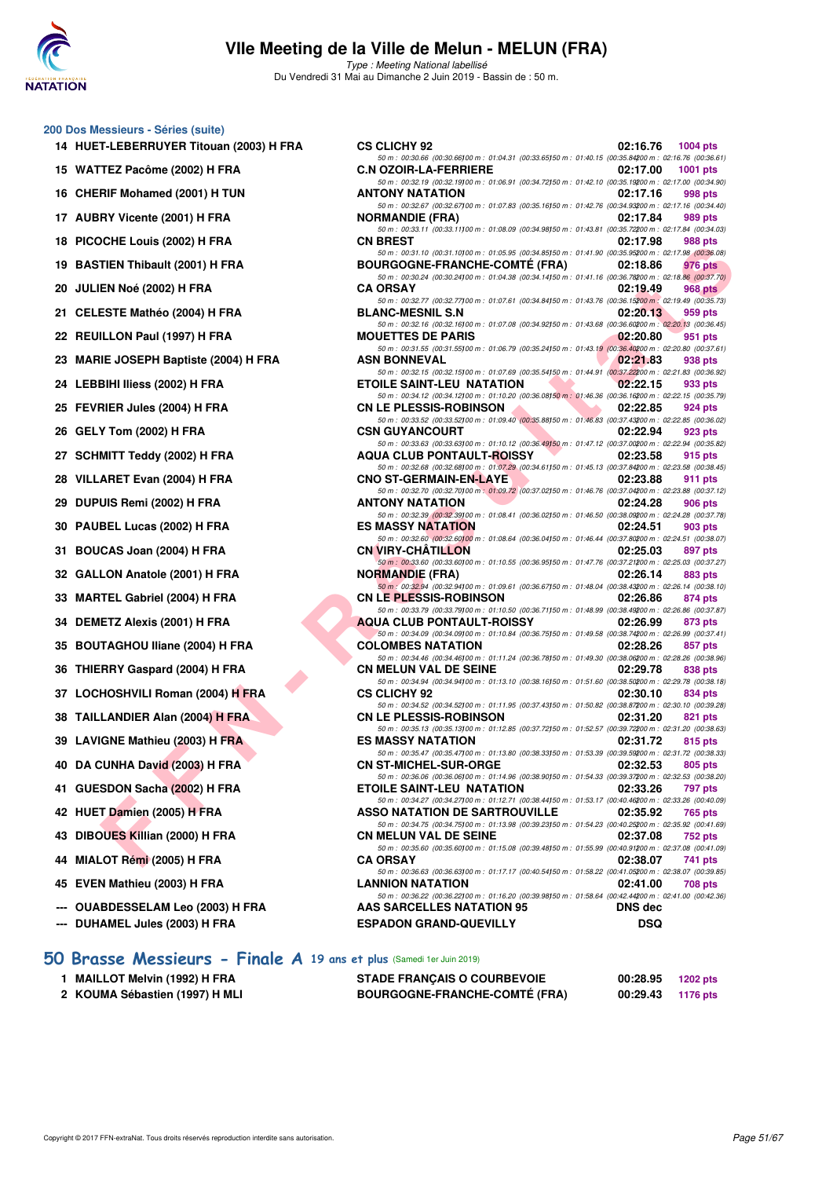# VIIe Meeting de la Ville de Melun - MELUN (FRA)

*Type : Meeting National labellisé*

Du Vendredi 31 Mai au Dimanche 2 Juin 2019 - Bassin de : 50 m.

## 200 Dos Messieurs - Séries (suite)

| Rg | Nom | Club | Temps | Points |
|---|---|---|---|---|
| 14 | HUET-LEBERRUYER Titouan (2003) H FRA | CS CLICHY 92 | 02:16.76 | 1004 pts |
| | | 50 m : 00:30.66 (00:30.66) 100 m : 01:04.31 (00:33.65) 150 m : 01:40.15 (00:35.84) 200 m : 02:16.76 (00:36.61) | | |
| 15 | WATTEZ Pacôme (2002) H FRA | C.N OZOIR-LA-FERRIERE | 02:17.00 | 1001 pts |
| | | 50 m : 00:32.19 (00:32.19) 100 m : 01:06.91 (00:34.72) 150 m : 01:42.10 (00:35.19) 200 m : 02:17.00 (00:34.90) | | |
| 16 | CHERIF Mohamed (2001) H TUN | ANTONY NATATION | 02:17.16 | 998 pts |
| | | 50 m : 00:32.67 (00:32.67) 100 m : 01:07.83 (00:35.16) 150 m : 01:42.76 (00:34.93) 200 m : 02:17.16 (00:34.40) | | |
| 17 | AUBRY Vicente (2001) H FRA | NORMANDIE (FRA) | 02:17.84 | 989 pts |
| | | 50 m : 00:33.11 (00:33.11) 100 m : 01:08.09 (00:34.98) 150 m : 01:43.81 (00:35.72) 200 m : 02:17.84 (00:34.03) | | |
| 18 | PICOCHE Louis (2002) H FRA | CN BREST | 02:17.98 | 988 pts |
| | | 50 m : 00:31.10 (00:31.10) 100 m : 01:05.95 (00:34.85) 150 m : 01:41.90 (00:35.95) 200 m : 02:17.98 (00:36.08) | | |
| 19 | BASTIEN Thibault (2001) H FRA | BOURGOGNE-FRANCHE-COMTÉ (FRA) | 02:18.86 | 976 pts |
| | | 50 m : 00:30.24 (00:30.24) 100 m : 01:04.38 (00:34.14) 150 m : 01:41.16 (00:36.78) 200 m : 02:18.86 (00:37.70) | | |
| 20 | JULIEN Noé (2002) H FRA | CA ORSAY | 02:19.49 | 968 pts |
| | | 50 m : 00:32.77 (00:32.77) 100 m : 01:07.61 (00:34.84) 150 m : 01:43.76 (00:36.15) 200 m : 02:19.49 (00:35.73) | | |
| 21 | CELESTE Mathéo (2004) H FRA | BLANC-MESNIL S.N | 02:20.13 | 959 pts |
| | | 50 m : 00:32.16 (00:32.16) 100 m : 01:07.08 (00:34.92) 150 m : 01:43.68 (00:36.60) 200 m : 02:20.13 (00:36.45) | | |
| 22 | REUILLON Paul (1997) H FRA | MOUETTES DE PARIS | 02:20.80 | 951 pts |
| | | 50 m : 00:31.55 (00:31.55) 100 m : 01:06.79 (00:35.24) 150 m : 01:43.19 (00:36.40) 200 m : 02:20.80 (00:37.61) | | |
| 23 | MARIE JOSEPH Baptiste (2004) H FRA | ASN BONNEVAL | 02:21.83 | 938 pts |
| | | 50 m : 00:32.15 (00:32.15) 100 m : 01:07.69 (00:35.54) 150 m : 01:44.91 (00:37.22) 200 m : 02:21.83 (00:36.92) | | |
| 24 | LEBBIHI Iliess (2002) H FRA | ETOILE SAINT-LEU NATATION | 02:22.15 | 933 pts |
| | | 50 m : 00:34.12 (00:34.12) 100 m : 01:10.20 (00:36.08) 150 m : 01:46.36 (00:36.16) 200 m : 02:22.15 (00:35.79) | | |
| 25 | FEVRIER Jules (2004) H FRA | CN LE PLESSIS-ROBINSON | 02:22.85 | 924 pts |
| | | 50 m : 00:33.52 (00:33.52) 100 m : 01:09.40 (00:35.88) 150 m : 01:46.83 (00:37.43) 200 m : 02:22.85 (00:36.02) | | |
| 26 | GELY Tom (2002) H FRA | CSN GUYANCOURT | 02:22.94 | 923 pts |
| | | 50 m : 00:33.63 (00:33.63) 100 m : 01:10.12 (00:36.49) 150 m : 01:47.12 (00:37.00) 200 m : 02:22.94 (00:35.82) | | |
| 27 | SCHMITT Teddy (2002) H FRA | AQUA CLUB PONTAULT-ROISSY | 02:23.58 | 915 pts |
| | | 50 m : 00:32.68 (00:32.68) 100 m : 01:07.29 (00:34.61) 150 m : 01:45.13 (00:37.84) 200 m : 02:23.58 (00:38.45) | | |
| 28 | VILLARET Evan (2004) H FRA | CNO ST-GERMAIN-EN-LAYE | 02:23.88 | 911 pts |
| | | 50 m : 00:32.70 (00:32.70) 100 m : 01:09.72 (00:37.02) 150 m : 01:46.76 (00:37.04) 200 m : 02:23.88 (00:37.12) | | |
| 29 | DUPUIS Remi (2002) H FRA | ANTONY NATATION | 02:24.28 | 906 pts |
| | | 50 m : 00:32.39 (00:32.39) 100 m : 01:08.41 (00:36.02) 150 m : 01:46.50 (00:38.09) 200 m : 02:24.28 (00:37.78) | | |
| 30 | PAUBEL Lucas (2002) H FRA | ES MASSY NATATION | 02:24.51 | 903 pts |
| | | 50 m : 00:32.60 (00:32.60) 100 m : 01:08.64 (00:36.04) 150 m : 01:46.44 (00:37.80) 200 m : 02:24.51 (00:38.07) | | |
| 31 | BOUCAS Joan (2004) H FRA | CN VIRY-CHÂTILLON | 02:25.03 | 897 pts |
| | | 50 m : 00:33.60 (00:33.60) 100 m : 01:10.55 (00:36.95) 150 m : 01:47.76 (00:37.21) 200 m : 02:25.03 (00:37.27) | | |
| 32 | GALLON Anatole (2001) H FRA | NORMANDIE (FRA) | 02:26.14 | 883 pts |
| | | 50 m : 00:32.94 (00:32.94) 100 m : 01:09.61 (00:36.67) 150 m : 01:48.04 (00:38.43) 200 m : 02:26.14 (00:38.10) | | |
| 33 | MARTEL Gabriel (2004) H FRA | CN LE PLESSIS-ROBINSON | 02:26.86 | 874 pts |
| | | 50 m : 00:33.79 (00:33.79) 100 m : 01:10.50 (00:36.71) 150 m : 01:48.99 (00:38.49) 200 m : 02:26.86 (00:37.87) | | |
| 34 | DEMETZ Alexis (2001) H FRA | AQUA CLUB PONTAULT-ROISSY | 02:26.99 | 873 pts |
| | | 50 m : 00:34.09 (00:34.09) 100 m : 01:10.84 (00:36.75) 150 m : 01:49.58 (00:38.74) 200 m : 02:26.99 (00:37.41) | | |
| 35 | BOUTAGHOU Iliane (2004) H FRA | COLOMBES NATATION | 02:28.26 | 857 pts |
| | | 50 m : 00:34.46 (00:34.46) 100 m : 01:11.24 (00:36.78) 150 m : 01:49.30 (00:38.06) 200 m : 02:28.26 (00:38.96) | | |
| 36 | THIERRY Gaspard (2004) H FRA | CN MELUN VAL DE SEINE | 02:29.78 | 838 pts |
| | | 50 m : 00:34.94 (00:34.94) 100 m : 01:13.10 (00:38.16) 150 m : 01:51.60 (00:38.50) 200 m : 02:29.78 (00:38.18) | | |
| 37 | LOCHOSHVILI Roman (2004) H FRA | CS CLICHY 92 | 02:30.10 | 834 pts |
| | | 50 m : 00:34.52 (00:34.52) 100 m : 01:11.95 (00:37.43) 150 m : 01:50.82 (00:38.87) 200 m : 02:30.10 (00:39.28) | | |
| 38 | TAILLANDIER Alan (2004) H FRA | CN LE PLESSIS-ROBINSON | 02:31.20 | 821 pts |
| | | 50 m : 00:35.13 (00:35.13) 100 m : 01:12.85 (00:37.72) 150 m : 01:52.57 (00:39.72) 200 m : 02:31.20 (00:38.63) | | |
| 39 | LAVIGNE Mathieu (2003) H FRA | ES MASSY NATATION | 02:31.72 | 815 pts |
| | | 50 m : 00:35.47 (00:35.47) 100 m : 01:13.80 (00:38.33) 150 m : 01:53.39 (00:39.59) 200 m : 02:31.72 (00:38.33) | | |
| 40 | DA CUNHA David (2003) H FRA | CN ST-MICHEL-SUR-ORGE | 02:32.53 | 805 pts |
| | | 50 m : 00:36.06 (00:36.06) 100 m : 01:14.96 (00:38.90) 150 m : 01:54.33 (00:39.37) 200 m : 02:32.53 (00:38.20) | | |
| 41 | GUESDON Sacha (2002) H FRA | ETOILE SAINT-LEU NATATION | 02:33.26 | 797 pts |
| | | 50 m : 00:34.27 (00:34.27) 100 m : 01:12.71 (00:38.44) 150 m : 01:53.17 (00:40.46) 200 m : 02:33.26 (00:40.09) | | |
| 42 | HUET Damien (2005) H FRA | ASSO NATATION DE SARTROUVILLE | 02:35.92 | 765 pts |
| | | 50 m : 00:34.75 (00:34.75) 100 m : 01:13.98 (00:39.23) 150 m : 01:54.23 (00:40.25) 200 m : 02:35.92 (00:41.69) | | |
| 43 | DIBOUES Killian (2000) H FRA | CN MELUN VAL DE SEINE | 02:37.08 | 752 pts |
| | | 50 m : 00:35.60 (00:35.60) 100 m : 01:15.08 (00:39.48) 150 m : 01:55.99 (00:40.91) 200 m : 02:37.08 (00:41.09) | | |
| 44 | MIALOT Rémi (2005) H FRA | CA ORSAY | 02:38.07 | 741 pts |
| | | 50 m : 00:36.63 (00:36.63) 100 m : 01:17.17 (00:40.54) 150 m : 01:58.22 (00:41.05) 200 m : 02:38.07 (00:39.85) | | |
| 45 | EVEN Mathieu (2003) H FRA | LANNION NATATION | 02:41.00 | 708 pts |
| | | 50 m : 00:36.22 (00:36.22) 100 m : 01:16.20 (00:39.98) 150 m : 01:58.64 (00:42.44) 200 m : 02:41.00 (00:42.36) | | |
| --- | OUABDESSELAM Leo (2003) H FRA | AAS SARCELLES NATATION 95 | DNS dec | |
| --- | DUHAMEL Jules (2003) H FRA | ESPADON GRAND-QUEVILLY | DSQ | |

## 50 Brasse Messieurs - Finale A 19 ans et plus (Samedi 1er Juin 2019)

| Rg | Nom | Club | Temps | Points |
|---|---|---|---|---|
| 1 | MAILLOT Melvin (1992) H FRA | STADE FRANÇAIS O COURBEVOIE | 00:28.95 | 1202 pts |
| 2 | KOUMA Sébastien (1997) H MLI | BOURGOGNE-FRANCHE-COMTÉ (FRA) | 00:29.43 | 1176 pts |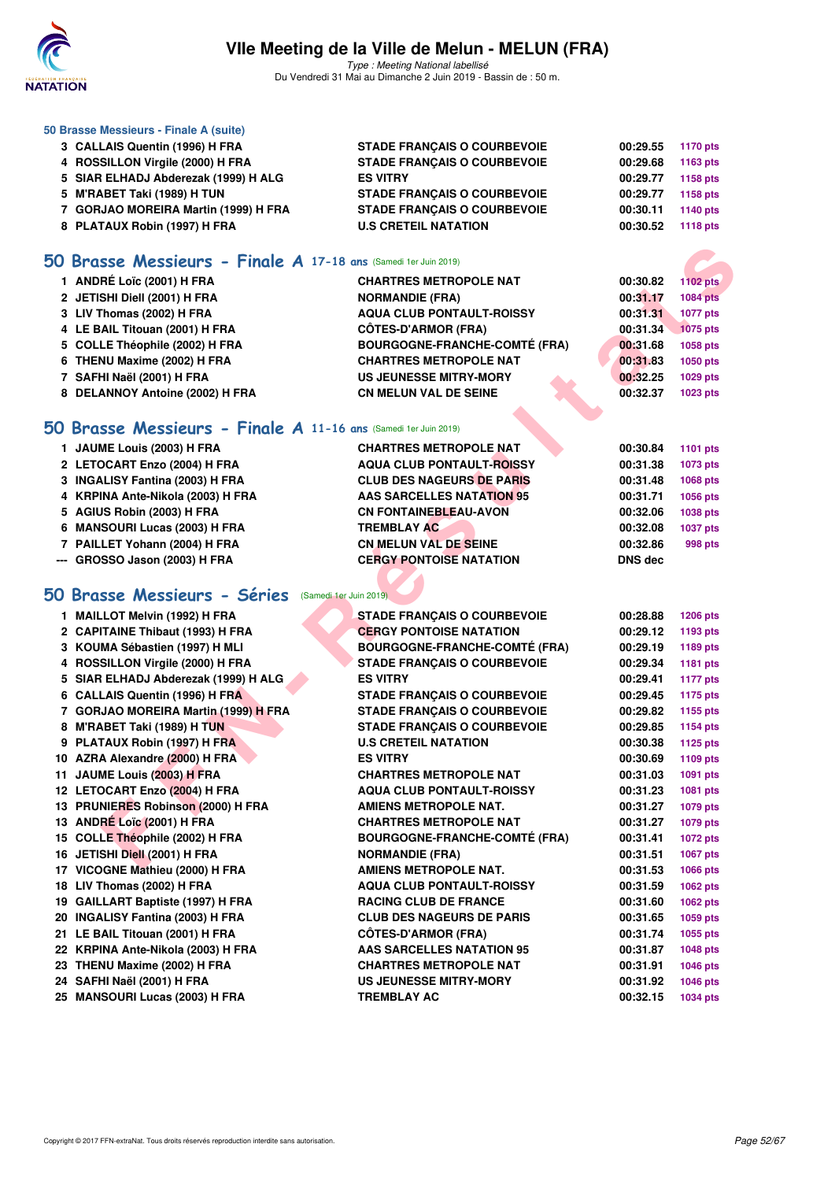### 50 Brasse Messieurs - Finale A (suite)

| | | | | |
|---|---|---|---|---|
| 3 | CALLAIS Quentin (1996) H FRA | STADE FRANÇAIS O COURBEVOIE | 00:29.55 | 1170 pts |
| 4 | ROSSILLON Virgile (2000) H FRA | STADE FRANÇAIS O COURBEVOIE | 00:29.68 | 1163 pts |
| 5 | SIAR ELHADJ Abderezak (1999) H ALG | ES VITRY | 00:29.77 | 1158 pts |
| 5 | M'RABET Taki (1989) H TUN | STADE FRANÇAIS O COURBEVOIE | 00:29.77 | 1158 pts |
| 7 | GORJAO MOREIRA Martin (1999) H FRA | STADE FRANÇAIS O COURBEVOIE | 00:30.11 | 1140 pts |
| 8 | PLATAUX Robin (1997) H FRA | U.S CRETEIL NATATION | 00:30.52 | 1118 pts |

## 50 Brasse Messieurs - Finale A 17-18 ans (Samedi 1er Juin 2019)

| | | | | |
|---|---|---|---|---|
| 1 | ANDRÉ Loïc (2001) H FRA | CHARTRES METROPOLE NAT | 00:30.82 | 1102 pts |
| 2 | JETISHI Diell (2001) H FRA | NORMANDIE (FRA) | 00:31.17 | 1084 pts |
| 3 | LIV Thomas (2002) H FRA | AQUA CLUB PONTAULT-ROISSY | 00:31.31 | 1077 pts |
| 4 | LE BAIL Titouan (2001) H FRA | CÔTES-D'ARMOR (FRA) | 00:31.34 | 1075 pts |
| 5 | COLLE Théophile (2002) H FRA | BOURGOGNE-FRANCHE-COMTÉ (FRA) | 00:31.68 | 1058 pts |
| 6 | THENU Maxime (2002) H FRA | CHARTRES METROPOLE NAT | 00:31.83 | 1050 pts |
| 7 | SAFHI Naël (2001) H FRA | US JEUNESSE MITRY-MORY | 00:32.25 | 1029 pts |
| 8 | DELANNOY Antoine (2002) H FRA | CN MELUN VAL DE SEINE | 00:32.37 | 1023 pts |

## 50 Brasse Messieurs - Finale A 11-16 ans (Samedi 1er Juin 2019)

| | | | | |
|---|---|---|---|---|
| 1 | JAUME Louis (2003) H FRA | CHARTRES METROPOLE NAT | 00:30.84 | 1101 pts |
| 2 | LETOCART Enzo (2004) H FRA | AQUA CLUB PONTAULT-ROISSY | 00:31.38 | 1073 pts |
| 3 | INGALISY Fantina (2003) H FRA | CLUB DES NAGEURS DE PARIS | 00:31.48 | 1068 pts |
| 4 | KRPINA Ante-Nikola (2003) H FRA | AAS SARCELLES NATATION 95 | 00:31.71 | 1056 pts |
| 5 | AGIUS Robin (2003) H FRA | CN FONTAINEBLEAU-AVON | 00:32.06 | 1038 pts |
| 6 | MANSOURI Lucas (2003) H FRA | TREMBLAY AC | 00:32.08 | 1037 pts |
| 7 | PAILLET Yohann (2004) H FRA | CN MELUN VAL DE SEINE | 00:32.86 | 998 pts |
| --- | GROSSO Jason (2003) H FRA | CERGY PONTOISE NATATION | DNS dec | |

## 50 Brasse Messieurs - Séries (Samedi 1er Juin 2019)

| | | | | |
|---|---|---|---|---|
| 1 | MAILLOT Melvin (1992) H FRA | STADE FRANÇAIS O COURBEVOIE | 00:28.88 | 1206 pts |
| 2 | CAPITAINE Thibault (1993) H FRA | CERGY PONTOISE NATATION | 00:29.12 | 1193 pts |
| 3 | KOUMA Sébastien (1997) H MLI | BOURGOGNE-FRANCHE-COMTÉ (FRA) | 00:29.19 | 1189 pts |
| 4 | ROSSILLON Virgile (2000) H FRA | STADE FRANÇAIS O COURBEVOIE | 00:29.34 | 1181 pts |
| 5 | SIAR ELHADJ Abderezak (1999) H ALG | ES VITRY | 00:29.41 | 1177 pts |
| 6 | CALLAIS Quentin (1996) H FRA | STADE FRANÇAIS O COURBEVOIE | 00:29.45 | 1175 pts |
| 7 | GORJAO MOREIRA Martin (1999) H FRA | STADE FRANÇAIS O COURBEVOIE | 00:29.82 | 1155 pts |
| 8 | M'RABET Taki (1989) H TUN | STADE FRANÇAIS O COURBEVOIE | 00:29.85 | 1154 pts |
| 9 | PLATAUX Robin (1997) H FRA | U.S CRETEIL NATATION | 00:30.38 | 1125 pts |
| 10 | AZRA Alexandre (2000) H FRA | ES VITRY | 00:30.69 | 1109 pts |
| 11 | JAUME Louis (2003) H FRA | CHARTRES METROPOLE NAT | 00:31.03 | 1091 pts |
| 12 | LETOCART Enzo (2004) H FRA | AQUA CLUB PONTAULT-ROISSY | 00:31.23 | 1081 pts |
| 13 | PRUNIERES Robinson (2000) H FRA | AMIENS METROPOLE NAT. | 00:31.27 | 1079 pts |
| 13 | ANDRÉ Loïc (2001) H FRA | CHARTRES METROPOLE NAT | 00:31.27 | 1079 pts |
| 15 | COLLE Théophile (2002) H FRA | BOURGOGNE-FRANCHE-COMTÉ (FRA) | 00:31.41 | 1072 pts |
| 16 | JETISHI Diell (2001) H FRA | NORMANDIE (FRA) | 00:31.51 | 1067 pts |
| 17 | VICOGNE Mathieu (2000) H FRA | AMIENS METROPOLE NAT. | 00:31.53 | 1066 pts |
| 18 | LIV Thomas (2002) H FRA | AQUA CLUB PONTAULT-ROISSY | 00:31.59 | 1062 pts |
| 19 | GAILLART Baptiste (1997) H FRA | RACING CLUB DE FRANCE | 00:31.60 | 1062 pts |
| 20 | INGALISY Fantina (2003) H FRA | CLUB DES NAGEURS DE PARIS | 00:31.65 | 1059 pts |
| 21 | LE BAIL Titouan (2001) H FRA | CÔTES-D'ARMOR (FRA) | 00:31.74 | 1055 pts |
| 22 | KRPINA Ante-Nikola (2003) H FRA | AAS SARCELLES NATATION 95 | 00:31.87 | 1048 pts |
| 23 | THENU Maxime (2002) H FRA | CHARTRES METROPOLE NAT | 00:31.91 | 1046 pts |
| 24 | SAFHI Naël (2001) H FRA | US JEUNESSE MITRY-MORY | 00:31.92 | 1046 pts |
| 25 | MANSOURI Lucas (2003) H FRA | TREMBLAY AC | 00:32.15 | 1034 pts |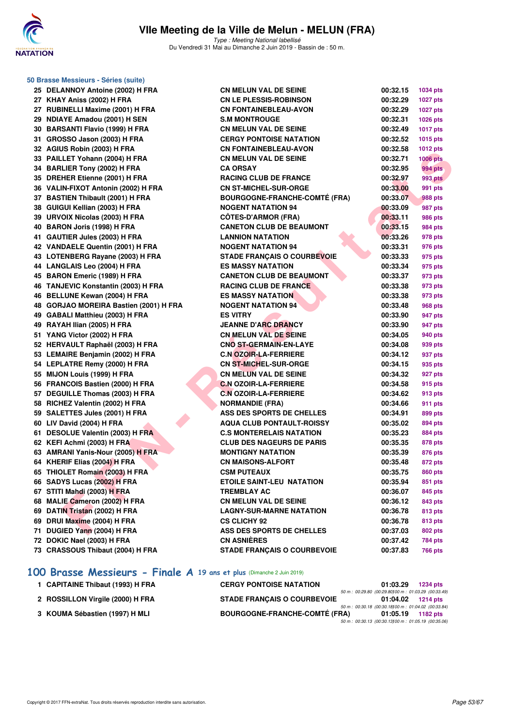## 50 Brasse Messieurs - Séries (suite)

| | | | | |
|---|---|---|---|---|
| 25 | DELANNOY Antoine (2002) H FRA | CN MELUN VAL DE SEINE | 00:32.15 | 1034 pts |
| 27 | KHAY Aniss (2002) H FRA | CN LE PLESSIS-ROBINSON | 00:32.29 | 1027 pts |
| 27 | RUBINELLI Maxime (2001) H FRA | CN FONTAINEBLEAU-AVON | 00:32.29 | 1027 pts |
| 29 | NDIAYE Amadou (2001) H SEN | S.M MONTROUGE | 00:32.31 | 1026 pts |
| 30 | BARSANTI Flavio (1999) H FRA | CN MELUN VAL DE SEINE | 00:32.49 | 1017 pts |
| 31 | GROSSO Jason (2003) H FRA | CERGY PONTOISE NATATION | 00:32.52 | 1015 pts |
| 32 | AGIUS Robin (2003) H FRA | CN FONTAINEBLEAU-AVON | 00:32.58 | 1012 pts |
| 33 | PAILLET Yohann (2004) H FRA | CN MELUN VAL DE SEINE | 00:32.71 | 1006 pts |
| 34 | BARLIER Tony (2002) H FRA | CA ORSAY | 00:32.95 | 994 pts |
| 35 | DREHER Etienne (2001) H FRA | RACING CLUB DE FRANCE | 00:32.97 | 993 pts |
| 36 | VALIN-FIXOT Antonin (2002) H FRA | CN ST-MICHEL-SUR-ORGE | 00:33.00 | 991 pts |
| 37 | BASTIEN Thibault (2001) H FRA | BOURGOGNE-FRANCHE-COMTÉ (FRA) | 00:33.07 | 988 pts |
| 38 | GUIGUI Kellian (2003) H FRA | NOGENT NATATION 94 | 00:33.09 | 987 pts |
| 39 | URVOIX Nicolas (2003) H FRA | CÔTES-D'ARMOR (FRA) | 00:33.11 | 986 pts |
| 40 | BARON Joris (1998) H FRA | CANETON CLUB DE BEAUMONT | 00:33.15 | 984 pts |
| 41 | GAUTIER Jules (2003) H FRA | LANNION NATATION | 00:33.26 | 978 pts |
| 42 | VANDAELE Quentin (2001) H FRA | NOGENT NATATION 94 | 00:33.31 | 976 pts |
| 43 | LOTENBERG Rayane (2003) H FRA | STADE FRANÇAIS O COURBEVOIE | 00:33.33 | 975 pts |
| 44 | LANGLAIS Leo (2004) H FRA | ES MASSY NATATION | 00:33.34 | 975 pts |
| 45 | BARON Emeric (1989) H FRA | CANETON CLUB DE BEAUMONT | 00:33.37 | 973 pts |
| 46 | TANJEVIC Konstantin (2003) H FRA | RACING CLUB DE FRANCE | 00:33.38 | 973 pts |
| 46 | BELLUNE Kewan (2004) H FRA | ES MASSY NATATION | 00:33.38 | 973 pts |
| 48 | GORJAO MOREIRA Bastien (2001) H FRA | NOGENT NATATION 94 | 00:33.48 | 968 pts |
| 49 | GABALI Matthieu (2003) H FRA | ES VITRY | 00:33.90 | 947 pts |
| 49 | RAYAH Ilian (2005) H FRA | JEANNE D'ARC DRANCY | 00:33.90 | 947 pts |
| 51 | YANG Victor (2002) H FRA | CN MELUN VAL DE SEINE | 00:34.05 | 940 pts |
| 52 | HERVAULT Raphaël (2003) H FRA | CNO ST-GERMAIN-EN-LAYE | 00:34.08 | 939 pts |
| 53 | LEMAIRE Benjamin (2002) H FRA | C.N OZOIR-LA-FERRIERE | 00:34.12 | 937 pts |
| 54 | LEPLATRE Remy (2000) H FRA | CN ST-MICHEL-SUR-ORGE | 00:34.15 | 935 pts |
| 55 | MIJON Louis (1999) H FRA | CN MELUN VAL DE SEINE | 00:34.32 | 927 pts |
| 56 | FRANCOIS Bastien (2000) H FRA | C.N OZOIR-LA-FERRIERE | 00:34.58 | 915 pts |
| 57 | DEGUILLE Thomas (2003) H FRA | C.N OZOIR-LA-FERRIERE | 00:34.62 | 913 pts |
| 58 | RICHEZ Valentin (2002) H FRA | NORMANDIE (FRA) | 00:34.66 | 911 pts |
| 59 | SALETTES Jules (2001) H FRA | ASS DES SPORTS DE CHELLES | 00:34.91 | 899 pts |
| 60 | LIV David (2004) H FRA | AQUA CLUB PONTAULT-ROISSY | 00:35.02 | 894 pts |
| 61 | DESOLUE Valentin (2003) H FRA | C.S MONTERELAIS NATATION | 00:35.23 | 884 pts |
| 62 | KEFI Achmi (2003) H FRA | CLUB DES NAGEURS DE PARIS | 00:35.35 | 878 pts |
| 63 | AMRANI Yanis-Nour (2005) H FRA | MONTIGNY NATATION | 00:35.39 | 876 pts |
| 64 | KHERIF Elias (2004) H FRA | CN MAISONS-ALFORT | 00:35.48 | 872 pts |
| 65 | THIOLET Romain (2003) H FRA | CSM PUTEAUX | 00:35.75 | 860 pts |
| 66 | SADYS Lucas (2002) H FRA | ETOILE SAINT-LEU NATATION | 00:35.94 | 851 pts |
| 67 | STITI Mahdi (2003) H FRA | TREMBLAY AC | 00:36.07 | 845 pts |
| 68 | MALIE Cameron (2002) H FRA | CN MELUN VAL DE SEINE | 00:36.12 | 843 pts |
| 69 | DATIN Tristan (2002) H FRA | LAGNY-SUR-MARNE NATATION | 00:36.78 | 813 pts |
| 69 | DRUI Maxime (2004) H FRA | CS CLICHY 92 | 00:36.78 | 813 pts |
| 71 | DUGIED Yann (2004) H FRA | ASS DES SPORTS DE CHELLES | 00:37.03 | 802 pts |
| 72 | DOKIC Nael (2003) H FRA | CN ASNIÈRES | 00:37.42 | 784 pts |
| 73 | CRASSOUS Thibaut (2004) H FRA | STADE FRANÇAIS O COURBEVOIE | 00:37.83 | 766 pts |

## 100 Brasse Messieurs - Finale A 19 ans et plus (Dimanche 2 Juin 2019)

| | | | | |
|---|---|---|---|---|
| 1 | CAPITAINE Thibault (1993) H FRA | CERGY PONTOISE NATATION | 01:03.29 | 1234 pts |
| | | 50 m : 00:29.80 (00:29.80) 100 m : 01:03.29 (00:33.49) | | |
| 2 | ROSSILLON Virgile (2000) H FRA | STADE FRANÇAIS O COURBEVOIE | 01:04.02 | 1214 pts |
| | | 50 m : 00:30.18 (00:30.18) 100 m : 01:04.02 (00:33.84) | | |
| 3 | KOUMA Sébastien (1997) H MLI | BOURGOGNE-FRANCHE-COMTÉ (FRA) | 01:05.19 | 1182 pts |
| | | 50 m : 00:30.13 (00:30.13) 100 m : 01:05.19 (00:35.06) | | |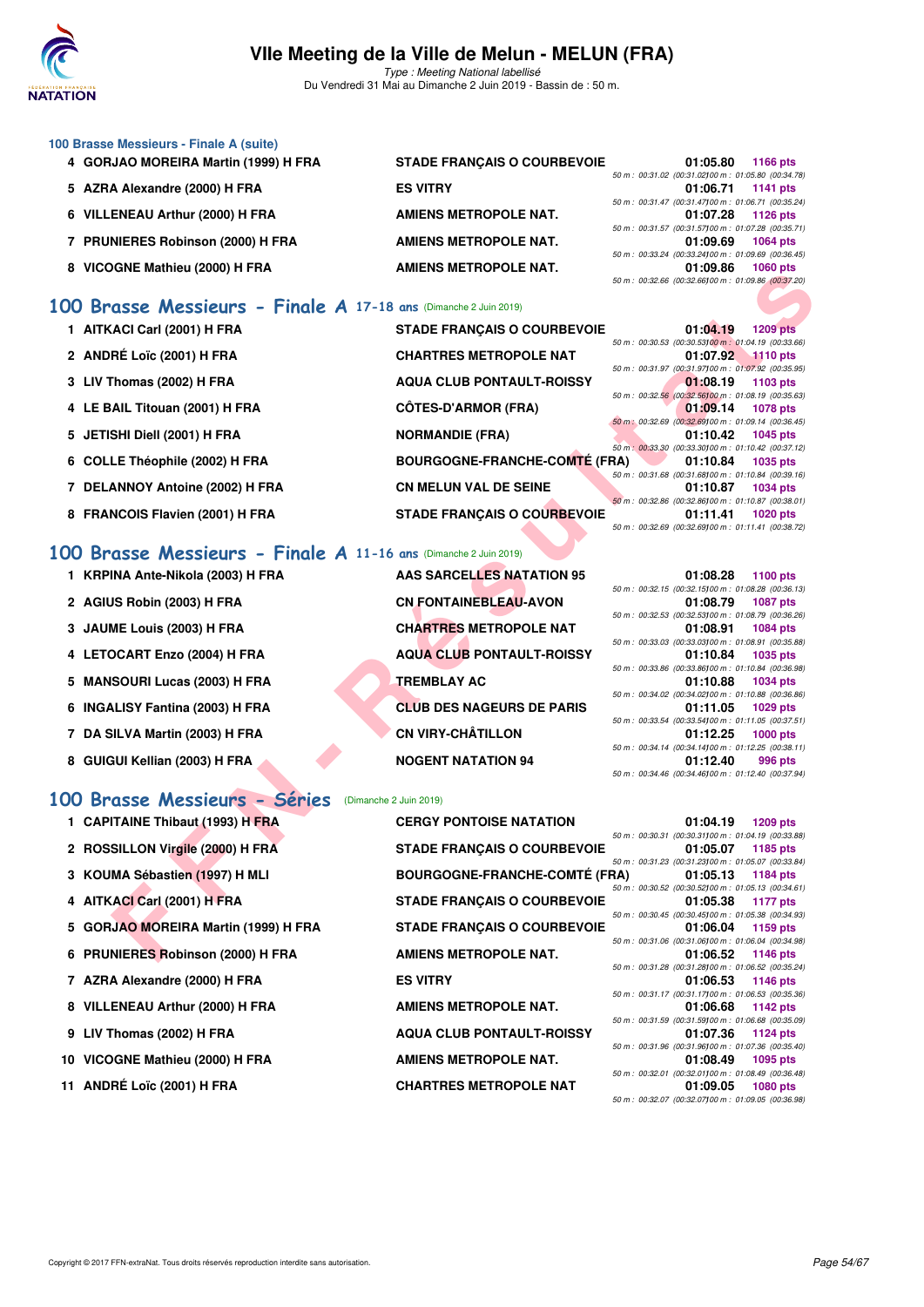## 100 Brasse Messieurs - Finale A (suite)

| Rang | Nom | Club | Temps | Points |
|---|---|---|---|---|
| 4 | GORJAO MOREIRA Martin (1999) H FRA | STADE FRANÇAIS O COURBEVOIE | 01:05.80 | 1166 pts |
| | | | 50 m : 00:31.02 (00:31.02) 100 m : 01:05.80 (00:34.78) | |
| 5 | AZRA Alexandre (2000) H FRA | ES VITRY | 01:06.71 | 1141 pts |
| | | | 50 m : 00:31.47 (00:31.47) 100 m : 01:06.71 (00:35.24) | |
| 6 | VILLENEAU Arthur (2000) H FRA | AMIENS METROPOLE NAT. | 01:07.28 | 1126 pts |
| | | | 50 m : 00:31.57 (00:31.57) 100 m : 01:07.28 (00:35.71) | |
| 7 | PRUNIERES Robinson (2000) H FRA | AMIENS METROPOLE NAT. | 01:09.69 | 1064 pts |
| | | | 50 m : 00:33.24 (00:33.24) 100 m : 01:09.69 (00:36.45) | |
| 8 | VICOGNE Mathieu (2000) H FRA | AMIENS METROPOLE NAT. | 01:09.86 | 1060 pts |
| | | | 50 m : 00:32.66 (00:32.66) 100 m : 01:09.86 (00:37.20) | |

## 100 Brasse Messieurs - Finale A 17-18 ans (Dimanche 2 Juin 2019)

| Rang | Nom | Club | Temps | Points |
|---|---|---|---|---|
| 1 | AITKACI Carl (2001) H FRA | STADE FRANÇAIS O COURBEVOIE | 01:04.19 | 1209 pts |
| | | | 50 m : 00:30.53 (00:30.53) 100 m : 01:04.19 (00:33.66) | |
| 2 | ANDRÉ Loïc (2001) H FRA | CHARTRES METROPOLE NAT | 01:07.92 | 1110 pts |
| | | | 50 m : 00:31.97 (00:31.97) 100 m : 01:07.92 (00:35.95) | |
| 3 | LIV Thomas (2002) H FRA | AQUA CLUB PONTAULT-ROISSY | 01:08.19 | 1103 pts |
| | | | 50 m : 00:32.56 (00:32.56) 100 m : 01:08.19 (00:35.63) | |
| 4 | LE BAIL Titouan (2001) H FRA | CÔTES-D'ARMOR (FRA) | 01:09.14 | 1078 pts |
| | | | 50 m : 00:32.69 (00:32.69) 100 m : 01:09.14 (00:36.45) | |
| 5 | JETISHI Diell (2001) H FRA | NORMANDIE (FRA) | 01:10.42 | 1045 pts |
| | | | 50 m : 00:33.30 (00:33.30) 100 m : 01:10.42 (00:37.12) | |
| 6 | COLLE Théophile (2002) H FRA | BOURGOGNE-FRANCHE-COMTÉ (FRA) | 01:10.84 | 1035 pts |
| | | | 50 m : 00:31.68 (00:31.68) 100 m : 01:10.84 (00:39.16) | |
| 7 | DELANNOY Antoine (2002) H FRA | CN MELUN VAL DE SEINE | 01:10.87 | 1034 pts |
| | | | 50 m : 00:32.86 (00:32.86) 100 m : 01:10.87 (00:38.01) | |
| 8 | FRANCOIS Flavien (2001) H FRA | STADE FRANÇAIS O COURBEVOIE | 01:11.41 | 1020 pts |
| | | | 50 m : 00:32.69 (00:32.69) 100 m : 01:11.41 (00:38.72) | |

## 100 Brasse Messieurs - Finale A 11-16 ans (Dimanche 2 Juin 2019)

| Rang | Nom | Club | Temps | Points |
|---|---|---|---|---|
| 1 | KRPINA Ante-Nikola (2003) H FRA | AAS SARCELLES NATATION 95 | 01:08.28 | 1100 pts |
| | | | 50 m : 00:32.15 (00:32.15) 100 m : 01:08.28 (00:36.13) | |
| 2 | AGIUS Robin (2003) H FRA | CN FONTAINEBLEAU-AVON | 01:08.79 | 1087 pts |
| | | | 50 m : 00:32.53 (00:32.53) 100 m : 01:08.79 (00:36.26) | |
| 3 | JAUME Louis (2003) H FRA | CHARTRES METROPOLE NAT | 01:08.91 | 1084 pts |
| | | | 50 m : 00:33.03 (00:33.03) 100 m : 01:08.91 (00:35.88) | |
| 4 | LETOCART Enzo (2004) H FRA | AQUA CLUB PONTAULT-ROISSY | 01:10.84 | 1035 pts |
| | | | 50 m : 00:33.86 (00:33.86) 100 m : 01:10.84 (00:36.98) | |
| 5 | MANSOURI Lucas (2003) H FRA | TREMBLAY AC | 01:10.88 | 1034 pts |
| | | | 50 m : 00:34.02 (00:34.02) 100 m : 01:10.88 (00:36.86) | |
| 6 | INGALISY Fantina (2003) H FRA | CLUB DES NAGEURS DE PARIS | 01:11.05 | 1029 pts |
| | | | 50 m : 00:33.54 (00:33.54) 100 m : 01:11.05 (00:37.51) | |
| 7 | DA SILVA Martin (2003) H FRA | CN VIRY-CHÂTILLON | 01:12.25 | 1000 pts |
| | | | 50 m : 00:34.14 (00:34.14) 100 m : 01:12.25 (00:38.11) | |
| 8 | GUIGUI Kellian (2003) H FRA | NOGENT NATATION 94 | 01:12.40 | 996 pts |
| | | | 50 m : 00:34.46 (00:34.46) 100 m : 01:12.40 (00:37.94) | |

## 100 Brasse Messieurs - Séries (Dimanche 2 Juin 2019)

| Rang | Nom | Club | Temps | Points |
|---|---|---|---|---|
| 1 | CAPITAINE Thibaut (1993) H FRA | CERGY PONTOISE NATATION | 01:04.19 | 1209 pts |
| | | | 50 m : 00:30.31 (00:30.31) 100 m : 01:04.19 (00:33.88) | |
| 2 | ROSSILLON Virgile (2000) H FRA | STADE FRANÇAIS O COURBEVOIE | 01:05.07 | 1185 pts |
| | | | 50 m : 00:31.23 (00:31.23) 100 m : 01:05.07 (00:33.84) | |
| 3 | KOUMA Sébastien (1997) H MLI | BOURGOGNE-FRANCHE-COMTÉ (FRA) | 01:05.13 | 1184 pts |
| | | | 50 m : 00:30.52 (00:30.52) 100 m : 01:05.13 (00:34.61) | |
| 4 | AITKACI Carl (2001) H FRA | STADE FRANÇAIS O COURBEVOIE | 01:05.38 | 1177 pts |
| | | | 50 m : 00:30.45 (00:30.45) 100 m : 01:05.38 (00:34.93) | |
| 5 | GORJAO MOREIRA Martin (1999) H FRA | STADE FRANÇAIS O COURBEVOIE | 01:06.04 | 1159 pts |
| | | | 50 m : 00:31.06 (00:31.06) 100 m : 01:06.04 (00:34.98) | |
| 6 | PRUNIERES Robinson (2000) H FRA | AMIENS METROPOLE NAT. | 01:06.52 | 1146 pts |
| | | | 50 m : 00:31.28 (00:31.28) 100 m : 01:06.52 (00:35.24) | |
| 7 | AZRA Alexandre (2000) H FRA | ES VITRY | 01:06.53 | 1146 pts |
| | | | 50 m : 00:31.17 (00:31.17) 100 m : 01:06.53 (00:35.36) | |
| 8 | VILLENEAU Arthur (2000) H FRA | AMIENS METROPOLE NAT. | 01:06.68 | 1142 pts |
| | | | 50 m : 00:31.59 (00:31.59) 100 m : 01:06.68 (00:35.09) | |
| 9 | LIV Thomas (2002) H FRA | AQUA CLUB PONTAULT-ROISSY | 01:07.36 | 1124 pts |
| | | | 50 m : 00:31.96 (00:31.96) 100 m : 01:07.36 (00:35.40) | |
| 10 | VICOGNE Mathieu (2000) H FRA | AMIENS METROPOLE NAT. | 01:08.49 | 1095 pts |
| | | | 50 m : 00:32.01 (00:32.01) 100 m : 01:08.49 (00:36.48) | |
| 11 | ANDRÉ Loïc (2001) H FRA | CHARTRES METROPOLE NAT | 01:09.05 | 1080 pts |
| | | | 50 m : 00:32.07 (00:32.07) 100 m : 01:09.05 (00:36.98) | |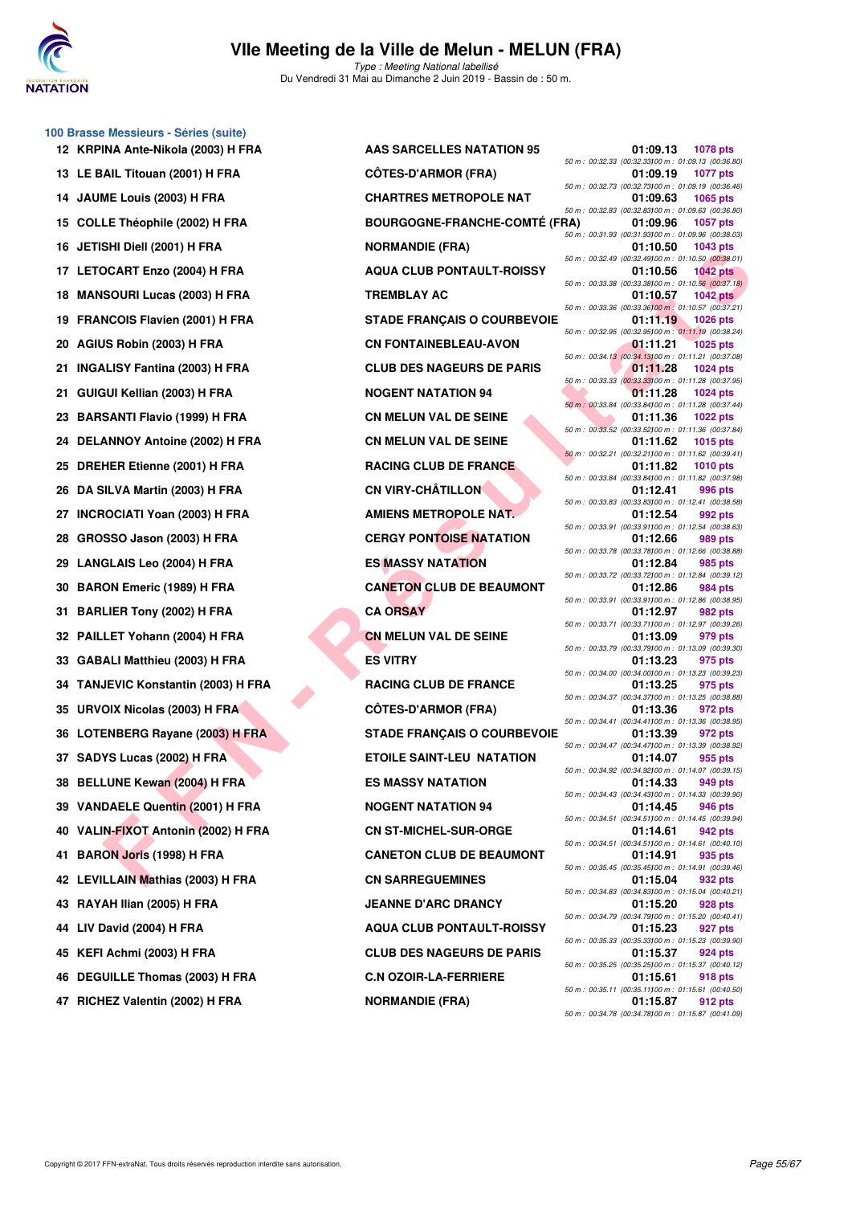# VIIe Meeting de la Ville de Melun - MELUN (FRA)

*Type : Meeting National labellisé*

Du Vendredi 31 Mai au Dimanche 2 Juin 2019 - Bassin de : 50 m.

### 100 Brasse Messieurs - Séries (suite)

| Rg | Nom | Club | Temps | Points | Splits |
|---|---|---|---|---|---|
| 12 | KRPINA Ante-Nikola (2003) H FRA | AAS SARCELLES NATATION 95 | 01:09.13 | 1078 pts | 50 m : 00:32.33 (00:32.33) 100 m : 01:09.13 (00:36.80) |
| 13 | LE BAIL Titouan (2001) H FRA | CÔTES-D'ARMOR (FRA) | 01:09.19 | 1077 pts | 50 m : 00:32.73 (00:32.73) 100 m : 01:09.19 (00:36.46) |
| 14 | JAUME Louis (2003) H FRA | CHARTRES METROPOLE NAT | 01:09.63 | 1065 pts | 50 m : 00:32.83 (00:32.83) 100 m : 01:09.63 (00:36.80) |
| 15 | COLLE Théophile (2002) H FRA | BOURGOGNE-FRANCHE-COMTÉ (FRA) | 01:09.96 | 1057 pts | 50 m : 00:31.93 (00:31.93) 100 m : 01:09.96 (00:38.03) |
| 16 | JETISHI Diell (2001) H FRA | NORMANDIE (FRA) | 01:10.50 | 1043 pts | 50 m : 00:32.49 (00:32.49) 100 m : 01:10.50 (00:38.01) |
| 17 | LETOCART Enzo (2004) H FRA | AQUA CLUB PONTAULT-ROISSY | 01:10.56 | 1042 pts | 50 m : 00:33.38 (00:33.38) 100 m : 01:10.56 (00:37.18) |
| 18 | MANSOURI Lucas (2003) H FRA | TREMBLAY AC | 01:10.57 | 1042 pts | 50 m : 00:33.36 (00:33.36) 100 m : 01:10.57 (00:37.21) |
| 19 | FRANCOIS Flavien (2001) H FRA | STADE FRANÇAIS O COURBEVOIE | 01:11.19 | 1026 pts | 50 m : 00:32.95 (00:32.95) 100 m : 01:11.19 (00:38.24) |
| 20 | AGIUS Robin (2003) H FRA | CN FONTAINEBLEAU-AVON | 01:11.21 | 1025 pts | 50 m : 00:34.13 (00:34.13) 100 m : 01:11.21 (00:37.08) |
| 21 | INGALISY Fantina (2003) H FRA | CLUB DES NAGEURS DE PARIS | 01:11.28 | 1024 pts | 50 m : 00:33.33 (00:33.33) 100 m : 01:11.28 (00:37.95) |
| 21 | GUIGUI Kellian (2003) H FRA | NOGENT NATATION 94 | 01:11.28 | 1024 pts | 50 m : 00:33.84 (00:33.84) 100 m : 01:11.28 (00:37.44) |
| 23 | BARSANTI Flavio (1999) H FRA | CN MELUN VAL DE SEINE | 01:11.36 | 1022 pts | 50 m : 00:33.52 (00:33.52) 100 m : 01:11.36 (00:37.84) |
| 24 | DELANNOY Antoine (2002) H FRA | CN MELUN VAL DE SEINE | 01:11.62 | 1015 pts | 50 m : 00:32.21 (00:32.21) 100 m : 01:11.62 (00:39.41) |
| 25 | DREHER Etienne (2001) H FRA | RACING CLUB DE FRANCE | 01:11.82 | 1010 pts | 50 m : 00:33.84 (00:33.84) 100 m : 01:11.82 (00:37.98) |
| 26 | DA SILVA Martin (2003) H FRA | CN VIRY-CHÂTILLON | 01:12.41 | 996 pts | 50 m : 00:33.83 (00:33.83) 100 m : 01:12.41 (00:38.58) |
| 27 | INCROCIATI Yoan (2003) H FRA | AMIENS METROPOLE NAT. | 01:12.54 | 992 pts | 50 m : 00:33.91 (00:33.91) 100 m : 01:12.54 (00:38.63) |
| 28 | GROSSO Jason (2003) H FRA | CERGY PONTOISE NATATION | 01:12.66 | 989 pts | 50 m : 00:33.78 (00:33.78) 100 m : 01:12.66 (00:38.88) |
| 29 | LANGLAIS Leo (2004) H FRA | ES MASSY NATATION | 01:12.84 | 985 pts | 50 m : 00:33.72 (00:33.72) 100 m : 01:12.84 (00:39.12) |
| 30 | BARON Emeric (1989) H FRA | CANETON CLUB DE BEAUMONT | 01:12.86 | 984 pts | 50 m : 00:33.91 (00:33.91) 100 m : 01:12.86 (00:38.95) |
| 31 | BARLIER Tony (2002) H FRA | CA ORSAY | 01:12.97 | 982 pts | 50 m : 00:33.71 (00:33.71) 100 m : 01:12.97 (00:39.26) |
| 32 | PAILLET Yohann (2004) H FRA | CN MELUN VAL DE SEINE | 01:13.09 | 979 pts | 50 m : 00:33.79 (00:33.79) 100 m : 01:13.09 (00:39.30) |
| 33 | GABALI Matthieu (2003) H FRA | ES VITRY | 01:13.23 | 975 pts | 50 m : 00:34.00 (00:34.00) 100 m : 01:13.23 (00:39.23) |
| 34 | TANJEVIC Konstantin (2003) H FRA | RACING CLUB DE FRANCE | 01:13.25 | 975 pts | 50 m : 00:34.37 (00:34.37) 100 m : 01:13.25 (00:38.88) |
| 35 | URVOIX Nicolas (2003) H FRA | CÔTES-D'ARMOR (FRA) | 01:13.36 | 972 pts | 50 m : 00:34.41 (00:34.41) 100 m : 01:13.36 (00:38.95) |
| 36 | LOTENBERG Rayane (2003) H FRA | STADE FRANÇAIS O COURBEVOIE | 01:13.39 | 972 pts | 50 m : 00:34.47 (00:34.47) 100 m : 01:13.39 (00:38.92) |
| 37 | SADYS Lucas (2002) H FRA | ETOILE SAINT-LEU NATATION | 01:14.07 | 955 pts | 50 m : 00:34.92 (00:34.92) 100 m : 01:14.07 (00:39.15) |
| 38 | BELLUNE Kewan (2004) H FRA | ES MASSY NATATION | 01:14.33 | 949 pts | 50 m : 00:34.43 (00:34.43) 100 m : 01:14.33 (00:39.90) |
| 39 | VANDAELE Quentin (2001) H FRA | NOGENT NATATION 94 | 01:14.45 | 946 pts | 50 m : 00:34.51 (00:34.51) 100 m : 01:14.45 (00:39.94) |
| 40 | VALIN-FIXOT Antonin (2002) H FRA | CN ST-MICHEL-SUR-ORGE | 01:14.61 | 942 pts | 50 m : 00:34.51 (00:34.51) 100 m : 01:14.61 (00:40.10) |
| 41 | BARON Joris (1998) H FRA | CANETON CLUB DE BEAUMONT | 01:14.91 | 935 pts | 50 m : 00:35.45 (00:35.45) 100 m : 01:14.91 (00:39.46) |
| 42 | LEVILLAIN Mathias (2003) H FRA | CN SARREGUEMINES | 01:15.04 | 932 pts | 50 m : 00:34.83 (00:34.83) 100 m : 01:15.04 (00:40.21) |
| 43 | RAYAH Ilian (2005) H FRA | JEANNE D'ARC DRANCY | 01:15.20 | 928 pts | 50 m : 00:34.79 (00:34.79) 100 m : 01:15.20 (00:40.41) |
| 44 | LIV David (2004) H FRA | AQUA CLUB PONTAULT-ROISSY | 01:15.23 | 927 pts | 50 m : 00:35.33 (00:35.33) 100 m : 01:15.23 (00:39.90) |
| 45 | KEFI Achmi (2003) H FRA | CLUB DES NAGEURS DE PARIS | 01:15.37 | 924 pts | 50 m : 00:35.25 (00:35.25) 100 m : 01:15.37 (00:40.12) |
| 46 | DEGUILLE Thomas (2003) H FRA | C.N OZOIR-LA-FERRIERE | 01:15.61 | 918 pts | 50 m : 00:35.11 (00:35.11) 100 m : 01:15.61 (00:40.50) |
| 47 | RICHEZ Valentin (2002) H FRA | NORMANDIE (FRA) | 01:15.87 | 912 pts | 50 m : 00:34.78 (00:34.78) 100 m : 01:15.87 (00:41.09) |

Copyright © 2017 FFN-extraNat. Tous droits réservés reproduction interdite sans autorisation.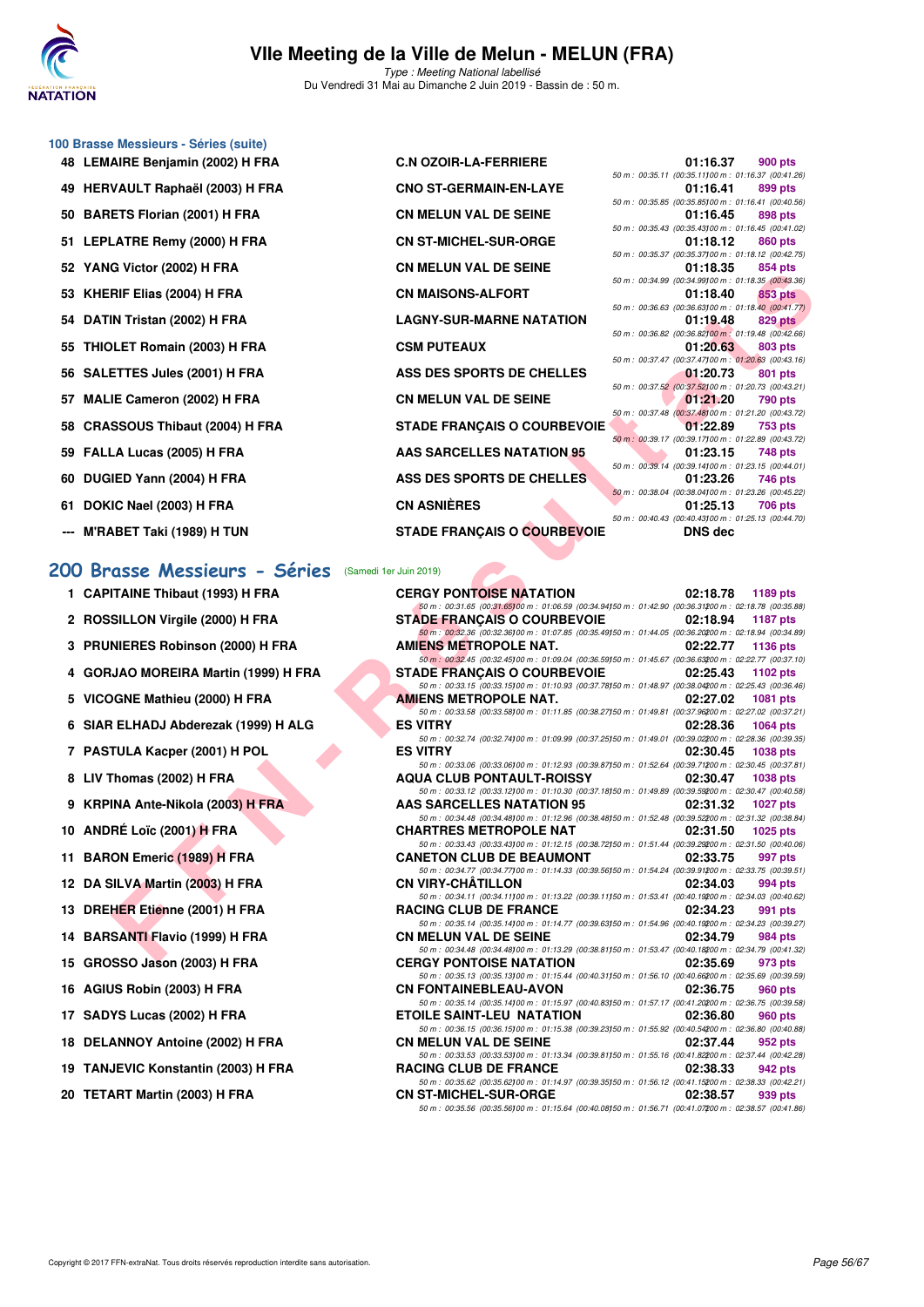## 100 Brasse Messieurs - Séries (suite)

| Rang | Nom | Club | Temps | Points |
|---|---|---|---|---|
| 48 | LEMAIRE Benjamin (2002) H FRA | C.N OZOIR-LA-FERRIERE | 01:16.37 | 900 pts |
| | | 50 m : 00:35.11 (00:35.11) 100 m : 01:16.37 (00:41.26) | | |
| 49 | HERVAULT Raphaël (2003) H FRA | CNO ST-GERMAIN-EN-LAYE | 01:16.41 | 899 pts |
| | | 50 m : 00:35.85 (00:35.85) 100 m : 01:16.41 (00:40.56) | | |
| 50 | BARETS Florian (2001) H FRA | CN MELUN VAL DE SEINE | 01:16.45 | 898 pts |
| | | 50 m : 00:35.43 (00:35.43) 100 m : 01:16.45 (00:41.02) | | |
| 51 | LEPLATRE Remy (2000) H FRA | CN ST-MICHEL-SUR-ORGE | 01:18.12 | 860 pts |
| | | 50 m : 00:35.37 (00:35.37) 100 m : 01:18.12 (00:42.75) | | |
| 52 | YANG Victor (2002) H FRA | CN MELUN VAL DE SEINE | 01:18.35 | 854 pts |
| | | 50 m : 00:34.99 (00:34.99) 100 m : 01:18.35 (00:43.36) | | |
| 53 | KHERIF Elias (2004) H FRA | CN MAISONS-ALFORT | 01:18.40 | 853 pts |
| | | 50 m : 00:36.63 (00:36.63) 100 m : 01:18.40 (00:41.77) | | |
| 54 | DATIN Tristan (2002) H FRA | LAGNY-SUR-MARNE NATATION | 01:19.48 | 829 pts |
| | | 50 m : 00:36.82 (00:36.82) 100 m : 01:19.48 (00:42.66) | | |
| 55 | THIOLET Romain (2003) H FRA | CSM PUTEAUX | 01:20.63 | 803 pts |
| | | 50 m : 00:37.47 (00:37.47) 100 m : 01:20.63 (00:43.16) | | |
| 56 | SALETTES Jules (2001) H FRA | ASS DES SPORTS DE CHELLES | 01:20.73 | 801 pts |
| | | 50 m : 00:37.52 (00:37.52) 100 m : 01:20.73 (00:43.21) | | |
| 57 | MALIE Cameron (2002) H FRA | CN MELUN VAL DE SEINE | 01:21.20 | 790 pts |
| | | 50 m : 00:37.48 (00:37.48) 100 m : 01:21.20 (00:43.72) | | |
| 58 | CRASSOUS Thibaut (2004) H FRA | STADE FRANÇAIS O COURBEVOIE | 01:22.89 | 753 pts |
| | | 50 m : 00:39.17 (00:39.17) 100 m : 01:22.89 (00:43.72) | | |
| 59 | FALLA Lucas (2005) H FRA | AAS SARCELLES NATATION 95 | 01:23.15 | 748 pts |
| | | 50 m : 00:39.14 (00:39.14) 100 m : 01:23.15 (00:44.01) | | |
| 60 | DUGIED Yann (2004) H FRA | ASS DES SPORTS DE CHELLES | 01:23.26 | 746 pts |
| | | 50 m : 00:38.04 (00:38.04) 100 m : 01:23.26 (00:45.22) | | |
| 61 | DOKIC Nael (2003) H FRA | CN ASNIÈRES | 01:25.13 | 706 pts |
| | | 50 m : 00:40.43 (00:40.43) 100 m : 01:25.13 (00:44.70) | | |
| --- | M'RABET Taki (1989) H TUN | STADE FRANÇAIS O COURBEVOIE | DNS dec | |

## 200 Brasse Messieurs - Séries (Samedi 1er Juin 2019)

| Rang | Nom | Club | Temps | Points |
|---|---|---|---|---|
| 1 | CAPITAINE Thibaut (1993) H FRA | CERGY PONTOISE NATATION | 02:18.78 | 1189 pts |
| | | 50 m : 00:31.65 (00:31.65) 100 m : 01:06.59 (00:34.94) 150 m : 01:42.90 (00:36.31) 200 m : 02:18.78 (00:35.88) | | |
| 2 | ROSSILLON Virgile (2000) H FRA | STADE FRANÇAIS O COURBEVOIE | 02:18.94 | 1187 pts |
| | | 50 m : 00:32.36 (00:32.36) 100 m : 01:07.85 (00:35.49) 150 m : 01:44.05 (00:36.20) 200 m : 02:18.94 (00:34.89) | | |
| 3 | PRUNIERES Robinson (2000) H FRA | AMIENS METROPOLE NAT. | 02:22.77 | 1136 pts |
| | | 50 m : 00:32.45 (00:32.45) 100 m : 01:09.04 (00:36.59) 150 m : 01:45.67 (00:36.63) 200 m : 02:22.77 (00:37.10) | | |
| 4 | GORJAO MOREIRA Martin (1999) H FRA | STADE FRANÇAIS O COURBEVOIE | 02:25.43 | 1102 pts |
| | | 50 m : 00:33.15 (00:33.15) 100 m : 01:10.93 (00:37.78) 150 m : 01:48.97 (00:38.04) 200 m : 02:25.43 (00:36.46) | | |
| 5 | VICOGNE Mathieu (2000) H FRA | AMIENS METROPOLE NAT. | 02:27.02 | 1081 pts |
| | | 50 m : 00:33.58 (00:33.58) 100 m : 01:11.85 (00:38.27) 150 m : 01:49.81 (00:37.96) 200 m : 02:27.02 (00:37.21) | | |
| 6 | SIAR ELHADJ Abderezak (1999) H ALG | ES VITRY | 02:28.36 | 1064 pts |
| | | 50 m : 00:32.74 (00:32.74) 100 m : 01:09.99 (00:37.25) 150 m : 01:49.01 (00:39.02) 200 m : 02:28.36 (00:39.35) | | |
| 7 | PASTULA Kacper (2001) H POL | ES VITRY | 02:30.45 | 1038 pts |
| | | 50 m : 00:33.06 (00:33.06) 100 m : 01:12.93 (00:39.87) 150 m : 01:52.64 (00:39.71) 200 m : 02:30.45 (00:37.81) | | |
| 8 | LIV Thomas (2002) H FRA | AQUA CLUB PONTAULT-ROISSY | 02:30.47 | 1038 pts |
| | | 50 m : 00:33.12 (00:33.12) 100 m : 01:10.30 (00:37.18) 150 m : 01:49.89 (00:39.59) 200 m : 02:30.47 (00:40.58) | | |
| 9 | KRPINA Ante-Nikola (2003) H FRA | AAS SARCELLES NATATION 95 | 02:31.32 | 1027 pts |
| | | 50 m : 00:34.48 (00:34.48) 100 m : 01:12.96 (00:38.48) 150 m : 01:52.48 (00:39.52) 200 m : 02:31.32 (00:38.84) | | |
| 10 | ANDRÉ Loïc (2001) H FRA | CHARTRES METROPOLE NAT | 02:31.50 | 1025 pts |
| | | 50 m : 00:33.43 (00:33.43) 100 m : 01:12.15 (00:38.72) 150 m : 01:51.44 (00:39.29) 200 m : 02:31.50 (00:40.06) | | |
| 11 | BARON Emeric (1989) H FRA | CANETON CLUB DE BEAUMONT | 02:33.75 | 997 pts |
| | | 50 m : 00:34.77 (00:34.77) 100 m : 01:14.33 (00:39.56) 150 m : 01:54.24 (00:39.91) 200 m : 02:33.75 (00:39.51) | | |
| 12 | DA SILVA Martin (2003) H FRA | CN VIRY-CHÂTILLON | 02:34.03 | 994 pts |
| | | 50 m : 00:34.11 (00:34.11) 100 m : 01:13.22 (00:39.11) 150 m : 01:53.41 (00:40.19) 200 m : 02:34.03 (00:40.62) | | |
| 13 | DREHER Etienne (2001) H FRA | RACING CLUB DE FRANCE | 02:34.23 | 991 pts |
| | | 50 m : 00:35.14 (00:35.14) 100 m : 01:14.77 (00:39.63) 150 m : 01:54.96 (00:40.19) 200 m : 02:34.23 (00:39.27) | | |
| 14 | BARSANTI Flavio (1999) H FRA | CN MELUN VAL DE SEINE | 02:34.79 | 984 pts |
| | | 50 m : 00:34.48 (00:34.48) 100 m : 01:13.29 (00:38.81) 150 m : 01:53.47 (00:40.18) 200 m : 02:34.79 (00:41.32) | | |
| 15 | GROSSO Jason (2003) H FRA | CERGY PONTOISE NATATION | 02:35.69 | 973 pts |
| | | 50 m : 00:35.13 (00:35.13) 100 m : 01:15.44 (00:40.31) 150 m : 01:56.10 (00:40.66) 200 m : 02:35.69 (00:39.59) | | |
| 16 | AGIUS Robin (2003) H FRA | CN FONTAINEBLEAU-AVON | 02:36.75 | 960 pts |
| | | 50 m : 00:35.14 (00:35.14) 100 m : 01:15.97 (00:40.83) 150 m : 01:57.17 (00:41.20) 200 m : 02:36.75 (00:39.58) | | |
| 17 | SADYS Lucas (2002) H FRA | ETOILE SAINT-LEU NATATION | 02:36.80 | 960 pts |
| | | 50 m : 00:36.15 (00:36.15) 100 m : 01:15.38 (00:39.23) 150 m : 01:55.92 (00:40.54) 200 m : 02:36.80 (00:40.88) | | |
| 18 | DELANNOY Antoine (2002) H FRA | CN MELUN VAL DE SEINE | 02:37.44 | 952 pts |
| | | 50 m : 00:33.53 (00:33.53) 100 m : 01:13.34 (00:39.81) 150 m : 01:55.16 (00:41.82) 200 m : 02:37.44 (00:42.28) | | |
| 19 | TANJEVIC Konstantin (2003) H FRA | RACING CLUB DE FRANCE | 02:38.33 | 942 pts |
| | | 50 m : 00:35.62 (00:35.62) 100 m : 01:14.97 (00:39.35) 150 m : 01:56.12 (00:41.15) 200 m : 02:38.33 (00:42.21) | | |
| 20 | TETART Martin (2003) H FRA | CN ST-MICHEL-SUR-ORGE | 02:38.57 | 939 pts |
| | | 50 m : 00:35.56 (00:35.56) 100 m : 01:15.64 (00:40.08) 150 m : 01:56.71 (00:41.07) 200 m : 02:38.57 (00:41.86) | | |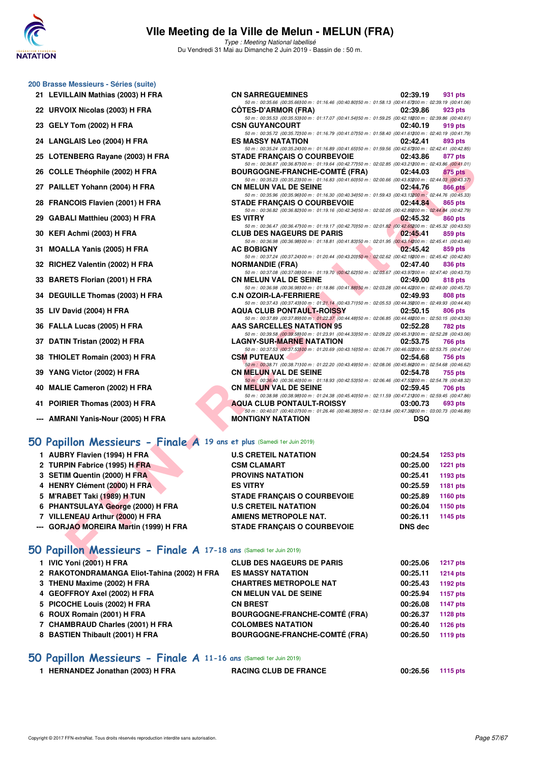## 200 Brasse Messieurs - Séries (suite)

| Rang | Nom | Club | Temps | Points |
|---|---|---|---|---|
| 21 | LEVILLAIN Mathias (2003) H FRA | CN SARREGUEMINES | 02:39.19 | 931 pts |
| | | 50 m : 00:35.66 (00:35.66) 100 m : 01:16.46 (00:40.80) 150 m : 01:58.13 (00:41.67) 200 m : 02:39.19 (00:41.06) | | |
| 22 | URVOIX Nicolas (2003) H FRA | CÔTES-D'ARMOR (FRA) | 02:39.86 | 923 pts |
| | | 50 m : 00:35.53 (00:35.53) 100 m : 01:17.07 (00:41.54) 150 m : 01:59.25 (00:42.18) 200 m : 02:39.86 (00:40.61) | | |
| 23 | GELY Tom (2002) H FRA | CSN GUYANCOURT | 02:40.19 | 919 pts |
| | | 50 m : 00:35.72 (00:35.72) 100 m : 01:16.79 (00:41.07) 150 m : 01:58.40 (00:41.61) 200 m : 02:40.19 (00:41.79) | | |
| 24 | LANGLAIS Leo (2004) H FRA | ES MASSY NATATION | 02:42.41 | 893 pts |
| | | 50 m : 00:35.24 (00:35.24) 100 m : 01:16.89 (00:41.65) 150 m : 01:59.56 (00:42.67) 200 m : 02:42.41 (00:42.85) | | |
| 25 | LOTENBERG Rayane (2003) H FRA | STADE FRANÇAIS O COURBEVOIE | 02:43.86 | 877 pts |
| | | 50 m : 00:36.87 (00:36.87) 100 m : 01:19.64 (00:42.77) 150 m : 02:02.85 (00:43.21) 200 m : 02:43.86 (00:41.01) | | |
| 26 | COLLE Théophile (2002) H FRA | BOURGOGNE-FRANCHE-COMTÉ (FRA) | 02:44.03 | 875 pts |
| | | 50 m : 00:35.23 (00:35.23) 100 m : 01:16.83 (00:41.60) 150 m : 02:00.66 (00:43.83) 200 m : 02:44.03 (00:43.37) | | |
| 27 | PAILLET Yohann (2004) H FRA | CN MELUN VAL DE SEINE | 02:44.76 | 866 pts |
| | | 50 m : 00:35.96 (00:35.96) 100 m : 01:16.30 (00:40.34) 150 m : 01:59.43 (00:43.13) 200 m : 02:44.76 (00:45.33) | | |
| 28 | FRANCOIS Flavien (2001) H FRA | STADE FRANÇAIS O COURBEVOIE | 02:44.84 | 865 pts |
| | | 50 m : 00:36.82 (00:36.82) 100 m : 01:19.16 (00:42.34) 150 m : 02:02.05 (00:42.89) 200 m : 02:44.84 (00:42.79) | | |
| 29 | GABALI Matthieu (2003) H FRA | ES VITRY | 02:45.32 | 860 pts |
| | | 50 m : 00:36.47 (00:36.47) 100 m : 01:19.17 (00:42.70) 150 m : 02:01.82 (00:42.65) 200 m : 02:45.32 (00:43.50) | | |
| 30 | KEFI Achmi (2003) H FRA | CLUB DES NAGEURS DE PARIS | 02:45.41 | 859 pts |
| | | 50 m : 00:36.98 (00:36.98) 100 m : 01:18.81 (00:41.83) 150 m : 02:01.95 (00:43.14) 200 m : 02:45.41 (00:43.46) | | |
| 31 | MOALLA Yanis (2005) H FRA | AC BOBIGNY | 02:45.42 | 859 pts |
| | | 50 m : 00:37.24 (00:37.24) 100 m : 01:20.44 (00:43.20) 150 m : 02:02.62 (00:42.18) 200 m : 02:45.42 (00:42.80) | | |
| 32 | RICHEZ Valentin (2002) H FRA | NORMANDIE (FRA) | 02:47.40 | 836 pts |
| | | 50 m : 00:37.08 (00:37.08) 100 m : 01:19.70 (00:42.62) 150 m : 02:03.67 (00:43.97) 200 m : 02:47.40 (00:43.73) | | |
| 33 | BARETS Florian (2001) H FRA | CN MELUN VAL DE SEINE | 02:49.00 | 818 pts |
| | | 50 m : 00:36.98 (00:36.98) 100 m : 01:18.86 (00:41.88) 150 m : 02:03.28 (00:44.42) 200 m : 02:49.00 (00:45.72) | | |
| 34 | DEGUILLE Thomas (2003) H FRA | C.N OZOIR-LA-FERRIERE | 02:49.93 | 808 pts |
| | | 50 m : 00:37.43 (00:37.43) 100 m : 01:21.14 (00:43.71) 150 m : 02:05.53 (00:44.39) 200 m : 02:49.93 (00:44.40) | | |
| 35 | LIV David (2004) H FRA | AQUA CLUB PONTAULT-ROISSY | 02:50.15 | 806 pts |
| | | 50 m : 00:37.89 (00:37.89) 100 m : 01:22.37 (00:44.48) 150 m : 02:06.85 (00:44.48) 200 m : 02:50.15 (00:43.30) | | |
| 36 | FALLA Lucas (2005) H FRA | AAS SARCELLES NATATION 95 | 02:52.28 | 782 pts |
| | | 50 m : 00:39.58 (00:39.58) 100 m : 01:23.91 (00:44.33) 150 m : 02:09.22 (00:45.31) 200 m : 02:52.28 (00:43.06) | | |
| 37 | DATIN Tristan (2002) H FRA | LAGNY-SUR-MARNE NATATION | 02:53.75 | 766 pts |
| | | 50 m : 00:37.53 (00:37.53) 100 m : 01:20.69 (00:43.16) 150 m : 02:06.71 (00:46.02) 200 m : 02:53.75 (00:47.04) | | |
| 38 | THIOLET Romain (2003) H FRA | CSM PUTEAUX | 02:54.68 | 756 pts |
| | | 50 m : 00:38.71 (00:38.71) 100 m : 01:22.20 (00:43.49) 150 m : 02:08.06 (00:45.86) 200 m : 02:54.68 (00:46.62) | | |
| 39 | YANG Victor (2002) H FRA | CN MELUN VAL DE SEINE | 02:54.78 | 755 pts |
| | | 50 m : 00:36.40 (00:36.40) 100 m : 01:18.93 (00:42.53) 150 m : 02:06.46 (00:47.53) 200 m : 02:54.78 (00:48.32) | | |
| 40 | MALIE Cameron (2002) H FRA | CN MELUN VAL DE SEINE | 02:59.45 | 706 pts |
| | | 50 m : 00:38.98 (00:38.98) 100 m : 01:24.38 (00:45.40) 150 m : 02:11.59 (00:47.21) 200 m : 02:59.45 (00:47.86) | | |
| 41 | POIRIER Thomas (2003) H FRA | AQUA CLUB PONTAULT-ROISSY | 03:00.73 | 693 pts |
| | | 50 m : 00:40.07 (00:40.07) 100 m : 01:26.46 (00:46.39) 150 m : 02:13.84 (00:47.38) 200 m : 03:00.73 (00:46.89) | | |
| --- | AMRANI Yanis-Nour (2005) H FRA | MONTIGNY NATATION | DSQ | |

## 50 Papillon Messieurs - Finale A 19 ans et plus (Samedi 1er Juin 2019)

| Rang | Nom | Club | Temps | Points |
|---|---|---|---|---|
| 1 | AUBRY Flavien (1994) H FRA | U.S CRETEIL NATATION | 00:24.54 | 1253 pts |
| 2 | TURPIN Fabrice (1995) H FRA | CSM CLAMART | 00:25.00 | 1221 pts |
| 3 | SETIM Quentin (2000) H FRA | PROVINS NATATION | 00:25.41 | 1193 pts |
| 4 | HENRY Clément (2000) H FRA | ES VITRY | 00:25.59 | 1181 pts |
| 5 | M'RABET Taki (1989) H TUN | STADE FRANÇAIS O COURBEVOIE | 00:25.89 | 1160 pts |
| 6 | PHANTSULAYA George (2000) H FRA | U.S CRETEIL NATATION | 00:26.04 | 1150 pts |
| 7 | VILLENEAU Arthur (2000) H FRA | AMIENS METROPOLE NAT. | 00:26.11 | 1145 pts |
| --- | GORJAO MOREIRA Martin (1999) H FRA | STADE FRANÇAIS O COURBEVOIE | DNS dec | |

## 50 Papillon Messieurs - Finale A 17-18 ans (Samedi 1er Juin 2019)

| Rang | Nom | Club | Temps | Points |
|---|---|---|---|---|
| 1 | IVIC Yoni (2001) H FRA | CLUB DES NAGEURS DE PARIS | 00:25.06 | 1217 pts |
| 2 | RAKOTONDRAMANGA Eliot-Tahina (2002) H FRA | ES MASSY NATATION | 00:25.11 | 1214 pts |
| 3 | THENU Maxime (2002) H FRA | CHARTRES METROPOLE NAT | 00:25.43 | 1192 pts |
| 4 | GEOFFROY Axel (2002) H FRA | CN MELUN VAL DE SEINE | 00:25.94 | 1157 pts |
| 5 | PICOCHE Louis (2002) H FRA | CN BREST | 00:26.08 | 1147 pts |
| 6 | ROUX Romain (2001) H FRA | BOURGOGNE-FRANCHE-COMTÉ (FRA) | 00:26.37 | 1128 pts |
| 7 | CHAMBRAUD Charles (2001) H FRA | COLOMBES NATATION | 00:26.40 | 1126 pts |
| 8 | BASTIEN Thibault (2001) H FRA | BOURGOGNE-FRANCHE-COMTÉ (FRA) | 00:26.50 | 1119 pts |

## 50 Papillon Messieurs - Finale A 11-16 ans (Samedi 1er Juin 2019)

| Rang | Nom | Club | Temps | Points |
|---|---|---|---|---|
| 1 | HERNANDEZ Jonathan (2003) H FRA | RACING CLUB DE FRANCE | 00:26.56 | 1115 pts |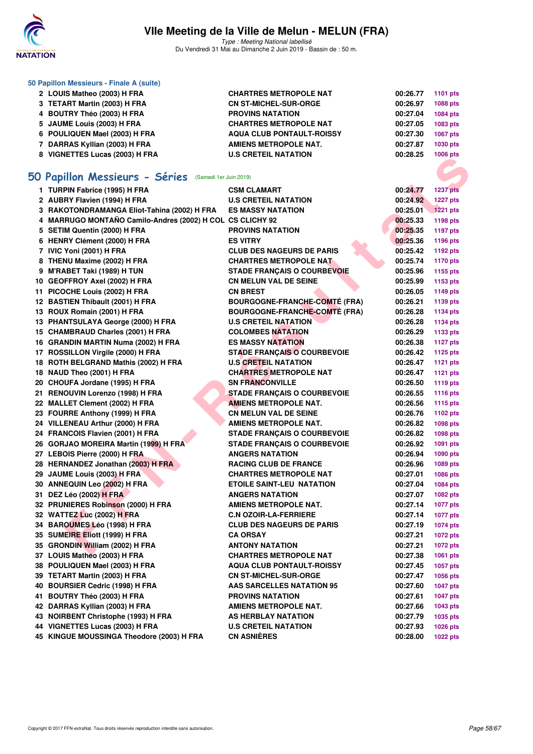### 50 Papillon Messieurs - Finale A (suite)

| | | | | |
|---|---|---|---|---|
| 2 | LOUIS Matheo (2003) H FRA | CHARTRES METROPOLE NAT | 00:26.77 | 1101 pts |
| 3 | TETART Martin (2003) H FRA | CN ST-MICHEL-SUR-ORGE | 00:26.97 | 1088 pts |
| 4 | BOUTRY Théo (2003) H FRA | PROVINS NATATION | 00:27.04 | 1084 pts |
| 5 | JAUME Louis (2003) H FRA | CHARTRES METROPOLE NAT | 00:27.05 | 1083 pts |
| 6 | POULIQUEN Mael (2003) H FRA | AQUA CLUB PONTAULT-ROISSY | 00:27.30 | 1067 pts |
| 7 | DARRAS Kyllian (2003) H FRA | AMIENS METROPOLE NAT. | 00:27.87 | 1030 pts |
| 8 | VIGNETTES Lucas (2003) H FRA | U.S CRETEIL NATATION | 00:28.25 | 1006 pts |

## 50 Papillon Messieurs - Séries (Samedi 1er Juin 2019)

| | | | | |
|---|---|---|---|---|
| 1 | TURPIN Fabrice (1995) H FRA | CSM CLAMART | 00:24.77 | 1237 pts |
| 2 | AUBRY Flavien (1994) H FRA | U.S CRETEIL NATATION | 00:24.92 | 1227 pts |
| 3 | RAKOTONDRAMANGA Eliot-Tahina (2002) H FRA | ES MASSY NATATION | 00:25.01 | 1221 pts |
| 4 | MARRUGO MONTAÑO Camilo-Andres (2002) H COL | CS CLICHY 92 | 00:25.33 | 1198 pts |
| 5 | SETIM Quentin (2000) H FRA | PROVINS NATATION | 00:25.35 | 1197 pts |
| 6 | HENRY Clément (2000) H FRA | ES VITRY | 00:25.36 | 1196 pts |
| 7 | IVIC Yoni (2001) H FRA | CLUB DES NAGEURS DE PARIS | 00:25.42 | 1192 pts |
| 8 | THENU Maxime (2002) H FRA | CHARTRES METROPOLE NAT | 00:25.74 | 1170 pts |
| 9 | M'RABET Taki (1989) H TUN | STADE FRANÇAIS O COURBEVOIE | 00:25.96 | 1155 pts |
| 10 | GEOFFROY Axel (2002) H FRA | CN MELUN VAL DE SEINE | 00:25.99 | 1153 pts |
| 11 | PICOCHE Louis (2002) H FRA | CN BREST | 00:26.05 | 1149 pts |
| 12 | BASTIEN Thibault (2001) H FRA | BOURGOGNE-FRANCHE-COMTÉ (FRA) | 00:26.21 | 1139 pts |
| 13 | ROUX Romain (2001) H FRA | BOURGOGNE-FRANCHE-COMTÉ (FRA) | 00:26.28 | 1134 pts |
| 13 | PHANTSULAYA George (2000) H FRA | U.S CRETEIL NATATION | 00:26.28 | 1134 pts |
| 15 | CHAMBRAUD Charles (2001) H FRA | COLOMBES NATATION | 00:26.29 | 1133 pts |
| 16 | GRANDIN MARTIN Numa (2002) H FRA | ES MASSY NATATION | 00:26.38 | 1127 pts |
| 17 | ROSSILLON Virgile (2000) H FRA | STADE FRANÇAIS O COURBEVOIE | 00:26.42 | 1125 pts |
| 18 | ROTH BELGRAND Mathis (2002) H FRA | U.S CRETEIL NATATION | 00:26.47 | 1121 pts |
| 18 | NAUD Theo (2001) H FRA | CHARTRES METROPOLE NAT | 00:26.47 | 1121 pts |
| 20 | CHOUFA Jordane (1995) H FRA | SN FRANCONVILLE | 00:26.50 | 1119 pts |
| 21 | RENOUVIN Lorenzo (1998) H FRA | STADE FRANÇAIS O COURBEVOIE | 00:26.55 | 1116 pts |
| 22 | MALLET Clement (2002) H FRA | AMIENS METROPOLE NAT. | 00:26.56 | 1115 pts |
| 23 | FOURRE Anthony (1999) H FRA | CN MELUN VAL DE SEINE | 00:26.76 | 1102 pts |
| 24 | VILLENEAU Arthur (2000) H FRA | AMIENS METROPOLE NAT. | 00:26.82 | 1098 pts |
| 24 | FRANCOIS Flavien (2001) H FRA | STADE FRANÇAIS O COURBEVOIE | 00:26.82 | 1098 pts |
| 26 | GORJAO MOREIRA Martin (1999) H FRA | STADE FRANÇAIS O COURBEVOIE | 00:26.92 | 1091 pts |
| 27 | LEBOIS Pierre (2000) H FRA | ANGERS NATATION | 00:26.94 | 1090 pts |
| 28 | HERNANDEZ Jonathan (2003) H FRA | RACING CLUB DE FRANCE | 00:26.96 | 1089 pts |
| 29 | JAUME Louis (2003) H FRA | CHARTRES METROPOLE NAT | 00:27.01 | 1086 pts |
| 30 | ANNEQUIN Leo (2002) H FRA | ETOILE SAINT-LEU NATATION | 00:27.04 | 1084 pts |
| 31 | DEZ Léo (2002) H FRA | ANGERS NATATION | 00:27.07 | 1082 pts |
| 32 | PRUNIERES Robinson (2000) H FRA | AMIENS METROPOLE NAT. | 00:27.14 | 1077 pts |
| 32 | WATTEZ Luc (2002) H FRA | C.N OZOIR-LA-FERRIERE | 00:27.14 | 1077 pts |
| 34 | BAROUMES Léo (1998) H FRA | CLUB DES NAGEURS DE PARIS | 00:27.19 | 1074 pts |
| 35 | SUMEIRE Eliott (1999) H FRA | CA ORSAY | 00:27.21 | 1072 pts |
| 35 | GRONDIN William (2002) H FRA | ANTONY NATATION | 00:27.21 | 1072 pts |
| 37 | LOUIS Matheo (2003) H FRA | CHARTRES METROPOLE NAT | 00:27.38 | 1061 pts |
| 38 | POULIQUEN Mael (2003) H FRA | AQUA CLUB PONTAULT-ROISSY | 00:27.45 | 1057 pts |
| 39 | TETART Martin (2003) H FRA | CN ST-MICHEL-SUR-ORGE | 00:27.47 | 1056 pts |
| 40 | BOURSIER Cedric (1998) H FRA | AAS SARCELLES NATATION 95 | 00:27.60 | 1047 pts |
| 41 | BOUTRY Théo (2003) H FRA | PROVINS NATATION | 00:27.61 | 1047 pts |
| 42 | DARRAS Kyllian (2003) H FRA | AMIENS METROPOLE NAT. | 00:27.66 | 1043 pts |
| 43 | NOIRBENT Christophe (1993) H FRA | AS HERBLAY NATATION | 00:27.79 | 1035 pts |
| 44 | VIGNETTES Lucas (2003) H FRA | U.S CRETEIL NATATION | 00:27.93 | 1026 pts |
| 45 | KINGUE MOUSSINGA Theodore (2003) H FRA | CN ASNIÈRES | 00:28.00 | 1022 pts |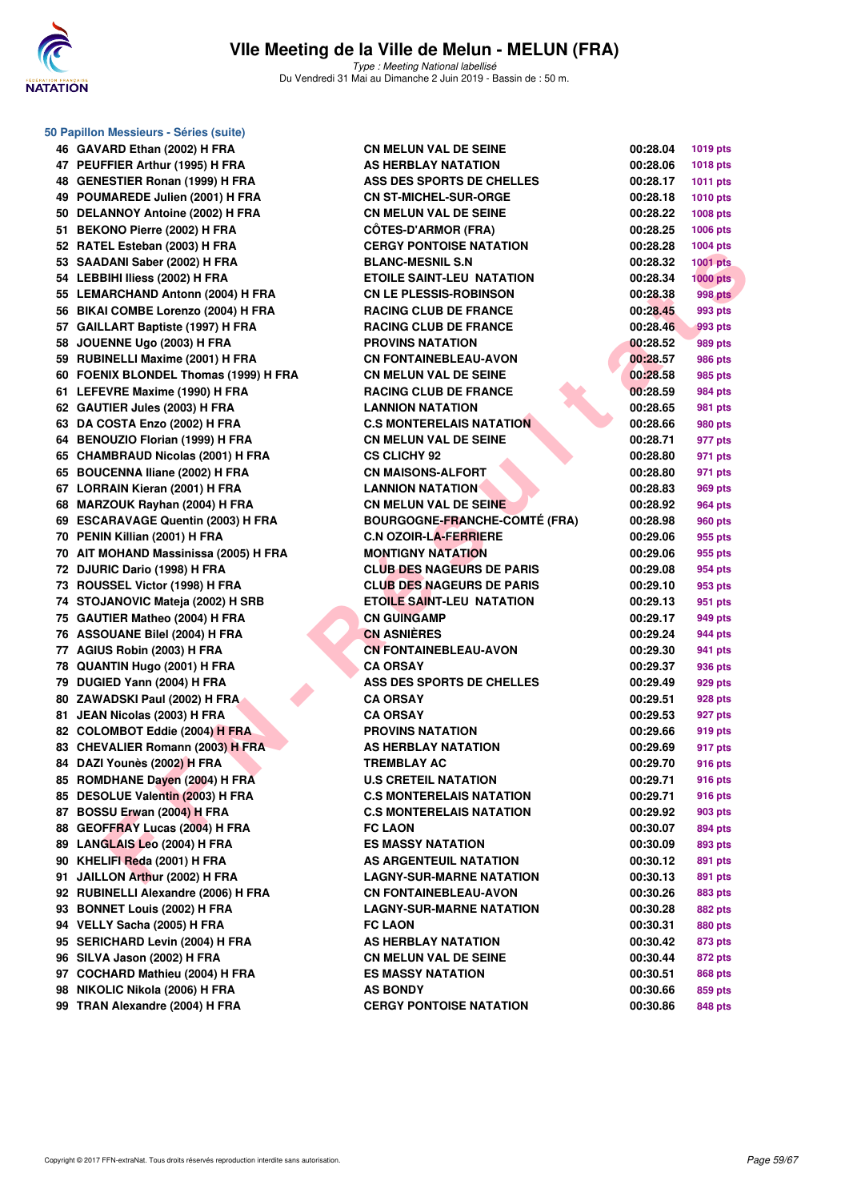# VIIe Meeting de la Ville de Melun - MELUN (FRA)

*Type : Meeting National labellisé*

Du Vendredi 31 Mai au Dimanche 2 Juin 2019 - Bassin de : 50 m.

## 50 Papillon Messieurs - Séries (suite)

| | | | | |
|---|---|---|---|---|
| 46 | GAVARD Ethan (2002) H FRA | CN MELUN VAL DE SEINE | 00:28.04 | 1019 pts |
| 47 | PEUFFIER Arthur (1995) H FRA | AS HERBLAY NATATION | 00:28.06 | 1018 pts |
| 48 | GENESTIER Ronan (1999) H FRA | ASS DES SPORTS DE CHELLES | 00:28.17 | 1011 pts |
| 49 | POUMAREDE Julien (2001) H FRA | CN ST-MICHEL-SUR-ORGE | 00:28.18 | 1010 pts |
| 50 | DELANNOY Antoine (2002) H FRA | CN MELUN VAL DE SEINE | 00:28.22 | 1008 pts |
| 51 | BEKONO Pierre (2002) H FRA | CÔTES-D'ARMOR (FRA) | 00:28.25 | 1006 pts |
| 52 | RATEL Esteban (2003) H FRA | CERGY PONTOISE NATATION | 00:28.28 | 1004 pts |
| 53 | SAADANI Saber (2002) H FRA | BLANC-MESNIL S.N | 00:28.32 | 1001 pts |
| 54 | LEBBIHI Iliess (2002) H FRA | ETOILE SAINT-LEU NATATION | 00:28.34 | 1000 pts |
| 55 | LEMARCHAND Antonn (2004) H FRA | CN LE PLESSIS-ROBINSON | 00:28.38 | 998 pts |
| 56 | BIKAI COMBE Lorenzo (2004) H FRA | RACING CLUB DE FRANCE | 00:28.45 | 993 pts |
| 57 | GAILLART Baptiste (1997) H FRA | RACING CLUB DE FRANCE | 00:28.46 | 993 pts |
| 58 | JOUENNE Ugo (2003) H FRA | PROVINS NATATION | 00:28.52 | 989 pts |
| 59 | RUBINELLI Maxime (2001) H FRA | CN FONTAINEBLEAU-AVON | 00:28.57 | 986 pts |
| 60 | FOENIX BLONDEL Thomas (1999) H FRA | CN MELUN VAL DE SEINE | 00:28.58 | 985 pts |
| 61 | LEFEVRE Maxime (1990) H FRA | RACING CLUB DE FRANCE | 00:28.59 | 984 pts |
| 62 | GAUTIER Jules (2003) H FRA | LANNION NATATION | 00:28.65 | 981 pts |
| 63 | DA COSTA Enzo (2002) H FRA | C.S MONTERELAIS NATATION | 00:28.66 | 980 pts |
| 64 | BENOUZIO Florian (1999) H FRA | CN MELUN VAL DE SEINE | 00:28.71 | 977 pts |
| 65 | CHAMBRAUD Nicolas (2001) H FRA | CS CLICHY 92 | 00:28.80 | 971 pts |
| 65 | BOUCENNA Iliane (2002) H FRA | CN MAISONS-ALFORT | 00:28.80 | 971 pts |
| 67 | LORRAIN Kieran (2001) H FRA | LANNION NATATION | 00:28.83 | 969 pts |
| 68 | MARZOUK Rayhan (2004) H FRA | CN MELUN VAL DE SEINE | 00:28.92 | 964 pts |
| 69 | ESCARAVAGE Quentin (2003) H FRA | BOURGOGNE-FRANCHE-COMTÉ (FRA) | 00:28.98 | 960 pts |
| 70 | PENIN Killian (2001) H FRA | C.N OZOIR-LA-FERRIERE | 00:29.06 | 955 pts |
| 70 | AIT MOHAND Massinissa (2005) H FRA | MONTIGNY NATATION | 00:29.06 | 955 pts |
| 72 | DJURIC Dario (1998) H FRA | CLUB DES NAGEURS DE PARIS | 00:29.08 | 954 pts |
| 73 | ROUSSEL Victor (1998) H FRA | CLUB DES NAGEURS DE PARIS | 00:29.10 | 953 pts |
| 74 | STOJANOVIC Mateja (2002) H SRB | ETOILE SAINT-LEU NATATION | 00:29.13 | 951 pts |
| 75 | GAUTIER Matheo (2004) H FRA | CN GUINGAMP | 00:29.17 | 949 pts |
| 76 | ASSOUANE Bilel (2004) H FRA | CN ASNIÈRES | 00:29.24 | 944 pts |
| 77 | AGIUS Robin (2003) H FRA | CN FONTAINEBLEAU-AVON | 00:29.30 | 941 pts |
| 78 | QUANTIN Hugo (2001) H FRA | CA ORSAY | 00:29.37 | 936 pts |
| 79 | DUGIED Yann (2004) H FRA | ASS DES SPORTS DE CHELLES | 00:29.49 | 929 pts |
| 80 | ZAWADSKI Paul (2002) H FRA | CA ORSAY | 00:29.51 | 928 pts |
| 81 | JEAN Nicolas (2003) H FRA | CA ORSAY | 00:29.53 | 927 pts |
| 82 | COLOMBOT Eddie (2004) H FRA | PROVINS NATATION | 00:29.66 | 919 pts |
| 83 | CHEVALIER Romann (2003) H FRA | AS HERBLAY NATATION | 00:29.69 | 917 pts |
| 84 | DAZI Younès (2002) H FRA | TREMBLAY AC | 00:29.70 | 916 pts |
| 85 | ROMDHANE Dayen (2004) H FRA | U.S CRETEIL NATATION | 00:29.71 | 916 pts |
| 85 | DESOLUE Valentin (2003) H FRA | C.S MONTERELAIS NATATION | 00:29.71 | 916 pts |
| 87 | BOSSU Erwan (2004) H FRA | C.S MONTERELAIS NATATION | 00:29.92 | 903 pts |
| 88 | GEOFFRAY Lucas (2004) H FRA | FC LAON | 00:30.07 | 894 pts |
| 89 | LANGLAIS Leo (2004) H FRA | ES MASSY NATATION | 00:30.09 | 893 pts |
| 90 | KHELIFI Reda (2001) H FRA | AS ARGENTEUIL NATATION | 00:30.12 | 891 pts |
| 91 | JAILLON Arthur (2002) H FRA | LAGNY-SUR-MARNE NATATION | 00:30.13 | 891 pts |
| 92 | RUBINELLI Alexandre (2006) H FRA | CN FONTAINEBLEAU-AVON | 00:30.26 | 883 pts |
| 93 | BONNET Louis (2002) H FRA | LAGNY-SUR-MARNE NATATION | 00:30.28 | 882 pts |
| 94 | VELLY Sacha (2005) H FRA | FC LAON | 00:30.31 | 880 pts |
| 95 | SERICHARD Levin (2004) H FRA | AS HERBLAY NATATION | 00:30.42 | 873 pts |
| 96 | SILVA Jason (2002) H FRA | CN MELUN VAL DE SEINE | 00:30.44 | 872 pts |
| 97 | COCHARD Mathieu (2004) H FRA | ES MASSY NATATION | 00:30.51 | 868 pts |
| 98 | NIKOLIC Nikola (2006) H FRA | AS BONDY | 00:30.66 | 859 pts |
| 99 | TRAN Alexandre (2004) H FRA | CERGY PONTOISE NATATION | 00:30.86 | 848 pts |

Copyright © 2017 FFN-extraNat. Tous droits réservés reproduction interdite sans autorisation.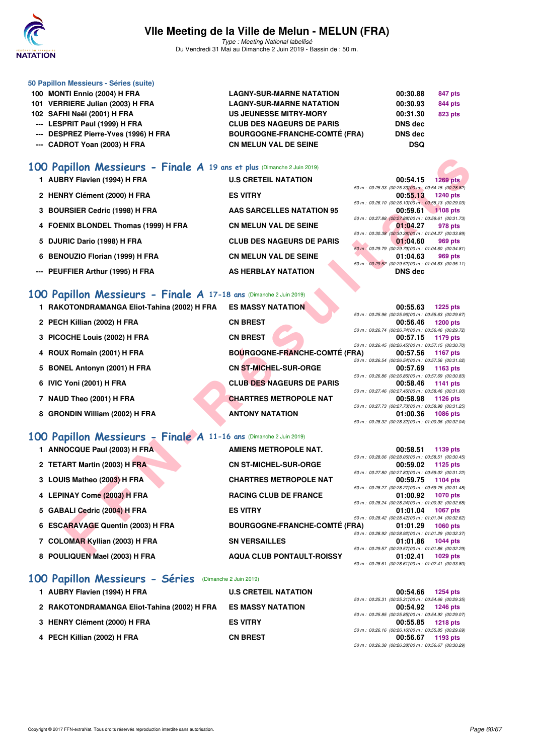# VIIe Meeting de la Ville de Melun - MELUN (FRA)

*Type : Meeting National labellisé*

Du Vendredi 31 Mai au Dimanche 2 Juin 2019 - Bassin de : 50 m.

## 50 Papillon Messieurs - Séries (suite)

| | Nom | Club | Temps | Points |
|---|---|---|---|---|
| 100 | MONTI Ennio (2004) H FRA | LAGNY-SUR-MARNE NATATION | 00:30.88 | 847 pts |
| 101 | VERRIERE Julian (2003) H FRA | LAGNY-SUR-MARNE NATATION | 00:30.93 | 844 pts |
| 102 | SAFHI Naël (2001) H FRA | US JEUNESSE MITRY-MORY | 00:31.30 | 823 pts |
| --- | LESPRIT Paul (1999) H FRA | CLUB DES NAGEURS DE PARIS | DNS dec | |
| --- | DESPREZ Pierre-Yves (1996) H FRA | BOURGOGNE-FRANCHE-COMTÉ (FRA) | DNS dec | |
| --- | CADROT Yoan (2003) H FRA | CN MELUN VAL DE SEINE | DSQ | |

## 100 Papillon Messieurs - Finale A 19 ans et plus (Dimanche 2 Juin 2019)

| | Nom | Club | Temps | Points | Splits |
|---|---|---|---|---|---|
| 1 | AUBRY Flavien (1994) H FRA | U.S CRETEIL NATATION | 00:54.15 | 1269 pts | 50 m : 00:25.33 (00:25.33) 100 m : 00:54.15 (00:28.82) |
| 2 | HENRY Clément (2000) H FRA | ES VITRY | 00:55.13 | 1240 pts | 50 m : 00:26.10 (00:26.10) 100 m : 00:55.13 (00:29.03) |
| 3 | BOURSIER Cedric (1998) H FRA | AAS SARCELLES NATATION 95 | 00:59.61 | 1108 pts | 50 m : 00:27.88 (00:27.88) 100 m : 00:59.61 (00:31.73) |
| 4 | FOENIX BLONDEL Thomas (1999) H FRA | CN MELUN VAL DE SEINE | 01:04.27 | 978 pts | 50 m : 00:30.38 (00:30.38) 100 m : 01:04.27 (00:33.89) |
| 5 | DJURIC Dario (1998) H FRA | CLUB DES NAGEURS DE PARIS | 01:04.60 | 969 pts | 50 m : 00:29.79 (00:29.79) 100 m : 01:04.60 (00:34.81) |
| 6 | BENOUZIO Florian (1999) H FRA | CN MELUN VAL DE SEINE | 01:04.63 | 969 pts | 50 m : 00:29.52 (00:29.52) 100 m : 01:04.63 (00:35.11) |
| --- | PEUFFIER Arthur (1995) H FRA | AS HERBLAY NATATION | DNS dec | | |

## 100 Papillon Messieurs - Finale A 17-18 ans (Dimanche 2 Juin 2019)

| | Nom | Club | Temps | Points | Splits |
|---|---|---|---|---|---|
| 1 | RAKOTONDRAMANGA Eliot-Tahina (2002) H FRA | ES MASSY NATATION | 00:55.63 | 1225 pts | 50 m : 00:25.96 (00:25.96) 100 m : 00:55.63 (00:29.67) |
| 2 | PECH Killian (2002) H FRA | CN BREST | 00:56.46 | 1200 pts | 50 m : 00:26.74 (00:26.74) 100 m : 00:56.46 (00:29.72) |
| 3 | PICOCHE Louis (2002) H FRA | CN BREST | 00:57.15 | 1179 pts | 50 m : 00:26.45 (00:26.45) 100 m : 00:57.15 (00:30.70) |
| 4 | ROUX Romain (2001) H FRA | BOURGOGNE-FRANCHE-COMTÉ (FRA) | 00:57.56 | 1167 pts | 50 m : 00:26.54 (00:26.54) 100 m : 00:57.56 (00:31.02) |
| 5 | BONEL Antonyn (2001) H FRA | CN ST-MICHEL-SUR-ORGE | 00:57.69 | 1163 pts | 50 m : 00:26.86 (00:26.86) 100 m : 00:57.69 (00:30.83) |
| 6 | IVIC Yoni (2001) H FRA | CLUB DES NAGEURS DE PARIS | 00:58.46 | 1141 pts | 50 m : 00:27.46 (00:27.46) 100 m : 00:58.46 (00:31.00) |
| 7 | NAUD Theo (2001) H FRA | CHARTRES METROPOLE NAT | 00:58.98 | 1126 pts | 50 m : 00:27.73 (00:27.73) 100 m : 00:58.98 (00:31.25) |
| 8 | GRONDIN William (2002) H FRA | ANTONY NATATION | 01:00.36 | 1086 pts | 50 m : 00:28.32 (00:28.32) 100 m : 01:00.36 (00:32.04) |

## 100 Papillon Messieurs - Finale A 11-16 ans (Dimanche 2 Juin 2019)

| | Nom | Club | Temps | Points | Splits |
|---|---|---|---|---|---|
| 1 | ANNOCQUE Paul (2003) H FRA | AMIENS METROPOLE NAT. | 00:58.51 | 1139 pts | 50 m : 00:28.06 (00:28.06) 100 m : 00:58.51 (00:30.45) |
| 2 | TETART Martin (2003) H FRA | CN ST-MICHEL-SUR-ORGE | 00:59.02 | 1125 pts | 50 m : 00:27.80 (00:27.80) 100 m : 00:59.02 (00:31.22) |
| 3 | LOUIS Matheo (2003) H FRA | CHARTRES METROPOLE NAT | 00:59.75 | 1104 pts | 50 m : 00:28.27 (00:28.27) 100 m : 00:59.75 (00:31.48) |
| 4 | LEPINAY Come (2003) H FRA | RACING CLUB DE FRANCE | 01:00.92 | 1070 pts | 50 m : 00:28.24 (00:28.24) 100 m : 01:00.92 (00:32.68) |
| 5 | GABALI Cedric (2004) H FRA | ES VITRY | 01:01.04 | 1067 pts | 50 m : 00:28.42 (00:28.42) 100 m : 01:01.04 (00:32.62) |
| 6 | ESCARAVAGE Quentin (2003) H FRA | BOURGOGNE-FRANCHE-COMTÉ (FRA) | 01:01.29 | 1060 pts | 50 m : 00:28.92 (00:28.92) 100 m : 01:01.29 (00:32.37) |
| 7 | COLOMAR Kyllian (2003) H FRA | SN VERSAILLES | 01:01.86 | 1044 pts | 50 m : 00:29.57 (00:29.57) 100 m : 01:01.86 (00:32.29) |
| 8 | POULIQUEN Mael (2003) H FRA | AQUA CLUB PONTAULT-ROISSY | 01:02.41 | 1029 pts | 50 m : 00:28.61 (00:28.61) 100 m : 01:02.41 (00:33.80) |

## 100 Papillon Messieurs - Séries (Dimanche 2 Juin 2019)

| | Nom | Club | Temps | Points | Splits |
|---|---|---|---|---|---|
| 1 | AUBRY Flavien (1994) H FRA | U.S CRETEIL NATATION | 00:54.66 | 1254 pts | 50 m : 00:25.31 (00:25.31) 100 m : 00:54.66 (00:29.35) |
| 2 | RAKOTONDRAMANGA Eliot-Tahina (2002) H FRA | ES MASSY NATATION | 00:54.92 | 1246 pts | 50 m : 00:25.85 (00:25.85) 100 m : 00:54.92 (00:29.07) |
| 3 | HENRY Clément (2000) H FRA | ES VITRY | 00:55.85 | 1218 pts | 50 m : 00:26.16 (00:26.16) 100 m : 00:55.85 (00:29.69) |
| 4 | PECH Killian (2002) H FRA | CN BREST | 00:56.67 | 1193 pts | 50 m : 00:26.38 (00:26.38) 100 m : 00:56.67 (00:30.29) |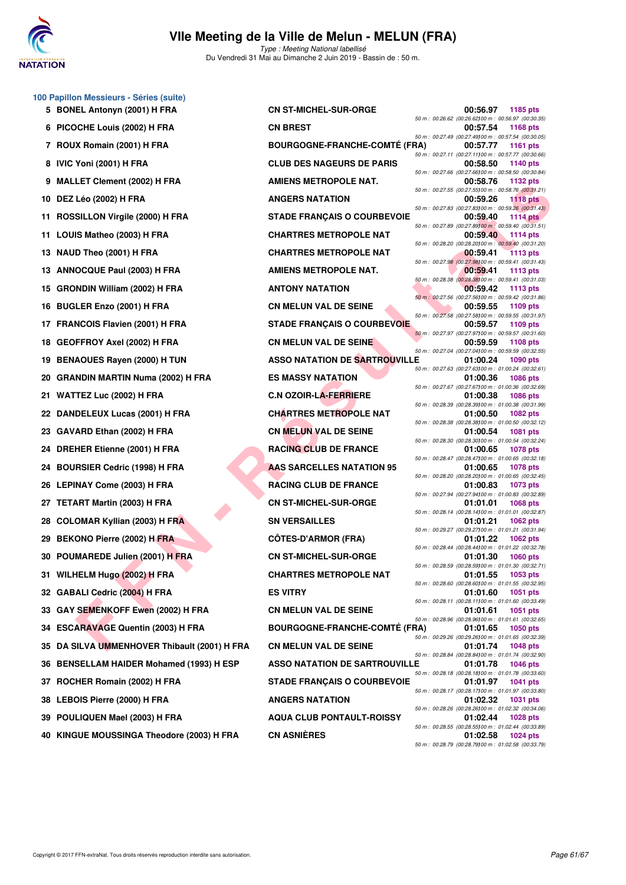### 100 Papillon Messieurs - Séries (suite)

| Rang | Nom | Club | Temps | Points | Splits |
|---|---|---|---|---|---|
| 5 | BONEL Antonyn (2001) H FRA | CN ST-MICHEL-SUR-ORGE | 00:56.97 | 1185 pts | 50 m : 00:26.62 (00:26.62) 100 m : 00:56.97 (00:30.35) |
| 6 | PICOCHE Louis (2002) H FRA | CN BREST | 00:57.54 | 1168 pts | 50 m : 00:27.49 (00:27.49) 100 m : 00:57.54 (00:30.05) |
| 7 | ROUX Romain (2001) H FRA | BOURGOGNE-FRANCHE-COMTÉ (FRA) | 00:57.77 | 1161 pts | 50 m : 00:27.11 (00:27.11) 100 m : 00:57.77 (00:30.66) |
| 8 | IVIC Yoni (2001) H FRA | CLUB DES NAGEURS DE PARIS | 00:58.50 | 1140 pts | 50 m : 00:27.66 (00:27.66) 100 m : 00:58.50 (00:30.84) |
| 9 | MALLET Clement (2002) H FRA | AMIENS METROPOLE NAT. | 00:58.76 | 1132 pts | 50 m : 00:27.55 (00:27.55) 100 m : 00:58.76 (00:31.21) |
| 10 | DEZ Léo (2002) H FRA | ANGERS NATATION | 00:59.26 | 1118 pts | 50 m : 00:27.83 (00:27.83) 100 m : 00:59.26 (00:31.43) |
| 11 | ROSSILLON Virgile (2000) H FRA | STADE FRANÇAIS O COURBEVOIE | 00:59.40 | 1114 pts | 50 m : 00:27.89 (00:27.89) 100 m : 00:59.40 (00:31.51) |
| 11 | LOUIS Matheo (2003) H FRA | CHARTRES METROPOLE NAT | 00:59.40 | 1114 pts | 50 m : 00:28.20 (00:28.20) 100 m : 00:59.40 (00:31.20) |
| 13 | NAUD Theo (2001) H FRA | CHARTRES METROPOLE NAT | 00:59.41 | 1113 pts | 50 m : 00:27.98 (00:27.98) 100 m : 00:59.41 (00:31.43) |
| 13 | ANNOCQUE Paul (2003) H FRA | AMIENS METROPOLE NAT. | 00:59.41 | 1113 pts | 50 m : 00:28.38 (00:28.38) 100 m : 00:59.41 (00:31.03) |
| 15 | GRONDIN William (2002) H FRA | ANTONY NATATION | 00:59.42 | 1113 pts | 50 m : 00:27.56 (00:27.56) 100 m : 00:59.42 (00:31.86) |
| 16 | BUGLER Enzo (2001) H FRA | CN MELUN VAL DE SEINE | 00:59.55 | 1109 pts | 50 m : 00:27.58 (00:27.58) 100 m : 00:59.55 (00:31.97) |
| 17 | FRANCOIS Flavien (2001) H FRA | STADE FRANÇAIS O COURBEVOIE | 00:59.57 | 1109 pts | 50 m : 00:27.97 (00:27.97) 100 m : 00:59.57 (00:31.60) |
| 18 | GEOFFROY Axel (2002) H FRA | CN MELUN VAL DE SEINE | 00:59.59 | 1108 pts | 50 m : 00:27.04 (00:27.04) 100 m : 00:59.59 (00:32.55) |
| 19 | BENAOUES Rayen (2000) H TUN | ASSO NATATION DE SARTROUVILLE | 01:00.24 | 1090 pts | 50 m : 00:27.63 (00:27.63) 100 m : 01:00.24 (00:32.61) |
| 20 | GRANDIN MARTIN Numa (2002) H FRA | ES MASSY NATATION | 01:00.36 | 1086 pts | 50 m : 00:27.67 (00:27.67) 100 m : 01:00.36 (00:32.69) |
| 21 | WATTEZ Luc (2002) H FRA | C.N OZOIR-LA-FERRIERE | 01:00.38 | 1086 pts | 50 m : 00:28.39 (00:28.39) 100 m : 01:00.38 (00:31.99) |
| 22 | DANDELEUX Lucas (2001) H FRA | CHARTRES METROPOLE NAT | 01:00.50 | 1082 pts | 50 m : 00:28.38 (00:28.38) 100 m : 01:00.50 (00:32.12) |
| 23 | GAVARD Ethan (2002) H FRA | CN MELUN VAL DE SEINE | 01:00.54 | 1081 pts | 50 m : 00:28.30 (00:28.30) 100 m : 01:00.54 (00:32.24) |
| 24 | DREHER Etienne (2001) H FRA | RACING CLUB DE FRANCE | 01:00.65 | 1078 pts | 50 m : 00:28.47 (00:28.47) 100 m : 01:00.65 (00:32.18) |
| 24 | BOURSIER Cedric (1998) H FRA | AAS SARCELLES NATATION 95 | 01:00.65 | 1078 pts | 50 m : 00:28.20 (00:28.20) 100 m : 01:00.65 (00:32.45) |
| 26 | LEPINAY Come (2003) H FRA | RACING CLUB DE FRANCE | 01:00.83 | 1073 pts | 50 m : 00:27.94 (00:27.94) 100 m : 01:00.83 (00:32.89) |
| 27 | TETART Martin (2003) H FRA | CN ST-MICHEL-SUR-ORGE | 01:01.01 | 1068 pts | 50 m : 00:28.14 (00:28.14) 100 m : 01:01.01 (00:32.87) |
| 28 | COLOMAR Kyllian (2003) H FRA | SN VERSAILLES | 01:01.21 | 1062 pts | 50 m : 00:29.27 (00:29.27) 100 m : 01:01.21 (00:31.94) |
| 29 | BEKONO Pierre (2002) H FRA | CÔTES-D'ARMOR (FRA) | 01:01.22 | 1062 pts | 50 m : 00:28.44 (00:28.44) 100 m : 01:01.22 (00:32.78) |
| 30 | POUMAREDE Julien (2001) H FRA | CN ST-MICHEL-SUR-ORGE | 01:01.30 | 1060 pts | 50 m : 00:28.59 (00:28.59) 100 m : 01:01.30 (00:32.71) |
| 31 | WILHELM Hugo (2002) H FRA | CHARTRES METROPOLE NAT | 01:01.55 | 1053 pts | 50 m : 00:28.60 (00:28.60) 100 m : 01:01.55 (00:32.95) |
| 32 | GABALI Cedric (2004) H FRA | ES VITRY | 01:01.60 | 1051 pts | 50 m : 00:28.11 (00:28.11) 100 m : 01:01.60 (00:33.49) |
| 33 | GAY SEMENKOFF Ewen (2002) H FRA | CN MELUN VAL DE SEINE | 01:01.61 | 1051 pts | 50 m : 00:28.96 (00:28.96) 100 m : 01:01.61 (00:32.65) |
| 34 | ESCARAVAGE Quentin (2003) H FRA | BOURGOGNE-FRANCHE-COMTÉ (FRA) | 01:01.65 | 1050 pts | 50 m : 00:29.26 (00:29.26) 100 m : 01:01.65 (00:32.39) |
| 35 | DA SILVA UMMENHOVER Thibault (2001) H FRA | CN MELUN VAL DE SEINE | 01:01.74 | 1048 pts | 50 m : 00:28.84 (00:28.84) 100 m : 01:01.74 (00:32.90) |
| 36 | BENSELLAM HAIDER Mohamed (1993) H ESP | ASSO NATATION DE SARTROUVILLE | 01:01.78 | 1046 pts | 50 m : 00:28.18 (00:28.18) 100 m : 01:01.78 (00:33.60) |
| 37 | ROCHER Romain (2002) H FRA | STADE FRANÇAIS O COURBEVOIE | 01:01.97 | 1041 pts | 50 m : 00:28.17 (00:28.17) 100 m : 01:01.97 (00:33.80) |
| 38 | LEBOIS Pierre (2000) H FRA | ANGERS NATATION | 01:02.32 | 1031 pts | 50 m : 00:28.26 (00:28.26) 100 m : 01:02.32 (00:34.06) |
| 39 | POULIQUEN Mael (2003) H FRA | AQUA CLUB PONTAULT-ROISSY | 01:02.44 | 1028 pts | 50 m : 00:28.55 (00:28.55) 100 m : 01:02.44 (00:33.89) |
| 40 | KINGUE MOUSSINGA Theodore (2003) H FRA | CN ASNIÈRES | 01:02.58 | 1024 pts | 50 m : 00:28.79 (00:28.79) 100 m : 01:02.58 (00:33.79) |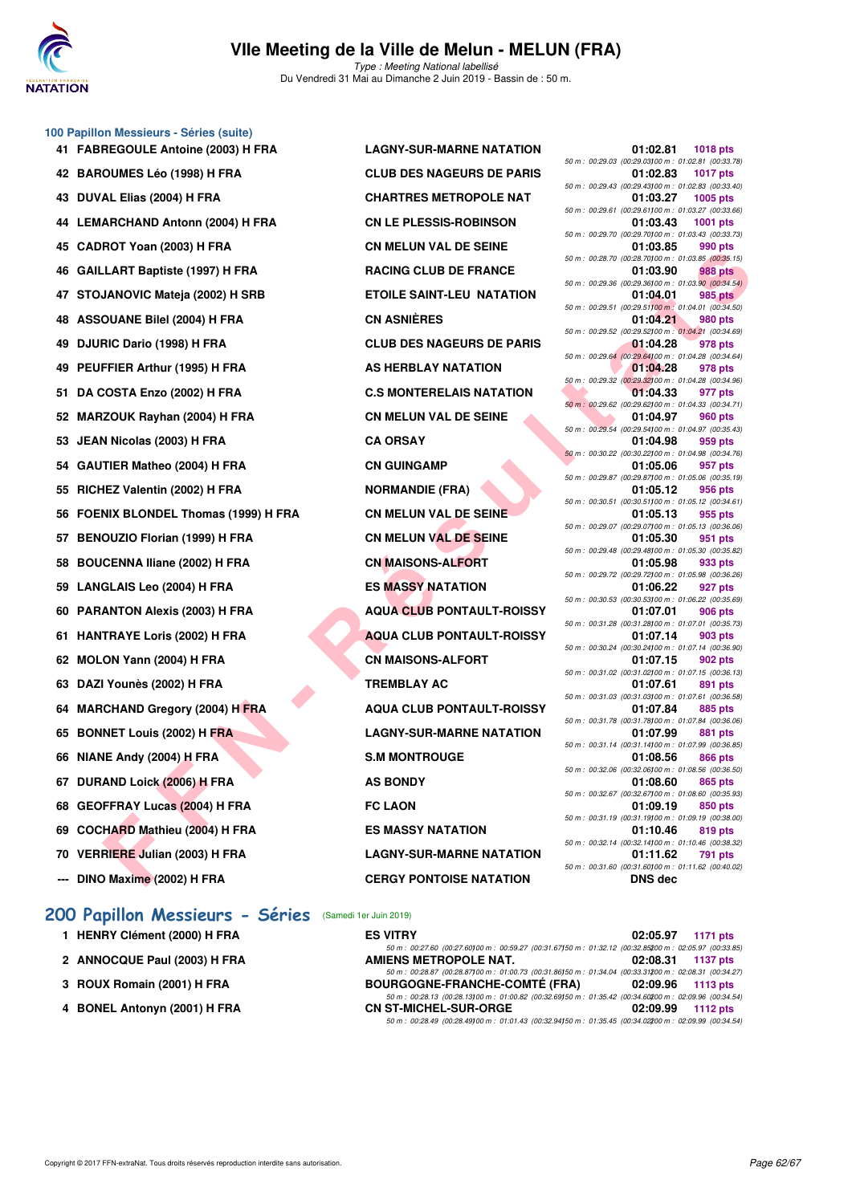# VIIe Meeting de la Ville de Melun - MELUN (FRA)

*Type : Meeting National labellisé*

Du Vendredi 31 Mai au Dimanche 2 Juin 2019 - Bassin de : 50 m.

## 100 Papillon Messieurs - Séries (suite)

| Rang | Nom | Club | Temps | Points |
|---|---|---|---|---|
| 41 | FABREGOULE Antoine (2003) H FRA | LAGNY-SUR-MARNE NATATION | 01:02.81 | 1018 pts |
| | | 50 m : 00:29.03 (00:29.03) 100 m : 01:02.81 (00:33.78) | | |
| 42 | BAROUMES Léo (1998) H FRA | CLUB DES NAGEURS DE PARIS | 01:02.83 | 1017 pts |
| | | 50 m : 00:29.43 (00:29.43) 100 m : 01:02.83 (00:33.40) | | |
| 43 | DUVAL Elias (2004) H FRA | CHARTRES METROPOLE NAT | 01:03.27 | 1005 pts |
| | | 50 m : 00:29.61 (00:29.61) 100 m : 01:03.27 (00:33.66) | | |
| 44 | LEMARCHAND Antonn (2004) H FRA | CN LE PLESSIS-ROBINSON | 01:03.43 | 1001 pts |
| | | 50 m : 00:29.70 (00:29.70) 100 m : 01:03.43 (00:33.73) | | |
| 45 | CADROT Yoan (2003) H FRA | CN MELUN VAL DE SEINE | 01:03.85 | 990 pts |
| | | 50 m : 00:28.70 (00:28.70) 100 m : 01:03.85 (00:35.15) | | |
| 46 | GAILLART Baptiste (1997) H FRA | RACING CLUB DE FRANCE | 01:03.90 | 988 pts |
| | | 50 m : 00:29.36 (00:29.36) 100 m : 01:03.90 (00:34.54) | | |
| 47 | STOJANOVIC Mateja (2002) H SRB | ETOILE SAINT-LEU NATATION | 01:04.01 | 985 pts |
| | | 50 m : 00:29.51 (00:29.51) 100 m : 01:04.01 (00:34.50) | | |
| 48 | ASSOUANE Bilel (2004) H FRA | CN ASNIÈRES | 01:04.21 | 980 pts |
| | | 50 m : 00:29.52 (00:29.52) 100 m : 01:04.21 (00:34.69) | | |
| 49 | DJURIC Dario (1998) H FRA | CLUB DES NAGEURS DE PARIS | 01:04.28 | 978 pts |
| | | 50 m : 00:29.64 (00:29.64) 100 m : 01:04.28 (00:34.64) | | |
| 49 | PEUFFIER Arthur (1995) H FRA | AS HERBLAY NATATION | 01:04.28 | 978 pts |
| | | 50 m : 00:29.32 (00:29.32) 100 m : 01:04.28 (00:34.96) | | |
| 51 | DA COSTA Enzo (2002) H FRA | C.S MONTERELAIS NATATION | 01:04.33 | 977 pts |
| | | 50 m : 00:29.62 (00:29.62) 100 m : 01:04.33 (00:34.71) | | |
| 52 | MARZOUK Rayhan (2004) H FRA | CN MELUN VAL DE SEINE | 01:04.97 | 960 pts |
| | | 50 m : 00:29.54 (00:29.54) 100 m : 01:04.97 (00:35.43) | | |
| 53 | JEAN Nicolas (2003) H FRA | CA ORSAY | 01:04.98 | 959 pts |
| | | 50 m : 00:30.22 (00:30.22) 100 m : 01:04.98 (00:34.76) | | |
| 54 | GAUTIER Matheo (2004) H FRA | CN GUINGAMP | 01:05.06 | 957 pts |
| | | 50 m : 00:29.87 (00:29.87) 100 m : 01:05.06 (00:35.19) | | |
| 55 | RICHEZ Valentin (2002) H FRA | NORMANDIE (FRA) | 01:05.12 | 956 pts |
| | | 50 m : 00:30.51 (00:30.51) 100 m : 01:05.12 (00:34.61) | | |
| 56 | FOENIX BLONDEL Thomas (1999) H FRA | CN MELUN VAL DE SEINE | 01:05.13 | 955 pts |
| | | 50 m : 00:29.07 (00:29.07) 100 m : 01:05.13 (00:36.06) | | |
| 57 | BENOUZIO Florian (1999) H FRA | CN MELUN VAL DE SEINE | 01:05.30 | 951 pts |
| | | 50 m : 00:29.48 (00:29.48) 100 m : 01:05.30 (00:35.82) | | |
| 58 | BOUCENNA Iliane (2002) H FRA | CN MAISONS-ALFORT | 01:05.98 | 933 pts |
| | | 50 m : 00:29.72 (00:29.72) 100 m : 01:05.98 (00:36.26) | | |
| 59 | LANGLAIS Leo (2004) H FRA | ES MASSY NATATION | 01:06.22 | 927 pts |
| | | 50 m : 00:30.53 (00:30.53) 100 m : 01:06.22 (00:35.69) | | |
| 60 | PARANTON Alexis (2003) H FRA | AQUA CLUB PONTAULT-ROISSY | 01:07.01 | 906 pts |
| | | 50 m : 00:31.28 (00:31.28) 100 m : 01:07.01 (00:35.73) | | |
| 61 | HANTRAYE Loris (2002) H FRA | AQUA CLUB PONTAULT-ROISSY | 01:07.14 | 903 pts |
| | | 50 m : 00:30.24 (00:30.24) 100 m : 01:07.14 (00:36.90) | | |
| 62 | MOLON Yann (2004) H FRA | CN MAISONS-ALFORT | 01:07.15 | 902 pts |
| | | 50 m : 00:31.02 (00:31.02) 100 m : 01:07.15 (00:36.13) | | |
| 63 | DAZI Younès (2002) H FRA | TREMBLAY AC | 01:07.61 | 891 pts |
| | | 50 m : 00:31.03 (00:31.03) 100 m : 01:07.61 (00:36.58) | | |
| 64 | MARCHAND Gregory (2004) H FRA | AQUA CLUB PONTAULT-ROISSY | 01:07.84 | 885 pts |
| | | 50 m : 00:31.78 (00:31.78) 100 m : 01:07.84 (00:36.06) | | |
| 65 | BONNET Louis (2002) H FRA | LAGNY-SUR-MARNE NATATION | 01:07.99 | 881 pts |
| | | 50 m : 00:31.14 (00:31.14) 100 m : 01:07.99 (00:36.85) | | |
| 66 | NIANE Andy (2004) H FRA | S.M MONTROUGE | 01:08.56 | 866 pts |
| | | 50 m : 00:32.06 (00:32.06) 100 m : 01:08.56 (00:36.50) | | |
| 67 | DURAND Loick (2006) H FRA | AS BONDY | 01:08.60 | 865 pts |
| | | 50 m : 00:32.67 (00:32.67) 100 m : 01:08.60 (00:35.93) | | |
| 68 | GEOFFRAY Lucas (2004) H FRA | FC LAON | 01:09.19 | 850 pts |
| | | 50 m : 00:31.19 (00:31.19) 100 m : 01:09.19 (00:38.00) | | |
| 69 | COCHARD Mathieu (2004) H FRA | ES MASSY NATATION | 01:10.46 | 819 pts |
| | | 50 m : 00:32.14 (00:32.14) 100 m : 01:10.46 (00:38.32) | | |
| 70 | VERRIERE Julian (2003) H FRA | LAGNY-SUR-MARNE NATATION | 01:11.62 | 791 pts |
| | | 50 m : 00:31.60 (00:31.60) 100 m : 01:11.62 (00:40.02) | | |
| --- | DINO Maxime (2002) H FRA | CERGY PONTOISE NATATION | DNS dec | |

## 200 Papillon Messieurs - Séries (Samedi 1er Juin 2019)

| Rang | Nom | Club | Temps | Points |
|---|---|---|---|---|
| 1 | HENRY Clément (2000) H FRA | ES VITRY | 02:05.97 | 1171 pts |
| | | 50 m : 00:27.60 (00:27.60) 100 m : 00:59.27 (00:31.67) 150 m : 01:32.12 (00:32.85) 200 m : 02:05.97 (00:33.85) | | |
| 2 | ANNOCQUE Paul (2003) H FRA | AMIENS METROPOLE NAT. | 02:08.31 | 1137 pts |
| | | 50 m : 00:28.87 (00:28.87) 100 m : 01:00.73 (00:31.86) 150 m : 01:34.04 (00:33.31) 200 m : 02:08.31 (00:34.27) | | |
| 3 | ROUX Romain (2001) H FRA | BOURGOGNE-FRANCHE-COMTÉ (FRA) | 02:09.96 | 1113 pts |
| | | 50 m : 00:28.13 (00:28.13) 100 m : 01:00.82 (00:32.69) 150 m : 01:35.42 (00:34.60) 200 m : 02:09.96 (00:34.54) | | |
| 4 | BONEL Antonyn (2001) H FRA | CN ST-MICHEL-SUR-ORGE | 02:09.99 | 1112 pts |
| | | 50 m : 00:28.49 (00:28.49) 100 m : 01:01.43 (00:32.94) 150 m : 01:35.45 (00:34.02) 200 m : 02:09.99 (00:34.54) | | |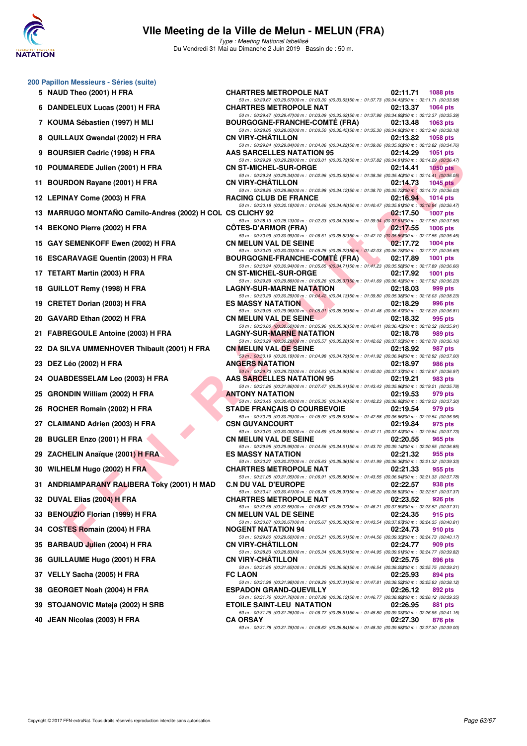# VIIe Meeting de la Ville de Melun - MELUN (FRA)

*Type : Meeting National labellisé*

Du Vendredi 31 Mai au Dimanche 2 Juin 2019 - Bassin de : 50 m.

## 200 Papillon Messieurs - Séries (suite)

| Rg | Nom | Club | Temps | Points |
|---|---|---|---|---|
| 5 | NAUD Theo (2001) H FRA | CHARTRES METROPOLE NAT | 02:11.71 | 1088 pts |
| | 50 m : 00:29.67 (00:29.67) 100 m : 01:03.30 (00:33.63) 150 m : 01:37.73 (00:34.43) 200 m : 02:11.71 (00:33.98) | | | |
| 6 | DANDELEUX Lucas (2001) H FRA | CHARTRES METROPOLE NAT | 02:13.37 | 1064 pts |
| | 50 m : 00:29.47 (00:29.47) 100 m : 01:03.09 (00:33.62) 150 m : 01:37.98 (00:34.89) 200 m : 02:13.37 (00:35.39) | | | |
| 7 | KOUMA Sébastien (1997) H MLI | BOURGOGNE-FRANCHE-COMTÉ (FRA) | 02:13.48 | 1063 pts |
| | 50 m : 00:28.05 (00:28.05) 100 m : 01:00.50 (00:32.45) 150 m : 01:35.30 (00:34.80) 200 m : 02:13.48 (00:38.18) | | | |
| 8 | QUILLAUX Gwendal (2002) H FRA | CN VIRY-CHÂTILLON | 02:13.82 | 1058 pts |
| | 50 m : 00:29.84 (00:29.84) 100 m : 01:04.06 (00:34.22) 150 m : 01:39.06 (00:35.00) 200 m : 02:13.82 (00:34.76) | | | |
| 9 | BOURSIER Cedric (1998) H FRA | AAS SARCELLES NATATION 95 | 02:14.29 | 1051 pts |
| | 50 m : 00:29.29 (00:29.29) 100 m : 01:03.01 (00:33.72) 150 m : 01:37.82 (00:34.81) 200 m : 02:14.29 (00:36.47) | | | |
| 10 | POUMAREDE Julien (2001) H FRA | CN ST-MICHEL-SUR-ORGE | 02:14.41 | 1050 pts |
| | 50 m : 00:29.34 (00:29.34) 100 m : 01:02.96 (00:33.62) 150 m : 01:38.36 (00:35.40) 200 m : 02:14.41 (00:36.05) | | | |
| 11 | BOURDON Rayane (2001) H FRA | CN VIRY-CHÂTILLON | 02:14.73 | 1045 pts |
| | 50 m : 00:28.86 (00:28.86) 100 m : 01:02.98 (00:34.12) 150 m : 01:38.70 (00:35.72) 200 m : 02:14.73 (00:36.03) | | | |
| 12 | LEPINAY Come (2003) H FRA | RACING CLUB DE FRANCE | 02:16.94 | 1014 pts |
| | 50 m : 00:30.18 (00:30.18) 100 m : 01:04.66 (00:34.48) 150 m : 01:40.47 (00:35.81) 200 m : 02:16.94 (00:36.47) | | | |
| 13 | MARRUGO MONTAÑO Camilo-Andres (2002) H COL | CS CLICHY 92 | 02:17.50 | 1007 pts |
| | 50 m : 00:28.13 (00:28.13) 100 m : 01:02.33 (00:34.20) 150 m : 01:39.94 (00:37.61) 200 m : 02:17.50 (00:37.56) | | | |
| 14 | BEKONO Pierre (2002) H FRA | CÔTES-D'ARMOR (FRA) | 02:17.55 | 1006 pts |
| | 50 m : 00:30.99 (00:30.99) 100 m : 01:06.51 (00:35.52) 150 m : 01:42.10 (00:35.59) 200 m : 02:17.55 (00:35.45) | | | |
| 15 | GAY SEMENKOFF Ewen (2002) H FRA | CN MELUN VAL DE SEINE | 02:17.72 | 1004 pts |
| | 50 m : 00:30.03 (00:30.03) 100 m : 01:05.25 (00:35.22) 150 m : 01:42.03 (00:36.78) 200 m : 02:17.72 (00:35.69) | | | |
| 16 | ESCARAVAGE Quentin (2003) H FRA | BOURGOGNE-FRANCHE-COMTÉ (FRA) | 02:17.89 | 1001 pts |
| | 50 m : 00:30.94 (00:30.94) 100 m : 01:05.65 (00:34.71) 150 m : 01:41.23 (00:35.58) 200 m : 02:17.89 (00:36.66) | | | |
| 17 | TETART Martin (2003) H FRA | CN ST-MICHEL-SUR-ORGE | 02:17.92 | 1001 pts |
| | 50 m : 00:29.89 (00:29.89) 100 m : 01:05.26 (00:35.37) 150 m : 01:41.69 (00:36.43) 200 m : 02:17.92 (00:36.23) | | | |
| 18 | GUILLOT Remy (1998) H FRA | LAGNY-SUR-MARNE NATATION | 02:18.03 | 999 pts |
| | 50 m : 00:30.29 (00:30.29) 100 m : 01:04.42 (00:34.13) 150 m : 01:39.80 (00:35.38) 200 m : 02:18.03 (00:38.23) | | | |
| 19 | CRETET Dorian (2003) H FRA | ES MASSY NATATION | 02:18.29 | 996 pts |
| | 50 m : 00:29.96 (00:29.96) 100 m : 01:05.01 (00:35.05) 150 m : 01:41.48 (00:36.47) 200 m : 02:18.29 (00:36.81) | | | |
| 20 | GAVARD Ethan (2002) H FRA | CN MELUN VAL DE SEINE | 02:18.32 | 995 pts |
| | 50 m : 00:30.60 (00:30.60) 100 m : 01:05.96 (00:35.36) 150 m : 01:42.41 (00:36.45) 200 m : 02:18.32 (00:35.91) | | | |
| 21 | FABREGOULE Antoine (2003) H FRA | LAGNY-SUR-MARNE NATATION | 02:18.78 | 989 pts |
| | 50 m : 00:30.29 (00:30.29) 100 m : 01:05.57 (00:35.28) 150 m : 01:42.62 (00:37.05) 200 m : 02:18.78 (00:36.16) | | | |
| 22 | DA SILVA UMMENHOVER Thibault (2001) H FRA | CN MELUN VAL DE SEINE | 02:18.92 | 987 pts |
| | 50 m : 00:30.19 (00:30.19) 100 m : 01:04.98 (00:34.79) 150 m : 01:41.92 (00:36.94) 200 m : 02:18.92 (00:37.00) | | | |
| 23 | DEZ Léo (2002) H FRA | ANGERS NATATION | 02:18.97 | 986 pts |
| | 50 m : 00:29.73 (00:29.73) 100 m : 01:04.63 (00:34.90) 150 m : 01:42.00 (00:37.37) 200 m : 02:18.97 (00:36.97) | | | |
| 24 | OUABDESSELAM Leo (2003) H FRA | AAS SARCELLES NATATION 95 | 02:19.21 | 983 pts |
| | 50 m : 00:31.86 (00:31.86) 100 m : 01:07.47 (00:35.61) 150 m : 01:43.43 (00:35.96) 200 m : 02:19.21 (00:35.78) | | | |
| 25 | GRONDIN William (2002) H FRA | ANTONY NATATION | 02:19.53 | 979 pts |
| | 50 m : 00:30.45 (00:30.45) 100 m : 01:05.35 (00:34.90) 150 m : 01:42.23 (00:36.88) 200 m : 02:19.53 (00:37.30) | | | |
| 26 | ROCHER Romain (2002) H FRA | STADE FRANÇAIS O COURBEVOIE | 02:19.54 | 979 pts |
| | 50 m : 00:30.29 (00:30.29) 100 m : 01:05.92 (00:35.63) 150 m : 01:42.58 (00:36.66) 200 m : 02:19.54 (00:36.96) | | | |
| 27 | CLAIMAND Adrien (2003) H FRA | CSN GUYANCOURT | 02:19.84 | 975 pts |
| | 50 m : 00:30.00 (00:30.00) 100 m : 01:04.69 (00:34.69) 150 m : 01:42.11 (00:37.42) 200 m : 02:19.84 (00:37.73) | | | |
| 28 | BUGLER Enzo (2001) H FRA | CN MELUN VAL DE SEINE | 02:20.55 | 965 pts |
| | 50 m : 00:29.95 (00:29.95) 100 m : 01:04.56 (00:34.61) 150 m : 01:43.70 (00:39.14) 200 m : 02:20.55 (00:36.85) | | | |
| 29 | ZACHELIN Anaïque (2001) H FRA | ES MASSY NATATION | 02:21.32 | 955 pts |
| | 50 m : 00:30.27 (00:30.27) 100 m : 01:05.63 (00:35.36) 150 m : 01:41.99 (00:36.36) 200 m : 02:21.32 (00:39.33) | | | |
| 30 | WILHELM Hugo (2002) H FRA | CHARTRES METROPOLE NAT | 02:21.33 | 955 pts |
| | 50 m : 00:31.05 (00:31.05) 100 m : 01:06.91 (00:35.86) 150 m : 01:43.55 (00:36.64) 200 m : 02:21.33 (00:37.78) | | | |
| 31 | ANDRIAMPARANY RALIBERA Toky (2001) H MAD | C.N DU VAL D'EUROPE | 02:22.57 | 938 pts |
| | 50 m : 00:30.41 (00:30.41) 100 m : 01:06.38 (00:35.97) 150 m : 01:45.20 (00:38.82) 200 m : 02:22.57 (00:37.37) | | | |
| 32 | DUVAL Elias (2004) H FRA | CHARTRES METROPOLE NAT | 02:23.52 | 926 pts |
| | 50 m : 00:32.55 (00:32.55) 100 m : 01:08.62 (00:36.07) 150 m : 01:46.21 (00:37.59) 200 m : 02:23.52 (00:37.31) | | | |
| 33 | BENOUZIO Florian (1999) H FRA | CN MELUN VAL DE SEINE | 02:24.35 | 915 pts |
| | 50 m : 00:30.67 (00:30.67) 100 m : 01:05.67 (00:35.00) 150 m : 01:43.54 (00:37.87) 200 m : 02:24.35 (00:40.81) | | | |
| 34 | COSTES Romain (2004) H FRA | NOGENT NATATION 94 | 02:24.73 | 910 pts |
| | 50 m : 00:29.60 (00:29.60) 100 m : 01:05.21 (00:35.61) 150 m : 01:44.56 (00:39.35) 200 m : 02:24.73 (00:40.17) | | | |
| 35 | BARBAUD Julien (2004) H FRA | CN VIRY-CHÂTILLON | 02:24.77 | 909 pts |
| | 50 m : 00:28.83 (00:28.83) 100 m : 01:05.34 (00:36.51) 150 m : 01:44.95 (00:39.61) 200 m : 02:24.77 (00:39.82) | | | |
| 36 | GUILLAUME Hugo (2001) H FRA | CN VIRY-CHÂTILLON | 02:25.75 | 896 pts |
| | 50 m : 00:31.65 (00:31.65) 100 m : 01:08.25 (00:36.60) 150 m : 01:46.54 (00:38.29) 200 m : 02:25.75 (00:39.21) | | | |
| 37 | VELLY Sacha (2005) H FRA | FC LAON | 02:25.93 | 894 pts |
| | 50 m : 00:31.98 (00:31.98) 100 m : 01:09.29 (00:37.31) 150 m : 01:47.81 (00:38.52) 200 m : 02:25.93 (00:38.12) | | | |
| 38 | GEORGET Noah (2004) H FRA | ESPADON GRAND-QUEVILLY | 02:26.12 | 892 pts |
| | 50 m : 00:31.76 (00:31.76) 100 m : 01:07.88 (00:36.12) 150 m : 01:46.77 (00:38.89) 200 m : 02:26.12 (00:39.35) | | | |
| 39 | STOJANOVIC Mateja (2002) H SRB | ETOILE SAINT-LEU NATATION | 02:26.95 | 881 pts |
| | 50 m : 00:31.26 (00:31.26) 100 m : 01:06.77 (00:35.51) 150 m : 01:45.80 (00:39.03) 200 m : 02:26.95 (00:41.15) | | | |
| 40 | JEAN Nicolas (2003) H FRA | CA ORSAY | 02:27.30 | 876 pts |
| | 50 m : 00:31.78 (00:31.78) 100 m : 01:08.62 (00:36.84) 150 m : 01:48.30 (00:39.68) 200 m : 02:27.30 (00:39.00) | | | |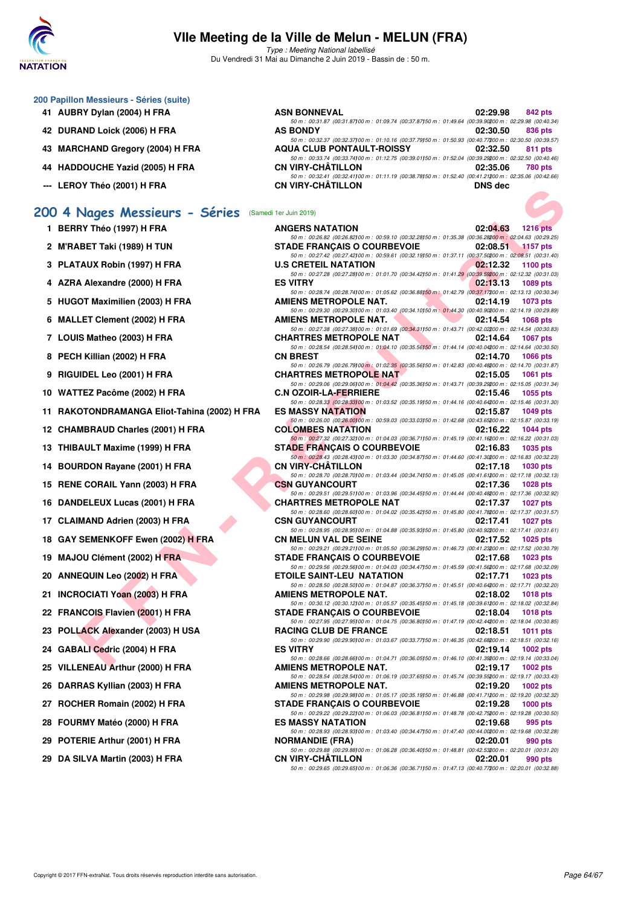# VIIe Meeting de la Ville de Melun - MELUN (FRA)

*Type : Meeting National labellisé*

Du Vendredi 31 Mai au Dimanche 2 Juin 2019 - Bassin de : 50 m.

### 200 Papillon Messieurs - Séries (suite)

| Rang | Nageur | Club | Temps | Points |
|---|---|---|---|---|
| 41 | AUBRY Dylan (2004) H FRA | ASN BONNEVAL | 02:29.98 | 842 pts |
| | | 50 m : 00:31.87 (00:31.87) 100 m : 01:09.74 (00:37.87) 150 m : 01:49.64 (00:39.90) 200 m : 02:29.98 (00:40.34) | | |
| 42 | DURAND Loick (2006) H FRA | AS BONDY | 02:30.50 | 836 pts |
| | | 50 m : 00:32.37 (00:32.37) 100 m : 01:10.16 (00:37.79) 150 m : 01:50.93 (00:40.77) 200 m : 02:30.50 (00:39.57) | | |
| 43 | MARCHAND Gregory (2004) H FRA | AQUA CLUB PONTAULT-ROISSY | 02:32.50 | 811 pts |
| | | 50 m : 00:33.74 (00:33.74) 100 m : 01:12.75 (00:39.01) 150 m : 01:52.04 (00:39.29) 200 m : 02:32.50 (00:40.46) | | |
| 44 | HADDOUCHE Yazid (2005) H FRA | CN VIRY-CHÂTILLON | 02:35.06 | 780 pts |
| | | 50 m : 00:32.41 (00:32.41) 100 m : 01:11.19 (00:38.78) 150 m : 01:52.40 (00:41.21) 200 m : 02:35.06 (00:42.66) | | |
| --- | LEROY Théo (2001) H FRA | CN VIRY-CHÂTILLON | DNS dec | |

## 200 4 Nages Messieurs - Séries (Samedi 1er Juin 2019)

| Rang | Nageur | Club | Temps | Points |
|---|---|---|---|---|
| 1 | BERRY Théo (1997) H FRA | ANGERS NATATION | 02:04.63 | 1216 pts |
| | | 50 m : 00:26.82 (00:26.82) 100 m : 00:59.10 (00:32.28) 150 m : 01:35.38 (00:36.28) 200 m : 02:04.63 (00:29.25) | | |
| 2 | M'RABET Taki (1989) H TUN | STADE FRANÇAIS O COURBEVOIE | 02:08.51 | 1157 pts |
| | | 50 m : 00:27.42 (00:27.42) 100 m : 00:59.61 (00:32.19) 150 m : 01:37.11 (00:37.50) 200 m : 02:08.51 (00:31.40) | | |
| 3 | PLATAUX Robin (1997) H FRA | U.S CRETEIL NATATION | 02:12.32 | 1100 pts |
| | | 50 m : 00:27.28 (00:27.28) 100 m : 01:01.70 (00:34.42) 150 m : 01:41.29 (00:39.59) 200 m : 02:12.32 (00:31.03) | | |
| 4 | AZRA Alexandre (2000) H FRA | ES VITRY | 02:13.13 | 1089 pts |
| | | 50 m : 00:28.74 (00:28.74) 100 m : 01:05.62 (00:36.88) 150 m : 01:42.79 (00:37.17) 200 m : 02:13.13 (00:30.34) | | |
| 5 | HUGOT Maximilien (2003) H FRA | AMIENS METROPOLE NAT. | 02:14.19 | 1073 pts |
| | | 50 m : 00:29.30 (00:29.30) 100 m : 01:03.40 (00:34.10) 150 m : 01:44.30 (00:40.90) 200 m : 02:14.19 (00:29.89) | | |
| 6 | MALLET Clement (2002) H FRA | AMIENS METROPOLE NAT. | 02:14.54 | 1068 pts |
| | | 50 m : 00:27.38 (00:27.38) 100 m : 01:01.69 (00:34.31) 150 m : 01:43.71 (00:42.02) 200 m : 02:14.54 (00:30.83) | | |
| 7 | LOUIS Matheo (2003) H FRA | CHARTRES METROPOLE NAT | 02:14.64 | 1067 pts |
| | | 50 m : 00:28.54 (00:28.54) 100 m : 01:04.10 (00:35.56) 150 m : 01:44.14 (00:40.04) 200 m : 02:14.64 (00:30.50) | | |
| 8 | PECH Killian (2002) H FRA | CN BREST | 02:14.70 | 1066 pts |
| | | 50 m : 00:26.79 (00:26.79) 100 m : 01:02.35 (00:35.56) 150 m : 01:42.83 (00:40.48) 200 m : 02:14.70 (00:31.87) | | |
| 9 | RIGUIDEL Leo (2001) H FRA | CHARTRES METROPOLE NAT | 02:15.05 | 1061 pts |
| | | 50 m : 00:29.06 (00:29.06) 100 m : 01:04.42 (00:35.36) 150 m : 01:43.71 (00:39.29) 200 m : 02:15.05 (00:31.34) | | |
| 10 | WATTEZ Pacôme (2002) H FRA | C.N OZOIR-LA-FERRIERE | 02:15.46 | 1055 pts |
| | | 50 m : 00:28.33 (00:28.33) 100 m : 01:03.52 (00:35.19) 150 m : 01:44.16 (00:40.64) 200 m : 02:15.46 (00:31.30) | | |
| 11 | RAKOTONDRAMANGA Eliot-Tahina (2002) H FRA | ES MASSY NATATION | 02:15.87 | 1049 pts |
| | | 50 m : 00:26.00 (00:26.00) 100 m : 00:59.03 (00:33.03) 150 m : 01:42.68 (00:43.65) 200 m : 02:15.87 (00:33.19) | | |
| 12 | CHAMBRAUD Charles (2001) H FRA | COLOMBES NATATION | 02:16.22 | 1044 pts |
| | | 50 m : 00:27.32 (00:27.32) 100 m : 01:04.03 (00:36.71) 150 m : 01:45.19 (00:41.16) 200 m : 02:16.22 (00:31.03) | | |
| 13 | THIBAULT Maxime (1999) H FRA | STADE FRANÇAIS O COURBEVOIE | 02:16.83 | 1035 pts |
| | | 50 m : 00:28.43 (00:28.43) 100 m : 01:03.30 (00:34.87) 150 m : 01:44.60 (00:41.30) 200 m : 02:16.83 (00:32.23) | | |
| 14 | BOURDON Rayane (2001) H FRA | CN VIRY-CHÂTILLON | 02:17.18 | 1030 pts |
| | | 50 m : 00:28.70 (00:28.70) 100 m : 01:03.44 (00:34.74) 150 m : 01:45.05 (00:41.61) 200 m : 02:17.18 (00:32.13) | | |
| 15 | RENE CORAIL Yann (2003) H FRA | CSN GUYANCOURT | 02:17.36 | 1028 pts |
| | | 50 m : 00:29.51 (00:29.51) 100 m : 01:03.96 (00:34.45) 150 m : 01:44.44 (00:40.48) 200 m : 02:17.36 (00:32.92) | | |
| 16 | DANDELEUX Lucas (2001) H FRA | CHARTRES METROPOLE NAT | 02:17.37 | 1027 pts |
| | | 50 m : 00:28.60 (00:28.60) 100 m : 01:04.02 (00:35.42) 150 m : 01:45.80 (00:41.78) 200 m : 02:17.37 (00:31.57) | | |
| 17 | CLAIMAND Adrien (2003) H FRA | CSN GUYANCOURT | 02:17.41 | 1027 pts |
| | | 50 m : 00:28.95 (00:28.95) 100 m : 01:04.88 (00:35.93) 150 m : 01:45.80 (00:40.92) 200 m : 02:17.41 (00:31.61) | | |
| 18 | GAY SEMENKOFF Ewen (2002) H FRA | CN MELUN VAL DE SEINE | 02:17.52 | 1025 pts |
| | | 50 m : 00:29.21 (00:29.21) 100 m : 01:05.50 (00:36.29) 150 m : 01:46.73 (00:41.23) 200 m : 02:17.52 (00:30.79) | | |
| 19 | MAJOU Clément (2002) H FRA | STADE FRANÇAIS O COURBEVOIE | 02:17.68 | 1023 pts |
| | | 50 m : 00:29.56 (00:29.56) 100 m : 01:04.03 (00:34.47) 150 m : 01:45.59 (00:41.56) 200 m : 02:17.68 (00:32.09) | | |
| 20 | ANNEQUIN Leo (2002) H FRA | ETOILE SAINT-LEU NATATION | 02:17.71 | 1023 pts |
| | | 50 m : 00:28.50 (00:28.50) 100 m : 01:04.87 (00:36.37) 150 m : 01:45.51 (00:40.64) 200 m : 02:17.71 (00:32.20) | | |
| 21 | INCROCIATI Yoan (2003) H FRA | AMIENS METROPOLE NAT. | 02:18.02 | 1018 pts |
| | | 50 m : 00:30.12 (00:30.12) 100 m : 01:05.57 (00:35.45) 150 m : 01:45.18 (00:39.61) 200 m : 02:18.02 (00:32.84) | | |
| 22 | FRANCOIS Flavien (2001) H FRA | STADE FRANÇAIS O COURBEVOIE | 02:18.04 | 1018 pts |
| | | 50 m : 00:27.95 (00:27.95) 100 m : 01:04.75 (00:36.80) 150 m : 01:47.19 (00:42.44) 200 m : 02:18.04 (00:30.85) | | |
| 23 | POLLACK Alexander (2003) H USA | RACING CLUB DE FRANCE | 02:18.51 | 1011 pts |
| | | 50 m : 00:29.90 (00:29.90) 100 m : 01:03.67 (00:33.77) 150 m : 01:46.35 (00:42.68) 200 m : 02:18.51 (00:32.16) | | |
| 24 | GABALI Cedric (2004) H FRA | ES VITRY | 02:19.14 | 1002 pts |
| | | 50 m : 00:28.66 (00:28.66) 100 m : 01:04.71 (00:36.05) 150 m : 01:46.10 (00:41.39) 200 m : 02:19.14 (00:33.04) | | |
| 25 | VILLENEAU Arthur (2000) H FRA | AMIENS METROPOLE NAT. | 02:19.17 | 1002 pts |
| | | 50 m : 00:28.54 (00:28.54) 100 m : 01:06.19 (00:37.65) 150 m : 01:45.74 (00:39.55) 200 m : 02:19.17 (00:33.43) | | |
| 26 | DARRAS Kyllian (2003) H FRA | AMIENS METROPOLE NAT. | 02:19.20 | 1002 pts |
| | | 50 m : 00:29.98 (00:29.98) 100 m : 01:05.17 (00:35.19) 150 m : 01:46.88 (00:41.71) 200 m : 02:19.20 (00:32.32) | | |
| 27 | ROCHER Romain (2002) H FRA | STADE FRANÇAIS O COURBEVOIE | 02:19.28 | 1000 pts |
| | | 50 m : 00:29.22 (00:29.22) 100 m : 01:06.03 (00:36.81) 150 m : 01:48.78 (00:42.75) 200 m : 02:19.28 (00:30.50) | | |
| 28 | FOURMY Matéo (2000) H FRA | ES MASSY NATATION | 02:19.68 | 995 pts |
| | | 50 m : 00:28.93 (00:28.93) 100 m : 01:03.40 (00:34.47) 150 m : 01:47.40 (00:44.00) 200 m : 02:19.68 (00:32.28) | | |
| 29 | POTERIE Arthur (2001) H FRA | NORMANDIE (FRA) | 02:20.01 | 990 pts |
| | | 50 m : 00:29.88 (00:29.88) 100 m : 01:06.28 (00:36.40) 150 m : 01:48.81 (00:42.53) 200 m : 02:20.01 (00:31.20) | | |
| 29 | DA SILVA Martin (2003) H FRA | CN VIRY-CHÂTILLON | 02:20.01 | 990 pts |
| | | 50 m : 00:29.65 (00:29.65) 100 m : 01:06.36 (00:36.71) 150 m : 01:47.13 (00:40.77) 200 m : 02:20.01 (00:32.88) | | |

Copyright © 2017 FFN-extraNat. Tous droits réservés reproduction interdite sans autorisation.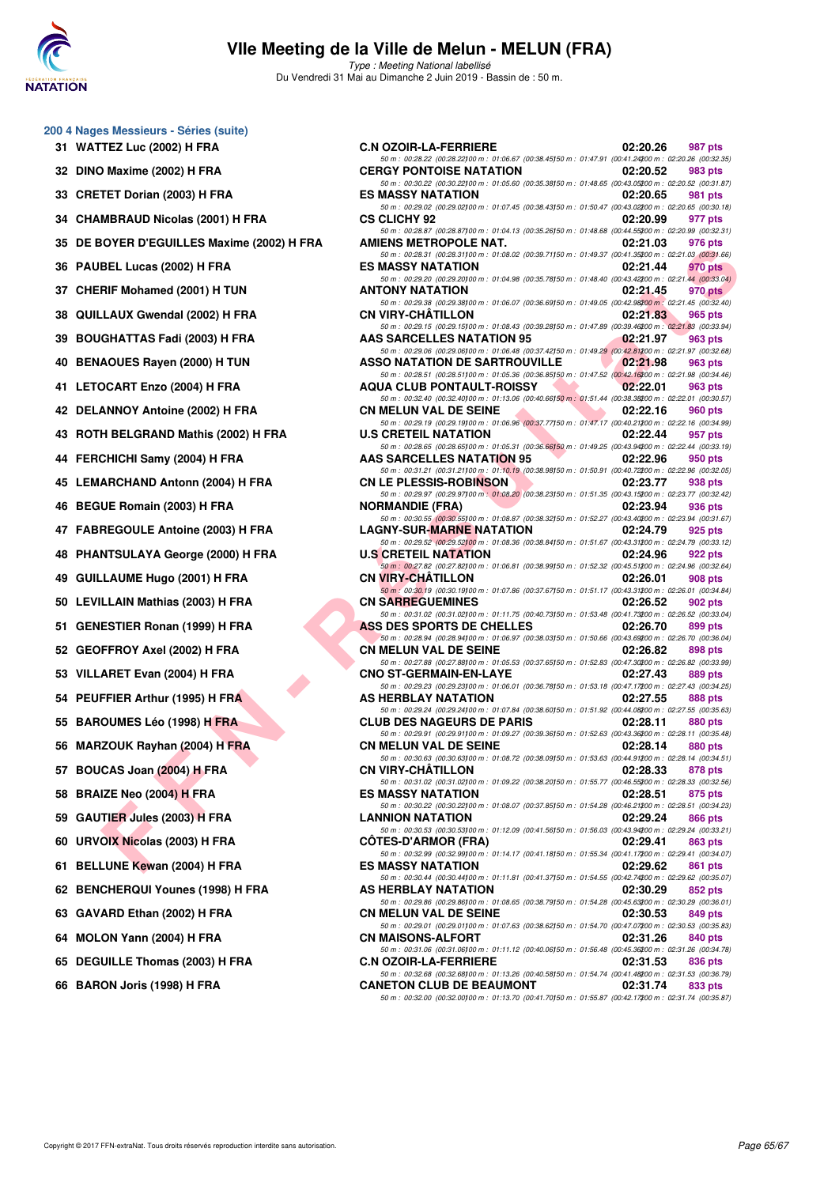# VIIe Meeting de la Ville de Melun - MELUN (FRA)

*Type : Meeting National labellisé*

Du Vendredi 31 Mai au Dimanche 2 Juin 2019 - Bassin de : 50 m.

## 200 4 Nages Messieurs - Séries (suite)

| Rang | Nom | Club | Temps | Points |
|---|---|---|---|---|
| 31 | WATTEZ Luc (2002) H FRA | C.N OZOIR-LA-FERRIERE | 02:20.26 | 987 pts |
| | | 50 m : 00:28.22 (00:28.22) 100 m : 01:06.67 (00:38.45) 150 m : 01:47.91 (00:41.24) 200 m : 02:20.26 (00:32.35) | | |
| 32 | DINO Maxime (2002) H FRA | CERGY PONTOISE NATATION | 02:20.52 | 983 pts |
| | | 50 m : 00:30.22 (00:30.22) 100 m : 01:05.60 (00:35.38) 150 m : 01:48.65 (00:43.05) 200 m : 02:20.52 (00:31.87) | | |
| 33 | CRETET Dorian (2003) H FRA | ES MASSY NATATION | 02:20.65 | 981 pts |
| | | 50 m : 00:29.02 (00:29.02) 100 m : 01:07.45 (00:38.43) 150 m : 01:50.47 (00:43.02) 200 m : 02:20.65 (00:30.18) | | |
| 34 | CHAMBRAUD Nicolas (2001) H FRA | CS CLICHY 92 | 02:20.99 | 977 pts |
| | | 50 m : 00:28.87 (00:28.87) 100 m : 01:04.13 (00:35.26) 150 m : 01:48.68 (00:44.55) 200 m : 02:20.99 (00:32.31) | | |
| 35 | DE BOYER D'EGUILLES Maxime (2002) H FRA | AMIENS METROPOLE NAT. | 02:21.03 | 976 pts |
| | | 50 m : 00:28.31 (00:28.31) 100 m : 01:08.02 (00:39.71) 150 m : 01:49.37 (00:41.35) 200 m : 02:21.03 (00:31.66) | | |
| 36 | PAUBEL Lucas (2002) H FRA | ES MASSY NATATION | 02:21.44 | 970 pts |
| | | 50 m : 00:29.20 (00:29.20) 100 m : 01:04.98 (00:35.78) 150 m : 01:48.40 (00:43.42) 200 m : 02:21.44 (00:33.04) | | |
| 37 | CHERIF Mohamed (2001) H TUN | ANTONY NATATION | 02:21.45 | 970 pts |
| | | 50 m : 00:29.38 (00:29.38) 100 m : 01:06.07 (00:36.69) 150 m : 01:49.05 (00:42.98) 200 m : 02:21.45 (00:32.40) | | |
| 38 | QUILLAUX Gwendal (2002) H FRA | CN VIRY-CHÂTILLON | 02:21.83 | 965 pts |
| | | 50 m : 00:29.15 (00:29.15) 100 m : 01:08.43 (00:39.28) 150 m : 01:47.89 (00:39.46) 200 m : 02:21.83 (00:33.94) | | |
| 39 | BOUGHATTAS Fadi (2003) H FRA | AAS SARCELLES NATATION 95 | 02:21.97 | 963 pts |
| | | 50 m : 00:29.06 (00:29.06) 100 m : 01:06.48 (00:37.42) 150 m : 01:49.29 (00:42.81) 200 m : 02:21.97 (00:32.68) | | |
| 40 | BENAOUES Rayen (2000) H TUN | ASSO NATATION DE SARTROUVILLE | 02:21.98 | 963 pts |
| | | 50 m : 00:28.51 (00:28.51) 100 m : 01:05.36 (00:36.85) 150 m : 01:47.52 (00:42.16) 200 m : 02:21.98 (00:34.46) | | |
| 41 | LETOCART Enzo (2004) H FRA | AQUA CLUB PONTAULT-ROISSY | 02:22.01 | 963 pts |
| | | 50 m : 00:32.40 (00:32.40) 100 m : 01:13.06 (00:40.66) 150 m : 01:51.44 (00:38.38) 200 m : 02:22.01 (00:30.57) | | |
| 42 | DELANNOY Antoine (2002) H FRA | CN MELUN VAL DE SEINE | 02:22.16 | 960 pts |
| | | 50 m : 00:29.19 (00:29.19) 100 m : 01:06.96 (00:37.77) 150 m : 01:47.17 (00:40.21) 200 m : 02:22.16 (00:34.99) | | |
| 43 | ROTH BELGRAND Mathis (2002) H FRA | U.S CRETEIL NATATION | 02:22.44 | 957 pts |
| | | 50 m : 00:28.65 (00:28.65) 100 m : 01:05.31 (00:36.66) 150 m : 01:49.25 (00:43.94) 200 m : 02:22.44 (00:33.19) | | |
| 44 | FERCHICHI Samy (2004) H FRA | AAS SARCELLES NATATION 95 | 02:22.96 | 950 pts |
| | | 50 m : 00:31.21 (00:31.21) 100 m : 01:10.19 (00:38.98) 150 m : 01:50.91 (00:40.72) 200 m : 02:22.96 (00:32.05) | | |
| 45 | LEMARCHAND Antonn (2004) H FRA | CN LE PLESSIS-ROBINSON | 02:23.77 | 938 pts |
| | | 50 m : 00:29.97 (00:29.97) 100 m : 01:08.20 (00:38.23) 150 m : 01:51.35 (00:43.15) 200 m : 02:23.77 (00:32.42) | | |
| 46 | BEGUE Romain (2003) H FRA | NORMANDIE (FRA) | 02:23.94 | 936 pts |
| | | 50 m : 00:30.55 (00:30.55) 100 m : 01:08.87 (00:38.32) 150 m : 01:52.27 (00:43.40) 200 m : 02:23.94 (00:31.67) | | |
| 47 | FABREGOULE Antoine (2003) H FRA | LAGNY-SUR-MARNE NATATION | 02:24.79 | 925 pts |
| | | 50 m : 00:29.52 (00:29.52) 100 m : 01:08.36 (00:38.84) 150 m : 01:51.67 (00:43.31) 200 m : 02:24.79 (00:33.12) | | |
| 48 | PHANTSULAYA George (2000) H FRA | U.S CRETEIL NATATION | 02:24.96 | 922 pts |
| | | 50 m : 00:27.82 (00:27.82) 100 m : 01:06.81 (00:38.99) 150 m : 01:52.32 (00:45.51) 200 m : 02:24.96 (00:32.64) | | |
| 49 | GUILLAUME Hugo (2001) H FRA | CN VIRY-CHÂTILLON | 02:26.01 | 908 pts |
| | | 50 m : 00:30.19 (00:30.19) 100 m : 01:07.86 (00:37.67) 150 m : 01:51.17 (00:43.31) 200 m : 02:26.01 (00:34.84) | | |
| 50 | LEVILLAIN Mathias (2003) H FRA | CN SARREGUEMINES | 02:26.52 | 902 pts |
| | | 50 m : 00:31.02 (00:31.02) 100 m : 01:11.75 (00:40.73) 150 m : 01:53.48 (00:41.73) 200 m : 02:26.52 (00:33.04) | | |
| 51 | GENESTIER Ronan (1999) H FRA | ASS DES SPORTS DE CHELLES | 02:26.70 | 899 pts |
| | | 50 m : 00:28.94 (00:28.94) 100 m : 01:06.97 (00:38.03) 150 m : 01:50.66 (00:43.69) 200 m : 02:26.70 (00:36.04) | | |
| 52 | GEOFFROY Axel (2002) H FRA | CN MELUN VAL DE SEINE | 02:26.82 | 898 pts |
| | | 50 m : 00:27.88 (00:27.88) 100 m : 01:05.53 (00:37.65) 150 m : 01:52.83 (00:47.30) 200 m : 02:26.82 (00:33.99) | | |
| 53 | VILLARET Evan (2004) H FRA | CNO ST-GERMAIN-EN-LAYE | 02:27.43 | 889 pts |
| | | 50 m : 00:29.23 (00:29.23) 100 m : 01:06.01 (00:36.78) 150 m : 01:53.18 (00:47.17) 200 m : 02:27.43 (00:34.25) | | |
| 54 | PEUFFIER Arthur (1995) H FRA | AS HERBLAY NATATION | 02:27.55 | 888 pts |
| | | 50 m : 00:29.24 (00:29.24) 100 m : 01:07.84 (00:38.60) 150 m : 01:51.92 (00:44.08) 200 m : 02:27.55 (00:35.63) | | |
| 55 | BAROUMES Léo (1998) H FRA | CLUB DES NAGEURS DE PARIS | 02:28.11 | 880 pts |
| | | 50 m : 00:29.91 (00:29.91) 100 m : 01:09.27 (00:39.36) 150 m : 01:52.63 (00:43.36) 200 m : 02:28.11 (00:35.48) | | |
| 56 | MARZOUK Rayhan (2004) H FRA | CN MELUN VAL DE SEINE | 02:28.14 | 880 pts |
| | | 50 m : 00:30.63 (00:30.63) 100 m : 01:08.72 (00:38.09) 150 m : 01:53.63 (00:44.91) 200 m : 02:28.14 (00:34.51) | | |
| 57 | BOUCAS Joan (2004) H FRA | CN VIRY-CHÂTILLON | 02:28.33 | 878 pts |
| | | 50 m : 00:31.02 (00:31.02) 100 m : 01:09.22 (00:38.20) 150 m : 01:55.77 (00:46.55) 200 m : 02:28.33 (00:32.56) | | |
| 58 | BRAIZE Neo (2004) H FRA | ES MASSY NATATION | 02:28.51 | 875 pts |
| | | 50 m : 00:30.22 (00:30.22) 100 m : 01:08.07 (00:37.85) 150 m : 01:54.28 (00:46.21) 200 m : 02:28.51 (00:34.23) | | |
| 59 | GAUTIER Jules (2003) H FRA | LANNION NATATION | 02:29.24 | 866 pts |
| | | 50 m : 00:30.53 (00:30.53) 100 m : 01:12.09 (00:41.56) 150 m : 01:56.03 (00:43.94) 200 m : 02:29.24 (00:33.21) | | |
| 60 | URVOIX Nicolas (2003) H FRA | CÔTES-D'ARMOR (FRA) | 02:29.41 | 863 pts |
| | | 50 m : 00:32.99 (00:32.99) 100 m : 01:14.17 (00:41.18) 150 m : 01:55.34 (00:41.17) 200 m : 02:29.41 (00:34.07) | | |
| 61 | BELLUNE Kewan (2004) H FRA | ES MASSY NATATION | 02:29.62 | 861 pts |
| | | 50 m : 00:30.44 (00:30.44) 100 m : 01:11.81 (00:41.37) 150 m : 01:54.55 (00:42.74) 200 m : 02:29.62 (00:35.07) | | |
| 62 | BENCHERQUI Younes (1998) H FRA | AS HERBLAY NATATION | 02:30.29 | 852 pts |
| | | 50 m : 00:29.86 (00:29.86) 100 m : 01:08.65 (00:38.79) 150 m : 01:54.28 (00:45.63) 200 m : 02:30.29 (00:36.01) | | |
| 63 | GAVARD Ethan (2002) H FRA | CN MELUN VAL DE SEINE | 02:30.53 | 849 pts |
| | | 50 m : 00:29.01 (00:29.01) 100 m : 01:07.63 (00:38.62) 150 m : 01:54.70 (00:47.07) 200 m : 02:30.53 (00:35.83) | | |
| 64 | MOLON Yann (2004) H FRA | CN MAISONS-ALFORT | 02:31.26 | 840 pts |
| | | 50 m : 00:31.06 (00:31.06) 100 m : 01:11.12 (00:40.06) 150 m : 01:56.48 (00:45.36) 200 m : 02:31.26 (00:34.78) | | |
| 65 | DEGUILLE Thomas (2003) H FRA | C.N OZOIR-LA-FERRIERE | 02:31.53 | 836 pts |
| | | 50 m : 00:32.68 (00:32.68) 100 m : 01:13.26 (00:40.58) 150 m : 01:54.74 (00:41.48) 200 m : 02:31.53 (00:36.79) | | |
| 66 | BARON Joris (1998) H FRA | CANETON CLUB DE BEAUMONT | 02:31.74 | 833 pts |
| | | 50 m : 00:32.00 (00:32.00) 100 m : 01:13.70 (00:41.70) 150 m : 01:55.87 (00:42.17) 200 m : 02:31.74 (00:35.87) | | |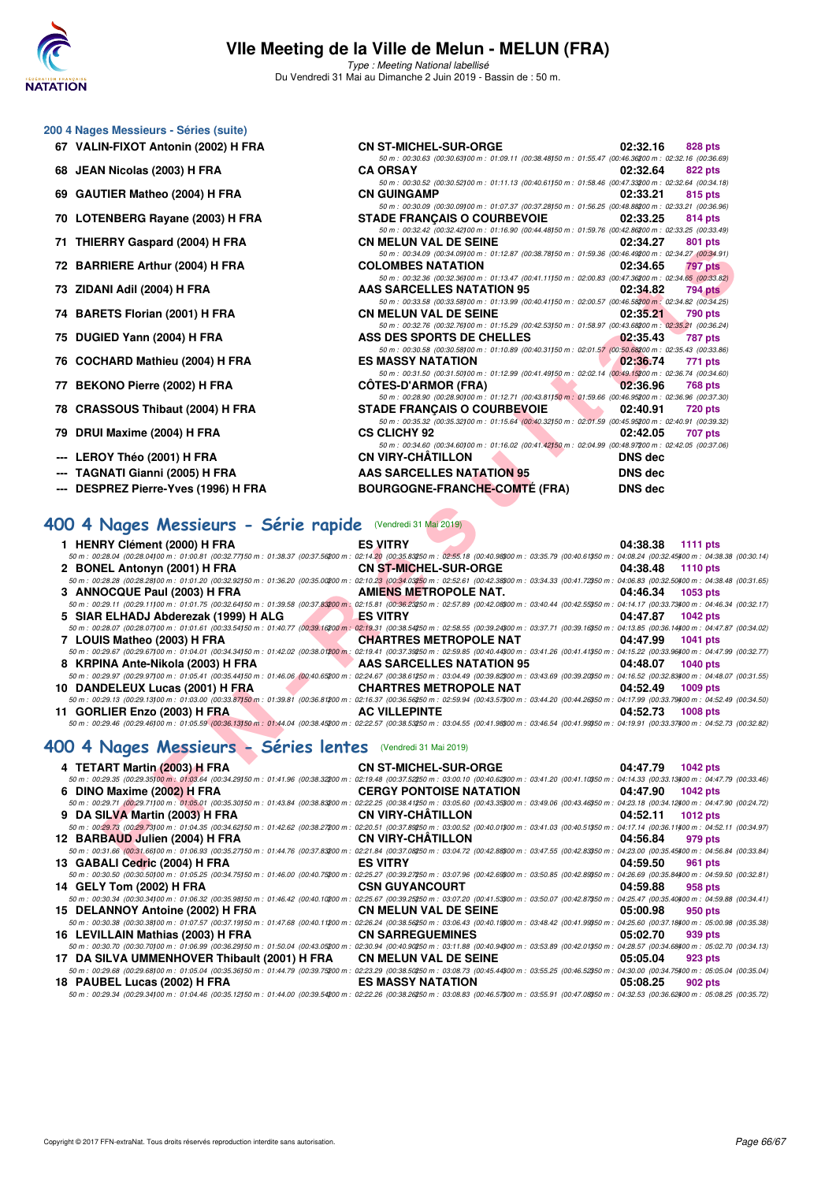## 200 4 Nages Messieurs - Séries (suite)

| Rang | Nom | Club | Temps | Points |
|---|---|---|---|---|
| 67 | VALIN-FIXOT Antonin (2002) H FRA | CN ST-MICHEL-SUR-ORGE | 02:32.16 | 828 pts |
| | 50 m : 00:30.63 (00:30.63) 100 m : 01:09.11 (00:38.48) 150 m : 01:55.47 (00:46.36) 200 m : 02:32.16 (00:36.69) | | | |
| 68 | JEAN Nicolas (2003) H FRA | CA ORSAY | 02:32.64 | 822 pts |
| | 50 m : 00:30.52 (00:30.52) 100 m : 01:11.13 (00:40.61) 150 m : 01:58.46 (00:47.33) 200 m : 02:32.64 (00:34.18) | | | |
| 69 | GAUTIER Matheo (2004) H FRA | CN GUINGAMP | 02:33.21 | 815 pts |
| | 50 m : 00:30.09 (00:30.09) 100 m : 01:07.37 (00:37.28) 150 m : 01:56.25 (00:48.88) 200 m : 02:33.21 (00:36.96) | | | |
| 70 | LOTENBERG Rayane (2003) H FRA | STADE FRANÇAIS O COURBEVOIE | 02:33.25 | 814 pts |
| | 50 m : 00:32.42 (00:32.42) 100 m : 01:16.90 (00:44.48) 150 m : 01:59.76 (00:42.86) 200 m : 02:33.25 (00:33.49) | | | |
| 71 | THIERRY Gaspard (2004) H FRA | CN MELUN VAL DE SEINE | 02:34.27 | 801 pts |
| | 50 m : 00:34.09 (00:34.09) 100 m : 01:12.87 (00:38.78) 150 m : 01:59.36 (00:46.49) 200 m : 02:34.27 (00:34.91) | | | |
| 72 | BARRIERE Arthur (2004) H FRA | COLOMBES NATATION | 02:34.65 | 797 pts |
| | 50 m : 00:32.36 (00:32.36) 100 m : 01:13.47 (00:41.11) 150 m : 02:00.83 (00:47.36) 200 m : 02:34.65 (00:33.82) | | | |
| 73 | ZIDANI Adil (2004) H FRA | AAS SARCELLES NATATION 95 | 02:34.82 | 794 pts |
| | 50 m : 00:33.58 (00:33.58) 100 m : 01:13.99 (00:40.41) 150 m : 02:00.57 (00:46.58) 200 m : 02:34.82 (00:34.25) | | | |
| 74 | BARETS Florian (2001) H FRA | CN MELUN VAL DE SEINE | 02:35.21 | 790 pts |
| | 50 m : 00:32.76 (00:32.76) 100 m : 01:15.29 (00:42.53) 150 m : 01:58.97 (00:43.68) 200 m : 02:35.21 (00:36.24) | | | |
| 75 | DUGIED Yann (2004) H FRA | ASS DES SPORTS DE CHELLES | 02:35.43 | 787 pts |
| | 50 m : 00:30.58 (00:30.58) 100 m : 01:10.89 (00:40.31) 150 m : 02:01.57 (00:50.68) 200 m : 02:35.43 (00:33.86) | | | |
| 76 | COCHARD Mathieu (2004) H FRA | ES MASSY NATATION | 02:36.74 | 771 pts |
| | 50 m : 00:31.50 (00:31.50) 100 m : 01:12.99 (00:41.49) 150 m : 02:02.14 (00:49.15) 200 m : 02:36.74 (00:34.60) | | | |
| 77 | BEKONO Pierre (2002) H FRA | CÔTES-D'ARMOR (FRA) | 02:36.96 | 768 pts |
| | 50 m : 00:28.90 (00:28.90) 100 m : 01:12.71 (00:43.81) 150 m : 01:59.66 (00:46.95) 200 m : 02:36.96 (00:37.30) | | | |
| 78 | CRASSOUS Thibaut (2004) H FRA | STADE FRANÇAIS O COURBEVOIE | 02:40.91 | 720 pts |
| | 50 m : 00:35.32 (00:35.32) 100 m : 01:15.64 (00:40.32) 150 m : 02:01.59 (00:45.95) 200 m : 02:40.91 (00:39.32) | | | |
| 79 | DRUI Maxime (2004) H FRA | CS CLICHY 92 | 02:42.05 | 707 pts |
| | 50 m : 00:34.60 (00:34.60) 100 m : 01:16.02 (00:41.42) 150 m : 02:04.99 (00:48.97) 200 m : 02:42.05 (00:37.06) | | | |
| --- | LEROY Théo (2001) H FRA | CN VIRY-CHÂTILLON | DNS dec | |
| --- | TAGNATI Gianni (2005) H FRA | AAS SARCELLES NATATION 95 | DNS dec | |
| --- | DESPREZ Pierre-Yves (1996) H FRA | BOURGOGNE-FRANCHE-COMTÉ (FRA) | DNS dec | |

## 400 4 Nages Messieurs - Série rapide (Vendredi 31 Mai 2019)

| Rang | Nom | Club | Temps | Points |
|---|---|---|---|---|
| 1 | HENRY Clément (2000) H FRA | ES VITRY | 04:38.38 | 1111 pts |
| | 50 m : 00:28.04 (00:28.04) 100 m : 01:00.81 (00:32.77) 150 m : 01:38.37 (00:37.56) 200 m : 02:14.20 (00:35.83) 250 m : 02:55.18 (00:40.98) 300 m : 03:35.79 (00:40.61) 350 m : 04:08.24 (00:32.45) 400 m : 04:38.38 (00:30.14) | | | |
| 2 | BONEL Antonyn (2001) H FRA | CN ST-MICHEL-SUR-ORGE | 04:38.48 | 1110 pts |
| | 50 m : 00:28.28 (00:28.28) 100 m : 01:01.20 (00:32.92) 150 m : 01:36.20 (00:35.00) 200 m : 02:10.23 (00:34.03) 250 m : 02:52.61 (00:42.38) 300 m : 03:34.33 (00:41.72) 350 m : 04:06.83 (00:32.50) 400 m : 04:38.48 (00:31.65) | | | |
| 3 | ANNOCQUE Paul (2003) H FRA | AMIENS METROPOLE NAT. | 04:46.34 | 1053 pts |
| | 50 m : 00:29.11 (00:29.11) 100 m : 01:01.75 (00:32.64) 150 m : 01:39.58 (00:37.83) 200 m : 02:15.81 (00:36.23) 250 m : 02:57.89 (00:42.08) 300 m : 03:40.44 (00:42.55) 350 m : 04:14.17 (00:33.73) 400 m : 04:46.34 (00:32.17) | | | |
| 5 | SIAR ELHADJ Abderezak (1999) H ALG | ES VITRY | 04:47.87 | 1042 pts |
| | 50 m : 00:28.07 (00:28.07) 100 m : 01:01.61 (00:33.54) 150 m : 01:40.77 (00:39.16) 200 m : 02:19.31 (00:38.54) 250 m : 02:58.55 (00:39.24) 300 m : 03:37.71 (00:39.16) 350 m : 04:13.85 (00:36.14) 400 m : 04:47.87 (00:34.02) | | | |
| 7 | LOUIS Matheo (2003) H FRA | CHARTRES METROPOLE NAT | 04:47.99 | 1041 pts |
| | 50 m : 00:29.67 (00:29.67) 100 m : 01:04.01 (00:34.34) 150 m : 01:42.02 (00:38.01) 200 m : 02:19.41 (00:37.39) 250 m : 02:59.85 (00:40.44) 300 m : 03:41.26 (00:41.41) 350 m : 04:15.22 (00:33.96) 400 m : 04:47.99 (00:32.77) | | | |
| 8 | KRPINA Ante-Nikola (2003) H FRA | AAS SARCELLES NATATION 95 | 04:48.07 | 1040 pts |
| | 50 m : 00:29.97 (00:29.97) 100 m : 01:05.41 (00:35.44) 150 m : 01:46.06 (00:40.65) 200 m : 02:24.67 (00:38.61) 250 m : 03:04.49 (00:39.82) 300 m : 03:43.69 (00:39.20) 350 m : 04:16.52 (00:32.83) 400 m : 04:48.07 (00:31.55) | | | |
| 10 | DANDELEUX Lucas (2001) H FRA | CHARTRES METROPOLE NAT | 04:52.49 | 1009 pts |
| | 50 m : 00:29.13 (00:29.13) 100 m : 01:03.00 (00:33.87) 150 m : 01:39.81 (00:36.81) 200 m : 02:16.37 (00:36.56) 250 m : 02:59.94 (00:43.57) 300 m : 03:44.20 (00:44.26) 350 m : 04:17.99 (00:33.79) 400 m : 04:52.49 (00:34.50) | | | |
| 11 | GORLIER Enzo (2003) H FRA | AC VILLEPINTE | 04:52.73 | 1008 pts |
| | 50 m : 00:29.46 (00:29.46) 100 m : 01:05.59 (00:36.13) 150 m : 01:44.04 (00:38.45) 200 m : 02:22.57 (00:38.53) 250 m : 03:04.55 (00:41.98) 300 m : 03:46.54 (00:41.99) 350 m : 04:19.91 (00:33.37) 400 m : 04:52.73 (00:32.82) | | | |

## 400 4 Nages Messieurs - Séries lentes (Vendredi 31 Mai 2019)

| Rang | Nom | Club | Temps | Points |
|---|---|---|---|---|
| 4 | TETART Martin (2003) H FRA | CN ST-MICHEL-SUR-ORGE | 04:47.79 | 1042 pts |
| | 50 m : 00:29.35 (00:29.35) 100 m : 01:03.64 (00:34.29) 150 m : 01:41.96 (00:38.32) 200 m : 02:19.48 (00:37.52) 250 m : 03:00.10 (00:40.62) 300 m : 03:41.20 (00:41.10) 350 m : 04:14.33 (00:33.13) 400 m : 04:47.79 (00:33.46) | | | |
| 6 | DINO Maxime (2002) H FRA | CERGY PONTOISE NATATION | 04:47.90 | 1042 pts |
| | 50 m : 00:29.71 (00:29.71) 100 m : 01:05.01 (00:35.30) 150 m : 01:43.84 (00:38.83) 200 m : 02:22.25 (00:38.41) 250 m : 03:05.60 (00:43.35) 300 m : 03:49.06 (00:43.46) 350 m : 04:23.18 (00:34.12) 400 m : 04:47.90 (00:24.72) | | | |
| 9 | DA SILVA Martin (2003) H FRA | CN VIRY-CHÂTILLON | 04:52.11 | 1012 pts |
| | 50 m : 00:29.73 (00:29.73) 100 m : 01:04.35 (00:34.62) 150 m : 01:42.62 (00:38.27) 200 m : 02:20.51 (00:37.89) 250 m : 03:00.52 (00:40.01) 300 m : 03:41.03 (00:40.51) 350 m : 04:17.14 (00:36.11) 400 m : 04:52.11 (00:34.97) | | | |
| 12 | BARBAUD Julien (2004) H FRA | CN VIRY-CHÂTILLON | 04:56.84 | 979 pts |
| | 50 m : 00:31.66 (00:31.66) 100 m : 01:06.93 (00:35.27) 150 m : 01:44.76 (00:37.83) 200 m : 02:21.84 (00:37.08) 250 m : 03:04.72 (00:42.88) 300 m : 03:47.55 (00:42.83) 350 m : 04:23.00 (00:35.45) 400 m : 04:56.84 (00:33.84) | | | |
| 13 | GABALI Cedric (2004) H FRA | ES VITRY | 04:59.50 | 961 pts |
| | 50 m : 00:30.50 (00:30.50) 100 m : 01:05.25 (00:34.75) 150 m : 01:46.00 (00:40.75) 200 m : 02:25.27 (00:39.27) 250 m : 03:07.96 (00:42.69) 300 m : 03:50.85 (00:42.89) 350 m : 04:26.69 (00:35.84) 400 m : 04:59.50 (00:32.81) | | | |
| 14 | GELY Tom (2002) H FRA | CSN GUYANCOURT | 04:59.88 | 958 pts |
| | 50 m : 00:30.34 (00:30.34) 100 m : 01:06.32 (00:35.98) 150 m : 01:46.42 (00:40.10) 200 m : 02:25.67 (00:39.25) 250 m : 03:07.20 (00:41.53) 300 m : 03:50.07 (00:42.87) 350 m : 04:25.47 (00:35.40) 400 m : 04:59.88 (00:34.41) | | | |
| 15 | DELANNOY Antoine (2002) H FRA | CN MELUN VAL DE SEINE | 05:00.98 | 950 pts |
| | 50 m : 00:30.38 (00:30.38) 100 m : 01:07.57 (00:37.19) 150 m : 01:47.68 (00:40.11) 200 m : 02:26.24 (00:38.56) 250 m : 03:06.43 (00:40.19) 300 m : 03:48.42 (00:41.99) 350 m : 04:25.60 (00:37.18) 400 m : 05:00.98 (00:35.38) | | | |
| 16 | LEVILLAIN Mathias (2003) H FRA | CN SARREGUEMINES | 05:02.70 | 939 pts |
| | 50 m : 00:30.70 (00:30.70) 100 m : 01:06.99 (00:36.29) 150 m : 01:50.04 (00:43.05) 200 m : 02:30.94 (00:40.90) 250 m : 03:11.88 (00:40.94) 300 m : 03:53.89 (00:42.01) 350 m : 04:28.57 (00:34.68) 400 m : 05:02.70 (00:34.13) | | | |
| 17 | DA SILVA UMMENHOVER Thibault (2001) H FRA | CN MELUN VAL DE SEINE | 05:05.04 | 923 pts |
| | 50 m : 00:29.68 (00:29.68) 100 m : 01:05.04 (00:35.36) 150 m : 01:44.79 (00:39.75) 200 m : 02:23.29 (00:38.50) 250 m : 03:08.73 (00:45.44) 300 m : 03:55.25 (00:46.52) 350 m : 04:30.00 (00:34.75) 400 m : 05:05.04 (00:35.04) | | | |
| 18 | PAUBEL Lucas (2002) H FRA | ES MASSY NATATION | 05:08.25 | 902 pts |
| | 50 m : 00:29.34 (00:29.34) 100 m : 01:04.46 (00:35.12) 150 m : 01:44.00 (00:39.54) 200 m : 02:22.26 (00:38.26) 250 m : 03:08.83 (00:46.57) 300 m : 03:55.91 (00:47.08) 350 m : 04:32.53 (00:36.62) 400 m : 05:08.25 (00:35.72) | | | |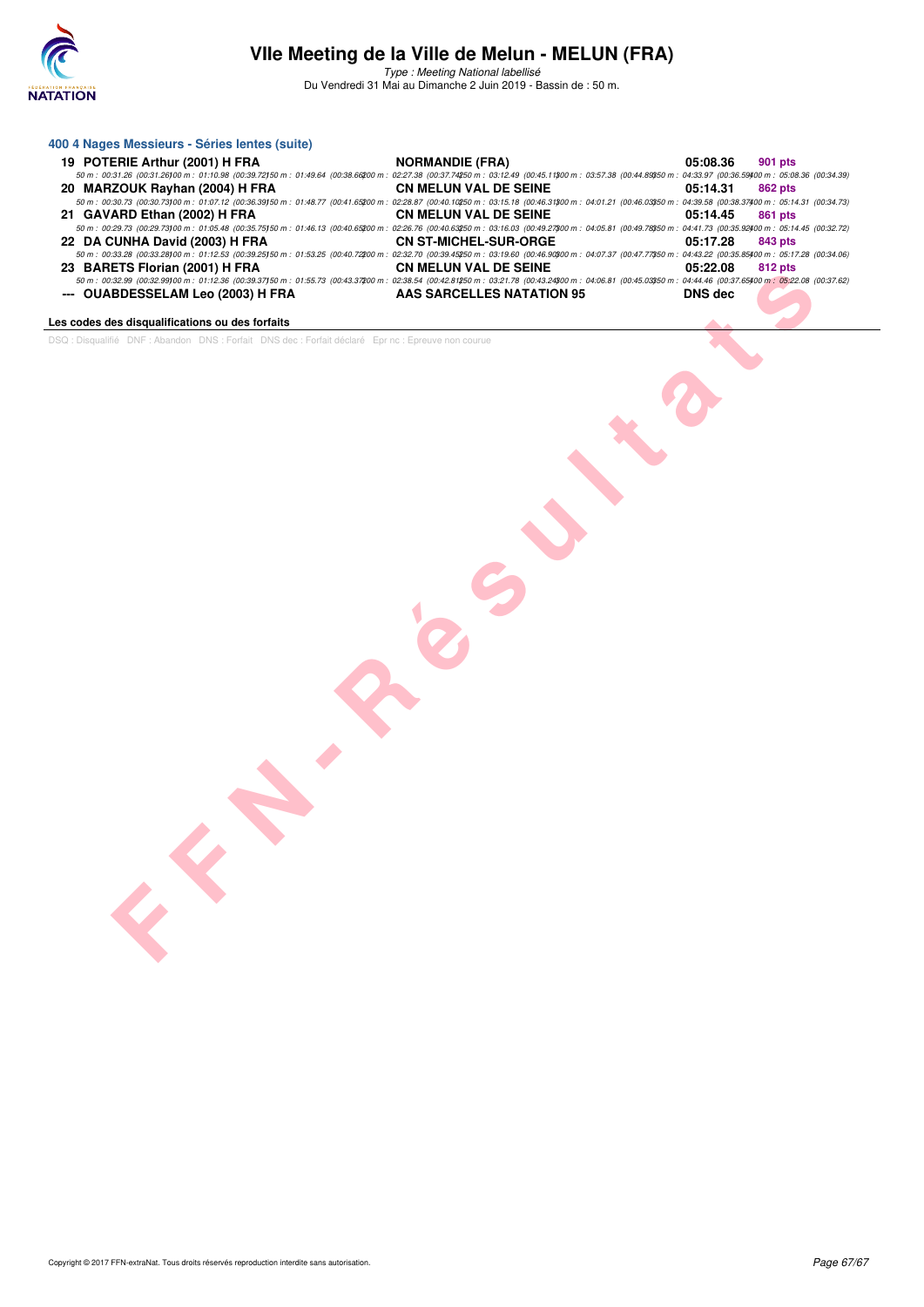### 400 4 Nages Messieurs - Séries lentes (suite)

| | | | |
|---|---|---|---|
| 19 POTERIE Arthur (2001) H FRA | NORMANDIE (FRA) | 05:08.36 | 901 pts |
| 50 m : 00:31.26 (00:31.26) 100 m : 01:10.98 (00:39.72) 150 m : 01:49.64 (00:38.66) 200 m : 02:27.38 (00:37.74) 250 m : 03:12.49 (00:45.11) 300 m : 03:57.38 (00:44.89) 350 m : 04:33.97 (00:36.59) 400 m : 05:08.36 (00:34.39) | | | |
| 20 MARZOUK Rayhan (2004) H FRA | CN MELUN VAL DE SEINE | 05:14.31 | 862 pts |
| 50 m : 00:30.73 (00:30.73) 100 m : 01:07.12 (00:36.39) 150 m : 01:48.77 (00:41.65) 200 m : 02:28.87 (00:40.10) 250 m : 03:15.18 (00:46.31) 300 m : 04:01.21 (00:46.03) 350 m : 04:39.58 (00:38.37) 400 m : 05:14.31 (00:34.73) | | | |
| 21 GAVARD Ethan (2002) H FRA | CN MELUN VAL DE SEINE | 05:14.45 | 861 pts |
| 50 m : 00:29.73 (00:29.73) 100 m : 01:05.48 (00:35.75) 150 m : 01:46.13 (00:40.65) 200 m : 02:26.76 (00:40.63) 250 m : 03:16.03 (00:49.27) 300 m : 04:05.81 (00:49.78) 350 m : 04:41.73 (00:35.92) 400 m : 05:14.45 (00:32.72) | | | |
| 22 DA CUNHA David (2003) H FRA | CN ST-MICHEL-SUR-ORGE | 05:17.28 | 843 pts |
| 50 m : 00:33.28 (00:33.28) 100 m : 01:12.53 (00:39.25) 150 m : 01:53.25 (00:40.72) 200 m : 02:32.70 (00:39.45) 250 m : 03:19.60 (00:46.90) 300 m : 04:07.37 (00:47.77) 350 m : 04:43.22 (00:35.85) 400 m : 05:17.28 (00:34.06) | | | |
| 23 BARETS Florian (2001) H FRA | CN MELUN VAL DE SEINE | 05:22.08 | 812 pts |
| 50 m : 00:32.99 (00:32.99) 100 m : 01:12.36 (00:39.37) 150 m : 01:55.73 (00:43.37) 200 m : 02:38.54 (00:42.81) 250 m : 03:21.78 (00:43.24) 300 m : 04:06.81 (00:45.03) 350 m : 04:44.46 (00:37.65) 400 m : 05:22.08 (00:37.62) | | | |
| --- OUABDESSELAM Leo (2003) H FRA | AAS SARCELLES NATATION 95 | DNS dec | |

**Les codes des disqualifications ou des forfaits**

DSQ : Disqualifié DNF : Abandon DNS : Forfait DNS dec : Forfait déclaré Epr nc : Epreuve non courue